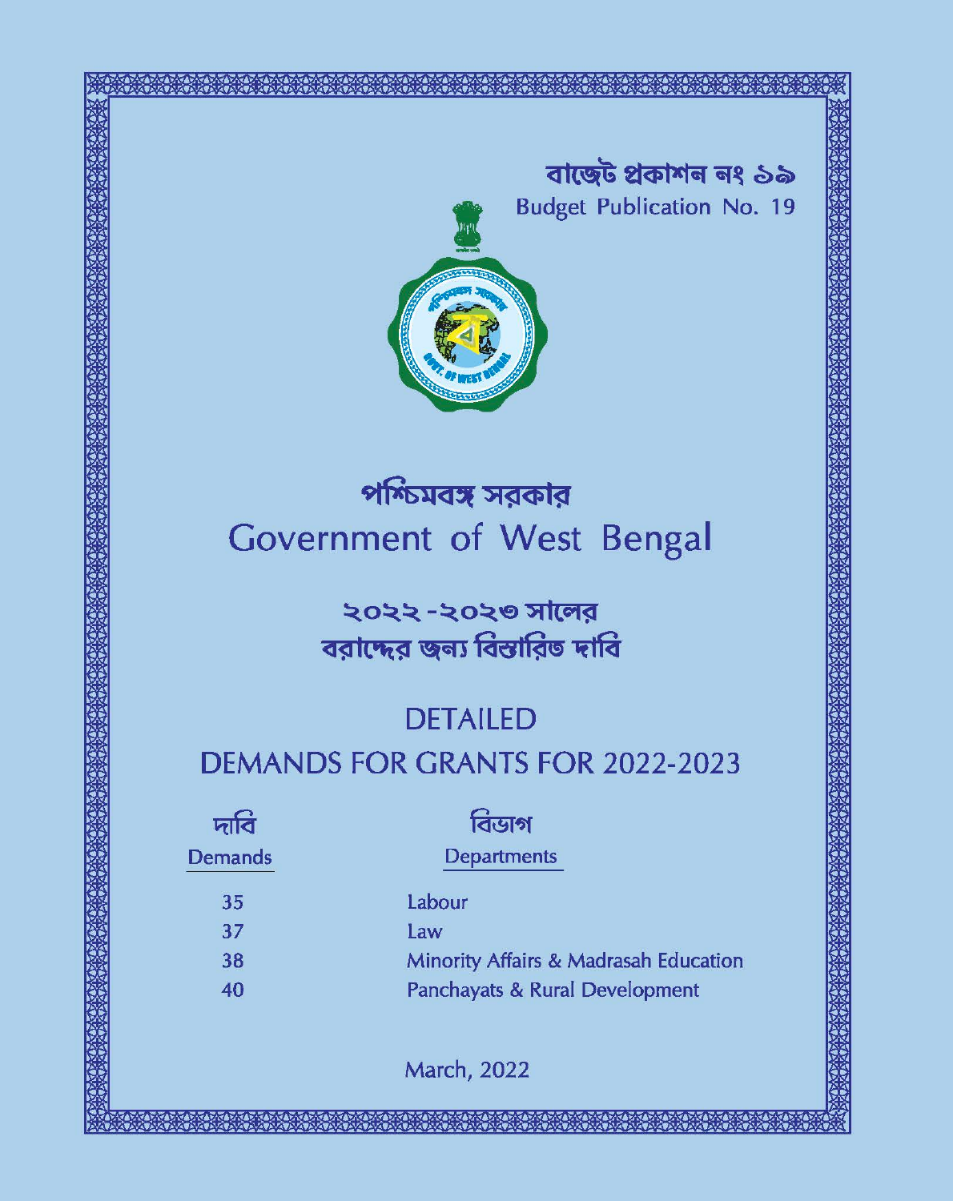বাজেট প্রকাশন নং ১৯

Budget Publication No. 19

# পশ্চিমবঙ্গ সরকার

# Government of West Bengal

## ২০২২ -২০২৩ সালের
## বরাদ্দের জন্য বিস্তারিত দাবি

## DETAILED
## DEMANDS FOR GRANTS FOR 2022-2023

| দাবি Demands | বিভাগ Departments |
|---|---|
| 35 | Labour |
| 37 | Law |
| 38 | Minority Affairs & Madrasah Education |
| 40 | Panchayats & Rural Development |

March, 2022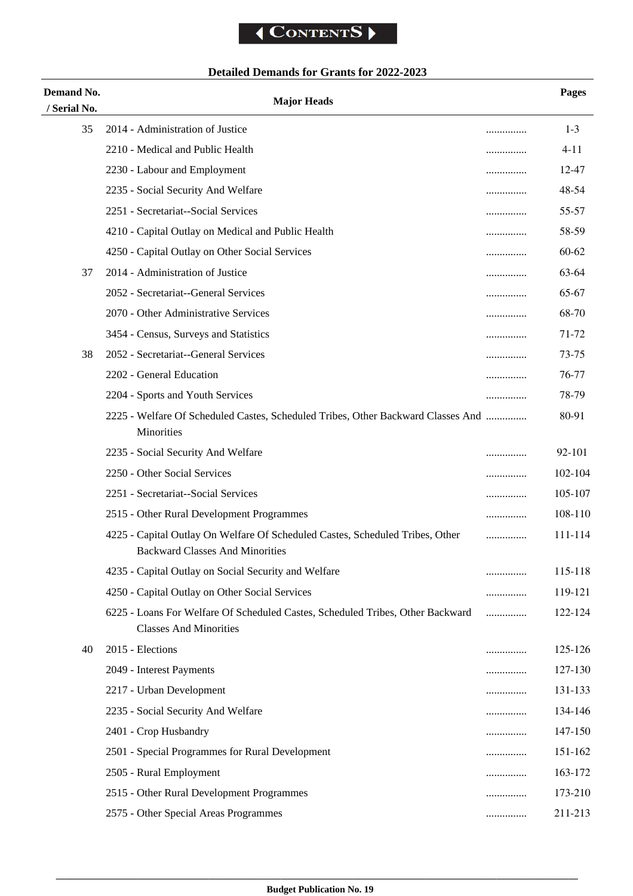**CONTENTS**

## Detailed Demands for Grants for 2022-2023

| Demand No. / Serial No. | Major Heads | | Pages |
|---|---|---|---|
| 35 | 2014 - Administration of Justice | ............... | 1-3 |
| | 2210 - Medical and Public Health | ............... | 4-11 |
| | 2230 - Labour and Employment | ............... | 12-47 |
| | 2235 - Social Security And Welfare | ............... | 48-54 |
| | 2251 - Secretariat--Social Services | ............... | 55-57 |
| | 4210 - Capital Outlay on Medical and Public Health | ............... | 58-59 |
| | 4250 - Capital Outlay on Other Social Services | ............... | 60-62 |
| 37 | 2014 - Administration of Justice | ............... | 63-64 |
| | 2052 - Secretariat--General Services | ............... | 65-67 |
| | 2070 - Other Administrative Services | ............... | 68-70 |
| | 3454 - Census, Surveys and Statistics | ............... | 71-72 |
| 38 | 2052 - Secretariat--General Services | ............... | 73-75 |
| | 2202 - General Education | ............... | 76-77 |
| | 2204 - Sports and Youth Services | ............... | 78-79 |
| | 2225 - Welfare Of Scheduled Castes, Scheduled Tribes, Other Backward Classes And Minorities | ............... | 80-91 |
| | 2235 - Social Security And Welfare | ............... | 92-101 |
| | 2250 - Other Social Services | ............... | 102-104 |
| | 2251 - Secretariat--Social Services | ............... | 105-107 |
| | 2515 - Other Rural Development Programmes | ............... | 108-110 |
| | 4225 - Capital Outlay On Welfare Of Scheduled Castes, Scheduled Tribes, Other Backward Classes And Minorities | ............... | 111-114 |
| | 4235 - Capital Outlay on Social Security and Welfare | ............... | 115-118 |
| | 4250 - Capital Outlay on Other Social Services | ............... | 119-121 |
| | 6225 - Loans For Welfare Of Scheduled Castes, Scheduled Tribes, Other Backward Classes And Minorities | ............... | 122-124 |
| 40 | 2015 - Elections | ............... | 125-126 |
| | 2049 - Interest Payments | ............... | 127-130 |
| | 2217 - Urban Development | ............... | 131-133 |
| | 2235 - Social Security And Welfare | ............... | 134-146 |
| | 2401 - Crop Husbandry | ............... | 147-150 |
| | 2501 - Special Programmes for Rural Development | ............... | 151-162 |
| | 2505 - Rural Employment | ............... | 163-172 |
| | 2515 - Other Rural Development Programmes | ............... | 173-210 |
| | 2575 - Other Special Areas Programmes | ............... | 211-213 |

Budget Publication No. 19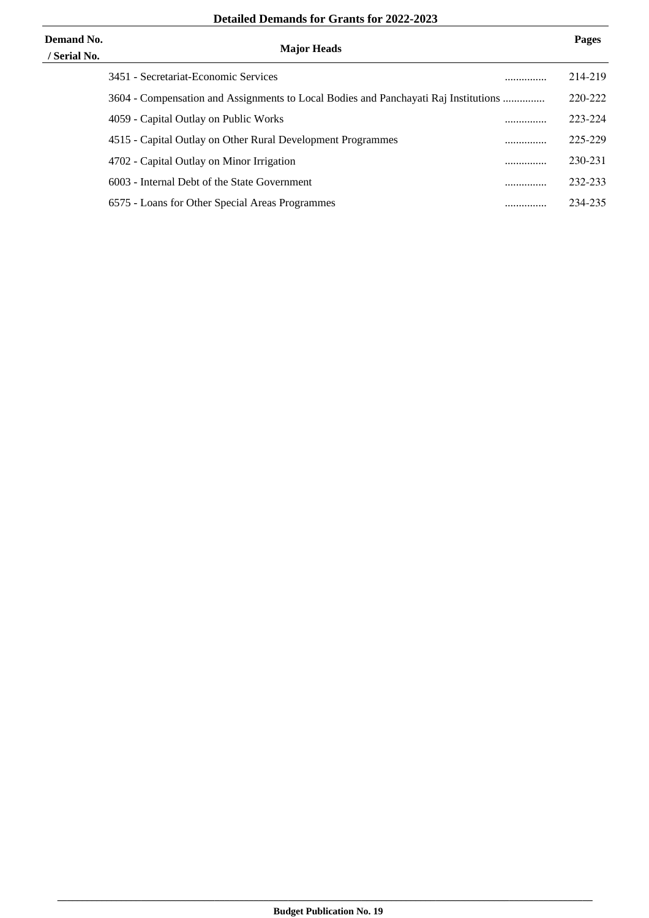**Detailed Demands for Grants for 2022-2023**

| Demand No. / Serial No. | Major Heads | | Pages |
|---|---|---|---|
| | 3451 - Secretariat-Economic Services | ............... | 214-219 |
| | 3604 - Compensation and Assignments to Local Bodies and Panchayati Raj Institutions | ............... | 220-222 |
| | 4059 - Capital Outlay on Public Works | ............... | 223-224 |
| | 4515 - Capital Outlay on Other Rural Development Programmes | ............... | 225-229 |
| | 4702 - Capital Outlay on Minor Irrigation | ............... | 230-231 |
| | 6003 - Internal Debt of the State Government | ............... | 232-233 |
| | 6575 - Loans for Other Special Areas Programmes | ............... | 234-235 |

**Budget Publication No. 19**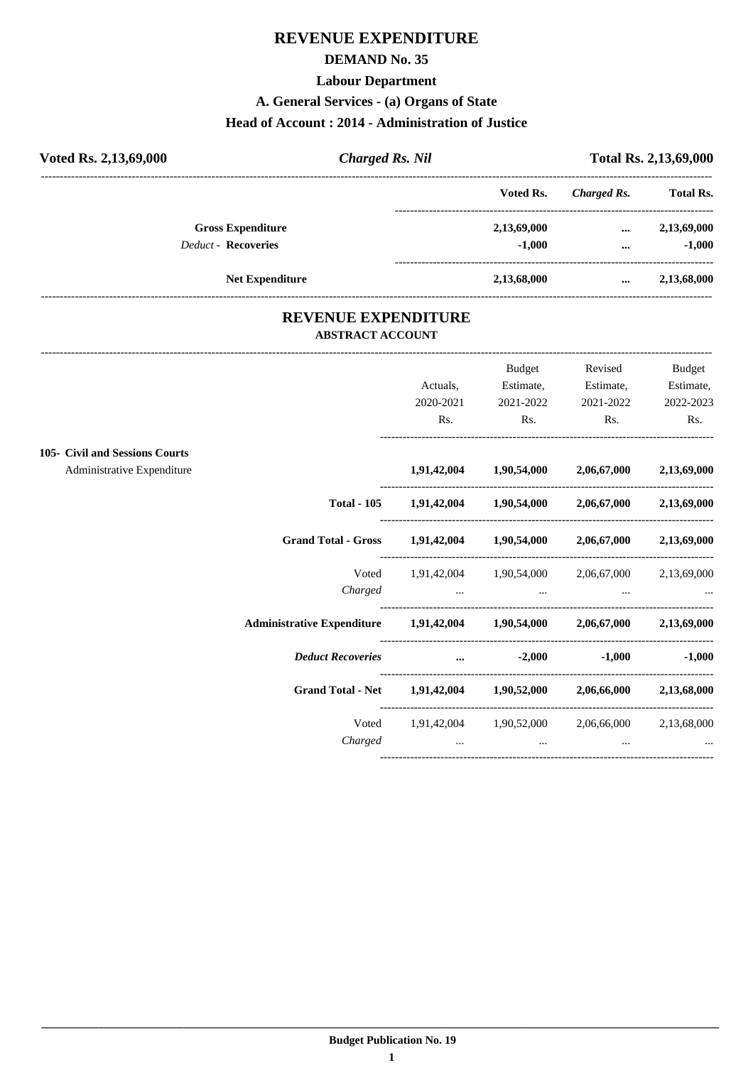# REVENUE EXPENDITURE

## DEMAND No. 35

### Labour Department

### A. General Services - (a) Organs of State

### Head of Account : 2014 - Administration of Justice

| **Voted Rs. 2,13,69,000** | ***Charged Rs. Nil*** | **Total Rs. 2,13,69,000** |
|---|---|---|

| | Voted Rs. | *Charged Rs.* | Total Rs. |
|---|---|---|---|
| **Gross Expenditure** | **2,13,69,000** | **...** | **2,13,69,000** |
| *Deduct* - **Recoveries** | **-1,000** | **...** | **-1,000** |
| **Net Expenditure** | **2,13,68,000** | **...** | **2,13,68,000** |

## REVENUE EXPENDITURE

### ABSTRACT ACCOUNT

| | Actuals, 2020-2021 Rs. | Budget Estimate, 2021-2022 Rs. | Revised Estimate, 2021-2022 Rs. | Budget Estimate, 2022-2023 Rs. |
|---|---|---|---|---|
| **105- Civil and Sessions Courts** | | | | |
| Administrative Expenditure | **1,91,42,004** | **1,90,54,000** | **2,06,67,000** | **2,13,69,000** |
| **Total - 105** | **1,91,42,004** | **1,90,54,000** | **2,06,67,000** | **2,13,69,000** |
| **Grand Total - Gross** | **1,91,42,004** | **1,90,54,000** | **2,06,67,000** | **2,13,69,000** |
| Voted | 1,91,42,004 | 1,90,54,000 | 2,06,67,000 | 2,13,69,000 |
| *Charged* | ... | ... | ... | ... |
| **Administrative Expenditure** | **1,91,42,004** | **1,90,54,000** | **2,06,67,000** | **2,13,69,000** |
| ***Deduct Recoveries*** | **...** | **-2,000** | **-1,000** | **-1,000** |
| **Grand Total - Net** | **1,91,42,004** | **1,90,52,000** | **2,06,66,000** | **2,13,68,000** |
| Voted | 1,91,42,004 | 1,90,52,000 | 2,06,66,000 | 2,13,68,000 |
| *Charged* | ... | ... | ... | ... |

**Budget Publication No. 19**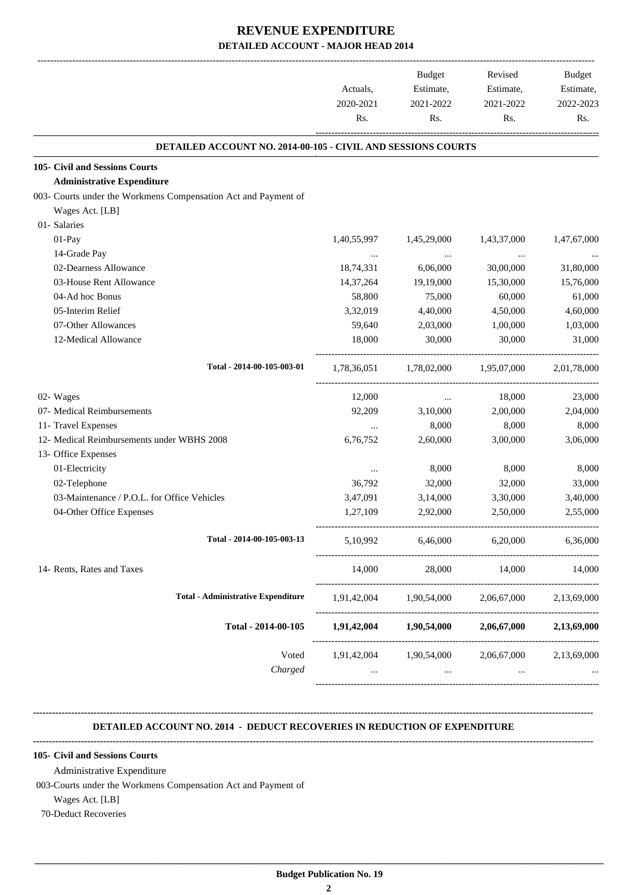# REVENUE EXPENDITURE

## DETAILED ACCOUNT - MAJOR HEAD 2014

| | Actuals, 2020-2021 Rs. | Budget Estimate, 2021-2022 Rs. | Revised Estimate, 2021-2022 Rs. | Budget Estimate, 2022-2023 Rs. |
|---|---|---|---|---|
| **DETAILED ACCOUNT NO. 2014-00-105 - CIVIL AND SESSIONS COURTS** | | | | |
| **105- Civil and Sessions Courts** | | | | |
| **Administrative Expenditure** | | | | |
| 003- Courts under the Workmens Compensation Act and Payment of Wages Act. [LB] | | | | |
| 01- Salaries | | | | |
| 01-Pay | 1,40,55,997 | 1,45,29,000 | 1,43,37,000 | 1,47,67,000 |
| 14-Grade Pay | ... | ... | ... | ... |
| 02-Dearness Allowance | 18,74,331 | 6,06,000 | 30,00,000 | 31,80,000 |
| 03-House Rent Allowance | 14,37,264 | 19,19,000 | 15,30,000 | 15,76,000 |
| 04-Ad hoc Bonus | 58,800 | 75,000 | 60,000 | 61,000 |
| 05-Interim Relief | 3,32,019 | 4,40,000 | 4,50,000 | 4,60,000 |
| 07-Other Allowances | 59,640 | 2,03,000 | 1,00,000 | 1,03,000 |
| 12-Medical Allowance | 18,000 | 30,000 | 30,000 | 31,000 |
| Total - 2014-00-105-003-01 | 1,78,36,051 | 1,78,02,000 | 1,95,07,000 | 2,01,78,000 |
| 02- Wages | 12,000 | ... | 18,000 | 23,000 |
| 07- Medical Reimbursements | 92,209 | 3,10,000 | 2,00,000 | 2,04,000 |
| 11- Travel Expenses | ... | 8,000 | 8,000 | 8,000 |
| 12- Medical Reimbursements under WBHS 2008 | 6,76,752 | 2,60,000 | 3,00,000 | 3,06,000 |
| 13- Office Expenses | | | | |
| 01-Electricity | ... | 8,000 | 8,000 | 8,000 |
| 02-Telephone | 36,792 | 32,000 | 32,000 | 33,000 |
| 03-Maintenance / P.O.L. for Office Vehicles | 3,47,091 | 3,14,000 | 3,30,000 | 3,40,000 |
| 04-Other Office Expenses | 1,27,109 | 2,92,000 | 2,50,000 | 2,55,000 |
| Total - 2014-00-105-003-13 | 5,10,992 | 6,46,000 | 6,20,000 | 6,36,000 |
| 14- Rents, Rates and Taxes | 14,000 | 28,000 | 14,000 | 14,000 |
| Total - Administrative Expenditure | 1,91,42,004 | 1,90,54,000 | 2,06,67,000 | 2,13,69,000 |
| **Total - 2014-00-105** | **1,91,42,004** | **1,90,54,000** | **2,06,67,000** | **2,13,69,000** |
| Voted | 1,91,42,004 | 1,90,54,000 | 2,06,67,000 | 2,13,69,000 |
| *Charged* | ... | ... | ... | ... |

**DETAILED ACCOUNT NO. 2014 - DEDUCT RECOVERIES IN REDUCTION OF EXPENDITURE**

**105- Civil and Sessions Courts**

Administrative Expenditure

003-Courts under the Workmens Compensation Act and Payment of Wages Act. [LB]

70-Deduct Recoveries

**Budget Publication No. 19**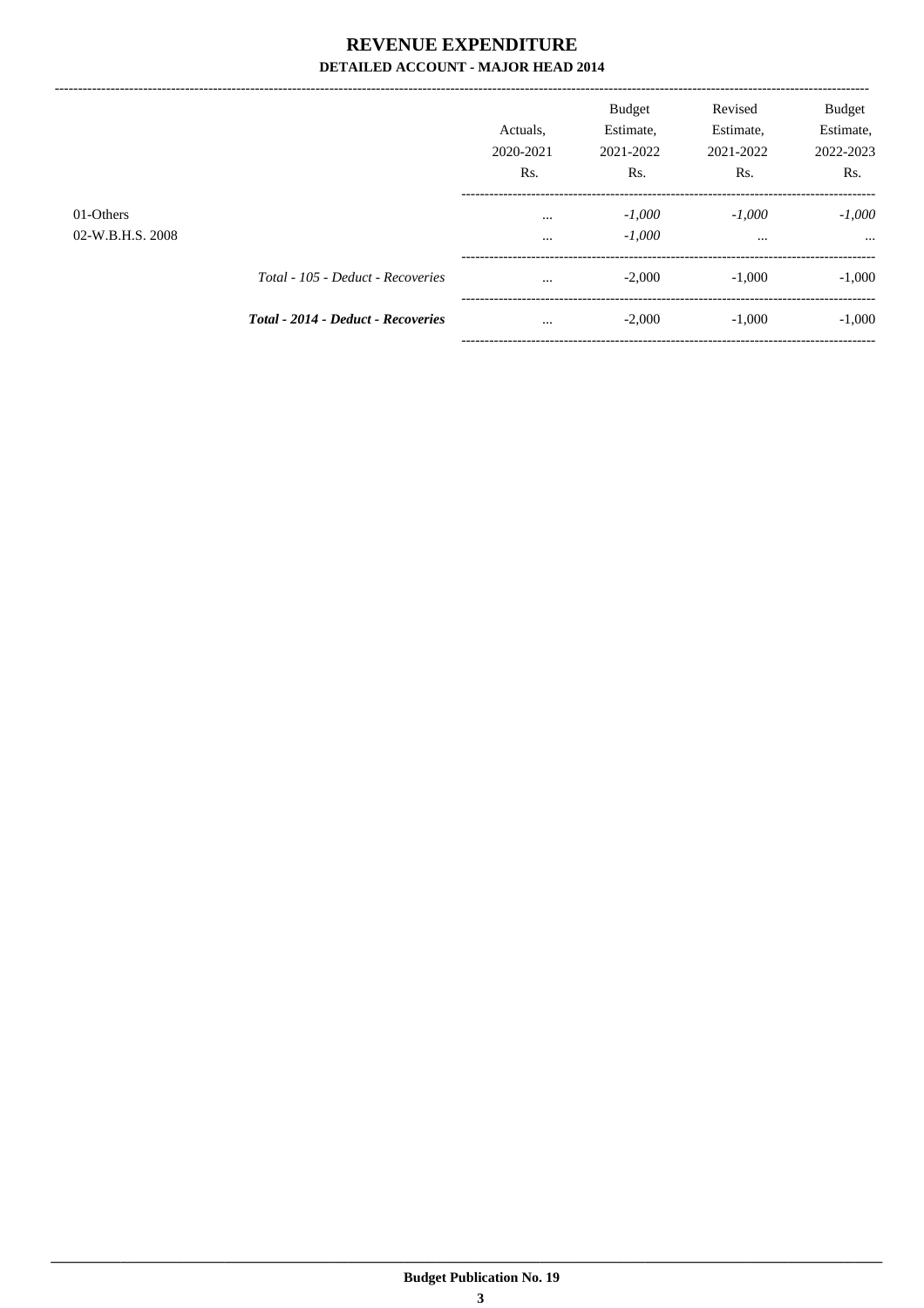# REVENUE EXPENDITURE

## DETAILED ACCOUNT - MAJOR HEAD 2014

| | | Actuals, 2020-2021 Rs. | Budget Estimate, 2021-2022 Rs. | Revised Estimate, 2021-2022 Rs. | Budget Estimate, 2022-2023 Rs. |
|---|---|---|---|---|---|
| 01-Others | | ... | *-1,000* | *-1,000* | *-1,000* |
| 02-W.B.H.S. 2008 | | ... | *-1,000* | ... | ... |
| | *Total - 105 - Deduct - Recoveries* | ... | -2,000 | -1,000 | -1,000 |
| | ***Total - 2014 - Deduct - Recoveries*** | ... | -2,000 | -1,000 | -1,000 |

**Budget Publication No. 19**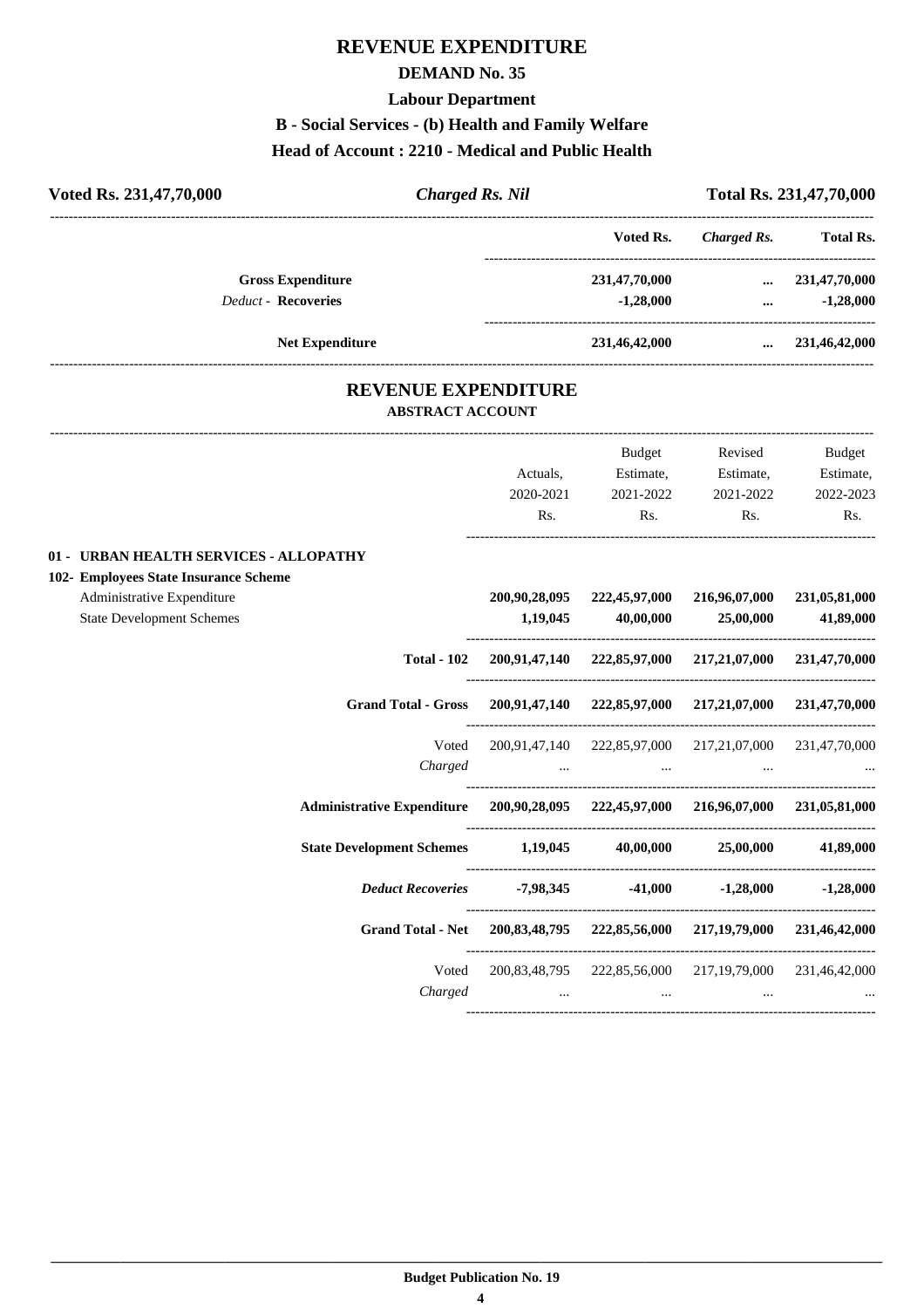# REVENUE EXPENDITURE

## DEMAND No. 35

### Labour Department

### B - Social Services - (b) Health and Family Welfare

### Head of Account : 2210 - Medical and Public Health

| Voted Rs. 231,47,70,000 | *Charged Rs. Nil* | Total Rs. 231,47,70,000 |
|---|---|---|

| | Voted Rs. | *Charged Rs.* | Total Rs. |
|---|---|---|---|
| **Gross Expenditure** | 231,47,70,000 | ... | 231,47,70,000 |
| *Deduct* - **Recoveries** | -1,28,000 | ... | -1,28,000 |
| **Net Expenditure** | 231,46,42,000 | ... | 231,46,42,000 |

## REVENUE EXPENDITURE

### ABSTRACT ACCOUNT

| | Actuals, 2020-2021 Rs. | Budget Estimate, 2021-2022 Rs. | Revised Estimate, 2021-2022 Rs. | Budget Estimate, 2022-2023 Rs. |
|---|---|---|---|---|
| **01 - URBAN HEALTH SERVICES - ALLOPATHY** | | | | |
| **102- Employees State Insurance Scheme** | | | | |
| Administrative Expenditure | **200,90,28,095** | **222,45,97,000** | **216,96,07,000** | **231,05,81,000** |
| State Development Schemes | **1,19,045** | **40,00,000** | **25,00,000** | **41,89,000** |
| **Total - 102** | **200,91,47,140** | **222,85,97,000** | **217,21,07,000** | **231,47,70,000** |
| **Grand Total - Gross** | **200,91,47,140** | **222,85,97,000** | **217,21,07,000** | **231,47,70,000** |
| Voted | 200,91,47,140 | 222,85,97,000 | 217,21,07,000 | 231,47,70,000 |
| *Charged* | ... | ... | ... | ... |
| **Administrative Expenditure** | **200,90,28,095** | **222,45,97,000** | **216,96,07,000** | **231,05,81,000** |
| **State Development Schemes** | **1,19,045** | **40,00,000** | **25,00,000** | **41,89,000** |
| ***Deduct Recoveries*** | **-7,98,345** | **-41,000** | **-1,28,000** | **-1,28,000** |
| **Grand Total - Net** | **200,83,48,795** | **222,85,56,000** | **217,19,79,000** | **231,46,42,000** |
| Voted | 200,83,48,795 | 222,85,56,000 | 217,19,79,000 | 231,46,42,000 |
| *Charged* | ... | ... | ... | ... |

**Budget Publication No. 19**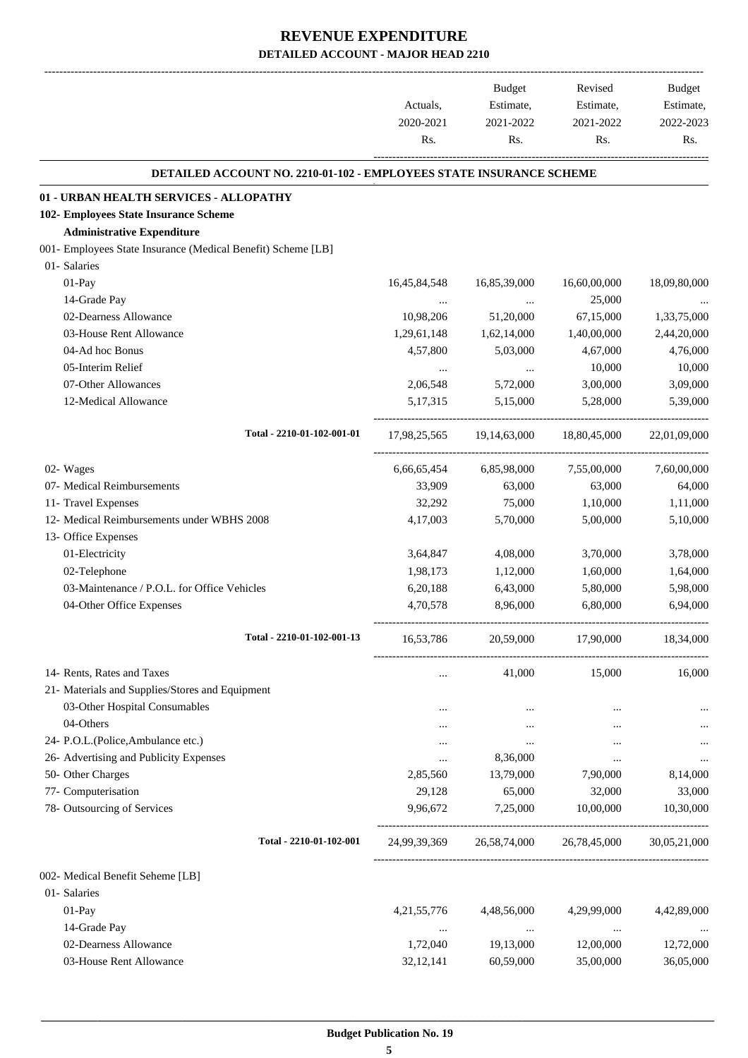# REVENUE EXPENDITURE
## DETAILED ACCOUNT - MAJOR HEAD 2210

| | Actuals, 2020-2021 Rs. | Budget Estimate, 2021-2022 Rs. | Revised Estimate, 2021-2022 Rs. | Budget Estimate, 2022-2023 Rs. |
|---|---|---|---|---|
| **DETAILED ACCOUNT NO. 2210-01-102 - EMPLOYEES STATE INSURANCE SCHEME** | | | | |
| **01 - URBAN HEALTH SERVICES - ALLOPATHY** | | | | |
| **102- Employees State Insurance Scheme** | | | | |
| **Administrative Expenditure** | | | | |
| 001- Employees State Insurance (Medical Benefit) Scheme [LB] | | | | |
| 01- Salaries | | | | |
| 01-Pay | 16,45,84,548 | 16,85,39,000 | 16,60,00,000 | 18,09,80,000 |
| 14-Grade Pay | ... | ... | 25,000 | ... |
| 02-Dearness Allowance | 10,98,206 | 51,20,000 | 67,15,000 | 1,33,75,000 |
| 03-House Rent Allowance | 1,29,61,148 | 1,62,14,000 | 1,40,00,000 | 2,44,20,000 |
| 04-Ad hoc Bonus | 4,57,800 | 5,03,000 | 4,67,000 | 4,76,000 |
| 05-Interim Relief | ... | ... | 10,000 | 10,000 |
| 07-Other Allowances | 2,06,548 | 5,72,000 | 3,00,000 | 3,09,000 |
| 12-Medical Allowance | 5,17,315 | 5,15,000 | 5,28,000 | 5,39,000 |
| Total - 2210-01-102-001-01 | 17,98,25,565 | 19,14,63,000 | 18,80,45,000 | 22,01,09,000 |
| 02- Wages | 6,66,65,454 | 6,85,98,000 | 7,55,00,000 | 7,60,00,000 |
| 07- Medical Reimbursements | 33,909 | 63,000 | 63,000 | 64,000 |
| 11- Travel Expenses | 32,292 | 75,000 | 1,10,000 | 1,11,000 |
| 12- Medical Reimbursements under WBHS 2008 | 4,17,003 | 5,70,000 | 5,00,000 | 5,10,000 |
| 13- Office Expenses | | | | |
| 01-Electricity | 3,64,847 | 4,08,000 | 3,70,000 | 3,78,000 |
| 02-Telephone | 1,98,173 | 1,12,000 | 1,60,000 | 1,64,000 |
| 03-Maintenance / P.O.L. for Office Vehicles | 6,20,188 | 6,43,000 | 5,80,000 | 5,98,000 |
| 04-Other Office Expenses | 4,70,578 | 8,96,000 | 6,80,000 | 6,94,000 |
| Total - 2210-01-102-001-13 | 16,53,786 | 20,59,000 | 17,90,000 | 18,34,000 |
| 14- Rents, Rates and Taxes | ... | 41,000 | 15,000 | 16,000 |
| 21- Materials and Supplies/Stores and Equipment | | | | |
| 03-Other Hospital Consumables | ... | ... | ... | ... |
| 04-Others | ... | ... | ... | ... |
| 24- P.O.L.(Police,Ambulance etc.) | ... | ... | ... | ... |
| 26- Advertising and Publicity Expenses | ... | 8,36,000 | ... | ... |
| 50- Other Charges | 2,85,560 | 13,79,000 | 7,90,000 | 8,14,000 |
| 77- Computerisation | 29,128 | 65,000 | 32,000 | 33,000 |
| 78- Outsourcing of Services | 9,96,672 | 7,25,000 | 10,00,000 | 10,30,000 |
| Total - 2210-01-102-001 | 24,99,39,369 | 26,58,74,000 | 26,78,45,000 | 30,05,21,000 |
| 002- Medical Benefit Seheme [LB] | | | | |
| 01- Salaries | | | | |
| 01-Pay | 4,21,55,776 | 4,48,56,000 | 4,29,99,000 | 4,42,89,000 |
| 14-Grade Pay | ... | ... | ... | ... |
| 02-Dearness Allowance | 1,72,040 | 19,13,000 | 12,00,000 | 12,72,000 |
| 03-House Rent Allowance | 32,12,141 | 60,59,000 | 35,00,000 | 36,05,000 |

**Budget Publication No. 19**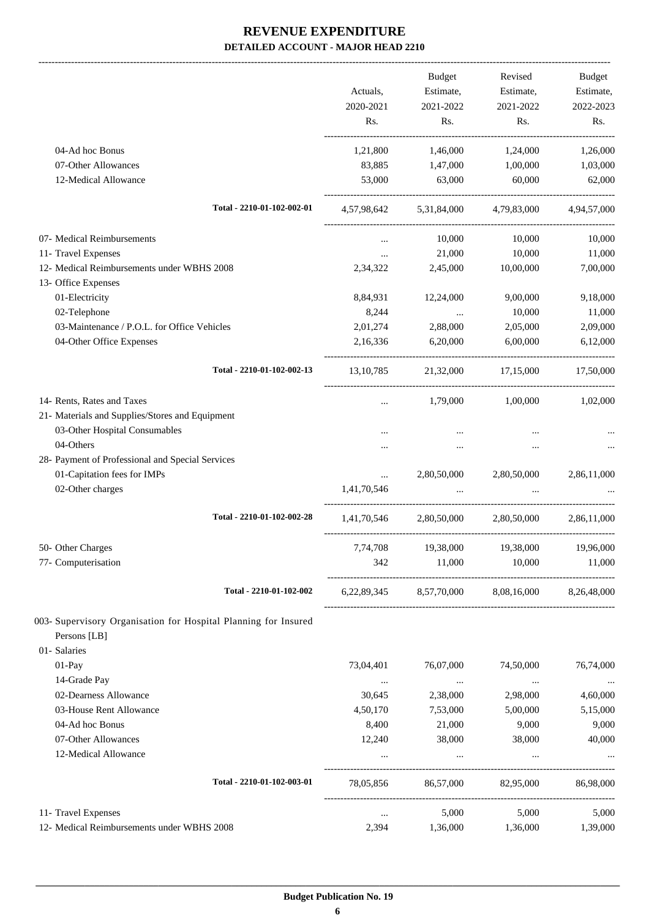# REVENUE EXPENDITURE

## DETAILED ACCOUNT - MAJOR HEAD 2210

| | Actuals, 2020-2021 Rs. | Budget Estimate, 2021-2022 Rs. | Revised Estimate, 2021-2022 Rs. | Budget Estimate, 2022-2023 Rs. |
|---|---|---|---|---|
| 04-Ad hoc Bonus | 1,21,800 | 1,46,000 | 1,24,000 | 1,26,000 |
| 07-Other Allowances | 83,885 | 1,47,000 | 1,00,000 | 1,03,000 |
| 12-Medical Allowance | 53,000 | 63,000 | 60,000 | 62,000 |
| **Total - 2210-01-102-002-01** | 4,57,98,642 | 5,31,84,000 | 4,79,83,000 | 4,94,57,000 |
| 07- Medical Reimbursements | ... | 10,000 | 10,000 | 10,000 |
| 11- Travel Expenses | ... | 21,000 | 10,000 | 11,000 |
| 12- Medical Reimbursements under WBHS 2008 | 2,34,322 | 2,45,000 | 10,00,000 | 7,00,000 |
| 13- Office Expenses | | | | |
| 01-Electricity | 8,84,931 | 12,24,000 | 9,00,000 | 9,18,000 |
| 02-Telephone | 8,244 | ... | 10,000 | 11,000 |
| 03-Maintenance / P.O.L. for Office Vehicles | 2,01,274 | 2,88,000 | 2,05,000 | 2,09,000 |
| 04-Other Office Expenses | 2,16,336 | 6,20,000 | 6,00,000 | 6,12,000 |
| **Total - 2210-01-102-002-13** | 13,10,785 | 21,32,000 | 17,15,000 | 17,50,000 |
| 14- Rents, Rates and Taxes | ... | 1,79,000 | 1,00,000 | 1,02,000 |
| 21- Materials and Supplies/Stores and Equipment | | | | |
| 03-Other Hospital Consumables | ... | ... | ... | ... |
| 04-Others | ... | ... | ... | ... |
| 28- Payment of Professional and Special Services | | | | |
| 01-Capitation fees for IMPs | ... | 2,80,50,000 | 2,80,50,000 | 2,86,11,000 |
| 02-Other charges | 1,41,70,546 | ... | ... | ... |
| **Total - 2210-01-102-002-28** | 1,41,70,546 | 2,80,50,000 | 2,80,50,000 | 2,86,11,000 |
| 50- Other Charges | 7,74,708 | 19,38,000 | 19,38,000 | 19,96,000 |
| 77- Computerisation | 342 | 11,000 | 10,000 | 11,000 |
| **Total - 2210-01-102-002** | 6,22,89,345 | 8,57,70,000 | 8,08,16,000 | 8,26,48,000 |
| 003- Supervisory Organisation for Hospital Planning for Insured Persons [LB] | | | | |
| 01- Salaries | | | | |
| 01-Pay | 73,04,401 | 76,07,000 | 74,50,000 | 76,74,000 |
| 14-Grade Pay | ... | ... | ... | ... |
| 02-Dearness Allowance | 30,645 | 2,38,000 | 2,98,000 | 4,60,000 |
| 03-House Rent Allowance | 4,50,170 | 7,53,000 | 5,00,000 | 5,15,000 |
| 04-Ad hoc Bonus | 8,400 | 21,000 | 9,000 | 9,000 |
| 07-Other Allowances | 12,240 | 38,000 | 38,000 | 40,000 |
| 12-Medical Allowance | ... | ... | ... | ... |
| **Total - 2210-01-102-003-01** | 78,05,856 | 86,57,000 | 82,95,000 | 86,98,000 |
| 11- Travel Expenses | ... | 5,000 | 5,000 | 5,000 |
| 12- Medical Reimbursements under WBHS 2008 | 2,394 | 1,36,000 | 1,36,000 | 1,39,000 |

**Budget Publication No. 19**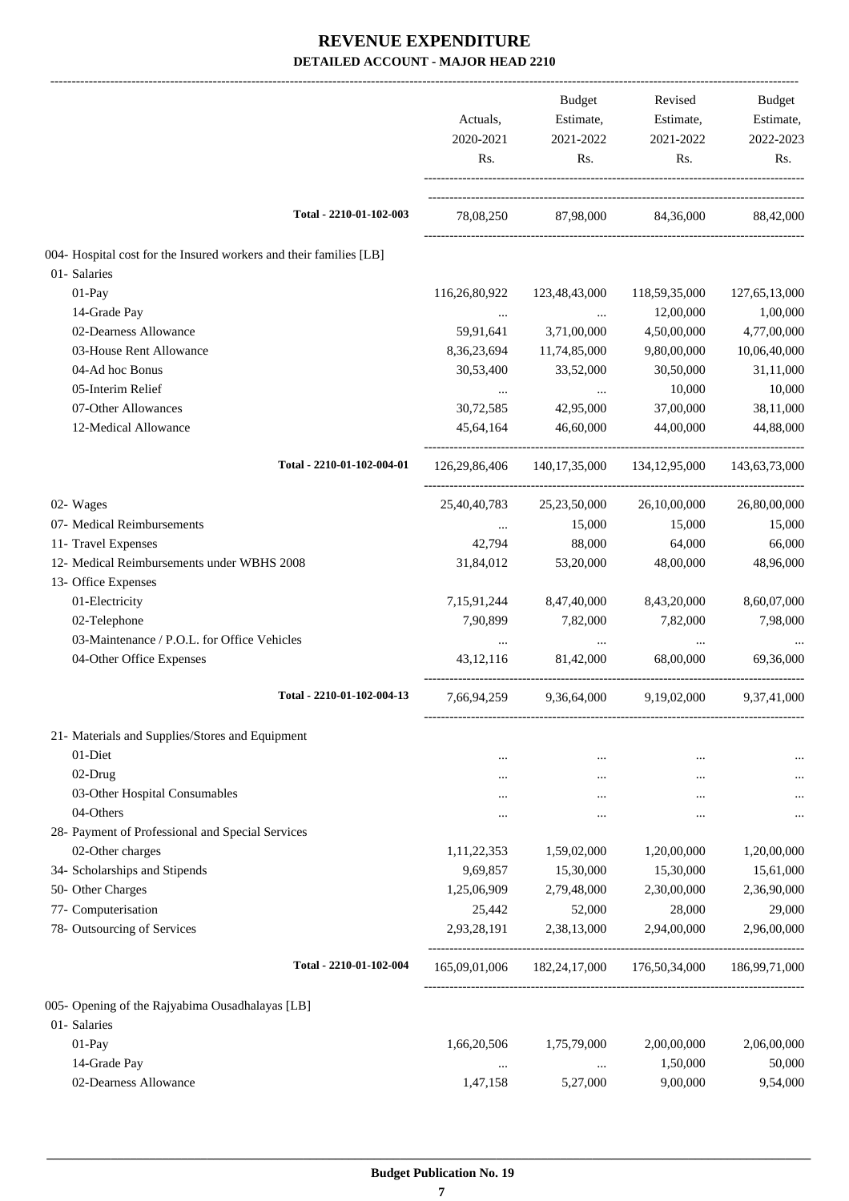# REVENUE EXPENDITURE

## DETAILED ACCOUNT - MAJOR HEAD 2210

| | Actuals, 2020-2021 Rs. | Budget Estimate, 2021-2022 Rs. | Revised Estimate, 2021-2022 Rs. | Budget Estimate, 2022-2023 Rs. |
|---|---|---|---|---|
| Total - 2210-01-102-003 | 78,08,250 | 87,98,000 | 84,36,000 | 88,42,000 |
| 004- Hospital cost for the Insured workers and their families [LB] | | | | |
| 01- Salaries | | | | |
| 01-Pay | 116,26,80,922 | 123,48,43,000 | 118,59,35,000 | 127,65,13,000 |
| 14-Grade Pay | ... | ... | 12,00,000 | 1,00,000 |
| 02-Dearness Allowance | 59,91,641 | 3,71,00,000 | 4,50,00,000 | 4,77,00,000 |
| 03-House Rent Allowance | 8,36,23,694 | 11,74,85,000 | 9,80,00,000 | 10,06,40,000 |
| 04-Ad hoc Bonus | 30,53,400 | 33,52,000 | 30,50,000 | 31,11,000 |
| 05-Interim Relief | ... | ... | 10,000 | 10,000 |
| 07-Other Allowances | 30,72,585 | 42,95,000 | 37,00,000 | 38,11,000 |
| 12-Medical Allowance | 45,64,164 | 46,60,000 | 44,00,000 | 44,88,000 |
| Total - 2210-01-102-004-01 | 126,29,86,406 | 140,17,35,000 | 134,12,95,000 | 143,63,73,000 |
| 02- Wages | 25,40,40,783 | 25,23,50,000 | 26,10,00,000 | 26,80,00,000 |
| 07- Medical Reimbursements | ... | 15,000 | 15,000 | 15,000 |
| 11- Travel Expenses | 42,794 | 88,000 | 64,000 | 66,000 |
| 12- Medical Reimbursements under WBHS 2008 | 31,84,012 | 53,20,000 | 48,00,000 | 48,96,000 |
| 13- Office Expenses | | | | |
| 01-Electricity | 7,15,91,244 | 8,47,40,000 | 8,43,20,000 | 8,60,07,000 |
| 02-Telephone | 7,90,899 | 7,82,000 | 7,82,000 | 7,98,000 |
| 03-Maintenance / P.O.L. for Office Vehicles | ... | ... | ... | ... |
| 04-Other Office Expenses | 43,12,116 | 81,42,000 | 68,00,000 | 69,36,000 |
| Total - 2210-01-102-004-13 | 7,66,94,259 | 9,36,64,000 | 9,19,02,000 | 9,37,41,000 |
| 21- Materials and Supplies/Stores and Equipment | | | | |
| 01-Diet | ... | ... | ... | ... |
| 02-Drug | ... | ... | ... | ... |
| 03-Other Hospital Consumables | ... | ... | ... | ... |
| 04-Others | ... | ... | ... | ... |
| 28- Payment of Professional and Special Services | | | | |
| 02-Other charges | 1,11,22,353 | 1,59,02,000 | 1,20,00,000 | 1,20,00,000 |
| 34- Scholarships and Stipends | 9,69,857 | 15,30,000 | 15,30,000 | 15,61,000 |
| 50- Other Charges | 1,25,06,909 | 2,79,48,000 | 2,30,00,000 | 2,36,90,000 |
| 77- Computerisation | 25,442 | 52,000 | 28,000 | 29,000 |
| 78- Outsourcing of Services | 2,93,28,191 | 2,38,13,000 | 2,94,00,000 | 2,96,00,000 |
| Total - 2210-01-102-004 | 165,09,01,006 | 182,24,17,000 | 176,50,34,000 | 186,99,71,000 |
| 005- Opening of the Rajyabima Ousadhalayas [LB] | | | | |
| 01- Salaries | | | | |
| 01-Pay | 1,66,20,506 | 1,75,79,000 | 2,00,00,000 | 2,06,00,000 |
| 14-Grade Pay | ... | ... | 1,50,000 | 50,000 |
| 02-Dearness Allowance | 1,47,158 | 5,27,000 | 9,00,000 | 9,54,000 |

**Budget Publication No. 19**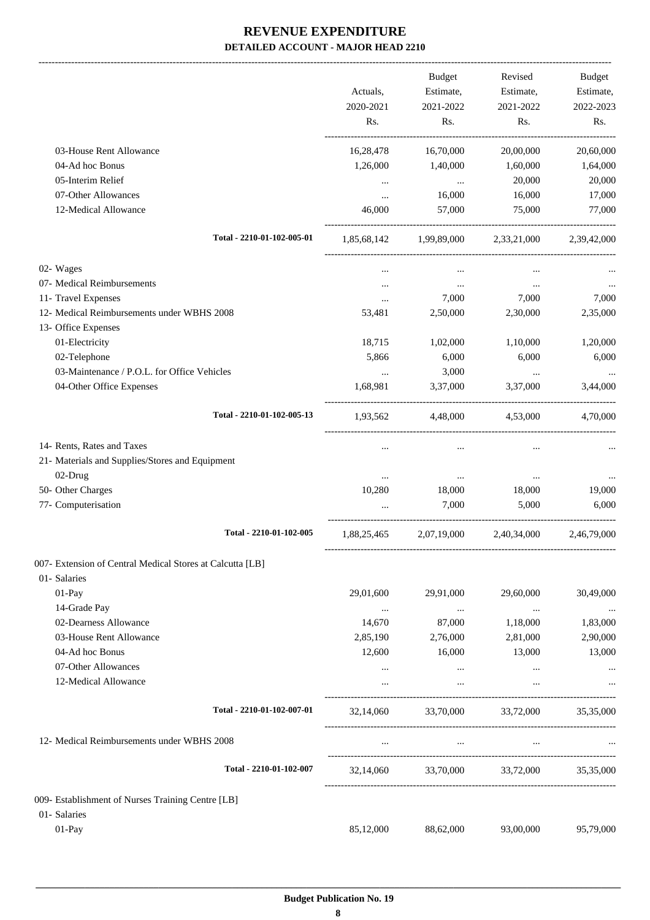# REVENUE EXPENDITURE
## DETAILED ACCOUNT - MAJOR HEAD 2210

| | Actuals, 2020-2021 Rs. | Budget Estimate, 2021-2022 Rs. | Revised Estimate, 2021-2022 Rs. | Budget Estimate, 2022-2023 Rs. |
|---|---|---|---|---|
| 03-House Rent Allowance | 16,28,478 | 16,70,000 | 20,00,000 | 20,60,000 |
| 04-Ad hoc Bonus | 1,26,000 | 1,40,000 | 1,60,000 | 1,64,000 |
| 05-Interim Relief | ... | ... | 20,000 | 20,000 |
| 07-Other Allowances | ... | 16,000 | 16,000 | 17,000 |
| 12-Medical Allowance | 46,000 | 57,000 | 75,000 | 77,000 |
| **Total - 2210-01-102-005-01** | 1,85,68,142 | 1,99,89,000 | 2,33,21,000 | 2,39,42,000 |
| 02- Wages | ... | ... | ... | ... |
| 07- Medical Reimbursements | ... | ... | ... | ... |
| 11- Travel Expenses | ... | 7,000 | 7,000 | 7,000 |
| 12- Medical Reimbursements under WBHS 2008 | 53,481 | 2,50,000 | 2,30,000 | 2,35,000 |
| 13- Office Expenses | | | | |
| 01-Electricity | 18,715 | 1,02,000 | 1,10,000 | 1,20,000 |
| 02-Telephone | 5,866 | 6,000 | 6,000 | 6,000 |
| 03-Maintenance / P.O.L. for Office Vehicles | ... | 3,000 | ... | ... |
| 04-Other Office Expenses | 1,68,981 | 3,37,000 | 3,37,000 | 3,44,000 |
| **Total - 2210-01-102-005-13** | 1,93,562 | 4,48,000 | 4,53,000 | 4,70,000 |
| 14- Rents, Rates and Taxes | ... | ... | ... | ... |
| 21- Materials and Supplies/Stores and Equipment | | | | |
| 02-Drug | ... | ... | ... | ... |
| 50- Other Charges | 10,280 | 18,000 | 18,000 | 19,000 |
| 77- Computerisation | ... | 7,000 | 5,000 | 6,000 |
| **Total - 2210-01-102-005** | 1,88,25,465 | 2,07,19,000 | 2,40,34,000 | 2,46,79,000 |
| 007- Extension of Central Medical Stores at Calcutta [LB] | | | | |
| 01- Salaries | | | | |
| 01-Pay | 29,01,600 | 29,91,000 | 29,60,000 | 30,49,000 |
| 14-Grade Pay | ... | ... | ... | ... |
| 02-Dearness Allowance | 14,670 | 87,000 | 1,18,000 | 1,83,000 |
| 03-House Rent Allowance | 2,85,190 | 2,76,000 | 2,81,000 | 2,90,000 |
| 04-Ad hoc Bonus | 12,600 | 16,000 | 13,000 | 13,000 |
| 07-Other Allowances | ... | ... | ... | ... |
| 12-Medical Allowance | ... | ... | ... | ... |
| **Total - 2210-01-102-007-01** | 32,14,060 | 33,70,000 | 33,72,000 | 35,35,000 |
| 12- Medical Reimbursements under WBHS 2008 | ... | ... | ... | ... |
| **Total - 2210-01-102-007** | 32,14,060 | 33,70,000 | 33,72,000 | 35,35,000 |
| 009- Establishment of Nurses Training Centre [LB] | | | | |
| 01- Salaries | | | | |
| 01-Pay | 85,12,000 | 88,62,000 | 93,00,000 | 95,79,000 |

Budget Publication No. 19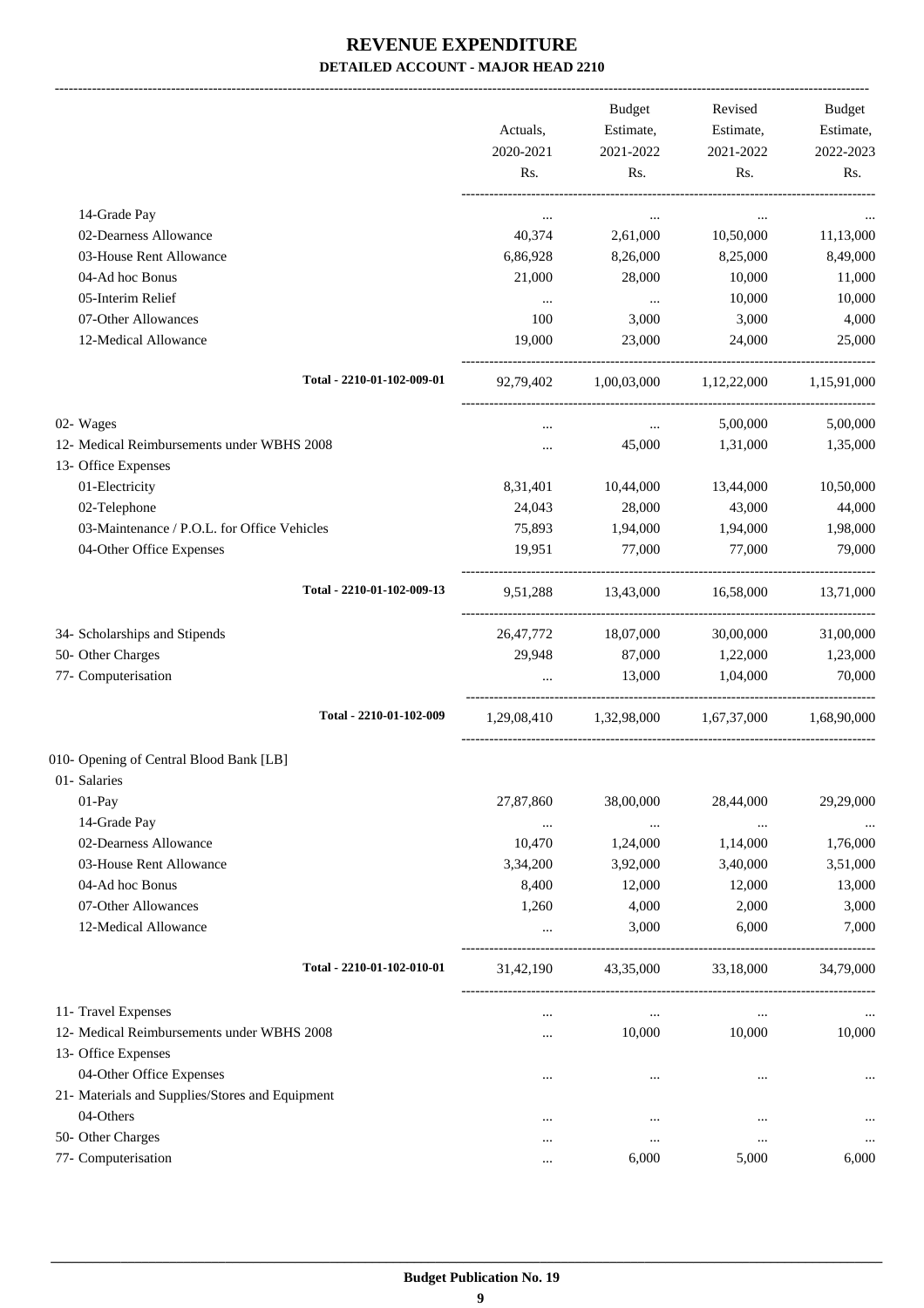# REVENUE EXPENDITURE

## DETAILED ACCOUNT - MAJOR HEAD 2210

| | Actuals, 2020-2021 Rs. | Budget Estimate, 2021-2022 Rs. | Revised Estimate, 2021-2022 Rs. | Budget Estimate, 2022-2023 Rs. |
|---|---|---|---|---|
| 14-Grade Pay | ... | ... | ... | ... |
| 02-Dearness Allowance | 40,374 | 2,61,000 | 10,50,000 | 11,13,000 |
| 03-House Rent Allowance | 6,86,928 | 8,26,000 | 8,25,000 | 8,49,000 |
| 04-Ad hoc Bonus | 21,000 | 28,000 | 10,000 | 11,000 |
| 05-Interim Relief | ... | ... | 10,000 | 10,000 |
| 07-Other Allowances | 100 | 3,000 | 3,000 | 4,000 |
| 12-Medical Allowance | 19,000 | 23,000 | 24,000 | 25,000 |
| Total - 2210-01-102-009-01 | 92,79,402 | 1,00,03,000 | 1,12,22,000 | 1,15,91,000 |
| 02- Wages | ... | ... | 5,00,000 | 5,00,000 |
| 12- Medical Reimbursements under WBHS 2008 | ... | 45,000 | 1,31,000 | 1,35,000 |
| 13- Office Expenses | | | | |
| 01-Electricity | 8,31,401 | 10,44,000 | 13,44,000 | 10,50,000 |
| 02-Telephone | 24,043 | 28,000 | 43,000 | 44,000 |
| 03-Maintenance / P.O.L. for Office Vehicles | 75,893 | 1,94,000 | 1,94,000 | 1,98,000 |
| 04-Other Office Expenses | 19,951 | 77,000 | 77,000 | 79,000 |
| Total - 2210-01-102-009-13 | 9,51,288 | 13,43,000 | 16,58,000 | 13,71,000 |
| 34- Scholarships and Stipends | 26,47,772 | 18,07,000 | 30,00,000 | 31,00,000 |
| 50- Other Charges | 29,948 | 87,000 | 1,22,000 | 1,23,000 |
| 77- Computerisation | ... | 13,000 | 1,04,000 | 70,000 |
| Total - 2210-01-102-009 | 1,29,08,410 | 1,32,98,000 | 1,67,37,000 | 1,68,90,000 |
| 010- Opening of Central Blood Bank [LB] | | | | |
| 01- Salaries | | | | |
| 01-Pay | 27,87,860 | 38,00,000 | 28,44,000 | 29,29,000 |
| 14-Grade Pay | ... | ... | ... | ... |
| 02-Dearness Allowance | 10,470 | 1,24,000 | 1,14,000 | 1,76,000 |
| 03-House Rent Allowance | 3,34,200 | 3,92,000 | 3,40,000 | 3,51,000 |
| 04-Ad hoc Bonus | 8,400 | 12,000 | 12,000 | 13,000 |
| 07-Other Allowances | 1,260 | 4,000 | 2,000 | 3,000 |
| 12-Medical Allowance | ... | 3,000 | 6,000 | 7,000 |
| Total - 2210-01-102-010-01 | 31,42,190 | 43,35,000 | 33,18,000 | 34,79,000 |
| 11- Travel Expenses | ... | ... | ... | ... |
| 12- Medical Reimbursements under WBHS 2008 | ... | 10,000 | 10,000 | 10,000 |
| 13- Office Expenses | | | | |
| 04-Other Office Expenses | ... | ... | ... | ... |
| 21- Materials and Supplies/Stores and Equipment | | | | |
| 04-Others | ... | ... | ... | ... |
| 50- Other Charges | ... | ... | ... | ... |
| 77- Computerisation | ... | 6,000 | 5,000 | 6,000 |

**Budget Publication No. 19**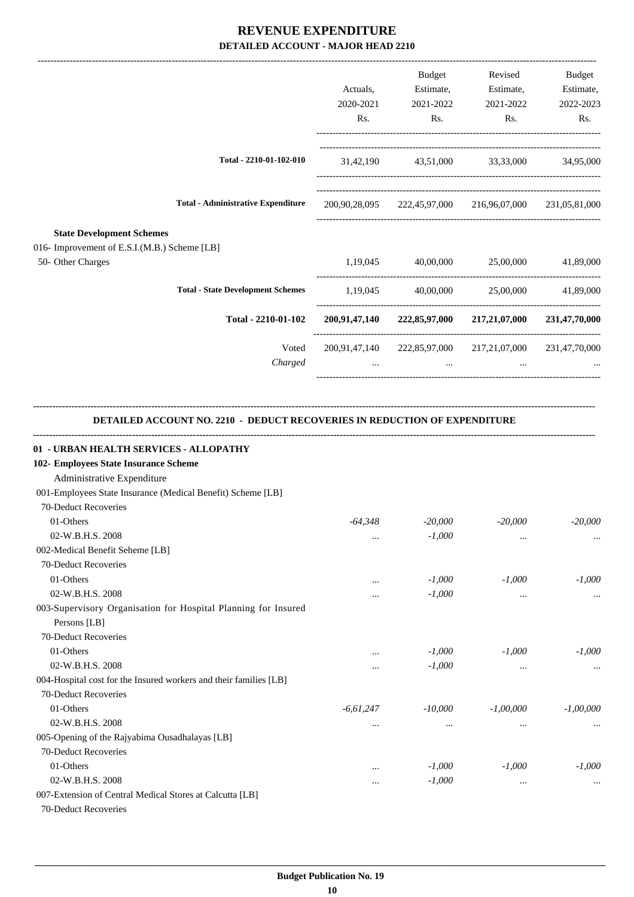# REVENUE EXPENDITURE

## DETAILED ACCOUNT - MAJOR HEAD 2210

| | Actuals, 2020-2021 Rs. | Budget Estimate, 2021-2022 Rs. | Revised Estimate, 2021-2022 Rs. | Budget Estimate, 2022-2023 Rs. |
|---|---|---|---|---|
| Total - 2210-01-102-010 | 31,42,190 | 43,51,000 | 33,33,000 | 34,95,000 |
| **Total - Administrative Expenditure** | 200,90,28,095 | 222,45,97,000 | 216,96,07,000 | 231,05,81,000 |
| **State Development Schemes** | | | | |
| 016- Improvement of E.S.I.(M.B.) Scheme [LB] | | | | |
| 50- Other Charges | 1,19,045 | 40,00,000 | 25,00,000 | 41,89,000 |
| **Total - State Development Schemes** | 1,19,045 | 40,00,000 | 25,00,000 | 41,89,000 |
| **Total - 2210-01-102** | **200,91,47,140** | **222,85,97,000** | **217,21,07,000** | **231,47,70,000** |
| Voted | 200,91,47,140 | 222,85,97,000 | 217,21,07,000 | 231,47,70,000 |
| *Charged* | ... | ... | ... | ... |

### DETAILED ACCOUNT NO. 2210 - DEDUCT RECOVERIES IN REDUCTION OF EXPENDITURE

| | Actuals, 2020-2021 Rs. | Budget Estimate, 2021-2022 Rs. | Revised Estimate, 2021-2022 Rs. | Budget Estimate, 2022-2023 Rs. |
|---|---|---|---|---|
| **01 - URBAN HEALTH SERVICES - ALLOPATHY** | | | | |
| **102- Employees State Insurance Scheme** | | | | |
| Administrative Expenditure | | | | |
| 001-Employees State Insurance (Medical Benefit) Scheme [LB] | | | | |
| 70-Deduct Recoveries | | | | |
| 01-Others | *-64,348* | *-20,000* | *-20,000* | *-20,000* |
| 02-W.B.H.S. 2008 | ... | *-1,000* | ... | ... |
| 002-Medical Benefit Seheme [LB] | | | | |
| 70-Deduct Recoveries | | | | |
| 01-Others | ... | *-1,000* | *-1,000* | *-1,000* |
| 02-W.B.H.S. 2008 | ... | *-1,000* | ... | ... |
| 003-Supervisory Organisation for Hospital Planning for Insured Persons [LB] | | | | |
| 70-Deduct Recoveries | | | | |
| 01-Others | ... | *-1,000* | *-1,000* | *-1,000* |
| 02-W.B.H.S. 2008 | ... | *-1,000* | ... | ... |
| 004-Hospital cost for the Insured workers and their families [LB] | | | | |
| 70-Deduct Recoveries | | | | |
| 01-Others | *-6,61,247* | *-10,000* | *-1,00,000* | *-1,00,000* |
| 02-W.B.H.S. 2008 | ... | ... | ... | ... |
| 005-Opening of the Rajyabima Ousadhalayas [LB] | | | | |
| 70-Deduct Recoveries | | | | |
| 01-Others | ... | *-1,000* | *-1,000* | *-1,000* |
| 02-W.B.H.S. 2008 | ... | *-1,000* | ... | ... |
| 007-Extension of Central Medical Stores at Calcutta [LB] | | | | |
| 70-Deduct Recoveries | | | | |

**Budget Publication No. 19**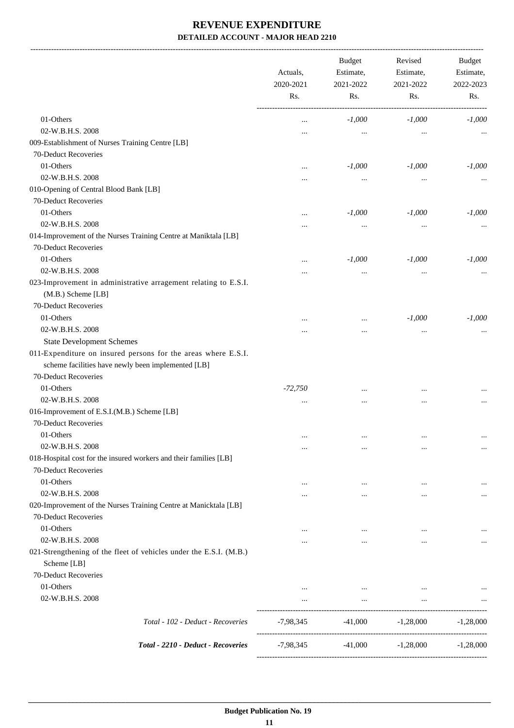# REVENUE EXPENDITURE

## DETAILED ACCOUNT - MAJOR HEAD 2210

| | Actuals, 2020-2021 Rs. | Budget Estimate, 2021-2022 Rs. | Revised Estimate, 2021-2022 Rs. | Budget Estimate, 2022-2023 Rs. |
|---|---|---|---|---|
| 01-Others | ... | *-1,000* | *-1,000* | *-1,000* |
| 02-W.B.H.S. 2008 | ... | ... | ... | ... |
| 009-Establishment of Nurses Training Centre [LB] | | | | |
| 70-Deduct Recoveries | | | | |
| 01-Others | ... | *-1,000* | *-1,000* | *-1,000* |
| 02-W.B.H.S. 2008 | ... | ... | ... | ... |
| 010-Opening of Central Blood Bank [LB] | | | | |
| 70-Deduct Recoveries | | | | |
| 01-Others | ... | *-1,000* | *-1,000* | *-1,000* |
| 02-W.B.H.S. 2008 | ... | ... | ... | ... |
| 014-Improvement of the Nurses Training Centre at Maniktala [LB] | | | | |
| 70-Deduct Recoveries | | | | |
| 01-Others | ... | *-1,000* | *-1,000* | *-1,000* |
| 02-W.B.H.S. 2008 | ... | ... | ... | ... |
| 023-Improvement in administrative arragement relating to E.S.I. (M.B.) Scheme [LB] | | | | |
| 70-Deduct Recoveries | | | | |
| 01-Others | ... | ... | *-1,000* | *-1,000* |
| 02-W.B.H.S. 2008 | ... | ... | ... | ... |
| State Development Schemes | | | | |
| 011-Expenditure on insured persons for the areas where E.S.I. scheme facilities have newly been implemented [LB] | | | | |
| 70-Deduct Recoveries | | | | |
| 01-Others | *-72,750* | ... | ... | ... |
| 02-W.B.H.S. 2008 | ... | ... | ... | ... |
| 016-Improvement of E.S.I.(M.B.) Scheme [LB] | | | | |
| 70-Deduct Recoveries | | | | |
| 01-Others | ... | ... | ... | ... |
| 02-W.B.H.S. 2008 | ... | ... | ... | ... |
| 018-Hospital cost for the insured workers and their families [LB] | | | | |
| 70-Deduct Recoveries | | | | |
| 01-Others | ... | ... | ... | ... |
| 02-W.B.H.S. 2008 | ... | ... | ... | ... |
| 020-Improvement of the Nurses Training Centre at Manicktala [LB] | | | | |
| 70-Deduct Recoveries | | | | |
| 01-Others | ... | ... | ... | ... |
| 02-W.B.H.S. 2008 | ... | ... | ... | ... |
| 021-Strengthening of the fleet of vehicles under the E.S.I. (M.B.) Scheme [LB] | | | | |
| 70-Deduct Recoveries | | | | |
| 01-Others | ... | ... | ... | ... |
| 02-W.B.H.S. 2008 | ... | ... | ... | ... |
| *Total - 102 - Deduct - Recoveries* | -7,98,345 | -41,000 | -1,28,000 | -1,28,000 |
| ***Total - 2210 - Deduct - Recoveries*** | -7,98,345 | -41,000 | -1,28,000 | -1,28,000 |

**Budget Publication No. 19**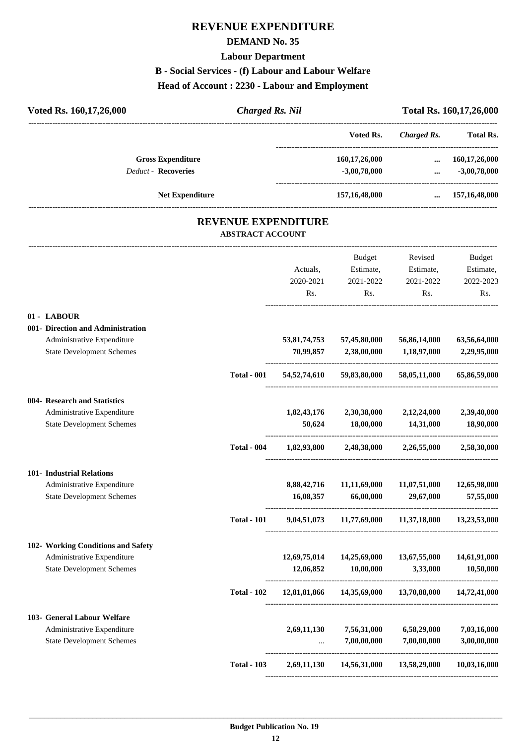# REVENUE EXPENDITURE

## DEMAND No. 35

### Labour Department

### B - Social Services - (f) Labour and Labour Welfare

### Head of Account : 2230 - Labour and Employment

| Voted Rs. 160,17,26,000 | *Charged Rs. Nil* | Total Rs. 160,17,26,000 |
|---|---|---|

| | Voted Rs. | *Charged Rs.* | Total Rs. |
|---|---|---|---|
| **Gross Expenditure** | **160,17,26,000** | **...** | **160,17,26,000** |
| *Deduct* - **Recoveries** | **-3,00,78,000** | **...** | **-3,00,78,000** |
| **Net Expenditure** | **157,16,48,000** | **...** | **157,16,48,000** |

## REVENUE EXPENDITURE

### ABSTRACT ACCOUNT

| | | Actuals, 2020-2021 Rs. | Budget Estimate, 2021-2022 Rs. | Revised Estimate, 2021-2022 Rs. | Budget Estimate, 2022-2023 Rs. |
|---|---|---|---|---|---|
| **01 - LABOUR** | | | | | |
| **001- Direction and Administration** | | | | | |
| Administrative Expenditure | | **53,81,74,753** | **57,45,80,000** | **56,86,14,000** | **63,56,64,000** |
| State Development Schemes | | **70,99,857** | **2,38,00,000** | **1,18,97,000** | **2,29,95,000** |
| | **Total - 001** | **54,52,74,610** | **59,83,80,000** | **58,05,11,000** | **65,86,59,000** |
| **004- Research and Statistics** | | | | | |
| Administrative Expenditure | | **1,82,43,176** | **2,30,38,000** | **2,12,24,000** | **2,39,40,000** |
| State Development Schemes | | **50,624** | **18,00,000** | **14,31,000** | **18,90,000** |
| | **Total - 004** | **1,82,93,800** | **2,48,38,000** | **2,26,55,000** | **2,58,30,000** |
| **101- Industrial Relations** | | | | | |
| Administrative Expenditure | | **8,88,42,716** | **11,11,69,000** | **11,07,51,000** | **12,65,98,000** |
| State Development Schemes | | **16,08,357** | **66,00,000** | **29,67,000** | **57,55,000** |
| | **Total - 101** | **9,04,51,073** | **11,77,69,000** | **11,37,18,000** | **13,23,53,000** |
| **102- Working Conditions and Safety** | | | | | |
| Administrative Expenditure | | **12,69,75,014** | **14,25,69,000** | **13,67,55,000** | **14,61,91,000** |
| State Development Schemes | | **12,06,852** | **10,00,000** | **3,33,000** | **10,50,000** |
| | **Total - 102** | **12,81,81,866** | **14,35,69,000** | **13,70,88,000** | **14,72,41,000** |
| **103- General Labour Welfare** | | | | | |
| Administrative Expenditure | | **2,69,11,130** | **7,56,31,000** | **6,58,29,000** | **7,03,16,000** |
| State Development Schemes | | ... | **7,00,00,000** | **7,00,00,000** | **3,00,00,000** |
| | **Total - 103** | **2,69,11,130** | **14,56,31,000** | **13,58,29,000** | **10,03,16,000** |

**Budget Publication No. 19**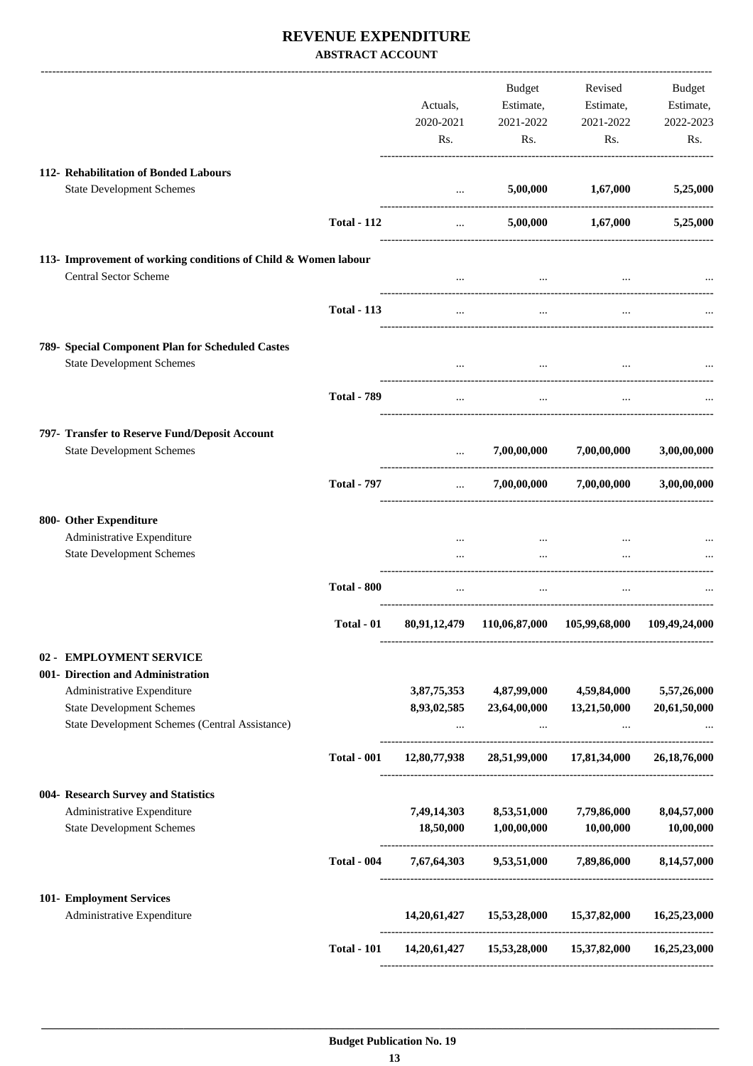# REVENUE EXPENDITURE

**ABSTRACT ACCOUNT**

| | | Actuals, 2020-2021 Rs. | Budget Estimate, 2021-2022 Rs. | Revised Estimate, 2021-2022 Rs. | Budget Estimate, 2022-2023 Rs. |
|---|---|---|---|---|---|
| **112- Rehabilitation of Bonded Labours** | | | | | |
| State Development Schemes | | ... | **5,00,000** | **1,67,000** | **5,25,000** |
| | **Total - 112** | ... | **5,00,000** | **1,67,000** | **5,25,000** |
| **113- Improvement of working conditions of Child & Women labour** | | | | | |
| Central Sector Scheme | | ... | ... | ... | ... |
| | **Total - 113** | ... | ... | ... | ... |
| **789- Special Component Plan for Scheduled Castes** | | | | | |
| State Development Schemes | | ... | ... | ... | ... |
| | **Total - 789** | ... | ... | ... | ... |
| **797- Transfer to Reserve Fund/Deposit Account** | | | | | |
| State Development Schemes | | ... | **7,00,00,000** | **7,00,00,000** | **3,00,00,000** |
| | **Total - 797** | ... | **7,00,00,000** | **7,00,00,000** | **3,00,00,000** |
| **800- Other Expenditure** | | | | | |
| Administrative Expenditure | | ... | ... | ... | ... |
| State Development Schemes | | ... | ... | ... | ... |
| | **Total - 800** | ... | ... | ... | ... |
| | **Total - 01** | **80,91,12,479** | **110,06,87,000** | **105,99,68,000** | **109,49,24,000** |
| **02 - EMPLOYMENT SERVICE** | | | | | |
| **001- Direction and Administration** | | | | | |
| Administrative Expenditure | | **3,87,75,353** | **4,87,99,000** | **4,59,84,000** | **5,57,26,000** |
| State Development Schemes | | **8,93,02,585** | **23,64,00,000** | **13,21,50,000** | **20,61,50,000** |
| State Development Schemes (Central Assistance) | | ... | ... | ... | ... |
| | **Total - 001** | **12,80,77,938** | **28,51,99,000** | **17,81,34,000** | **26,18,76,000** |
| **004- Research Survey and Statistics** | | | | | |
| Administrative Expenditure | | **7,49,14,303** | **8,53,51,000** | **7,79,86,000** | **8,04,57,000** |
| State Development Schemes | | **18,50,000** | **1,00,00,000** | **10,00,000** | **10,00,000** |
| | **Total - 004** | **7,67,64,303** | **9,53,51,000** | **7,89,86,000** | **8,14,57,000** |
| **101- Employment Services** | | | | | |
| Administrative Expenditure | | **14,20,61,427** | **15,53,28,000** | **15,37,82,000** | **16,25,23,000** |
| | **Total - 101** | **14,20,61,427** | **15,53,28,000** | **15,37,82,000** | **16,25,23,000** |

**Budget Publication No. 19**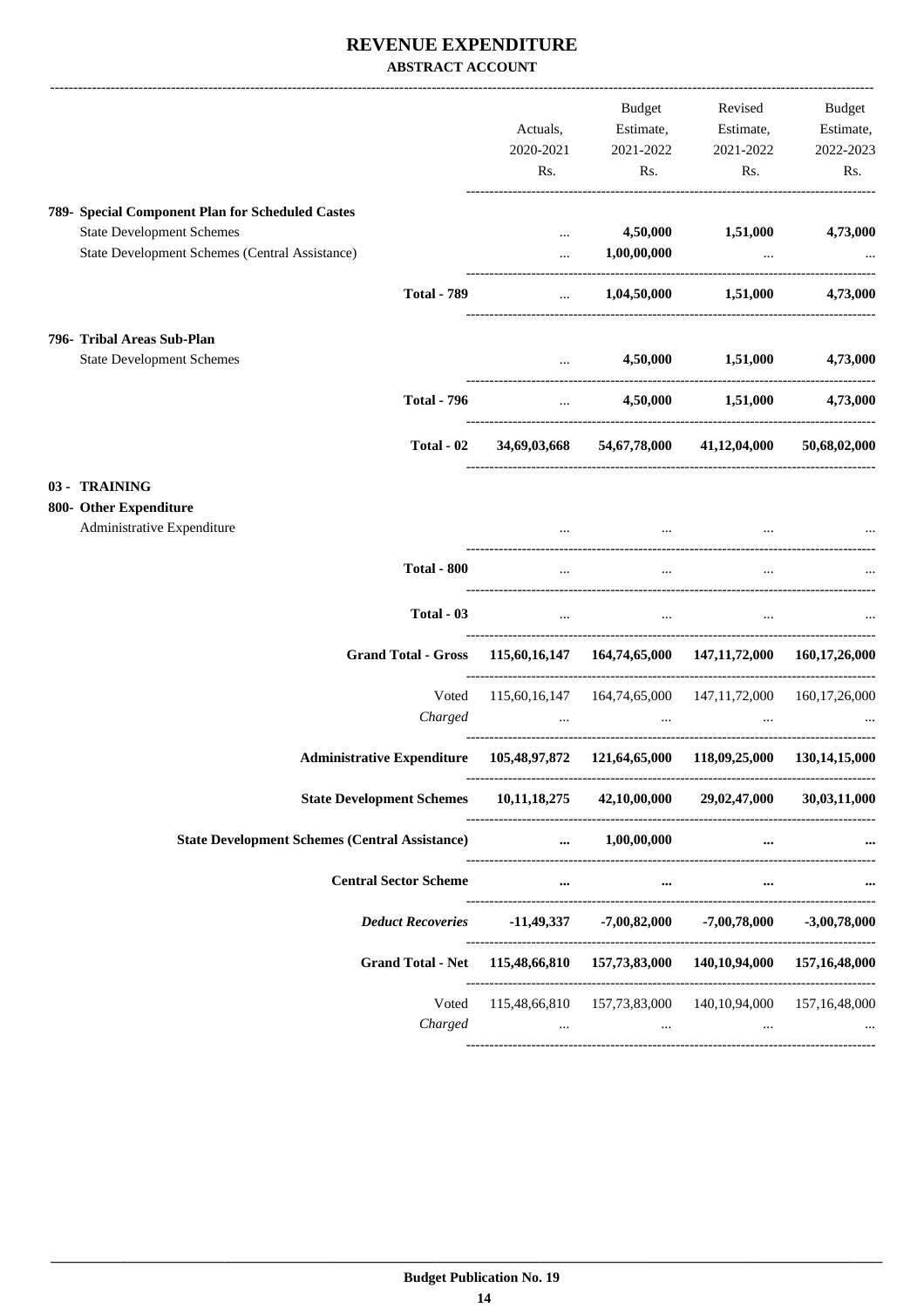# REVENUE EXPENDITURE

**ABSTRACT ACCOUNT**

| | Actuals, 2020-2021 Rs. | Budget Estimate, 2021-2022 Rs. | Revised Estimate, 2021-2022 Rs. | Budget Estimate, 2022-2023 Rs. |
|---|---|---|---|---|
| **789- Special Component Plan for Scheduled Castes** | | | | |
| State Development Schemes | ... | 4,50,000 | 1,51,000 | 4,73,000 |
| State Development Schemes (Central Assistance) | ... | 1,00,00,000 | ... | ... |
| **Total - 789** | ... | 1,04,50,000 | 1,51,000 | 4,73,000 |
| **796- Tribal Areas Sub-Plan** | | | | |
| State Development Schemes | ... | 4,50,000 | 1,51,000 | 4,73,000 |
| **Total - 796** | ... | 4,50,000 | 1,51,000 | 4,73,000 |
| **Total - 02** | 34,69,03,668 | 54,67,78,000 | 41,12,04,000 | 50,68,02,000 |
| **03 - TRAINING** | | | | |
| **800- Other Expenditure** | | | | |
| Administrative Expenditure | ... | ... | ... | ... |
| **Total - 800** | ... | ... | ... | ... |
| **Total - 03** | ... | ... | ... | ... |
| **Grand Total - Gross** | 115,60,16,147 | 164,74,65,000 | 147,11,72,000 | 160,17,26,000 |
| Voted | 115,60,16,147 | 164,74,65,000 | 147,11,72,000 | 160,17,26,000 |
| *Charged* | ... | ... | ... | ... |
| **Administrative Expenditure** | 105,48,97,872 | 121,64,65,000 | 118,09,25,000 | 130,14,15,000 |
| **State Development Schemes** | 10,11,18,275 | 42,10,00,000 | 29,02,47,000 | 30,03,11,000 |
| **State Development Schemes (Central Assistance)** | ... | 1,00,00,000 | ... | ... |
| **Central Sector Scheme** | ... | ... | ... | ... |
| ***Deduct Recoveries*** | -11,49,337 | -7,00,82,000 | -7,00,78,000 | -3,00,78,000 |
| **Grand Total - Net** | 115,48,66,810 | 157,73,83,000 | 140,10,94,000 | 157,16,48,000 |
| Voted | 115,48,66,810 | 157,73,83,000 | 140,10,94,000 | 157,16,48,000 |
| *Charged* | ... | ... | ... | ... |

**Budget Publication No. 19**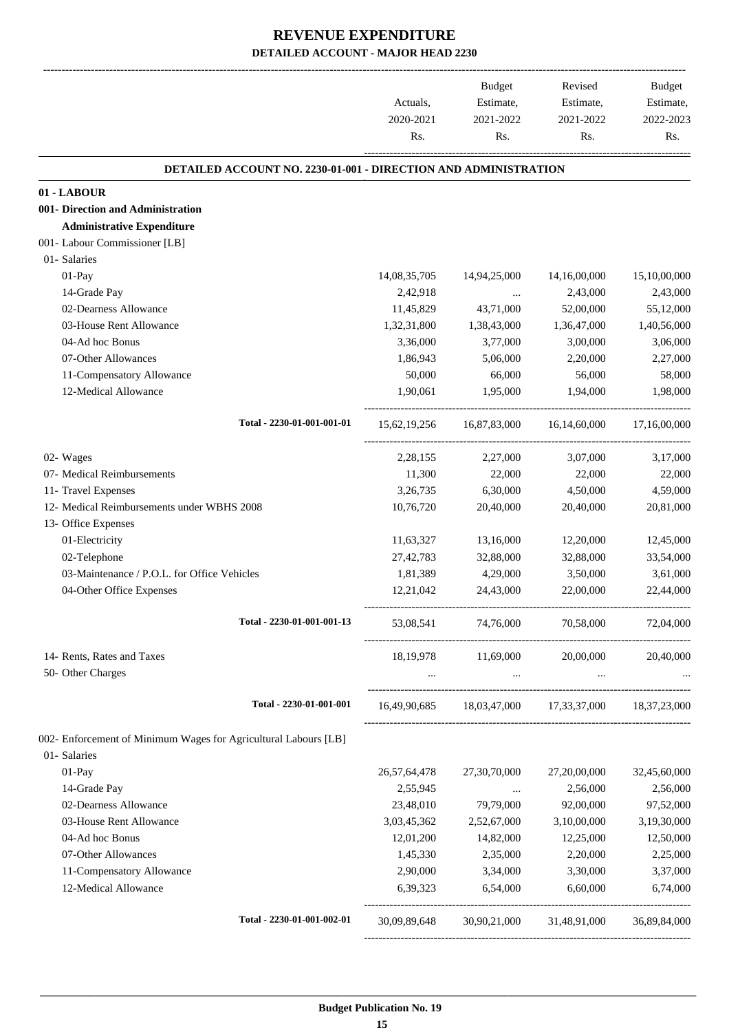# REVENUE EXPENDITURE

## DETAILED ACCOUNT - MAJOR HEAD 2230

| | Actuals, 2020-2021 Rs. | Budget Estimate, 2021-2022 Rs. | Revised Estimate, 2021-2022 Rs. | Budget Estimate, 2022-2023 Rs. |
|---|---|---|---|---|
| **DETAILED ACCOUNT NO. 2230-01-001 - DIRECTION AND ADMINISTRATION** | | | | |
| **01 - LABOUR** | | | | |
| **001- Direction and Administration** | | | | |
| **Administrative Expenditure** | | | | |
| 001- Labour Commissioner [LB] | | | | |
| 01- Salaries | | | | |
| 01-Pay | 14,08,35,705 | 14,94,25,000 | 14,16,00,000 | 15,10,00,000 |
| 14-Grade Pay | 2,42,918 | ... | 2,43,000 | 2,43,000 |
| 02-Dearness Allowance | 11,45,829 | 43,71,000 | 52,00,000 | 55,12,000 |
| 03-House Rent Allowance | 1,32,31,800 | 1,38,43,000 | 1,36,47,000 | 1,40,56,000 |
| 04-Ad hoc Bonus | 3,36,000 | 3,77,000 | 3,00,000 | 3,06,000 |
| 07-Other Allowances | 1,86,943 | 5,06,000 | 2,20,000 | 2,27,000 |
| 11-Compensatory Allowance | 50,000 | 66,000 | 56,000 | 58,000 |
| 12-Medical Allowance | 1,90,061 | 1,95,000 | 1,94,000 | 1,98,000 |
| Total - 2230-01-001-001-01 | 15,62,19,256 | 16,87,83,000 | 16,14,60,000 | 17,16,00,000 |
| 02- Wages | 2,28,155 | 2,27,000 | 3,07,000 | 3,17,000 |
| 07- Medical Reimbursements | 11,300 | 22,000 | 22,000 | 22,000 |
| 11- Travel Expenses | 3,26,735 | 6,30,000 | 4,50,000 | 4,59,000 |
| 12- Medical Reimbursements under WBHS 2008 | 10,76,720 | 20,40,000 | 20,40,000 | 20,81,000 |
| 13- Office Expenses | | | | |
| 01-Electricity | 11,63,327 | 13,16,000 | 12,20,000 | 12,45,000 |
| 02-Telephone | 27,42,783 | 32,88,000 | 32,88,000 | 33,54,000 |
| 03-Maintenance / P.O.L. for Office Vehicles | 1,81,389 | 4,29,000 | 3,50,000 | 3,61,000 |
| 04-Other Office Expenses | 12,21,042 | 24,43,000 | 22,00,000 | 22,44,000 |
| Total - 2230-01-001-001-13 | 53,08,541 | 74,76,000 | 70,58,000 | 72,04,000 |
| 14- Rents, Rates and Taxes | 18,19,978 | 11,69,000 | 20,00,000 | 20,40,000 |
| 50- Other Charges | ... | ... | ... | ... |
| Total - 2230-01-001-001 | 16,49,90,685 | 18,03,47,000 | 17,33,37,000 | 18,37,23,000 |
| 002- Enforcement of Minimum Wages for Agricultural Labours [LB] | | | | |
| 01- Salaries | | | | |
| 01-Pay | 26,57,64,478 | 27,30,70,000 | 27,20,00,000 | 32,45,60,000 |
| 14-Grade Pay | 2,55,945 | ... | 2,56,000 | 2,56,000 |
| 02-Dearness Allowance | 23,48,010 | 79,79,000 | 92,00,000 | 97,52,000 |
| 03-House Rent Allowance | 3,03,45,362 | 2,52,67,000 | 3,10,00,000 | 3,19,30,000 |
| 04-Ad hoc Bonus | 12,01,200 | 14,82,000 | 12,25,000 | 12,50,000 |
| 07-Other Allowances | 1,45,330 | 2,35,000 | 2,20,000 | 2,25,000 |
| 11-Compensatory Allowance | 2,90,000 | 3,34,000 | 3,30,000 | 3,37,000 |
| 12-Medical Allowance | 6,39,323 | 6,54,000 | 6,60,000 | 6,74,000 |
| Total - 2230-01-001-002-01 | 30,09,89,648 | 30,90,21,000 | 31,48,91,000 | 36,89,84,000 |

**Budget Publication No. 19**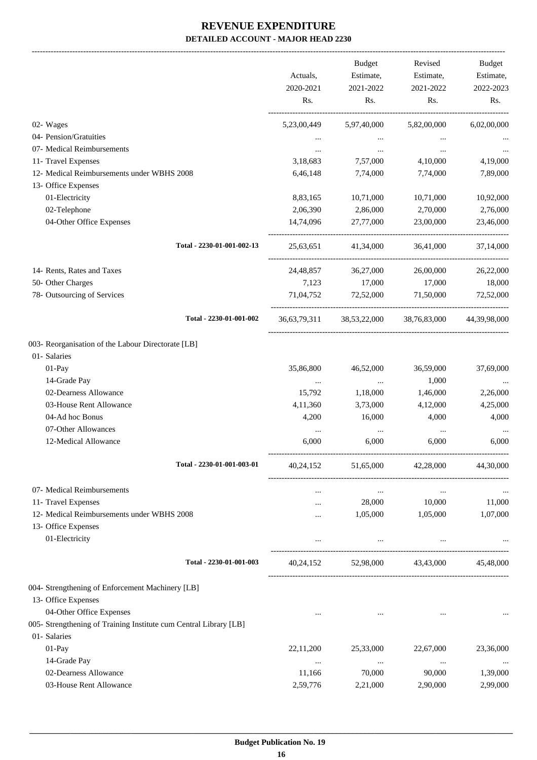# REVENUE EXPENDITURE
## DETAILED ACCOUNT - MAJOR HEAD 2230

| | Actuals, 2020-2021 Rs. | Budget Estimate, 2021-2022 Rs. | Revised Estimate, 2021-2022 Rs. | Budget Estimate, 2022-2023 Rs. |
|---|---|---|---|---|
| 02- Wages | 5,23,00,449 | 5,97,40,000 | 5,82,00,000 | 6,02,00,000 |
| 04- Pension/Gratuities | ... | ... | ... | ... |
| 07- Medical Reimbursements | ... | ... | ... | ... |
| 11- Travel Expenses | 3,18,683 | 7,57,000 | 4,10,000 | 4,19,000 |
| 12- Medical Reimbursements under WBHS 2008 | 6,46,148 | 7,74,000 | 7,74,000 | 7,89,000 |
| 13- Office Expenses | | | | |
| 01-Electricity | 8,83,165 | 10,71,000 | 10,71,000 | 10,92,000 |
| 02-Telephone | 2,06,390 | 2,86,000 | 2,70,000 | 2,76,000 |
| 04-Other Office Expenses | 14,74,096 | 27,77,000 | 23,00,000 | 23,46,000 |
| Total - 2230-01-001-002-13 | 25,63,651 | 41,34,000 | 36,41,000 | 37,14,000 |
| 14- Rents, Rates and Taxes | 24,48,857 | 36,27,000 | 26,00,000 | 26,22,000 |
| 50- Other Charges | 7,123 | 17,000 | 17,000 | 18,000 |
| 78- Outsourcing of Services | 71,04,752 | 72,52,000 | 71,50,000 | 72,52,000 |
| Total - 2230-01-001-002 | 36,63,79,311 | 38,53,22,000 | 38,76,83,000 | 44,39,98,000 |
| 003- Reorganisation of the Labour Directorate [LB] | | | | |
| 01- Salaries | | | | |
| 01-Pay | 35,86,800 | 46,52,000 | 36,59,000 | 37,69,000 |
| 14-Grade Pay | ... | ... | 1,000 | ... |
| 02-Dearness Allowance | 15,792 | 1,18,000 | 1,46,000 | 2,26,000 |
| 03-House Rent Allowance | 4,11,360 | 3,73,000 | 4,12,000 | 4,25,000 |
| 04-Ad hoc Bonus | 4,200 | 16,000 | 4,000 | 4,000 |
| 07-Other Allowances | ... | ... | ... | ... |
| 12-Medical Allowance | 6,000 | 6,000 | 6,000 | 6,000 |
| Total - 2230-01-001-003-01 | 40,24,152 | 51,65,000 | 42,28,000 | 44,30,000 |
| 07- Medical Reimbursements | ... | ... | ... | ... |
| 11- Travel Expenses | ... | 28,000 | 10,000 | 11,000 |
| 12- Medical Reimbursements under WBHS 2008 | ... | 1,05,000 | 1,05,000 | 1,07,000 |
| 13- Office Expenses | | | | |
| 01-Electricity | ... | ... | ... | ... |
| Total - 2230-01-001-003 | 40,24,152 | 52,98,000 | 43,43,000 | 45,48,000 |
| 004- Strengthening of Enforcement Machinery [LB] | | | | |
| 13- Office Expenses | | | | |
| 04-Other Office Expenses | ... | ... | ... | ... |
| 005- Strengthening of Training Institute cum Central Library [LB] | | | | |
| 01- Salaries | | | | |
| 01-Pay | 22,11,200 | 25,33,000 | 22,67,000 | 23,36,000 |
| 14-Grade Pay | ... | ... | ... | ... |
| 02-Dearness Allowance | 11,166 | 70,000 | 90,000 | 1,39,000 |
| 03-House Rent Allowance | 2,59,776 | 2,21,000 | 2,90,000 | 2,99,000 |

Budget Publication No. 19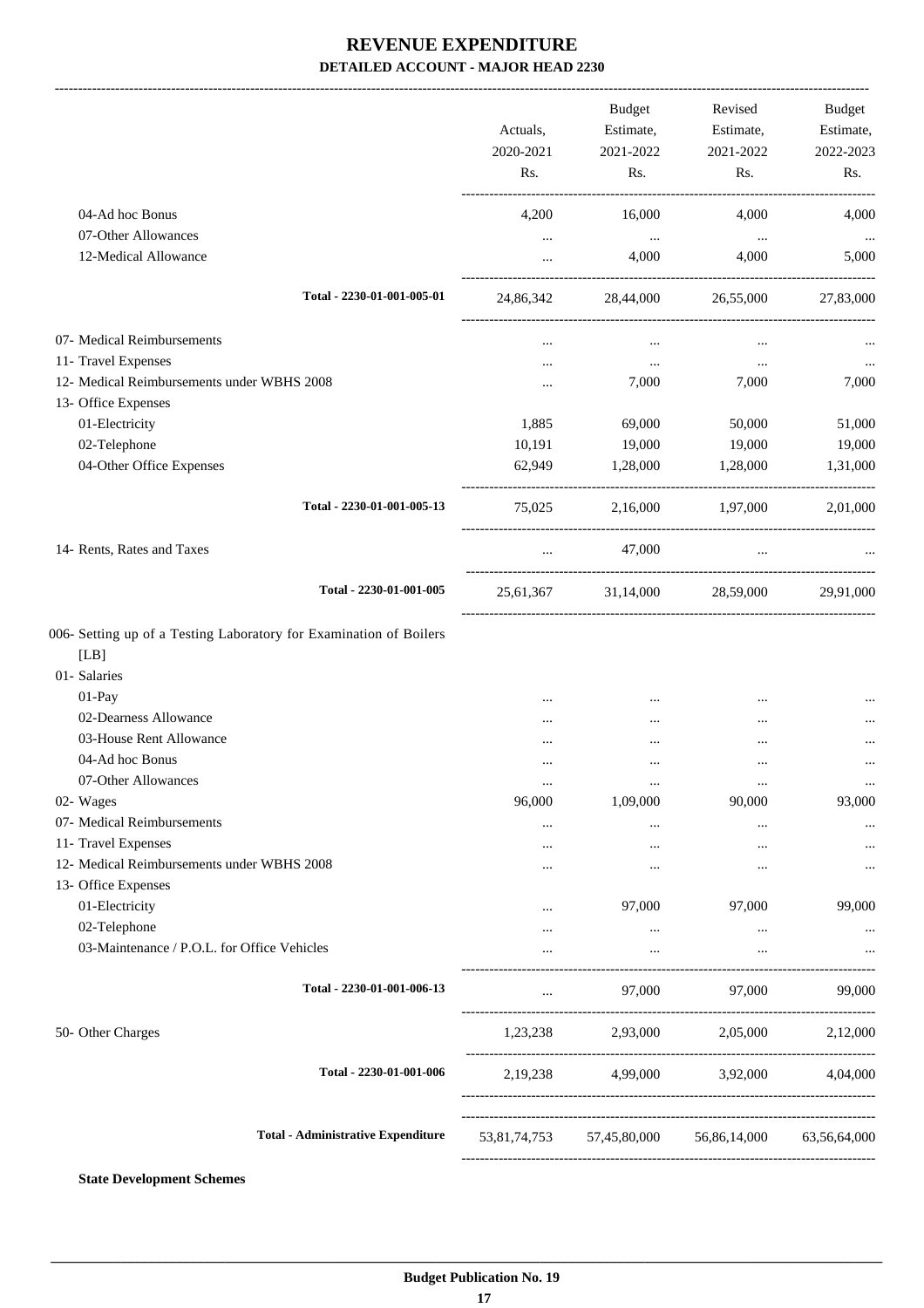# REVENUE EXPENDITURE

**DETAILED ACCOUNT - MAJOR HEAD 2230**

| | Actuals, 2020-2021 Rs. | Budget Estimate, 2021-2022 Rs. | Revised Estimate, 2021-2022 Rs. | Budget Estimate, 2022-2023 Rs. |
|---|---|---|---|---|
| 04-Ad hoc Bonus | 4,200 | 16,000 | 4,000 | 4,000 |
| 07-Other Allowances | ... | ... | ... | ... |
| 12-Medical Allowance | ... | 4,000 | 4,000 | 5,000 |
| **Total - 2230-01-001-005-01** | 24,86,342 | 28,44,000 | 26,55,000 | 27,83,000 |
| 07- Medical Reimbursements | ... | ... | ... | ... |
| 11- Travel Expenses | ... | ... | ... | ... |
| 12- Medical Reimbursements under WBHS 2008 | ... | 7,000 | 7,000 | 7,000 |
| 13- Office Expenses | | | | |
| 01-Electricity | 1,885 | 69,000 | 50,000 | 51,000 |
| 02-Telephone | 10,191 | 19,000 | 19,000 | 19,000 |
| 04-Other Office Expenses | 62,949 | 1,28,000 | 1,28,000 | 1,31,000 |
| **Total - 2230-01-001-005-13** | 75,025 | 2,16,000 | 1,97,000 | 2,01,000 |
| 14- Rents, Rates and Taxes | ... | 47,000 | ... | ... |
| **Total - 2230-01-001-005** | 25,61,367 | 31,14,000 | 28,59,000 | 29,91,000 |
| 006- Setting up of a Testing Laboratory for Examination of Boilers [LB] | | | | |
| 01- Salaries | | | | |
| 01-Pay | ... | ... | ... | ... |
| 02-Dearness Allowance | ... | ... | ... | ... |
| 03-House Rent Allowance | ... | ... | ... | ... |
| 04-Ad hoc Bonus | ... | ... | ... | ... |
| 07-Other Allowances | ... | ... | ... | ... |
| 02- Wages | 96,000 | 1,09,000 | 90,000 | 93,000 |
| 07- Medical Reimbursements | ... | ... | ... | ... |
| 11- Travel Expenses | ... | ... | ... | ... |
| 12- Medical Reimbursements under WBHS 2008 | ... | ... | ... | ... |
| 13- Office Expenses | | | | |
| 01-Electricity | ... | 97,000 | 97,000 | 99,000 |
| 02-Telephone | ... | ... | ... | ... |
| 03-Maintenance / P.O.L. for Office Vehicles | ... | ... | ... | ... |
| **Total - 2230-01-001-006-13** | ... | 97,000 | 97,000 | 99,000 |
| 50- Other Charges | 1,23,238 | 2,93,000 | 2,05,000 | 2,12,000 |
| **Total - 2230-01-001-006** | 2,19,238 | 4,99,000 | 3,92,000 | 4,04,000 |
| **Total - Administrative Expenditure** | 53,81,74,753 | 57,45,80,000 | 56,86,14,000 | 63,56,64,000 |

**State Development Schemes**

**Budget Publication No. 19**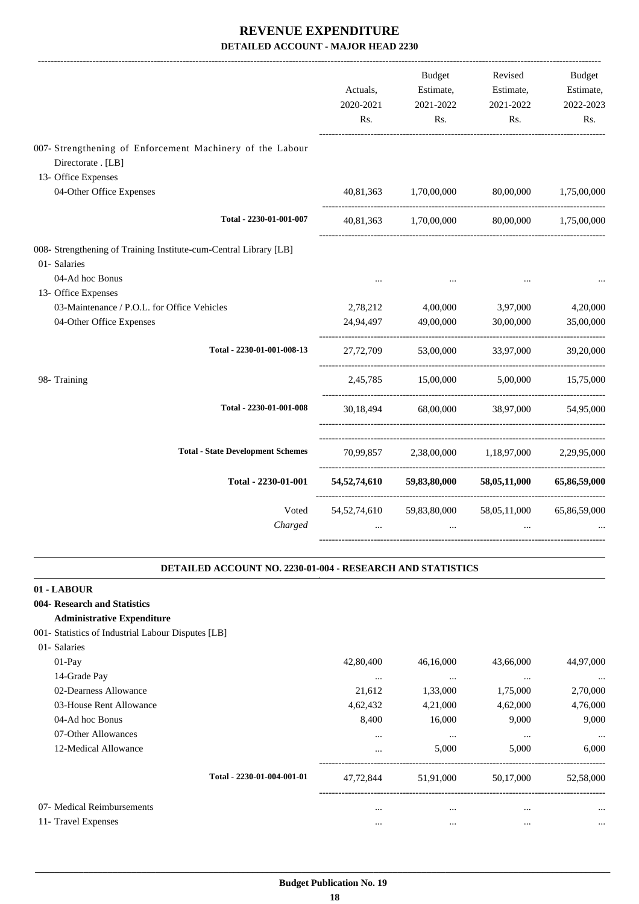# REVENUE EXPENDITURE

## DETAILED ACCOUNT - MAJOR HEAD 2230

| | Actuals, 2020-2021 Rs. | Budget Estimate, 2021-2022 Rs. | Revised Estimate, 2021-2022 Rs. | Budget Estimate, 2022-2023 Rs. |
|---|---|---|---|---|
| 007- Strengthening of Enforcement Machinery of the Labour Directorate . [LB] | | | | |
| 13- Office Expenses | | | | |
| 04-Other Office Expenses | 40,81,363 | 1,70,00,000 | 80,00,000 | 1,75,00,000 |
| Total - 2230-01-001-007 | 40,81,363 | 1,70,00,000 | 80,00,000 | 1,75,00,000 |
| 008- Strengthening of Training Institute-cum-Central Library [LB] | | | | |
| 01- Salaries | | | | |
| 04-Ad hoc Bonus | ... | ... | ... | ... |
| 13- Office Expenses | | | | |
| 03-Maintenance / P.O.L. for Office Vehicles | 2,78,212 | 4,00,000 | 3,97,000 | 4,20,000 |
| 04-Other Office Expenses | 24,94,497 | 49,00,000 | 30,00,000 | 35,00,000 |
| Total - 2230-01-001-008-13 | 27,72,709 | 53,00,000 | 33,97,000 | 39,20,000 |
| 98- Training | 2,45,785 | 15,00,000 | 5,00,000 | 15,75,000 |
| Total - 2230-01-001-008 | 30,18,494 | 68,00,000 | 38,97,000 | 54,95,000 |
| Total - State Development Schemes | 70,99,857 | 2,38,00,000 | 1,18,97,000 | 2,29,95,000 |
| **Total - 2230-01-001** | **54,52,74,610** | **59,83,80,000** | **58,05,11,000** | **65,86,59,000** |
| Voted | 54,52,74,610 | 59,83,80,000 | 58,05,11,000 | 65,86,59,000 |
| *Charged* | ... | ... | ... | ... |

### DETAILED ACCOUNT NO. 2230-01-004 - RESEARCH AND STATISTICS

**01 - LABOUR**

**004- Research and Statistics**

**Administrative Expenditure**

| | Actuals, 2020-2021 Rs. | Budget Estimate, 2021-2022 Rs. | Revised Estimate, 2021-2022 Rs. | Budget Estimate, 2022-2023 Rs. |
|---|---|---|---|---|
| 001- Statistics of Industrial Labour Disputes [LB] | | | | |
| 01- Salaries | | | | |
| 01-Pay | 42,80,400 | 46,16,000 | 43,66,000 | 44,97,000 |
| 14-Grade Pay | ... | ... | ... | ... |
| 02-Dearness Allowance | 21,612 | 1,33,000 | 1,75,000 | 2,70,000 |
| 03-House Rent Allowance | 4,62,432 | 4,21,000 | 4,62,000 | 4,76,000 |
| 04-Ad hoc Bonus | 8,400 | 16,000 | 9,000 | 9,000 |
| 07-Other Allowances | ... | ... | ... | ... |
| 12-Medical Allowance | ... | 5,000 | 5,000 | 6,000 |
| Total - 2230-01-004-001-01 | 47,72,844 | 51,91,000 | 50,17,000 | 52,58,000 |
| 07- Medical Reimbursements | ... | ... | ... | ... |
| 11- Travel Expenses | ... | ... | ... | ... |

Budget Publication No. 19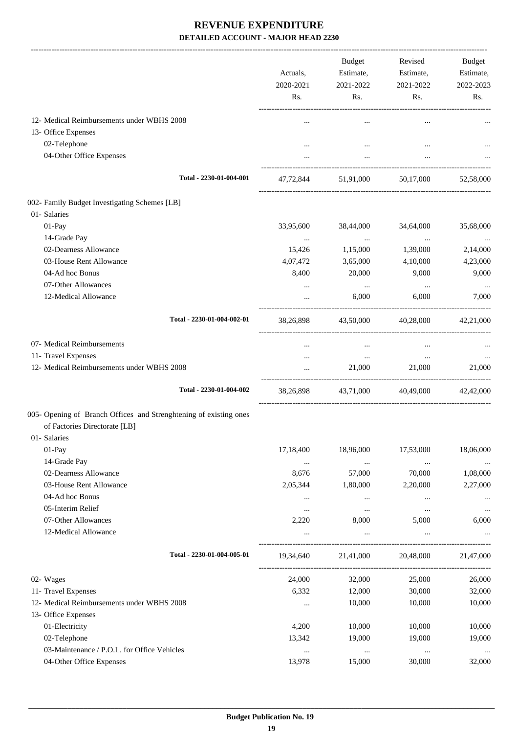# REVENUE EXPENDITURE

**DETAILED ACCOUNT - MAJOR HEAD 2230**

| | Actuals, 2020-2021 Rs. | Budget Estimate, 2021-2022 Rs. | Revised Estimate, 2021-2022 Rs. | Budget Estimate, 2022-2023 Rs. |
|---|---|---|---|---|
| 12- Medical Reimbursements under WBHS 2008 | ... | ... | ... | ... |
| 13- Office Expenses | | | | |
| 02-Telephone | ... | ... | ... | ... |
| 04-Other Office Expenses | ... | ... | ... | ... |
| **Total - 2230-01-004-001** | 47,72,844 | 51,91,000 | 50,17,000 | 52,58,000 |
| 002- Family Budget Investigating Schemes [LB] | | | | |
| 01- Salaries | | | | |
| 01-Pay | 33,95,600 | 38,44,000 | 34,64,000 | 35,68,000 |
| 14-Grade Pay | ... | ... | ... | ... |
| 02-Dearness Allowance | 15,426 | 1,15,000 | 1,39,000 | 2,14,000 |
| 03-House Rent Allowance | 4,07,472 | 3,65,000 | 4,10,000 | 4,23,000 |
| 04-Ad hoc Bonus | 8,400 | 20,000 | 9,000 | 9,000 |
| 07-Other Allowances | ... | ... | ... | ... |
| 12-Medical Allowance | ... | 6,000 | 6,000 | 7,000 |
| **Total - 2230-01-004-002-01** | 38,26,898 | 43,50,000 | 40,28,000 | 42,21,000 |
| 07- Medical Reimbursements | ... | ... | ... | ... |
| 11- Travel Expenses | ... | ... | ... | ... |
| 12- Medical Reimbursements under WBHS 2008 | ... | 21,000 | 21,000 | 21,000 |
| **Total - 2230-01-004-002** | 38,26,898 | 43,71,000 | 40,49,000 | 42,42,000 |
| 005- Opening of Branch Offices and Strenghtening of existing ones of Factories Directorate [LB] | | | | |
| 01- Salaries | | | | |
| 01-Pay | 17,18,400 | 18,96,000 | 17,53,000 | 18,06,000 |
| 14-Grade Pay | ... | ... | ... | ... |
| 02-Dearness Allowance | 8,676 | 57,000 | 70,000 | 1,08,000 |
| 03-House Rent Allowance | 2,05,344 | 1,80,000 | 2,20,000 | 2,27,000 |
| 04-Ad hoc Bonus | ... | ... | ... | ... |
| 05-Interim Relief | ... | ... | ... | ... |
| 07-Other Allowances | 2,220 | 8,000 | 5,000 | 6,000 |
| 12-Medical Allowance | ... | ... | ... | ... |
| **Total - 2230-01-004-005-01** | 19,34,640 | 21,41,000 | 20,48,000 | 21,47,000 |
| 02- Wages | 24,000 | 32,000 | 25,000 | 26,000 |
| 11- Travel Expenses | 6,332 | 12,000 | 30,000 | 32,000 |
| 12- Medical Reimbursements under WBHS 2008 | ... | 10,000 | 10,000 | 10,000 |
| 13- Office Expenses | | | | |
| 01-Electricity | 4,200 | 10,000 | 10,000 | 10,000 |
| 02-Telephone | 13,342 | 19,000 | 19,000 | 19,000 |
| 03-Maintenance / P.O.L. for Office Vehicles | ... | ... | ... | ... |
| 04-Other Office Expenses | 13,978 | 15,000 | 30,000 | 32,000 |

**Budget Publication No. 19**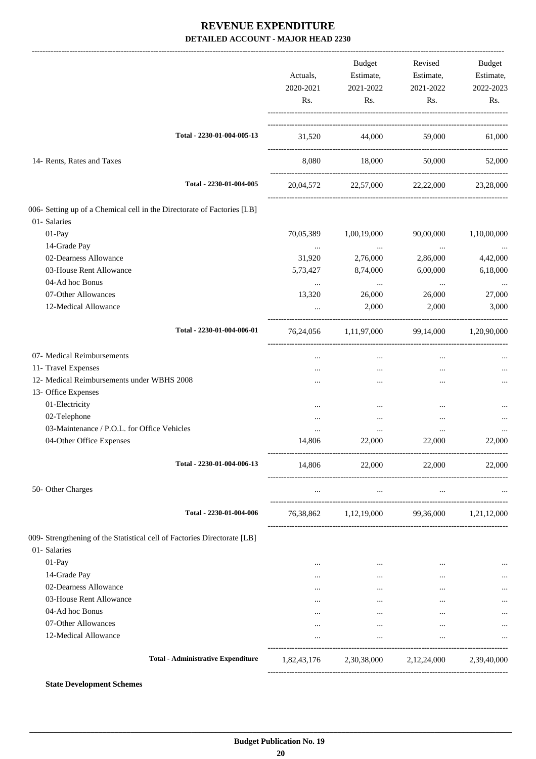# REVENUE EXPENDITURE

## DETAILED ACCOUNT - MAJOR HEAD 2230

| | Actuals, 2020-2021 Rs. | Budget Estimate, 2021-2022 Rs. | Revised Estimate, 2021-2022 Rs. | Budget Estimate, 2022-2023 Rs. |
|---|---|---|---|---|
| **Total - 2230-01-004-005-13** | 31,520 | 44,000 | 59,000 | 61,000 |
| 14- Rents, Rates and Taxes | 8,080 | 18,000 | 50,000 | 52,000 |
| **Total - 2230-01-004-005** | 20,04,572 | 22,57,000 | 22,22,000 | 23,28,000 |
| 006- Setting up of a Chemical cell in the Directorate of Factories [LB] | | | | |
| 01- Salaries | | | | |
| 01-Pay | 70,05,389 | 1,00,19,000 | 90,00,000 | 1,10,00,000 |
| 14-Grade Pay | ... | ... | ... | ... |
| 02-Dearness Allowance | 31,920 | 2,76,000 | 2,86,000 | 4,42,000 |
| 03-House Rent Allowance | 5,73,427 | 8,74,000 | 6,00,000 | 6,18,000 |
| 04-Ad hoc Bonus | ... | ... | ... | ... |
| 07-Other Allowances | 13,320 | 26,000 | 26,000 | 27,000 |
| 12-Medical Allowance | ... | 2,000 | 2,000 | 3,000 |
| **Total - 2230-01-004-006-01** | 76,24,056 | 1,11,97,000 | 99,14,000 | 1,20,90,000 |
| 07- Medical Reimbursements | ... | ... | ... | ... |
| 11- Travel Expenses | ... | ... | ... | ... |
| 12- Medical Reimbursements under WBHS 2008 | ... | ... | ... | ... |
| 13- Office Expenses | | | | |
| 01-Electricity | ... | ... | ... | ... |
| 02-Telephone | ... | ... | ... | ... |
| 03-Maintenance / P.O.L. for Office Vehicles | ... | ... | ... | ... |
| 04-Other Office Expenses | 14,806 | 22,000 | 22,000 | 22,000 |
| **Total - 2230-01-004-006-13** | 14,806 | 22,000 | 22,000 | 22,000 |
| 50- Other Charges | ... | ... | ... | ... |
| **Total - 2230-01-004-006** | 76,38,862 | 1,12,19,000 | 99,36,000 | 1,21,12,000 |
| 009- Strengthening of the Statistical cell of Factories Directorate [LB] | | | | |
| 01- Salaries | | | | |
| 01-Pay | ... | ... | ... | ... |
| 14-Grade Pay | ... | ... | ... | ... |
| 02-Dearness Allowance | ... | ... | ... | ... |
| 03-House Rent Allowance | ... | ... | ... | ... |
| 04-Ad hoc Bonus | ... | ... | ... | ... |
| 07-Other Allowances | ... | ... | ... | ... |
| 12-Medical Allowance | ... | ... | ... | ... |
| **Total - Administrative Expenditure** | 1,82,43,176 | 2,30,38,000 | 2,12,24,000 | 2,39,40,000 |

**State Development Schemes**

**Budget Publication No. 19**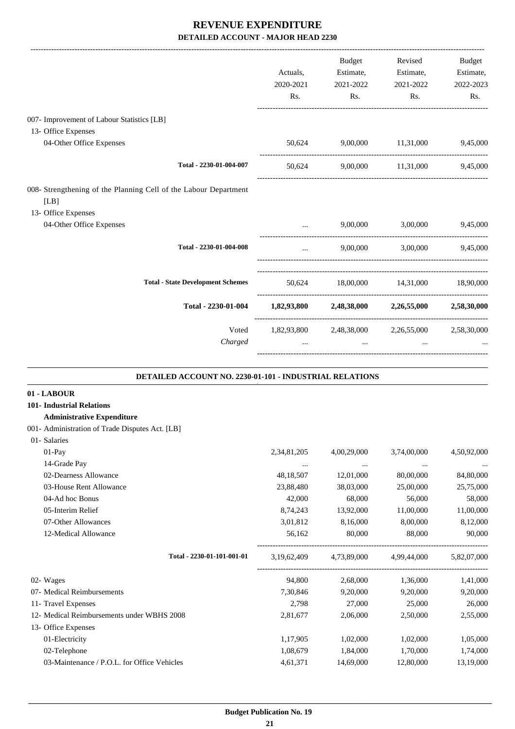# REVENUE EXPENDITURE

## DETAILED ACCOUNT - MAJOR HEAD 2230

| | Actuals, 2020-2021 Rs. | Budget Estimate, 2021-2022 Rs. | Revised Estimate, 2021-2022 Rs. | Budget Estimate, 2022-2023 Rs. |
|---|---|---|---|---|
| 007- Improvement of Labour Statistics [LB] | | | | |
| 13- Office Expenses | | | | |
| 04-Other Office Expenses | 50,624 | 9,00,000 | 11,31,000 | 9,45,000 |
| Total - 2230-01-004-007 | 50,624 | 9,00,000 | 11,31,000 | 9,45,000 |
| 008- Strengthening of the Planning Cell of the Labour Department [LB] | | | | |
| 13- Office Expenses | | | | |
| 04-Other Office Expenses | ... | 9,00,000 | 3,00,000 | 9,45,000 |
| Total - 2230-01-004-008 | ... | 9,00,000 | 3,00,000 | 9,45,000 |
| Total - State Development Schemes | 50,624 | 18,00,000 | 14,31,000 | 18,90,000 |
| **Total - 2230-01-004** | **1,82,93,800** | **2,48,38,000** | **2,26,55,000** | **2,58,30,000** |
| Voted | 1,82,93,800 | 2,48,38,000 | 2,26,55,000 | 2,58,30,000 |
| *Charged* | ... | ... | ... | ... |

### DETAILED ACCOUNT NO. 2230-01-101 - INDUSTRIAL RELATIONS

**01 - LABOUR**

**101- Industrial Relations**

**Administrative Expenditure**

| | Actuals, 2020-2021 Rs. | Budget Estimate, 2021-2022 Rs. | Revised Estimate, 2021-2022 Rs. | Budget Estimate, 2022-2023 Rs. |
|---|---|---|---|---|
| 001- Administration of Trade Disputes Act. [LB] | | | | |
| 01- Salaries | | | | |
| 01-Pay | 2,34,81,205 | 4,00,29,000 | 3,74,00,000 | 4,50,92,000 |
| 14-Grade Pay | ... | ... | ... | ... |
| 02-Dearness Allowance | 48,18,507 | 12,01,000 | 80,00,000 | 84,80,000 |
| 03-House Rent Allowance | 23,88,480 | 38,03,000 | 25,00,000 | 25,75,000 |
| 04-Ad hoc Bonus | 42,000 | 68,000 | 56,000 | 58,000 |
| 05-Interim Relief | 8,74,243 | 13,92,000 | 11,00,000 | 11,00,000 |
| 07-Other Allowances | 3,01,812 | 8,16,000 | 8,00,000 | 8,12,000 |
| 12-Medical Allowance | 56,162 | 80,000 | 88,000 | 90,000 |
| Total - 2230-01-101-001-01 | 3,19,62,409 | 4,73,89,000 | 4,99,44,000 | 5,82,07,000 |
| 02- Wages | 94,800 | 2,68,000 | 1,36,000 | 1,41,000 |
| 07- Medical Reimbursements | 7,30,846 | 9,20,000 | 9,20,000 | 9,20,000 |
| 11- Travel Expenses | 2,798 | 27,000 | 25,000 | 26,000 |
| 12- Medical Reimbursements under WBHS 2008 | 2,81,677 | 2,06,000 | 2,50,000 | 2,55,000 |
| 13- Office Expenses | | | | |
| 01-Electricity | 1,17,905 | 1,02,000 | 1,02,000 | 1,05,000 |
| 02-Telephone | 1,08,679 | 1,84,000 | 1,70,000 | 1,74,000 |
| 03-Maintenance / P.O.L. for Office Vehicles | 4,61,371 | 14,69,000 | 12,80,000 | 13,19,000 |

**Budget Publication No. 19**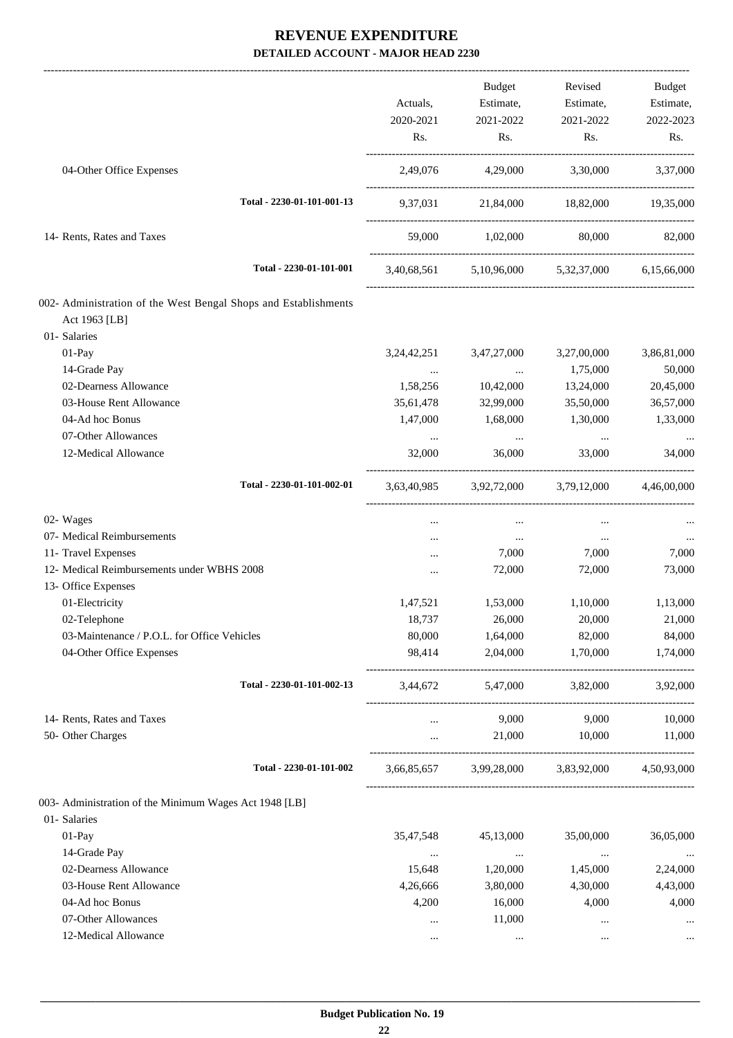# REVENUE EXPENDITURE

## DETAILED ACCOUNT - MAJOR HEAD 2230

| | Actuals, 2020-2021 Rs. | Budget Estimate, 2021-2022 Rs. | Revised Estimate, 2021-2022 Rs. | Budget Estimate, 2022-2023 Rs. |
|---|---|---|---|---|
| 04-Other Office Expenses | 2,49,076 | 4,29,000 | 3,30,000 | 3,37,000 |
| **Total - 2230-01-101-001-13** | 9,37,031 | 21,84,000 | 18,82,000 | 19,35,000 |
| 14- Rents, Rates and Taxes | 59,000 | 1,02,000 | 80,000 | 82,000 |
| **Total - 2230-01-101-001** | 3,40,68,561 | 5,10,96,000 | 5,32,37,000 | 6,15,66,000 |
| 002- Administration of the West Bengal Shops and Establishments Act 1963 [LB] | | | | |
| 01- Salaries | | | | |
| 01-Pay | 3,24,42,251 | 3,47,27,000 | 3,27,00,000 | 3,86,81,000 |
| 14-Grade Pay | ... | ... | 1,75,000 | 50,000 |
| 02-Dearness Allowance | 1,58,256 | 10,42,000 | 13,24,000 | 20,45,000 |
| 03-House Rent Allowance | 35,61,478 | 32,99,000 | 35,50,000 | 36,57,000 |
| 04-Ad hoc Bonus | 1,47,000 | 1,68,000 | 1,30,000 | 1,33,000 |
| 07-Other Allowances | ... | ... | ... | ... |
| 12-Medical Allowance | 32,000 | 36,000 | 33,000 | 34,000 |
| **Total - 2230-01-101-002-01** | 3,63,40,985 | 3,92,72,000 | 3,79,12,000 | 4,46,00,000 |
| 02- Wages | ... | ... | ... | ... |
| 07- Medical Reimbursements | ... | ... | ... | ... |
| 11- Travel Expenses | ... | 7,000 | 7,000 | 7,000 |
| 12- Medical Reimbursements under WBHS 2008 | ... | 72,000 | 72,000 | 73,000 |
| 13- Office Expenses | | | | |
| 01-Electricity | 1,47,521 | 1,53,000 | 1,10,000 | 1,13,000 |
| 02-Telephone | 18,737 | 26,000 | 20,000 | 21,000 |
| 03-Maintenance / P.O.L. for Office Vehicles | 80,000 | 1,64,000 | 82,000 | 84,000 |
| 04-Other Office Expenses | 98,414 | 2,04,000 | 1,70,000 | 1,74,000 |
| **Total - 2230-01-101-002-13** | 3,44,672 | 5,47,000 | 3,82,000 | 3,92,000 |
| 14- Rents, Rates and Taxes | ... | 9,000 | 9,000 | 10,000 |
| 50- Other Charges | ... | 21,000 | 10,000 | 11,000 |
| **Total - 2230-01-101-002** | 3,66,85,657 | 3,99,28,000 | 3,83,92,000 | 4,50,93,000 |
| 003- Administration of the Minimum Wages Act 1948 [LB] | | | | |
| 01- Salaries | | | | |
| 01-Pay | 35,47,548 | 45,13,000 | 35,00,000 | 36,05,000 |
| 14-Grade Pay | ... | ... | ... | ... |
| 02-Dearness Allowance | 15,648 | 1,20,000 | 1,45,000 | 2,24,000 |
| 03-House Rent Allowance | 4,26,666 | 3,80,000 | 4,30,000 | 4,43,000 |
| 04-Ad hoc Bonus | 4,200 | 16,000 | 4,000 | 4,000 |
| 07-Other Allowances | ... | 11,000 | ... | ... |
| 12-Medical Allowance | ... | ... | ... | ... |

Budget Publication No. 19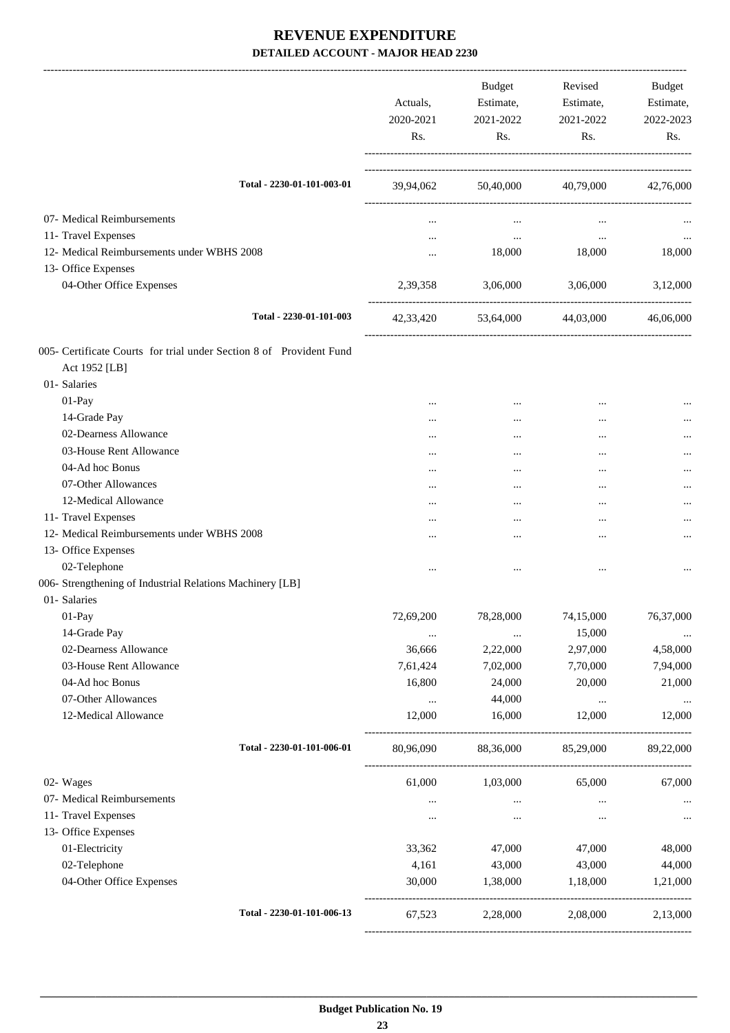# REVENUE EXPENDITURE
## DETAILED ACCOUNT - MAJOR HEAD 2230

| | Actuals, 2020-2021 Rs. | Budget Estimate, 2021-2022 Rs. | Revised Estimate, 2021-2022 Rs. | Budget Estimate, 2022-2023 Rs. |
|---|---|---|---|---|
| Total - 2230-01-101-003-01 | 39,94,062 | 50,40,000 | 40,79,000 | 42,76,000 |
| 07- Medical Reimbursements | ... | ... | ... | ... |
| 11- Travel Expenses | ... | ... | ... | ... |
| 12- Medical Reimbursements under WBHS 2008 | ... | 18,000 | 18,000 | 18,000 |
| 13- Office Expenses | | | | |
| 04-Other Office Expenses | 2,39,358 | 3,06,000 | 3,06,000 | 3,12,000 |
| Total - 2230-01-101-003 | 42,33,420 | 53,64,000 | 44,03,000 | 46,06,000 |
| 005- Certificate Courts for trial under Section 8 of Provident Fund Act 1952 [LB] | | | | |
| 01- Salaries | | | | |
| 01-Pay | ... | ... | ... | ... |
| 14-Grade Pay | ... | ... | ... | ... |
| 02-Dearness Allowance | ... | ... | ... | ... |
| 03-House Rent Allowance | ... | ... | ... | ... |
| 04-Ad hoc Bonus | ... | ... | ... | ... |
| 07-Other Allowances | ... | ... | ... | ... |
| 12-Medical Allowance | ... | ... | ... | ... |
| 11- Travel Expenses | ... | ... | ... | ... |
| 12- Medical Reimbursements under WBHS 2008 | ... | ... | ... | ... |
| 13- Office Expenses | | | | |
| 02-Telephone | ... | ... | ... | ... |
| 006- Strengthening of Industrial Relations Machinery [LB] | | | | |
| 01- Salaries | | | | |
| 01-Pay | 72,69,200 | 78,28,000 | 74,15,000 | 76,37,000 |
| 14-Grade Pay | ... | ... | 15,000 | ... |
| 02-Dearness Allowance | 36,666 | 2,22,000 | 2,97,000 | 4,58,000 |
| 03-House Rent Allowance | 7,61,424 | 7,02,000 | 7,70,000 | 7,94,000 |
| 04-Ad hoc Bonus | 16,800 | 24,000 | 20,000 | 21,000 |
| 07-Other Allowances | ... | 44,000 | ... | ... |
| 12-Medical Allowance | 12,000 | 16,000 | 12,000 | 12,000 |
| Total - 2230-01-101-006-01 | 80,96,090 | 88,36,000 | 85,29,000 | 89,22,000 |
| 02- Wages | 61,000 | 1,03,000 | 65,000 | 67,000 |
| 07- Medical Reimbursements | ... | ... | ... | ... |
| 11- Travel Expenses | ... | ... | ... | ... |
| 13- Office Expenses | | | | |
| 01-Electricity | 33,362 | 47,000 | 47,000 | 48,000 |
| 02-Telephone | 4,161 | 43,000 | 43,000 | 44,000 |
| 04-Other Office Expenses | 30,000 | 1,38,000 | 1,18,000 | 1,21,000 |
| Total - 2230-01-101-006-13 | 67,523 | 2,28,000 | 2,08,000 | 2,13,000 |

Budget Publication No. 19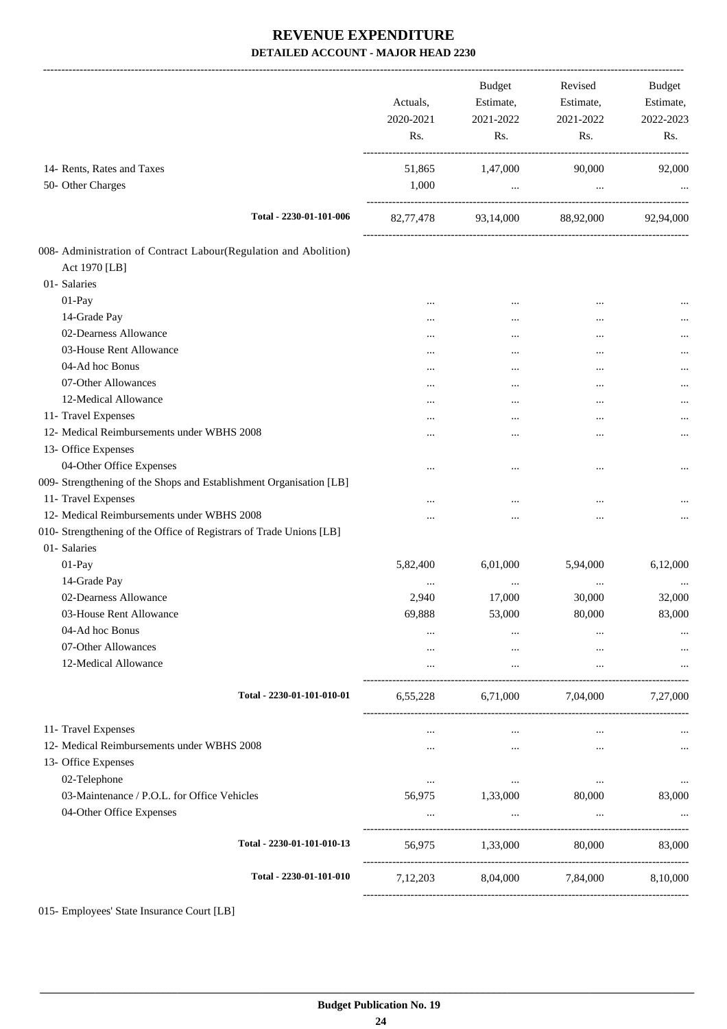# REVENUE EXPENDITURE

## DETAILED ACCOUNT - MAJOR HEAD 2230

| | Actuals, 2020-2021 Rs. | Budget Estimate, 2021-2022 Rs. | Revised Estimate, 2021-2022 Rs. | Budget Estimate, 2022-2023 Rs. |
|---|---|---|---|---|
| 14- Rents, Rates and Taxes | 51,865 | 1,47,000 | 90,000 | 92,000 |
| 50- Other Charges | 1,000 | ... | ... | ... |
| Total - 2230-01-101-006 | 82,77,478 | 93,14,000 | 88,92,000 | 92,94,000 |
| 008- Administration of Contract Labour(Regulation and Abolition) Act 1970 [LB] | | | | |
| 01- Salaries | | | | |
| 01-Pay | ... | ... | ... | ... |
| 14-Grade Pay | ... | ... | ... | ... |
| 02-Dearness Allowance | ... | ... | ... | ... |
| 03-House Rent Allowance | ... | ... | ... | ... |
| 04-Ad hoc Bonus | ... | ... | ... | ... |
| 07-Other Allowances | ... | ... | ... | ... |
| 12-Medical Allowance | ... | ... | ... | ... |
| 11- Travel Expenses | ... | ... | ... | ... |
| 12- Medical Reimbursements under WBHS 2008 | ... | ... | ... | ... |
| 13- Office Expenses | | | | |
| 04-Other Office Expenses | ... | ... | ... | ... |
| 009- Strengthening of the Shops and Establishment Organisation [LB] | | | | |
| 11- Travel Expenses | ... | ... | ... | ... |
| 12- Medical Reimbursements under WBHS 2008 | ... | ... | ... | ... |
| 010- Strengthening of the Office of Registrars of Trade Unions [LB] | | | | |
| 01- Salaries | | | | |
| 01-Pay | 5,82,400 | 6,01,000 | 5,94,000 | 6,12,000 |
| 14-Grade Pay | ... | ... | ... | ... |
| 02-Dearness Allowance | 2,940 | 17,000 | 30,000 | 32,000 |
| 03-House Rent Allowance | 69,888 | 53,000 | 80,000 | 83,000 |
| 04-Ad hoc Bonus | ... | ... | ... | ... |
| 07-Other Allowances | ... | ... | ... | ... |
| 12-Medical Allowance | ... | ... | ... | ... |
| Total - 2230-01-101-010-01 | 6,55,228 | 6,71,000 | 7,04,000 | 7,27,000 |
| 11- Travel Expenses | ... | ... | ... | ... |
| 12- Medical Reimbursements under WBHS 2008 | ... | ... | ... | ... |
| 13- Office Expenses | | | | |
| 02-Telephone | ... | ... | ... | ... |
| 03-Maintenance / P.O.L. for Office Vehicles | 56,975 | 1,33,000 | 80,000 | 83,000 |
| 04-Other Office Expenses | ... | ... | ... | ... |
| Total - 2230-01-101-010-13 | 56,975 | 1,33,000 | 80,000 | 83,000 |
| Total - 2230-01-101-010 | 7,12,203 | 8,04,000 | 7,84,000 | 8,10,000 |

015- Employees' State Insurance Court [LB]

Budget Publication No. 19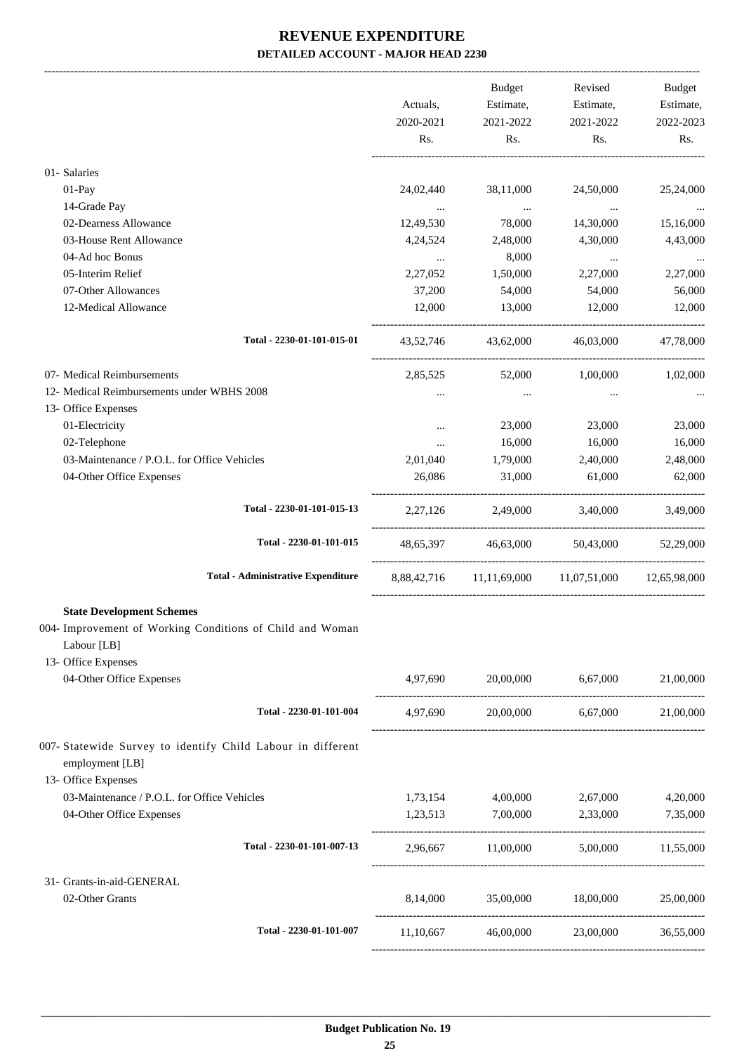# REVENUE EXPENDITURE

### DETAILED ACCOUNT - MAJOR HEAD 2230

| | Actuals, 2020-2021 Rs. | Budget Estimate, 2021-2022 Rs. | Revised Estimate, 2021-2022 Rs. | Budget Estimate, 2022-2023 Rs. |
|---|---|---|---|---|
| 01- Salaries | | | | |
| 01-Pay | 24,02,440 | 38,11,000 | 24,50,000 | 25,24,000 |
| 14-Grade Pay | ... | ... | ... | ... |
| 02-Dearness Allowance | 12,49,530 | 78,000 | 14,30,000 | 15,16,000 |
| 03-House Rent Allowance | 4,24,524 | 2,48,000 | 4,30,000 | 4,43,000 |
| 04-Ad hoc Bonus | ... | 8,000 | ... | ... |
| 05-Interim Relief | 2,27,052 | 1,50,000 | 2,27,000 | 2,27,000 |
| 07-Other Allowances | 37,200 | 54,000 | 54,000 | 56,000 |
| 12-Medical Allowance | 12,000 | 13,000 | 12,000 | 12,000 |
| **Total - 2230-01-101-015-01** | 43,52,746 | 43,62,000 | 46,03,000 | 47,78,000 |
| 07- Medical Reimbursements | 2,85,525 | 52,000 | 1,00,000 | 1,02,000 |
| 12- Medical Reimbursements under WBHS 2008 | ... | ... | ... | ... |
| 13- Office Expenses | | | | |
| 01-Electricity | ... | 23,000 | 23,000 | 23,000 |
| 02-Telephone | ... | 16,000 | 16,000 | 16,000 |
| 03-Maintenance / P.O.L. for Office Vehicles | 2,01,040 | 1,79,000 | 2,40,000 | 2,48,000 |
| 04-Other Office Expenses | 26,086 | 31,000 | 61,000 | 62,000 |
| **Total - 2230-01-101-015-13** | 2,27,126 | 2,49,000 | 3,40,000 | 3,49,000 |
| **Total - 2230-01-101-015** | 48,65,397 | 46,63,000 | 50,43,000 | 52,29,000 |
| **Total - Administrative Expenditure** | 8,88,42,716 | 11,11,69,000 | 11,07,51,000 | 12,65,98,000 |
| **State Development Schemes** | | | | |
| 004- Improvement of Working Conditions of Child and Woman Labour [LB] | | | | |
| 13- Office Expenses | | | | |
| 04-Other Office Expenses | 4,97,690 | 20,00,000 | 6,67,000 | 21,00,000 |
| **Total - 2230-01-101-004** | 4,97,690 | 20,00,000 | 6,67,000 | 21,00,000 |
| 007- Statewide Survey to identify Child Labour in different employment [LB] | | | | |
| 13- Office Expenses | | | | |
| 03-Maintenance / P.O.L. for Office Vehicles | 1,73,154 | 4,00,000 | 2,67,000 | 4,20,000 |
| 04-Other Office Expenses | 1,23,513 | 7,00,000 | 2,33,000 | 7,35,000 |
| **Total - 2230-01-101-007-13** | 2,96,667 | 11,00,000 | 5,00,000 | 11,55,000 |
| 31- Grants-in-aid-GENERAL | | | | |
| 02-Other Grants | 8,14,000 | 35,00,000 | 18,00,000 | 25,00,000 |
| **Total - 2230-01-101-007** | 11,10,667 | 46,00,000 | 23,00,000 | 36,55,000 |

**Budget Publication No. 19**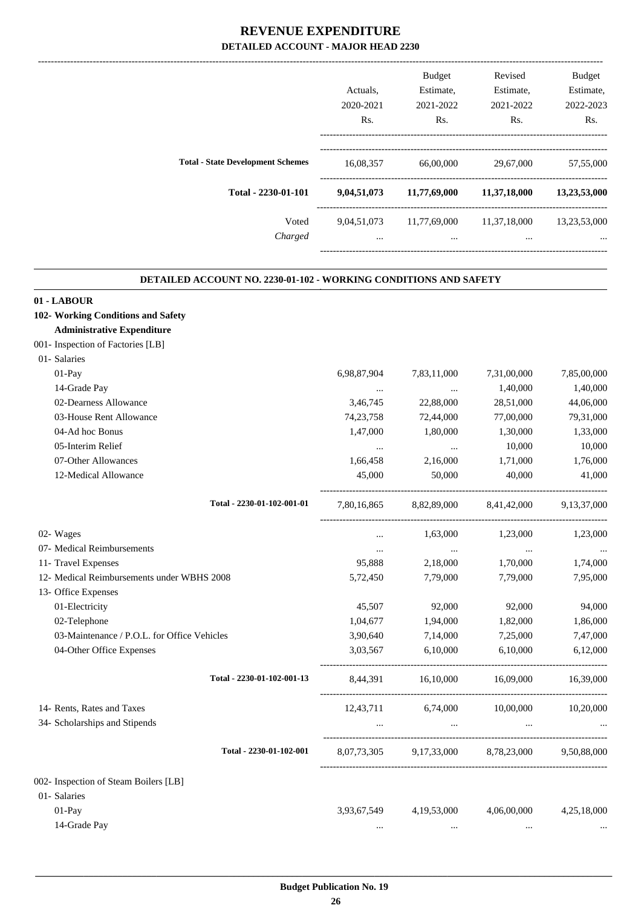# REVENUE EXPENDITURE

## DETAILED ACCOUNT - MAJOR HEAD 2230

| | Actuals, 2020-2021 Rs. | Budget Estimate, 2021-2022 Rs. | Revised Estimate, 2021-2022 Rs. | Budget Estimate, 2022-2023 Rs. |
|---|---|---|---|---|
| **Total - State Development Schemes** | 16,08,357 | 66,00,000 | 29,67,000 | 57,55,000 |
| **Total - 2230-01-101** | **9,04,51,073** | **11,77,69,000** | **11,37,18,000** | **13,23,53,000** |
| Voted | 9,04,51,073 | 11,77,69,000 | 11,37,18,000 | 13,23,53,000 |
| *Charged* | ... | ... | ... | ... |

### DETAILED ACCOUNT NO. 2230-01-102 - WORKING CONDITIONS AND SAFETY

| | Actuals, 2020-2021 Rs. | Budget Estimate, 2021-2022 Rs. | Revised Estimate, 2021-2022 Rs. | Budget Estimate, 2022-2023 Rs. |
|---|---|---|---|---|
| **01 - LABOUR** | | | | |
| **102- Working Conditions and Safety** | | | | |
| **Administrative Expenditure** | | | | |
| 001- Inspection of Factories [LB] | | | | |
| 01- Salaries | | | | |
| 01-Pay | 6,98,87,904 | 7,83,11,000 | 7,31,00,000 | 7,85,00,000 |
| 14-Grade Pay | ... | ... | 1,40,000 | 1,40,000 |
| 02-Dearness Allowance | 3,46,745 | 22,88,000 | 28,51,000 | 44,06,000 |
| 03-House Rent Allowance | 74,23,758 | 72,44,000 | 77,00,000 | 79,31,000 |
| 04-Ad hoc Bonus | 1,47,000 | 1,80,000 | 1,30,000 | 1,33,000 |
| 05-Interim Relief | ... | ... | 10,000 | 10,000 |
| 07-Other Allowances | 1,66,458 | 2,16,000 | 1,71,000 | 1,76,000 |
| 12-Medical Allowance | 45,000 | 50,000 | 40,000 | 41,000 |
| Total - 2230-01-102-001-01 | 7,80,16,865 | 8,82,89,000 | 8,41,42,000 | 9,13,37,000 |
| 02- Wages | ... | 1,63,000 | 1,23,000 | 1,23,000 |
| 07- Medical Reimbursements | ... | ... | ... | ... |
| 11- Travel Expenses | 95,888 | 2,18,000 | 1,70,000 | 1,74,000 |
| 12- Medical Reimbursements under WBHS 2008 | 5,72,450 | 7,79,000 | 7,79,000 | 7,95,000 |
| 13- Office Expenses | | | | |
| 01-Electricity | 45,507 | 92,000 | 92,000 | 94,000 |
| 02-Telephone | 1,04,677 | 1,94,000 | 1,82,000 | 1,86,000 |
| 03-Maintenance / P.O.L. for Office Vehicles | 3,90,640 | 7,14,000 | 7,25,000 | 7,47,000 |
| 04-Other Office Expenses | 3,03,567 | 6,10,000 | 6,10,000 | 6,12,000 |
| Total - 2230-01-102-001-13 | 8,44,391 | 16,10,000 | 16,09,000 | 16,39,000 |
| 14- Rents, Rates and Taxes | 12,43,711 | 6,74,000 | 10,00,000 | 10,20,000 |
| 34- Scholarships and Stipends | ... | ... | ... | ... |
| Total - 2230-01-102-001 | 8,07,73,305 | 9,17,33,000 | 8,78,23,000 | 9,50,88,000 |
| 002- Inspection of Steam Boilers [LB] | | | | |
| 01- Salaries | | | | |
| 01-Pay | 3,93,67,549 | 4,19,53,000 | 4,06,00,000 | 4,25,18,000 |
| 14-Grade Pay | ... | ... | ... | ... |

Budget Publication No. 19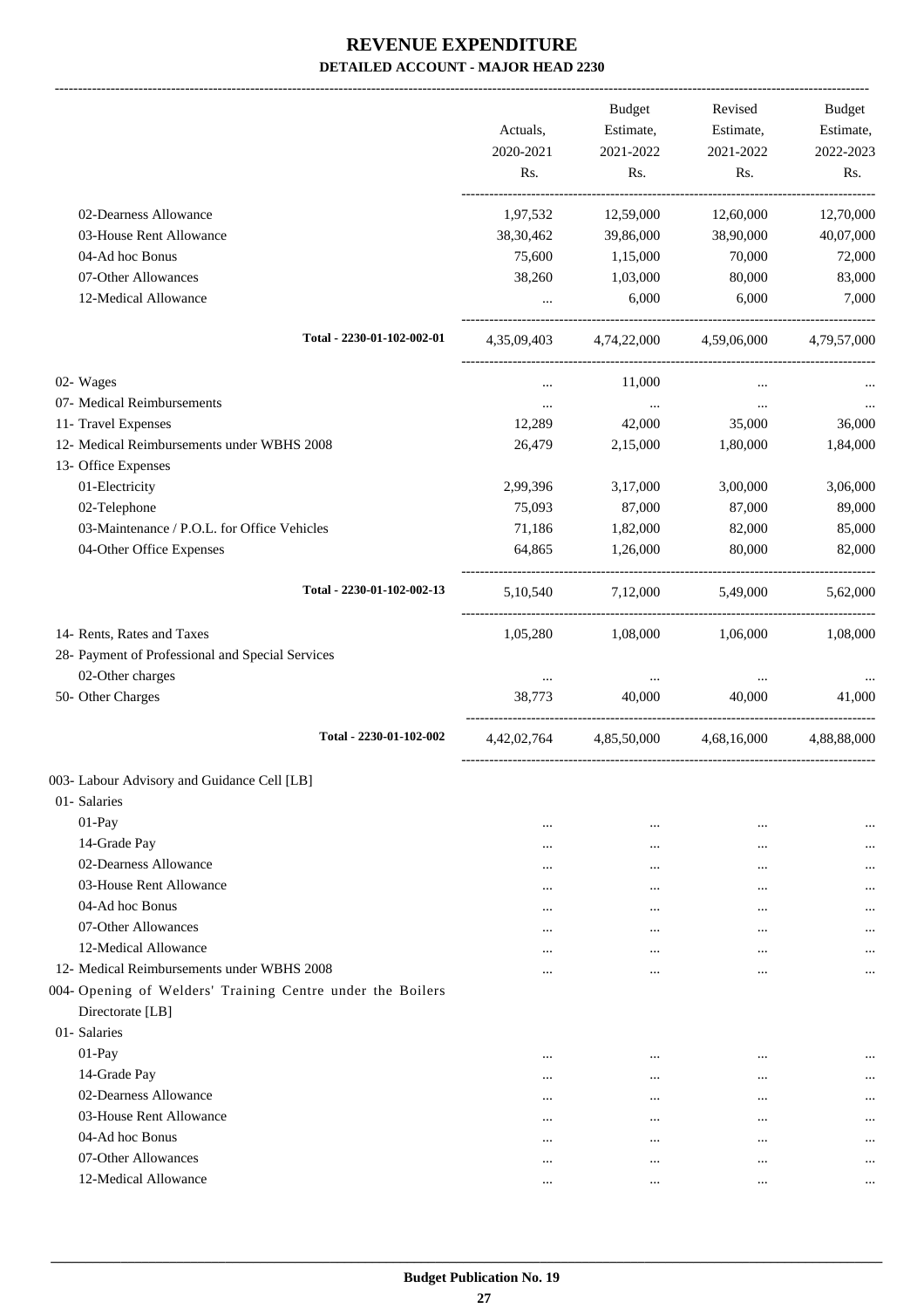# REVENUE EXPENDITURE

## DETAILED ACCOUNT - MAJOR HEAD 2230

| | Actuals, 2020-2021 Rs. | Budget Estimate, 2021-2022 Rs. | Revised Estimate, 2021-2022 Rs. | Budget Estimate, 2022-2023 Rs. |
|---|---|---|---|---|
| 02-Dearness Allowance | 1,97,532 | 12,59,000 | 12,60,000 | 12,70,000 |
| 03-House Rent Allowance | 38,30,462 | 39,86,000 | 38,90,000 | 40,07,000 |
| 04-Ad hoc Bonus | 75,600 | 1,15,000 | 70,000 | 72,000 |
| 07-Other Allowances | 38,260 | 1,03,000 | 80,000 | 83,000 |
| 12-Medical Allowance | ... | 6,000 | 6,000 | 7,000 |
| Total - 2230-01-102-002-01 | 4,35,09,403 | 4,74,22,000 | 4,59,06,000 | 4,79,57,000 |
| 02- Wages | ... | 11,000 | ... | ... |
| 07- Medical Reimbursements | ... | ... | ... | ... |
| 11- Travel Expenses | 12,289 | 42,000 | 35,000 | 36,000 |
| 12- Medical Reimbursements under WBHS 2008 | 26,479 | 2,15,000 | 1,80,000 | 1,84,000 |
| 13- Office Expenses | | | | |
| 01-Electricity | 2,99,396 | 3,17,000 | 3,00,000 | 3,06,000 |
| 02-Telephone | 75,093 | 87,000 | 87,000 | 89,000 |
| 03-Maintenance / P.O.L. for Office Vehicles | 71,186 | 1,82,000 | 82,000 | 85,000 |
| 04-Other Office Expenses | 64,865 | 1,26,000 | 80,000 | 82,000 |
| Total - 2230-01-102-002-13 | 5,10,540 | 7,12,000 | 5,49,000 | 5,62,000 |
| 14- Rents, Rates and Taxes | 1,05,280 | 1,08,000 | 1,06,000 | 1,08,000 |
| 28- Payment of Professional and Special Services | | | | |
| 02-Other charges | ... | ... | ... | ... |
| 50- Other Charges | 38,773 | 40,000 | 40,000 | 41,000 |
| Total - 2230-01-102-002 | 4,42,02,764 | 4,85,50,000 | 4,68,16,000 | 4,88,88,000 |
| 003- Labour Advisory and Guidance Cell [LB] | | | | |
| 01- Salaries | | | | |
| 01-Pay | ... | ... | ... | ... |
| 14-Grade Pay | ... | ... | ... | ... |
| 02-Dearness Allowance | ... | ... | ... | ... |
| 03-House Rent Allowance | ... | ... | ... | ... |
| 04-Ad hoc Bonus | ... | ... | ... | ... |
| 07-Other Allowances | ... | ... | ... | ... |
| 12-Medical Allowance | ... | ... | ... | ... |
| 12- Medical Reimbursements under WBHS 2008 | ... | ... | ... | ... |
| 004- Opening of Welders' Training Centre under the Boilers Directorate [LB] | | | | |
| 01- Salaries | | | | |
| 01-Pay | ... | ... | ... | ... |
| 14-Grade Pay | ... | ... | ... | ... |
| 02-Dearness Allowance | ... | ... | ... | ... |
| 03-House Rent Allowance | ... | ... | ... | ... |
| 04-Ad hoc Bonus | ... | ... | ... | ... |
| 07-Other Allowances | ... | ... | ... | ... |
| 12-Medical Allowance | ... | ... | ... | ... |

**Budget Publication No. 19**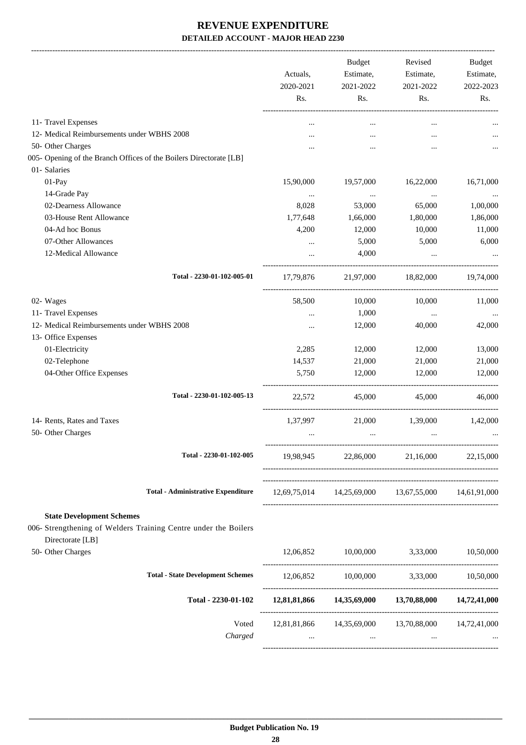# REVENUE EXPENDITURE

**DETAILED ACCOUNT - MAJOR HEAD 2230**

| | Actuals, 2020-2021 Rs. | Budget Estimate, 2021-2022 Rs. | Revised Estimate, 2021-2022 Rs. | Budget Estimate, 2022-2023 Rs. |
|---|---|---|---|---|
| 11- Travel Expenses | ... | ... | ... | ... |
| 12- Medical Reimbursements under WBHS 2008 | ... | ... | ... | ... |
| 50- Other Charges | ... | ... | ... | ... |
| 005- Opening of the Branch Offices of the Boilers Directorate [LB] | | | | |
| 01- Salaries | | | | |
| 01-Pay | 15,90,000 | 19,57,000 | 16,22,000 | 16,71,000 |
| 14-Grade Pay | ... | ... | ... | ... |
| 02-Dearness Allowance | 8,028 | 53,000 | 65,000 | 1,00,000 |
| 03-House Rent Allowance | 1,77,648 | 1,66,000 | 1,80,000 | 1,86,000 |
| 04-Ad hoc Bonus | 4,200 | 12,000 | 10,000 | 11,000 |
| 07-Other Allowances | ... | 5,000 | 5,000 | 6,000 |
| 12-Medical Allowance | ... | 4,000 | ... | ... |
| **Total - 2230-01-102-005-01** | 17,79,876 | 21,97,000 | 18,82,000 | 19,74,000 |
| 02- Wages | 58,500 | 10,000 | 10,000 | 11,000 |
| 11- Travel Expenses | ... | 1,000 | ... | ... |
| 12- Medical Reimbursements under WBHS 2008 | ... | 12,000 | 40,000 | 42,000 |
| 13- Office Expenses | | | | |
| 01-Electricity | 2,285 | 12,000 | 12,000 | 13,000 |
| 02-Telephone | 14,537 | 21,000 | 21,000 | 21,000 |
| 04-Other Office Expenses | 5,750 | 12,000 | 12,000 | 12,000 |
| **Total - 2230-01-102-005-13** | 22,572 | 45,000 | 45,000 | 46,000 |
| 14- Rents, Rates and Taxes | 1,37,997 | 21,000 | 1,39,000 | 1,42,000 |
| 50- Other Charges | ... | ... | ... | ... |
| **Total - 2230-01-102-005** | 19,98,945 | 22,86,000 | 21,16,000 | 22,15,000 |
| **Total - Administrative Expenditure** | 12,69,75,014 | 14,25,69,000 | 13,67,55,000 | 14,61,91,000 |
| **State Development Schemes** | | | | |
| 006- Strengthening of Welders Training Centre under the Boilers Directorate [LB] | | | | |
| 50- Other Charges | 12,06,852 | 10,00,000 | 3,33,000 | 10,50,000 |
| **Total - State Development Schemes** | 12,06,852 | 10,00,000 | 3,33,000 | 10,50,000 |
| **Total - 2230-01-102** | **12,81,81,866** | **14,35,69,000** | **13,70,88,000** | **14,72,41,000** |
| Voted | 12,81,81,866 | 14,35,69,000 | 13,70,88,000 | 14,72,41,000 |
| *Charged* | ... | ... | ... | ... |

**Budget Publication No. 19**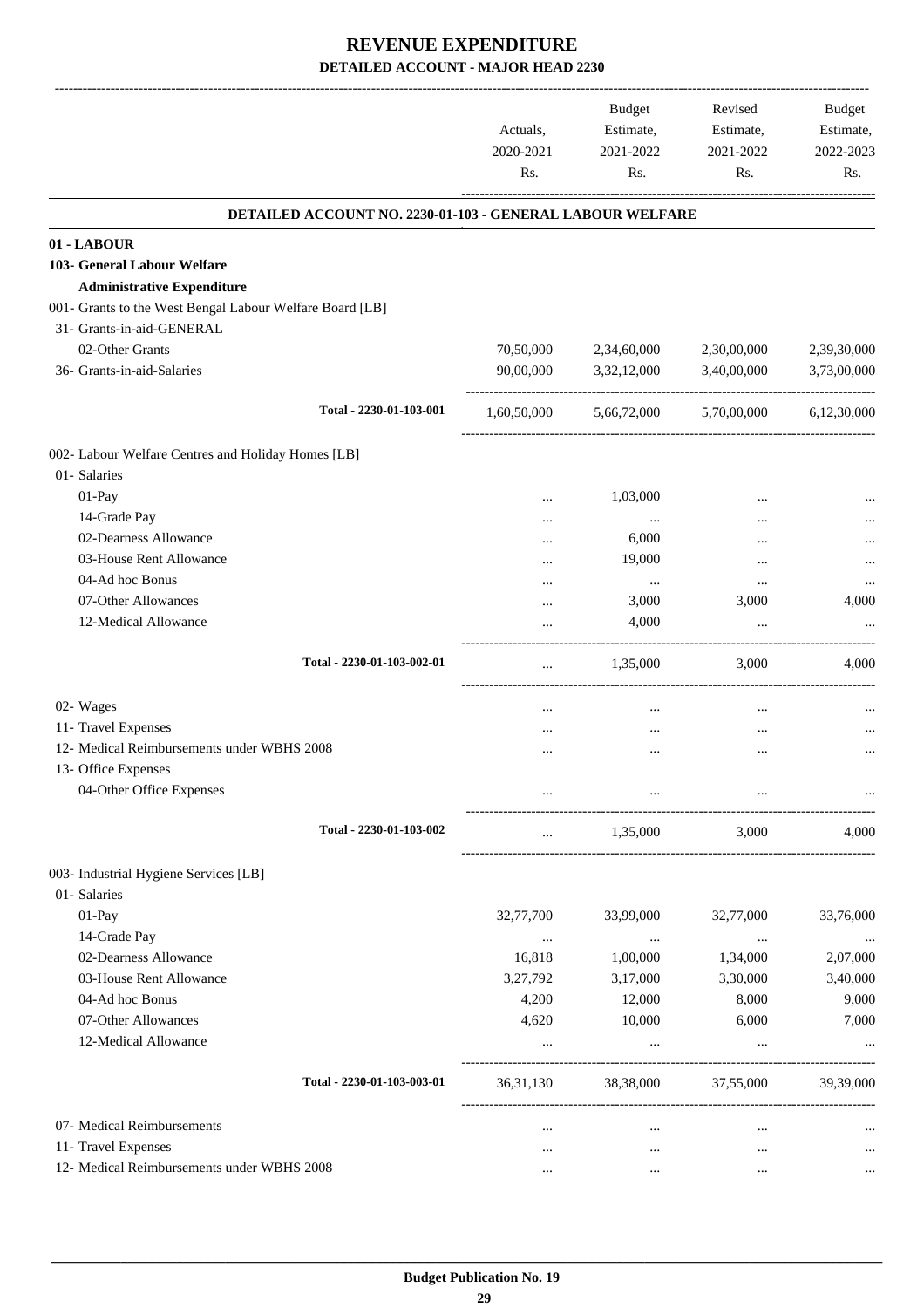# REVENUE EXPENDITURE

## DETAILED ACCOUNT - MAJOR HEAD 2230

| | Actuals, 2020-2021 Rs. | Budget Estimate, 2021-2022 Rs. | Revised Estimate, 2021-2022 Rs. | Budget Estimate, 2022-2023 Rs. |
|---|---|---|---|---|
| **DETAILED ACCOUNT NO. 2230-01-103 - GENERAL LABOUR WELFARE** | | | | |
| **01 - LABOUR** | | | | |
| **103- General Labour Welfare** | | | | |
| **Administrative Expenditure** | | | | |
| 001- Grants to the West Bengal Labour Welfare Board [LB] | | | | |
| 31- Grants-in-aid-GENERAL | | | | |
| 02-Other Grants | 70,50,000 | 2,34,60,000 | 2,30,00,000 | 2,39,30,000 |
| 36- Grants-in-aid-Salaries | 90,00,000 | 3,32,12,000 | 3,40,00,000 | 3,73,00,000 |
| Total - 2230-01-103-001 | 1,60,50,000 | 5,66,72,000 | 5,70,00,000 | 6,12,30,000 |
| 002- Labour Welfare Centres and Holiday Homes [LB] | | | | |
| 01- Salaries | | | | |
| 01-Pay | ... | 1,03,000 | ... | ... |
| 14-Grade Pay | ... | ... | ... | ... |
| 02-Dearness Allowance | ... | 6,000 | ... | ... |
| 03-House Rent Allowance | ... | 19,000 | ... | ... |
| 04-Ad hoc Bonus | ... | ... | ... | ... |
| 07-Other Allowances | ... | 3,000 | 3,000 | 4,000 |
| 12-Medical Allowance | ... | 4,000 | ... | ... |
| Total - 2230-01-103-002-01 | ... | 1,35,000 | 3,000 | 4,000 |
| 02- Wages | ... | ... | ... | ... |
| 11- Travel Expenses | ... | ... | ... | ... |
| 12- Medical Reimbursements under WBHS 2008 | ... | ... | ... | ... |
| 13- Office Expenses | | | | |
| 04-Other Office Expenses | ... | ... | ... | ... |
| Total - 2230-01-103-002 | ... | 1,35,000 | 3,000 | 4,000 |
| 003- Industrial Hygiene Services [LB] | | | | |
| 01- Salaries | | | | |
| 01-Pay | 32,77,700 | 33,99,000 | 32,77,000 | 33,76,000 |
| 14-Grade Pay | ... | ... | ... | ... |
| 02-Dearness Allowance | 16,818 | 1,00,000 | 1,34,000 | 2,07,000 |
| 03-House Rent Allowance | 3,27,792 | 3,17,000 | 3,30,000 | 3,40,000 |
| 04-Ad hoc Bonus | 4,200 | 12,000 | 8,000 | 9,000 |
| 07-Other Allowances | 4,620 | 10,000 | 6,000 | 7,000 |
| 12-Medical Allowance | ... | ... | ... | ... |
| Total - 2230-01-103-003-01 | 36,31,130 | 38,38,000 | 37,55,000 | 39,39,000 |
| 07- Medical Reimbursements | ... | ... | ... | ... |
| 11- Travel Expenses | ... | ... | ... | ... |
| 12- Medical Reimbursements under WBHS 2008 | ... | ... | ... | ... |

Budget Publication No. 19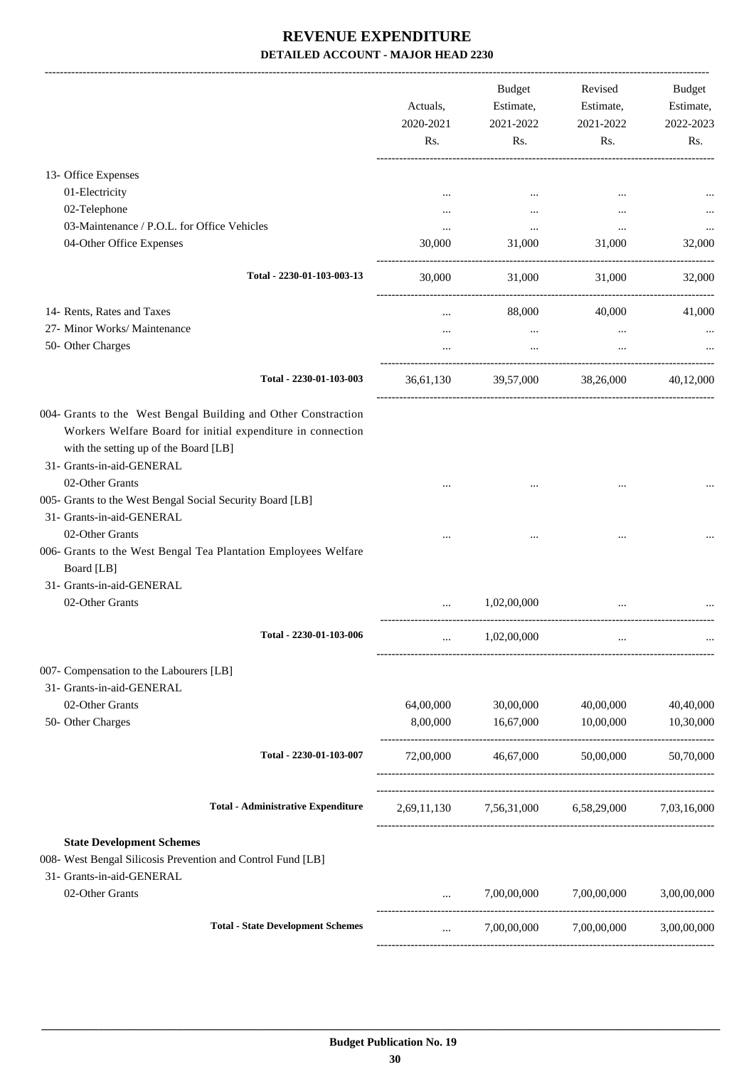# REVENUE EXPENDITURE

**DETAILED ACCOUNT - MAJOR HEAD 2230**

| | Actuals, 2020-2021 Rs. | Budget Estimate, 2021-2022 Rs. | Revised Estimate, 2021-2022 Rs. | Budget Estimate, 2022-2023 Rs. |
|---|---|---|---|---|
| 13- Office Expenses | | | | |
| 01-Electricity | ... | ... | ... | ... |
| 02-Telephone | ... | ... | ... | ... |
| 03-Maintenance / P.O.L. for Office Vehicles | ... | ... | ... | ... |
| 04-Other Office Expenses | 30,000 | 31,000 | 31,000 | 32,000 |
| **Total - 2230-01-103-003-13** | 30,000 | 31,000 | 31,000 | 32,000 |
| 14- Rents, Rates and Taxes | ... | 88,000 | 40,000 | 41,000 |
| 27- Minor Works/ Maintenance | ... | ... | ... | ... |
| 50- Other Charges | ... | ... | ... | ... |
| **Total - 2230-01-103-003** | 36,61,130 | 39,57,000 | 38,26,000 | 40,12,000 |
| 004- Grants to the West Bengal Building and Other Constraction Workers Welfare Board for initial expenditure in connection with the setting up of the Board [LB] | | | | |
| 31- Grants-in-aid-GENERAL | | | | |
| 02-Other Grants | ... | ... | ... | ... |
| 005- Grants to the West Bengal Social Security Board [LB] | | | | |
| 31- Grants-in-aid-GENERAL | | | | |
| 02-Other Grants | ... | ... | ... | ... |
| 006- Grants to the West Bengal Tea Plantation Employees Welfare Board [LB] | | | | |
| 31- Grants-in-aid-GENERAL | | | | |
| 02-Other Grants | ... | 1,02,00,000 | ... | ... |
| **Total - 2230-01-103-006** | ... | 1,02,00,000 | ... | ... |
| 007- Compensation to the Labourers [LB] | | | | |
| 31- Grants-in-aid-GENERAL | | | | |
| 02-Other Grants | 64,00,000 | 30,00,000 | 40,00,000 | 40,40,000 |
| 50- Other Charges | 8,00,000 | 16,67,000 | 10,00,000 | 10,30,000 |
| **Total - 2230-01-103-007** | 72,00,000 | 46,67,000 | 50,00,000 | 50,70,000 |
| **Total - Administrative Expenditure** | 2,69,11,130 | 7,56,31,000 | 6,58,29,000 | 7,03,16,000 |
| **State Development Schemes** | | | | |
| 008- West Bengal Silicosis Prevention and Control Fund [LB] | | | | |
| 31- Grants-in-aid-GENERAL | | | | |
| 02-Other Grants | ... | 7,00,00,000 | 7,00,00,000 | 3,00,00,000 |
| **Total - State Development Schemes** | ... | 7,00,00,000 | 7,00,00,000 | 3,00,00,000 |

**Budget Publication No. 19**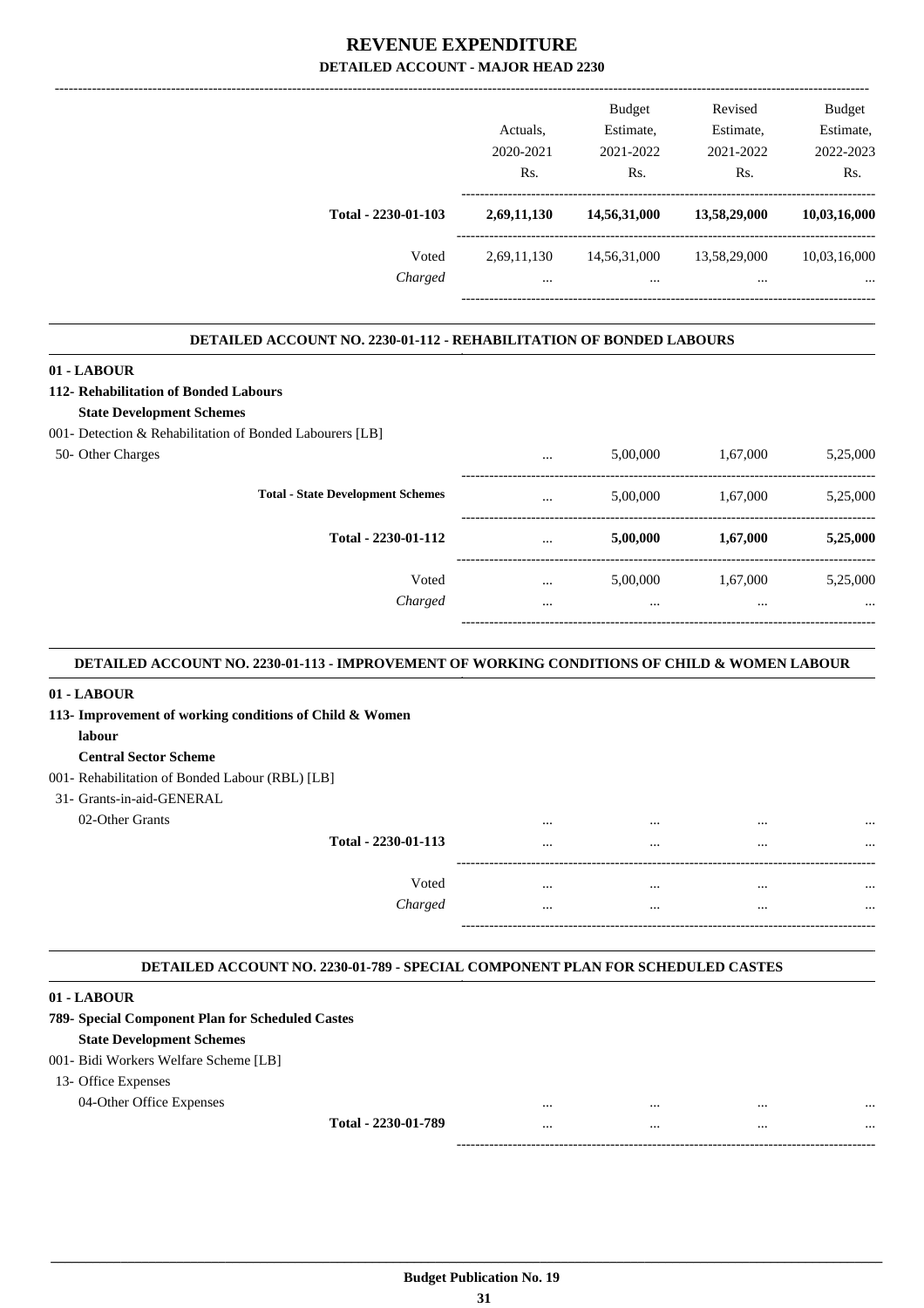# REVENUE EXPENDITURE

## DETAILED ACCOUNT - MAJOR HEAD 2230

| | Actuals, 2020-2021 Rs. | Budget Estimate, 2021-2022 Rs. | Revised Estimate, 2021-2022 Rs. | Budget Estimate, 2022-2023 Rs. |
|---|---|---|---|---|
| **Total - 2230-01-103** | **2,69,11,130** | **14,56,31,000** | **13,58,29,000** | **10,03,16,000** |
| Voted | 2,69,11,130 | 14,56,31,000 | 13,58,29,000 | 10,03,16,000 |
| *Charged* | ... | ... | ... | ... |

### DETAILED ACCOUNT NO. 2230-01-112 - REHABILITATION OF BONDED LABOURS

| | Actuals, 2020-2021 Rs. | Budget Estimate, 2021-2022 Rs. | Revised Estimate, 2021-2022 Rs. | Budget Estimate, 2022-2023 Rs. |
|---|---|---|---|---|
| **01 - LABOUR** | | | | |
| **112- Rehabilitation of Bonded Labours** | | | | |
| **State Development Schemes** | | | | |
| 001- Detection & Rehabilitation of Bonded Labourers [LB] | | | | |
| 50- Other Charges | ... | 5,00,000 | 1,67,000 | 5,25,000 |
| **Total - State Development Schemes** | ... | 5,00,000 | 1,67,000 | 5,25,000 |
| **Total - 2230-01-112** | ... | **5,00,000** | **1,67,000** | **5,25,000** |
| Voted | ... | 5,00,000 | 1,67,000 | 5,25,000 |
| *Charged* | ... | ... | ... | ... |

### DETAILED ACCOUNT NO. 2230-01-113 - IMPROVEMENT OF WORKING CONDITIONS OF CHILD & WOMEN LABOUR

| | Actuals, 2020-2021 Rs. | Budget Estimate, 2021-2022 Rs. | Revised Estimate, 2021-2022 Rs. | Budget Estimate, 2022-2023 Rs. |
|---|---|---|---|---|
| **01 - LABOUR** | | | | |
| **113- Improvement of working conditions of Child & Women labour** | | | | |
| **Central Sector Scheme** | | | | |
| 001- Rehabilitation of Bonded Labour (RBL) [LB] | | | | |
| 31- Grants-in-aid-GENERAL | | | | |
| 02-Other Grants | ... | ... | ... | ... |
| **Total - 2230-01-113** | ... | ... | ... | ... |
| Voted | ... | ... | ... | ... |
| *Charged* | ... | ... | ... | ... |

### DETAILED ACCOUNT NO. 2230-01-789 - SPECIAL COMPONENT PLAN FOR SCHEDULED CASTES

| | Actuals, 2020-2021 Rs. | Budget Estimate, 2021-2022 Rs. | Revised Estimate, 2021-2022 Rs. | Budget Estimate, 2022-2023 Rs. |
|---|---|---|---|---|
| **01 - LABOUR** | | | | |
| **789- Special Component Plan for Scheduled Castes** | | | | |
| **State Development Schemes** | | | | |
| 001- Bidi Workers Welfare Scheme [LB] | | | | |
| 13- Office Expenses | | | | |
| 04-Other Office Expenses | ... | ... | ... | ... |
| **Total - 2230-01-789** | ... | ... | ... | ... |

**Budget Publication No. 19**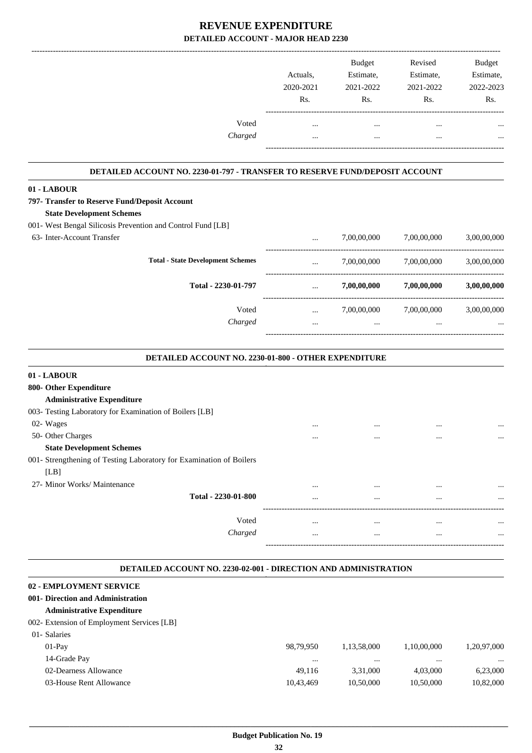# REVENUE EXPENDITURE

## DETAILED ACCOUNT - MAJOR HEAD 2230

| | Actuals, 2020-2021 Rs. | Budget Estimate, 2021-2022 Rs. | Revised Estimate, 2021-2022 Rs. | Budget Estimate, 2022-2023 Rs. |
|---|---|---|---|---|
| Voted | ... | ... | ... | ... |
| *Charged* | ... | ... | ... | ... |

### DETAILED ACCOUNT NO. 2230-01-797 - TRANSFER TO RESERVE FUND/DEPOSIT ACCOUNT

| | | | | |
|---|---|---|---|---|
| **01 - LABOUR** | | | | |
| **797- Transfer to Reserve Fund/Deposit Account** | | | | |
| **State Development Schemes** | | | | |
| 001- West Bengal Silicosis Prevention and Control Fund [LB] | | | | |
| 63- Inter-Account Transfer | ... | 7,00,00,000 | 7,00,00,000 | 3,00,00,000 |
| **Total - State Development Schemes** | ... | 7,00,00,000 | 7,00,00,000 | 3,00,00,000 |
| **Total - 2230-01-797** | ... | **7,00,00,000** | **7,00,00,000** | **3,00,00,000** |
| Voted | ... | 7,00,00,000 | 7,00,00,000 | 3,00,00,000 |
| *Charged* | ... | ... | ... | ... |

### DETAILED ACCOUNT NO. 2230-01-800 - OTHER EXPENDITURE

| | | | | |
|---|---|---|---|---|
| **01 - LABOUR** | | | | |
| **800- Other Expenditure** | | | | |
| **Administrative Expenditure** | | | | |
| 003- Testing Laboratory for Examination of Boilers [LB] | | | | |
| 02- Wages | ... | ... | ... | ... |
| 50- Other Charges | ... | ... | ... | ... |
| **State Development Schemes** | | | | |
| 001- Strengthening of Testing Laboratory for Examination of Boilers [LB] | | | | |
| 27- Minor Works/ Maintenance | ... | ... | ... | ... |
| **Total - 2230-01-800** | ... | ... | ... | ... |
| Voted | ... | ... | ... | ... |
| *Charged* | ... | ... | ... | ... |

### DETAILED ACCOUNT NO. 2230-02-001 - DIRECTION AND ADMINISTRATION

| | | | | |
|---|---|---|---|---|
| **02 - EMPLOYMENT SERVICE** | | | | |
| **001- Direction and Administration** | | | | |
| **Administrative Expenditure** | | | | |
| 002- Extension of Employment Services [LB] | | | | |
| 01- Salaries | | | | |
| 01-Pay | 98,79,950 | 1,13,58,000 | 1,10,00,000 | 1,20,97,000 |
| 14-Grade Pay | ... | ... | ... | ... |
| 02-Dearness Allowance | 49,116 | 3,31,000 | 4,03,000 | 6,23,000 |
| 03-House Rent Allowance | 10,43,469 | 10,50,000 | 10,50,000 | 10,82,000 |

Budget Publication No. 19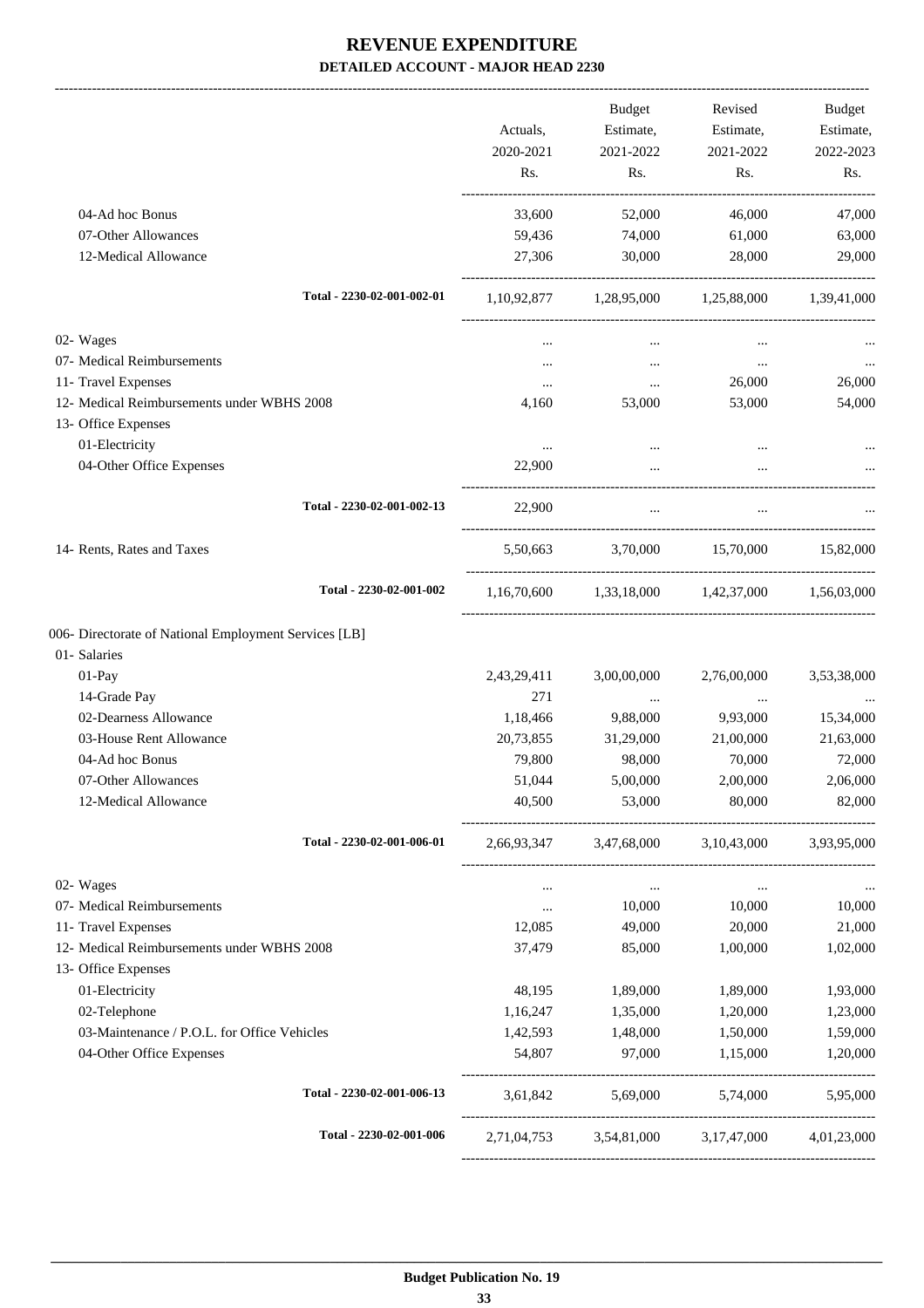# REVENUE EXPENDITURE

**DETAILED ACCOUNT - MAJOR HEAD 2230**

| | Actuals, 2020-2021 Rs. | Budget Estimate, 2021-2022 Rs. | Revised Estimate, 2021-2022 Rs. | Budget Estimate, 2022-2023 Rs. |
|---|---|---|---|---|
| 04-Ad hoc Bonus | 33,600 | 52,000 | 46,000 | 47,000 |
| 07-Other Allowances | 59,436 | 74,000 | 61,000 | 63,000 |
| 12-Medical Allowance | 27,306 | 30,000 | 28,000 | 29,000 |
| **Total - 2230-02-001-002-01** | 1,10,92,877 | 1,28,95,000 | 1,25,88,000 | 1,39,41,000 |
| 02- Wages | ... | ... | ... | ... |
| 07- Medical Reimbursements | ... | ... | ... | ... |
| 11- Travel Expenses | ... | ... | 26,000 | 26,000 |
| 12- Medical Reimbursements under WBHS 2008 | 4,160 | 53,000 | 53,000 | 54,000 |
| 13- Office Expenses | | | | |
| 01-Electricity | ... | ... | ... | ... |
| 04-Other Office Expenses | 22,900 | ... | ... | ... |
| **Total - 2230-02-001-002-13** | 22,900 | ... | ... | ... |
| 14- Rents, Rates and Taxes | 5,50,663 | 3,70,000 | 15,70,000 | 15,82,000 |
| **Total - 2230-02-001-002** | 1,16,70,600 | 1,33,18,000 | 1,42,37,000 | 1,56,03,000 |
| 006- Directorate of National Employment Services [LB] | | | | |
| 01- Salaries | | | | |
| 01-Pay | 2,43,29,411 | 3,00,00,000 | 2,76,00,000 | 3,53,38,000 |
| 14-Grade Pay | 271 | ... | ... | ... |
| 02-Dearness Allowance | 1,18,466 | 9,88,000 | 9,93,000 | 15,34,000 |
| 03-House Rent Allowance | 20,73,855 | 31,29,000 | 21,00,000 | 21,63,000 |
| 04-Ad hoc Bonus | 79,800 | 98,000 | 70,000 | 72,000 |
| 07-Other Allowances | 51,044 | 5,00,000 | 2,00,000 | 2,06,000 |
| 12-Medical Allowance | 40,500 | 53,000 | 80,000 | 82,000 |
| **Total - 2230-02-001-006-01** | 2,66,93,347 | 3,47,68,000 | 3,10,43,000 | 3,93,95,000 |
| 02- Wages | ... | ... | ... | ... |
| 07- Medical Reimbursements | ... | 10,000 | 10,000 | 10,000 |
| 11- Travel Expenses | 12,085 | 49,000 | 20,000 | 21,000 |
| 12- Medical Reimbursements under WBHS 2008 | 37,479 | 85,000 | 1,00,000 | 1,02,000 |
| 13- Office Expenses | | | | |
| 01-Electricity | 48,195 | 1,89,000 | 1,89,000 | 1,93,000 |
| 02-Telephone | 1,16,247 | 1,35,000 | 1,20,000 | 1,23,000 |
| 03-Maintenance / P.O.L. for Office Vehicles | 1,42,593 | 1,48,000 | 1,50,000 | 1,59,000 |
| 04-Other Office Expenses | 54,807 | 97,000 | 1,15,000 | 1,20,000 |
| **Total - 2230-02-001-006-13** | 3,61,842 | 5,69,000 | 5,74,000 | 5,95,000 |
| **Total - 2230-02-001-006** | 2,71,04,753 | 3,54,81,000 | 3,17,47,000 | 4,01,23,000 |

**Budget Publication No. 19**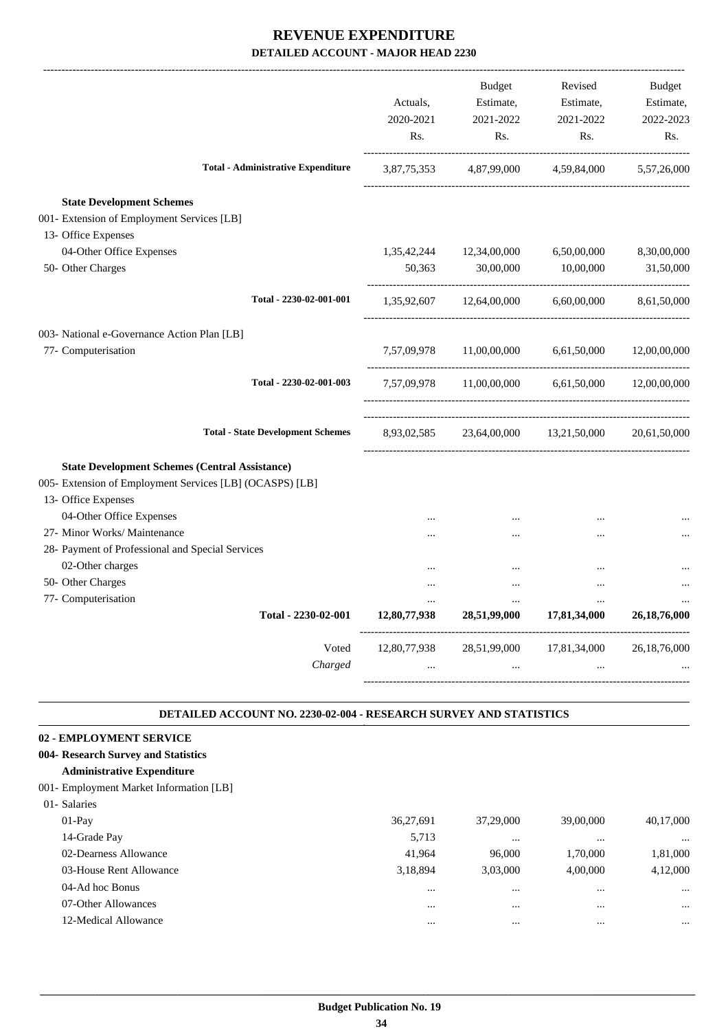# REVENUE EXPENDITURE

## DETAILED ACCOUNT - MAJOR HEAD 2230

| | Actuals, 2020-2021 Rs. | Budget Estimate, 2021-2022 Rs. | Revised Estimate, 2021-2022 Rs. | Budget Estimate, 2022-2023 Rs. |
|---|---|---|---|---|
| **Total - Administrative Expenditure** | 3,87,75,353 | 4,87,99,000 | 4,59,84,000 | 5,57,26,000 |
| **State Development Schemes** | | | | |
| 001- Extension of Employment Services [LB] | | | | |
| 13- Office Expenses | | | | |
| 04-Other Office Expenses | 1,35,42,244 | 12,34,00,000 | 6,50,00,000 | 8,30,00,000 |
| 50- Other Charges | 50,363 | 30,00,000 | 10,00,000 | 31,50,000 |
| **Total - 2230-02-001-001** | 1,35,92,607 | 12,64,00,000 | 6,60,00,000 | 8,61,50,000 |
| 003- National e-Governance Action Plan [LB] | | | | |
| 77- Computerisation | 7,57,09,978 | 11,00,00,000 | 6,61,50,000 | 12,00,00,000 |
| **Total - 2230-02-001-003** | 7,57,09,978 | 11,00,00,000 | 6,61,50,000 | 12,00,00,000 |
| **Total - State Development Schemes** | 8,93,02,585 | 23,64,00,000 | 13,21,50,000 | 20,61,50,000 |
| **State Development Schemes (Central Assistance)** | | | | |
| 005- Extension of Employment Services [LB] (OCASPS) [LB] | | | | |
| 13- Office Expenses | | | | |
| 04-Other Office Expenses | ... | ... | ... | ... |
| 27- Minor Works/ Maintenance | ... | ... | ... | ... |
| 28- Payment of Professional and Special Services | | | | |
| 02-Other charges | ... | ... | ... | ... |
| 50- Other Charges | ... | ... | ... | ... |
| 77- Computerisation | ... | ... | ... | ... |
| **Total - 2230-02-001** | **12,80,77,938** | **28,51,99,000** | **17,81,34,000** | **26,18,76,000** |
| Voted | 12,80,77,938 | 28,51,99,000 | 17,81,34,000 | 26,18,76,000 |
| *Charged* | ... | ... | ... | ... |

### DETAILED ACCOUNT NO. 2230-02-004 - RESEARCH SURVEY AND STATISTICS

| | Actuals, 2020-2021 Rs. | Budget Estimate, 2021-2022 Rs. | Revised Estimate, 2021-2022 Rs. | Budget Estimate, 2022-2023 Rs. |
|---|---|---|---|---|
| **02 - EMPLOYMENT SERVICE** | | | | |
| **004- Research Survey and Statistics** | | | | |
| **Administrative Expenditure** | | | | |
| 001- Employment Market Information [LB] | | | | |
| 01- Salaries | | | | |
| 01-Pay | 36,27,691 | 37,29,000 | 39,00,000 | 40,17,000 |
| 14-Grade Pay | 5,713 | ... | ... | ... |
| 02-Dearness Allowance | 41,964 | 96,000 | 1,70,000 | 1,81,000 |
| 03-House Rent Allowance | 3,18,894 | 3,03,000 | 4,00,000 | 4,12,000 |
| 04-Ad hoc Bonus | ... | ... | ... | ... |
| 07-Other Allowances | ... | ... | ... | ... |
| 12-Medical Allowance | ... | ... | ... | ... |

**Budget Publication No. 19**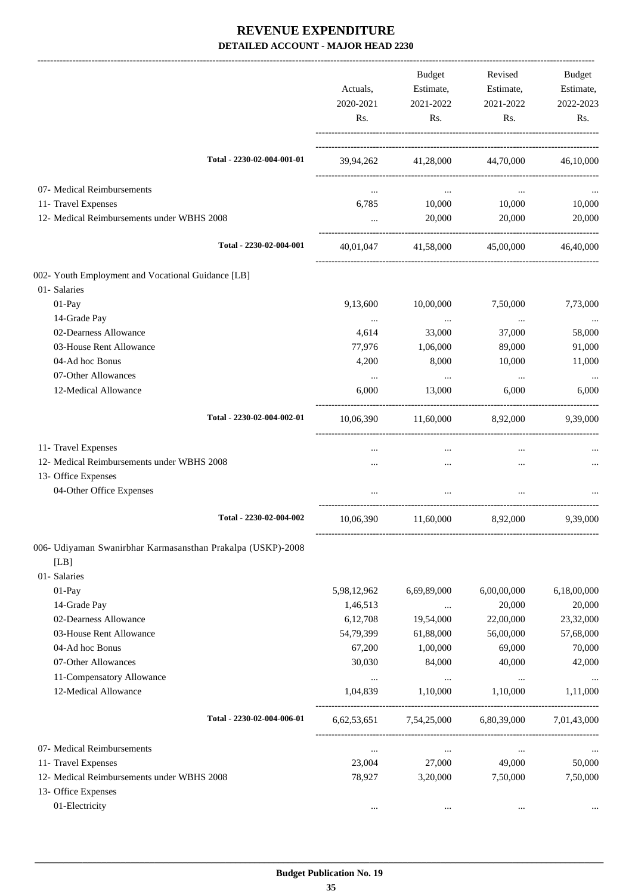# REVENUE EXPENDITURE

## DETAILED ACCOUNT - MAJOR HEAD 2230

| | Actuals, 2020-2021 Rs. | Budget Estimate, 2021-2022 Rs. | Revised Estimate, 2021-2022 Rs. | Budget Estimate, 2022-2023 Rs. |
|---|---|---|---|---|
| Total - 2230-02-004-001-01 | 39,94,262 | 41,28,000 | 44,70,000 | 46,10,000 |
| 07- Medical Reimbursements | ... | ... | ... | ... |
| 11- Travel Expenses | 6,785 | 10,000 | 10,000 | 10,000 |
| 12- Medical Reimbursements under WBHS 2008 | ... | 20,000 | 20,000 | 20,000 |
| Total - 2230-02-004-001 | 40,01,047 | 41,58,000 | 45,00,000 | 46,40,000 |
| 002- Youth Employment and Vocational Guidance [LB] | | | | |
| 01- Salaries | | | | |
| 01-Pay | 9,13,600 | 10,00,000 | 7,50,000 | 7,73,000 |
| 14-Grade Pay | ... | ... | ... | ... |
| 02-Dearness Allowance | 4,614 | 33,000 | 37,000 | 58,000 |
| 03-House Rent Allowance | 77,976 | 1,06,000 | 89,000 | 91,000 |
| 04-Ad hoc Bonus | 4,200 | 8,000 | 10,000 | 11,000 |
| 07-Other Allowances | ... | ... | ... | ... |
| 12-Medical Allowance | 6,000 | 13,000 | 6,000 | 6,000 |
| Total - 2230-02-004-002-01 | 10,06,390 | 11,60,000 | 8,92,000 | 9,39,000 |
| 11- Travel Expenses | ... | ... | ... | ... |
| 12- Medical Reimbursements under WBHS 2008 | ... | ... | ... | ... |
| 13- Office Expenses | | | | |
| 04-Other Office Expenses | ... | ... | ... | ... |
| Total - 2230-02-004-002 | 10,06,390 | 11,60,000 | 8,92,000 | 9,39,000 |
| 006- Udiyaman Swanirbhar Karmasansthan Prakalpa (USKP)-2008 [LB] | | | | |
| 01- Salaries | | | | |
| 01-Pay | 5,98,12,962 | 6,69,89,000 | 6,00,00,000 | 6,18,00,000 |
| 14-Grade Pay | 1,46,513 | ... | 20,000 | 20,000 |
| 02-Dearness Allowance | 6,12,708 | 19,54,000 | 22,00,000 | 23,32,000 |
| 03-House Rent Allowance | 54,79,399 | 61,88,000 | 56,00,000 | 57,68,000 |
| 04-Ad hoc Bonus | 67,200 | 1,00,000 | 69,000 | 70,000 |
| 07-Other Allowances | 30,030 | 84,000 | 40,000 | 42,000 |
| 11-Compensatory Allowance | ... | ... | ... | ... |
| 12-Medical Allowance | 1,04,839 | 1,10,000 | 1,10,000 | 1,11,000 |
| Total - 2230-02-004-006-01 | 6,62,53,651 | 7,54,25,000 | 6,80,39,000 | 7,01,43,000 |
| 07- Medical Reimbursements | ... | ... | ... | ... |
| 11- Travel Expenses | 23,004 | 27,000 | 49,000 | 50,000 |
| 12- Medical Reimbursements under WBHS 2008 | 78,927 | 3,20,000 | 7,50,000 | 7,50,000 |
| 13- Office Expenses | | | | |
| 01-Electricity | ... | ... | ... | ... |

Budget Publication No. 19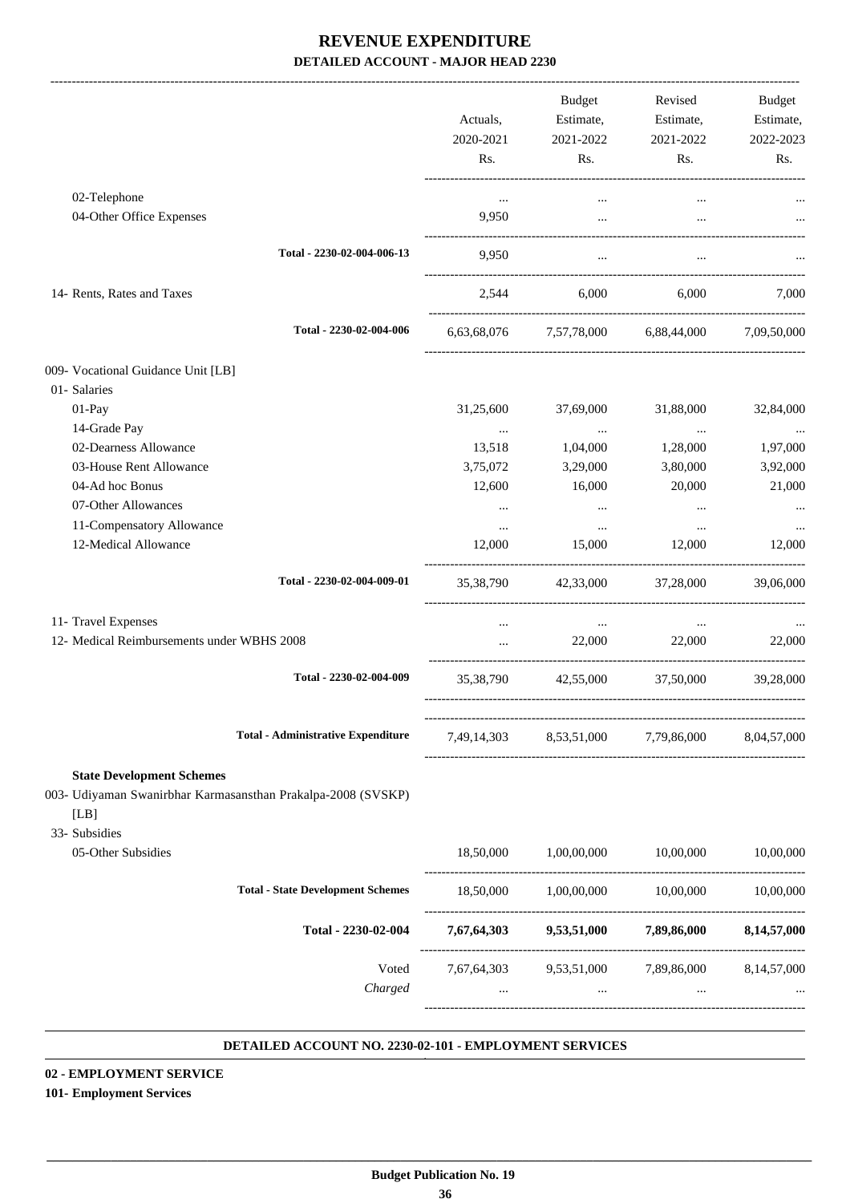# REVENUE EXPENDITURE

## DETAILED ACCOUNT - MAJOR HEAD 2230

| | Actuals, 2020-2021 Rs. | Budget Estimate, 2021-2022 Rs. | Revised Estimate, 2021-2022 Rs. | Budget Estimate, 2022-2023 Rs. |
|---|---|---|---|---|
| 02-Telephone | ... | ... | ... | ... |
| 04-Other Office Expenses | 9,950 | ... | ... | ... |
| Total - 2230-02-004-006-13 | 9,950 | ... | ... | ... |
| 14- Rents, Rates and Taxes | 2,544 | 6,000 | 6,000 | 7,000 |
| Total - 2230-02-004-006 | 6,63,68,076 | 7,57,78,000 | 6,88,44,000 | 7,09,50,000 |
| 009- Vocational Guidance Unit [LB] | | | | |
| 01- Salaries | | | | |
| 01-Pay | 31,25,600 | 37,69,000 | 31,88,000 | 32,84,000 |
| 14-Grade Pay | ... | ... | ... | ... |
| 02-Dearness Allowance | 13,518 | 1,04,000 | 1,28,000 | 1,97,000 |
| 03-House Rent Allowance | 3,75,072 | 3,29,000 | 3,80,000 | 3,92,000 |
| 04-Ad hoc Bonus | 12,600 | 16,000 | 20,000 | 21,000 |
| 07-Other Allowances | ... | ... | ... | ... |
| 11-Compensatory Allowance | ... | ... | ... | ... |
| 12-Medical Allowance | 12,000 | 15,000 | 12,000 | 12,000 |
| Total - 2230-02-004-009-01 | 35,38,790 | 42,33,000 | 37,28,000 | 39,06,000 |
| 11- Travel Expenses | ... | ... | ... | ... |
| 12- Medical Reimbursements under WBHS 2008 | ... | 22,000 | 22,000 | 22,000 |
| Total - 2230-02-004-009 | 35,38,790 | 42,55,000 | 37,50,000 | 39,28,000 |
| Total - Administrative Expenditure | 7,49,14,303 | 8,53,51,000 | 7,79,86,000 | 8,04,57,000 |
| **State Development Schemes** | | | | |
| 003- Udiyaman Swanirbhar Karmasansthan Prakalpa-2008 (SVSKP) [LB] | | | | |
| 33- Subsidies | | | | |
| 05-Other Subsidies | 18,50,000 | 1,00,00,000 | 10,00,000 | 10,00,000 |
| Total - State Development Schemes | 18,50,000 | 1,00,00,000 | 10,00,000 | 10,00,000 |
| **Total - 2230-02-004** | **7,67,64,303** | **9,53,51,000** | **7,89,86,000** | **8,14,57,000** |
| Voted | 7,67,64,303 | 9,53,51,000 | 7,89,86,000 | 8,14,57,000 |
| *Charged* | ... | ... | ... | ... |

### DETAILED ACCOUNT NO. 2230-02-101 - EMPLOYMENT SERVICES

**02 - EMPLOYMENT SERVICE**

**101- Employment Services**

**Budget Publication No. 19**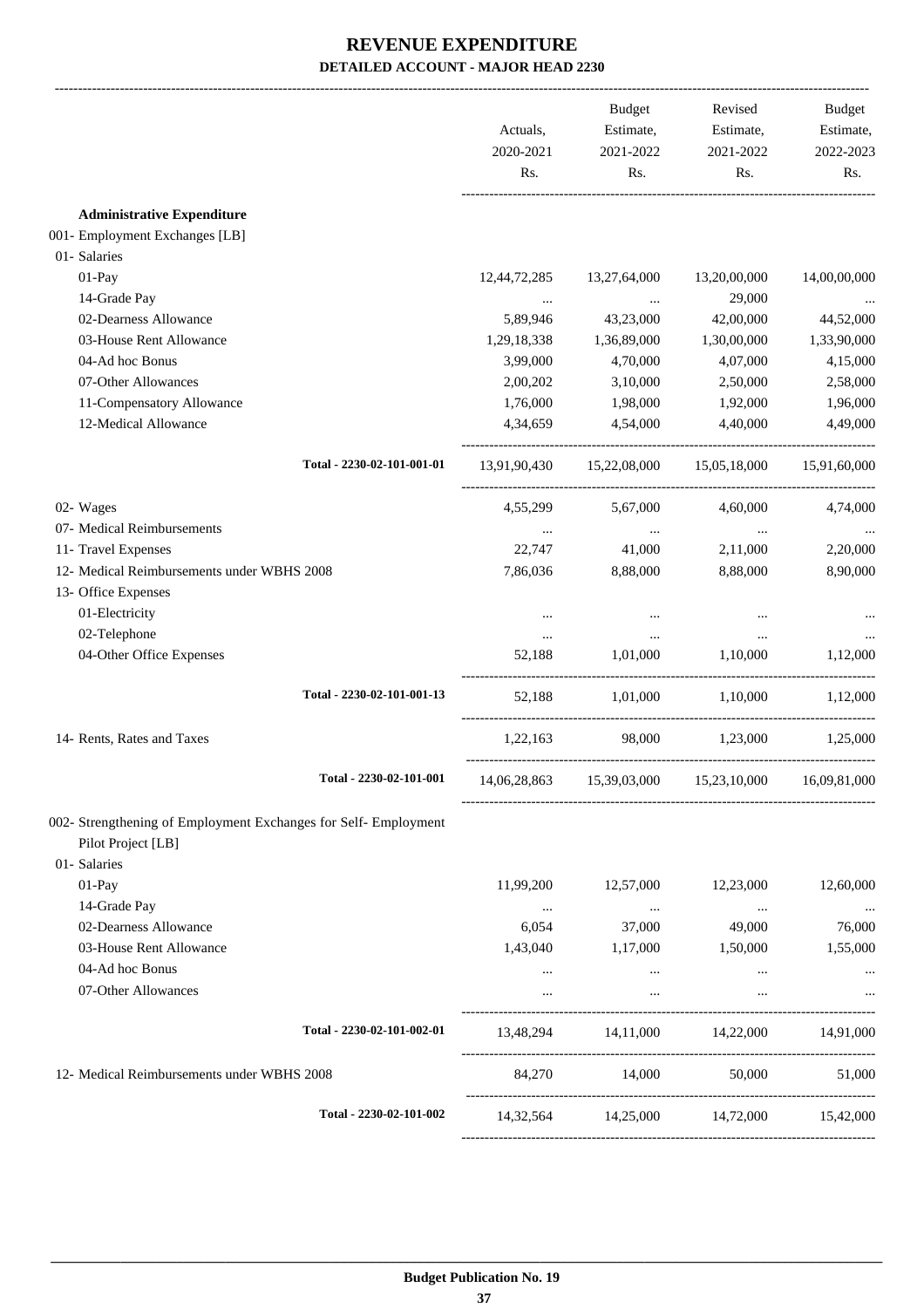# REVENUE EXPENDITURE

### DETAILED ACCOUNT - MAJOR HEAD 2230

| | Actuals, 2020-2021 Rs. | Budget Estimate, 2021-2022 Rs. | Revised Estimate, 2021-2022 Rs. | Budget Estimate, 2022-2023 Rs. |
|---|---|---|---|---|
| **Administrative Expenditure** | | | | |
| 001- Employment Exchanges [LB] | | | | |
| 01- Salaries | | | | |
| 01-Pay | 12,44,72,285 | 13,27,64,000 | 13,20,00,000 | 14,00,00,000 |
| 14-Grade Pay | ... | ... | 29,000 | ... |
| 02-Dearness Allowance | 5,89,946 | 43,23,000 | 42,00,000 | 44,52,000 |
| 03-House Rent Allowance | 1,29,18,338 | 1,36,89,000 | 1,30,00,000 | 1,33,90,000 |
| 04-Ad hoc Bonus | 3,99,000 | 4,70,000 | 4,07,000 | 4,15,000 |
| 07-Other Allowances | 2,00,202 | 3,10,000 | 2,50,000 | 2,58,000 |
| 11-Compensatory Allowance | 1,76,000 | 1,98,000 | 1,92,000 | 1,96,000 |
| 12-Medical Allowance | 4,34,659 | 4,54,000 | 4,40,000 | 4,49,000 |
| Total - 2230-02-101-001-01 | 13,91,90,430 | 15,22,08,000 | 15,05,18,000 | 15,91,60,000 |
| 02- Wages | 4,55,299 | 5,67,000 | 4,60,000 | 4,74,000 |
| 07- Medical Reimbursements | ... | ... | ... | ... |
| 11- Travel Expenses | 22,747 | 41,000 | 2,11,000 | 2,20,000 |
| 12- Medical Reimbursements under WBHS 2008 | 7,86,036 | 8,88,000 | 8,88,000 | 8,90,000 |
| 13- Office Expenses | | | | |
| 01-Electricity | ... | ... | ... | ... |
| 02-Telephone | ... | ... | ... | ... |
| 04-Other Office Expenses | 52,188 | 1,01,000 | 1,10,000 | 1,12,000 |
| Total - 2230-02-101-001-13 | 52,188 | 1,01,000 | 1,10,000 | 1,12,000 |
| 14- Rents, Rates and Taxes | 1,22,163 | 98,000 | 1,23,000 | 1,25,000 |
| Total - 2230-02-101-001 | 14,06,28,863 | 15,39,03,000 | 15,23,10,000 | 16,09,81,000 |
| 002- Strengthening of Employment Exchanges for Self- Employment Pilot Project [LB] | | | | |
| 01- Salaries | | | | |
| 01-Pay | 11,99,200 | 12,57,000 | 12,23,000 | 12,60,000 |
| 14-Grade Pay | ... | ... | ... | ... |
| 02-Dearness Allowance | 6,054 | 37,000 | 49,000 | 76,000 |
| 03-House Rent Allowance | 1,43,040 | 1,17,000 | 1,50,000 | 1,55,000 |
| 04-Ad hoc Bonus | ... | ... | ... | ... |
| 07-Other Allowances | ... | ... | ... | ... |
| Total - 2230-02-101-002-01 | 13,48,294 | 14,11,000 | 14,22,000 | 14,91,000 |
| 12- Medical Reimbursements under WBHS 2008 | 84,270 | 14,000 | 50,000 | 51,000 |
| Total - 2230-02-101-002 | 14,32,564 | 14,25,000 | 14,72,000 | 15,42,000 |

Budget Publication No. 19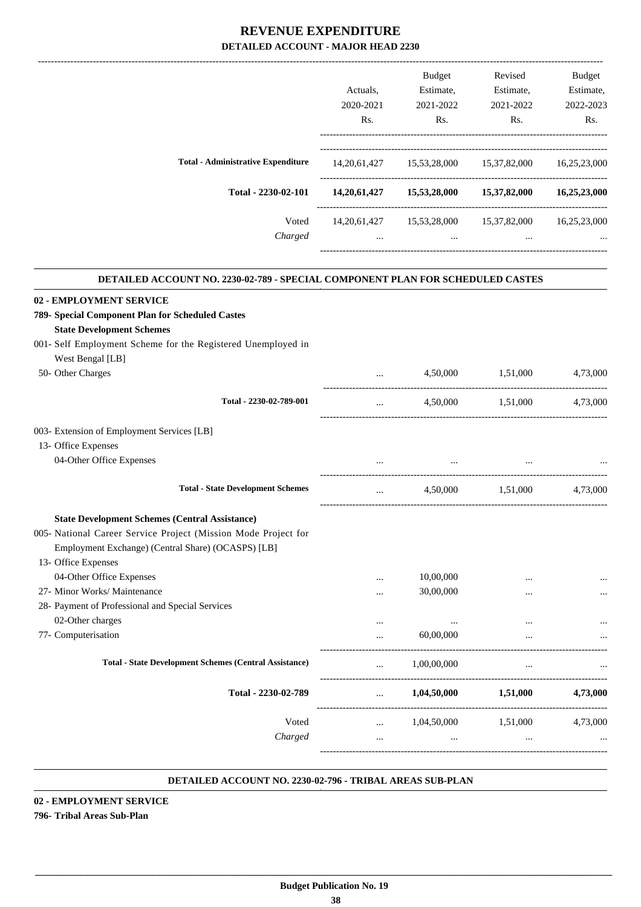# REVENUE EXPENDITURE
## DETAILED ACCOUNT - MAJOR HEAD 2230

| | Actuals, 2020-2021 Rs. | Budget Estimate, 2021-2022 Rs. | Revised Estimate, 2021-2022 Rs. | Budget Estimate, 2022-2023 Rs. |
|---|---|---|---|---|
| Total - Administrative Expenditure | 14,20,61,427 | 15,53,28,000 | 15,37,82,000 | 16,25,23,000 |
| **Total - 2230-02-101** | **14,20,61,427** | **15,53,28,000** | **15,37,82,000** | **16,25,23,000** |
| Voted | 14,20,61,427 | 15,53,28,000 | 15,37,82,000 | 16,25,23,000 |
| *Charged* | ... | ... | ... | ... |

### DETAILED ACCOUNT NO. 2230-02-789 - SPECIAL COMPONENT PLAN FOR SCHEDULED CASTES

| | Actuals, 2020-2021 Rs. | Budget Estimate, 2021-2022 Rs. | Revised Estimate, 2021-2022 Rs. | Budget Estimate, 2022-2023 Rs. |
|---|---|---|---|---|
| **02 - EMPLOYMENT SERVICE** | | | | |
| **789- Special Component Plan for Scheduled Castes** | | | | |
| **State Development Schemes** | | | | |
| 001- Self Employment Scheme for the Registered Unemployed in West Bengal [LB] | | | | |
| 50- Other Charges | ... | 4,50,000 | 1,51,000 | 4,73,000 |
| Total - 2230-02-789-001 | ... | 4,50,000 | 1,51,000 | 4,73,000 |
| 003- Extension of Employment Services [LB] | | | | |
| 13- Office Expenses | | | | |
| 04-Other Office Expenses | ... | ... | ... | ... |
| Total - State Development Schemes | ... | 4,50,000 | 1,51,000 | 4,73,000 |
| **State Development Schemes (Central Assistance)** | | | | |
| 005- National Career Service Project (Mission Mode Project for Employment Exchange) (Central Share) (OCASPS) [LB] | | | | |
| 13- Office Expenses | | | | |
| 04-Other Office Expenses | ... | 10,00,000 | ... | ... |
| 27- Minor Works/ Maintenance | ... | 30,00,000 | ... | ... |
| 28- Payment of Professional and Special Services | | | | |
| 02-Other charges | ... | ... | ... | ... |
| 77- Computerisation | ... | 60,00,000 | ... | ... |
| Total - State Development Schemes (Central Assistance) | ... | 1,00,00,000 | ... | ... |
| **Total - 2230-02-789** | ... | **1,04,50,000** | **1,51,000** | **4,73,000** |
| Voted | ... | 1,04,50,000 | 1,51,000 | 4,73,000 |
| *Charged* | ... | ... | ... | ... |

### DETAILED ACCOUNT NO. 2230-02-796 - TRIBAL AREAS SUB-PLAN

**02 - EMPLOYMENT SERVICE**

**796- Tribal Areas Sub-Plan**

**Budget Publication No. 19**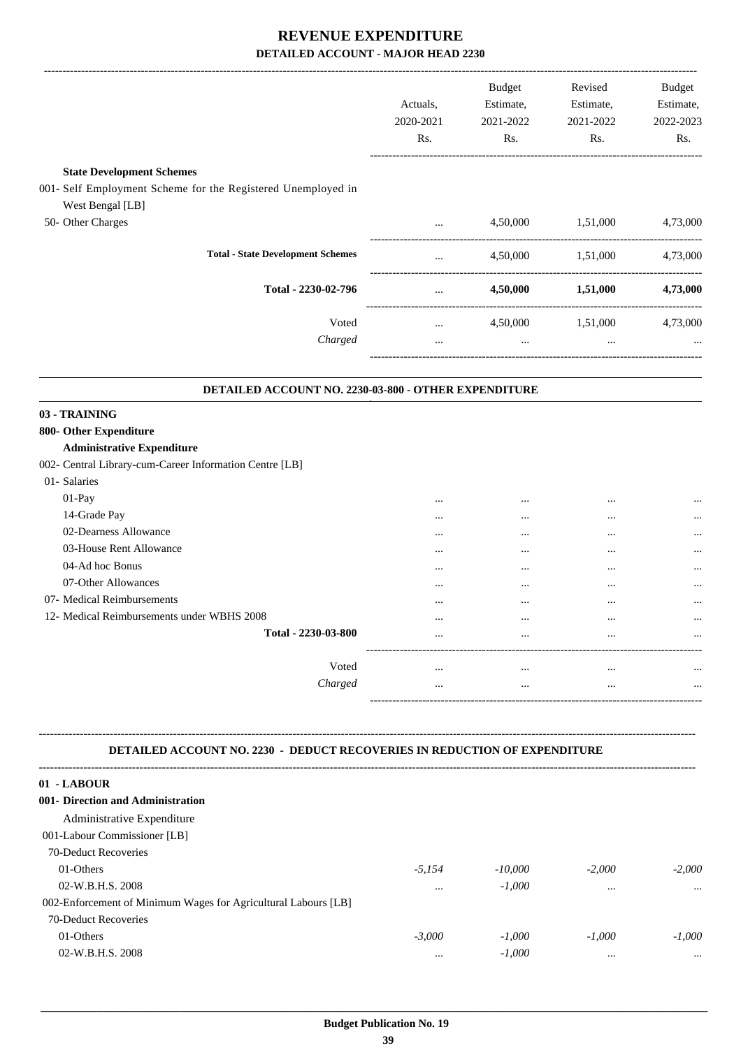# REVENUE EXPENDITURE

## DETAILED ACCOUNT - MAJOR HEAD 2230

| | Actuals, 2020-2021 Rs. | Budget Estimate, 2021-2022 Rs. | Revised Estimate, 2021-2022 Rs. | Budget Estimate, 2022-2023 Rs. |
|---|---|---|---|---|
| **State Development Schemes** | | | | |
| 001- Self Employment Scheme for the Registered Unemployed in West Bengal [LB] | | | | |
| 50- Other Charges | ... | 4,50,000 | 1,51,000 | 4,73,000 |
| **Total - State Development Schemes** | ... | 4,50,000 | 1,51,000 | 4,73,000 |
| **Total - 2230-02-796** | ... | **4,50,000** | **1,51,000** | **4,73,000** |
| Voted | ... | 4,50,000 | 1,51,000 | 4,73,000 |
| *Charged* | ... | ... | ... | ... |

### DETAILED ACCOUNT NO. 2230-03-800 - OTHER EXPENDITURE

| | Actuals, 2020-2021 Rs. | Budget Estimate, 2021-2022 Rs. | Revised Estimate, 2021-2022 Rs. | Budget Estimate, 2022-2023 Rs. |
|---|---|---|---|---|
| **03 - TRAINING** | | | | |
| **800- Other Expenditure** | | | | |
| **Administrative Expenditure** | | | | |
| 002- Central Library-cum-Career Information Centre [LB] | | | | |
| 01- Salaries | | | | |
| 01-Pay | ... | ... | ... | ... |
| 14-Grade Pay | ... | ... | ... | ... |
| 02-Dearness Allowance | ... | ... | ... | ... |
| 03-House Rent Allowance | ... | ... | ... | ... |
| 04-Ad hoc Bonus | ... | ... | ... | ... |
| 07-Other Allowances | ... | ... | ... | ... |
| 07- Medical Reimbursements | ... | ... | ... | ... |
| 12- Medical Reimbursements under WBHS 2008 | ... | ... | ... | ... |
| **Total - 2230-03-800** | ... | ... | ... | ... |
| Voted | ... | ... | ... | ... |
| *Charged* | ... | ... | ... | ... |

### DETAILED ACCOUNT NO. 2230 - DEDUCT RECOVERIES IN REDUCTION OF EXPENDITURE

| | Actuals, 2020-2021 Rs. | Budget Estimate, 2021-2022 Rs. | Revised Estimate, 2021-2022 Rs. | Budget Estimate, 2022-2023 Rs. |
|---|---|---|---|---|
| **01 - LABOUR** | | | | |
| **001- Direction and Administration** | | | | |
| Administrative Expenditure | | | | |
| 001-Labour Commissioner [LB] | | | | |
| 70-Deduct Recoveries | | | | |
| 01-Others | *-5,154* | *-10,000* | *-2,000* | *-2,000* |
| 02-W.B.H.S. 2008 | ... | *-1,000* | ... | ... |
| 002-Enforcement of Minimum Wages for Agricultural Labours [LB] | | | | |
| 70-Deduct Recoveries | | | | |
| 01-Others | *-3,000* | *-1,000* | *-1,000* | *-1,000* |
| 02-W.B.H.S. 2008 | ... | *-1,000* | ... | ... |

Budget Publication No. 19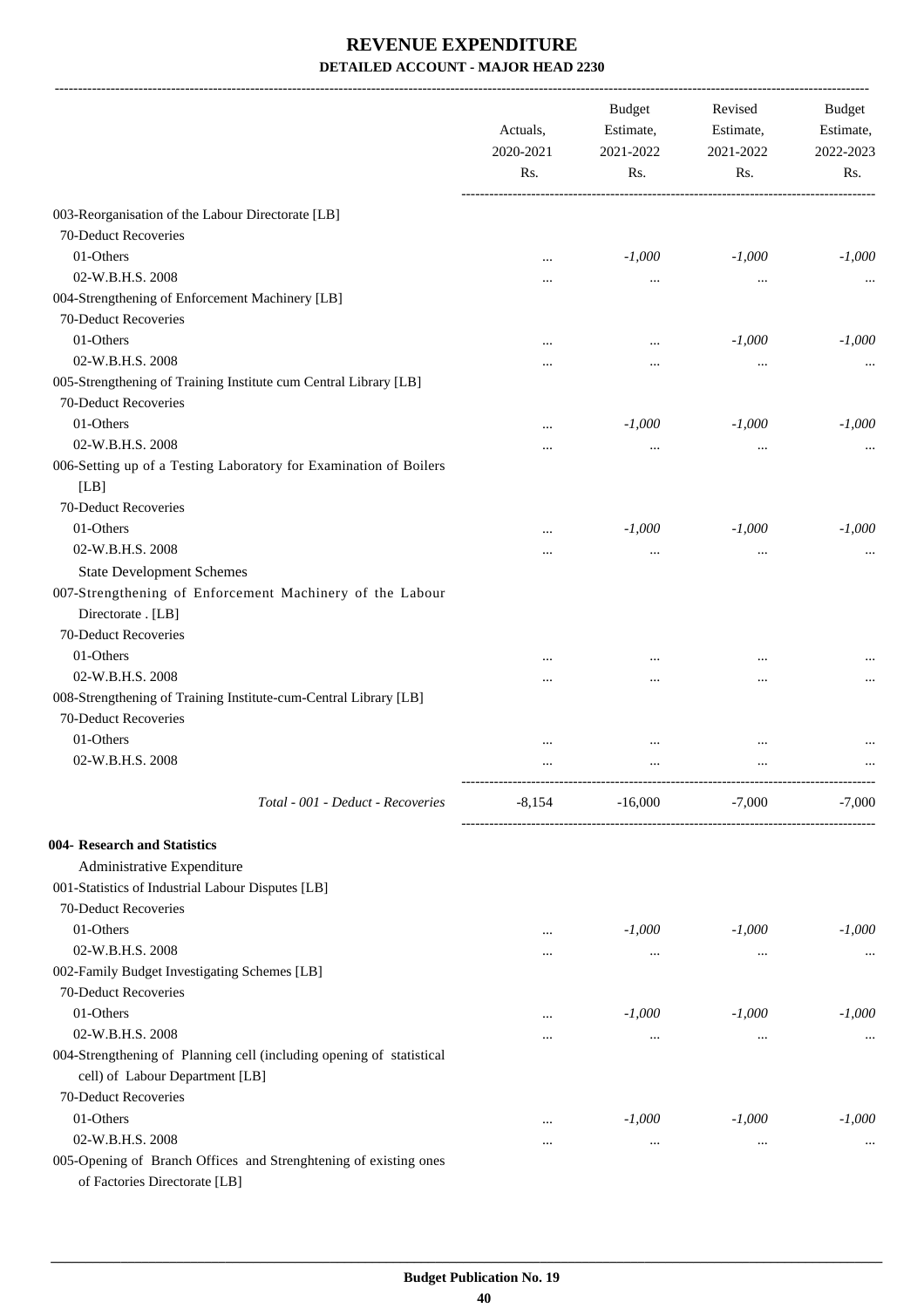# REVENUE EXPENDITURE

## DETAILED ACCOUNT - MAJOR HEAD 2230

| | Actuals, 2020-2021 Rs. | Budget Estimate, 2021-2022 Rs. | Revised Estimate, 2021-2022 Rs. | Budget Estimate, 2022-2023 Rs. |
|---|---|---|---|---|
| 003-Reorganisation of the Labour Directorate [LB] | | | | |
| 70-Deduct Recoveries | | | | |
| 01-Others | ... | *-1,000* | *-1,000* | *-1,000* |
| 02-W.B.H.S. 2008 | ... | ... | ... | ... |
| 004-Strengthening of Enforcement Machinery [LB] | | | | |
| 70-Deduct Recoveries | | | | |
| 01-Others | ... | ... | *-1,000* | *-1,000* |
| 02-W.B.H.S. 2008 | ... | ... | ... | ... |
| 005-Strengthening of Training Institute cum Central Library [LB] | | | | |
| 70-Deduct Recoveries | | | | |
| 01-Others | ... | *-1,000* | *-1,000* | *-1,000* |
| 02-W.B.H.S. 2008 | ... | ... | ... | ... |
| 006-Setting up of a Testing Laboratory for Examination of Boilers [LB] | | | | |
| 70-Deduct Recoveries | | | | |
| 01-Others | ... | *-1,000* | *-1,000* | *-1,000* |
| 02-W.B.H.S. 2008 | ... | ... | ... | ... |
| State Development Schemes | | | | |
| 007-Strengthening of Enforcement Machinery of the Labour Directorate . [LB] | | | | |
| 70-Deduct Recoveries | | | | |
| 01-Others | ... | ... | ... | ... |
| 02-W.B.H.S. 2008 | ... | ... | ... | ... |
| 008-Strengthening of Training Institute-cum-Central Library [LB] | | | | |
| 70-Deduct Recoveries | | | | |
| 01-Others | ... | ... | ... | ... |
| 02-W.B.H.S. 2008 | ... | ... | ... | ... |
| *Total - 001 - Deduct - Recoveries* | -8,154 | -16,000 | -7,000 | -7,000 |
| **004- Research and Statistics** | | | | |
| Administrative Expenditure | | | | |
| 001-Statistics of Industrial Labour Disputes [LB] | | | | |
| 70-Deduct Recoveries | | | | |
| 01-Others | ... | *-1,000* | *-1,000* | *-1,000* |
| 02-W.B.H.S. 2008 | ... | ... | ... | ... |
| 002-Family Budget Investigating Schemes [LB] | | | | |
| 70-Deduct Recoveries | | | | |
| 01-Others | ... | *-1,000* | *-1,000* | *-1,000* |
| 02-W.B.H.S. 2008 | ... | ... | ... | ... |
| 004-Strengthening of Planning cell (including opening of statistical cell) of Labour Department [LB] | | | | |
| 70-Deduct Recoveries | | | | |
| 01-Others | ... | *-1,000* | *-1,000* | *-1,000* |
| 02-W.B.H.S. 2008 | ... | ... | ... | ... |
| 005-Opening of Branch Offices and Strenghtening of existing ones of Factories Directorate [LB] | | | | |

**Budget Publication No. 19**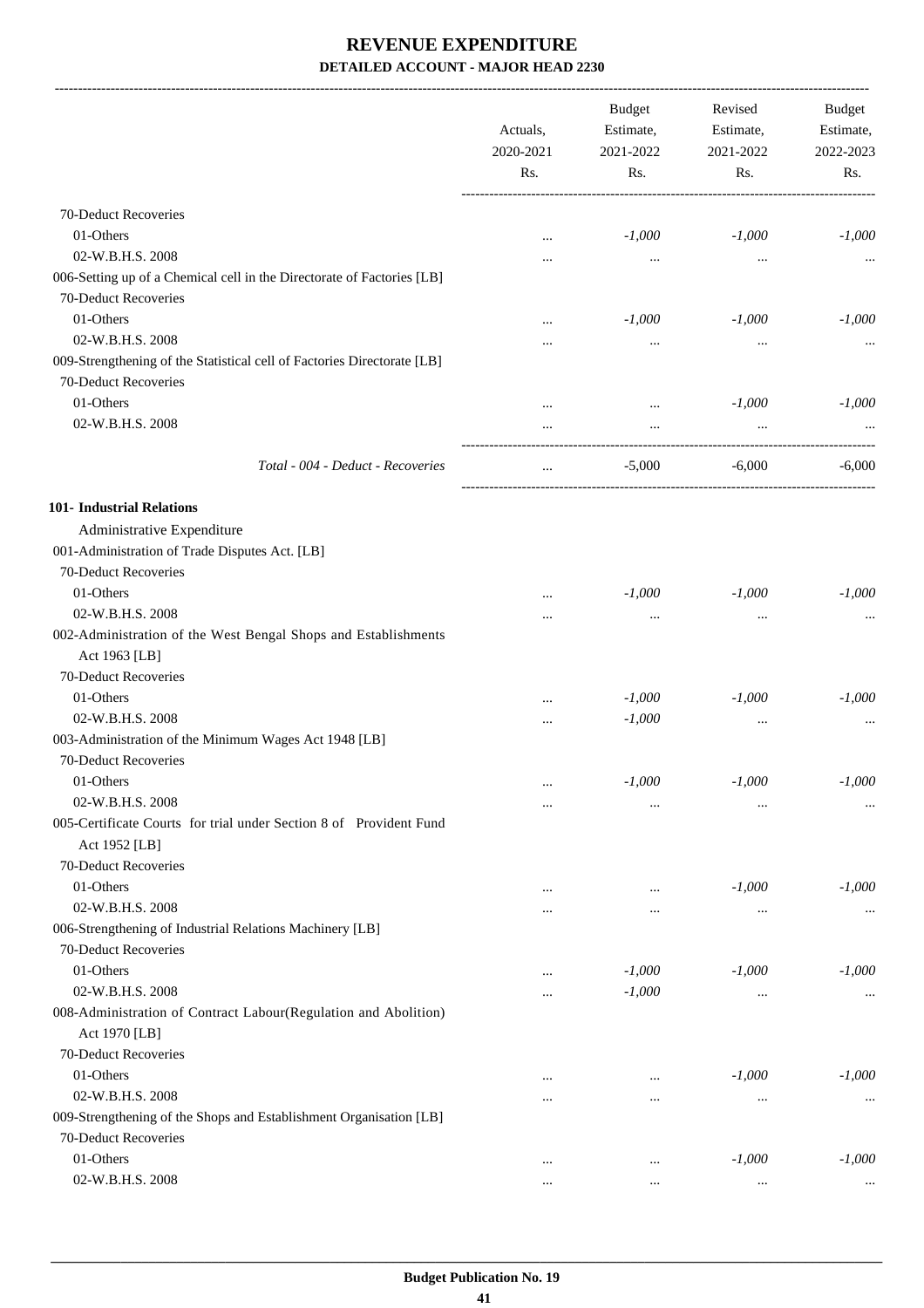# REVENUE EXPENDITURE

**DETAILED ACCOUNT - MAJOR HEAD 2230**

| | Actuals, 2020-2021 Rs. | Budget Estimate, 2021-2022 Rs. | Revised Estimate, 2021-2022 Rs. | Budget Estimate, 2022-2023 Rs. |
|---|---|---|---|---|
| 70-Deduct Recoveries | | | | |
| 01-Others | ... | -1,000 | -1,000 | -1,000 |
| 02-W.B.H.S. 2008 | ... | ... | ... | ... |
| 006-Setting up of a Chemical cell in the Directorate of Factories [LB] | | | | |
| 70-Deduct Recoveries | | | | |
| 01-Others | ... | -1,000 | -1,000 | -1,000 |
| 02-W.B.H.S. 2008 | ... | ... | ... | ... |
| 009-Strengthening of the Statistical cell of Factories Directorate [LB] | | | | |
| 70-Deduct Recoveries | | | | |
| 01-Others | ... | ... | -1,000 | -1,000 |
| 02-W.B.H.S. 2008 | ... | ... | ... | ... |
| *Total - 004 - Deduct - Recoveries* | ... | -5,000 | -6,000 | -6,000 |
| **101- Industrial Relations** | | | | |
| Administrative Expenditure | | | | |
| 001-Administration of Trade Disputes Act. [LB] | | | | |
| 70-Deduct Recoveries | | | | |
| 01-Others | ... | -1,000 | -1,000 | -1,000 |
| 02-W.B.H.S. 2008 | ... | ... | ... | ... |
| 002-Administration of the West Bengal Shops and Establishments Act 1963 [LB] | | | | |
| 70-Deduct Recoveries | | | | |
| 01-Others | ... | -1,000 | -1,000 | -1,000 |
| 02-W.B.H.S. 2008 | ... | -1,000 | ... | ... |
| 003-Administration of the Minimum Wages Act 1948 [LB] | | | | |
| 70-Deduct Recoveries | | | | |
| 01-Others | ... | -1,000 | -1,000 | -1,000 |
| 02-W.B.H.S. 2008 | ... | ... | ... | ... |
| 005-Certificate Courts for trial under Section 8 of Provident Fund Act 1952 [LB] | | | | |
| 70-Deduct Recoveries | | | | |
| 01-Others | ... | ... | -1,000 | -1,000 |
| 02-W.B.H.S. 2008 | ... | ... | ... | ... |
| 006-Strengthening of Industrial Relations Machinery [LB] | | | | |
| 70-Deduct Recoveries | | | | |
| 01-Others | ... | -1,000 | -1,000 | -1,000 |
| 02-W.B.H.S. 2008 | ... | -1,000 | ... | ... |
| 008-Administration of Contract Labour(Regulation and Abolition) Act 1970 [LB] | | | | |
| 70-Deduct Recoveries | | | | |
| 01-Others | ... | ... | -1,000 | -1,000 |
| 02-W.B.H.S. 2008 | ... | ... | ... | ... |
| 009-Strengthening of the Shops and Establishment Organisation [LB] | | | | |
| 70-Deduct Recoveries | | | | |
| 01-Others | ... | ... | -1,000 | -1,000 |
| 02-W.B.H.S. 2008 | ... | ... | ... | ... |

**Budget Publication No. 19**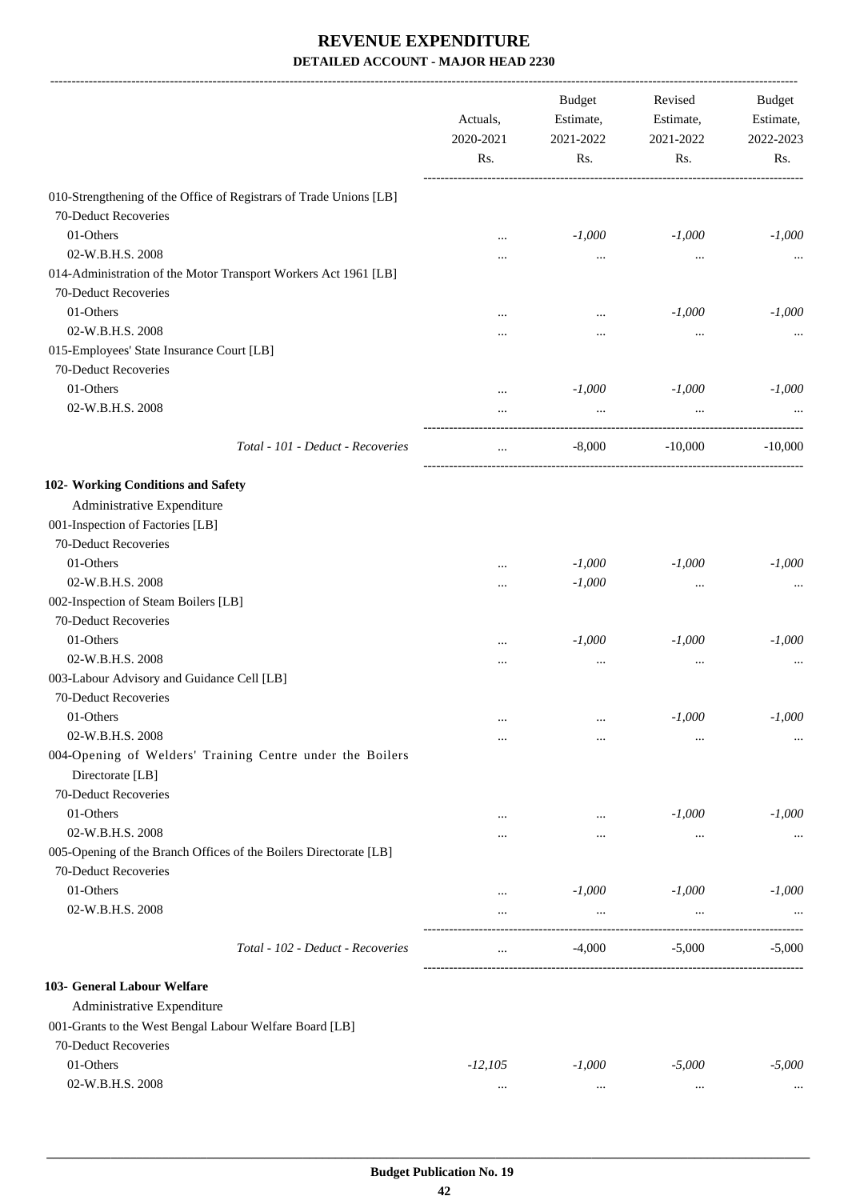# REVENUE EXPENDITURE

## DETAILED ACCOUNT - MAJOR HEAD 2230

| | Actuals, 2020-2021 Rs. | Budget Estimate, 2021-2022 Rs. | Revised Estimate, 2021-2022 Rs. | Budget Estimate, 2022-2023 Rs. |
|---|---|---|---|---|
| 010-Strengthening of the Office of Registrars of Trade Unions [LB] | | | | |
| 70-Deduct Recoveries | | | | |
| 01-Others | ... | *-1,000* | *-1,000* | *-1,000* |
| 02-W.B.H.S. 2008 | ... | ... | ... | ... |
| 014-Administration of the Motor Transport Workers Act 1961 [LB] | | | | |
| 70-Deduct Recoveries | | | | |
| 01-Others | ... | ... | *-1,000* | *-1,000* |
| 02-W.B.H.S. 2008 | ... | ... | ... | ... |
| 015-Employees' State Insurance Court [LB] | | | | |
| 70-Deduct Recoveries | | | | |
| 01-Others | ... | *-1,000* | *-1,000* | *-1,000* |
| 02-W.B.H.S. 2008 | ... | ... | ... | ... |
| *Total - 101 - Deduct - Recoveries* | ... | -8,000 | -10,000 | -10,000 |
| **102- Working Conditions and Safety** | | | | |
| Administrative Expenditure | | | | |
| 001-Inspection of Factories [LB] | | | | |
| 70-Deduct Recoveries | | | | |
| 01-Others | ... | *-1,000* | *-1,000* | *-1,000* |
| 02-W.B.H.S. 2008 | ... | *-1,000* | ... | ... |
| 002-Inspection of Steam Boilers [LB] | | | | |
| 70-Deduct Recoveries | | | | |
| 01-Others | ... | *-1,000* | *-1,000* | *-1,000* |
| 02-W.B.H.S. 2008 | ... | ... | ... | ... |
| 003-Labour Advisory and Guidance Cell [LB] | | | | |
| 70-Deduct Recoveries | | | | |
| 01-Others | ... | ... | *-1,000* | *-1,000* |
| 02-W.B.H.S. 2008 | ... | ... | ... | ... |
| 004-Opening of Welders' Training Centre under the Boilers Directorate [LB] | | | | |
| 70-Deduct Recoveries | | | | |
| 01-Others | ... | ... | *-1,000* | *-1,000* |
| 02-W.B.H.S. 2008 | ... | ... | ... | ... |
| 005-Opening of the Branch Offices of the Boilers Directorate [LB] | | | | |
| 70-Deduct Recoveries | | | | |
| 01-Others | ... | *-1,000* | *-1,000* | *-1,000* |
| 02-W.B.H.S. 2008 | ... | ... | ... | ... |
| *Total - 102 - Deduct - Recoveries* | ... | -4,000 | -5,000 | -5,000 |
| **103- General Labour Welfare** | | | | |
| Administrative Expenditure | | | | |
| 001-Grants to the West Bengal Labour Welfare Board [LB] | | | | |
| 70-Deduct Recoveries | | | | |
| 01-Others | *-12,105* | *-1,000* | *-5,000* | *-5,000* |
| 02-W.B.H.S. 2008 | ... | ... | ... | ... |

Budget Publication No. 19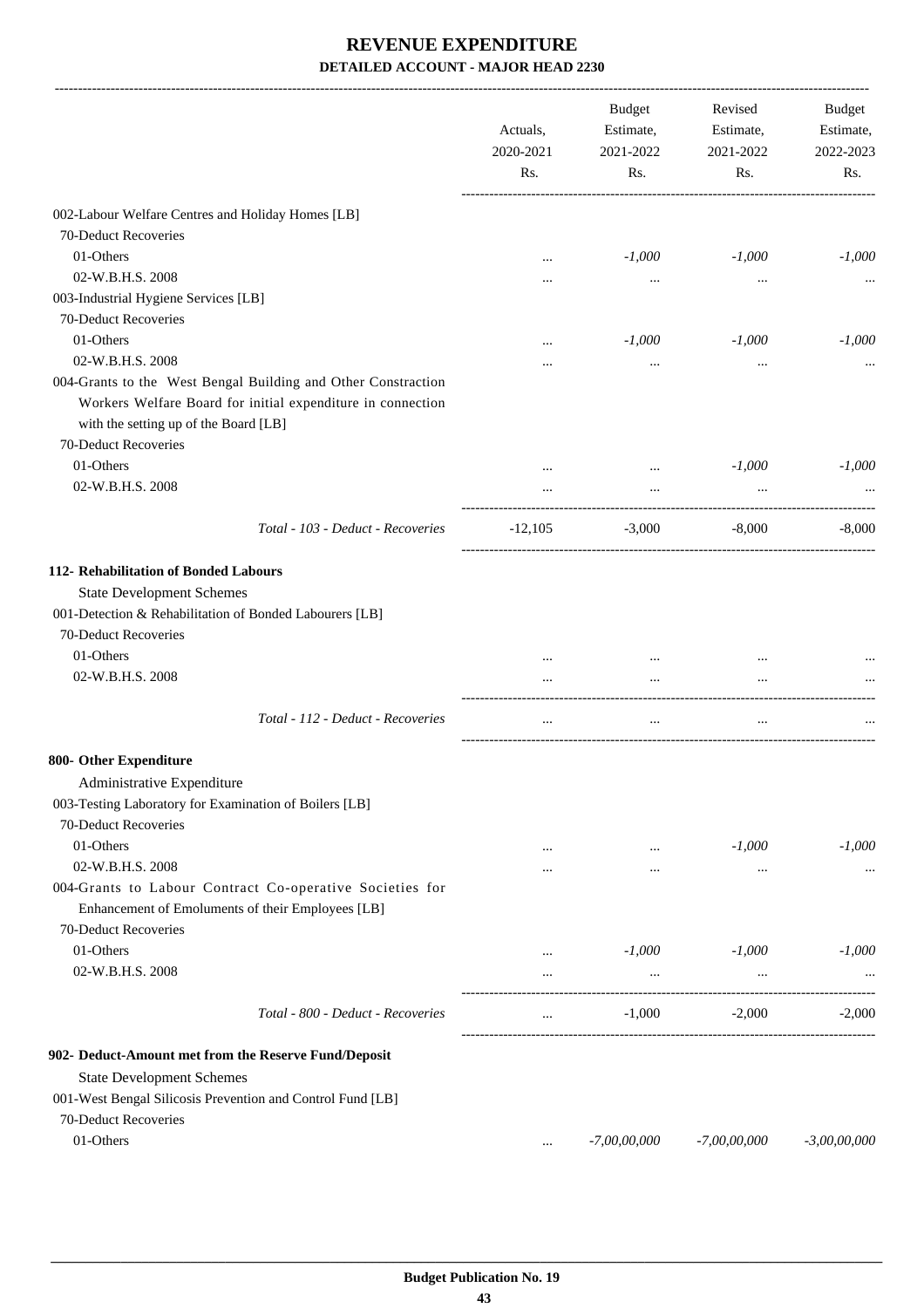# REVENUE EXPENDITURE

## DETAILED ACCOUNT - MAJOR HEAD 2230

| | Actuals, 2020-2021 Rs. | Budget Estimate, 2021-2022 Rs. | Revised Estimate, 2021-2022 Rs. | Budget Estimate, 2022-2023 Rs. |
|---|---|---|---|---|
| 002-Labour Welfare Centres and Holiday Homes [LB] | | | | |
| 70-Deduct Recoveries | | | | |
| 01-Others | ... | *-1,000* | *-1,000* | *-1,000* |
| 02-W.B.H.S. 2008 | ... | ... | ... | ... |
| 003-Industrial Hygiene Services [LB] | | | | |
| 70-Deduct Recoveries | | | | |
| 01-Others | ... | *-1,000* | *-1,000* | *-1,000* |
| 02-W.B.H.S. 2008 | ... | ... | ... | ... |
| 004-Grants to the West Bengal Building and Other Constraction Workers Welfare Board for initial expenditure in connection with the setting up of the Board [LB] | | | | |
| 70-Deduct Recoveries | | | | |
| 01-Others | ... | ... | *-1,000* | *-1,000* |
| 02-W.B.H.S. 2008 | ... | ... | ... | ... |
| *Total - 103 - Deduct - Recoveries* | -12,105 | -3,000 | -8,000 | -8,000 |
| **112- Rehabilitation of Bonded Labours** | | | | |
| State Development Schemes | | | | |
| 001-Detection & Rehabilitation of Bonded Labourers [LB] | | | | |
| 70-Deduct Recoveries | | | | |
| 01-Others | ... | ... | ... | ... |
| 02-W.B.H.S. 2008 | ... | ... | ... | ... |
| *Total - 112 - Deduct - Recoveries* | ... | ... | ... | ... |
| **800- Other Expenditure** | | | | |
| Administrative Expenditure | | | | |
| 003-Testing Laboratory for Examination of Boilers [LB] | | | | |
| 70-Deduct Recoveries | | | | |
| 01-Others | ... | ... | *-1,000* | *-1,000* |
| 02-W.B.H.S. 2008 | ... | ... | ... | ... |
| 004-Grants to Labour Contract Co-operative Societies for Enhancement of Emoluments of their Employees [LB] | | | | |
| 70-Deduct Recoveries | | | | |
| 01-Others | ... | *-1,000* | *-1,000* | *-1,000* |
| 02-W.B.H.S. 2008 | ... | ... | ... | ... |
| *Total - 800 - Deduct - Recoveries* | ... | -1,000 | -2,000 | -2,000 |
| **902- Deduct-Amount met from the Reserve Fund/Deposit** | | | | |
| State Development Schemes | | | | |
| 001-West Bengal Silicosis Prevention and Control Fund [LB] | | | | |
| 70-Deduct Recoveries | | | | |
| 01-Others | ... | *-7,00,00,000* | *-7,00,00,000* | *-3,00,00,000* |

**Budget Publication No. 19**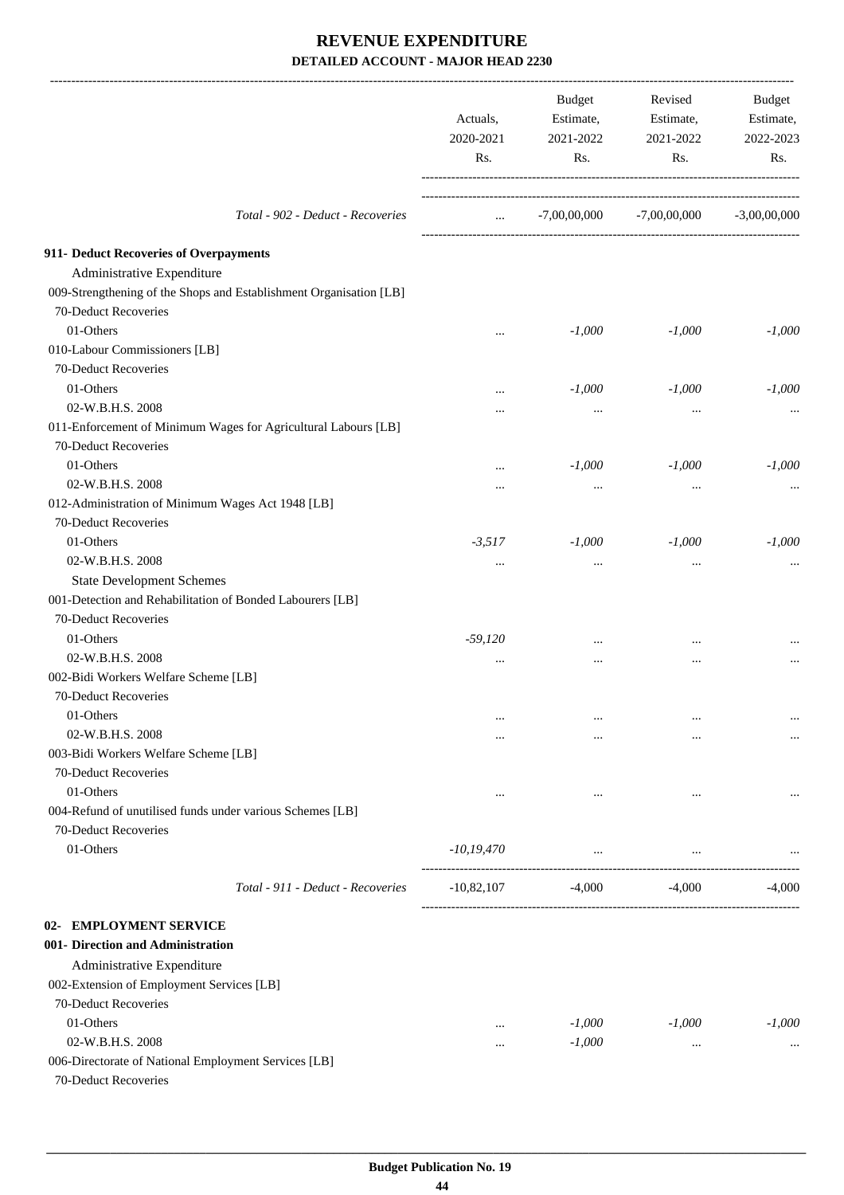# REVENUE EXPENDITURE

## DETAILED ACCOUNT - MAJOR HEAD 2230

| | Actuals, 2020-2021 Rs. | Budget Estimate, 2021-2022 Rs. | Revised Estimate, 2021-2022 Rs. | Budget Estimate, 2022-2023 Rs. |
|---|---|---|---|---|
| *Total - 902 - Deduct - Recoveries* | ... | -7,00,00,000 | -7,00,00,000 | -3,00,00,000 |
| **911- Deduct Recoveries of Overpayments** | | | | |
| Administrative Expenditure | | | | |
| 009-Strengthening of the Shops and Establishment Organisation [LB] | | | | |
| 70-Deduct Recoveries | | | | |
| 01-Others | ... | *-1,000* | *-1,000* | *-1,000* |
| 010-Labour Commissioners [LB] | | | | |
| 70-Deduct Recoveries | | | | |
| 01-Others | ... | *-1,000* | *-1,000* | *-1,000* |
| 02-W.B.H.S. 2008 | ... | ... | ... | ... |
| 011-Enforcement of Minimum Wages for Agricultural Labours [LB] | | | | |
| 70-Deduct Recoveries | | | | |
| 01-Others | ... | *-1,000* | *-1,000* | *-1,000* |
| 02-W.B.H.S. 2008 | ... | ... | ... | ... |
| 012-Administration of Minimum Wages Act 1948 [LB] | | | | |
| 70-Deduct Recoveries | | | | |
| 01-Others | *-3,517* | *-1,000* | *-1,000* | *-1,000* |
| 02-W.B.H.S. 2008 | ... | ... | ... | ... |
| State Development Schemes | | | | |
| 001-Detection and Rehabilitation of Bonded Labourers [LB] | | | | |
| 70-Deduct Recoveries | | | | |
| 01-Others | *-59,120* | ... | ... | ... |
| 02-W.B.H.S. 2008 | ... | ... | ... | ... |
| 002-Bidi Workers Welfare Scheme [LB] | | | | |
| 70-Deduct Recoveries | | | | |
| 01-Others | ... | ... | ... | ... |
| 02-W.B.H.S. 2008 | ... | ... | ... | ... |
| 003-Bidi Workers Welfare Scheme [LB] | | | | |
| 70-Deduct Recoveries | | | | |
| 01-Others | ... | ... | ... | ... |
| 004-Refund of unutilised funds under various Schemes [LB] | | | | |
| 70-Deduct Recoveries | | | | |
| 01-Others | *-10,19,470* | ... | ... | ... |
| *Total - 911 - Deduct - Recoveries* | -10,82,107 | -4,000 | -4,000 | -4,000 |
| **02- EMPLOYMENT SERVICE** | | | | |
| **001- Direction and Administration** | | | | |
| Administrative Expenditure | | | | |
| 002-Extension of Employment Services [LB] | | | | |
| 70-Deduct Recoveries | | | | |
| 01-Others | ... | *-1,000* | *-1,000* | *-1,000* |
| 02-W.B.H.S. 2008 | ... | *-1,000* | ... | ... |
| 006-Directorate of National Employment Services [LB] | | | | |
| 70-Deduct Recoveries | | | | |

Budget Publication No. 19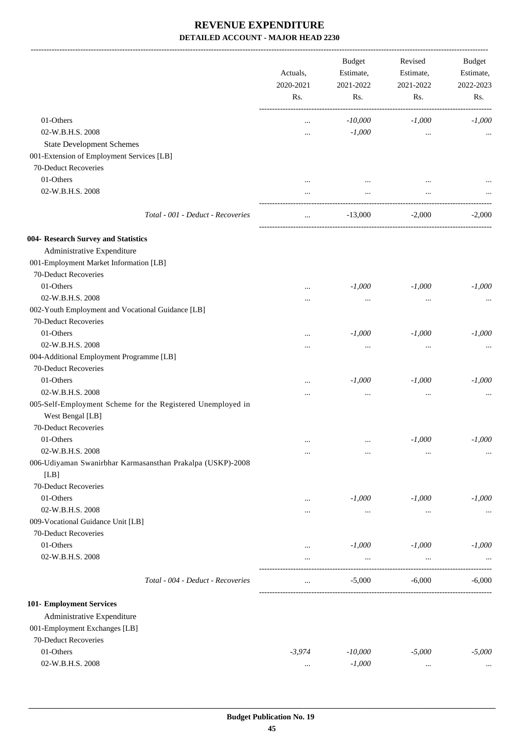# REVENUE EXPENDITURE

**DETAILED ACCOUNT - MAJOR HEAD 2230**

| | Actuals, 2020-2021 Rs. | Budget Estimate, 2021-2022 Rs. | Revised Estimate, 2021-2022 Rs. | Budget Estimate, 2022-2023 Rs. |
|---|---|---|---|---|
| 01-Others | ... | -10,000 | -1,000 | -1,000 |
| 02-W.B.H.S. 2008 | ... | -1,000 | ... | ... |
| State Development Schemes | | | | |
| 001-Extension of Employment Services [LB] | | | | |
| 70-Deduct Recoveries | | | | |
| 01-Others | ... | ... | ... | ... |
| 02-W.B.H.S. 2008 | ... | ... | ... | ... |
| *Total - 001 - Deduct - Recoveries* | ... | -13,000 | -2,000 | -2,000 |
| **004- Research Survey and Statistics** | | | | |
| Administrative Expenditure | | | | |
| 001-Employment Market Information [LB] | | | | |
| 70-Deduct Recoveries | | | | |
| 01-Others | ... | -1,000 | -1,000 | -1,000 |
| 02-W.B.H.S. 2008 | ... | ... | ... | ... |
| 002-Youth Employment and Vocational Guidance [LB] | | | | |
| 70-Deduct Recoveries | | | | |
| 01-Others | ... | -1,000 | -1,000 | -1,000 |
| 02-W.B.H.S. 2008 | ... | ... | ... | ... |
| 004-Additional Employment Programme [LB] | | | | |
| 70-Deduct Recoveries | | | | |
| 01-Others | ... | -1,000 | -1,000 | -1,000 |
| 02-W.B.H.S. 2008 | ... | ... | ... | ... |
| 005-Self-Employment Scheme for the Registered Unemployed in West Bengal [LB] | | | | |
| 70-Deduct Recoveries | | | | |
| 01-Others | ... | ... | -1,000 | -1,000 |
| 02-W.B.H.S. 2008 | ... | ... | ... | ... |
| 006-Udiyaman Swanirbhar Karmasansthan Prakalpa (USKP)-2008 [LB] | | | | |
| 70-Deduct Recoveries | | | | |
| 01-Others | ... | -1,000 | -1,000 | -1,000 |
| 02-W.B.H.S. 2008 | ... | ... | ... | ... |
| 009-Vocational Guidance Unit [LB] | | | | |
| 70-Deduct Recoveries | | | | |
| 01-Others | ... | -1,000 | -1,000 | -1,000 |
| 02-W.B.H.S. 2008 | ... | ... | ... | ... |
| *Total - 004 - Deduct - Recoveries* | ... | -5,000 | -6,000 | -6,000 |
| **101- Employment Services** | | | | |
| Administrative Expenditure | | | | |
| 001-Employment Exchanges [LB] | | | | |
| 70-Deduct Recoveries | | | | |
| 01-Others | -3,974 | -10,000 | -5,000 | -5,000 |
| 02-W.B.H.S. 2008 | ... | -1,000 | ... | ... |

**Budget Publication No. 19**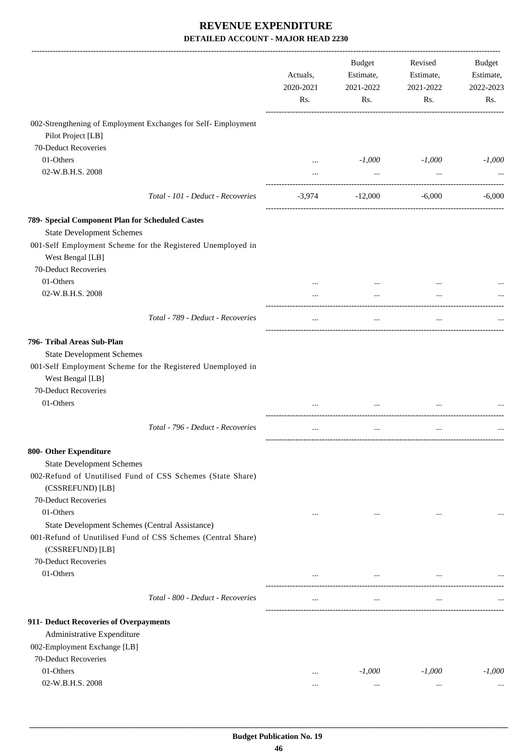# REVENUE EXPENDITURE

## DETAILED ACCOUNT - MAJOR HEAD 2230

| | Actuals, 2020-2021 Rs. | Budget Estimate, 2021-2022 Rs. | Revised Estimate, 2021-2022 Rs. | Budget Estimate, 2022-2023 Rs. |
|---|---|---|---|---|
| 002-Strengthening of Employment Exchanges for Self- Employment Pilot Project [LB] | | | | |
| 70-Deduct Recoveries | | | | |
| 01-Others | ... | *-1,000* | *-1,000* | *-1,000* |
| 02-W.B.H.S. 2008 | ... | ... | ... | ... |
| *Total - 101 - Deduct - Recoveries* | -3,974 | -12,000 | -6,000 | -6,000 |
| **789- Special Component Plan for Scheduled Castes** | | | | |
| State Development Schemes | | | | |
| 001-Self Employment Scheme for the Registered Unemployed in West Bengal [LB] | | | | |
| 70-Deduct Recoveries | | | | |
| 01-Others | ... | ... | ... | ... |
| 02-W.B.H.S. 2008 | ... | ... | ... | ... |
| *Total - 789 - Deduct - Recoveries* | ... | ... | ... | ... |
| **796- Tribal Areas Sub-Plan** | | | | |
| State Development Schemes | | | | |
| 001-Self Employment Scheme for the Registered Unemployed in West Bengal [LB] | | | | |
| 70-Deduct Recoveries | | | | |
| 01-Others | ... | ... | ... | ... |
| *Total - 796 - Deduct - Recoveries* | ... | ... | ... | ... |
| **800- Other Expenditure** | | | | |
| State Development Schemes | | | | |
| 002-Refund of Unutilised Fund of CSS Schemes (State Share) (CSSREFUND) [LB] | | | | |
| 70-Deduct Recoveries | | | | |
| 01-Others | ... | ... | ... | ... |
| State Development Schemes (Central Assistance) | | | | |
| 001-Refund of Unutilised Fund of CSS Schemes (Central Share) (CSSREFUND) [LB] | | | | |
| 70-Deduct Recoveries | | | | |
| 01-Others | ... | ... | ... | ... |
| *Total - 800 - Deduct - Recoveries* | ... | ... | ... | ... |
| **911- Deduct Recoveries of Overpayments** | | | | |
| Administrative Expenditure | | | | |
| 002-Employment Exchange [LB] | | | | |
| 70-Deduct Recoveries | | | | |
| 01-Others | ... | *-1,000* | *-1,000* | *-1,000* |
| 02-W.B.H.S. 2008 | ... | ... | ... | ... |

Budget Publication No. 19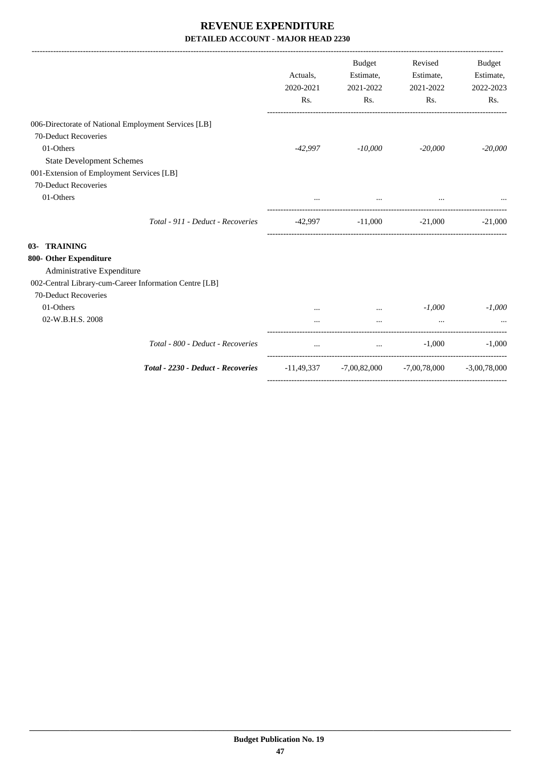# REVENUE EXPENDITURE

## DETAILED ACCOUNT - MAJOR HEAD 2230

| | Actuals, 2020-2021 Rs. | Budget Estimate, 2021-2022 Rs. | Revised Estimate, 2021-2022 Rs. | Budget Estimate, 2022-2023 Rs. |
|---|---|---|---|---|
| 006-Directorate of National Employment Services [LB] | | | | |
| 70-Deduct Recoveries | | | | |
| 01-Others | *-42,997* | *-10,000* | *-20,000* | *-20,000* |
| State Development Schemes | | | | |
| 001-Extension of Employment Services [LB] | | | | |
| 70-Deduct Recoveries | | | | |
| 01-Others | ... | ... | ... | ... |
| *Total - 911 - Deduct - Recoveries* | -42,997 | -11,000 | -21,000 | -21,000 |
| **03- TRAINING** | | | | |
| **800- Other Expenditure** | | | | |
| Administrative Expenditure | | | | |
| 002-Central Library-cum-Career Information Centre [LB] | | | | |
| 70-Deduct Recoveries | | | | |
| 01-Others | ... | ... | *-1,000* | *-1,000* |
| 02-W.B.H.S. 2008 | ... | ... | ... | ... |
| *Total - 800 - Deduct - Recoveries* | ... | ... | -1,000 | -1,000 |
| ***Total - 2230 - Deduct - Recoveries*** | -11,49,337 | -7,00,82,000 | -7,00,78,000 | -3,00,78,000 |

**Budget Publication No. 19**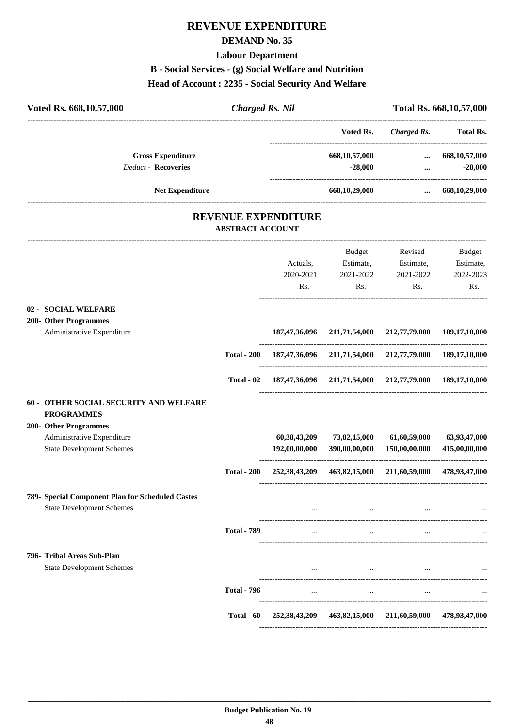# REVENUE EXPENDITURE

## DEMAND No. 35

### Labour Department

### B - Social Services - (g) Social Welfare and Nutrition

### Head of Account : 2235 - Social Security And Welfare

| Voted Rs. 668,10,57,000 | *Charged Rs. Nil* | Total Rs. 668,10,57,000 |
|---|---|---|

| | Voted Rs. | *Charged Rs.* | Total Rs. |
|---|---|---|---|
| **Gross Expenditure** | 668,10,57,000 | ... | 668,10,57,000 |
| *Deduct* - **Recoveries** | -28,000 | ... | -28,000 |
| **Net Expenditure** | 668,10,29,000 | ... | 668,10,29,000 |

## REVENUE EXPENDITURE

### ABSTRACT ACCOUNT

| | | Actuals, 2020-2021 Rs. | Budget Estimate, 2021-2022 Rs. | Revised Estimate, 2021-2022 Rs. | Budget Estimate, 2022-2023 Rs. |
|---|---|---|---|---|---|
| **02 - SOCIAL WELFARE** | | | | | |
| **200- Other Programmes** | | | | | |
| Administrative Expenditure | | 187,47,36,096 | 211,71,54,000 | 212,77,79,000 | 189,17,10,000 |
| | **Total - 200** | 187,47,36,096 | 211,71,54,000 | 212,77,79,000 | 189,17,10,000 |
| | **Total - 02** | 187,47,36,096 | 211,71,54,000 | 212,77,79,000 | 189,17,10,000 |
| **60 - OTHER SOCIAL SECURITY AND WELFARE PROGRAMMES** | | | | | |
| **200- Other Programmes** | | | | | |
| Administrative Expenditure | | 60,38,43,209 | 73,82,15,000 | 61,60,59,000 | 63,93,47,000 |
| State Development Schemes | | 192,00,00,000 | 390,00,00,000 | 150,00,00,000 | 415,00,00,000 |
| | **Total - 200** | 252,38,43,209 | 463,82,15,000 | 211,60,59,000 | 478,93,47,000 |
| **789- Special Component Plan for Scheduled Castes** | | | | | |
| State Development Schemes | | ... | ... | ... | ... |
| | **Total - 789** | ... | ... | ... | ... |
| **796- Tribal Areas Sub-Plan** | | | | | |
| State Development Schemes | | ... | ... | ... | ... |
| | **Total - 796** | ... | ... | ... | ... |
| | **Total - 60** | 252,38,43,209 | 463,82,15,000 | 211,60,59,000 | 478,93,47,000 |

**Budget Publication No. 19**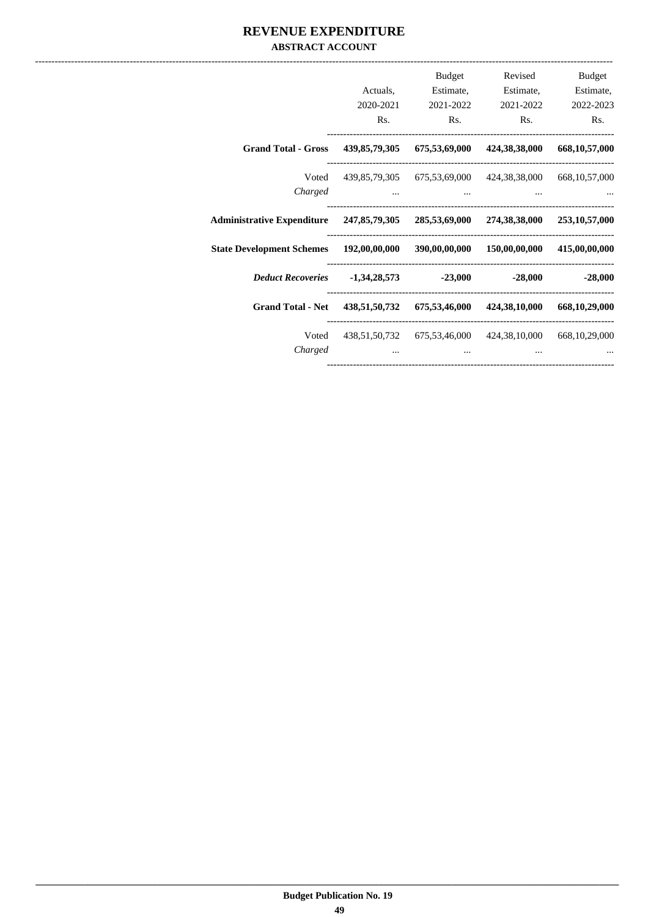# REVENUE EXPENDITURE

## ABSTRACT ACCOUNT

| | Actuals, 2020-2021 Rs. | Budget Estimate, 2021-2022 Rs. | Revised Estimate, 2021-2022 Rs. | Budget Estimate, 2022-2023 Rs. |
|---|---|---|---|---|
| **Grand Total - Gross** | **439,85,79,305** | **675,53,69,000** | **424,38,38,000** | **668,10,57,000** |
| Voted | 439,85,79,305 | 675,53,69,000 | 424,38,38,000 | 668,10,57,000 |
| *Charged* | ... | ... | ... | ... |
| **Administrative Expenditure** | **247,85,79,305** | **285,53,69,000** | **274,38,38,000** | **253,10,57,000** |
| **State Development Schemes** | **192,00,00,000** | **390,00,00,000** | **150,00,00,000** | **415,00,00,000** |
| ***Deduct Recoveries*** | **-1,34,28,573** | **-23,000** | **-28,000** | **-28,000** |
| **Grand Total - Net** | **438,51,50,732** | **675,53,46,000** | **424,38,10,000** | **668,10,29,000** |
| Voted | 438,51,50,732 | 675,53,46,000 | 424,38,10,000 | 668,10,29,000 |
| *Charged* | ... | ... | ... | ... |

**Budget Publication No. 19**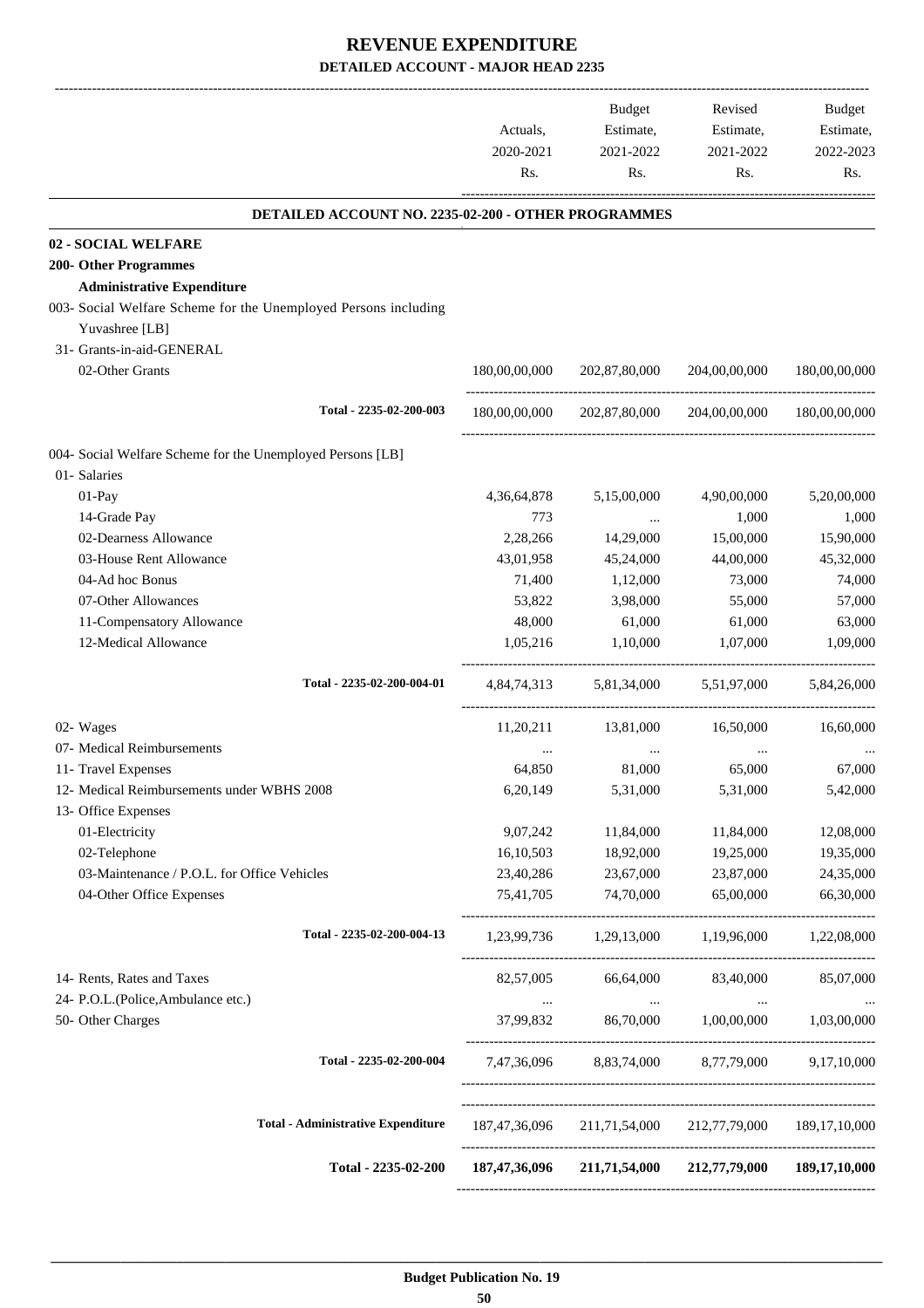# REVENUE EXPENDITURE

## DETAILED ACCOUNT - MAJOR HEAD 2235

| | Actuals, 2020-2021 Rs. | Budget Estimate, 2021-2022 Rs. | Revised Estimate, 2021-2022 Rs. | Budget Estimate, 2022-2023 Rs. |
|---|---|---|---|---|
| **DETAILED ACCOUNT NO. 2235-02-200 - OTHER PROGRAMMES** | | | | |
| **02 - SOCIAL WELFARE** | | | | |
| **200- Other Programmes** | | | | |
| **Administrative Expenditure** | | | | |
| 003- Social Welfare Scheme for the Unemployed Persons including Yuvashree [LB] | | | | |
| 31- Grants-in-aid-GENERAL | | | | |
| 02-Other Grants | 180,00,00,000 | 202,87,80,000 | 204,00,00,000 | 180,00,00,000 |
| Total - 2235-02-200-003 | 180,00,00,000 | 202,87,80,000 | 204,00,00,000 | 180,00,00,000 |
| 004- Social Welfare Scheme for the Unemployed Persons [LB] | | | | |
| 01- Salaries | | | | |
| 01-Pay | 4,36,64,878 | 5,15,00,000 | 4,90,00,000 | 5,20,00,000 |
| 14-Grade Pay | 773 | ... | 1,000 | 1,000 |
| 02-Dearness Allowance | 2,28,266 | 14,29,000 | 15,00,000 | 15,90,000 |
| 03-House Rent Allowance | 43,01,958 | 45,24,000 | 44,00,000 | 45,32,000 |
| 04-Ad hoc Bonus | 71,400 | 1,12,000 | 73,000 | 74,000 |
| 07-Other Allowances | 53,822 | 3,98,000 | 55,000 | 57,000 |
| 11-Compensatory Allowance | 48,000 | 61,000 | 61,000 | 63,000 |
| 12-Medical Allowance | 1,05,216 | 1,10,000 | 1,07,000 | 1,09,000 |
| Total - 2235-02-200-004-01 | 4,84,74,313 | 5,81,34,000 | 5,51,97,000 | 5,84,26,000 |
| 02- Wages | 11,20,211 | 13,81,000 | 16,50,000 | 16,60,000 |
| 07- Medical Reimbursements | ... | ... | ... | ... |
| 11- Travel Expenses | 64,850 | 81,000 | 65,000 | 67,000 |
| 12- Medical Reimbursements under WBHS 2008 | 6,20,149 | 5,31,000 | 5,31,000 | 5,42,000 |
| 13- Office Expenses | | | | |
| 01-Electricity | 9,07,242 | 11,84,000 | 11,84,000 | 12,08,000 |
| 02-Telephone | 16,10,503 | 18,92,000 | 19,25,000 | 19,35,000 |
| 03-Maintenance / P.O.L. for Office Vehicles | 23,40,286 | 23,67,000 | 23,87,000 | 24,35,000 |
| 04-Other Office Expenses | 75,41,705 | 74,70,000 | 65,00,000 | 66,30,000 |
| Total - 2235-02-200-004-13 | 1,23,99,736 | 1,29,13,000 | 1,19,96,000 | 1,22,08,000 |
| 14- Rents, Rates and Taxes | 82,57,005 | 66,64,000 | 83,40,000 | 85,07,000 |
| 24- P.O.L.(Police,Ambulance etc.) | ... | ... | ... | ... |
| 50- Other Charges | 37,99,832 | 86,70,000 | 1,00,00,000 | 1,03,00,000 |
| Total - 2235-02-200-004 | 7,47,36,096 | 8,83,74,000 | 8,77,79,000 | 9,17,10,000 |
| Total - Administrative Expenditure | 187,47,36,096 | 211,71,54,000 | 212,77,79,000 | 189,17,10,000 |
| **Total - 2235-02-200** | **187,47,36,096** | **211,71,54,000** | **212,77,79,000** | **189,17,10,000** |

**Budget Publication No. 19**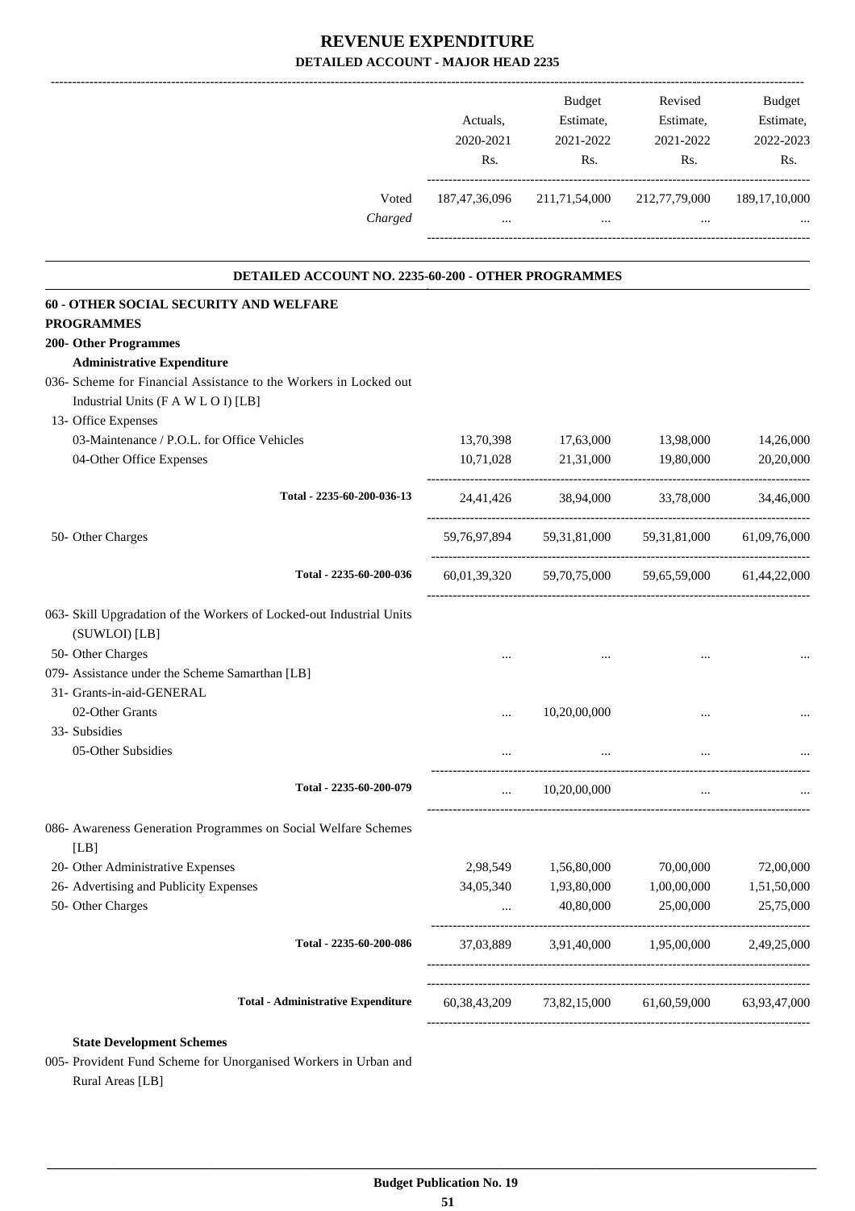# REVENUE EXPENDITURE

## DETAILED ACCOUNT - MAJOR HEAD 2235

| | Actuals, 2020-2021 Rs. | Budget Estimate, 2021-2022 Rs. | Revised Estimate, 2021-2022 Rs. | Budget Estimate, 2022-2023 Rs. |
|---|---|---|---|---|
| Voted | 187,47,36,096 | 211,71,54,000 | 212,77,79,000 | 189,17,10,000 |
| *Charged* | ... | ... | ... | ... |

### DETAILED ACCOUNT NO. 2235-60-200 - OTHER PROGRAMMES

| | Actuals, 2020-2021 Rs. | Budget Estimate, 2021-2022 Rs. | Revised Estimate, 2021-2022 Rs. | Budget Estimate, 2022-2023 Rs. |
|---|---|---|---|---|
| **60 - OTHER SOCIAL SECURITY AND WELFARE PROGRAMMES** | | | | |
| **200- Other Programmes** | | | | |
| **Administrative Expenditure** | | | | |
| 036- Scheme for Financial Assistance to the Workers in Locked out Industrial Units (F A W L O I) [LB] | | | | |
| 13- Office Expenses | | | | |
| 03-Maintenance / P.O.L. for Office Vehicles | 13,70,398 | 17,63,000 | 13,98,000 | 14,26,000 |
| 04-Other Office Expenses | 10,71,028 | 21,31,000 | 19,80,000 | 20,20,000 |
| **Total - 2235-60-200-036-13** | 24,41,426 | 38,94,000 | 33,78,000 | 34,46,000 |
| 50- Other Charges | 59,76,97,894 | 59,31,81,000 | 59,31,81,000 | 61,09,76,000 |
| **Total - 2235-60-200-036** | 60,01,39,320 | 59,70,75,000 | 59,65,59,000 | 61,44,22,000 |
| 063- Skill Upgradation of the Workers of Locked-out Industrial Units (SUWLOI) [LB] | | | | |
| 50- Other Charges | ... | ... | ... | ... |
| 079- Assistance under the Scheme Samarthan [LB] | | | | |
| 31- Grants-in-aid-GENERAL | | | | |
| 02-Other Grants | ... | 10,20,00,000 | ... | ... |
| 33- Subsidies | | | | |
| 05-Other Subsidies | ... | ... | ... | ... |
| **Total - 2235-60-200-079** | ... | 10,20,00,000 | ... | ... |
| 086- Awareness Generation Programmes on Social Welfare Schemes [LB] | | | | |
| 20- Other Administrative Expenses | 2,98,549 | 1,56,80,000 | 70,00,000 | 72,00,000 |
| 26- Advertising and Publicity Expenses | 34,05,340 | 1,93,80,000 | 1,00,00,000 | 1,51,50,000 |
| 50- Other Charges | ... | 40,80,000 | 25,00,000 | 25,75,000 |
| **Total - 2235-60-200-086** | 37,03,889 | 3,91,40,000 | 1,95,00,000 | 2,49,25,000 |
| **Total - Administrative Expenditure** | 60,38,43,209 | 73,82,15,000 | 61,60,59,000 | 63,93,47,000 |
| **State Development Schemes** | | | | |
| 005- Provident Fund Scheme for Unorganised Workers in Urban and Rural Areas [LB] | | | | |

**Budget Publication No. 19**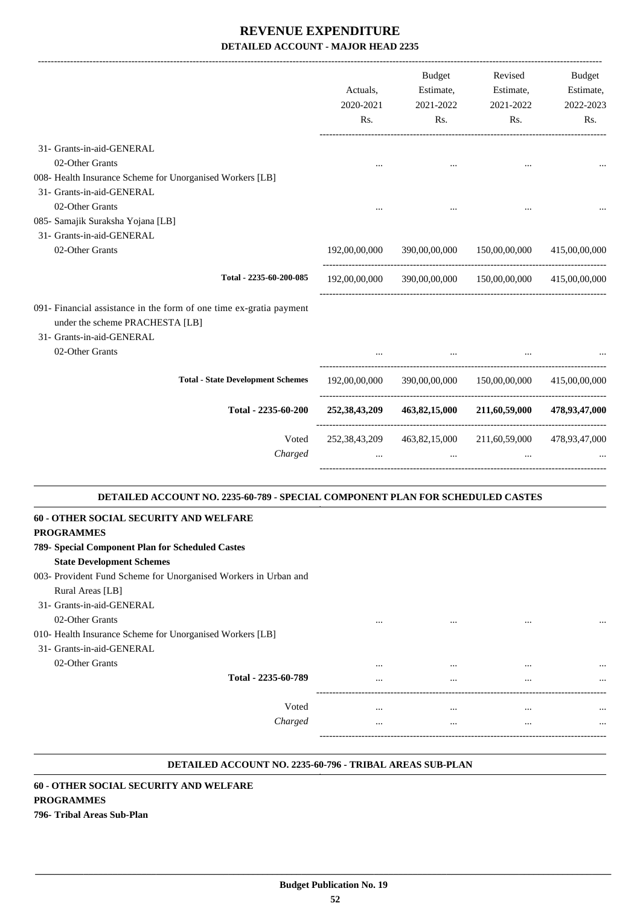# REVENUE EXPENDITURE
## DETAILED ACCOUNT - MAJOR HEAD 2235

| | Actuals, 2020-2021 Rs. | Budget Estimate, 2021-2022 Rs. | Revised Estimate, 2021-2022 Rs. | Budget Estimate, 2022-2023 Rs. |
|---|---|---|---|---|
| 31- Grants-in-aid-GENERAL | | | | |
| 02-Other Grants | ... | ... | ... | ... |
| 008- Health Insurance Scheme for Unorganised Workers [LB] | | | | |
| 31- Grants-in-aid-GENERAL | | | | |
| 02-Other Grants | ... | ... | ... | ... |
| 085- Samajik Suraksha Yojana [LB] | | | | |
| 31- Grants-in-aid-GENERAL | | | | |
| 02-Other Grants | 192,00,00,000 | 390,00,00,000 | 150,00,00,000 | 415,00,00,000 |
| Total - 2235-60-200-085 | 192,00,00,000 | 390,00,00,000 | 150,00,00,000 | 415,00,00,000 |
| 091- Financial assistance in the form of one time ex-gratia payment under the scheme PRACHESTA [LB] | | | | |
| 31- Grants-in-aid-GENERAL | | | | |
| 02-Other Grants | ... | ... | ... | ... |
| **Total - State Development Schemes** | 192,00,00,000 | 390,00,00,000 | 150,00,00,000 | 415,00,00,000 |
| **Total - 2235-60-200** | **252,38,43,209** | **463,82,15,000** | **211,60,59,000** | **478,93,47,000** |
| Voted | 252,38,43,209 | 463,82,15,000 | 211,60,59,000 | 478,93,47,000 |
| *Charged* | ... | ... | ... | ... |

### DETAILED ACCOUNT NO. 2235-60-789 - SPECIAL COMPONENT PLAN FOR SCHEDULED CASTES

| | Actuals, 2020-2021 Rs. | Budget Estimate, 2021-2022 Rs. | Revised Estimate, 2021-2022 Rs. | Budget Estimate, 2022-2023 Rs. |
|---|---|---|---|---|
| **60 - OTHER SOCIAL SECURITY AND WELFARE PROGRAMMES** | | | | |
| **789- Special Component Plan for Scheduled Castes** | | | | |
| **State Development Schemes** | | | | |
| 003- Provident Fund Scheme for Unorganised Workers in Urban and Rural Areas [LB] | | | | |
| 31- Grants-in-aid-GENERAL | | | | |
| 02-Other Grants | ... | ... | ... | ... |
| 010- Health Insurance Scheme for Unorganised Workers [LB] | | | | |
| 31- Grants-in-aid-GENERAL | | | | |
| 02-Other Grants | ... | ... | ... | ... |
| Total - 2235-60-789 | ... | ... | ... | ... |
| Voted | ... | ... | ... | ... |
| *Charged* | ... | ... | ... | ... |

### DETAILED ACCOUNT NO. 2235-60-796 - TRIBAL AREAS SUB-PLAN

**60 - OTHER SOCIAL SECURITY AND WELFARE PROGRAMMES**

**796- Tribal Areas Sub-Plan**

**Budget Publication No. 19**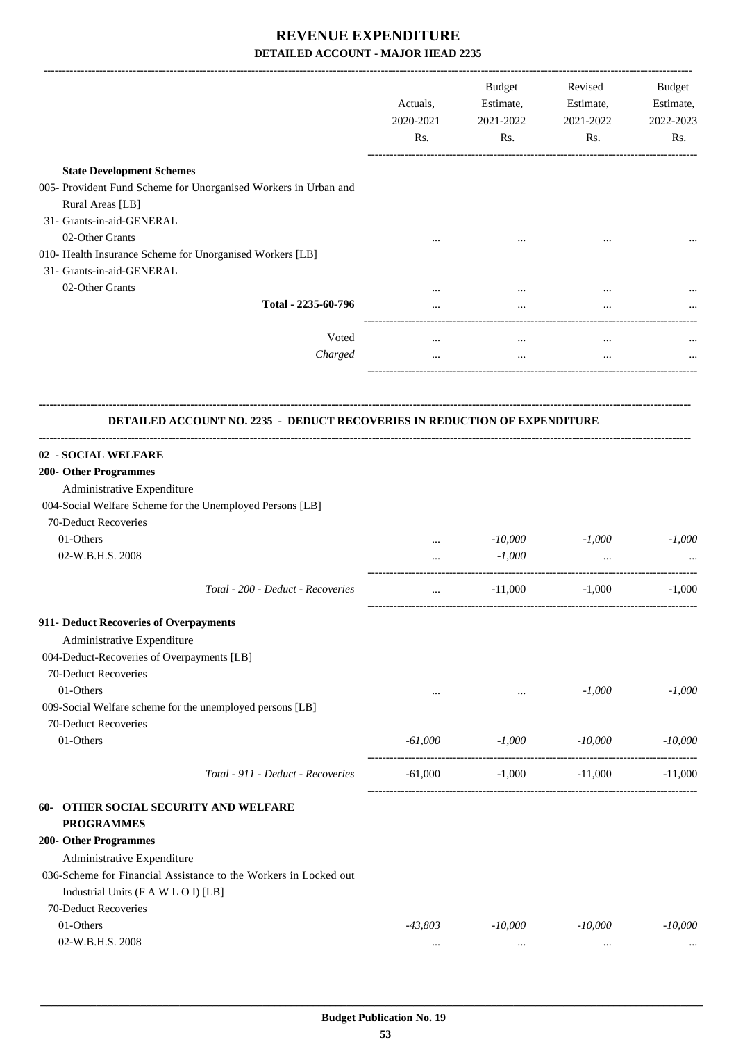# REVENUE EXPENDITURE

## DETAILED ACCOUNT - MAJOR HEAD 2235

| | Actuals, 2020-2021 Rs. | Budget Estimate, 2021-2022 Rs. | Revised Estimate, 2021-2022 Rs. | Budget Estimate, 2022-2023 Rs. |
|---|---|---|---|---|
| **State Development Schemes** | | | | |
| 005- Provident Fund Scheme for Unorganised Workers in Urban and Rural Areas [LB] | | | | |
| 31- Grants-in-aid-GENERAL | | | | |
| 02-Other Grants | ... | ... | ... | ... |
| 010- Health Insurance Scheme for Unorganised Workers [LB] | | | | |
| 31- Grants-in-aid-GENERAL | | | | |
| 02-Other Grants | ... | ... | ... | ... |
| **Total - 2235-60-796** | ... | ... | ... | ... |
| Voted | ... | ... | ... | ... |
| *Charged* | ... | ... | ... | ... |

### DETAILED ACCOUNT NO. 2235 - DEDUCT RECOVERIES IN REDUCTION OF EXPENDITURE

| | Actuals, 2020-2021 Rs. | Budget Estimate, 2021-2022 Rs. | Revised Estimate, 2021-2022 Rs. | Budget Estimate, 2022-2023 Rs. |
|---|---|---|---|---|
| **02 - SOCIAL WELFARE** | | | | |
| **200- Other Programmes** | | | | |
| Administrative Expenditure | | | | |
| 004-Social Welfare Scheme for the Unemployed Persons [LB] | | | | |
| 70-Deduct Recoveries | | | | |
| 01-Others | ... | *-10,000* | *-1,000* | *-1,000* |
| 02-W.B.H.S. 2008 | ... | *-1,000* | ... | ... |
| *Total - 200 - Deduct - Recoveries* | ... | -11,000 | -1,000 | -1,000 |
| **911- Deduct Recoveries of Overpayments** | | | | |
| Administrative Expenditure | | | | |
| 004-Deduct-Recoveries of Overpayments [LB] | | | | |
| 70-Deduct Recoveries | | | | |
| 01-Others | ... | ... | *-1,000* | *-1,000* |
| 009-Social Welfare scheme for the unemployed persons [LB] | | | | |
| 70-Deduct Recoveries | | | | |
| 01-Others | *-61,000* | *-1,000* | *-10,000* | *-10,000* |
| *Total - 911 - Deduct - Recoveries* | -61,000 | -1,000 | -11,000 | -11,000 |
| **60- OTHER SOCIAL SECURITY AND WELFARE PROGRAMMES** | | | | |
| **200- Other Programmes** | | | | |
| Administrative Expenditure | | | | |
| 036-Scheme for Financial Assistance to the Workers in Locked out Industrial Units (F A W L O I) [LB] | | | | |
| 70-Deduct Recoveries | | | | |
| 01-Others | *-43,803* | *-10,000* | *-10,000* | *-10,000* |
| 02-W.B.H.S. 2008 | ... | ... | ... | ... |

Budget Publication No. 19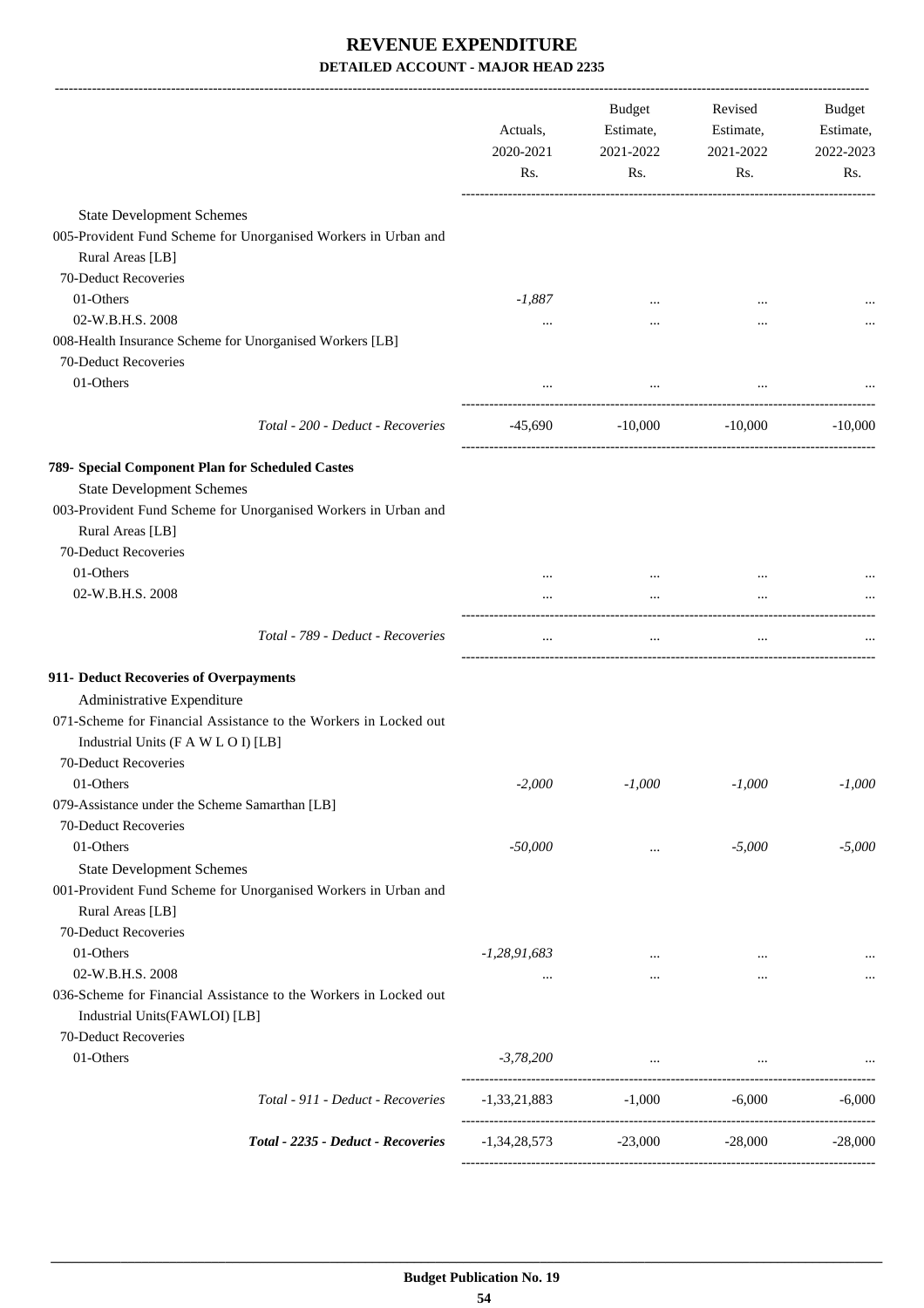# REVENUE EXPENDITURE

## DETAILED ACCOUNT - MAJOR HEAD 2235

| | Actuals, 2020-2021 Rs. | Budget Estimate, 2021-2022 Rs. | Revised Estimate, 2021-2022 Rs. | Budget Estimate, 2022-2023 Rs. |
|---|---|---|---|---|
| State Development Schemes | | | | |
| 005-Provident Fund Scheme for Unorganised Workers in Urban and Rural Areas [LB] | | | | |
| 70-Deduct Recoveries | | | | |
| 01-Others | *-1,887* | ... | ... | ... |
| 02-W.B.H.S. 2008 | ... | ... | ... | ... |
| 008-Health Insurance Scheme for Unorganised Workers [LB] | | | | |
| 70-Deduct Recoveries | | | | |
| 01-Others | ... | ... | ... | ... |
| *Total - 200 - Deduct - Recoveries* | -45,690 | -10,000 | -10,000 | -10,000 |
| **789- Special Component Plan for Scheduled Castes** | | | | |
| State Development Schemes | | | | |
| 003-Provident Fund Scheme for Unorganised Workers in Urban and Rural Areas [LB] | | | | |
| 70-Deduct Recoveries | | | | |
| 01-Others | ... | ... | ... | ... |
| 02-W.B.H.S. 2008 | ... | ... | ... | ... |
| *Total - 789 - Deduct - Recoveries* | ... | ... | ... | ... |
| **911- Deduct Recoveries of Overpayments** | | | | |
| Administrative Expenditure | | | | |
| 071-Scheme for Financial Assistance to the Workers in Locked out Industrial Units (F A W L O I) [LB] | | | | |
| 70-Deduct Recoveries | | | | |
| 01-Others | *-2,000* | *-1,000* | *-1,000* | *-1,000* |
| 079-Assistance under the Scheme Samarthan [LB] | | | | |
| 70-Deduct Recoveries | | | | |
| 01-Others | *-50,000* | ... | *-5,000* | *-5,000* |
| State Development Schemes | | | | |
| 001-Provident Fund Scheme for Unorganised Workers in Urban and Rural Areas [LB] | | | | |
| 70-Deduct Recoveries | | | | |
| 01-Others | *-1,28,91,683* | ... | ... | ... |
| 02-W.B.H.S. 2008 | ... | ... | ... | ... |
| 036-Scheme for Financial Assistance to the Workers in Locked out Industrial Units(FAWLOI) [LB] | | | | |
| 70-Deduct Recoveries | | | | |
| 01-Others | *-3,78,200* | ... | ... | ... |
| *Total - 911 - Deduct - Recoveries* | -1,33,21,883 | -1,000 | -6,000 | -6,000 |
| ***Total - 2235 - Deduct - Recoveries*** | -1,34,28,573 | -23,000 | -28,000 | -28,000 |

**Budget Publication No. 19**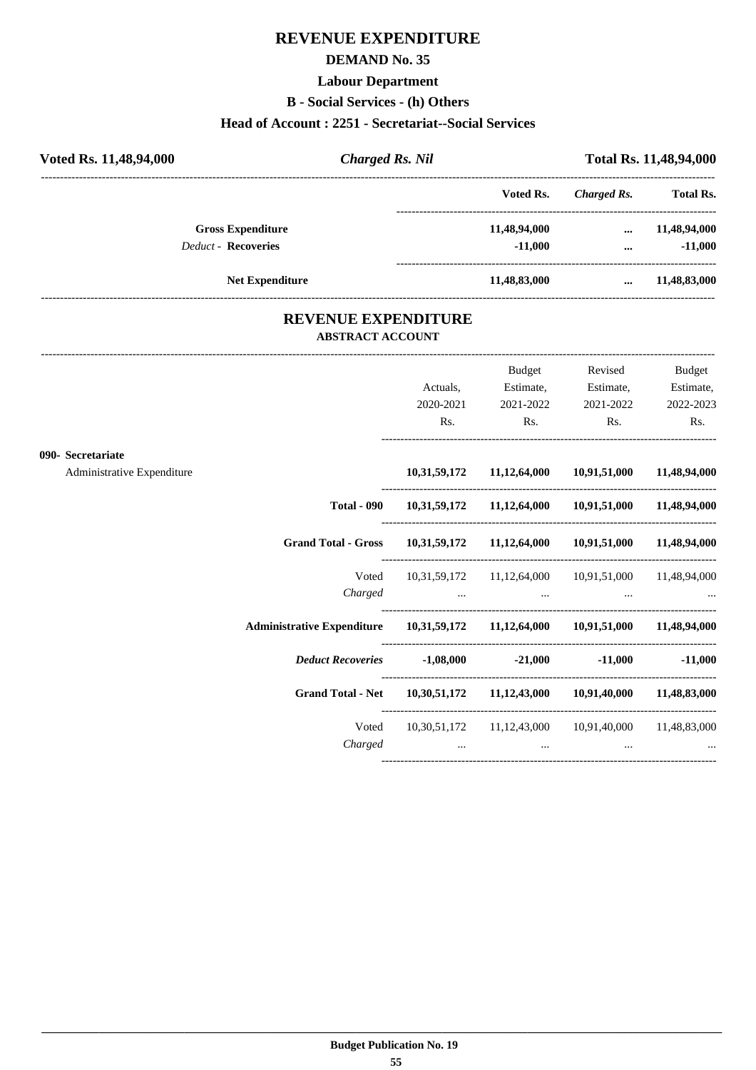# REVENUE EXPENDITURE

## DEMAND No. 35

### Labour Department

### B - Social Services - (h) Others

### Head of Account : 2251 - Secretariat--Social Services

**Voted Rs. 11,48,94,000** | ***Charged Rs. Nil*** | **Total Rs. 11,48,94,000**

| | Voted Rs. | *Charged Rs.* | Total Rs. |
|---|---|---|---|
| **Gross Expenditure** | **11,48,94,000** | **...** | **11,48,94,000** |
| *Deduct* - **Recoveries** | **-11,000** | **...** | **-11,000** |
| **Net Expenditure** | **11,48,83,000** | **...** | **11,48,83,000** |

## REVENUE EXPENDITURE

### ABSTRACT ACCOUNT

| | Actuals, 2020-2021 Rs. | Budget Estimate, 2021-2022 Rs. | Revised Estimate, 2021-2022 Rs. | Budget Estimate, 2022-2023 Rs. |
|---|---|---|---|---|
| **090- Secretariat** | | | | |
| Administrative Expenditure | **10,31,59,172** | **11,12,64,000** | **10,91,51,000** | **11,48,94,000** |
| **Total - 090** | **10,31,59,172** | **11,12,64,000** | **10,91,51,000** | **11,48,94,000** |
| **Grand Total - Gross** | **10,31,59,172** | **11,12,64,000** | **10,91,51,000** | **11,48,94,000** |
| Voted | 10,31,59,172 | 11,12,64,000 | 10,91,51,000 | 11,48,94,000 |
| *Charged* | ... | ... | ... | ... |
| **Administrative Expenditure** | **10,31,59,172** | **11,12,64,000** | **10,91,51,000** | **11,48,94,000** |
| ***Deduct Recoveries*** | **-1,08,000** | **-21,000** | **-11,000** | **-11,000** |
| **Grand Total - Net** | **10,30,51,172** | **11,12,43,000** | **10,91,40,000** | **11,48,83,000** |
| Voted | 10,30,51,172 | 11,12,43,000 | 10,91,40,000 | 11,48,83,000 |
| *Charged* | ... | ... | ... | ... |

**Budget Publication No. 19**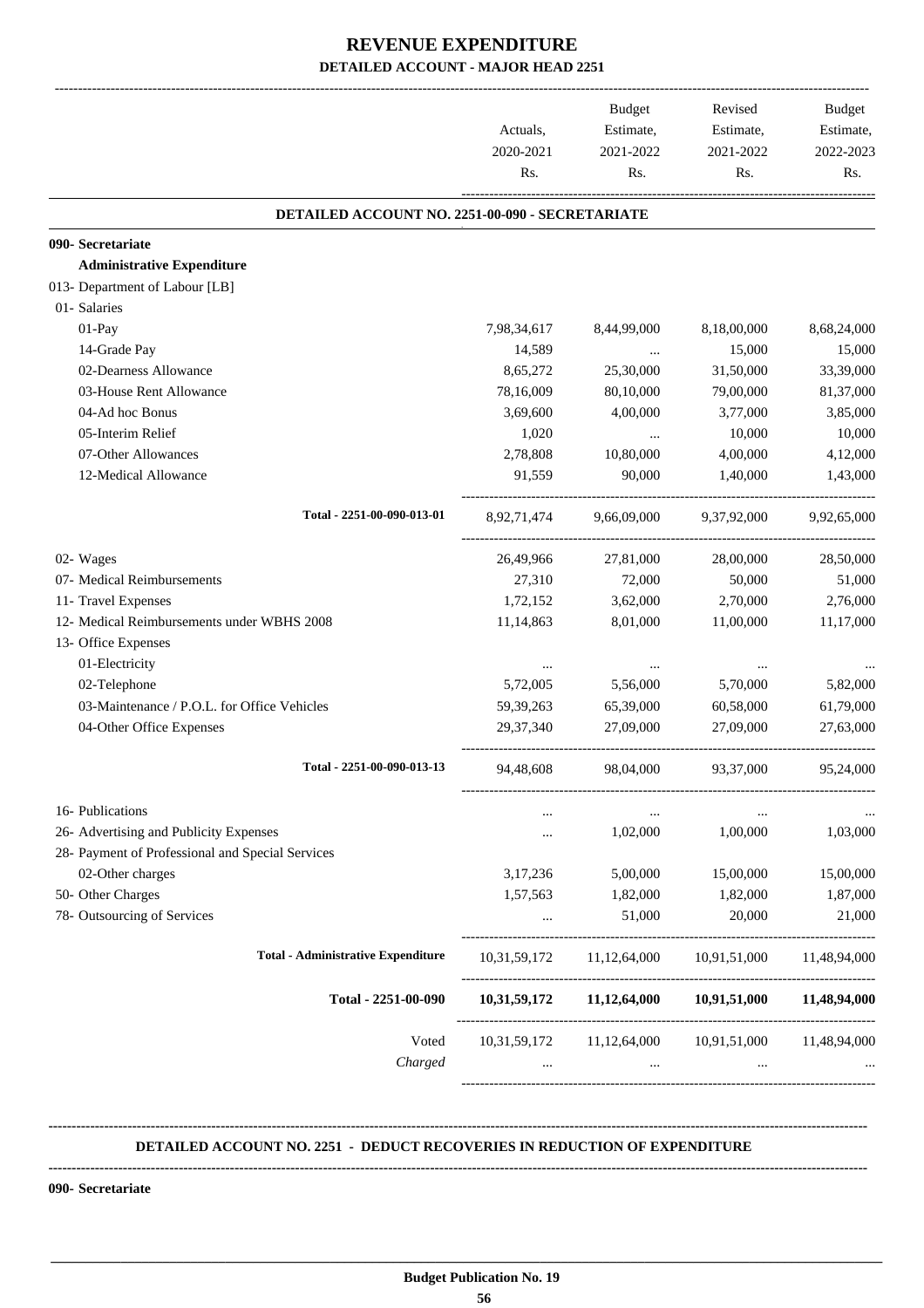# REVENUE EXPENDITURE

## DETAILED ACCOUNT - MAJOR HEAD 2251

| | Actuals, 2020-2021 Rs. | Budget Estimate, 2021-2022 Rs. | Revised Estimate, 2021-2022 Rs. | Budget Estimate, 2022-2023 Rs. |
|---|---|---|---|---|
| **DETAILED ACCOUNT NO. 2251-00-090 - SECRETARIATE** | | | | |
| **090- Secretariate** | | | | |
| **Administrative Expenditure** | | | | |
| 013- Department of Labour [LB] | | | | |
| 01- Salaries | | | | |
| 01-Pay | 7,98,34,617 | 8,44,99,000 | 8,18,00,000 | 8,68,24,000 |
| 14-Grade Pay | 14,589 | ... | 15,000 | 15,000 |
| 02-Dearness Allowance | 8,65,272 | 25,30,000 | 31,50,000 | 33,39,000 |
| 03-House Rent Allowance | 78,16,009 | 80,10,000 | 79,00,000 | 81,37,000 |
| 04-Ad hoc Bonus | 3,69,600 | 4,00,000 | 3,77,000 | 3,85,000 |
| 05-Interim Relief | 1,020 | ... | 10,000 | 10,000 |
| 07-Other Allowances | 2,78,808 | 10,80,000 | 4,00,000 | 4,12,000 |
| 12-Medical Allowance | 91,559 | 90,000 | 1,40,000 | 1,43,000 |
| Total - 2251-00-090-013-01 | 8,92,71,474 | 9,66,09,000 | 9,37,92,000 | 9,92,65,000 |
| 02- Wages | 26,49,966 | 27,81,000 | 28,00,000 | 28,50,000 |
| 07- Medical Reimbursements | 27,310 | 72,000 | 50,000 | 51,000 |
| 11- Travel Expenses | 1,72,152 | 3,62,000 | 2,70,000 | 2,76,000 |
| 12- Medical Reimbursements under WBHS 2008 | 11,14,863 | 8,01,000 | 11,00,000 | 11,17,000 |
| 13- Office Expenses | | | | |
| 01-Electricity | ... | ... | ... | ... |
| 02-Telephone | 5,72,005 | 5,56,000 | 5,70,000 | 5,82,000 |
| 03-Maintenance / P.O.L. for Office Vehicles | 59,39,263 | 65,39,000 | 60,58,000 | 61,79,000 |
| 04-Other Office Expenses | 29,37,340 | 27,09,000 | 27,09,000 | 27,63,000 |
| Total - 2251-00-090-013-13 | 94,48,608 | 98,04,000 | 93,37,000 | 95,24,000 |
| 16- Publications | ... | ... | ... | ... |
| 26- Advertising and Publicity Expenses | ... | 1,02,000 | 1,00,000 | 1,03,000 |
| 28- Payment of Professional and Special Services | | | | |
| 02-Other charges | 3,17,236 | 5,00,000 | 15,00,000 | 15,00,000 |
| 50- Other Charges | 1,57,563 | 1,82,000 | 1,82,000 | 1,87,000 |
| 78- Outsourcing of Services | ... | 51,000 | 20,000 | 21,000 |
| **Total - Administrative Expenditure** | 10,31,59,172 | 11,12,64,000 | 10,91,51,000 | 11,48,94,000 |
| **Total - 2251-00-090** | **10,31,59,172** | **11,12,64,000** | **10,91,51,000** | **11,48,94,000** |
| Voted | 10,31,59,172 | 11,12,64,000 | 10,91,51,000 | 11,48,94,000 |
| *Charged* | ... | ... | ... | ... |

**DETAILED ACCOUNT NO. 2251 - DEDUCT RECOVERIES IN REDUCTION OF EXPENDITURE**

**090- Secretariate**

**Budget Publication No. 19**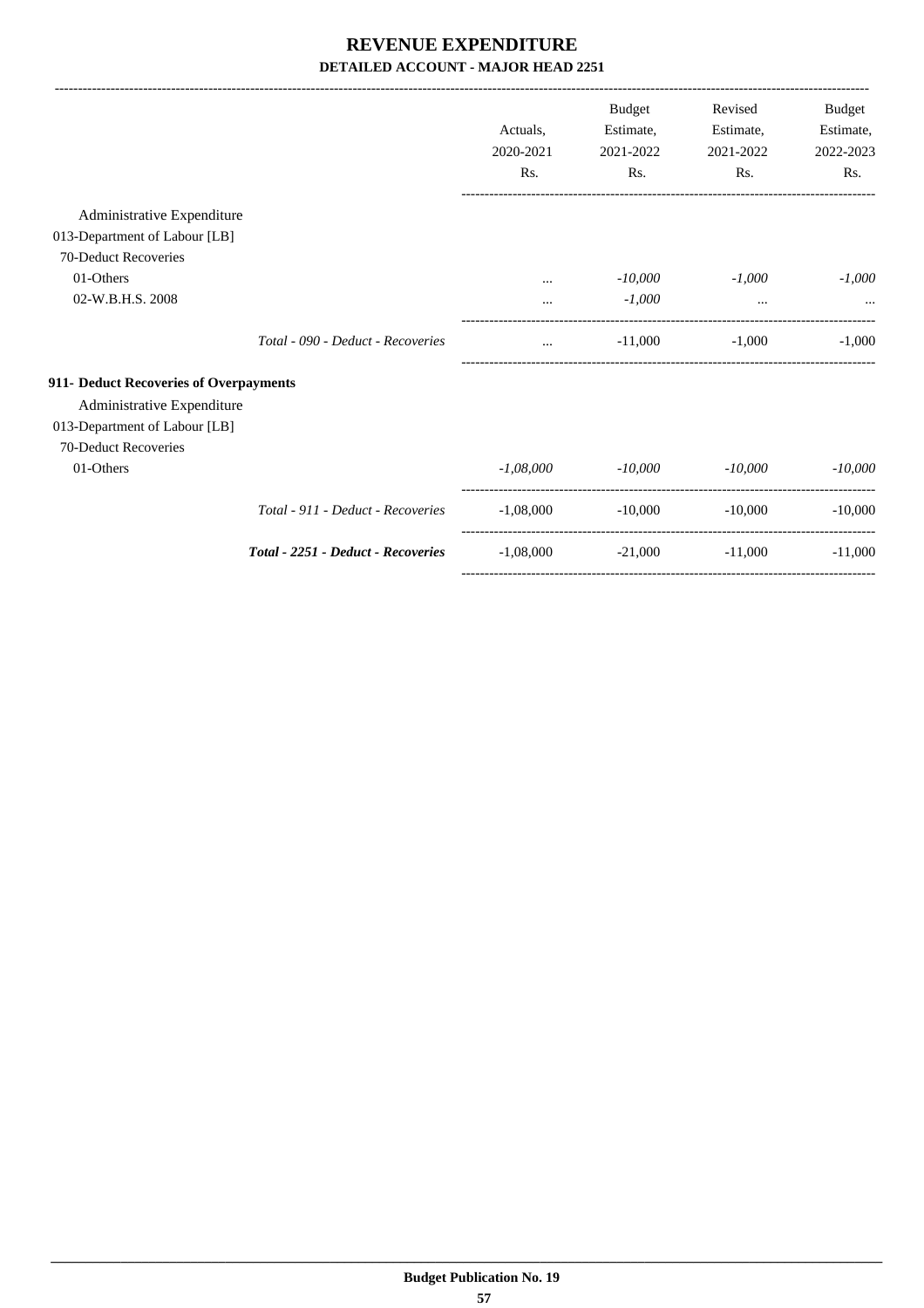# REVENUE EXPENDITURE

## DETAILED ACCOUNT - MAJOR HEAD 2251

| | Actuals, 2020-2021 Rs. | Budget Estimate, 2021-2022 Rs. | Revised Estimate, 2021-2022 Rs. | Budget Estimate, 2022-2023 Rs. |
|---|---|---|---|---|
| Administrative Expenditure | | | | |
| 013-Department of Labour [LB] | | | | |
| 70-Deduct Recoveries | | | | |
| 01-Others | ... | *-10,000* | *-1,000* | *-1,000* |
| 02-W.B.H.S. 2008 | ... | *-1,000* | ... | ... |
| *Total - 090 - Deduct - Recoveries* | ... | -11,000 | -1,000 | -1,000 |
| **911- Deduct Recoveries of Overpayments** | | | | |
| Administrative Expenditure | | | | |
| 013-Department of Labour [LB] | | | | |
| 70-Deduct Recoveries | | | | |
| 01-Others | *-1,08,000* | *-10,000* | *-10,000* | *-10,000* |
| *Total - 911 - Deduct - Recoveries* | -1,08,000 | -10,000 | -10,000 | -10,000 |
| ***Total - 2251 - Deduct - Recoveries*** | -1,08,000 | -21,000 | -11,000 | -11,000 |

**Budget Publication No. 19**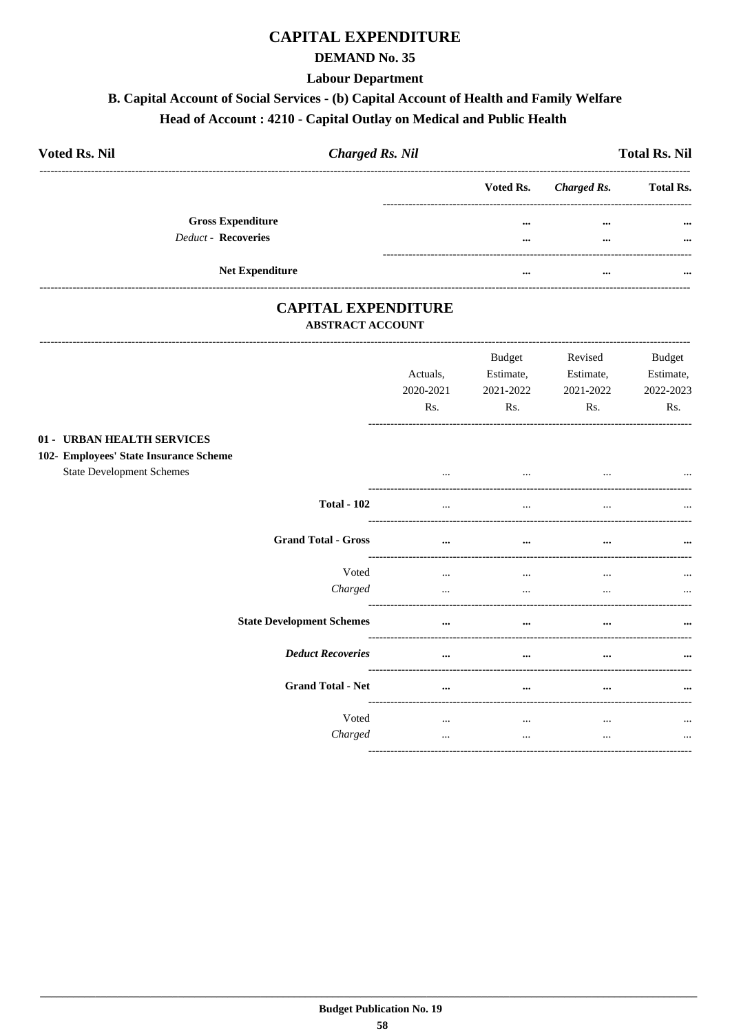# CAPITAL EXPENDITURE

## DEMAND No. 35

## Labour Department

### B. Capital Account of Social Services - (b) Capital Account of Health and Family Welfare

### Head of Account : 4210 - Capital Outlay on Medical and Public Health

| **Voted Rs. Nil** | ***Charged Rs. Nil*** | **Total Rs. Nil** |
|---|---|---|

| | Voted Rs. | *Charged Rs.* | Total Rs. |
|---|---|---|---|
| **Gross Expenditure** | ... | ... | ... |
| *Deduct* - **Recoveries** | ... | ... | ... |
| **Net Expenditure** | ... | ... | ... |

## CAPITAL EXPENDITURE

### ABSTRACT ACCOUNT

| | Actuals, 2020-2021 Rs. | Budget Estimate, 2021-2022 Rs. | Revised Estimate, 2021-2022 Rs. | Budget Estimate, 2022-2023 Rs. |
|---|---|---|---|---|
| **01 - URBAN HEALTH SERVICES** | | | | |
| **102- Employees' State Insurance Scheme** | | | | |
| State Development Schemes | ... | ... | ... | ... |
| **Total - 102** | ... | ... | ... | ... |
| **Grand Total - Gross** | ... | ... | ... | ... |
| Voted | ... | ... | ... | ... |
| *Charged* | ... | ... | ... | ... |
| **State Development Schemes** | ... | ... | ... | ... |
| ***Deduct Recoveries*** | ... | ... | ... | ... |
| **Grand Total - Net** | ... | ... | ... | ... |
| Voted | ... | ... | ... | ... |
| *Charged* | ... | ... | ... | ... |

**Budget Publication No. 19**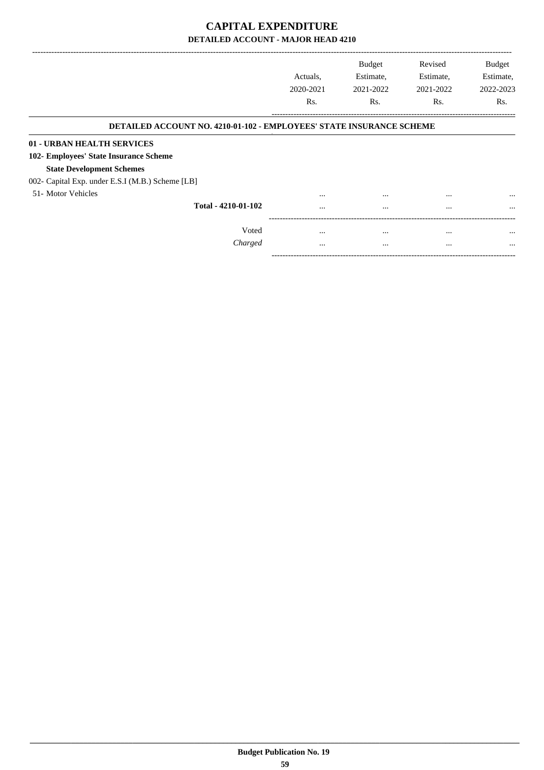# CAPITAL EXPENDITURE

## DETAILED ACCOUNT - MAJOR HEAD 4210

| | Actuals, 2020-2021 Rs. | Budget Estimate, 2021-2022 Rs. | Revised Estimate, 2021-2022 Rs. | Budget Estimate, 2022-2023 Rs. |
|---|---|---|---|---|
| **DETAILED ACCOUNT NO. 4210-01-102 - EMPLOYEES' STATE INSURANCE SCHEME** | | | | |
| **01 - URBAN HEALTH SERVICES** | | | | |
| **102- Employees' State Insurance Scheme** | | | | |
| **State Development Schemes** | | | | |
| 002- Capital Exp. under E.S.I (M.B.) Scheme [LB] | | | | |
| 51- Motor Vehicles | ... | ... | ... | ... |
| **Total - 4210-01-102** | ... | ... | ... | ... |
| Voted | ... | ... | ... | ... |
| *Charged* | ... | ... | ... | ... |

**Budget Publication No. 19**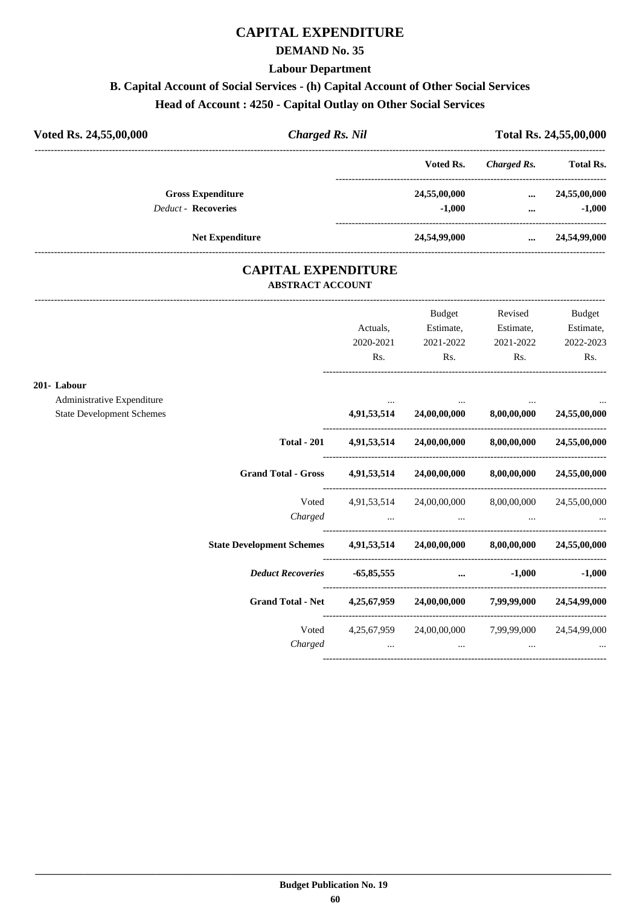# CAPITAL EXPENDITURE

## DEMAND No. 35

### Labour Department

### B. Capital Account of Social Services - (h) Capital Account of Other Social Services

### Head of Account : 4250 - Capital Outlay on Other Social Services

**Voted Rs. 24,55,00,000** | ***Charged Rs. Nil*** | **Total Rs. 24,55,00,000**

| | Voted Rs. | *Charged Rs.* | Total Rs. |
|---|---|---|---|
| **Gross Expenditure** | 24,55,00,000 | ... | 24,55,00,000 |
| *Deduct* - **Recoveries** | -1,000 | ... | -1,000 |
| **Net Expenditure** | 24,54,99,000 | ... | 24,54,99,000 |

# CAPITAL EXPENDITURE

### ABSTRACT ACCOUNT

| | Actuals, 2020-2021 Rs. | Budget Estimate, 2021-2022 Rs. | Revised Estimate, 2021-2022 Rs. | Budget Estimate, 2022-2023 Rs. |
|---|---|---|---|---|
| **201- Labour** | | | | |
| Administrative Expenditure | ... | ... | ... | ... |
| State Development Schemes | 4,91,53,514 | 24,00,00,000 | 8,00,00,000 | 24,55,00,000 |
| **Total - 201** | 4,91,53,514 | 24,00,00,000 | 8,00,00,000 | 24,55,00,000 |
| **Grand Total - Gross** | 4,91,53,514 | 24,00,00,000 | 8,00,00,000 | 24,55,00,000 |
| Voted | 4,91,53,514 | 24,00,00,000 | 8,00,00,000 | 24,55,00,000 |
| *Charged* | ... | ... | ... | ... |
| **State Development Schemes** | 4,91,53,514 | 24,00,00,000 | 8,00,00,000 | 24,55,00,000 |
| ***Deduct Recoveries*** | -65,85,555 | ... | -1,000 | -1,000 |
| **Grand Total - Net** | 4,25,67,959 | 24,00,00,000 | 7,99,99,000 | 24,54,99,000 |
| Voted | 4,25,67,959 | 24,00,00,000 | 7,99,99,000 | 24,54,99,000 |
| *Charged* | ... | ... | ... | ... |

**Budget Publication No. 19**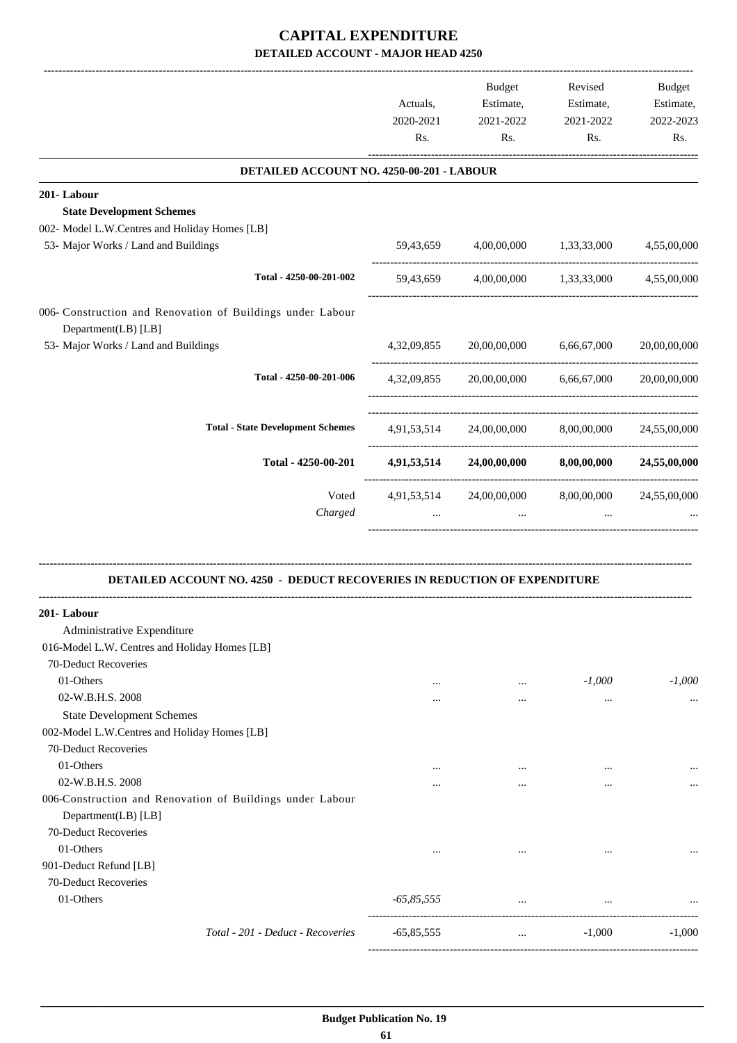# CAPITAL EXPENDITURE

## DETAILED ACCOUNT - MAJOR HEAD 4250

| | Actuals, 2020-2021 Rs. | Budget Estimate, 2021-2022 Rs. | Revised Estimate, 2021-2022 Rs. | Budget Estimate, 2022-2023 Rs. |
|---|---|---|---|---|
| **DETAILED ACCOUNT NO. 4250-00-201 - LABOUR** | | | | |
| **201- Labour** | | | | |
| **State Development Schemes** | | | | |
| 002- Model L.W.Centres and Holiday Homes [LB] | | | | |
| 53- Major Works / Land and Buildings | 59,43,659 | 4,00,00,000 | 1,33,33,000 | 4,55,00,000 |
| **Total - 4250-00-201-002** | 59,43,659 | 4,00,00,000 | 1,33,33,000 | 4,55,00,000 |
| 006- Construction and Renovation of Buildings under Labour Department(LB) [LB] | | | | |
| 53- Major Works / Land and Buildings | 4,32,09,855 | 20,00,00,000 | 6,66,67,000 | 20,00,00,000 |
| **Total - 4250-00-201-006** | 4,32,09,855 | 20,00,00,000 | 6,66,67,000 | 20,00,00,000 |
| **Total - State Development Schemes** | 4,91,53,514 | 24,00,00,000 | 8,00,00,000 | 24,55,00,000 |
| **Total - 4250-00-201** | **4,91,53,514** | **24,00,00,000** | **8,00,00,000** | **24,55,00,000** |
| Voted | 4,91,53,514 | 24,00,00,000 | 8,00,00,000 | 24,55,00,000 |
| *Charged* | ... | ... | ... | ... |

### DETAILED ACCOUNT NO. 4250 - DEDUCT RECOVERIES IN REDUCTION OF EXPENDITURE

| | Actuals, 2020-2021 Rs. | Budget Estimate, 2021-2022 Rs. | Revised Estimate, 2021-2022 Rs. | Budget Estimate, 2022-2023 Rs. |
|---|---|---|---|---|
| **201- Labour** | | | | |
| Administrative Expenditure | | | | |
| 016-Model L.W. Centres and Holiday Homes [LB] | | | | |
| 70-Deduct Recoveries | | | | |
| 01-Others | ... | ... | *-1,000* | *-1,000* |
| 02-W.B.H.S. 2008 | ... | ... | ... | ... |
| State Development Schemes | | | | |
| 002-Model L.W.Centres and Holiday Homes [LB] | | | | |
| 70-Deduct Recoveries | | | | |
| 01-Others | ... | ... | ... | ... |
| 02-W.B.H.S. 2008 | ... | ... | ... | ... |
| 006-Construction and Renovation of Buildings under Labour Department(LB) [LB] | | | | |
| 70-Deduct Recoveries | | | | |
| 01-Others | ... | ... | ... | ... |
| 901-Deduct Refund [LB] | | | | |
| 70-Deduct Recoveries | | | | |
| 01-Others | *-65,85,555* | ... | ... | ... |
| *Total - 201 - Deduct - Recoveries* | -65,85,555 | ... | -1,000 | -1,000 |

**Budget Publication No. 19**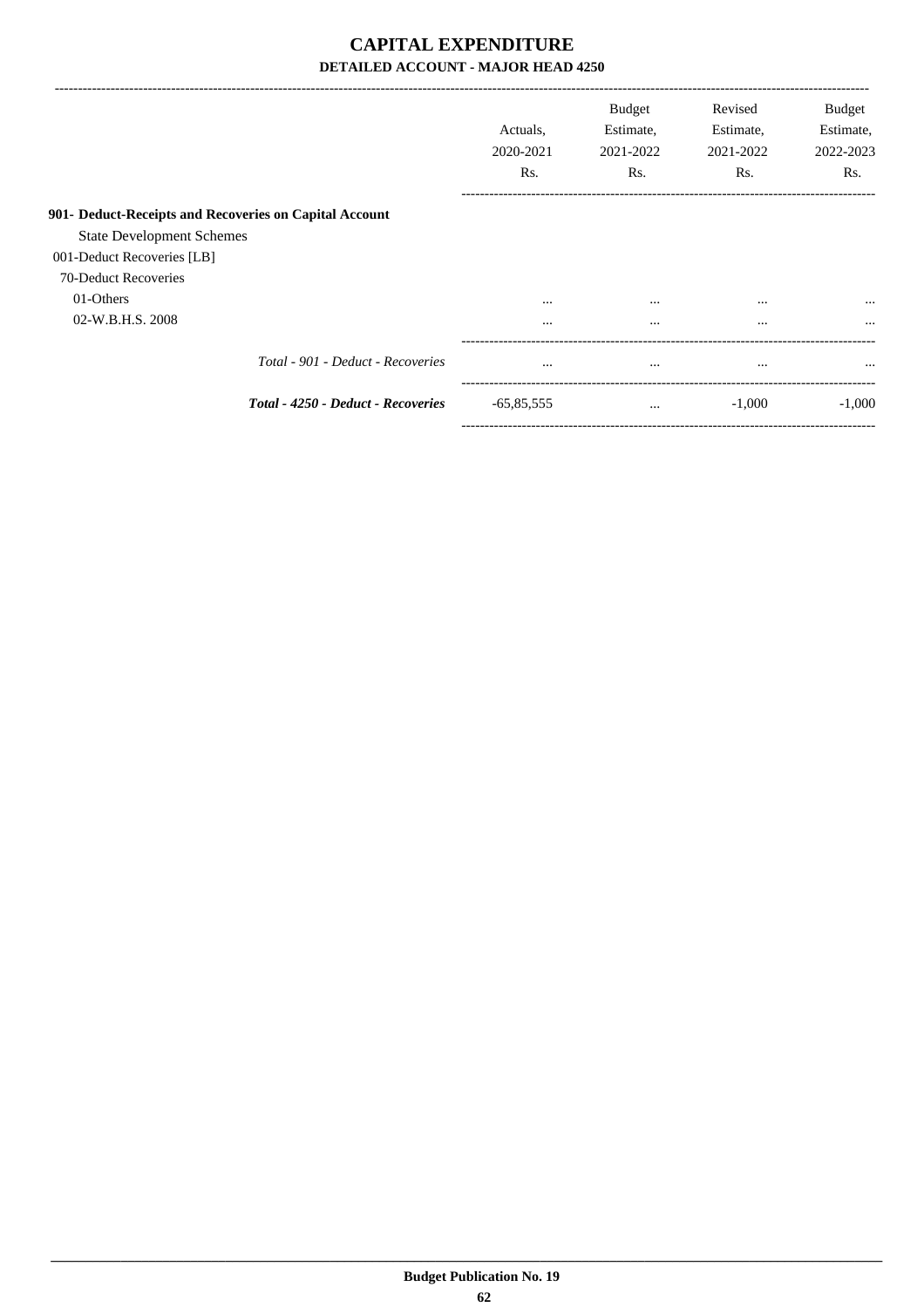# CAPITAL EXPENDITURE

## DETAILED ACCOUNT - MAJOR HEAD 4250

| | Actuals, 2020-2021 Rs. | Budget Estimate, 2021-2022 Rs. | Revised Estimate, 2021-2022 Rs. | Budget Estimate, 2022-2023 Rs. |
|---|---|---|---|---|
| **901- Deduct-Receipts and Recoveries on Capital Account** | | | | |
| State Development Schemes | | | | |
| 001-Deduct Recoveries [LB] | | | | |
| 70-Deduct Recoveries | | | | |
| 01-Others | ... | ... | ... | ... |
| 02-W.B.H.S. 2008 | ... | ... | ... | ... |
| *Total - 901 - Deduct - Recoveries* | ... | ... | ... | ... |
| ***Total - 4250 - Deduct - Recoveries*** | -65,85,555 | ... | -1,000 | -1,000 |

**Budget Publication No. 19**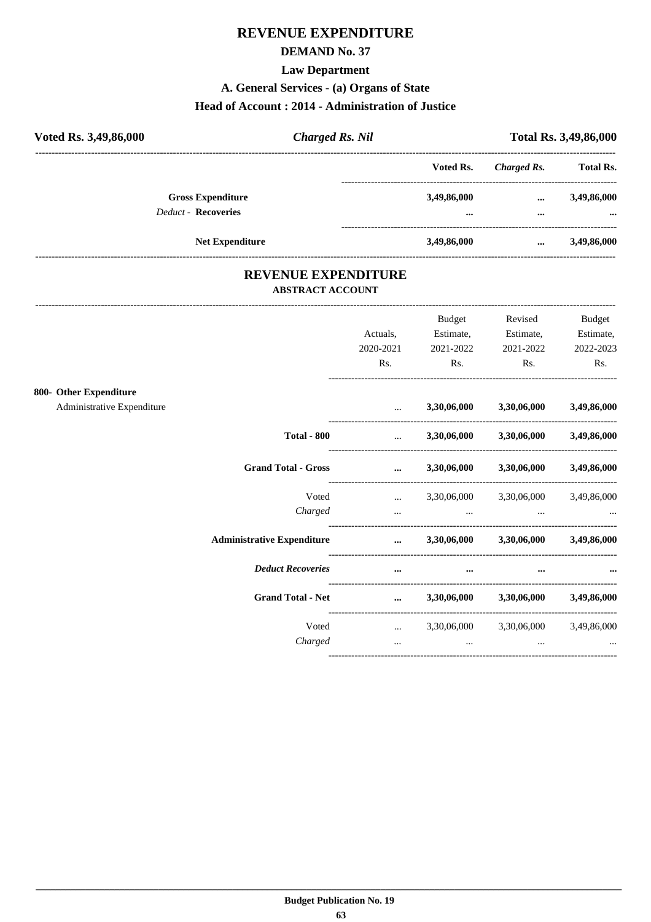# REVENUE EXPENDITURE

## DEMAND No. 37

### Law Department

### A. General Services - (a) Organs of State

### Head of Account : 2014 - Administration of Justice

| Voted Rs. 3,49,86,000 | *Charged Rs. Nil* | Total Rs. 3,49,86,000 |
|---|---|---|

| | Voted Rs. | *Charged Rs.* | Total Rs. |
|---|---|---|---|
| **Gross Expenditure** | **3,49,86,000** | **...** | **3,49,86,000** |
| *Deduct* - **Recoveries** | **...** | **...** | **...** |
| **Net Expenditure** | **3,49,86,000** | **...** | **3,49,86,000** |

## REVENUE EXPENDITURE

### ABSTRACT ACCOUNT

| | Actuals, 2020-2021 Rs. | Budget Estimate, 2021-2022 Rs. | Revised Estimate, 2021-2022 Rs. | Budget Estimate, 2022-2023 Rs. |
|---|---|---|---|---|
| **800- Other Expenditure** | | | | |
| Administrative Expenditure | ... | **3,30,06,000** | **3,30,06,000** | **3,49,86,000** |
| **Total - 800** | ... | **3,30,06,000** | **3,30,06,000** | **3,49,86,000** |
| **Grand Total - Gross** | **...** | **3,30,06,000** | **3,30,06,000** | **3,49,86,000** |
| Voted | ... | 3,30,06,000 | 3,30,06,000 | 3,49,86,000 |
| *Charged* | ... | ... | ... | ... |
| **Administrative Expenditure** | **...** | **3,30,06,000** | **3,30,06,000** | **3,49,86,000** |
| ***Deduct Recoveries*** | **...** | **...** | **...** | **...** |
| **Grand Total - Net** | **...** | **3,30,06,000** | **3,30,06,000** | **3,49,86,000** |
| Voted | ... | 3,30,06,000 | 3,30,06,000 | 3,49,86,000 |
| *Charged* | ... | ... | ... | ... |

**Budget Publication No. 19**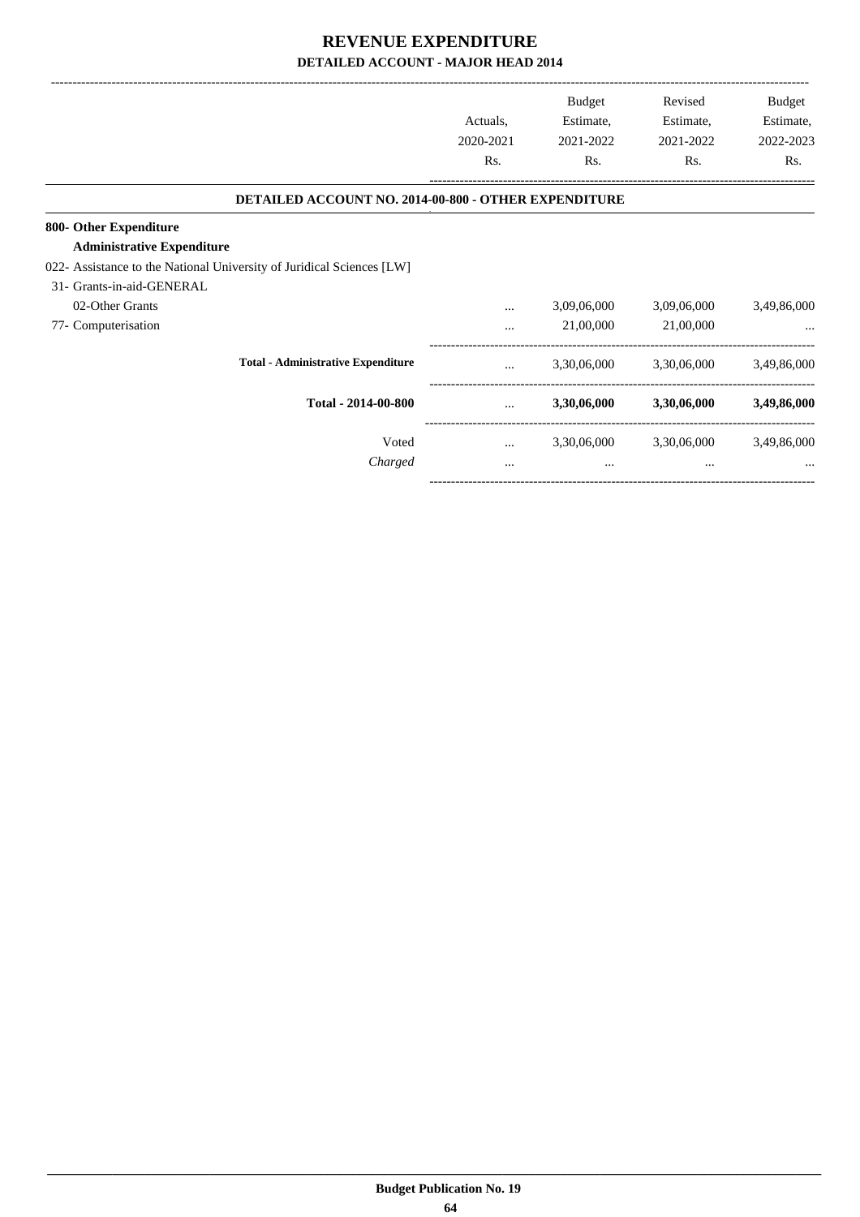# REVENUE EXPENDITURE

## DETAILED ACCOUNT - MAJOR HEAD 2014

| | Actuals, 2020-2021 Rs. | Budget Estimate, 2021-2022 Rs. | Revised Estimate, 2021-2022 Rs. | Budget Estimate, 2022-2023 Rs. |
|---|---|---|---|---|
| **DETAILED ACCOUNT NO. 2014-00-800 - OTHER EXPENDITURE** | | | | |
| **800- Other Expenditure** | | | | |
| **Administrative Expenditure** | | | | |
| 022- Assistance to the National University of Juridical Sciences [LW] | | | | |
| 31- Grants-in-aid-GENERAL | | | | |
| 02-Other Grants | ... | 3,09,06,000 | 3,09,06,000 | 3,49,86,000 |
| 77- Computerisation | ... | 21,00,000 | 21,00,000 | ... |
| **Total - Administrative Expenditure** | ... | 3,30,06,000 | 3,30,06,000 | 3,49,86,000 |
| **Total - 2014-00-800** | ... | **3,30,06,000** | **3,30,06,000** | **3,49,86,000** |
| Voted | ... | 3,30,06,000 | 3,30,06,000 | 3,49,86,000 |
| *Charged* | ... | ... | ... | ... |

**Budget Publication No. 19**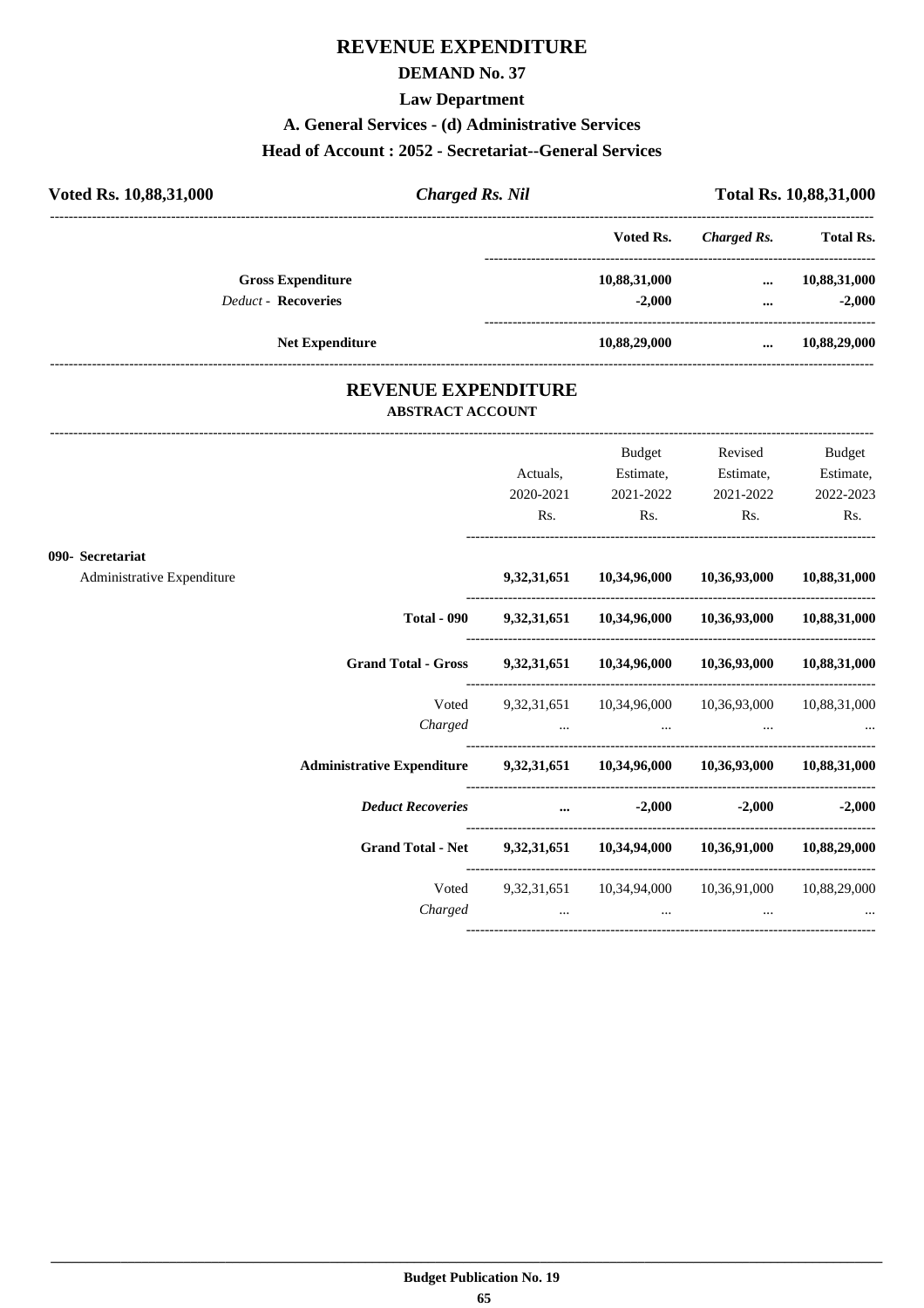# REVENUE EXPENDITURE

## DEMAND No. 37

### Law Department

### A. General Services - (d) Administrative Services

### Head of Account : 2052 - Secretariat--General Services

**Voted Rs. 10,88,31,000** | ***Charged Rs. Nil*** | **Total Rs. 10,88,31,000**

| | Voted Rs. | *Charged Rs.* | Total Rs. |
|---|---|---|---|
| **Gross Expenditure** | 10,88,31,000 | ... | 10,88,31,000 |
| *Deduct -* **Recoveries** | -2,000 | ... | -2,000 |
| **Net Expenditure** | 10,88,29,000 | ... | 10,88,29,000 |

## REVENUE EXPENDITURE

### ABSTRACT ACCOUNT

| | Actuals, 2020-2021 Rs. | Budget Estimate, 2021-2022 Rs. | Revised Estimate, 2021-2022 Rs. | Budget Estimate, 2022-2023 Rs. |
|---|---|---|---|---|
| **090- Secretariat** | | | | |
| Administrative Expenditure | **9,32,31,651** | **10,34,96,000** | **10,36,93,000** | **10,88,31,000** |
| **Total - 090** | **9,32,31,651** | **10,34,96,000** | **10,36,93,000** | **10,88,31,000** |
| **Grand Total - Gross** | **9,32,31,651** | **10,34,96,000** | **10,36,93,000** | **10,88,31,000** |
| Voted | 9,32,31,651 | 10,34,96,000 | 10,36,93,000 | 10,88,31,000 |
| *Charged* | ... | ... | ... | ... |
| **Administrative Expenditure** | **9,32,31,651** | **10,34,96,000** | **10,36,93,000** | **10,88,31,000** |
| ***Deduct Recoveries*** | **...** | **-2,000** | **-2,000** | **-2,000** |
| **Grand Total - Net** | **9,32,31,651** | **10,34,94,000** | **10,36,91,000** | **10,88,29,000** |
| Voted | 9,32,31,651 | 10,34,94,000 | 10,36,91,000 | 10,88,29,000 |
| *Charged* | ... | ... | ... | ... |

**Budget Publication No. 19**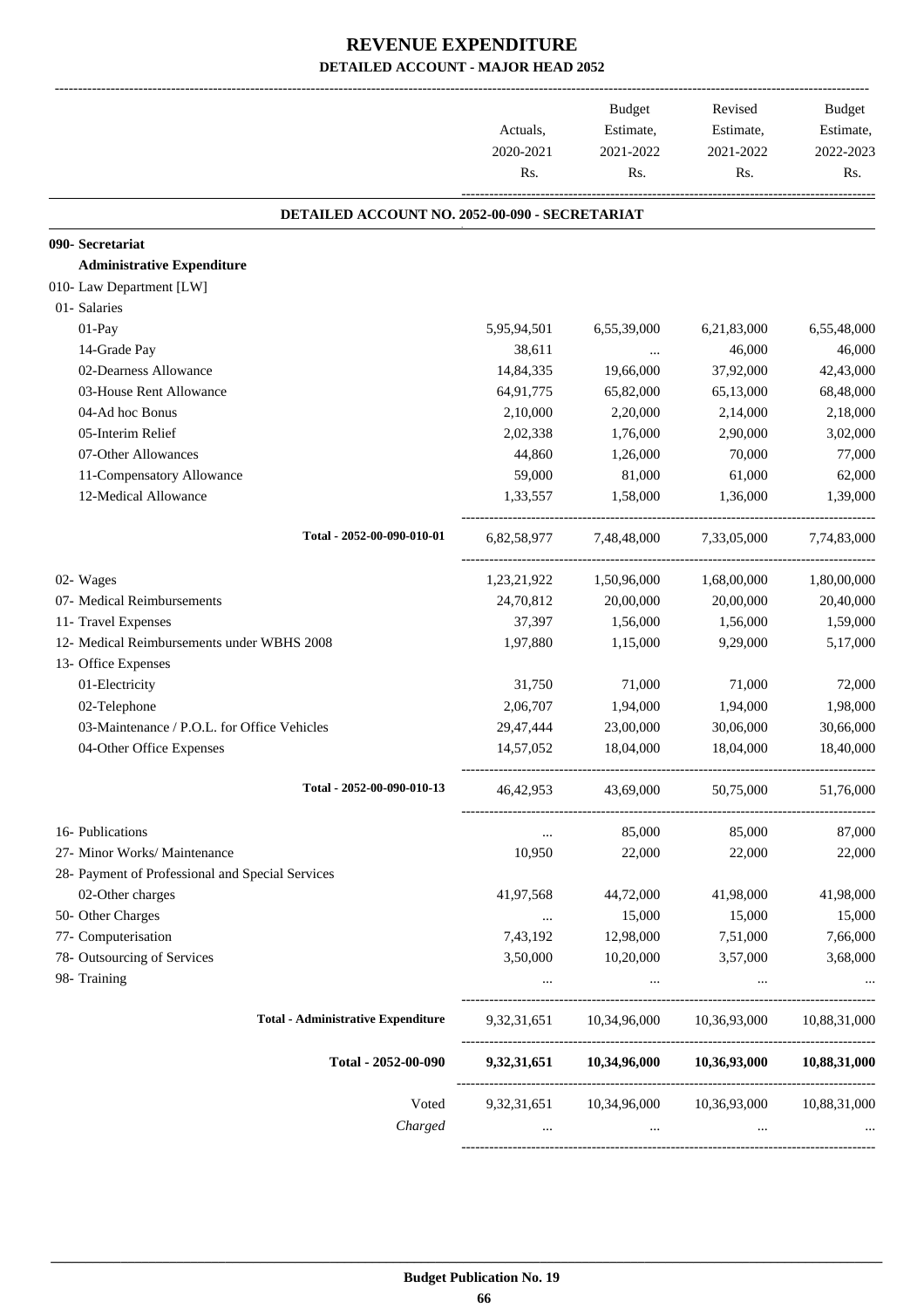# REVENUE EXPENDITURE

## DETAILED ACCOUNT - MAJOR HEAD 2052

| | Actuals, 2020-2021 Rs. | Budget Estimate, 2021-2022 Rs. | Revised Estimate, 2021-2022 Rs. | Budget Estimate, 2022-2023 Rs. |
|---|---|---|---|---|
| **DETAILED ACCOUNT NO. 2052-00-090 - SECRETARIAT** | | | | |
| **090- Secretariat** | | | | |
| **Administrative Expenditure** | | | | |
| 010- Law Department [LW] | | | | |
| 01- Salaries | | | | |
| 01-Pay | 5,95,94,501 | 6,55,39,000 | 6,21,83,000 | 6,55,48,000 |
| 14-Grade Pay | 38,611 | ... | 46,000 | 46,000 |
| 02-Dearness Allowance | 14,84,335 | 19,66,000 | 37,92,000 | 42,43,000 |
| 03-House Rent Allowance | 64,91,775 | 65,82,000 | 65,13,000 | 68,48,000 |
| 04-Ad hoc Bonus | 2,10,000 | 2,20,000 | 2,14,000 | 2,18,000 |
| 05-Interim Relief | 2,02,338 | 1,76,000 | 2,90,000 | 3,02,000 |
| 07-Other Allowances | 44,860 | 1,26,000 | 70,000 | 77,000 |
| 11-Compensatory Allowance | 59,000 | 81,000 | 61,000 | 62,000 |
| 12-Medical Allowance | 1,33,557 | 1,58,000 | 1,36,000 | 1,39,000 |
| Total - 2052-00-090-010-01 | 6,82,58,977 | 7,48,48,000 | 7,33,05,000 | 7,74,83,000 |
| 02- Wages | 1,23,21,922 | 1,50,96,000 | 1,68,00,000 | 1,80,00,000 |
| 07- Medical Reimbursements | 24,70,812 | 20,00,000 | 20,00,000 | 20,40,000 |
| 11- Travel Expenses | 37,397 | 1,56,000 | 1,56,000 | 1,59,000 |
| 12- Medical Reimbursements under WBHS 2008 | 1,97,880 | 1,15,000 | 9,29,000 | 5,17,000 |
| 13- Office Expenses | | | | |
| 01-Electricity | 31,750 | 71,000 | 71,000 | 72,000 |
| 02-Telephone | 2,06,707 | 1,94,000 | 1,94,000 | 1,98,000 |
| 03-Maintenance / P.O.L. for Office Vehicles | 29,47,444 | 23,00,000 | 30,06,000 | 30,66,000 |
| 04-Other Office Expenses | 14,57,052 | 18,04,000 | 18,04,000 | 18,40,000 |
| Total - 2052-00-090-010-13 | 46,42,953 | 43,69,000 | 50,75,000 | 51,76,000 |
| 16- Publications | ... | 85,000 | 85,000 | 87,000 |
| 27- Minor Works/ Maintenance | 10,950 | 22,000 | 22,000 | 22,000 |
| 28- Payment of Professional and Special Services | | | | |
| 02-Other charges | 41,97,568 | 44,72,000 | 41,98,000 | 41,98,000 |
| 50- Other Charges | ... | 15,000 | 15,000 | 15,000 |
| 77- Computerisation | 7,43,192 | 12,98,000 | 7,51,000 | 7,66,000 |
| 78- Outsourcing of Services | 3,50,000 | 10,20,000 | 3,57,000 | 3,68,000 |
| 98- Training | ... | ... | ... | ... |
| **Total - Administrative Expenditure** | 9,32,31,651 | 10,34,96,000 | 10,36,93,000 | 10,88,31,000 |
| **Total - 2052-00-090** | **9,32,31,651** | **10,34,96,000** | **10,36,93,000** | **10,88,31,000** |
| Voted | 9,32,31,651 | 10,34,96,000 | 10,36,93,000 | 10,88,31,000 |
| *Charged* | ... | ... | ... | ... |

**Budget Publication No. 19**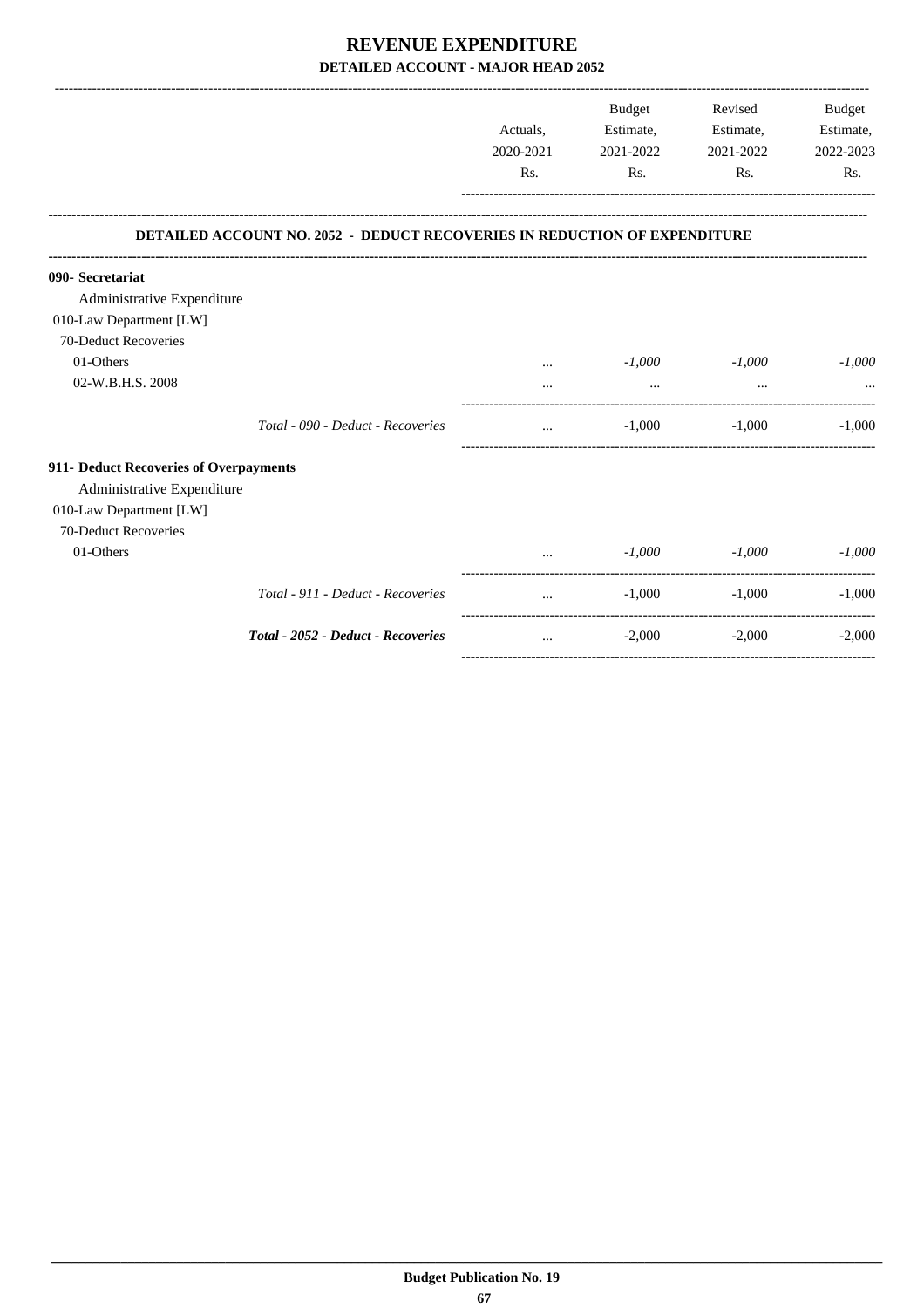# REVENUE EXPENDITURE

## DETAILED ACCOUNT - MAJOR HEAD 2052

| | Actuals, 2020-2021 Rs. | Budget Estimate, 2021-2022 Rs. | Revised Estimate, 2021-2022 Rs. | Budget Estimate, 2022-2023 Rs. |
|---|---|---|---|---|
| **DETAILED ACCOUNT NO. 2052 - DEDUCT RECOVERIES IN REDUCTION OF EXPENDITURE** | | | | |
| **090- Secretariat** | | | | |
| Administrative Expenditure | | | | |
| 010-Law Department [LW] | | | | |
| 70-Deduct Recoveries | | | | |
| 01-Others | ... | *-1,000* | *-1,000* | *-1,000* |
| 02-W.B.H.S. 2008 | ... | ... | ... | ... |
| *Total - 090 - Deduct - Recoveries* | ... | -1,000 | -1,000 | -1,000 |
| **911- Deduct Recoveries of Overpayments** | | | | |
| Administrative Expenditure | | | | |
| 010-Law Department [LW] | | | | |
| 70-Deduct Recoveries | | | | |
| 01-Others | ... | *-1,000* | *-1,000* | *-1,000* |
| *Total - 911 - Deduct - Recoveries* | ... | -1,000 | -1,000 | -1,000 |
| ***Total - 2052 - Deduct - Recoveries*** | ... | -2,000 | -2,000 | -2,000 |

**Budget Publication No. 19**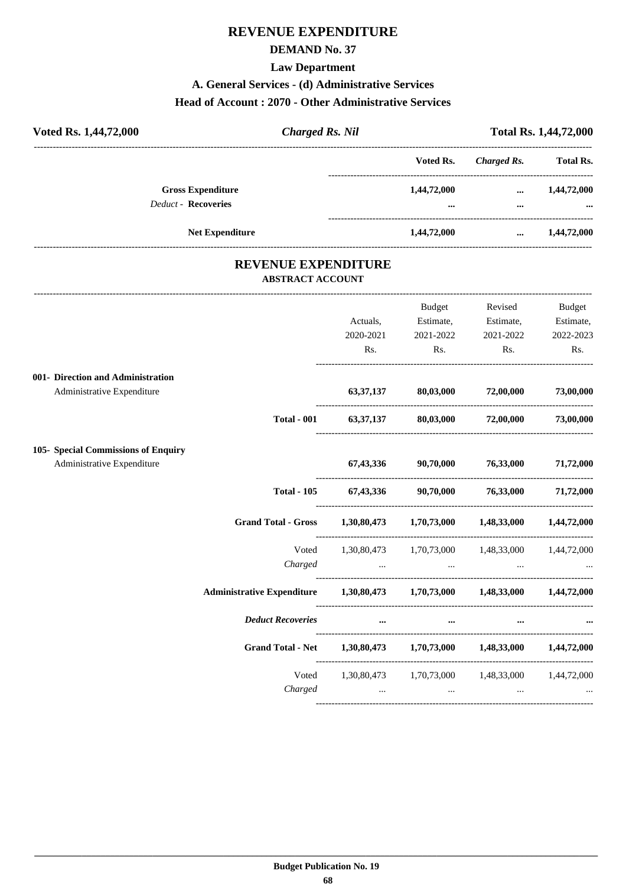# REVENUE EXPENDITURE

## DEMAND No. 37

### Law Department

### A. General Services - (d) Administrative Services

### Head of Account : 2070 - Other Administrative Services

| Voted Rs. 1,44,72,000 | *Charged Rs. Nil* | Total Rs. 1,44,72,000 |
|---|---|---|

| | Voted Rs. | *Charged Rs.* | Total Rs. |
|---|---|---|---|
| **Gross Expenditure** | **1,44,72,000** | **...** | **1,44,72,000** |
| *Deduct* - **Recoveries** | **...** | **...** | **...** |
| **Net Expenditure** | **1,44,72,000** | **...** | **1,44,72,000** |

## REVENUE EXPENDITURE

### ABSTRACT ACCOUNT

| | Actuals, 2020-2021 Rs. | Budget Estimate, 2021-2022 Rs. | Revised Estimate, 2021-2022 Rs. | Budget Estimate, 2022-2023 Rs. |
|---|---|---|---|---|
| **001- Direction and Administration** | | | | |
| Administrative Expenditure | **63,37,137** | **80,03,000** | **72,00,000** | **73,00,000** |
| **Total - 001** | **63,37,137** | **80,03,000** | **72,00,000** | **73,00,000** |
| **105- Special Commissions of Enquiry** | | | | |
| Administrative Expenditure | **67,43,336** | **90,70,000** | **76,33,000** | **71,72,000** |
| **Total - 105** | **67,43,336** | **90,70,000** | **76,33,000** | **71,72,000** |
| **Grand Total - Gross** | **1,30,80,473** | **1,70,73,000** | **1,48,33,000** | **1,44,72,000** |
| Voted | 1,30,80,473 | 1,70,73,000 | 1,48,33,000 | 1,44,72,000 |
| *Charged* | ... | ... | ... | ... |
| **Administrative Expenditure** | **1,30,80,473** | **1,70,73,000** | **1,48,33,000** | **1,44,72,000** |
| ***Deduct Recoveries*** | **...** | **...** | **...** | **...** |
| **Grand Total - Net** | **1,30,80,473** | **1,70,73,000** | **1,48,33,000** | **1,44,72,000** |
| Voted | 1,30,80,473 | 1,70,73,000 | 1,48,33,000 | 1,44,72,000 |
| *Charged* | ... | ... | ... | ... |

**Budget Publication No. 19**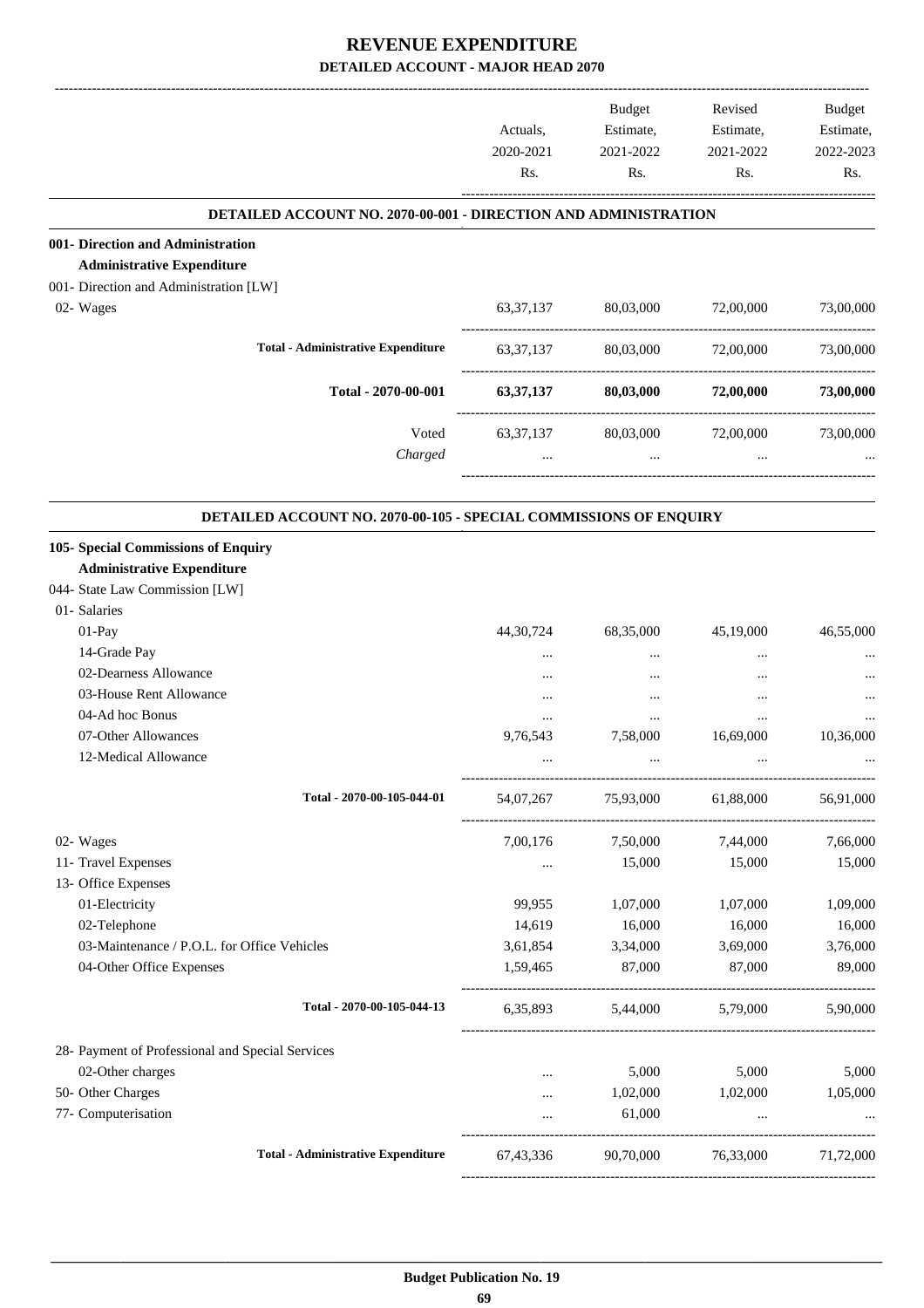# REVENUE EXPENDITURE

## DETAILED ACCOUNT - MAJOR HEAD 2070

| | Actuals, 2020-2021 Rs. | Budget Estimate, 2021-2022 Rs. | Revised Estimate, 2021-2022 Rs. | Budget Estimate, 2022-2023 Rs. |
|---|---|---|---|---|
| **DETAILED ACCOUNT NO. 2070-00-001 - DIRECTION AND ADMINISTRATION** | | | | |
| **001- Direction and Administration** | | | | |
| **Administrative Expenditure** | | | | |
| 001- Direction and Administration [LW] | | | | |
| 02- Wages | 63,37,137 | 80,03,000 | 72,00,000 | 73,00,000 |
| **Total - Administrative Expenditure** | 63,37,137 | 80,03,000 | 72,00,000 | 73,00,000 |
| **Total - 2070-00-001** | **63,37,137** | **80,03,000** | **72,00,000** | **73,00,000** |
| Voted | 63,37,137 | 80,03,000 | 72,00,000 | 73,00,000 |
| *Charged* | ... | ... | ... | ... |
| **DETAILED ACCOUNT NO. 2070-00-105 - SPECIAL COMMISSIONS OF ENQUIRY** | | | | |
| **105- Special Commissions of Enquiry** | | | | |
| **Administrative Expenditure** | | | | |
| 044- State Law Commission [LW] | | | | |
| 01- Salaries | | | | |
| 01-Pay | 44,30,724 | 68,35,000 | 45,19,000 | 46,55,000 |
| 14-Grade Pay | ... | ... | ... | ... |
| 02-Dearness Allowance | ... | ... | ... | ... |
| 03-House Rent Allowance | ... | ... | ... | ... |
| 04-Ad hoc Bonus | ... | ... | ... | ... |
| 07-Other Allowances | 9,76,543 | 7,58,000 | 16,69,000 | 10,36,000 |
| 12-Medical Allowance | ... | ... | ... | ... |
| **Total - 2070-00-105-044-01** | 54,07,267 | 75,93,000 | 61,88,000 | 56,91,000 |
| 02- Wages | 7,00,176 | 7,50,000 | 7,44,000 | 7,66,000 |
| 11- Travel Expenses | ... | 15,000 | 15,000 | 15,000 |
| 13- Office Expenses | | | | |
| 01-Electricity | 99,955 | 1,07,000 | 1,07,000 | 1,09,000 |
| 02-Telephone | 14,619 | 16,000 | 16,000 | 16,000 |
| 03-Maintenance / P.O.L. for Office Vehicles | 3,61,854 | 3,34,000 | 3,69,000 | 3,76,000 |
| 04-Other Office Expenses | 1,59,465 | 87,000 | 87,000 | 89,000 |
| **Total - 2070-00-105-044-13** | 6,35,893 | 5,44,000 | 5,79,000 | 5,90,000 |
| 28- Payment of Professional and Special Services | | | | |
| 02-Other charges | ... | 5,000 | 5,000 | 5,000 |
| 50- Other Charges | ... | 1,02,000 | 1,02,000 | 1,05,000 |
| 77- Computerisation | ... | 61,000 | ... | ... |
| **Total - Administrative Expenditure** | 67,43,336 | 90,70,000 | 76,33,000 | 71,72,000 |

**Budget Publication No. 19**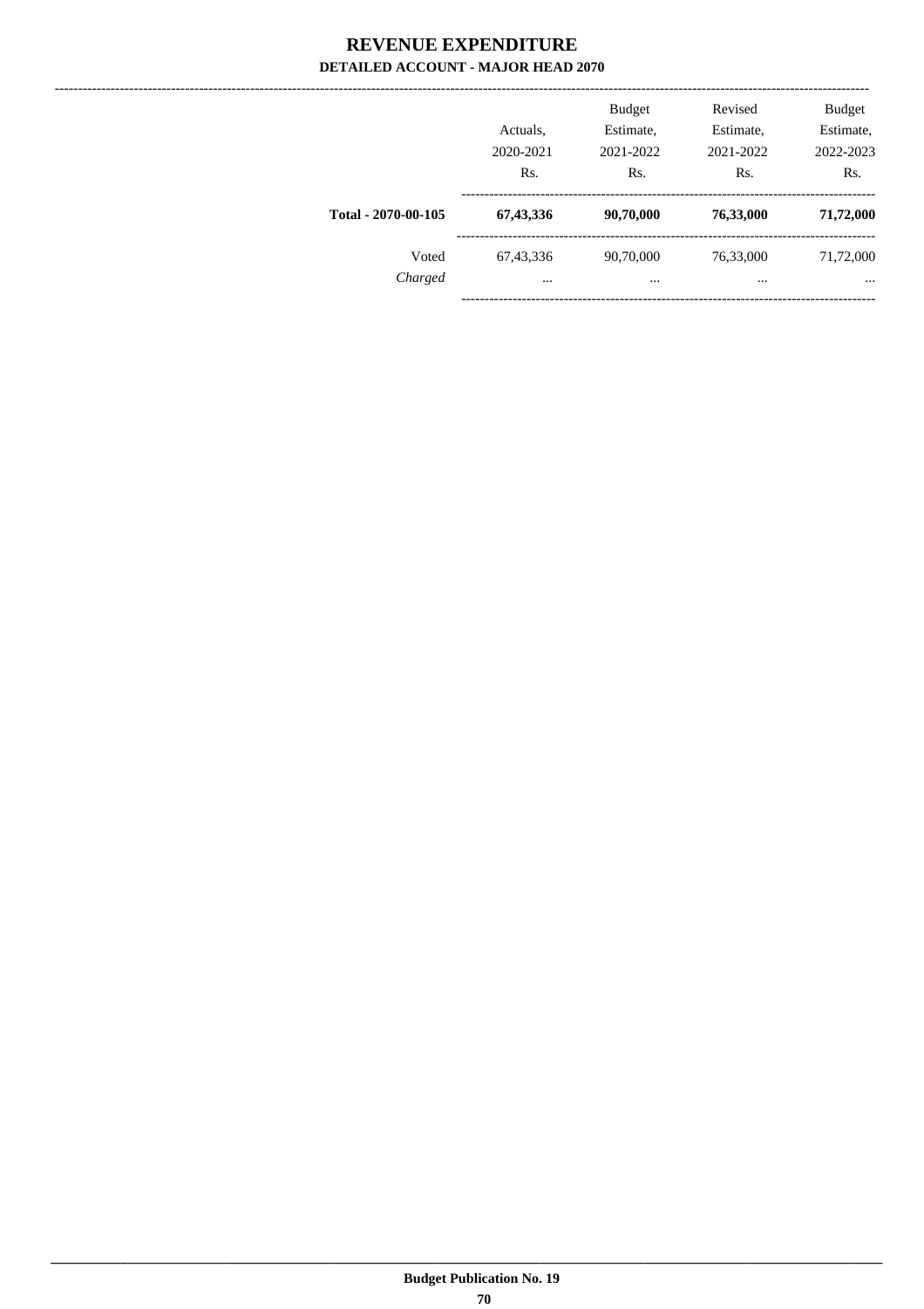# REVENUE EXPENDITURE

## DETAILED ACCOUNT - MAJOR HEAD 2070

| | Actuals, 2020-2021 Rs. | Budget Estimate, 2021-2022 Rs. | Revised Estimate, 2021-2022 Rs. | Budget Estimate, 2022-2023 Rs. |
|---|---|---|---|---|
| **Total - 2070-00-105** | **67,43,336** | **90,70,000** | **76,33,000** | **71,72,000** |
| Voted | 67,43,336 | 90,70,000 | 76,33,000 | 71,72,000 |
| *Charged* | ... | ... | ... | ... |

Budget Publication No. 19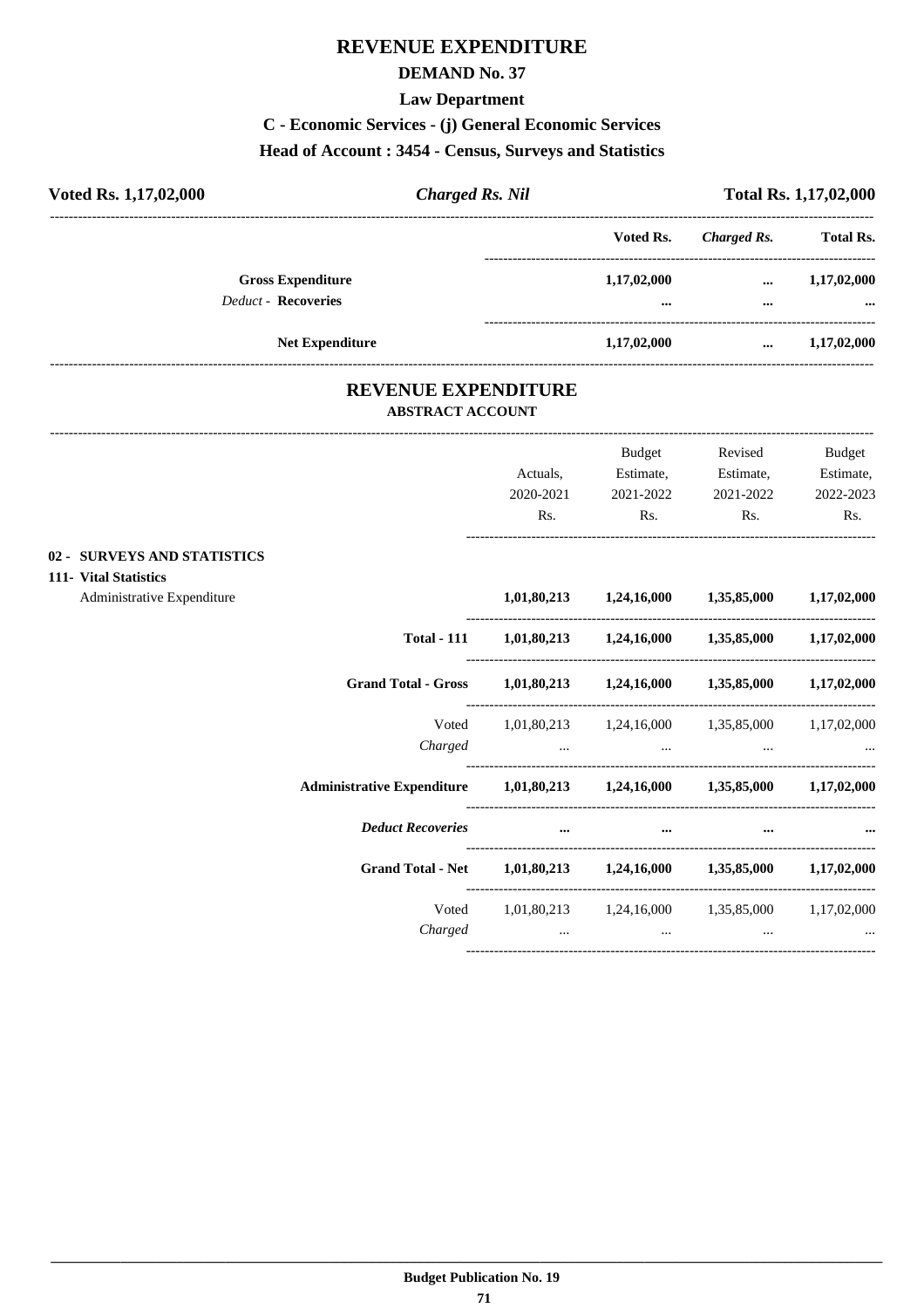# REVENUE EXPENDITURE

## DEMAND No. 37

### Law Department

### C - Economic Services - (j) General Economic Services

### Head of Account : 3454 - Census, Surveys and Statistics

**Voted Rs. 1,17,02,000** | ***Charged Rs. Nil*** | **Total Rs. 1,17,02,000**

| | Voted Rs. | *Charged Rs.* | Total Rs. |
|---|---|---|---|
| **Gross Expenditure** | **1,17,02,000** | **...** | **1,17,02,000** |
| *Deduct -* **Recoveries** | **...** | **...** | **...** |
| **Net Expenditure** | **1,17,02,000** | **...** | **1,17,02,000** |

## REVENUE EXPENDITURE

### ABSTRACT ACCOUNT

| | Actuals, 2020-2021 Rs. | Budget Estimate, 2021-2022 Rs. | Revised Estimate, 2021-2022 Rs. | Budget Estimate, 2022-2023 Rs. |
|---|---|---|---|---|
| **02 - SURVEYS AND STATISTICS** | | | | |
| **111- Vital Statistics** | | | | |
| Administrative Expenditure | **1,01,80,213** | **1,24,16,000** | **1,35,85,000** | **1,17,02,000** |
| **Total - 111** | **1,01,80,213** | **1,24,16,000** | **1,35,85,000** | **1,17,02,000** |
| **Grand Total - Gross** | **1,01,80,213** | **1,24,16,000** | **1,35,85,000** | **1,17,02,000** |
| Voted | 1,01,80,213 | 1,24,16,000 | 1,35,85,000 | 1,17,02,000 |
| *Charged* | ... | ... | ... | ... |
| **Administrative Expenditure** | **1,01,80,213** | **1,24,16,000** | **1,35,85,000** | **1,17,02,000** |
| ***Deduct Recoveries*** | **...** | **...** | **...** | **...** |
| **Grand Total - Net** | **1,01,80,213** | **1,24,16,000** | **1,35,85,000** | **1,17,02,000** |
| Voted | 1,01,80,213 | 1,24,16,000 | 1,35,85,000 | 1,17,02,000 |
| *Charged* | ... | ... | ... | ... |

**Budget Publication No. 19**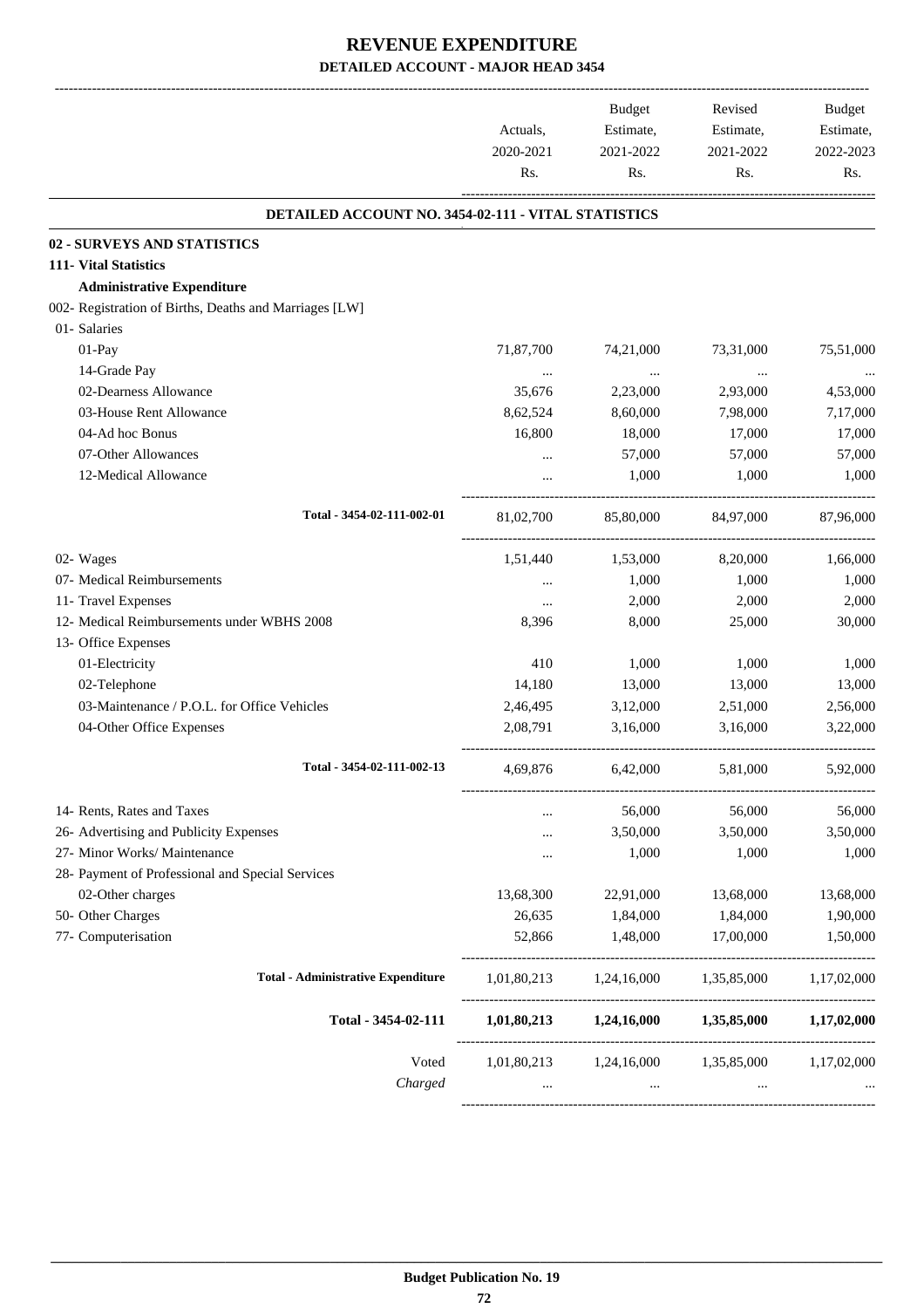# REVENUE EXPENDITURE

## DETAILED ACCOUNT - MAJOR HEAD 3454

| | Actuals, 2020-2021 Rs. | Budget Estimate, 2021-2022 Rs. | Revised Estimate, 2021-2022 Rs. | Budget Estimate, 2022-2023 Rs. |
|---|---|---|---|---|
| **DETAILED ACCOUNT NO. 3454-02-111 - VITAL STATISTICS** | | | | |
| **02 - SURVEYS AND STATISTICS** | | | | |
| **111- Vital Statistics** | | | | |
| **Administrative Expenditure** | | | | |
| 002- Registration of Births, Deaths and Marriages [LW] | | | | |
| 01- Salaries | | | | |
| 01-Pay | 71,87,700 | 74,21,000 | 73,31,000 | 75,51,000 |
| 14-Grade Pay | ... | ... | ... | ... |
| 02-Dearness Allowance | 35,676 | 2,23,000 | 2,93,000 | 4,53,000 |
| 03-House Rent Allowance | 8,62,524 | 8,60,000 | 7,98,000 | 7,17,000 |
| 04-Ad hoc Bonus | 16,800 | 18,000 | 17,000 | 17,000 |
| 07-Other Allowances | ... | 57,000 | 57,000 | 57,000 |
| 12-Medical Allowance | ... | 1,000 | 1,000 | 1,000 |
| **Total - 3454-02-111-002-01** | 81,02,700 | 85,80,000 | 84,97,000 | 87,96,000 |
| 02- Wages | 1,51,440 | 1,53,000 | 8,20,000 | 1,66,000 |
| 07- Medical Reimbursements | ... | 1,000 | 1,000 | 1,000 |
| 11- Travel Expenses | ... | 2,000 | 2,000 | 2,000 |
| 12- Medical Reimbursements under WBHS 2008 | 8,396 | 8,000 | 25,000 | 30,000 |
| 13- Office Expenses | | | | |
| 01-Electricity | 410 | 1,000 | 1,000 | 1,000 |
| 02-Telephone | 14,180 | 13,000 | 13,000 | 13,000 |
| 03-Maintenance / P.O.L. for Office Vehicles | 2,46,495 | 3,12,000 | 2,51,000 | 2,56,000 |
| 04-Other Office Expenses | 2,08,791 | 3,16,000 | 3,16,000 | 3,22,000 |
| **Total - 3454-02-111-002-13** | 4,69,876 | 6,42,000 | 5,81,000 | 5,92,000 |
| 14- Rents, Rates and Taxes | ... | 56,000 | 56,000 | 56,000 |
| 26- Advertising and Publicity Expenses | ... | 3,50,000 | 3,50,000 | 3,50,000 |
| 27- Minor Works/ Maintenance | ... | 1,000 | 1,000 | 1,000 |
| 28- Payment of Professional and Special Services | | | | |
| 02-Other charges | 13,68,300 | 22,91,000 | 13,68,000 | 13,68,000 |
| 50- Other Charges | 26,635 | 1,84,000 | 1,84,000 | 1,90,000 |
| 77- Computerisation | 52,866 | 1,48,000 | 17,00,000 | 1,50,000 |
| **Total - Administrative Expenditure** | 1,01,80,213 | 1,24,16,000 | 1,35,85,000 | 1,17,02,000 |
| **Total - 3454-02-111** | **1,01,80,213** | **1,24,16,000** | **1,35,85,000** | **1,17,02,000** |
| Voted | 1,01,80,213 | 1,24,16,000 | 1,35,85,000 | 1,17,02,000 |
| *Charged* | ... | ... | ... | ... |

**Budget Publication No. 19**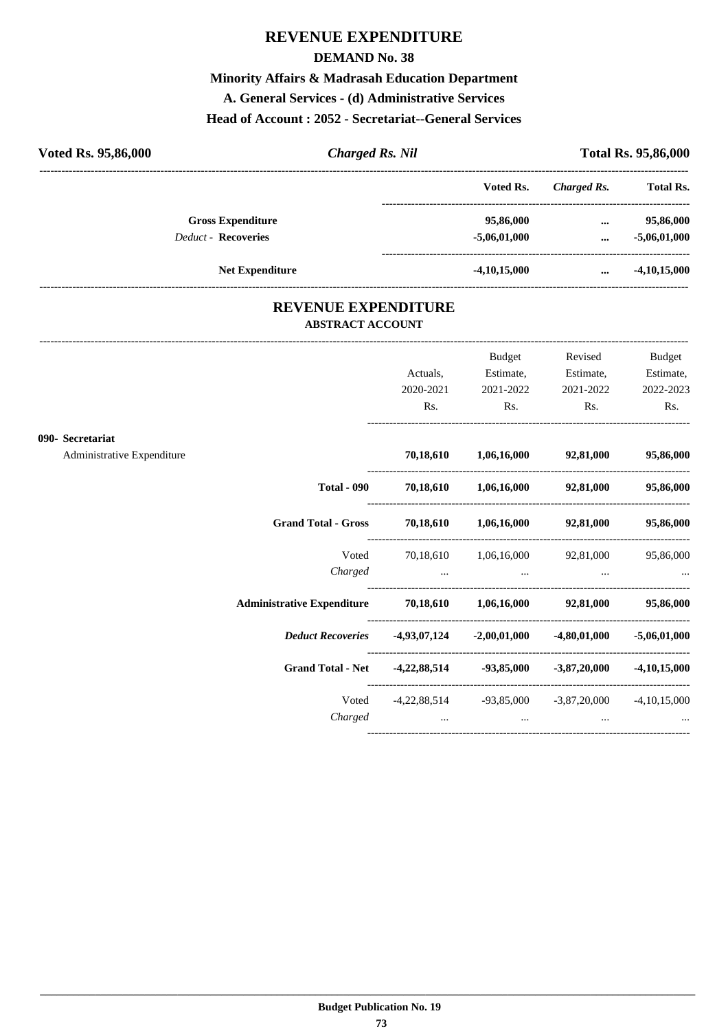# REVENUE EXPENDITURE

## DEMAND No. 38

### Minority Affairs & Madrasah Education Department

### A. General Services - (d) Administrative Services

### Head of Account : 2052 - Secretariat--General Services

**Voted Rs. 95,86,000** | ***Charged Rs. Nil*** | **Total Rs. 95,86,000**

| | Voted Rs. | *Charged Rs.* | Total Rs. |
|---|---|---|---|
| **Gross Expenditure** | **95,86,000** | **...** | **95,86,000** |
| *Deduct* - **Recoveries** | **-5,06,01,000** | **...** | **-5,06,01,000** |
| **Net Expenditure** | **-4,10,15,000** | **...** | **-4,10,15,000** |

## REVENUE EXPENDITURE

### ABSTRACT ACCOUNT

| | Actuals, 2020-2021 Rs. | Budget Estimate, 2021-2022 Rs. | Revised Estimate, 2021-2022 Rs. | Budget Estimate, 2022-2023 Rs. |
|---|---|---|---|---|
| **090- Secretariat** | | | | |
| Administrative Expenditure | **70,18,610** | **1,06,16,000** | **92,81,000** | **95,86,000** |
| **Total - 090** | **70,18,610** | **1,06,16,000** | **92,81,000** | **95,86,000** |
| **Grand Total - Gross** | **70,18,610** | **1,06,16,000** | **92,81,000** | **95,86,000** |
| Voted | 70,18,610 | 1,06,16,000 | 92,81,000 | 95,86,000 |
| *Charged* | ... | ... | ... | ... |
| **Administrative Expenditure** | **70,18,610** | **1,06,16,000** | **92,81,000** | **95,86,000** |
| ***Deduct Recoveries*** | **-4,93,07,124** | **-2,00,01,000** | **-4,80,01,000** | **-5,06,01,000** |
| **Grand Total - Net** | **-4,22,88,514** | **-93,85,000** | **-3,87,20,000** | **-4,10,15,000** |
| Voted | -4,22,88,514 | -93,85,000 | -3,87,20,000 | -4,10,15,000 |
| *Charged* | ... | ... | ... | ... |

**Budget Publication No. 19**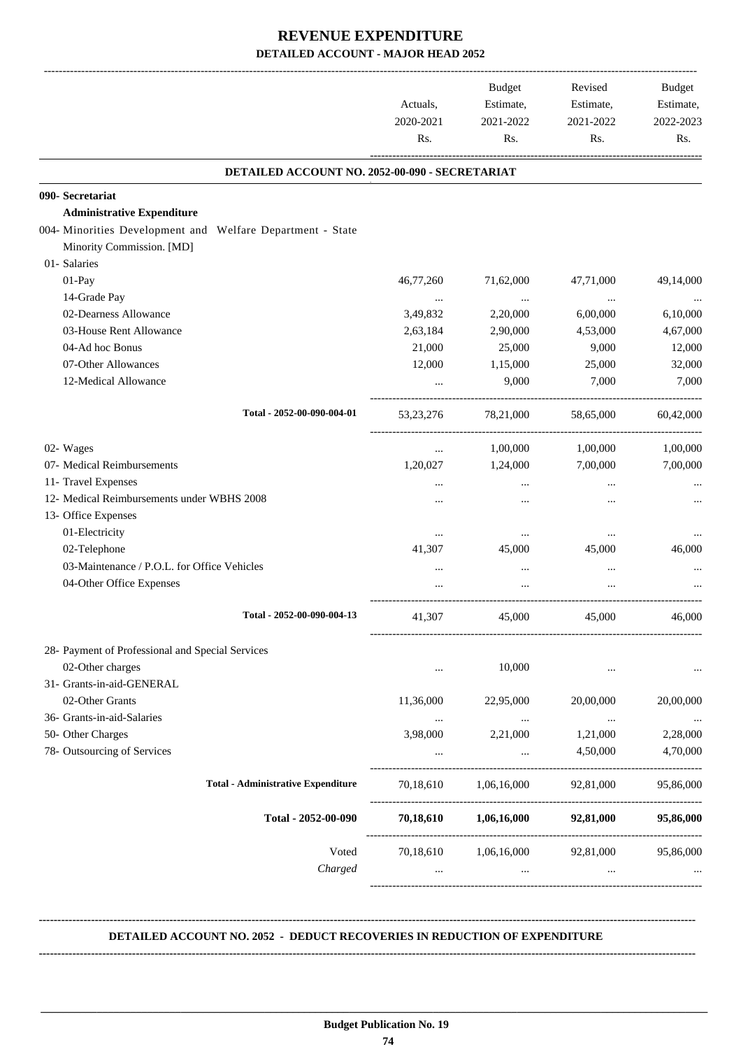# REVENUE EXPENDITURE

## DETAILED ACCOUNT - MAJOR HEAD 2052

| | Actuals, 2020-2021 Rs. | Budget Estimate, 2021-2022 Rs. | Revised Estimate, 2021-2022 Rs. | Budget Estimate, 2022-2023 Rs. |
|---|---|---|---|---|
| **DETAILED ACCOUNT NO. 2052-00-090 - SECRETARIAT** | | | | |
| **090- Secretariat** | | | | |
| **Administrative Expenditure** | | | | |
| 004- Minorities Development and Welfare Department - State Minority Commission. [MD] | | | | |
| 01- Salaries | | | | |
| 01-Pay | 46,77,260 | 71,62,000 | 47,71,000 | 49,14,000 |
| 14-Grade Pay | ... | ... | ... | ... |
| 02-Dearness Allowance | 3,49,832 | 2,20,000 | 6,00,000 | 6,10,000 |
| 03-House Rent Allowance | 2,63,184 | 2,90,000 | 4,53,000 | 4,67,000 |
| 04-Ad hoc Bonus | 21,000 | 25,000 | 9,000 | 12,000 |
| 07-Other Allowances | 12,000 | 1,15,000 | 25,000 | 32,000 |
| 12-Medical Allowance | ... | 9,000 | 7,000 | 7,000 |
| Total - 2052-00-090-004-01 | 53,23,276 | 78,21,000 | 58,65,000 | 60,42,000 |
| 02- Wages | ... | 1,00,000 | 1,00,000 | 1,00,000 |
| 07- Medical Reimbursements | 1,20,027 | 1,24,000 | 7,00,000 | 7,00,000 |
| 11- Travel Expenses | ... | ... | ... | ... |
| 12- Medical Reimbursements under WBHS 2008 | ... | ... | ... | ... |
| 13- Office Expenses | | | | |
| 01-Electricity | ... | ... | ... | ... |
| 02-Telephone | 41,307 | 45,000 | 45,000 | 46,000 |
| 03-Maintenance / P.O.L. for Office Vehicles | ... | ... | ... | ... |
| 04-Other Office Expenses | ... | ... | ... | ... |
| Total - 2052-00-090-004-13 | 41,307 | 45,000 | 45,000 | 46,000 |
| 28- Payment of Professional and Special Services | | | | |
| 02-Other charges | ... | 10,000 | ... | ... |
| 31- Grants-in-aid-GENERAL | | | | |
| 02-Other Grants | 11,36,000 | 22,95,000 | 20,00,000 | 20,00,000 |
| 36- Grants-in-aid-Salaries | ... | ... | ... | ... |
| 50- Other Charges | 3,98,000 | 2,21,000 | 1,21,000 | 2,28,000 |
| 78- Outsourcing of Services | ... | ... | 4,50,000 | 4,70,000 |
| **Total - Administrative Expenditure** | 70,18,610 | 1,06,16,000 | 92,81,000 | 95,86,000 |
| **Total - 2052-00-090** | **70,18,610** | **1,06,16,000** | **92,81,000** | **95,86,000** |
| Voted | 70,18,610 | 1,06,16,000 | 92,81,000 | 95,86,000 |
| *Charged* | ... | ... | ... | ... |

**DETAILED ACCOUNT NO. 2052 - DEDUCT RECOVERIES IN REDUCTION OF EXPENDITURE**

**Budget Publication No. 19**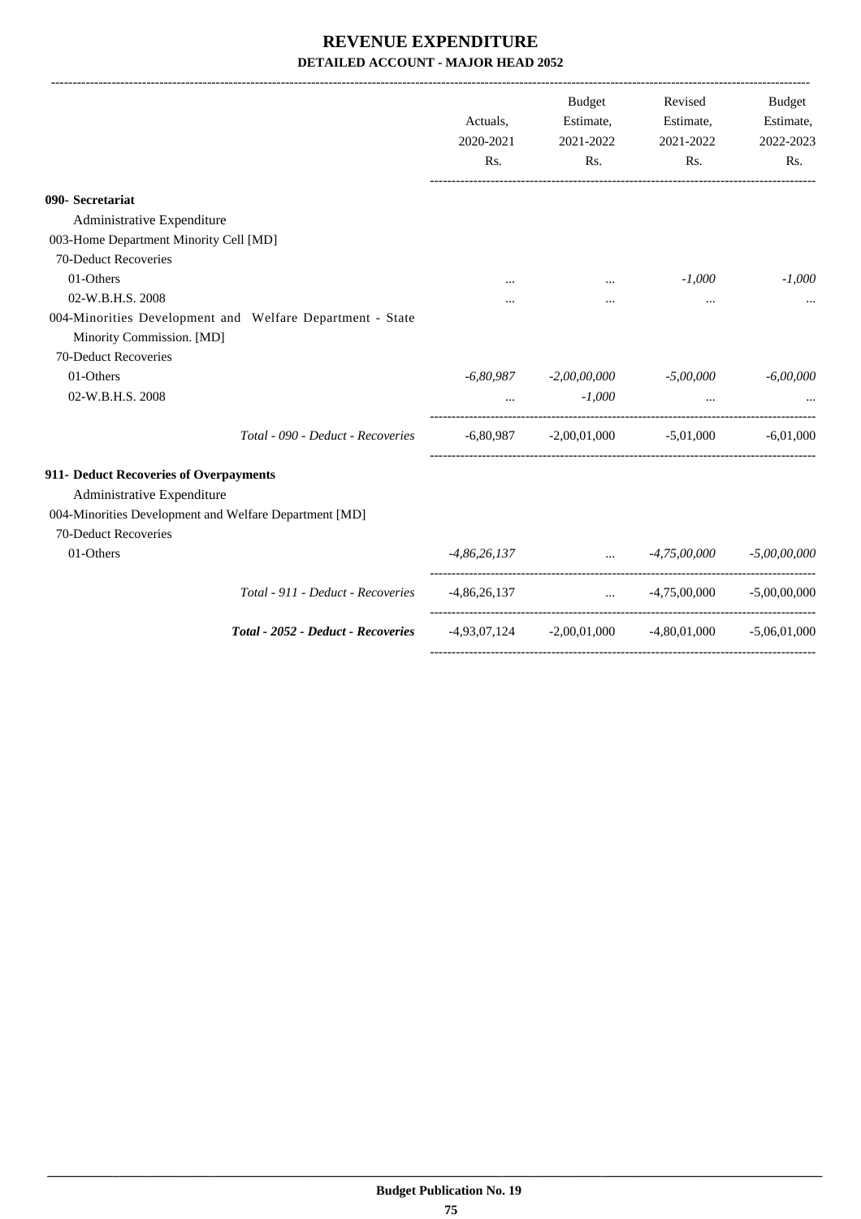# REVENUE EXPENDITURE

### DETAILED ACCOUNT - MAJOR HEAD 2052

| | Actuals, 2020-2021 Rs. | Budget Estimate, 2021-2022 Rs. | Revised Estimate, 2021-2022 Rs. | Budget Estimate, 2022-2023 Rs. |
|---|---|---|---|---|
| **090- Secretariat** | | | | |
| Administrative Expenditure | | | | |
| 003-Home Department Minority Cell [MD] | | | | |
| 70-Deduct Recoveries | | | | |
| 01-Others | ... | ... | *-1,000* | *-1,000* |
| 02-W.B.H.S. 2008 | ... | ... | ... | ... |
| 004-Minorities Development and Welfare Department - State Minority Commission. [MD] | | | | |
| 70-Deduct Recoveries | | | | |
| 01-Others | *-6,80,987* | *-2,00,00,000* | *-5,00,000* | *-6,00,000* |
| 02-W.B.H.S. 2008 | ... | *-1,000* | ... | ... |
| *Total - 090 - Deduct - Recoveries* | -6,80,987 | -2,00,01,000 | -5,01,000 | -6,01,000 |
| **911- Deduct Recoveries of Overpayments** | | | | |
| Administrative Expenditure | | | | |
| 004-Minorities Development and Welfare Department [MD] | | | | |
| 70-Deduct Recoveries | | | | |
| 01-Others | *-4,86,26,137* | ... | *-4,75,00,000* | *-5,00,00,000* |
| *Total - 911 - Deduct - Recoveries* | -4,86,26,137 | ... | -4,75,00,000 | -5,00,00,000 |
| ***Total - 2052 - Deduct - Recoveries*** | -4,93,07,124 | -2,00,01,000 | -4,80,01,000 | -5,06,01,000 |

**Budget Publication No. 19**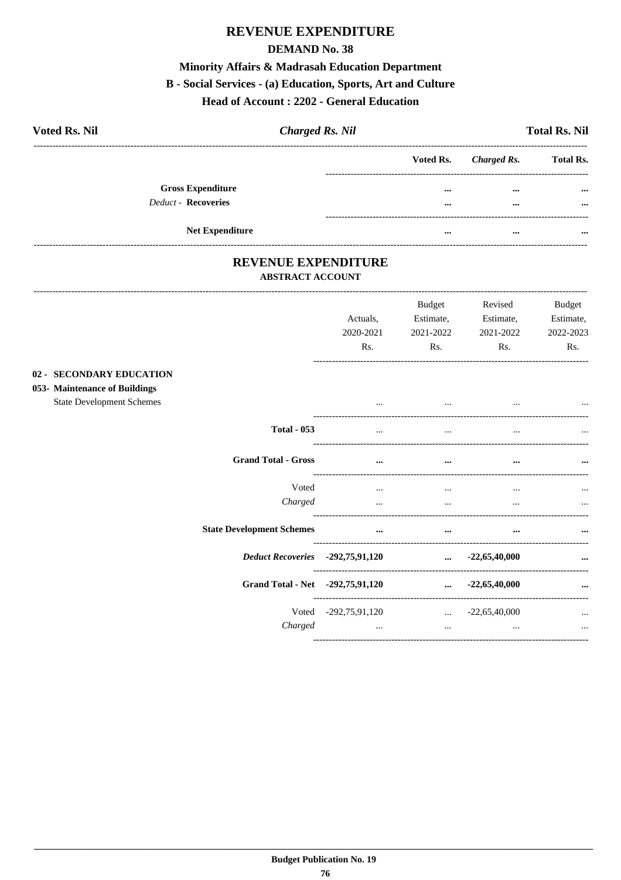# REVENUE EXPENDITURE

## DEMAND No. 38

### Minority Affairs & Madrasah Education Department

### B - Social Services - (a) Education, Sports, Art and Culture

### Head of Account : 2202 - General Education

**Voted Rs. Nil** | ***Charged Rs. Nil*** | **Total Rs. Nil**

| | Voted Rs. | *Charged Rs.* | Total Rs. |
|---|---|---|---|
| **Gross Expenditure** | ... | ... | ... |
| *Deduct* - **Recoveries** | ... | ... | ... |
| **Net Expenditure** | ... | ... | ... |

## REVENUE EXPENDITURE

### ABSTRACT ACCOUNT

| | Actuals, 2020-2021 Rs. | Budget Estimate, 2021-2022 Rs. | Revised Estimate, 2021-2022 Rs. | Budget Estimate, 2022-2023 Rs. |
|---|---|---|---|---|
| **02 - SECONDARY EDUCATION** | | | | |
| **053- Maintenance of Buildings** | | | | |
| State Development Schemes | ... | ... | ... | ... |
| **Total - 053** | ... | ... | ... | ... |
| **Grand Total - Gross** | ... | ... | ... | ... |
| Voted | ... | ... | ... | ... |
| *Charged* | ... | ... | ... | ... |
| **State Development Schemes** | ... | ... | ... | ... |
| ***Deduct Recoveries*** | -292,75,91,120 | ... | -22,65,40,000 | ... |
| **Grand Total - Net** | -292,75,91,120 | ... | -22,65,40,000 | ... |
| Voted | -292,75,91,120 | ... | -22,65,40,000 | ... |
| *Charged* | ... | ... | ... | ... |

**Budget Publication No. 19**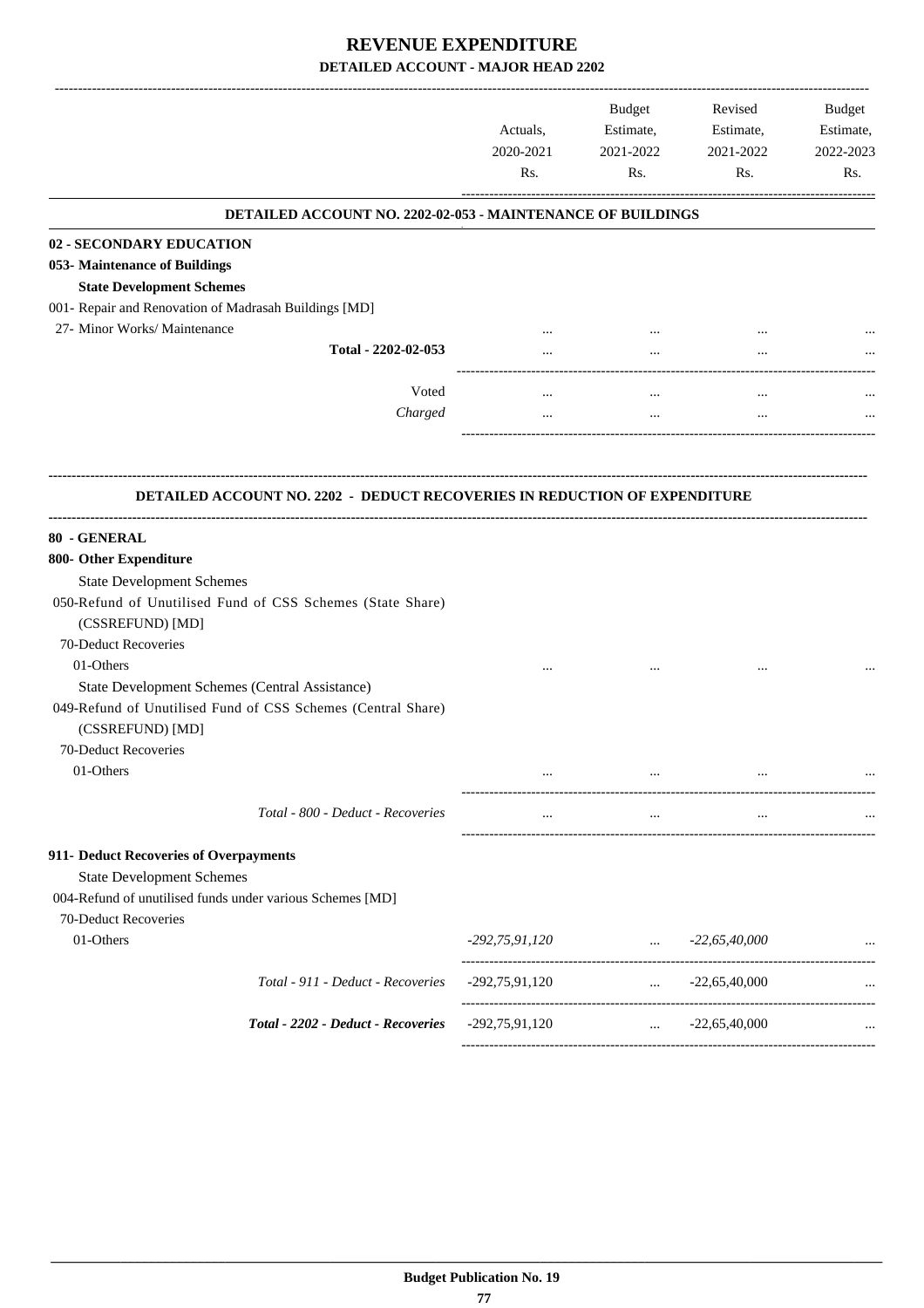# REVENUE EXPENDITURE

## DETAILED ACCOUNT - MAJOR HEAD 2202

| | Actuals, 2020-2021 Rs. | Budget Estimate, 2021-2022 Rs. | Revised Estimate, 2021-2022 Rs. | Budget Estimate, 2022-2023 Rs. |
|---|---|---|---|---|
| **DETAILED ACCOUNT NO. 2202-02-053 - MAINTENANCE OF BUILDINGS** | | | | |
| **02 - SECONDARY EDUCATION** | | | | |
| **053- Maintenance of Buildings** | | | | |
| **State Development Schemes** | | | | |
| 001- Repair and Renovation of Madrasah Buildings [MD] | | | | |
| 27- Minor Works/ Maintenance | ... | ... | ... | ... |
| **Total - 2202-02-053** | ... | ... | ... | ... |
| Voted | ... | ... | ... | ... |
| *Charged* | ... | ... | ... | ... |

| | Actuals, 2020-2021 Rs. | Budget Estimate, 2021-2022 Rs. | Revised Estimate, 2021-2022 Rs. | Budget Estimate, 2022-2023 Rs. |
|---|---|---|---|---|
| **DETAILED ACCOUNT NO. 2202 - DEDUCT RECOVERIES IN REDUCTION OF EXPENDITURE** | | | | |
| **80 - GENERAL** | | | | |
| **800- Other Expenditure** | | | | |
| State Development Schemes | | | | |
| 050-Refund of Unutilised Fund of CSS Schemes (State Share) (CSSREFUND) [MD] | | | | |
| 70-Deduct Recoveries | | | | |
| 01-Others | ... | ... | ... | ... |
| State Development Schemes (Central Assistance) | | | | |
| 049-Refund of Unutilised Fund of CSS Schemes (Central Share) (CSSREFUND) [MD] | | | | |
| 70-Deduct Recoveries | | | | |
| 01-Others | ... | ... | ... | ... |
| *Total - 800 - Deduct - Recoveries* | ... | ... | ... | ... |
| **911- Deduct Recoveries of Overpayments** | | | | |
| State Development Schemes | | | | |
| 004-Refund of unutilised funds under various Schemes [MD] | | | | |
| 70-Deduct Recoveries | | | | |
| 01-Others | *-292,75,91,120* | ... | *-22,65,40,000* | ... |
| *Total - 911 - Deduct - Recoveries* | -292,75,91,120 | ... | -22,65,40,000 | ... |
| ***Total - 2202 - Deduct - Recoveries*** | -292,75,91,120 | ... | -22,65,40,000 | ... |

**Budget Publication No. 19**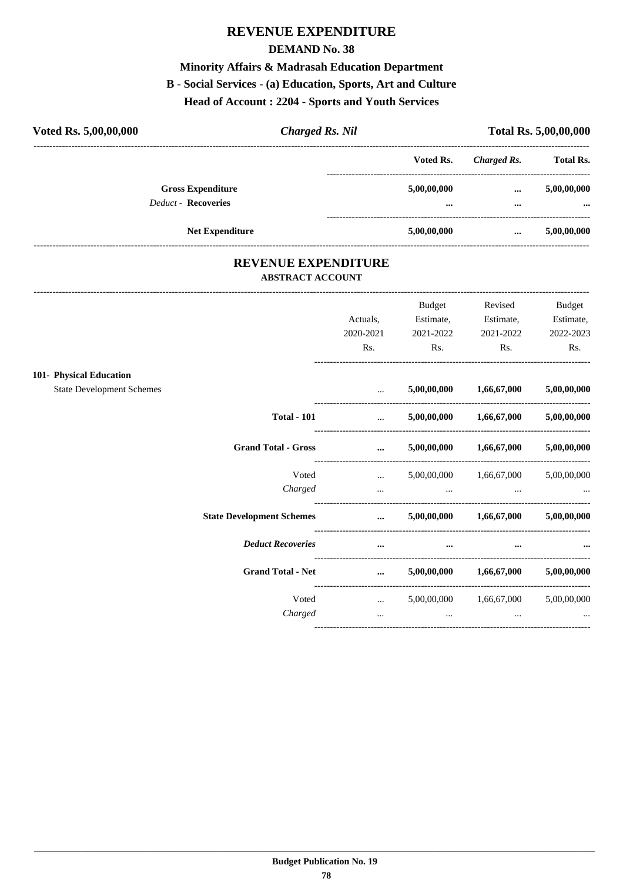# REVENUE EXPENDITURE

## DEMAND No. 38

### Minority Affairs & Madrasah Education Department

### B - Social Services - (a) Education, Sports, Art and Culture

### Head of Account : 2204 - Sports and Youth Services

**Voted Rs. 5,00,00,000** | ***Charged Rs. Nil*** | **Total Rs. 5,00,00,000**

| | Voted Rs. | *Charged Rs.* | Total Rs. |
|---|---|---|---|
| **Gross Expenditure** | 5,00,00,000 | ... | 5,00,00,000 |
| *Deduct* - **Recoveries** | ... | ... | ... |
| **Net Expenditure** | 5,00,00,000 | ... | 5,00,00,000 |

# REVENUE EXPENDITURE

### ABSTRACT ACCOUNT

| | Actuals, 2020-2021 Rs. | Budget Estimate, 2021-2022 Rs. | Revised Estimate, 2021-2022 Rs. | Budget Estimate, 2022-2023 Rs. |
|---|---|---|---|---|
| **101- Physical Education** | | | | |
| State Development Schemes | ... | **5,00,00,000** | **1,66,67,000** | **5,00,00,000** |
| **Total - 101** | ... | **5,00,00,000** | **1,66,67,000** | **5,00,00,000** |
| **Grand Total - Gross** | ... | **5,00,00,000** | **1,66,67,000** | **5,00,00,000** |
| Voted | ... | 5,00,00,000 | 1,66,67,000 | 5,00,00,000 |
| *Charged* | ... | ... | ... | ... |
| **State Development Schemes** | ... | **5,00,00,000** | **1,66,67,000** | **5,00,00,000** |
| ***Deduct Recoveries*** | ... | ... | ... | ... |
| **Grand Total - Net** | ... | **5,00,00,000** | **1,66,67,000** | **5,00,00,000** |
| Voted | ... | 5,00,00,000 | 1,66,67,000 | 5,00,00,000 |
| *Charged* | ... | ... | ... | ... |

**Budget Publication No. 19**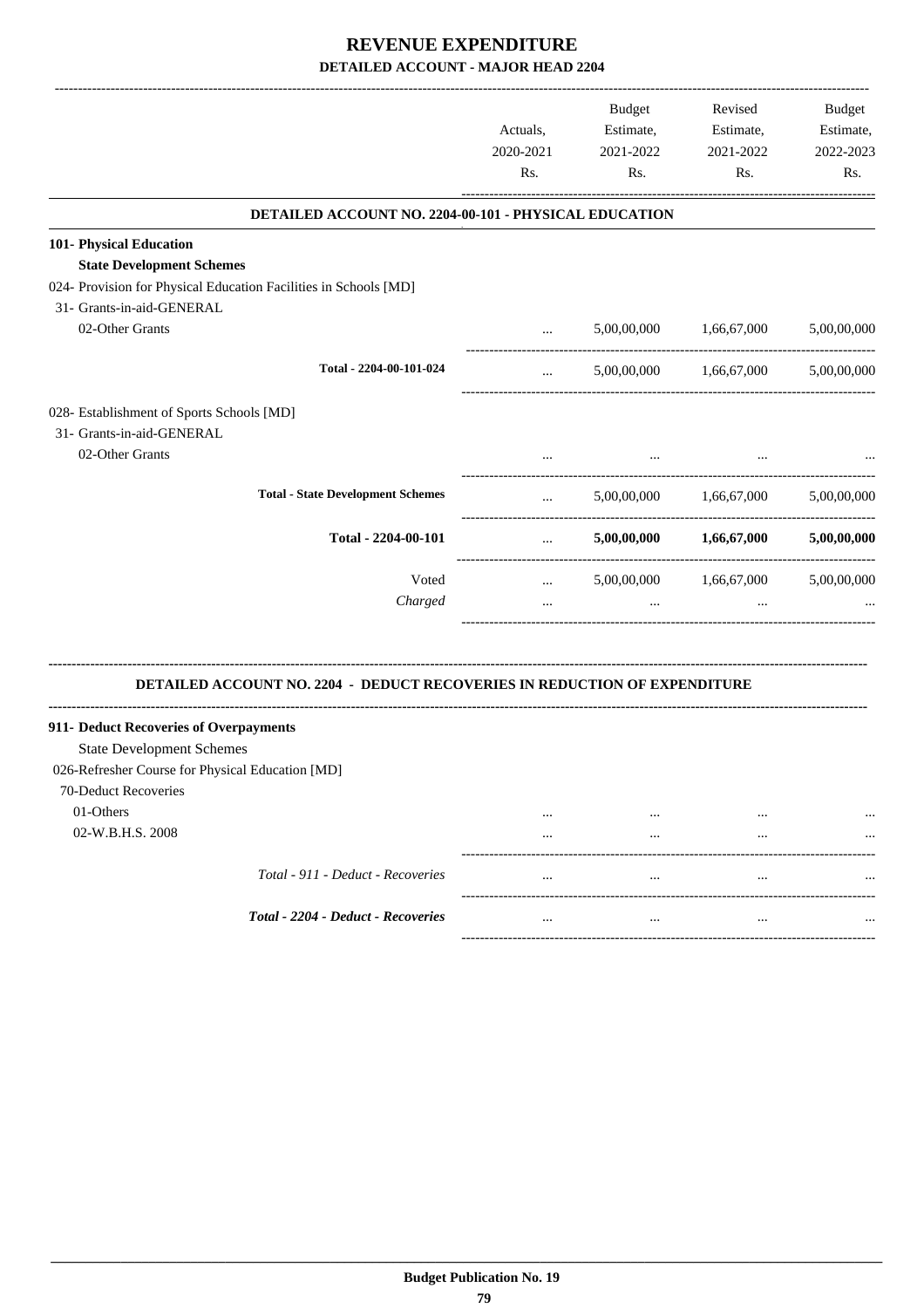# REVENUE EXPENDITURE
## DETAILED ACCOUNT - MAJOR HEAD 2204

| | Actuals, 2020-2021 Rs. | Budget Estimate, 2021-2022 Rs. | Revised Estimate, 2021-2022 Rs. | Budget Estimate, 2022-2023 Rs. |
|---|---|---|---|---|
| **DETAILED ACCOUNT NO. 2204-00-101 - PHYSICAL EDUCATION** | | | | |
| **101- Physical Education** | | | | |
| **State Development Schemes** | | | | |
| 024- Provision for Physical Education Facilities in Schools [MD] | | | | |
| 31- Grants-in-aid-GENERAL | | | | |
| 02-Other Grants | ... | 5,00,00,000 | 1,66,67,000 | 5,00,00,000 |
| Total - 2204-00-101-024 | ... | 5,00,00,000 | 1,66,67,000 | 5,00,00,000 |
| 028- Establishment of Sports Schools [MD] | | | | |
| 31- Grants-in-aid-GENERAL | | | | |
| 02-Other Grants | ... | ... | ... | ... |
| **Total - State Development Schemes** | ... | 5,00,00,000 | 1,66,67,000 | 5,00,00,000 |
| **Total - 2204-00-101** | ... | **5,00,00,000** | **1,66,67,000** | **5,00,00,000** |
| Voted | ... | 5,00,00,000 | 1,66,67,000 | 5,00,00,000 |
| *Charged* | ... | ... | ... | ... |

**DETAILED ACCOUNT NO. 2204 - DEDUCT RECOVERIES IN REDUCTION OF EXPENDITURE**

| | Actuals, 2020-2021 Rs. | Budget Estimate, 2021-2022 Rs. | Revised Estimate, 2021-2022 Rs. | Budget Estimate, 2022-2023 Rs. |
|---|---|---|---|---|
| **911- Deduct Recoveries of Overpayments** | | | | |
| State Development Schemes | | | | |
| 026-Refresher Course for Physical Education [MD] | | | | |
| 70-Deduct Recoveries | | | | |
| 01-Others | ... | ... | ... | ... |
| 02-W.B.H.S. 2008 | ... | ... | ... | ... |
| *Total - 911 - Deduct - Recoveries* | ... | ... | ... | ... |
| ***Total - 2204 - Deduct - Recoveries*** | ... | ... | ... | ... |

**Budget Publication No. 19**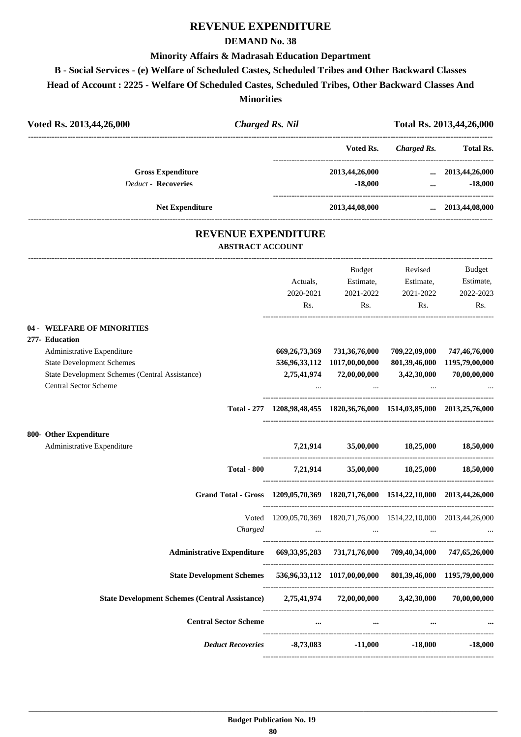# REVENUE EXPENDITURE

## DEMAND No. 38

### Minority Affairs & Madrasah Education Department

### B - Social Services - (e) Welfare of Scheduled Castes, Scheduled Tribes and Other Backward Classes

### Head of Account : 2225 - Welfare Of Scheduled Castes, Scheduled Tribes, Other Backward Classes And Minorities

| Voted Rs. 2013,44,26,000 | *Charged Rs. Nil* | Total Rs. 2013,44,26,000 |
|---|---|---|

| | Voted Rs. | *Charged Rs.* | Total Rs. |
|---|---|---|---|
| **Gross Expenditure** | 2013,44,26,000 | ... | 2013,44,26,000 |
| *Deduct* - **Recoveries** | -18,000 | ... | -18,000 |
| **Net Expenditure** | 2013,44,08,000 | ... | 2013,44,08,000 |

## REVENUE EXPENDITURE

### ABSTRACT ACCOUNT

| | Actuals, 2020-2021 Rs. | Budget Estimate, 2021-2022 Rs. | Revised Estimate, 2021-2022 Rs. | Budget Estimate, 2022-2023 Rs. |
|---|---|---|---|---|
| **04 - WELFARE OF MINORITIES** | | | | |
| **277- Education** | | | | |
| Administrative Expenditure | 669,26,73,369 | 731,36,76,000 | 709,22,09,000 | 747,46,76,000 |
| State Development Schemes | 536,96,33,112 | 1017,00,00,000 | 801,39,46,000 | 1195,79,00,000 |
| State Development Schemes (Central Assistance) | 2,75,41,974 | 72,00,00,000 | 3,42,30,000 | 70,00,00,000 |
| Central Sector Scheme | ... | ... | ... | ... |
| **Total - 277** | 1208,98,48,455 | 1820,36,76,000 | 1514,03,85,000 | 2013,25,76,000 |
| **800- Other Expenditure** | | | | |
| Administrative Expenditure | 7,21,914 | 35,00,000 | 18,25,000 | 18,50,000 |
| **Total - 800** | 7,21,914 | 35,00,000 | 18,25,000 | 18,50,000 |
| **Grand Total - Gross** | 1209,05,70,369 | 1820,71,76,000 | 1514,22,10,000 | 2013,44,26,000 |
| Voted | 1209,05,70,369 | 1820,71,76,000 | 1514,22,10,000 | 2013,44,26,000 |
| *Charged* | ... | ... | ... | ... |
| **Administrative Expenditure** | 669,33,95,283 | 731,71,76,000 | 709,40,34,000 | 747,65,26,000 |
| **State Development Schemes** | 536,96,33,112 | 1017,00,00,000 | 801,39,46,000 | 1195,79,00,000 |
| **State Development Schemes (Central Assistance)** | 2,75,41,974 | 72,00,00,000 | 3,42,30,000 | 70,00,00,000 |
| **Central Sector Scheme** | ... | ... | ... | ... |
| ***Deduct Recoveries*** | -8,73,083 | -11,000 | -18,000 | -18,000 |

Budget Publication No. 19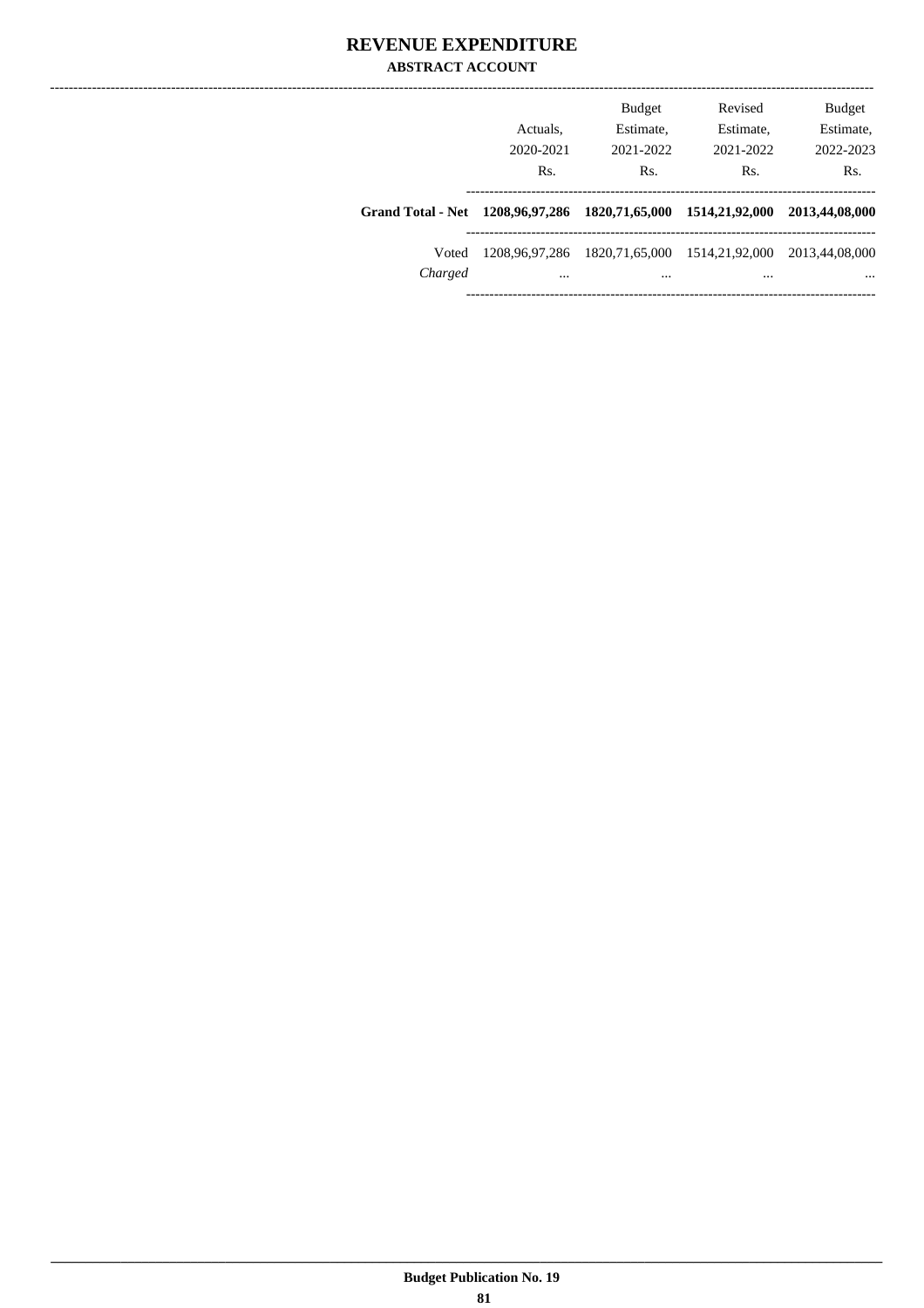# REVENUE EXPENDITURE

## ABSTRACT ACCOUNT

| | Actuals, 2020-2021 Rs. | Budget Estimate, 2021-2022 Rs. | Revised Estimate, 2021-2022 Rs. | Budget Estimate, 2022-2023 Rs. |
|---|---|---|---|---|
| **Grand Total - Net** | **1208,96,97,286** | **1820,71,65,000** | **1514,21,92,000** | **2013,44,08,000** |
| Voted | 1208,96,97,286 | 1820,71,65,000 | 1514,21,92,000 | 2013,44,08,000 |
| *Charged* | ... | ... | ... | ... |

**Budget Publication No. 19**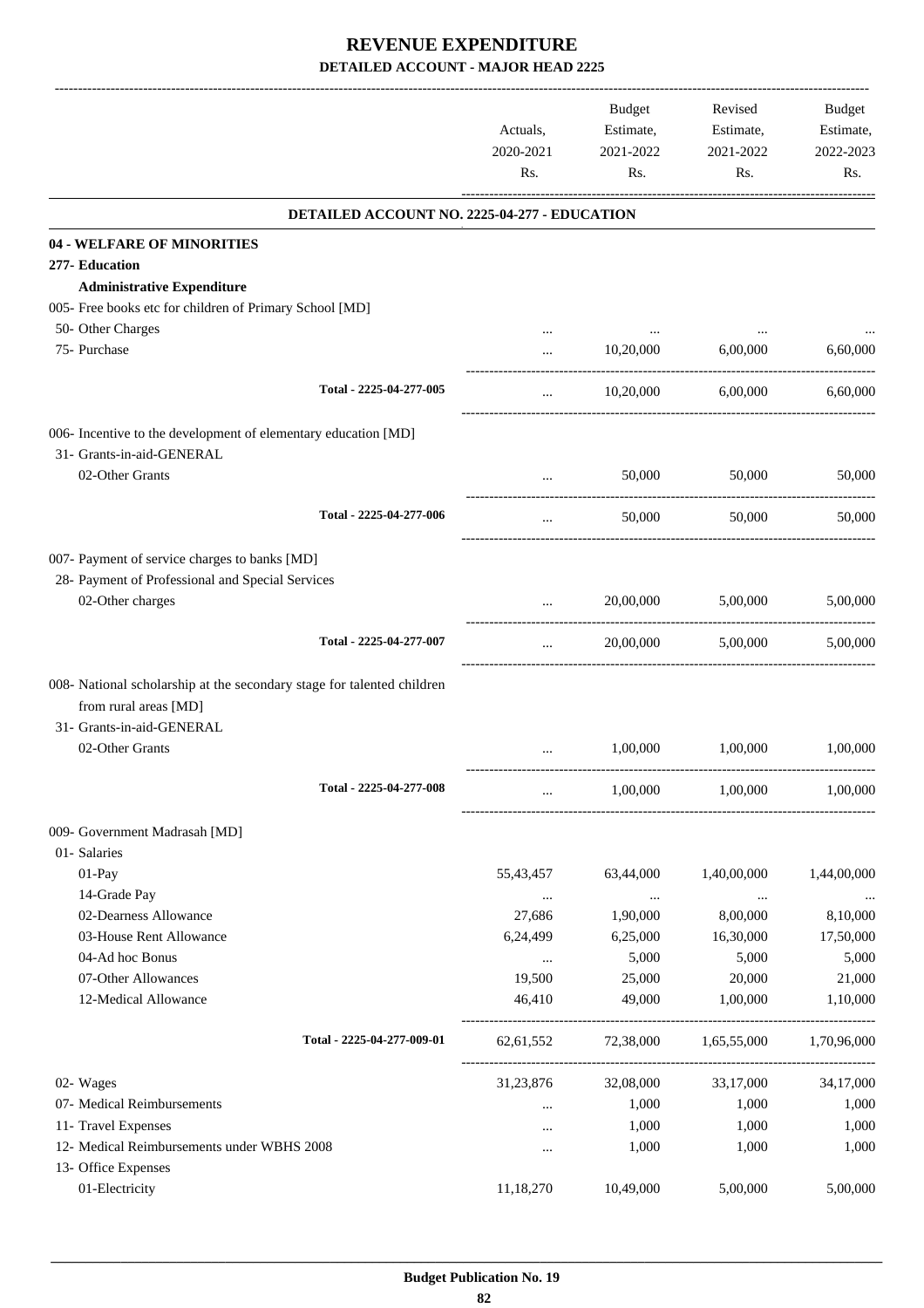# REVENUE EXPENDITURE

## DETAILED ACCOUNT - MAJOR HEAD 2225

| | Actuals, 2020-2021 Rs. | Budget Estimate, 2021-2022 Rs. | Revised Estimate, 2021-2022 Rs. | Budget Estimate, 2022-2023 Rs. |
|---|---|---|---|---|
| **DETAILED ACCOUNT NO. 2225-04-277 - EDUCATION** | | | | |
| **04 - WELFARE OF MINORITIES** | | | | |
| **277- Education** | | | | |
| **Administrative Expenditure** | | | | |
| 005- Free books etc for children of Primary School [MD] | | | | |
| 50- Other Charges | ... | ... | ... | ... |
| 75- Purchase | ... | 10,20,000 | 6,00,000 | 6,60,000 |
| Total - 2225-04-277-005 | ... | 10,20,000 | 6,00,000 | 6,60,000 |
| 006- Incentive to the development of elementary education [MD] | | | | |
| 31- Grants-in-aid-GENERAL | | | | |
| 02-Other Grants | ... | 50,000 | 50,000 | 50,000 |
| Total - 2225-04-277-006 | ... | 50,000 | 50,000 | 50,000 |
| 007- Payment of service charges to banks [MD] | | | | |
| 28- Payment of Professional and Special Services | | | | |
| 02-Other charges | ... | 20,00,000 | 5,00,000 | 5,00,000 |
| Total - 2225-04-277-007 | ... | 20,00,000 | 5,00,000 | 5,00,000 |
| 008- National scholarship at the secondary stage for talented children from rural areas [MD] | | | | |
| 31- Grants-in-aid-GENERAL | | | | |
| 02-Other Grants | ... | 1,00,000 | 1,00,000 | 1,00,000 |
| Total - 2225-04-277-008 | ... | 1,00,000 | 1,00,000 | 1,00,000 |
| 009- Government Madrasah [MD] | | | | |
| 01- Salaries | | | | |
| 01-Pay | 55,43,457 | 63,44,000 | 1,40,00,000 | 1,44,00,000 |
| 14-Grade Pay | ... | ... | ... | ... |
| 02-Dearness Allowance | 27,686 | 1,90,000 | 8,00,000 | 8,10,000 |
| 03-House Rent Allowance | 6,24,499 | 6,25,000 | 16,30,000 | 17,50,000 |
| 04-Ad hoc Bonus | ... | 5,000 | 5,000 | 5,000 |
| 07-Other Allowances | 19,500 | 25,000 | 20,000 | 21,000 |
| 12-Medical Allowance | 46,410 | 49,000 | 1,00,000 | 1,10,000 |
| Total - 2225-04-277-009-01 | 62,61,552 | 72,38,000 | 1,65,55,000 | 1,70,96,000 |
| 02- Wages | 31,23,876 | 32,08,000 | 33,17,000 | 34,17,000 |
| 07- Medical Reimbursements | ... | 1,000 | 1,000 | 1,000 |
| 11- Travel Expenses | ... | 1,000 | 1,000 | 1,000 |
| 12- Medical Reimbursements under WBHS 2008 | ... | 1,000 | 1,000 | 1,000 |
| 13- Office Expenses | | | | |
| 01-Electricity | 11,18,270 | 10,49,000 | 5,00,000 | 5,00,000 |

Budget Publication No. 19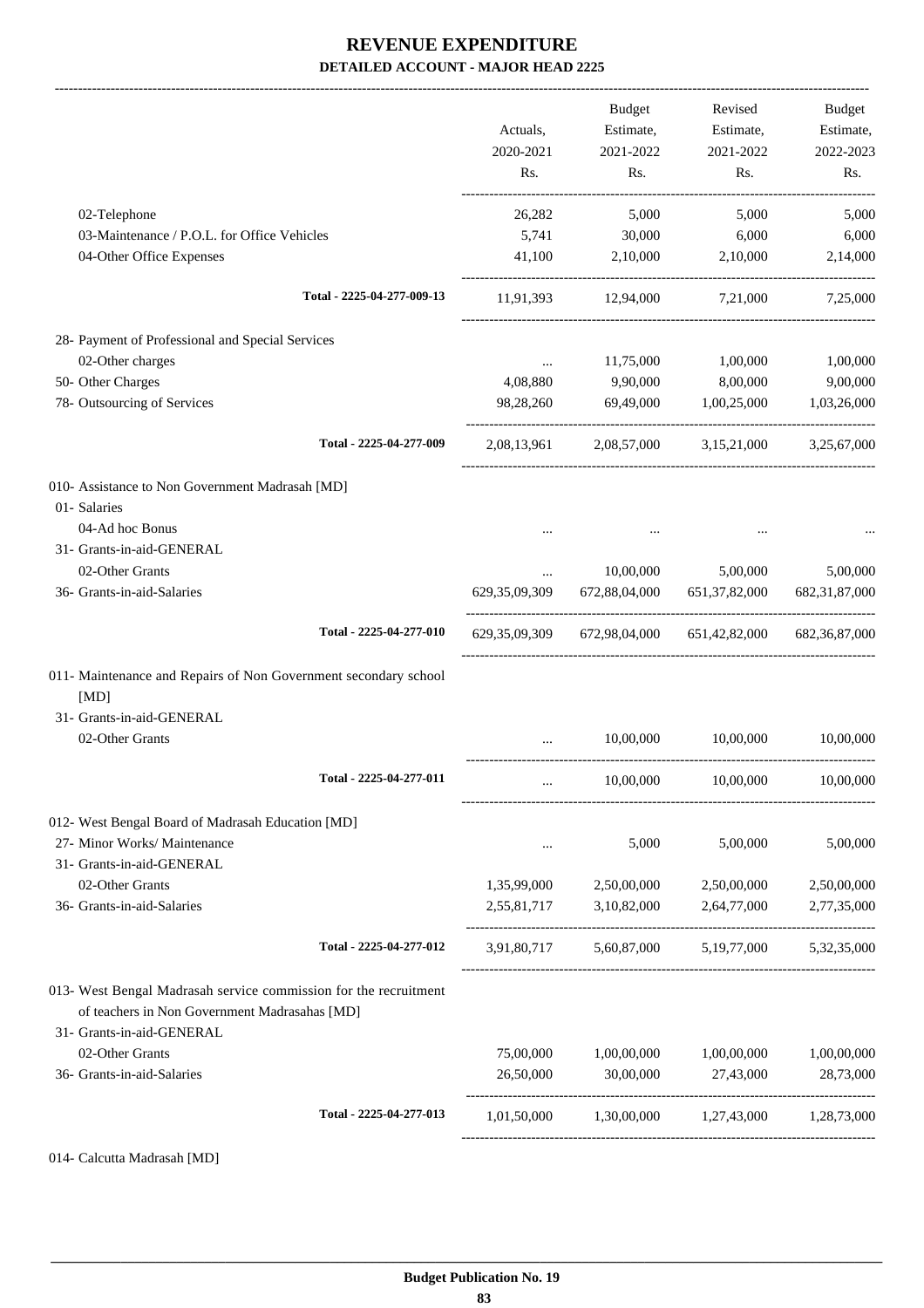# REVENUE EXPENDITURE

## DETAILED ACCOUNT - MAJOR HEAD 2225

| | Actuals, 2020-2021 Rs. | Budget Estimate, 2021-2022 Rs. | Revised Estimate, 2021-2022 Rs. | Budget Estimate, 2022-2023 Rs. |
|---|---|---|---|---|
| 02-Telephone | 26,282 | 5,000 | 5,000 | 5,000 |
| 03-Maintenance / P.O.L. for Office Vehicles | 5,741 | 30,000 | 6,000 | 6,000 |
| 04-Other Office Expenses | 41,100 | 2,10,000 | 2,10,000 | 2,14,000 |
| Total - 2225-04-277-009-13 | 11,91,393 | 12,94,000 | 7,21,000 | 7,25,000 |
| 28- Payment of Professional and Special Services | | | | |
| 02-Other charges | ... | 11,75,000 | 1,00,000 | 1,00,000 |
| 50- Other Charges | 4,08,880 | 9,90,000 | 8,00,000 | 9,00,000 |
| 78- Outsourcing of Services | 98,28,260 | 69,49,000 | 1,00,25,000 | 1,03,26,000 |
| Total - 2225-04-277-009 | 2,08,13,961 | 2,08,57,000 | 3,15,21,000 | 3,25,67,000 |
| 010- Assistance to Non Government Madrasah [MD] | | | | |
| 01- Salaries | | | | |
| 04-Ad hoc Bonus | ... | ... | ... | ... |
| 31- Grants-in-aid-GENERAL | | | | |
| 02-Other Grants | ... | 10,00,000 | 5,00,000 | 5,00,000 |
| 36- Grants-in-aid-Salaries | 629,35,09,309 | 672,88,04,000 | 651,37,82,000 | 682,31,87,000 |
| Total - 2225-04-277-010 | 629,35,09,309 | 672,98,04,000 | 651,42,82,000 | 682,36,87,000 |
| 011- Maintenance and Repairs of Non Government secondary school [MD] | | | | |
| 31- Grants-in-aid-GENERAL | | | | |
| 02-Other Grants | ... | 10,00,000 | 10,00,000 | 10,00,000 |
| Total - 2225-04-277-011 | ... | 10,00,000 | 10,00,000 | 10,00,000 |
| 012- West Bengal Board of Madrasah Education [MD] | | | | |
| 27- Minor Works/ Maintenance | ... | 5,000 | 5,00,000 | 5,00,000 |
| 31- Grants-in-aid-GENERAL | | | | |
| 02-Other Grants | 1,35,99,000 | 2,50,00,000 | 2,50,00,000 | 2,50,00,000 |
| 36- Grants-in-aid-Salaries | 2,55,81,717 | 3,10,82,000 | 2,64,77,000 | 2,77,35,000 |
| Total - 2225-04-277-012 | 3,91,80,717 | 5,60,87,000 | 5,19,77,000 | 5,32,35,000 |
| 013- West Bengal Madrasah service commission for the recruitment of teachers in Non Government Madrasahas [MD] | | | | |
| 31- Grants-in-aid-GENERAL | | | | |
| 02-Other Grants | 75,00,000 | 1,00,00,000 | 1,00,00,000 | 1,00,00,000 |
| 36- Grants-in-aid-Salaries | 26,50,000 | 30,00,000 | 27,43,000 | 28,73,000 |
| Total - 2225-04-277-013 | 1,01,50,000 | 1,30,00,000 | 1,27,43,000 | 1,28,73,000 |
| 014- Calcutta Madrasah [MD] | | | | |

Budget Publication No. 19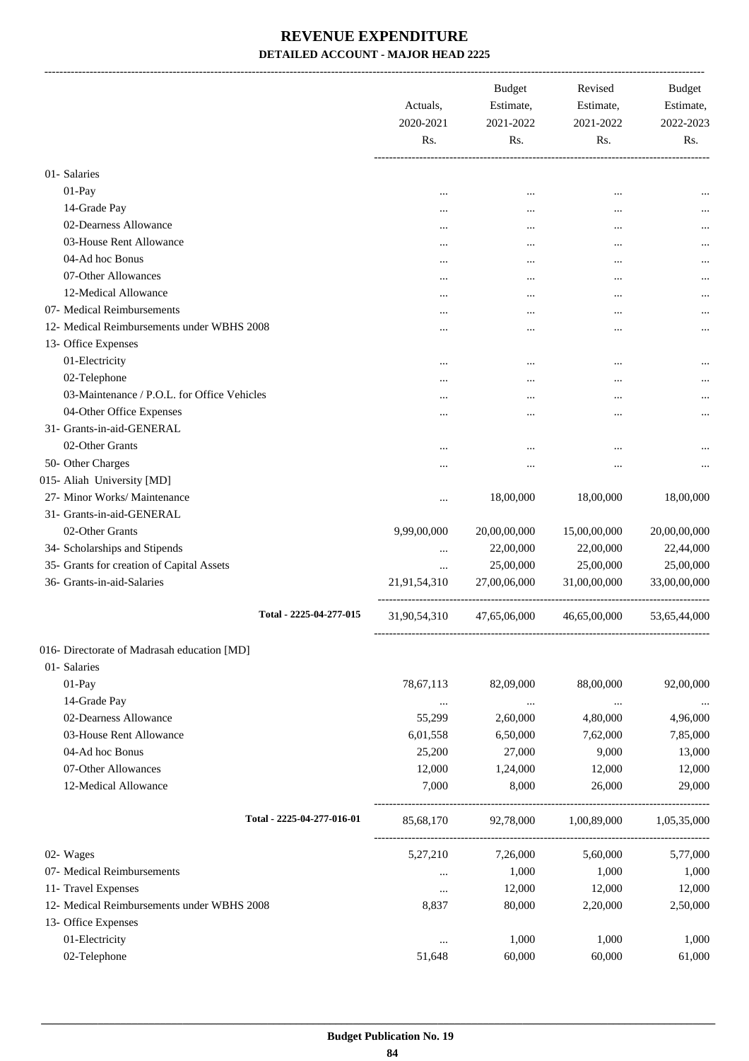# REVENUE EXPENDITURE

**DETAILED ACCOUNT - MAJOR HEAD 2225**

| | Actuals, 2020-2021 Rs. | Budget Estimate, 2021-2022 Rs. | Revised Estimate, 2021-2022 Rs. | Budget Estimate, 2022-2023 Rs. |
|---|---|---|---|---|
| 01- Salaries | | | | |
| 01-Pay | ... | ... | ... | ... |
| 14-Grade Pay | ... | ... | ... | ... |
| 02-Dearness Allowance | ... | ... | ... | ... |
| 03-House Rent Allowance | ... | ... | ... | ... |
| 04-Ad hoc Bonus | ... | ... | ... | ... |
| 07-Other Allowances | ... | ... | ... | ... |
| 12-Medical Allowance | ... | ... | ... | ... |
| 07- Medical Reimbursements | ... | ... | ... | ... |
| 12- Medical Reimbursements under WBHS 2008 | ... | ... | ... | ... |
| 13- Office Expenses | | | | |
| 01-Electricity | ... | ... | ... | ... |
| 02-Telephone | ... | ... | ... | ... |
| 03-Maintenance / P.O.L. for Office Vehicles | ... | ... | ... | ... |
| 04-Other Office Expenses | ... | ... | ... | ... |
| 31- Grants-in-aid-GENERAL | | | | |
| 02-Other Grants | ... | ... | ... | ... |
| 50- Other Charges | ... | ... | ... | ... |
| 015- Aliah University [MD] | | | | |
| 27- Minor Works/ Maintenance | ... | 18,00,000 | 18,00,000 | 18,00,000 |
| 31- Grants-in-aid-GENERAL | | | | |
| 02-Other Grants | 9,99,00,000 | 20,00,00,000 | 15,00,00,000 | 20,00,00,000 |
| 34- Scholarships and Stipends | ... | 22,00,000 | 22,00,000 | 22,44,000 |
| 35- Grants for creation of Capital Assets | ... | 25,00,000 | 25,00,000 | 25,00,000 |
| 36- Grants-in-aid-Salaries | 21,91,54,310 | 27,00,06,000 | 31,00,00,000 | 33,00,00,000 |
| Total - 2225-04-277-015 | 31,90,54,310 | 47,65,06,000 | 46,65,00,000 | 53,65,44,000 |
| 016- Directorate of Madrasah education [MD] | | | | |
| 01- Salaries | | | | |
| 01-Pay | 78,67,113 | 82,09,000 | 88,00,000 | 92,00,000 |
| 14-Grade Pay | ... | ... | ... | ... |
| 02-Dearness Allowance | 55,299 | 2,60,000 | 4,80,000 | 4,96,000 |
| 03-House Rent Allowance | 6,01,558 | 6,50,000 | 7,62,000 | 7,85,000 |
| 04-Ad hoc Bonus | 25,200 | 27,000 | 9,000 | 13,000 |
| 07-Other Allowances | 12,000 | 1,24,000 | 12,000 | 12,000 |
| 12-Medical Allowance | 7,000 | 8,000 | 26,000 | 29,000 |
| Total - 2225-04-277-016-01 | 85,68,170 | 92,78,000 | 1,00,89,000 | 1,05,35,000 |
| 02- Wages | 5,27,210 | 7,26,000 | 5,60,000 | 5,77,000 |
| 07- Medical Reimbursements | ... | 1,000 | 1,000 | 1,000 |
| 11- Travel Expenses | ... | 12,000 | 12,000 | 12,000 |
| 12- Medical Reimbursements under WBHS 2008 | 8,837 | 80,000 | 2,20,000 | 2,50,000 |
| 13- Office Expenses | | | | |
| 01-Electricity | ... | 1,000 | 1,000 | 1,000 |
| 02-Telephone | 51,648 | 60,000 | 60,000 | 61,000 |

**Budget Publication No. 19**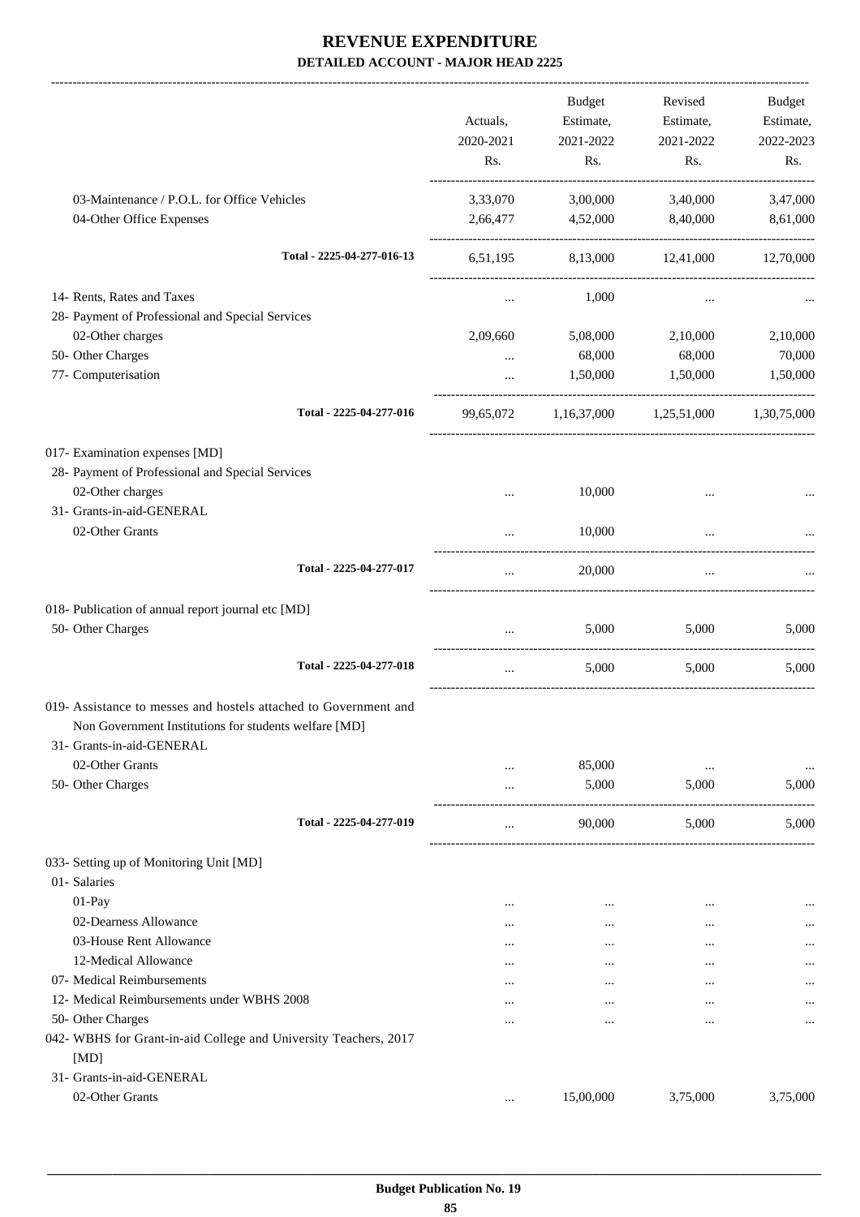# REVENUE EXPENDITURE

## DETAILED ACCOUNT - MAJOR HEAD 2225

| | Actuals, 2020-2021 Rs. | Budget Estimate, 2021-2022 Rs. | Revised Estimate, 2021-2022 Rs. | Budget Estimate, 2022-2023 Rs. |
|---|---|---|---|---|
| 03-Maintenance / P.O.L. for Office Vehicles | 3,33,070 | 3,00,000 | 3,40,000 | 3,47,000 |
| 04-Other Office Expenses | 2,66,477 | 4,52,000 | 8,40,000 | 8,61,000 |
| **Total - 2225-04-277-016-13** | 6,51,195 | 8,13,000 | 12,41,000 | 12,70,000 |
| 14- Rents, Rates and Taxes | ... | 1,000 | ... | ... |
| 28- Payment of Professional and Special Services | | | | |
| 02-Other charges | 2,09,660 | 5,08,000 | 2,10,000 | 2,10,000 |
| 50- Other Charges | ... | 68,000 | 68,000 | 70,000 |
| 77- Computerisation | ... | 1,50,000 | 1,50,000 | 1,50,000 |
| **Total - 2225-04-277-016** | 99,65,072 | 1,16,37,000 | 1,25,51,000 | 1,30,75,000 |
| 017- Examination expenses [MD] | | | | |
| 28- Payment of Professional and Special Services | | | | |
| 02-Other charges | ... | 10,000 | ... | ... |
| 31- Grants-in-aid-GENERAL | | | | |
| 02-Other Grants | ... | 10,000 | ... | ... |
| **Total - 2225-04-277-017** | ... | 20,000 | ... | ... |
| 018- Publication of annual report journal etc [MD] | | | | |
| 50- Other Charges | ... | 5,000 | 5,000 | 5,000 |
| **Total - 2225-04-277-018** | ... | 5,000 | 5,000 | 5,000 |
| 019- Assistance to messes and hostels attached to Government and Non Government Institutions for students welfare [MD] | | | | |
| 31- Grants-in-aid-GENERAL | | | | |
| 02-Other Grants | ... | 85,000 | ... | ... |
| 50- Other Charges | ... | 5,000 | 5,000 | 5,000 |
| **Total - 2225-04-277-019** | ... | 90,000 | 5,000 | 5,000 |
| 033- Setting up of Monitoring Unit [MD] | | | | |
| 01- Salaries | | | | |
| 01-Pay | ... | ... | ... | ... |
| 02-Dearness Allowance | ... | ... | ... | ... |
| 03-House Rent Allowance | ... | ... | ... | ... |
| 12-Medical Allowance | ... | ... | ... | ... |
| 07- Medical Reimbursements | ... | ... | ... | ... |
| 12- Medical Reimbursements under WBHS 2008 | ... | ... | ... | ... |
| 50- Other Charges | ... | ... | ... | ... |
| 042- WBHS for Grant-in-aid College and University Teachers, 2017 [MD] | | | | |
| 31- Grants-in-aid-GENERAL | | | | |
| 02-Other Grants | ... | 15,00,000 | 3,75,000 | 3,75,000 |

Budget Publication No. 19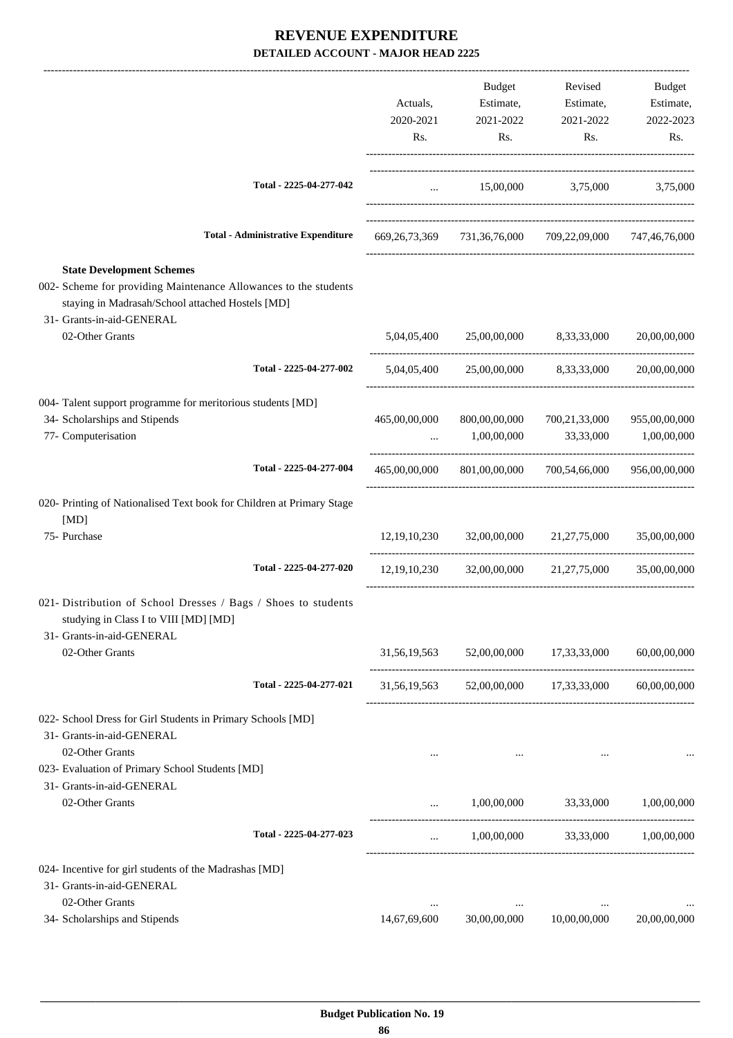# REVENUE EXPENDITURE

**DETAILED ACCOUNT - MAJOR HEAD 2225**

| | Actuals, 2020-2021 Rs. | Budget Estimate, 2021-2022 Rs. | Revised Estimate, 2021-2022 Rs. | Budget Estimate, 2022-2023 Rs. |
|---|---|---|---|---|
| Total - 2225-04-277-042 | ... | 15,00,000 | 3,75,000 | 3,75,000 |
| Total - Administrative Expenditure | 669,26,73,369 | 731,36,76,000 | 709,22,09,000 | 747,46,76,000 |
| **State Development Schemes** | | | | |
| 002- Scheme for providing Maintenance Allowances to the students staying in Madrasah/School attached Hostels [MD] | | | | |
| 31- Grants-in-aid-GENERAL | | | | |
| 02-Other Grants | 5,04,05,400 | 25,00,00,000 | 8,33,33,000 | 20,00,00,000 |
| Total - 2225-04-277-002 | 5,04,05,400 | 25,00,00,000 | 8,33,33,000 | 20,00,00,000 |
| 004- Talent support programme for meritorious students [MD] | | | | |
| 34- Scholarships and Stipends | 465,00,00,000 | 800,00,00,000 | 700,21,33,000 | 955,00,00,000 |
| 77- Computerisation | ... | 1,00,00,000 | 33,33,000 | 1,00,00,000 |
| Total - 2225-04-277-004 | 465,00,00,000 | 801,00,00,000 | 700,54,66,000 | 956,00,00,000 |
| 020- Printing of Nationalised Text book for Children at Primary Stage [MD] | | | | |
| 75- Purchase | 12,19,10,230 | 32,00,00,000 | 21,27,75,000 | 35,00,00,000 |
| Total - 2225-04-277-020 | 12,19,10,230 | 32,00,00,000 | 21,27,75,000 | 35,00,00,000 |
| 021- Distribution of School Dresses / Bags / Shoes to students studying in Class I to VIII [MD] [MD] | | | | |
| 31- Grants-in-aid-GENERAL | | | | |
| 02-Other Grants | 31,56,19,563 | 52,00,00,000 | 17,33,33,000 | 60,00,00,000 |
| Total - 2225-04-277-021 | 31,56,19,563 | 52,00,00,000 | 17,33,33,000 | 60,00,00,000 |
| 022- School Dress for Girl Students in Primary Schools [MD] | | | | |
| 31- Grants-in-aid-GENERAL | | | | |
| 02-Other Grants | ... | ... | ... | ... |
| 023- Evaluation of Primary School Students [MD] | | | | |
| 31- Grants-in-aid-GENERAL | | | | |
| 02-Other Grants | ... | 1,00,00,000 | 33,33,000 | 1,00,00,000 |
| Total - 2225-04-277-023 | ... | 1,00,00,000 | 33,33,000 | 1,00,00,000 |
| 024- Incentive for girl students of the Madrashas [MD] | | | | |
| 31- Grants-in-aid-GENERAL | | | | |
| 02-Other Grants | ... | ... | ... | ... |
| 34- Scholarships and Stipends | 14,67,69,600 | 30,00,00,000 | 10,00,00,000 | 20,00,00,000 |

Budget Publication No. 19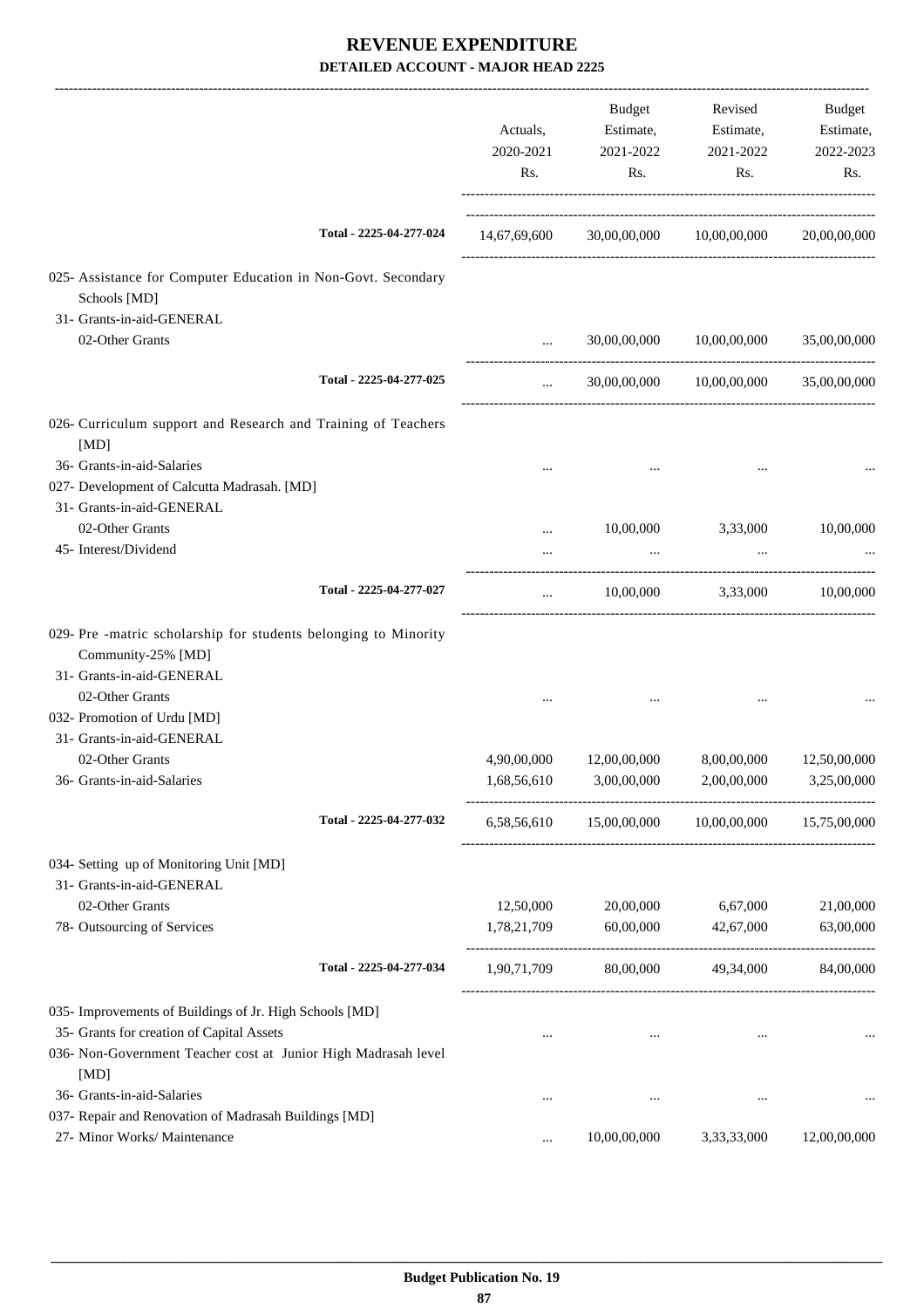# REVENUE EXPENDITURE

**DETAILED ACCOUNT - MAJOR HEAD 2225**

| | Actuals, 2020-2021 Rs. | Budget Estimate, 2021-2022 Rs. | Revised Estimate, 2021-2022 Rs. | Budget Estimate, 2022-2023 Rs. |
|---|---|---|---|---|
| Total - 2225-04-277-024 | 14,67,69,600 | 30,00,00,000 | 10,00,00,000 | 20,00,00,000 |
| 025- Assistance for Computer Education in Non-Govt. Secondary Schools [MD] | | | | |
| 31- Grants-in-aid-GENERAL | | | | |
| 02-Other Grants | ... | 30,00,00,000 | 10,00,00,000 | 35,00,00,000 |
| Total - 2225-04-277-025 | ... | 30,00,00,000 | 10,00,00,000 | 35,00,00,000 |
| 026- Curriculum support and Research and Training of Teachers [MD] | | | | |
| 36- Grants-in-aid-Salaries | ... | ... | ... | ... |
| 027- Development of Calcutta Madrasah. [MD] | | | | |
| 31- Grants-in-aid-GENERAL | | | | |
| 02-Other Grants | ... | 10,00,000 | 3,33,000 | 10,00,000 |
| 45- Interest/Dividend | ... | ... | ... | ... |
| Total - 2225-04-277-027 | ... | 10,00,000 | 3,33,000 | 10,00,000 |
| 029- Pre -matric scholarship for students belonging to Minority Community-25% [MD] | | | | |
| 31- Grants-in-aid-GENERAL | | | | |
| 02-Other Grants | ... | ... | ... | ... |
| 032- Promotion of Urdu [MD] | | | | |
| 31- Grants-in-aid-GENERAL | | | | |
| 02-Other Grants | 4,90,00,000 | 12,00,00,000 | 8,00,00,000 | 12,50,00,000 |
| 36- Grants-in-aid-Salaries | 1,68,56,610 | 3,00,00,000 | 2,00,00,000 | 3,25,00,000 |
| Total - 2225-04-277-032 | 6,58,56,610 | 15,00,00,000 | 10,00,00,000 | 15,75,00,000 |
| 034- Setting up of Monitoring Unit [MD] | | | | |
| 31- Grants-in-aid-GENERAL | | | | |
| 02-Other Grants | 12,50,000 | 20,00,000 | 6,67,000 | 21,00,000 |
| 78- Outsourcing of Services | 1,78,21,709 | 60,00,000 | 42,67,000 | 63,00,000 |
| Total - 2225-04-277-034 | 1,90,71,709 | 80,00,000 | 49,34,000 | 84,00,000 |
| 035- Improvements of Buildings of Jr. High Schools [MD] | | | | |
| 35- Grants for creation of Capital Assets | ... | ... | ... | ... |
| 036- Non-Government Teacher cost at Junior High Madrasah level [MD] | | | | |
| 36- Grants-in-aid-Salaries | ... | ... | ... | ... |
| 037- Repair and Renovation of Madrasah Buildings [MD] | | | | |
| 27- Minor Works/ Maintenance | ... | 10,00,00,000 | 3,33,33,000 | 12,00,00,000 |

**Budget Publication No. 19**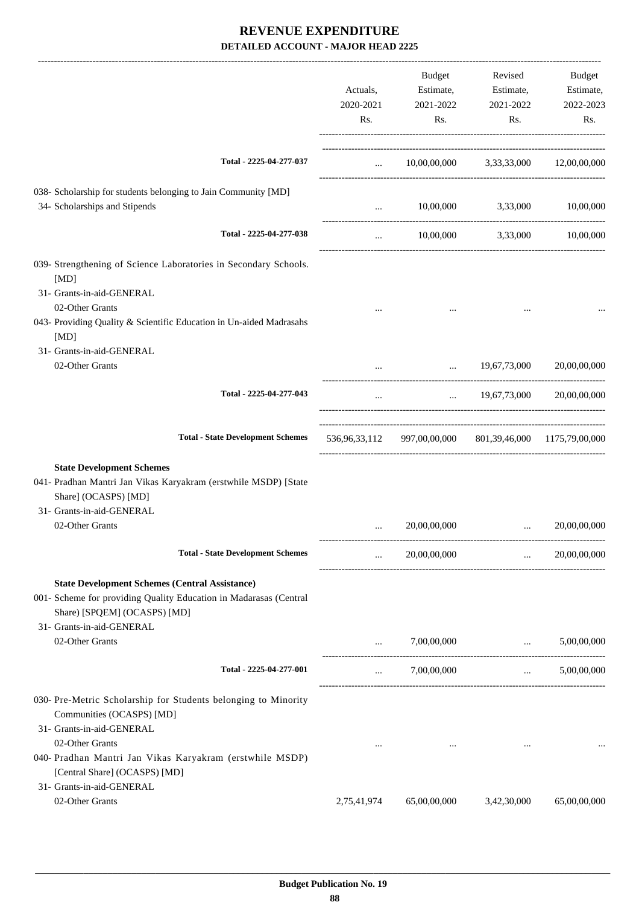# REVENUE EXPENDITURE

## DETAILED ACCOUNT - MAJOR HEAD 2225

| | Actuals, 2020-2021 Rs. | Budget Estimate, 2021-2022 Rs. | Revised Estimate, 2021-2022 Rs. | Budget Estimate, 2022-2023 Rs. |
|---|---|---|---|---|
| **Total - 2225-04-277-037** | ... | 10,00,00,000 | 3,33,33,000 | 12,00,00,000 |
| 038- Scholarship for students belonging to Jain Community [MD] | | | | |
| 34- Scholarships and Stipends | ... | 10,00,000 | 3,33,000 | 10,00,000 |
| **Total - 2225-04-277-038** | ... | 10,00,000 | 3,33,000 | 10,00,000 |
| 039- Strengthening of Science Laboratories in Secondary Schools. [MD] | | | | |
| 31- Grants-in-aid-GENERAL | | | | |
| 02-Other Grants | ... | ... | ... | ... |
| 043- Providing Quality & Scientific Education in Un-aided Madrasahs [MD] | | | | |
| 31- Grants-in-aid-GENERAL | | | | |
| 02-Other Grants | ... | ... | 19,67,73,000 | 20,00,00,000 |
| **Total - 2225-04-277-043** | ... | ... | 19,67,73,000 | 20,00,00,000 |
| **Total - State Development Schemes** | 536,96,33,112 | 997,00,00,000 | 801,39,46,000 | 1175,79,00,000 |
| **State Development Schemes** | | | | |
| 041- Pradhan Mantri Jan Vikas Karyakram (erstwhile MSDP) [State Share] (OCASPS) [MD] | | | | |
| 31- Grants-in-aid-GENERAL | | | | |
| 02-Other Grants | ... | 20,00,00,000 | ... | 20,00,00,000 |
| **Total - State Development Schemes** | ... | 20,00,00,000 | ... | 20,00,00,000 |
| **State Development Schemes (Central Assistance)** | | | | |
| 001- Scheme for providing Quality Education in Madarasas (Central Share) [SPQEM] (OCASPS) [MD] | | | | |
| 31- Grants-in-aid-GENERAL | | | | |
| 02-Other Grants | ... | 7,00,00,000 | ... | 5,00,00,000 |
| **Total - 2225-04-277-001** | ... | 7,00,00,000 | ... | 5,00,00,000 |
| 030- Pre-Metric Scholarship for Students belonging to Minority Communities (OCASPS) [MD] | | | | |
| 31- Grants-in-aid-GENERAL | | | | |
| 02-Other Grants | ... | ... | ... | ... |
| 040- Pradhan Mantri Jan Vikas Karyakram (erstwhile MSDP) [Central Share] (OCASPS) [MD] | | | | |
| 31- Grants-in-aid-GENERAL | | | | |
| 02-Other Grants | 2,75,41,974 | 65,00,00,000 | 3,42,30,000 | 65,00,00,000 |

Budget Publication No. 19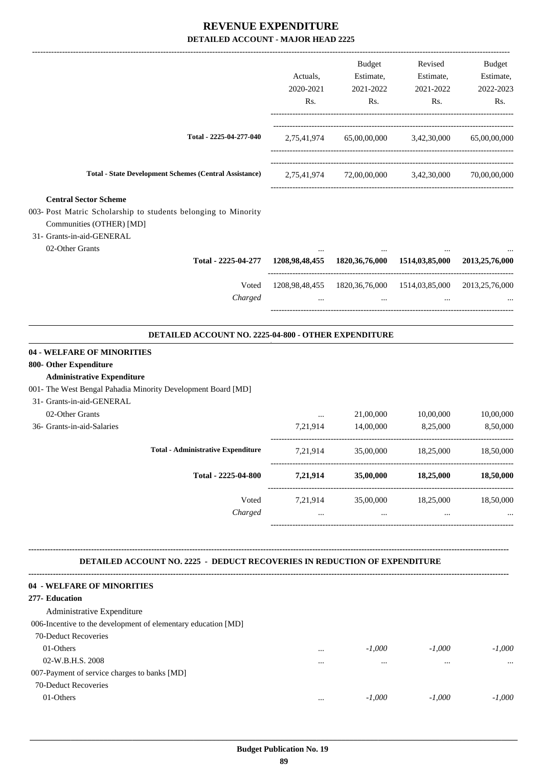# REVENUE EXPENDITURE

## DETAILED ACCOUNT - MAJOR HEAD 2225

| | Actuals, 2020-2021 Rs. | Budget Estimate, 2021-2022 Rs. | Revised Estimate, 2021-2022 Rs. | Budget Estimate, 2022-2023 Rs. |
|---|---|---|---|---|
| Total - 2225-04-277-040 | 2,75,41,974 | 65,00,00,000 | 3,42,30,000 | 65,00,00,000 |
| Total - State Development Schemes (Central Assistance) | 2,75,41,974 | 72,00,00,000 | 3,42,30,000 | 70,00,00,000 |
| **Central Sector Scheme** | | | | |
| 003- Post Matric Scholarship to students belonging to Minority Communities (OTHER) [MD] | | | | |
| 31- Grants-in-aid-GENERAL | | | | |
| 02-Other Grants | ... | ... | ... | ... |
| **Total - 2225-04-277** | **1208,98,48,455** | **1820,36,76,000** | **1514,03,85,000** | **2013,25,76,000** |
| Voted | 1208,98,48,455 | 1820,36,76,000 | 1514,03,85,000 | 2013,25,76,000 |
| *Charged* | ... | ... | ... | ... |

### DETAILED ACCOUNT NO. 2225-04-800 - OTHER EXPENDITURE

| | Actuals, 2020-2021 Rs. | Budget Estimate, 2021-2022 Rs. | Revised Estimate, 2021-2022 Rs. | Budget Estimate, 2022-2023 Rs. |
|---|---|---|---|---|
| **04 - WELFARE OF MINORITIES** | | | | |
| **800- Other Expenditure** | | | | |
| **Administrative Expenditure** | | | | |
| 001- The West Bengal Pahadia Minority Development Board [MD] | | | | |
| 31- Grants-in-aid-GENERAL | | | | |
| 02-Other Grants | ... | 21,00,000 | 10,00,000 | 10,00,000 |
| 36- Grants-in-aid-Salaries | 7,21,914 | 14,00,000 | 8,25,000 | 8,50,000 |
| **Total - Administrative Expenditure** | 7,21,914 | 35,00,000 | 18,25,000 | 18,50,000 |
| **Total - 2225-04-800** | **7,21,914** | **35,00,000** | **18,25,000** | **18,50,000** |
| Voted | 7,21,914 | 35,00,000 | 18,25,000 | 18,50,000 |
| *Charged* | ... | ... | ... | ... |

### DETAILED ACCOUNT NO. 2225 - DEDUCT RECOVERIES IN REDUCTION OF EXPENDITURE

| | Actuals, 2020-2021 Rs. | Budget Estimate, 2021-2022 Rs. | Revised Estimate, 2021-2022 Rs. | Budget Estimate, 2022-2023 Rs. |
|---|---|---|---|---|
| **04 - WELFARE OF MINORITIES** | | | | |
| **277- Education** | | | | |
| Administrative Expenditure | | | | |
| 006-Incentive to the development of elementary education [MD] | | | | |
| 70-Deduct Recoveries | | | | |
| 01-Others | ... | *-1,000* | *-1,000* | *-1,000* |
| 02-W.B.H.S. 2008 | ... | ... | ... | ... |
| 007-Payment of service charges to banks [MD] | | | | |
| 70-Deduct Recoveries | | | | |
| 01-Others | ... | *-1,000* | *-1,000* | *-1,000* |

Budget Publication No. 19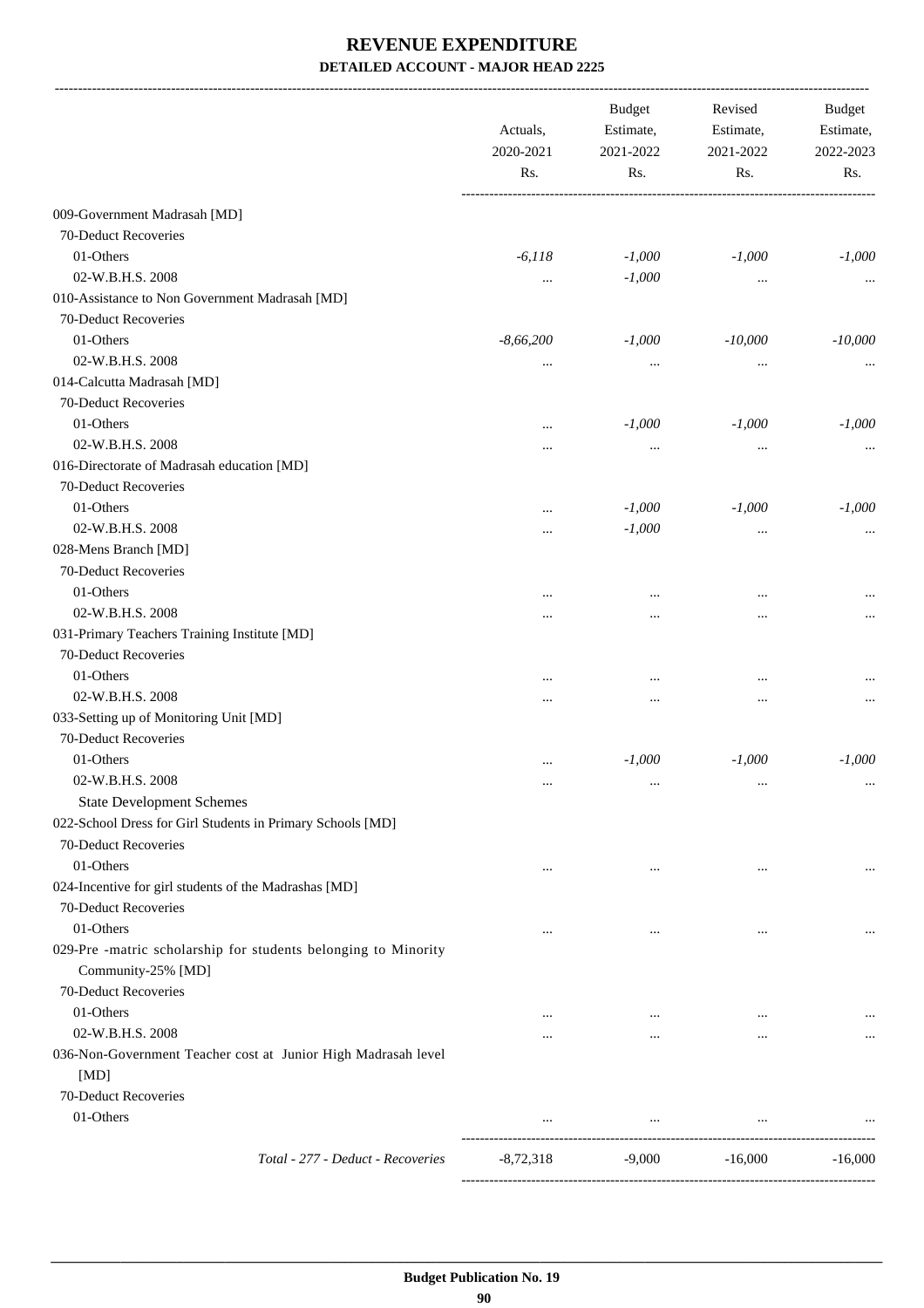# REVENUE EXPENDITURE

## DETAILED ACCOUNT - MAJOR HEAD 2225

| | Actuals, 2020-2021 Rs. | Budget Estimate, 2021-2022 Rs. | Revised Estimate, 2021-2022 Rs. | Budget Estimate, 2022-2023 Rs. |
|---|---|---|---|---|
| 009-Government Madrasah [MD] | | | | |
| 70-Deduct Recoveries | | | | |
| 01-Others | *-6,118* | *-1,000* | *-1,000* | *-1,000* |
| 02-W.B.H.S. 2008 | ... | *-1,000* | ... | ... |
| 010-Assistance to Non Government Madrasah [MD] | | | | |
| 70-Deduct Recoveries | | | | |
| 01-Others | *-8,66,200* | *-1,000* | *-10,000* | *-10,000* |
| 02-W.B.H.S. 2008 | ... | ... | ... | ... |
| 014-Calcutta Madrasah [MD] | | | | |
| 70-Deduct Recoveries | | | | |
| 01-Others | ... | *-1,000* | *-1,000* | *-1,000* |
| 02-W.B.H.S. 2008 | ... | ... | ... | ... |
| 016-Directorate of Madrasah education [MD] | | | | |
| 70-Deduct Recoveries | | | | |
| 01-Others | ... | *-1,000* | *-1,000* | *-1,000* |
| 02-W.B.H.S. 2008 | ... | *-1,000* | ... | ... |
| 028-Mens Branch [MD] | | | | |
| 70-Deduct Recoveries | | | | |
| 01-Others | ... | ... | ... | ... |
| 02-W.B.H.S. 2008 | ... | ... | ... | ... |
| 031-Primary Teachers Training Institute [MD] | | | | |
| 70-Deduct Recoveries | | | | |
| 01-Others | ... | ... | ... | ... |
| 02-W.B.H.S. 2008 | ... | ... | ... | ... |
| 033-Setting up of Monitoring Unit [MD] | | | | |
| 70-Deduct Recoveries | | | | |
| 01-Others | ... | *-1,000* | *-1,000* | *-1,000* |
| 02-W.B.H.S. 2008 | ... | ... | ... | ... |
| State Development Schemes | | | | |
| 022-School Dress for Girl Students in Primary Schools [MD] | | | | |
| 70-Deduct Recoveries | | | | |
| 01-Others | ... | ... | ... | ... |
| 024-Incentive for girl students of the Madrashas [MD] | | | | |
| 70-Deduct Recoveries | | | | |
| 01-Others | ... | ... | ... | ... |
| 029-Pre -matric scholarship for students belonging to Minority Community-25% [MD] | | | | |
| 70-Deduct Recoveries | | | | |
| 01-Others | ... | ... | ... | ... |
| 02-W.B.H.S. 2008 | ... | ... | ... | ... |
| 036-Non-Government Teacher cost at Junior High Madrasah level [MD] | | | | |
| 70-Deduct Recoveries | | | | |
| 01-Others | ... | ... | ... | ... |
| *Total - 277 - Deduct - Recoveries* | -8,72,318 | -9,000 | -16,000 | -16,000 |

**Budget Publication No. 19**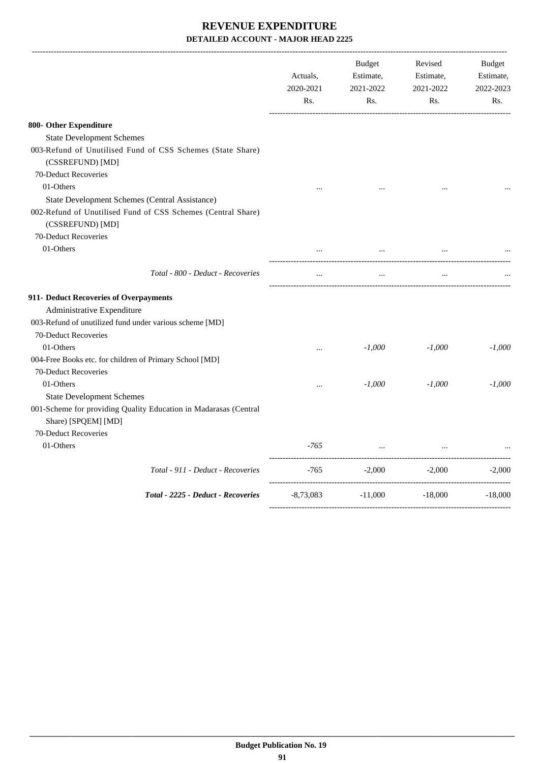# REVENUE EXPENDITURE

## DETAILED ACCOUNT - MAJOR HEAD 2225

| | Actuals, 2020-2021 Rs. | Budget Estimate, 2021-2022 Rs. | Revised Estimate, 2021-2022 Rs. | Budget Estimate, 2022-2023 Rs. |
|---|---|---|---|---|
| **800- Other Expenditure** | | | | |
| State Development Schemes | | | | |
| 003-Refund of Unutilised Fund of CSS Schemes (State Share) (CSSREFUND) [MD] | | | | |
| 70-Deduct Recoveries | | | | |
| 01-Others | ... | ... | ... | ... |
| State Development Schemes (Central Assistance) | | | | |
| 002-Refund of Unutilised Fund of CSS Schemes (Central Share) (CSSREFUND) [MD] | | | | |
| 70-Deduct Recoveries | | | | |
| 01-Others | ... | ... | ... | ... |
| *Total - 800 - Deduct - Recoveries* | ... | ... | ... | ... |
| **911- Deduct Recoveries of Overpayments** | | | | |
| Administrative Expenditure | | | | |
| 003-Refund of unutilized fund under various scheme [MD] | | | | |
| 70-Deduct Recoveries | | | | |
| 01-Others | ... | *-1,000* | *-1,000* | *-1,000* |
| 004-Free Books etc. for children of Primary School [MD] | | | | |
| 70-Deduct Recoveries | | | | |
| 01-Others | ... | *-1,000* | *-1,000* | *-1,000* |
| State Development Schemes | | | | |
| 001-Scheme for providing Quality Education in Madarasas (Central Share) [SPQEM] [MD] | | | | |
| 70-Deduct Recoveries | | | | |
| 01-Others | *-765* | ... | ... | ... |
| *Total - 911 - Deduct - Recoveries* | -765 | -2,000 | -2,000 | -2,000 |
| ***Total - 2225 - Deduct - Recoveries*** | -8,73,083 | -11,000 | -18,000 | -18,000 |

Budget Publication No. 19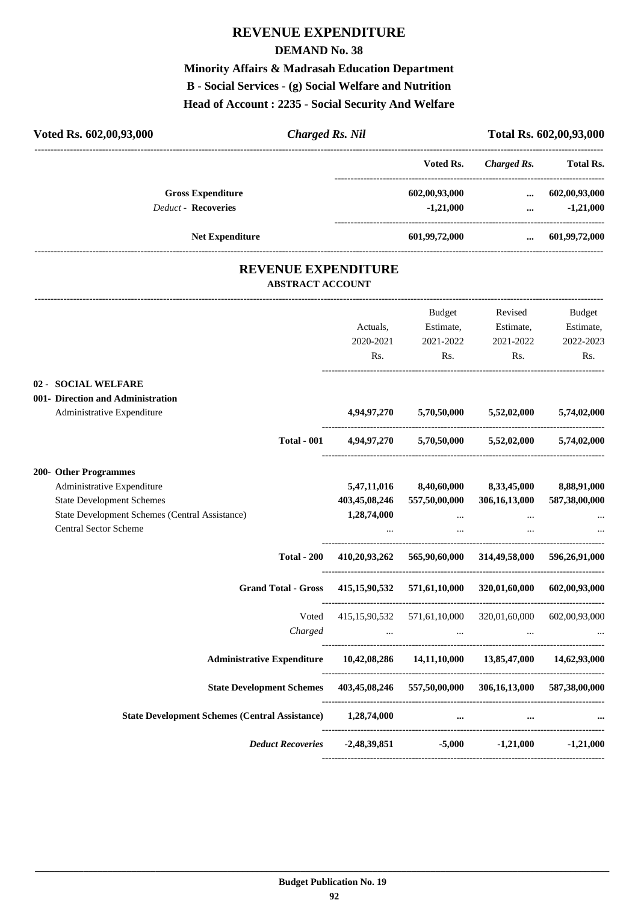# REVENUE EXPENDITURE

## DEMAND No. 38

### Minority Affairs & Madrasah Education Department

### B - Social Services - (g) Social Welfare and Nutrition

### Head of Account : 2235 - Social Security And Welfare

**Voted Rs. 602,00,93,000** | ***Charged Rs. Nil*** | **Total Rs. 602,00,93,000**

| | Voted Rs. | *Charged Rs.* | Total Rs. |
|---|---|---|---|
| **Gross Expenditure** | 602,00,93,000 | ... | 602,00,93,000 |
| *Deduct -* **Recoveries** | -1,21,000 | ... | -1,21,000 |
| **Net Expenditure** | 601,99,72,000 | ... | 601,99,72,000 |

# REVENUE EXPENDITURE

**ABSTRACT ACCOUNT**

| | Actuals, 2020-2021 Rs. | Budget Estimate, 2021-2022 Rs. | Revised Estimate, 2021-2022 Rs. | Budget Estimate, 2022-2023 Rs. |
|---|---|---|---|---|
| **02 - SOCIAL WELFARE** | | | | |
| **001- Direction and Administration** | | | | |
| Administrative Expenditure | **4,94,97,270** | **5,70,50,000** | **5,52,02,000** | **5,74,02,000** |
| **Total - 001** | **4,94,97,270** | **5,70,50,000** | **5,52,02,000** | **5,74,02,000** |
| **200- Other Programmes** | | | | |
| Administrative Expenditure | **5,47,11,016** | **8,40,60,000** | **8,33,45,000** | **8,88,91,000** |
| State Development Schemes | **403,45,08,246** | **557,50,00,000** | **306,16,13,000** | **587,38,00,000** |
| State Development Schemes (Central Assistance) | **1,28,74,000** | ... | ... | ... |
| Central Sector Scheme | ... | ... | ... | ... |
| **Total - 200** | **410,20,93,262** | **565,90,60,000** | **314,49,58,000** | **596,26,91,000** |
| **Grand Total - Gross** | **415,15,90,532** | **571,61,10,000** | **320,01,60,000** | **602,00,93,000** |
| Voted | 415,15,90,532 | 571,61,10,000 | 320,01,60,000 | 602,00,93,000 |
| *Charged* | ... | ... | ... | ... |
| **Administrative Expenditure** | **10,42,08,286** | **14,11,10,000** | **13,85,47,000** | **14,62,93,000** |
| **State Development Schemes** | **403,45,08,246** | **557,50,00,000** | **306,16,13,000** | **587,38,00,000** |
| **State Development Schemes (Central Assistance)** | **1,28,74,000** | **...** | **...** | **...** |
| ***Deduct Recoveries*** | **-2,48,39,851** | **-5,000** | **-1,21,000** | **-1,21,000** |

**Budget Publication No. 19**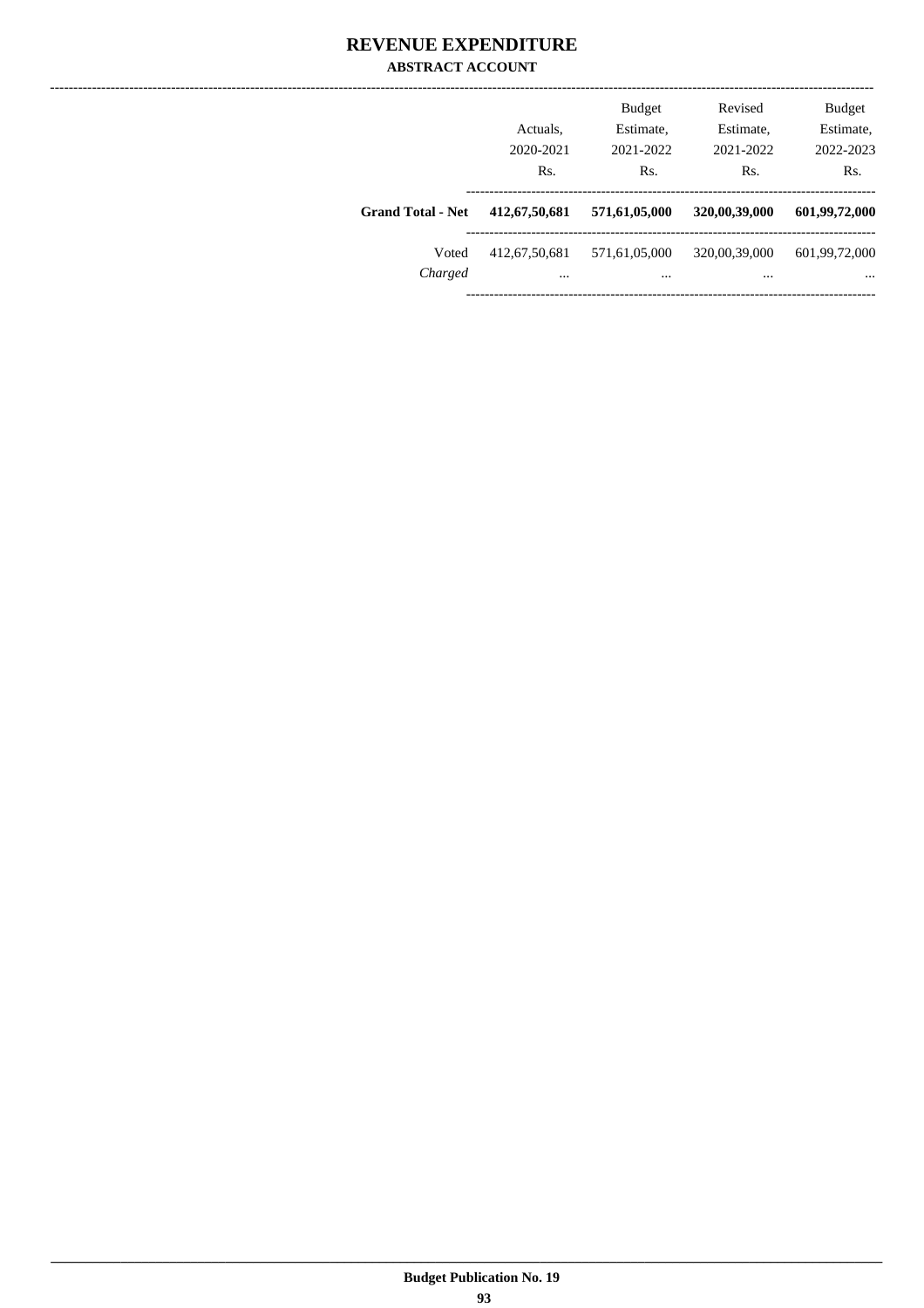# REVENUE EXPENDITURE

## ABSTRACT ACCOUNT

| | Actuals, 2020-2021 Rs. | Budget Estimate, 2021-2022 Rs. | Revised Estimate, 2021-2022 Rs. | Budget Estimate, 2022-2023 Rs. |
|---|---|---|---|---|
| **Grand Total - Net** | **412,67,50,681** | **571,61,05,000** | **320,00,39,000** | **601,99,72,000** |
| Voted | 412,67,50,681 | 571,61,05,000 | 320,00,39,000 | 601,99,72,000 |
| *Charged* | ... | ... | ... | ... |

Budget Publication No. 19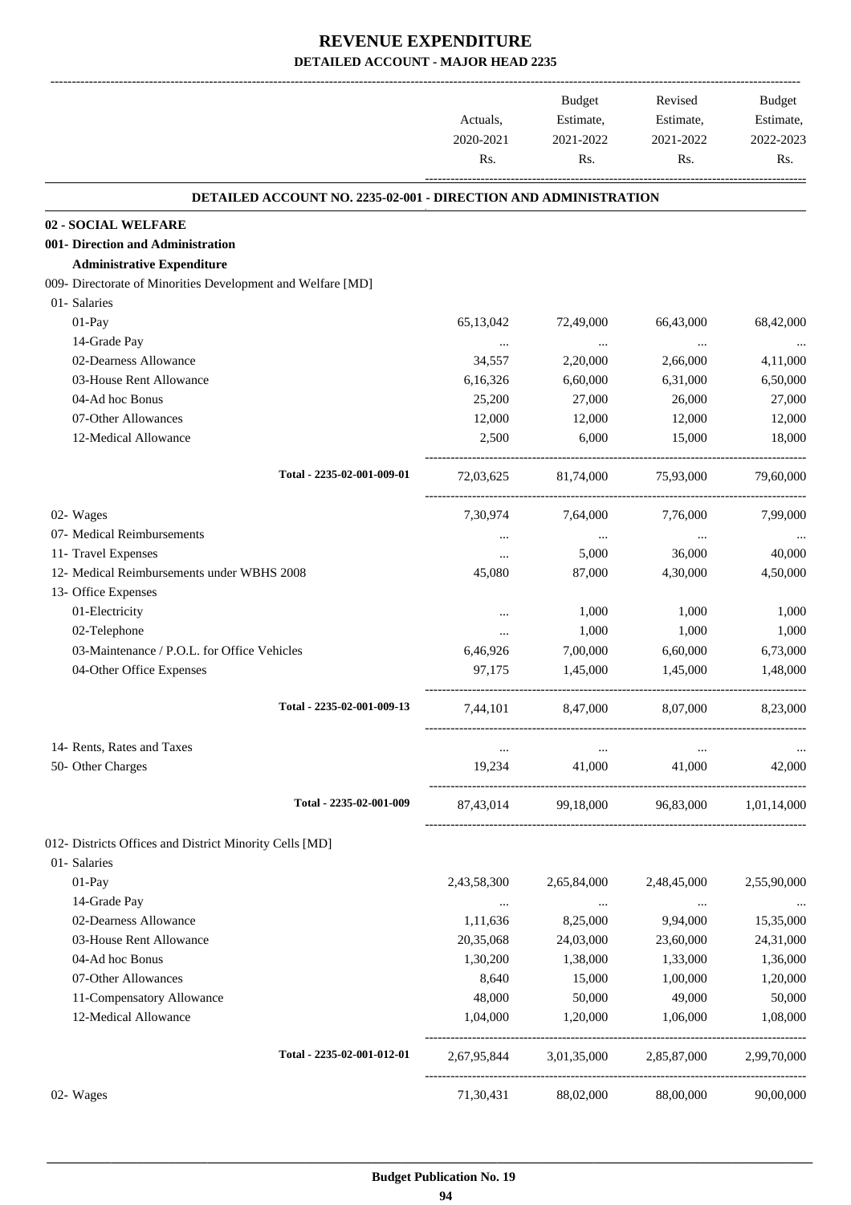# REVENUE EXPENDITURE

## DETAILED ACCOUNT - MAJOR HEAD 2235

| | Actuals, 2020-2021 Rs. | Budget Estimate, 2021-2022 Rs. | Revised Estimate, 2021-2022 Rs. | Budget Estimate, 2022-2023 Rs. |
|---|---|---|---|---|
| **DETAILED ACCOUNT NO. 2235-02-001 - DIRECTION AND ADMINISTRATION** | | | | |
| **02 - SOCIAL WELFARE** | | | | |
| **001- Direction and Administration** | | | | |
| **Administrative Expenditure** | | | | |
| 009- Directorate of Minorities Development and Welfare [MD] | | | | |
| 01- Salaries | | | | |
| 01-Pay | 65,13,042 | 72,49,000 | 66,43,000 | 68,42,000 |
| 14-Grade Pay | ... | ... | ... | ... |
| 02-Dearness Allowance | 34,557 | 2,20,000 | 2,66,000 | 4,11,000 |
| 03-House Rent Allowance | 6,16,326 | 6,60,000 | 6,31,000 | 6,50,000 |
| 04-Ad hoc Bonus | 25,200 | 27,000 | 26,000 | 27,000 |
| 07-Other Allowances | 12,000 | 12,000 | 12,000 | 12,000 |
| 12-Medical Allowance | 2,500 | 6,000 | 15,000 | 18,000 |
| Total - 2235-02-001-009-01 | 72,03,625 | 81,74,000 | 75,93,000 | 79,60,000 |
| 02- Wages | 7,30,974 | 7,64,000 | 7,76,000 | 7,99,000 |
| 07- Medical Reimbursements | ... | ... | ... | ... |
| 11- Travel Expenses | ... | 5,000 | 36,000 | 40,000 |
| 12- Medical Reimbursements under WBHS 2008 | 45,080 | 87,000 | 4,30,000 | 4,50,000 |
| 13- Office Expenses | | | | |
| 01-Electricity | ... | 1,000 | 1,000 | 1,000 |
| 02-Telephone | ... | 1,000 | 1,000 | 1,000 |
| 03-Maintenance / P.O.L. for Office Vehicles | 6,46,926 | 7,00,000 | 6,60,000 | 6,73,000 |
| 04-Other Office Expenses | 97,175 | 1,45,000 | 1,45,000 | 1,48,000 |
| Total - 2235-02-001-009-13 | 7,44,101 | 8,47,000 | 8,07,000 | 8,23,000 |
| 14- Rents, Rates and Taxes | ... | ... | ... | ... |
| 50- Other Charges | 19,234 | 41,000 | 41,000 | 42,000 |
| Total - 2235-02-001-009 | 87,43,014 | 99,18,000 | 96,83,000 | 1,01,14,000 |
| 012- Districts Offices and District Minority Cells [MD] | | | | |
| 01- Salaries | | | | |
| 01-Pay | 2,43,58,300 | 2,65,84,000 | 2,48,45,000 | 2,55,90,000 |
| 14-Grade Pay | ... | ... | ... | ... |
| 02-Dearness Allowance | 1,11,636 | 8,25,000 | 9,94,000 | 15,35,000 |
| 03-House Rent Allowance | 20,35,068 | 24,03,000 | 23,60,000 | 24,31,000 |
| 04-Ad hoc Bonus | 1,30,200 | 1,38,000 | 1,33,000 | 1,36,000 |
| 07-Other Allowances | 8,640 | 15,000 | 1,00,000 | 1,20,000 |
| 11-Compensatory Allowance | 48,000 | 50,000 | 49,000 | 50,000 |
| 12-Medical Allowance | 1,04,000 | 1,20,000 | 1,06,000 | 1,08,000 |
| Total - 2235-02-001-012-01 | 2,67,95,844 | 3,01,35,000 | 2,85,87,000 | 2,99,70,000 |
| 02- Wages | 71,30,431 | 88,02,000 | 88,00,000 | 90,00,000 |

**Budget Publication No. 19**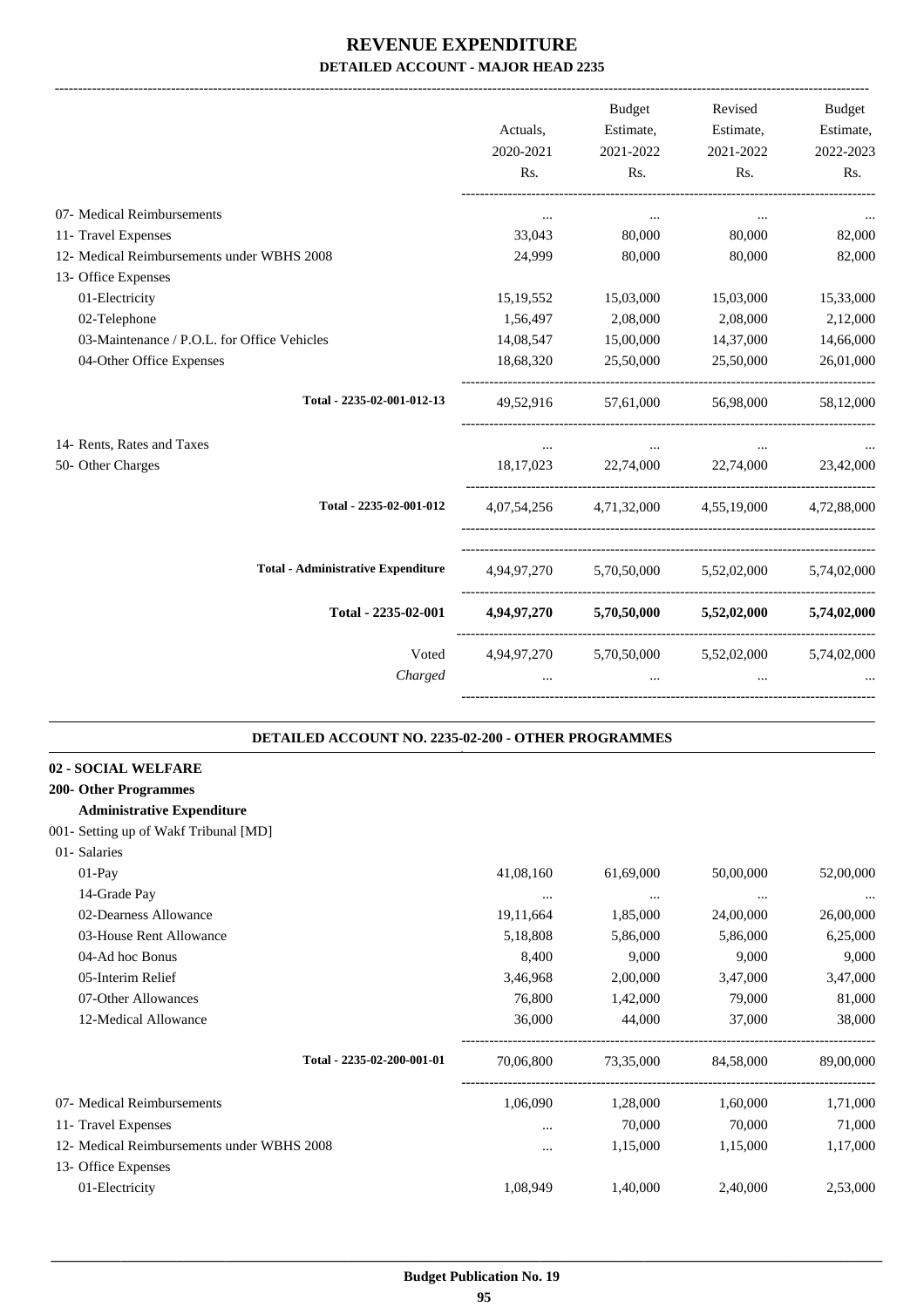# REVENUE EXPENDITURE

**DETAILED ACCOUNT - MAJOR HEAD 2235**

| | Actuals, 2020-2021 Rs. | Budget Estimate, 2021-2022 Rs. | Revised Estimate, 2021-2022 Rs. | Budget Estimate, 2022-2023 Rs. |
|---|---|---|---|---|
| 07- Medical Reimbursements | ... | ... | ... | ... |
| 11- Travel Expenses | 33,043 | 80,000 | 80,000 | 82,000 |
| 12- Medical Reimbursements under WBHS 2008 | 24,999 | 80,000 | 80,000 | 82,000 |
| 13- Office Expenses | | | | |
| 01-Electricity | 15,19,552 | 15,03,000 | 15,03,000 | 15,33,000 |
| 02-Telephone | 1,56,497 | 2,08,000 | 2,08,000 | 2,12,000 |
| 03-Maintenance / P.O.L. for Office Vehicles | 14,08,547 | 15,00,000 | 14,37,000 | 14,66,000 |
| 04-Other Office Expenses | 18,68,320 | 25,50,000 | 25,50,000 | 26,01,000 |
| Total - 2235-02-001-012-13 | 49,52,916 | 57,61,000 | 56,98,000 | 58,12,000 |
| 14- Rents, Rates and Taxes | ... | ... | ... | ... |
| 50- Other Charges | 18,17,023 | 22,74,000 | 22,74,000 | 23,42,000 |
| Total - 2235-02-001-012 | 4,07,54,256 | 4,71,32,000 | 4,55,19,000 | 4,72,88,000 |
| Total - Administrative Expenditure | 4,94,97,270 | 5,70,50,000 | 5,52,02,000 | 5,74,02,000 |
| **Total - 2235-02-001** | **4,94,97,270** | **5,70,50,000** | **5,52,02,000** | **5,74,02,000** |
| Voted | 4,94,97,270 | 5,70,50,000 | 5,52,02,000 | 5,74,02,000 |
| *Charged* | ... | ... | ... | ... |

**DETAILED ACCOUNT NO. 2235-02-200 - OTHER PROGRAMMES**

**02 - SOCIAL WELFARE**

**200- Other Programmes**

**Administrative Expenditure**

| | Actuals, 2020-2021 Rs. | Budget Estimate, 2021-2022 Rs. | Revised Estimate, 2021-2022 Rs. | Budget Estimate, 2022-2023 Rs. |
|---|---|---|---|---|
| 001- Setting up of Wakf Tribunal [MD] | | | | |
| 01- Salaries | | | | |
| 01-Pay | 41,08,160 | 61,69,000 | 50,00,000 | 52,00,000 |
| 14-Grade Pay | ... | ... | ... | ... |
| 02-Dearness Allowance | 19,11,664 | 1,85,000 | 24,00,000 | 26,00,000 |
| 03-House Rent Allowance | 5,18,808 | 5,86,000 | 5,86,000 | 6,25,000 |
| 04-Ad hoc Bonus | 8,400 | 9,000 | 9,000 | 9,000 |
| 05-Interim Relief | 3,46,968 | 2,00,000 | 3,47,000 | 3,47,000 |
| 07-Other Allowances | 76,800 | 1,42,000 | 79,000 | 81,000 |
| 12-Medical Allowance | 36,000 | 44,000 | 37,000 | 38,000 |
| Total - 2235-02-200-001-01 | 70,06,800 | 73,35,000 | 84,58,000 | 89,00,000 |
| 07- Medical Reimbursements | 1,06,090 | 1,28,000 | 1,60,000 | 1,71,000 |
| 11- Travel Expenses | ... | 70,000 | 70,000 | 71,000 |
| 12- Medical Reimbursements under WBHS 2008 | ... | 1,15,000 | 1,15,000 | 1,17,000 |
| 13- Office Expenses | | | | |
| 01-Electricity | 1,08,949 | 1,40,000 | 2,40,000 | 2,53,000 |

**Budget Publication No. 19**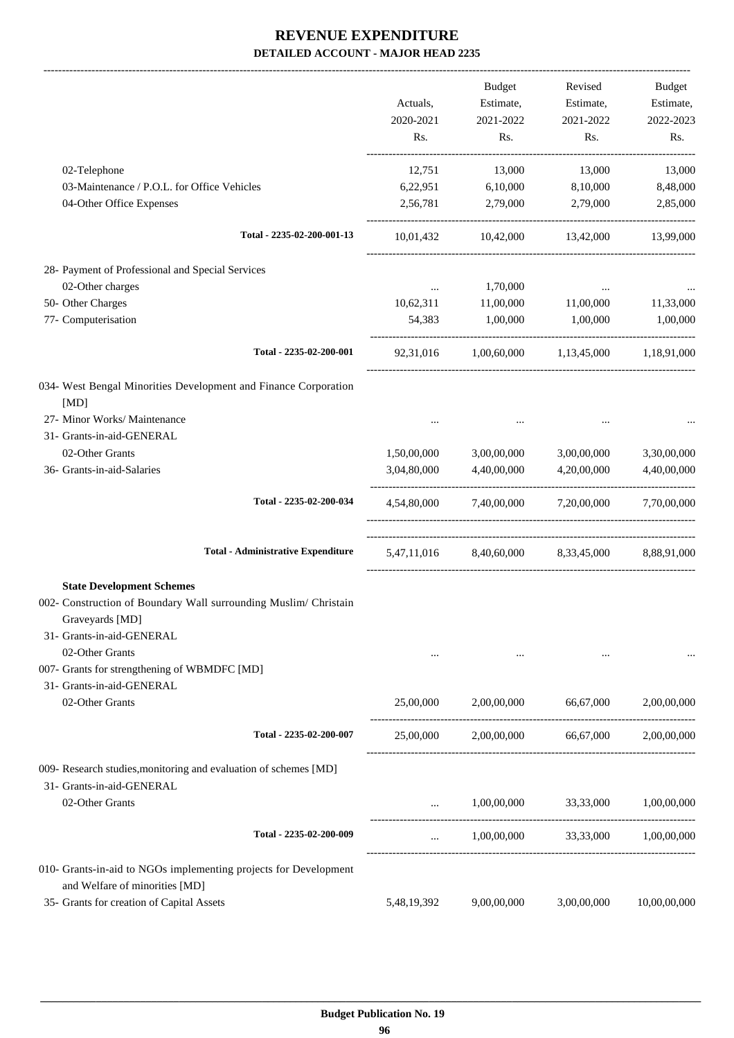# REVENUE EXPENDITURE

## DETAILED ACCOUNT - MAJOR HEAD 2235

| | Actuals, 2020-2021 Rs. | Budget Estimate, 2021-2022 Rs. | Revised Estimate, 2021-2022 Rs. | Budget Estimate, 2022-2023 Rs. |
|---|---|---|---|---|
| 02-Telephone | 12,751 | 13,000 | 13,000 | 13,000 |
| 03-Maintenance / P.O.L. for Office Vehicles | 6,22,951 | 6,10,000 | 8,10,000 | 8,48,000 |
| 04-Other Office Expenses | 2,56,781 | 2,79,000 | 2,79,000 | 2,85,000 |
| **Total - 2235-02-200-001-13** | 10,01,432 | 10,42,000 | 13,42,000 | 13,99,000 |
| 28- Payment of Professional and Special Services | | | | |
| 02-Other charges | ... | 1,70,000 | ... | ... |
| 50- Other Charges | 10,62,311 | 11,00,000 | 11,00,000 | 11,33,000 |
| 77- Computerisation | 54,383 | 1,00,000 | 1,00,000 | 1,00,000 |
| **Total - 2235-02-200-001** | 92,31,016 | 1,00,60,000 | 1,13,45,000 | 1,18,91,000 |
| 034- West Bengal Minorities Development and Finance Corporation [MD] | | | | |
| 27- Minor Works/ Maintenance | ... | ... | ... | ... |
| 31- Grants-in-aid-GENERAL | | | | |
| 02-Other Grants | 1,50,00,000 | 3,00,00,000 | 3,00,00,000 | 3,30,00,000 |
| 36- Grants-in-aid-Salaries | 3,04,80,000 | 4,40,00,000 | 4,20,00,000 | 4,40,00,000 |
| **Total - 2235-02-200-034** | 4,54,80,000 | 7,40,00,000 | 7,20,00,000 | 7,70,00,000 |
| **Total - Administrative Expenditure** | 5,47,11,016 | 8,40,60,000 | 8,33,45,000 | 8,88,91,000 |
| **State Development Schemes** | | | | |
| 002- Construction of Boundary Wall surrounding Muslim/ Christain Graveyards [MD] | | | | |
| 31- Grants-in-aid-GENERAL | | | | |
| 02-Other Grants | ... | ... | ... | ... |
| 007- Grants for strengthening of WBMDFC [MD] | | | | |
| 31- Grants-in-aid-GENERAL | | | | |
| 02-Other Grants | 25,00,000 | 2,00,00,000 | 66,67,000 | 2,00,00,000 |
| **Total - 2235-02-200-007** | 25,00,000 | 2,00,00,000 | 66,67,000 | 2,00,00,000 |
| 009- Research studies,monitoring and evaluation of schemes [MD] | | | | |
| 31- Grants-in-aid-GENERAL | | | | |
| 02-Other Grants | ... | 1,00,00,000 | 33,33,000 | 1,00,00,000 |
| **Total - 2235-02-200-009** | ... | 1,00,00,000 | 33,33,000 | 1,00,00,000 |
| 010- Grants-in-aid to NGOs implementing projects for Development and Welfare of minorities [MD] | | | | |
| 35- Grants for creation of Capital Assets | 5,48,19,392 | 9,00,00,000 | 3,00,00,000 | 10,00,00,000 |

Budget Publication No. 19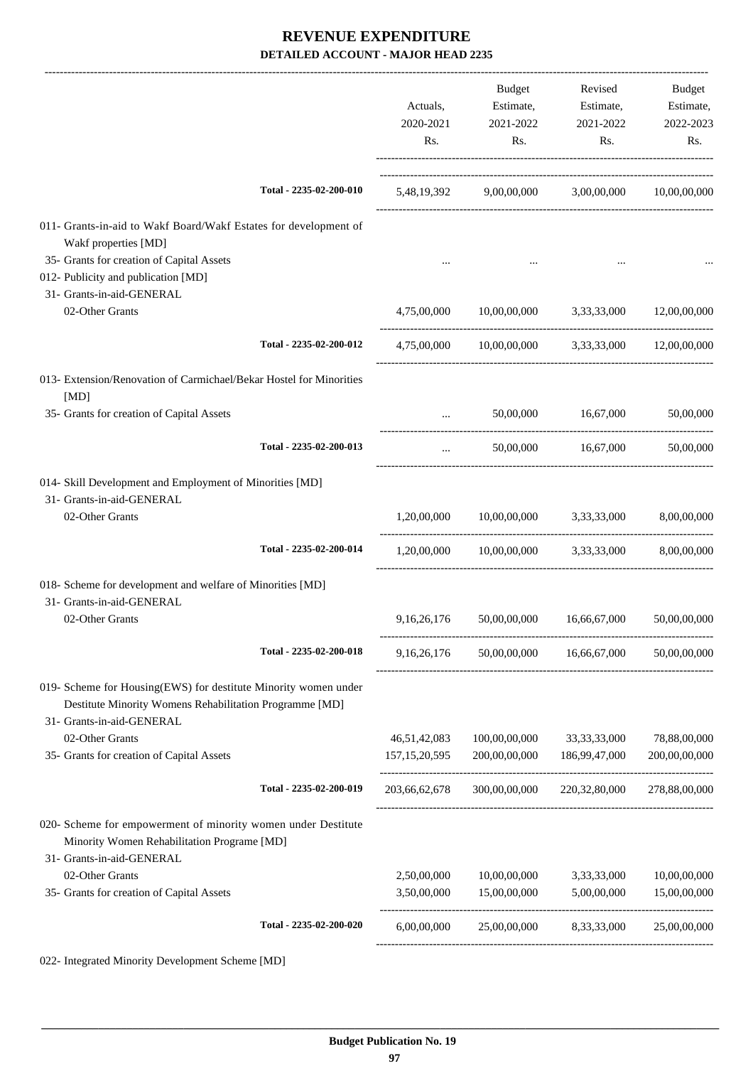# REVENUE EXPENDITURE

**DETAILED ACCOUNT - MAJOR HEAD 2235**

| | Actuals, 2020-2021 Rs. | Budget Estimate, 2021-2022 Rs. | Revised Estimate, 2021-2022 Rs. | Budget Estimate, 2022-2023 Rs. |
|---|---|---|---|---|
| Total - 2235-02-200-010 | 5,48,19,392 | 9,00,00,000 | 3,00,00,000 | 10,00,00,000 |
| 011- Grants-in-aid to Wakf Board/Wakf Estates for development of Wakf properties [MD] | | | | |
| 35- Grants for creation of Capital Assets | ... | ... | ... | ... |
| 012- Publicity and publication [MD] | | | | |
| 31- Grants-in-aid-GENERAL | | | | |
| 02-Other Grants | 4,75,00,000 | 10,00,00,000 | 3,33,33,000 | 12,00,00,000 |
| Total - 2235-02-200-012 | 4,75,00,000 | 10,00,00,000 | 3,33,33,000 | 12,00,00,000 |
| 013- Extension/Renovation of Carmichael/Bekar Hostel for Minorities [MD] | | | | |
| 35- Grants for creation of Capital Assets | ... | 50,00,000 | 16,67,000 | 50,00,000 |
| Total - 2235-02-200-013 | ... | 50,00,000 | 16,67,000 | 50,00,000 |
| 014- Skill Development and Employment of Minorities [MD] | | | | |
| 31- Grants-in-aid-GENERAL | | | | |
| 02-Other Grants | 1,20,00,000 | 10,00,00,000 | 3,33,33,000 | 8,00,00,000 |
| Total - 2235-02-200-014 | 1,20,00,000 | 10,00,00,000 | 3,33,33,000 | 8,00,00,000 |
| 018- Scheme for development and welfare of Minorities [MD] | | | | |
| 31- Grants-in-aid-GENERAL | | | | |
| 02-Other Grants | 9,16,26,176 | 50,00,00,000 | 16,66,67,000 | 50,00,00,000 |
| Total - 2235-02-200-018 | 9,16,26,176 | 50,00,00,000 | 16,66,67,000 | 50,00,00,000 |
| 019- Scheme for Housing(EWS) for destitute Minority women under Destitute Minority Womens Rehabilitation Programme [MD] | | | | |
| 31- Grants-in-aid-GENERAL | | | | |
| 02-Other Grants | 46,51,42,083 | 100,00,00,000 | 33,33,33,000 | 78,88,00,000 |
| 35- Grants for creation of Capital Assets | 157,15,20,595 | 200,00,00,000 | 186,99,47,000 | 200,00,00,000 |
| Total - 2235-02-200-019 | 203,66,62,678 | 300,00,00,000 | 220,32,80,000 | 278,88,00,000 |
| 020- Scheme for empowerment of minority women under Destitute Minority Women Rehabilitation Programe [MD] | | | | |
| 31- Grants-in-aid-GENERAL | | | | |
| 02-Other Grants | 2,50,00,000 | 10,00,00,000 | 3,33,33,000 | 10,00,00,000 |
| 35- Grants for creation of Capital Assets | 3,50,00,000 | 15,00,00,000 | 5,00,00,000 | 15,00,00,000 |
| Total - 2235-02-200-020 | 6,00,00,000 | 25,00,00,000 | 8,33,33,000 | 25,00,00,000 |

022- Integrated Minority Development Scheme [MD]

**Budget Publication No. 19**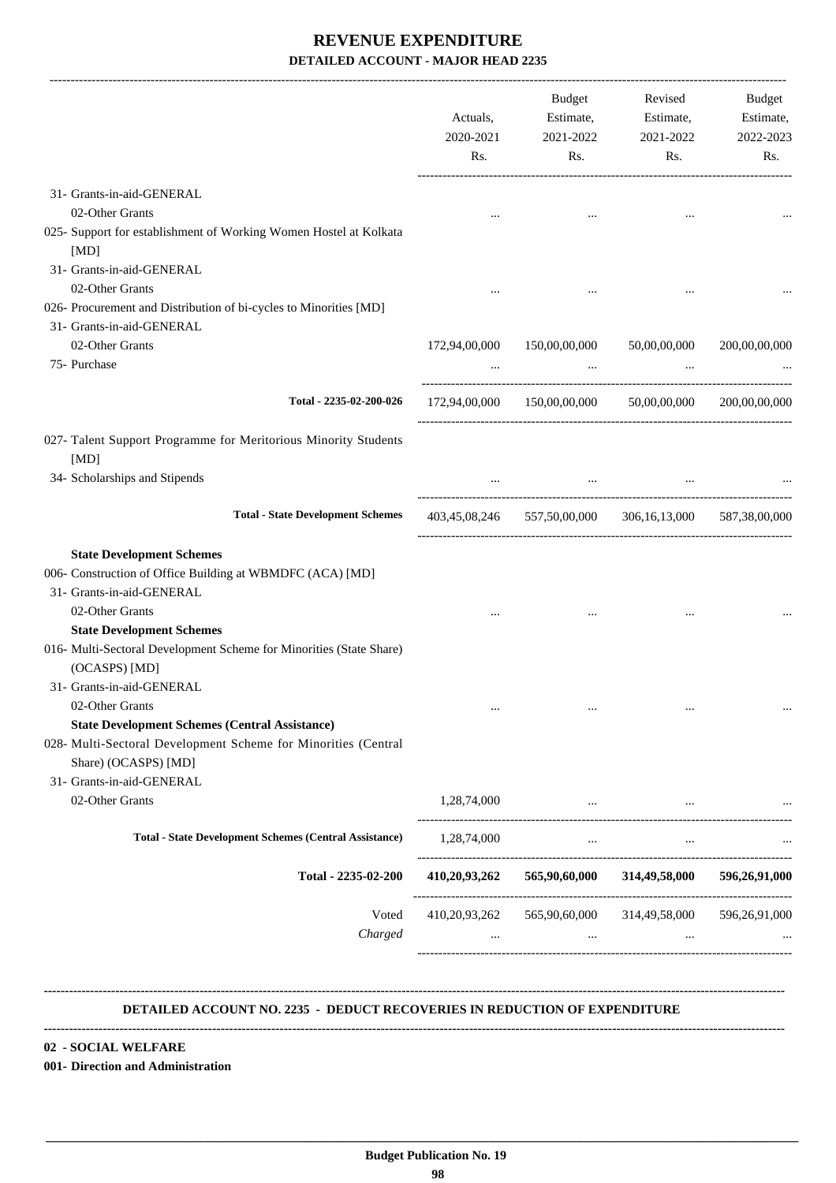# REVENUE EXPENDITURE

### DETAILED ACCOUNT - MAJOR HEAD 2235

| | Actuals, 2020-2021 Rs. | Budget Estimate, 2021-2022 Rs. | Revised Estimate, 2021-2022 Rs. | Budget Estimate, 2022-2023 Rs. |
|---|---|---|---|---|
| 31- Grants-in-aid-GENERAL | | | | |
| 02-Other Grants | ... | ... | ... | ... |
| 025- Support for establishment of Working Women Hostel at Kolkata [MD] | | | | |
| 31- Grants-in-aid-GENERAL | | | | |
| 02-Other Grants | ... | ... | ... | ... |
| 026- Procurement and Distribution of bi-cycles to Minorities [MD] | | | | |
| 31- Grants-in-aid-GENERAL | | | | |
| 02-Other Grants | 172,94,00,000 | 150,00,00,000 | 50,00,00,000 | 200,00,00,000 |
| 75- Purchase | ... | ... | ... | ... |
| **Total - 2235-02-200-026** | 172,94,00,000 | 150,00,00,000 | 50,00,00,000 | 200,00,00,000 |
| 027- Talent Support Programme for Meritorious Minority Students [MD] | | | | |
| 34- Scholarships and Stipends | ... | ... | ... | ... |
| **Total - State Development Schemes** | 403,45,08,246 | 557,50,00,000 | 306,16,13,000 | 587,38,00,000 |
| **State Development Schemes** | | | | |
| 006- Construction of Office Building at WBMDFC (ACA) [MD] | | | | |
| 31- Grants-in-aid-GENERAL | | | | |
| 02-Other Grants | ... | ... | ... | ... |
| **State Development Schemes** | | | | |
| 016- Multi-Sectoral Development Scheme for Minorities (State Share) (OCASPS) [MD] | | | | |
| 31- Grants-in-aid-GENERAL | | | | |
| 02-Other Grants | ... | ... | ... | ... |
| **State Development Schemes (Central Assistance)** | | | | |
| 028- Multi-Sectoral Development Scheme for Minorities (Central Share) (OCASPS) [MD] | | | | |
| 31- Grants-in-aid-GENERAL | | | | |
| 02-Other Grants | 1,28,74,000 | ... | ... | ... |
| **Total - State Development Schemes (Central Assistance)** | 1,28,74,000 | ... | ... | ... |
| **Total - 2235-02-200** | **410,20,93,262** | **565,90,60,000** | **314,49,58,000** | **596,26,91,000** |
| Voted | 410,20,93,262 | 565,90,60,000 | 314,49,58,000 | 596,26,91,000 |
| *Charged* | ... | ... | ... | ... |

### DETAILED ACCOUNT NO. 2235 - DEDUCT RECOVERIES IN REDUCTION OF EXPENDITURE

**02 - SOCIAL WELFARE**

**001- Direction and Administration**

**Budget Publication No. 19**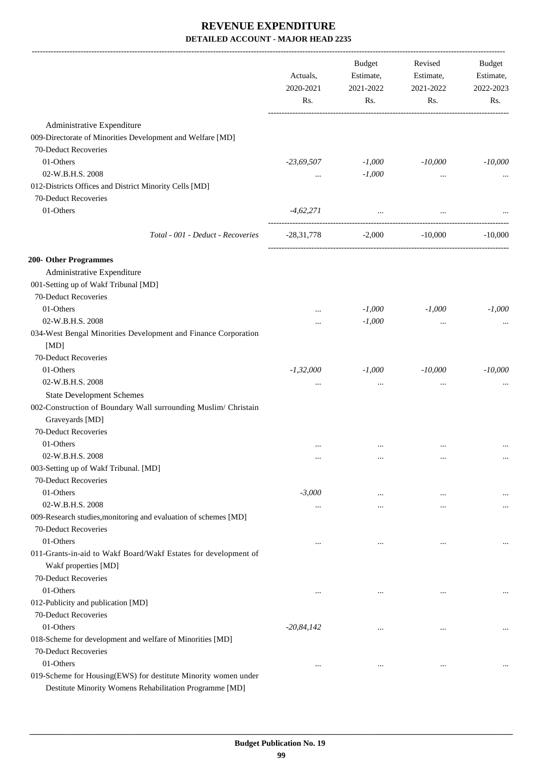# REVENUE EXPENDITURE

**DETAILED ACCOUNT - MAJOR HEAD 2235**

| | Actuals, 2020-2021 Rs. | Budget Estimate, 2021-2022 Rs. | Revised Estimate, 2021-2022 Rs. | Budget Estimate, 2022-2023 Rs. |
|---|---|---|---|---|
| Administrative Expenditure | | | | |
| 009-Directorate of Minorities Development and Welfare [MD] | | | | |
| 70-Deduct Recoveries | | | | |
| 01-Others | *-23,69,507* | *-1,000* | *-10,000* | *-10,000* |
| 02-W.B.H.S. 2008 | ... | *-1,000* | ... | ... |
| 012-Districts Offices and District Minority Cells [MD] | | | | |
| 70-Deduct Recoveries | | | | |
| 01-Others | *-4,62,271* | ... | ... | ... |
| *Total - 001 - Deduct - Recoveries* | -28,31,778 | -2,000 | -10,000 | -10,000 |
| **200- Other Programmes** | | | | |
| Administrative Expenditure | | | | |
| 001-Setting up of Wakf Tribunal [MD] | | | | |
| 70-Deduct Recoveries | | | | |
| 01-Others | ... | *-1,000* | *-1,000* | *-1,000* |
| 02-W.B.H.S. 2008 | ... | *-1,000* | ... | ... |
| 034-West Bengal Minorities Development and Finance Corporation [MD] | | | | |
| 70-Deduct Recoveries | | | | |
| 01-Others | *-1,32,000* | *-1,000* | *-10,000* | *-10,000* |
| 02-W.B.H.S. 2008 | ... | ... | ... | ... |
| State Development Schemes | | | | |
| 002-Construction of Boundary Wall surrounding Muslim/ Christain Graveyards [MD] | | | | |
| 70-Deduct Recoveries | | | | |
| 01-Others | ... | ... | ... | ... |
| 02-W.B.H.S. 2008 | ... | ... | ... | ... |
| 003-Setting up of Wakf Tribunal. [MD] | | | | |
| 70-Deduct Recoveries | | | | |
| 01-Others | *-3,000* | ... | ... | ... |
| 02-W.B.H.S. 2008 | ... | ... | ... | ... |
| 009-Research studies,monitoring and evaluation of schemes [MD] | | | | |
| 70-Deduct Recoveries | | | | |
| 01-Others | ... | ... | ... | ... |
| 011-Grants-in-aid to Wakf Board/Wakf Estates for development of Wakf properties [MD] | | | | |
| 70-Deduct Recoveries | | | | |
| 01-Others | ... | ... | ... | ... |
| 012-Publicity and publication [MD] | | | | |
| 70-Deduct Recoveries | | | | |
| 01-Others | *-20,84,142* | ... | ... | ... |
| 018-Scheme for development and welfare of Minorities [MD] | | | | |
| 70-Deduct Recoveries | | | | |
| 01-Others | ... | ... | ... | ... |
| 019-Scheme for Housing(EWS) for destitute Minority women under Destitute Minority Womens Rehabilitation Programme [MD] | | | | |

**Budget Publication No. 19**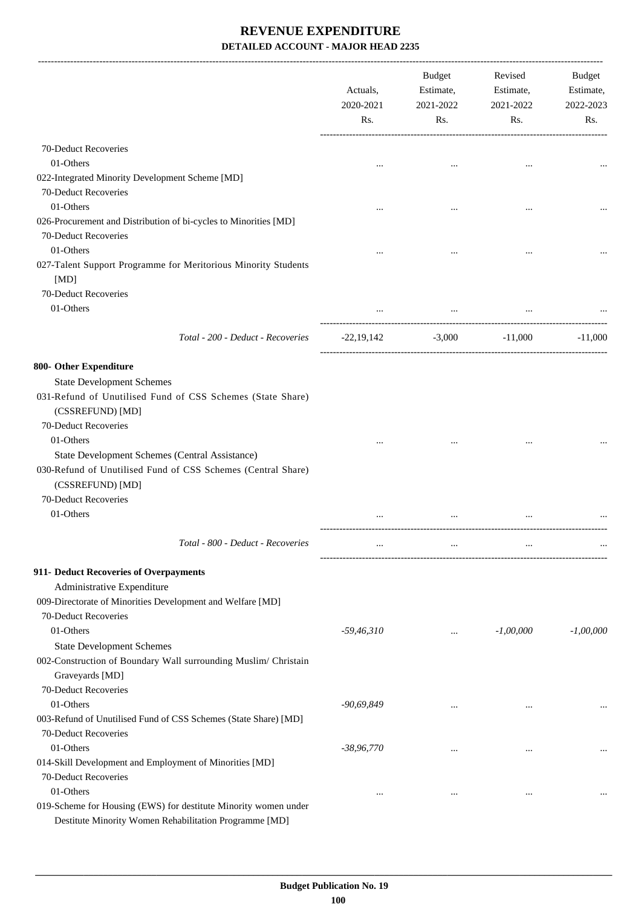# REVENUE EXPENDITURE

## DETAILED ACCOUNT - MAJOR HEAD 2235

| | Actuals, 2020-2021 Rs. | Budget Estimate, 2021-2022 Rs. | Revised Estimate, 2021-2022 Rs. | Budget Estimate, 2022-2023 Rs. |
|---|---|---|---|---|
| 70-Deduct Recoveries | | | | |
| 01-Others | ... | ... | ... | ... |
| 022-Integrated Minority Development Scheme [MD] | | | | |
| 70-Deduct Recoveries | | | | |
| 01-Others | ... | ... | ... | ... |
| 026-Procurement and Distribution of bi-cycles to Minorities [MD] | | | | |
| 70-Deduct Recoveries | | | | |
| 01-Others | ... | ... | ... | ... |
| 027-Talent Support Programme for Meritorious Minority Students [MD] | | | | |
| 70-Deduct Recoveries | | | | |
| 01-Others | ... | ... | ... | ... |
| *Total - 200 - Deduct - Recoveries* | -22,19,142 | -3,000 | -11,000 | -11,000 |
| **800- Other Expenditure** | | | | |
| State Development Schemes | | | | |
| 031-Refund of Unutilised Fund of CSS Schemes (State Share) (CSSREFUND) [MD] | | | | |
| 70-Deduct Recoveries | | | | |
| 01-Others | ... | ... | ... | ... |
| State Development Schemes (Central Assistance) | | | | |
| 030-Refund of Unutilised Fund of CSS Schemes (Central Share) (CSSREFUND) [MD] | | | | |
| 70-Deduct Recoveries | | | | |
| 01-Others | ... | ... | ... | ... |
| *Total - 800 - Deduct - Recoveries* | ... | ... | ... | ... |
| **911- Deduct Recoveries of Overpayments** | | | | |
| Administrative Expenditure | | | | |
| 009-Directorate of Minorities Development and Welfare [MD] | | | | |
| 70-Deduct Recoveries | | | | |
| 01-Others | *-59,46,310* | ... | *-1,00,000* | *-1,00,000* |
| State Development Schemes | | | | |
| 002-Construction of Boundary Wall surrounding Muslim/ Christain Graveyards [MD] | | | | |
| 70-Deduct Recoveries | | | | |
| 01-Others | *-90,69,849* | ... | ... | ... |
| 003-Refund of Unutilised Fund of CSS Schemes (State Share) [MD] | | | | |
| 70-Deduct Recoveries | | | | |
| 01-Others | *-38,96,770* | ... | ... | ... |
| 014-Skill Development and Employment of Minorities [MD] | | | | |
| 70-Deduct Recoveries | | | | |
| 01-Others | ... | ... | ... | ... |
| 019-Scheme for Housing (EWS) for destitute Minority women under Destitute Minority Women Rehabilitation Programme [MD] | | | | |

**Budget Publication No. 19**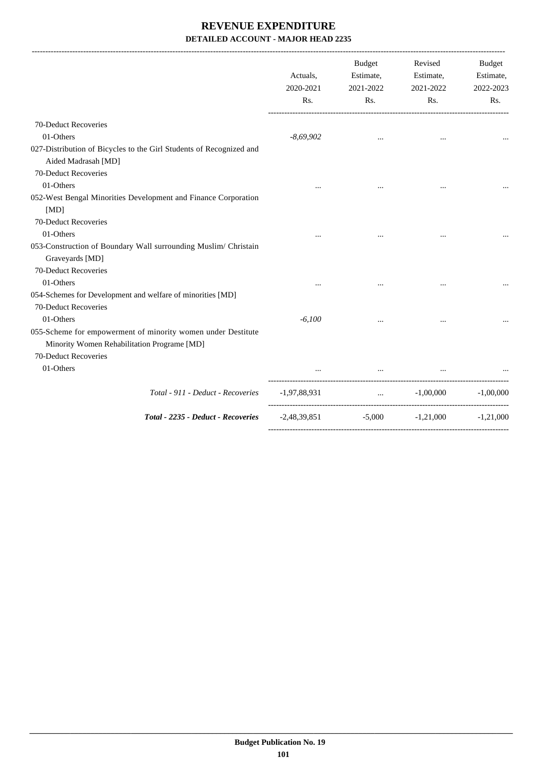# REVENUE EXPENDITURE

## DETAILED ACCOUNT - MAJOR HEAD 2235

| | Actuals, 2020-2021 Rs. | Budget Estimate, 2021-2022 Rs. | Revised Estimate, 2021-2022 Rs. | Budget Estimate, 2022-2023 Rs. |
|---|---|---|---|---|
| 70-Deduct Recoveries | | | | |
| 01-Others | *-8,69,902* | ... | ... | ... |
| 027-Distribution of Bicycles to the Girl Students of Recognized and Aided Madrasah [MD] | | | | |
| 70-Deduct Recoveries | | | | |
| 01-Others | ... | ... | ... | ... |
| 052-West Bengal Minorities Development and Finance Corporation [MD] | | | | |
| 70-Deduct Recoveries | | | | |
| 01-Others | ... | ... | ... | ... |
| 053-Construction of Boundary Wall surrounding Muslim/ Christain Graveyards [MD] | | | | |
| 70-Deduct Recoveries | | | | |
| 01-Others | ... | ... | ... | ... |
| 054-Schemes for Development and welfare of minorities [MD] | | | | |
| 70-Deduct Recoveries | | | | |
| 01-Others | *-6,100* | ... | ... | ... |
| 055-Scheme for empowerment of minority women under Destitute Minority Women Rehabilitation Programe [MD] | | | | |
| 70-Deduct Recoveries | | | | |
| 01-Others | ... | ... | ... | ... |
| *Total - 911 - Deduct - Recoveries* | -1,97,88,931 | ... | -1,00,000 | -1,00,000 |
| ***Total - 2235 - Deduct - Recoveries*** | -2,48,39,851 | -5,000 | -1,21,000 | -1,21,000 |

Budget Publication No. 19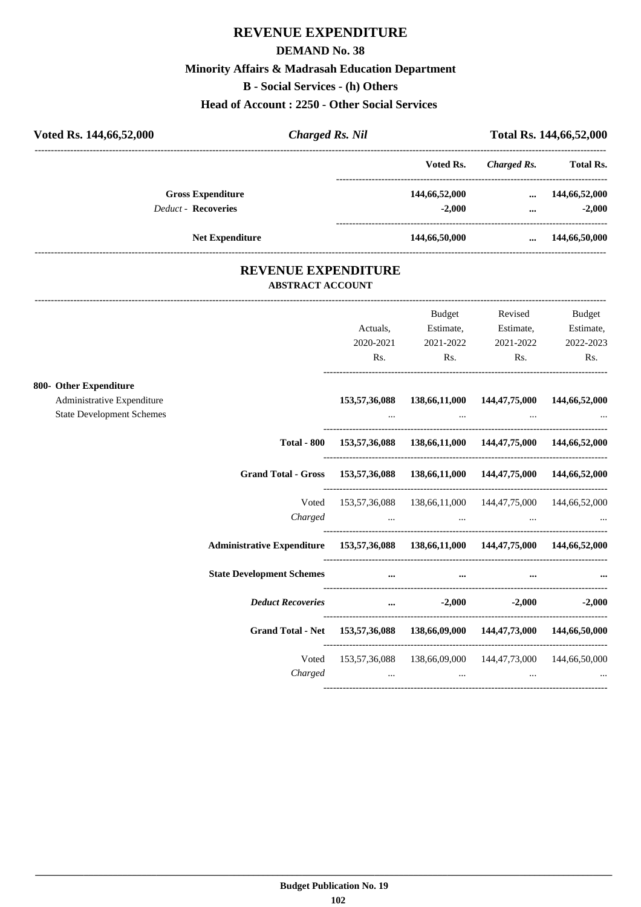# REVENUE EXPENDITURE

## DEMAND No. 38

### Minority Affairs & Madrasah Education Department

### B - Social Services - (h) Others

### Head of Account : 2250 - Other Social Services

| Voted Rs. 144,66,52,000 | *Charged Rs. Nil* | Total Rs. 144,66,52,000 |
|---|---|---|

| | Voted Rs. | *Charged Rs.* | Total Rs. |
|---|---|---|---|
| **Gross Expenditure** | **144,66,52,000** | **...** | **144,66,52,000** |
| *Deduct* - **Recoveries** | **-2,000** | **...** | **-2,000** |
| **Net Expenditure** | **144,66,50,000** | **...** | **144,66,50,000** |

## REVENUE EXPENDITURE

### ABSTRACT ACCOUNT

| | Actuals, 2020-2021 Rs. | Budget Estimate, 2021-2022 Rs. | Revised Estimate, 2021-2022 Rs. | Budget Estimate, 2022-2023 Rs. |
|---|---|---|---|---|
| **800- Other Expenditure** | | | | |
| Administrative Expenditure | **153,57,36,088** | **138,66,11,000** | **144,47,75,000** | **144,66,52,000** |
| State Development Schemes | ... | ... | ... | ... |
| **Total - 800** | **153,57,36,088** | **138,66,11,000** | **144,47,75,000** | **144,66,52,000** |
| **Grand Total - Gross** | **153,57,36,088** | **138,66,11,000** | **144,47,75,000** | **144,66,52,000** |
| Voted | 153,57,36,088 | 138,66,11,000 | 144,47,75,000 | 144,66,52,000 |
| *Charged* | ... | ... | ... | ... |
| **Administrative Expenditure** | **153,57,36,088** | **138,66,11,000** | **144,47,75,000** | **144,66,52,000** |
| **State Development Schemes** | **...** | **...** | **...** | **...** |
| ***Deduct Recoveries*** | **...** | **-2,000** | **-2,000** | **-2,000** |
| **Grand Total - Net** | **153,57,36,088** | **138,66,09,000** | **144,47,73,000** | **144,66,50,000** |
| Voted | 153,57,36,088 | 138,66,09,000 | 144,47,73,000 | 144,66,50,000 |
| *Charged* | ... | ... | ... | ... |

**Budget Publication No. 19**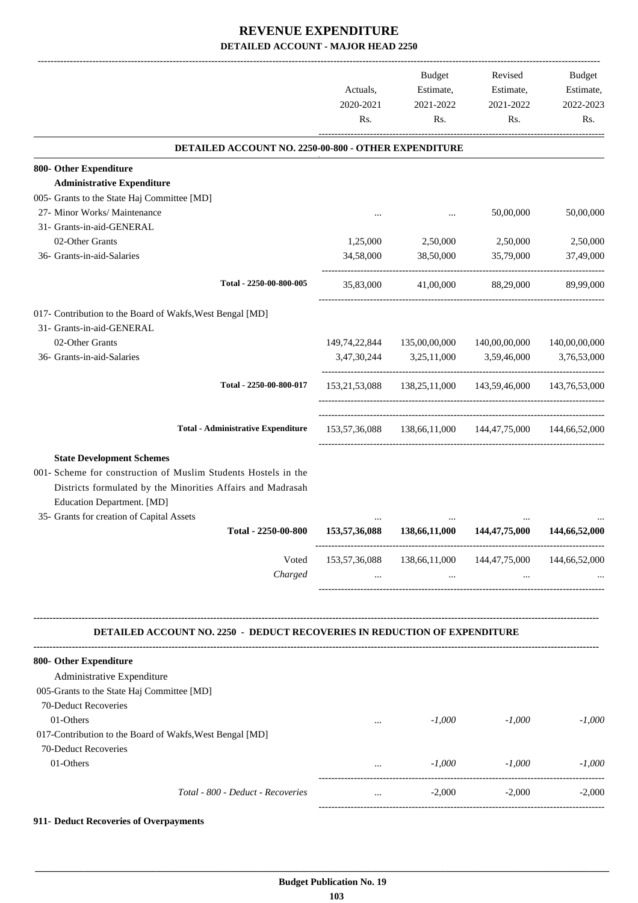# REVENUE EXPENDITURE

## DETAILED ACCOUNT - MAJOR HEAD 2250

| | Actuals, 2020-2021 Rs. | Budget Estimate, 2021-2022 Rs. | Revised Estimate, 2021-2022 Rs. | Budget Estimate, 2022-2023 Rs. |
|---|---|---|---|---|
| **DETAILED ACCOUNT NO. 2250-00-800 - OTHER EXPENDITURE** | | | | |
| **800- Other Expenditure** | | | | |
| **Administrative Expenditure** | | | | |
| 005- Grants to the State Haj Committee [MD] | | | | |
| 27- Minor Works/ Maintenance | ... | ... | 50,00,000 | 50,00,000 |
| 31- Grants-in-aid-GENERAL | | | | |
| 02-Other Grants | 1,25,000 | 2,50,000 | 2,50,000 | 2,50,000 |
| 36- Grants-in-aid-Salaries | 34,58,000 | 38,50,000 | 35,79,000 | 37,49,000 |
| **Total - 2250-00-800-005** | 35,83,000 | 41,00,000 | 88,29,000 | 89,99,000 |
| 017- Contribution to the Board of Wakfs,West Bengal [MD] | | | | |
| 31- Grants-in-aid-GENERAL | | | | |
| 02-Other Grants | 149,74,22,844 | 135,00,00,000 | 140,00,00,000 | 140,00,00,000 |
| 36- Grants-in-aid-Salaries | 3,47,30,244 | 3,25,11,000 | 3,59,46,000 | 3,76,53,000 |
| **Total - 2250-00-800-017** | 153,21,53,088 | 138,25,11,000 | 143,59,46,000 | 143,76,53,000 |
| **Total - Administrative Expenditure** | 153,57,36,088 | 138,66,11,000 | 144,47,75,000 | 144,66,52,000 |
| **State Development Schemes** | | | | |
| 001- Scheme for construction of Muslim Students Hostels in the Districts formulated by the Minorities Affairs and Madrasah Education Department. [MD] | | | | |
| 35- Grants for creation of Capital Assets | ... | ... | ... | ... |
| **Total - 2250-00-800** | **153,57,36,088** | **138,66,11,000** | **144,47,75,000** | **144,66,52,000** |
| Voted | 153,57,36,088 | 138,66,11,000 | 144,47,75,000 | 144,66,52,000 |
| *Charged* | ... | ... | ... | ... |

**DETAILED ACCOUNT NO. 2250 - DEDUCT RECOVERIES IN REDUCTION OF EXPENDITURE**

| | Actuals, 2020-2021 Rs. | Budget Estimate, 2021-2022 Rs. | Revised Estimate, 2021-2022 Rs. | Budget Estimate, 2022-2023 Rs. |
|---|---|---|---|---|
| **800- Other Expenditure** | | | | |
| Administrative Expenditure | | | | |
| 005-Grants to the State Haj Committee [MD] | | | | |
| 70-Deduct Recoveries | | | | |
| 01-Others | ... | *-1,000* | *-1,000* | *-1,000* |
| 017-Contribution to the Board of Wakfs,West Bengal [MD] | | | | |
| 70-Deduct Recoveries | | | | |
| 01-Others | ... | *-1,000* | *-1,000* | *-1,000* |
| *Total - 800 - Deduct - Recoveries* | ... | -2,000 | -2,000 | -2,000 |

**911- Deduct Recoveries of Overpayments**

**Budget Publication No. 19**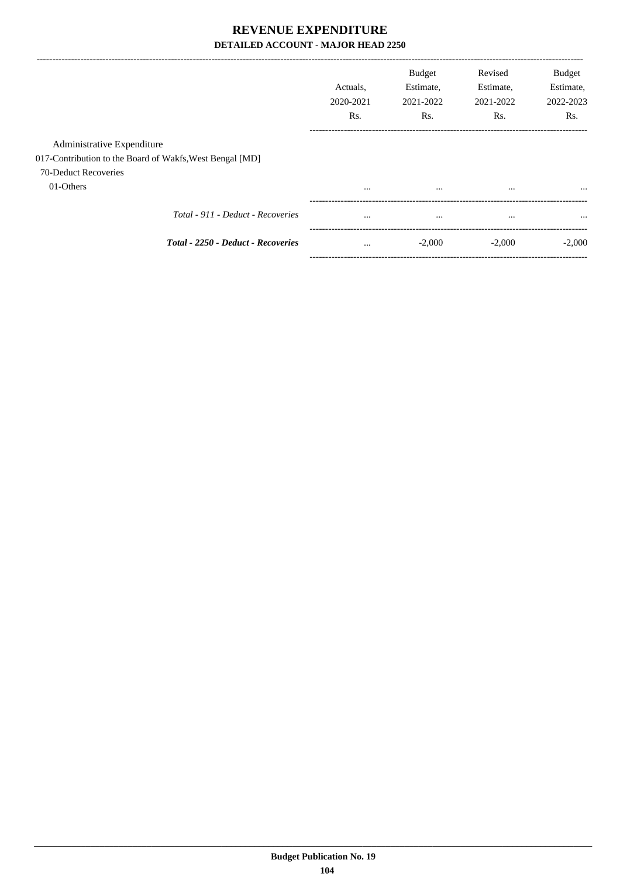# REVENUE EXPENDITURE

## DETAILED ACCOUNT - MAJOR HEAD 2250

| | Actuals, 2020-2021 Rs. | Budget Estimate, 2021-2022 Rs. | Revised Estimate, 2021-2022 Rs. | Budget Estimate, 2022-2023 Rs. |
|---|---|---|---|---|
| Administrative Expenditure | | | | |
| 017-Contribution to the Board of Wakfs,West Bengal [MD] | | | | |
| 70-Deduct Recoveries | | | | |
| 01-Others | ... | ... | ... | ... |
| *Total - 911 - Deduct - Recoveries* | ... | ... | ... | ... |
| ***Total - 2250 - Deduct - Recoveries*** | ... | -2,000 | -2,000 | -2,000 |

**Budget Publication No. 19**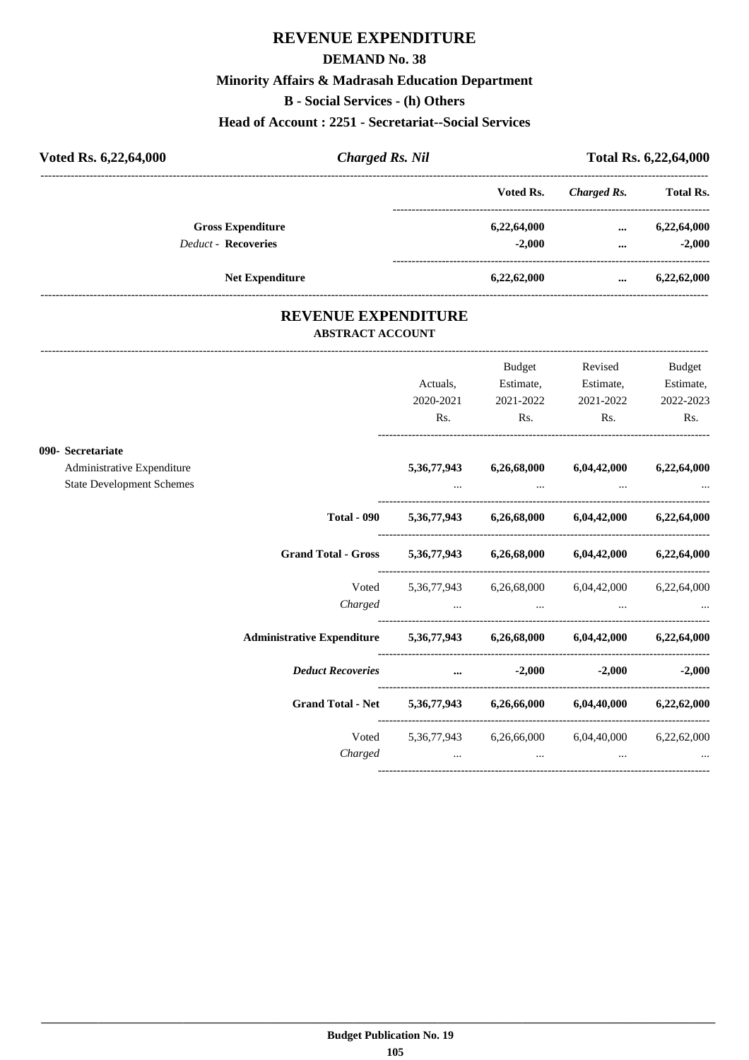# REVENUE EXPENDITURE

## DEMAND No. 38

### Minority Affairs & Madrasah Education Department

### B - Social Services - (h) Others

### Head of Account : 2251 - Secretariat--Social Services

| Voted Rs. 6,22,64,000 | *Charged Rs. Nil* | Total Rs. 6,22,64,000 |
|---|---|---|

| | Voted Rs. | *Charged Rs.* | Total Rs. |
|---|---|---|---|
| **Gross Expenditure** | **6,22,64,000** | **...** | **6,22,64,000** |
| *Deduct* - **Recoveries** | **-2,000** | **...** | **-2,000** |
| **Net Expenditure** | **6,22,62,000** | **...** | **6,22,62,000** |

## REVENUE EXPENDITURE

### ABSTRACT ACCOUNT

| | Actuals, 2020-2021 Rs. | Budget Estimate, 2021-2022 Rs. | Revised Estimate, 2021-2022 Rs. | Budget Estimate, 2022-2023 Rs. |
|---|---|---|---|---|
| **090- Secretariate** | | | | |
| Administrative Expenditure | **5,36,77,943** | **6,26,68,000** | **6,04,42,000** | **6,22,64,000** |
| State Development Schemes | ... | ... | ... | ... |
| **Total - 090** | **5,36,77,943** | **6,26,68,000** | **6,04,42,000** | **6,22,64,000** |
| **Grand Total - Gross** | **5,36,77,943** | **6,26,68,000** | **6,04,42,000** | **6,22,64,000** |
| Voted | 5,36,77,943 | 6,26,68,000 | 6,04,42,000 | 6,22,64,000 |
| *Charged* | ... | ... | ... | ... |
| **Administrative Expenditure** | **5,36,77,943** | **6,26,68,000** | **6,04,42,000** | **6,22,64,000** |
| ***Deduct Recoveries*** | **...** | **-2,000** | **-2,000** | **-2,000** |
| **Grand Total - Net** | **5,36,77,943** | **6,26,66,000** | **6,04,40,000** | **6,22,62,000** |
| Voted | 5,36,77,943 | 6,26,66,000 | 6,04,40,000 | 6,22,62,000 |
| *Charged* | ... | ... | ... | ... |

**Budget Publication No. 19**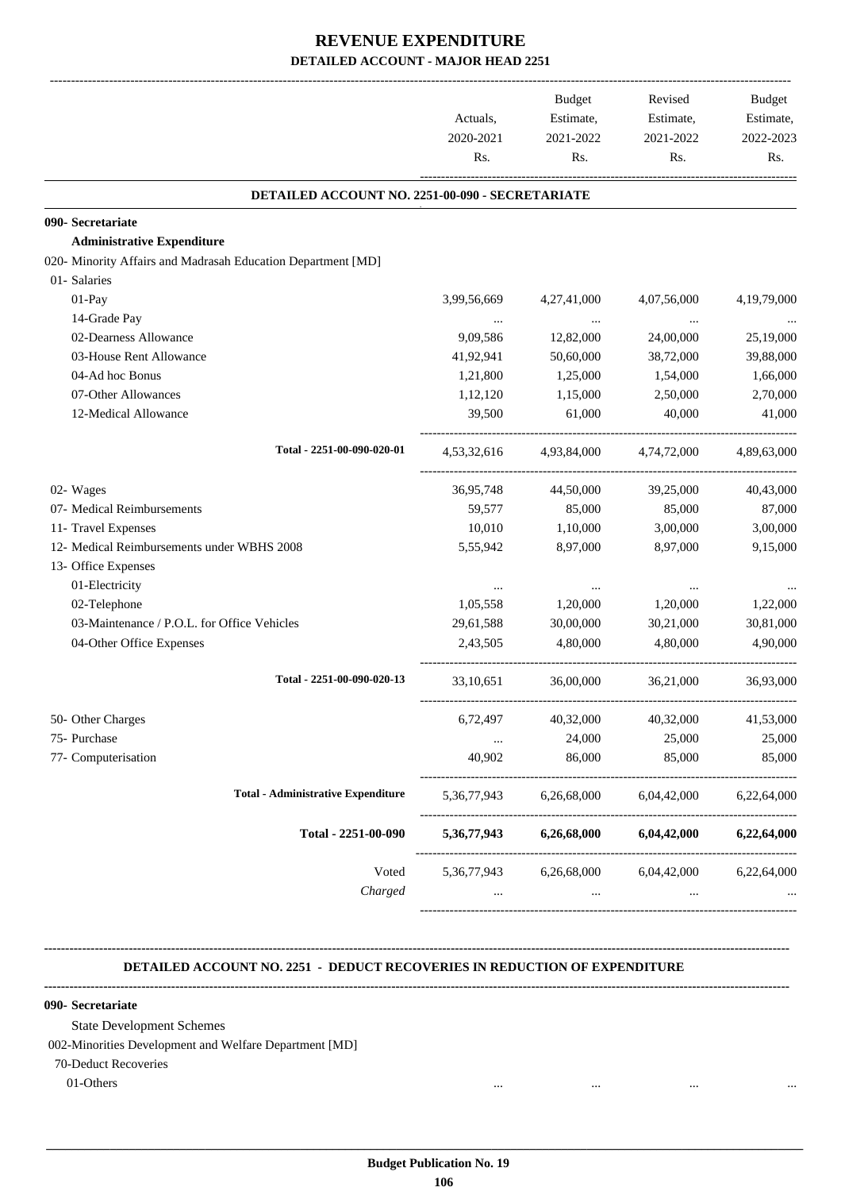# REVENUE EXPENDITURE

## DETAILED ACCOUNT - MAJOR HEAD 2251

| | Actuals, 2020-2021 Rs. | Budget Estimate, 2021-2022 Rs. | Revised Estimate, 2021-2022 Rs. | Budget Estimate, 2022-2023 Rs. |
|---|---|---|---|---|
| **DETAILED ACCOUNT NO. 2251-00-090 - SECRETARIATE** | | | | |
| **090- Secretariate** | | | | |
| **Administrative Expenditure** | | | | |
| 020- Minority Affairs and Madrasah Education Department [MD] | | | | |
| 01- Salaries | | | | |
| 01-Pay | 3,99,56,669 | 4,27,41,000 | 4,07,56,000 | 4,19,79,000 |
| 14-Grade Pay | ... | ... | ... | ... |
| 02-Dearness Allowance | 9,09,586 | 12,82,000 | 24,00,000 | 25,19,000 |
| 03-House Rent Allowance | 41,92,941 | 50,60,000 | 38,72,000 | 39,88,000 |
| 04-Ad hoc Bonus | 1,21,800 | 1,25,000 | 1,54,000 | 1,66,000 |
| 07-Other Allowances | 1,12,120 | 1,15,000 | 2,50,000 | 2,70,000 |
| 12-Medical Allowance | 39,500 | 61,000 | 40,000 | 41,000 |
| Total - 2251-00-090-020-01 | 4,53,32,616 | 4,93,84,000 | 4,74,72,000 | 4,89,63,000 |
| 02- Wages | 36,95,748 | 44,50,000 | 39,25,000 | 40,43,000 |
| 07- Medical Reimbursements | 59,577 | 85,000 | 85,000 | 87,000 |
| 11- Travel Expenses | 10,010 | 1,10,000 | 3,00,000 | 3,00,000 |
| 12- Medical Reimbursements under WBHS 2008 | 5,55,942 | 8,97,000 | 8,97,000 | 9,15,000 |
| 13- Office Expenses | | | | |
| 01-Electricity | ... | ... | ... | ... |
| 02-Telephone | 1,05,558 | 1,20,000 | 1,20,000 | 1,22,000 |
| 03-Maintenance / P.O.L. for Office Vehicles | 29,61,588 | 30,00,000 | 30,21,000 | 30,81,000 |
| 04-Other Office Expenses | 2,43,505 | 4,80,000 | 4,80,000 | 4,90,000 |
| Total - 2251-00-090-020-13 | 33,10,651 | 36,00,000 | 36,21,000 | 36,93,000 |
| 50- Other Charges | 6,72,497 | 40,32,000 | 40,32,000 | 41,53,000 |
| 75- Purchase | ... | 24,000 | 25,000 | 25,000 |
| 77- Computerisation | 40,902 | 86,000 | 85,000 | 85,000 |
| **Total - Administrative Expenditure** | 5,36,77,943 | 6,26,68,000 | 6,04,42,000 | 6,22,64,000 |
| **Total - 2251-00-090** | **5,36,77,943** | **6,26,68,000** | **6,04,42,000** | **6,22,64,000** |
| Voted | 5,36,77,943 | 6,26,68,000 | 6,04,42,000 | 6,22,64,000 |
| *Charged* | ... | ... | ... | ... |

### DETAILED ACCOUNT NO. 2251 - DEDUCT RECOVERIES IN REDUCTION OF EXPENDITURE

| | | | | |
|---|---|---|---|---|
| **090- Secretariate** | | | | |
| State Development Schemes | | | | |
| 002-Minorities Development and Welfare Department [MD] | | | | |
| 70-Deduct Recoveries | | | | |
| 01-Others | ... | ... | ... | ... |

**Budget Publication No. 19**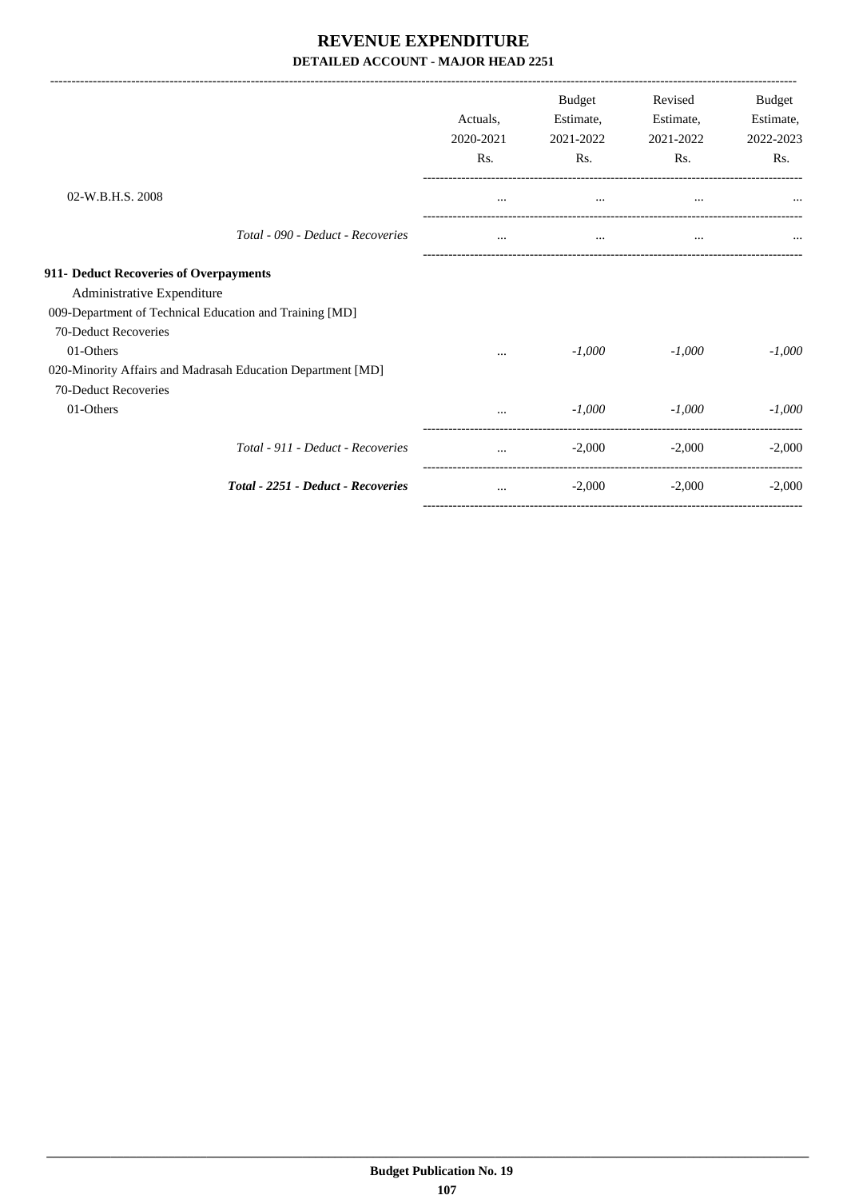# REVENUE EXPENDITURE

## DETAILED ACCOUNT - MAJOR HEAD 2251

| | Actuals, 2020-2021 Rs. | Budget Estimate, 2021-2022 Rs. | Revised Estimate, 2021-2022 Rs. | Budget Estimate, 2022-2023 Rs. |
|---|---|---|---|---|
| 02-W.B.H.S. 2008 | ... | ... | ... | ... |
| *Total - 090 - Deduct - Recoveries* | ... | ... | ... | ... |
| **911- Deduct Recoveries of Overpayments** | | | | |
| Administrative Expenditure | | | | |
| 009-Department of Technical Education and Training [MD] | | | | |
| 70-Deduct Recoveries | | | | |
| 01-Others | ... | *-1,000* | *-1,000* | *-1,000* |
| 020-Minority Affairs and Madrasah Education Department [MD] | | | | |
| 70-Deduct Recoveries | | | | |
| 01-Others | ... | *-1,000* | *-1,000* | *-1,000* |
| *Total - 911 - Deduct - Recoveries* | ... | -2,000 | -2,000 | -2,000 |
| ***Total - 2251 - Deduct - Recoveries*** | ... | -2,000 | -2,000 | -2,000 |

**Budget Publication No. 19**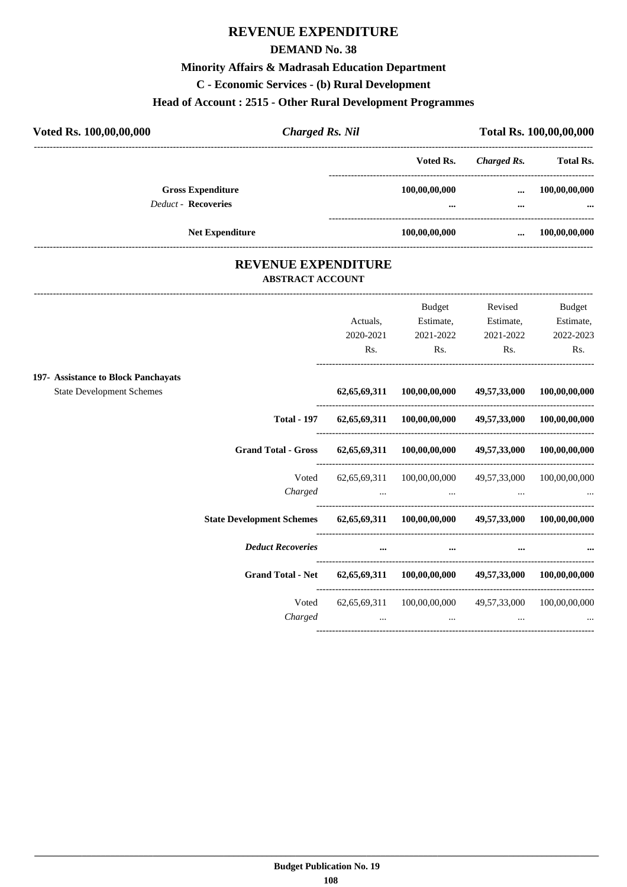# REVENUE EXPENDITURE

## DEMAND No. 38

### Minority Affairs & Madrasah Education Department

### C - Economic Services - (b) Rural Development

### Head of Account : 2515 - Other Rural Development Programmes

**Voted Rs. 100,00,00,000** | ***Charged Rs. Nil*** | **Total Rs. 100,00,00,000**

| | Voted Rs. | *Charged Rs.* | Total Rs. |
|---|---|---|---|
| **Gross Expenditure** | 100,00,00,000 | ... | 100,00,00,000 |
| *Deduct* - **Recoveries** | ... | ... | ... |
| **Net Expenditure** | 100,00,00,000 | ... | 100,00,00,000 |

## REVENUE EXPENDITURE

### ABSTRACT ACCOUNT

| | Actuals, 2020-2021 Rs. | Budget Estimate, 2021-2022 Rs. | Revised Estimate, 2021-2022 Rs. | Budget Estimate, 2022-2023 Rs. |
|---|---|---|---|---|
| **197- Assistance to Block Panchayats** | | | | |
| State Development Schemes | **62,65,69,311** | **100,00,00,000** | **49,57,33,000** | **100,00,00,000** |
| **Total - 197** | **62,65,69,311** | **100,00,00,000** | **49,57,33,000** | **100,00,00,000** |
| **Grand Total - Gross** | **62,65,69,311** | **100,00,00,000** | **49,57,33,000** | **100,00,00,000** |
| Voted | 62,65,69,311 | 100,00,00,000 | 49,57,33,000 | 100,00,00,000 |
| *Charged* | ... | ... | ... | ... |
| **State Development Schemes** | **62,65,69,311** | **100,00,00,000** | **49,57,33,000** | **100,00,00,000** |
| ***Deduct Recoveries*** | ... | ... | ... | ... |
| **Grand Total - Net** | **62,65,69,311** | **100,00,00,000** | **49,57,33,000** | **100,00,00,000** |
| Voted | 62,65,69,311 | 100,00,00,000 | 49,57,33,000 | 100,00,00,000 |
| *Charged* | ... | ... | ... | ... |

**Budget Publication No. 19**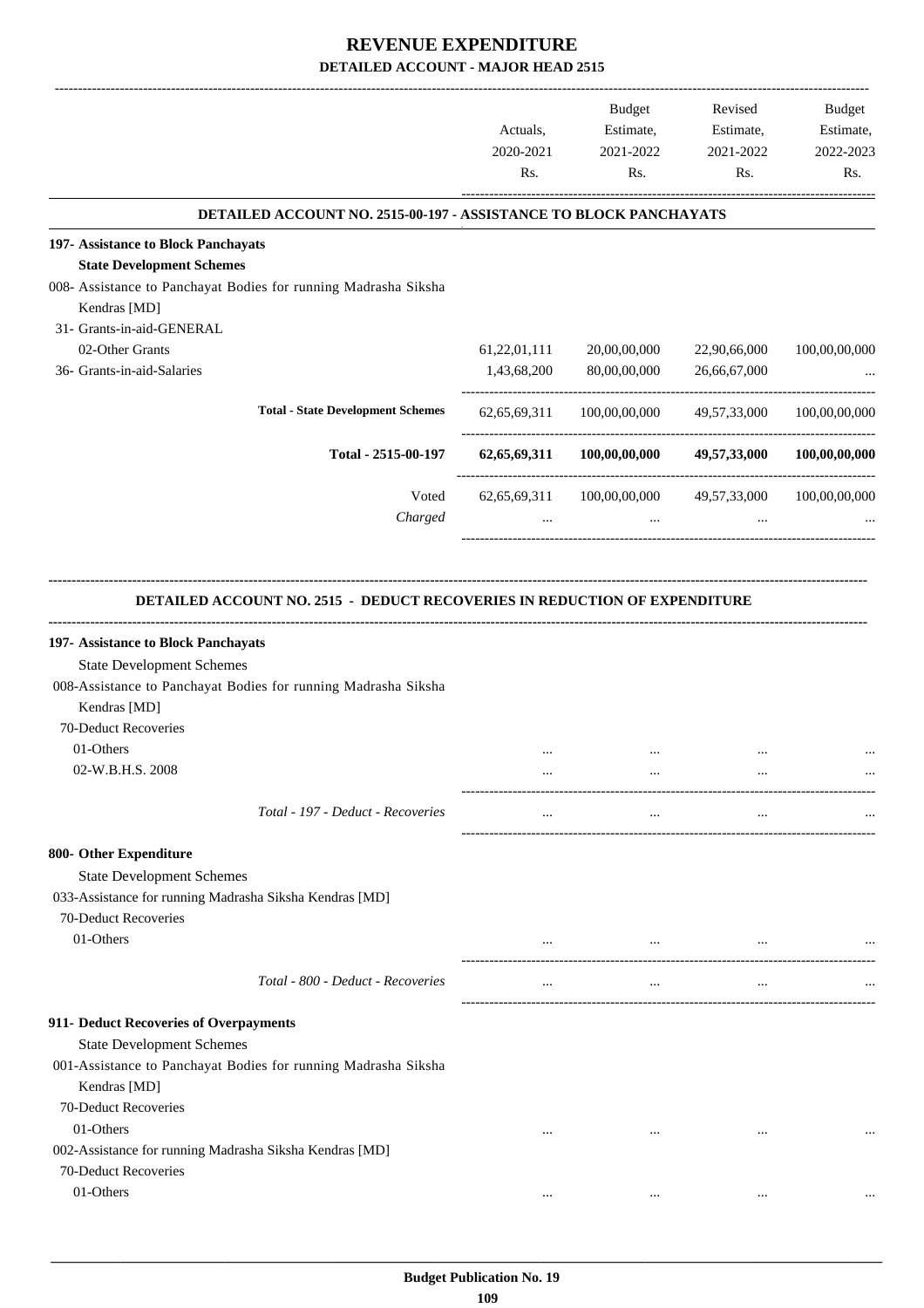# REVENUE EXPENDITURE

## DETAILED ACCOUNT - MAJOR HEAD 2515

| | Actuals, 2020-2021 Rs. | Budget Estimate, 2021-2022 Rs. | Revised Estimate, 2021-2022 Rs. | Budget Estimate, 2022-2023 Rs. |
|---|---|---|---|---|
| **DETAILED ACCOUNT NO. 2515-00-197 - ASSISTANCE TO BLOCK PANCHAYATS** | | | | |
| **197- Assistance to Block Panchayats** | | | | |
| **State Development Schemes** | | | | |
| 008- Assistance to Panchayat Bodies for running Madrasha Siksha Kendras [MD] | | | | |
| 31- Grants-in-aid-GENERAL | | | | |
| 02-Other Grants | 61,22,01,111 | 20,00,00,000 | 22,90,66,000 | 100,00,00,000 |
| 36- Grants-in-aid-Salaries | 1,43,68,200 | 80,00,00,000 | 26,66,67,000 | ... |
| **Total - State Development Schemes** | 62,65,69,311 | 100,00,00,000 | 49,57,33,000 | 100,00,00,000 |
| **Total - 2515-00-197** | **62,65,69,311** | **100,00,00,000** | **49,57,33,000** | **100,00,00,000** |
| Voted | 62,65,69,311 | 100,00,00,000 | 49,57,33,000 | 100,00,00,000 |
| *Charged* | ... | ... | ... | ... |

| | Actuals, 2020-2021 Rs. | Budget Estimate, 2021-2022 Rs. | Revised Estimate, 2021-2022 Rs. | Budget Estimate, 2022-2023 Rs. |
|---|---|---|---|---|
| **DETAILED ACCOUNT NO. 2515 - DEDUCT RECOVERIES IN REDUCTION OF EXPENDITURE** | | | | |
| **197- Assistance to Block Panchayats** | | | | |
| State Development Schemes | | | | |
| 008-Assistance to Panchayat Bodies for running Madrasha Siksha Kendras [MD] | | | | |
| 70-Deduct Recoveries | | | | |
| 01-Others | ... | ... | ... | ... |
| 02-W.B.H.S. 2008 | ... | ... | ... | ... |
| *Total - 197 - Deduct - Recoveries* | ... | ... | ... | ... |
| **800- Other Expenditure** | | | | |
| State Development Schemes | | | | |
| 033-Assistance for running Madrasha Siksha Kendras [MD] | | | | |
| 70-Deduct Recoveries | | | | |
| 01-Others | ... | ... | ... | ... |
| *Total - 800 - Deduct - Recoveries* | ... | ... | ... | ... |
| **911- Deduct Recoveries of Overpayments** | | | | |
| State Development Schemes | | | | |
| 001-Assistance to Panchayat Bodies for running Madrasha Siksha Kendras [MD] | | | | |
| 70-Deduct Recoveries | | | | |
| 01-Others | ... | ... | ... | ... |
| 002-Assistance for running Madrasha Siksha Kendras [MD] | | | | |
| 70-Deduct Recoveries | | | | |
| 01-Others | ... | ... | ... | ... |

**Budget Publication No. 19**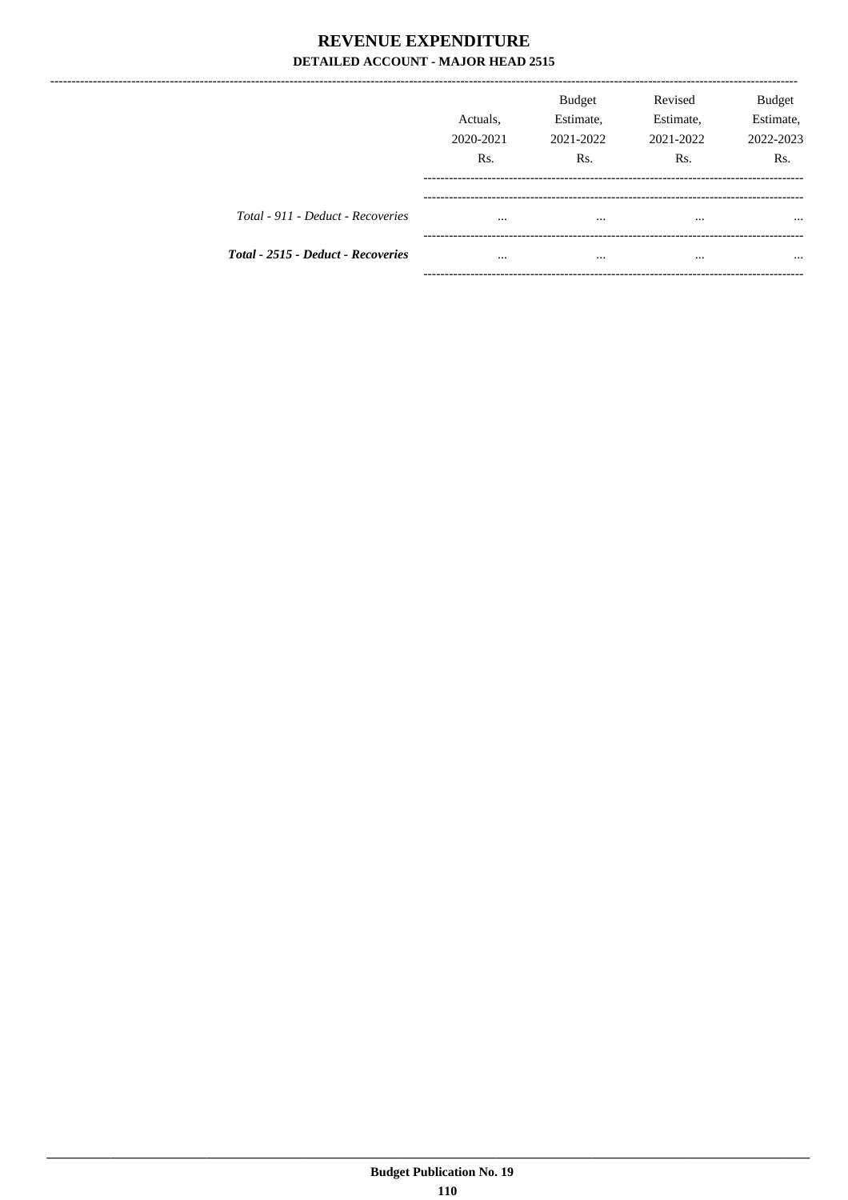# REVENUE EXPENDITURE

## DETAILED ACCOUNT - MAJOR HEAD 2515

| | Actuals, 2020-2021 Rs. | Budget Estimate, 2021-2022 Rs. | Revised Estimate, 2021-2022 Rs. | Budget Estimate, 2022-2023 Rs. |
|---|---|---|---|---|
| *Total - 911 - Deduct - Recoveries* | ... | ... | ... | ... |
| ***Total - 2515 - Deduct - Recoveries*** | ... | ... | ... | ... |

**Budget Publication No. 19**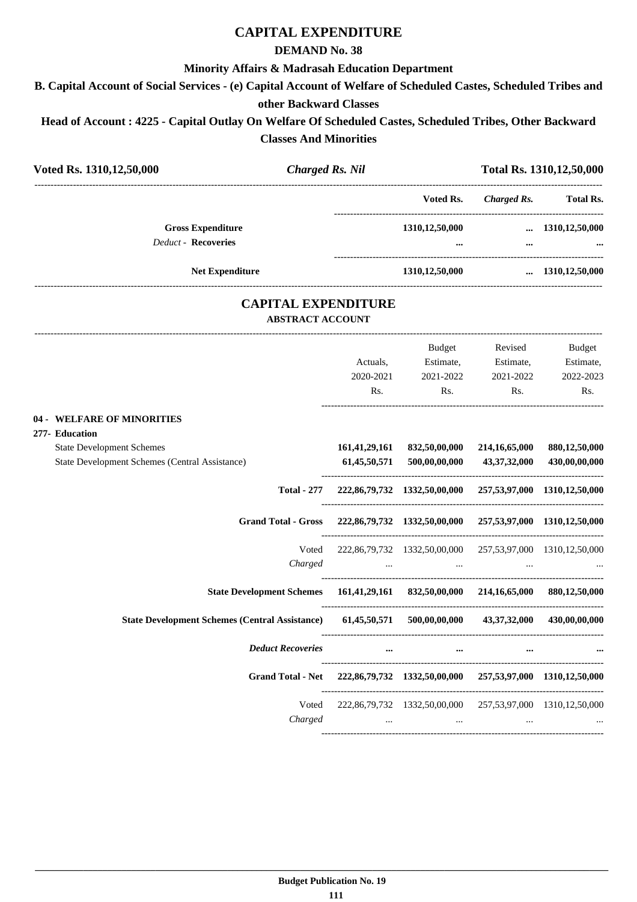# CAPITAL EXPENDITURE

## DEMAND No. 38

### Minority Affairs & Madrasah Education Department

### B. Capital Account of Social Services - (e) Capital Account of Welfare of Scheduled Castes, Scheduled Tribes and other Backward Classes

### Head of Account : 4225 - Capital Outlay On Welfare Of Scheduled Castes, Scheduled Tribes, Other Backward Classes And Minorities

| **Voted Rs. 1310,12,50,000** | ***Charged Rs. Nil*** | **Total Rs. 1310,12,50,000** |
|---|---|---|

| | Voted Rs. | *Charged Rs.* | Total Rs. |
|---|---|---|---|
| **Gross Expenditure** | **1310,12,50,000** | **...** | **1310,12,50,000** |
| *Deduct* - **Recoveries** | **...** | **...** | **...** |
| **Net Expenditure** | **1310,12,50,000** | **...** | **1310,12,50,000** |

# CAPITAL EXPENDITURE

## ABSTRACT ACCOUNT

| | Actuals, 2020-2021 Rs. | Budget Estimate, 2021-2022 Rs. | Revised Estimate, 2021-2022 Rs. | Budget Estimate, 2022-2023 Rs. |
|---|---|---|---|---|
| **04 - WELFARE OF MINORITIES** | | | | |
| **277- Education** | | | | |
| State Development Schemes | **161,41,29,161** | **832,50,00,000** | **214,16,65,000** | **880,12,50,000** |
| State Development Schemes (Central Assistance) | **61,45,50,571** | **500,00,00,000** | **43,37,32,000** | **430,00,00,000** |
| **Total - 277** | **222,86,79,732** | **1332,50,00,000** | **257,53,97,000** | **1310,12,50,000** |
| **Grand Total - Gross** | **222,86,79,732** | **1332,50,00,000** | **257,53,97,000** | **1310,12,50,000** |
| Voted | 222,86,79,732 | 1332,50,00,000 | 257,53,97,000 | 1310,12,50,000 |
| *Charged* | ... | ... | ... | ... |
| **State Development Schemes** | **161,41,29,161** | **832,50,00,000** | **214,16,65,000** | **880,12,50,000** |
| **State Development Schemes (Central Assistance)** | **61,45,50,571** | **500,00,00,000** | **43,37,32,000** | **430,00,00,000** |
| ***Deduct Recoveries*** | **...** | **...** | **...** | **...** |
| **Grand Total - Net** | **222,86,79,732** | **1332,50,00,000** | **257,53,97,000** | **1310,12,50,000** |
| Voted | 222,86,79,732 | 1332,50,00,000 | 257,53,97,000 | 1310,12,50,000 |
| *Charged* | ... | ... | ... | ... |

**Budget Publication No. 19**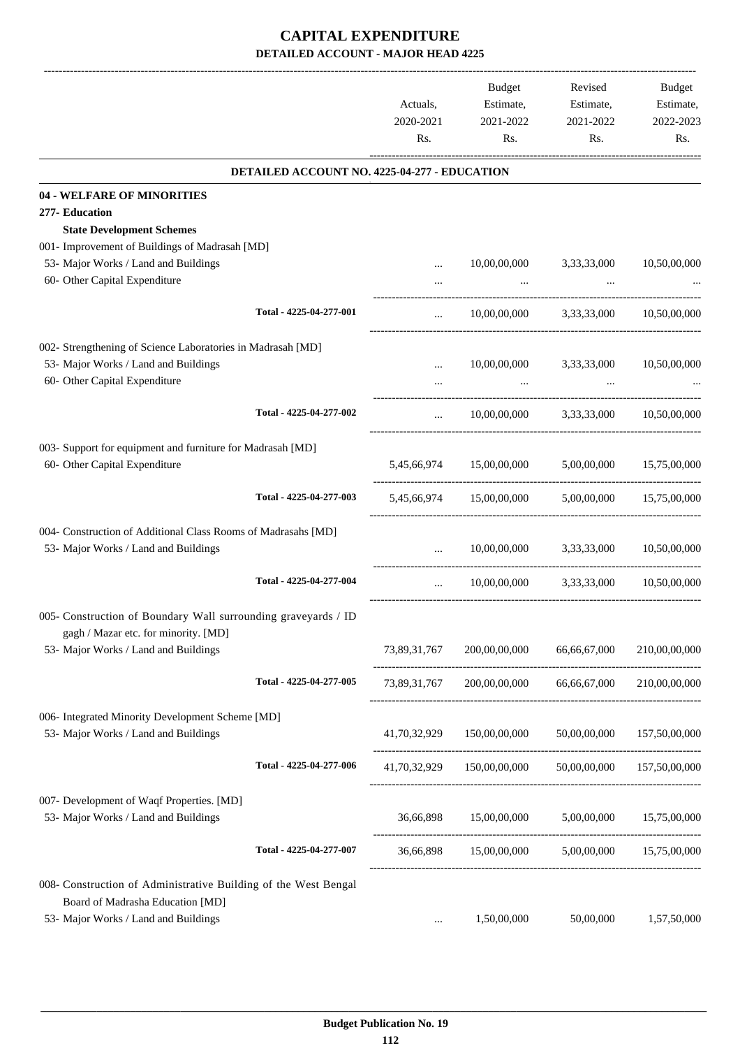# CAPITAL EXPENDITURE

## DETAILED ACCOUNT - MAJOR HEAD 4225

| | Actuals, 2020-2021 Rs. | Budget Estimate, 2021-2022 Rs. | Revised Estimate, 2021-2022 Rs. | Budget Estimate, 2022-2023 Rs. |
|---|---|---|---|---|
| **DETAILED ACCOUNT NO. 4225-04-277 - EDUCATION** | | | | |
| **04 - WELFARE OF MINORITIES** | | | | |
| **277- Education** | | | | |
| **State Development Schemes** | | | | |
| 001- Improvement of Buildings of Madrasah [MD] | | | | |
| 53- Major Works / Land and Buildings | ... | 10,00,00,000 | 3,33,33,000 | 10,50,00,000 |
| 60- Other Capital Expenditure | ... | ... | ... | ... |
| Total - 4225-04-277-001 | ... | 10,00,00,000 | 3,33,33,000 | 10,50,00,000 |
| 002- Strengthening of Science Laboratories in Madrasah [MD] | | | | |
| 53- Major Works / Land and Buildings | ... | 10,00,00,000 | 3,33,33,000 | 10,50,00,000 |
| 60- Other Capital Expenditure | ... | ... | ... | ... |
| Total - 4225-04-277-002 | ... | 10,00,00,000 | 3,33,33,000 | 10,50,00,000 |
| 003- Support for equipment and furniture for Madrasah [MD] | | | | |
| 60- Other Capital Expenditure | 5,45,66,974 | 15,00,00,000 | 5,00,00,000 | 15,75,00,000 |
| Total - 4225-04-277-003 | 5,45,66,974 | 15,00,00,000 | 5,00,00,000 | 15,75,00,000 |
| 004- Construction of Additional Class Rooms of Madrasahs [MD] | | | | |
| 53- Major Works / Land and Buildings | ... | 10,00,00,000 | 3,33,33,000 | 10,50,00,000 |
| Total - 4225-04-277-004 | ... | 10,00,00,000 | 3,33,33,000 | 10,50,00,000 |
| 005- Construction of Boundary Wall surrounding graveyards / IDgagh / Mazar etc. for minority. [MD] | | | | |
| 53- Major Works / Land and Buildings | 73,89,31,767 | 200,00,00,000 | 66,66,67,000 | 210,00,00,000 |
| Total - 4225-04-277-005 | 73,89,31,767 | 200,00,00,000 | 66,66,67,000 | 210,00,00,000 |
| 006- Integrated Minority Development Scheme [MD] | | | | |
| 53- Major Works / Land and Buildings | 41,70,32,929 | 150,00,00,000 | 50,00,00,000 | 157,50,00,000 |
| Total - 4225-04-277-006 | 41,70,32,929 | 150,00,00,000 | 50,00,00,000 | 157,50,00,000 |
| 007- Development of Waqf Properties. [MD] | | | | |
| 53- Major Works / Land and Buildings | 36,66,898 | 15,00,00,000 | 5,00,00,000 | 15,75,00,000 |
| Total - 4225-04-277-007 | 36,66,898 | 15,00,00,000 | 5,00,00,000 | 15,75,00,000 |
| 008- Construction of Administrative Building of the West Bengal Board of Madrasha Education [MD] | | | | |
| 53- Major Works / Land and Buildings | ... | 1,50,00,000 | 50,00,000 | 1,57,50,000 |

**Budget Publication No. 19**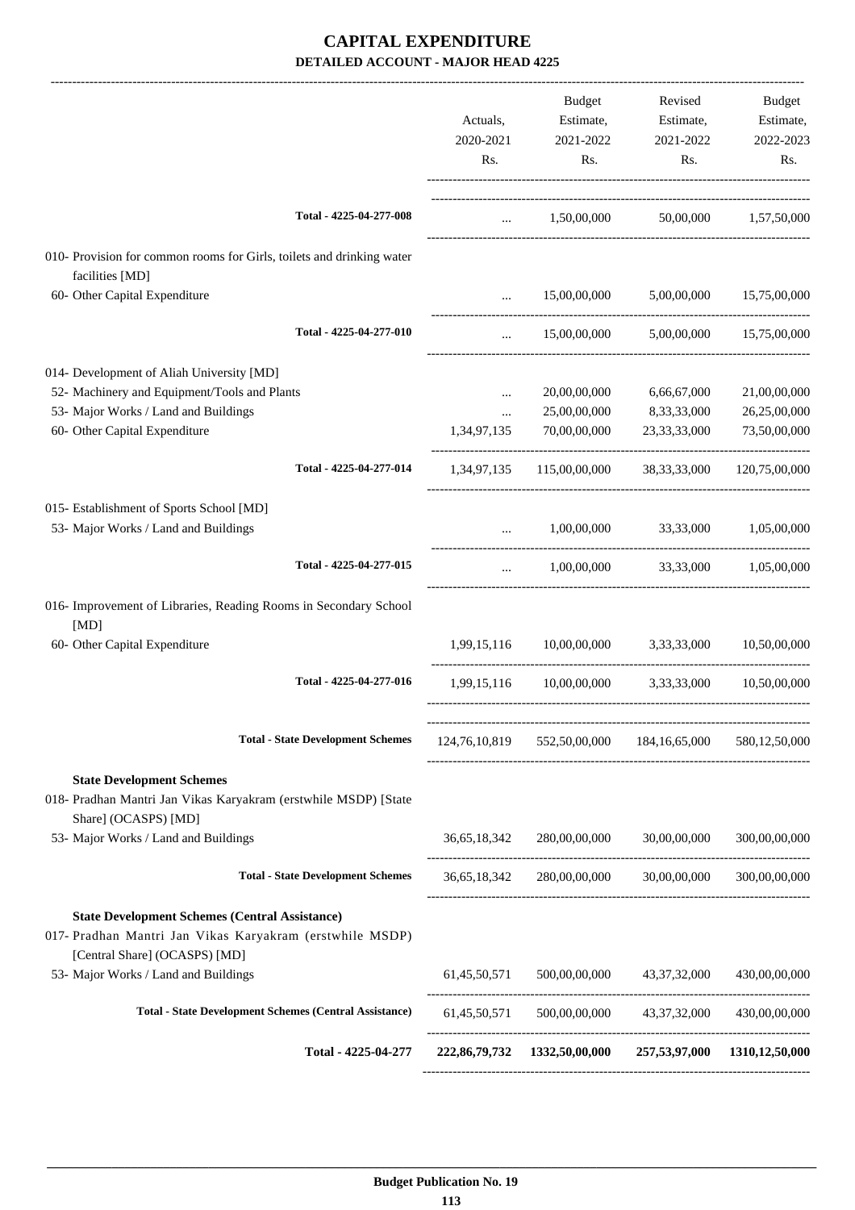# CAPITAL EXPENDITURE

## DETAILED ACCOUNT - MAJOR HEAD 4225

| | Actuals, 2020-2021 Rs. | Budget Estimate, 2021-2022 Rs. | Revised Estimate, 2021-2022 Rs. | Budget Estimate, 2022-2023 Rs. |
|---|---|---|---|---|
| **Total - 4225-04-277-008** | ... | 1,50,00,000 | 50,00,000 | 1,57,50,000 |
| 010- Provision for common rooms for Girls, toilets and drinking water facilities [MD] | | | | |
| 60- Other Capital Expenditure | ... | 15,00,00,000 | 5,00,00,000 | 15,75,00,000 |
| **Total - 4225-04-277-010** | ... | 15,00,00,000 | 5,00,00,000 | 15,75,00,000 |
| 014- Development of Aliah University [MD] | | | | |
| 52- Machinery and Equipment/Tools and Plants | ... | 20,00,00,000 | 6,66,67,000 | 21,00,00,000 |
| 53- Major Works / Land and Buildings | ... | 25,00,00,000 | 8,33,33,000 | 26,25,00,000 |
| 60- Other Capital Expenditure | 1,34,97,135 | 70,00,00,000 | 23,33,33,000 | 73,50,00,000 |
| **Total - 4225-04-277-014** | 1,34,97,135 | 115,00,00,000 | 38,33,33,000 | 120,75,00,000 |
| 015- Establishment of Sports School [MD] | | | | |
| 53- Major Works / Land and Buildings | ... | 1,00,00,000 | 33,33,000 | 1,05,00,000 |
| **Total - 4225-04-277-015** | ... | 1,00,00,000 | 33,33,000 | 1,05,00,000 |
| 016- Improvement of Libraries, Reading Rooms in Secondary School [MD] | | | | |
| 60- Other Capital Expenditure | 1,99,15,116 | 10,00,00,000 | 3,33,33,000 | 10,50,00,000 |
| **Total - 4225-04-277-016** | 1,99,15,116 | 10,00,00,000 | 3,33,33,000 | 10,50,00,000 |
| **Total - State Development Schemes** | 124,76,10,819 | 552,50,00,000 | 184,16,65,000 | 580,12,50,000 |
| **State Development Schemes** | | | | |
| 018- Pradhan Mantri Jan Vikas Karyakram (erstwhile MSDP) [State Share] (OCASPS) [MD] | | | | |
| 53- Major Works / Land and Buildings | 36,65,18,342 | 280,00,00,000 | 30,00,00,000 | 300,00,00,000 |
| **Total - State Development Schemes** | 36,65,18,342 | 280,00,00,000 | 30,00,00,000 | 300,00,00,000 |
| **State Development Schemes (Central Assistance)** | | | | |
| 017- Pradhan Mantri Jan Vikas Karyakram (erstwhile MSDP) [Central Share] (OCASPS) [MD] | | | | |
| 53- Major Works / Land and Buildings | 61,45,50,571 | 500,00,00,000 | 43,37,32,000 | 430,00,00,000 |
| **Total - State Development Schemes (Central Assistance)** | 61,45,50,571 | 500,00,00,000 | 43,37,32,000 | 430,00,00,000 |
| **Total - 4225-04-277** | **222,86,79,732** | **1332,50,00,000** | **257,53,97,000** | **1310,12,50,000** |

**Budget Publication No. 19**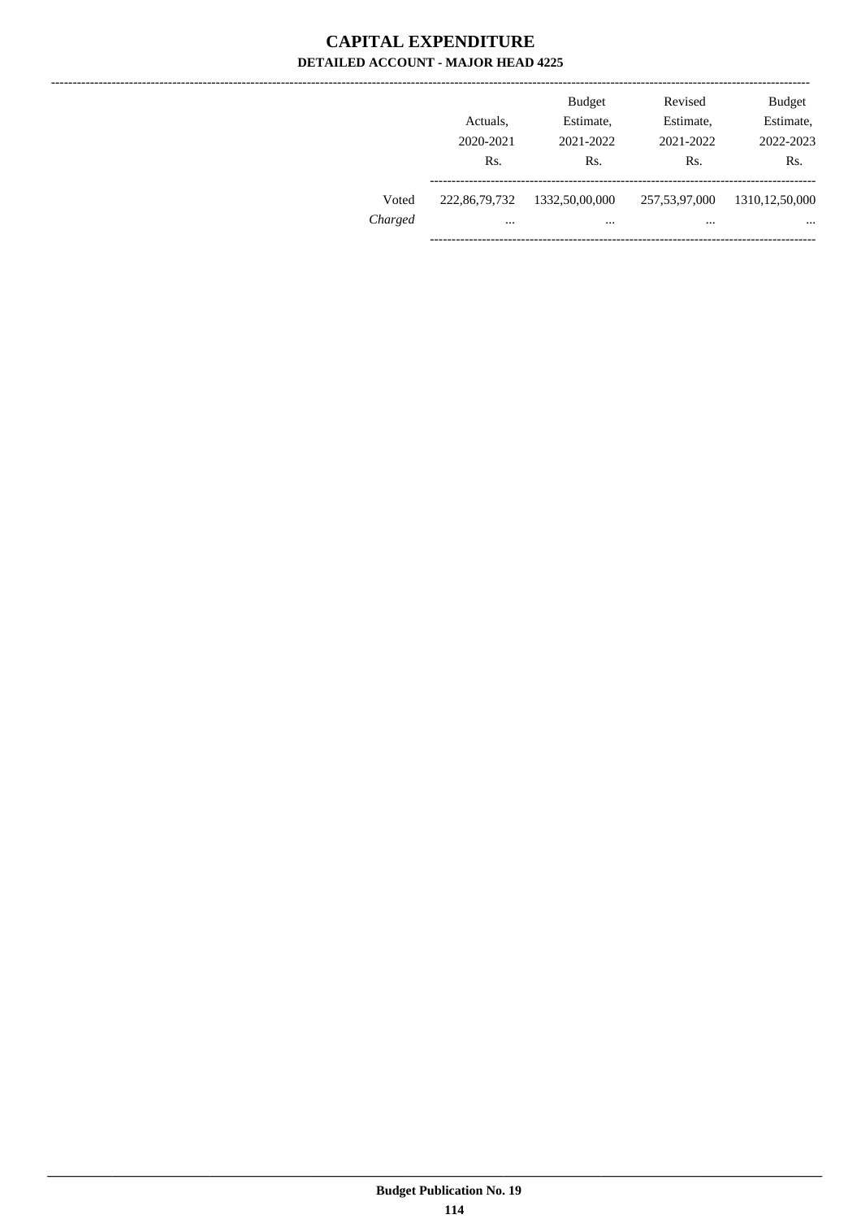# CAPITAL EXPENDITURE

## DETAILED ACCOUNT - MAJOR HEAD 4225

| | Actuals, 2020-2021 Rs. | Budget Estimate, 2021-2022 Rs. | Revised Estimate, 2021-2022 Rs. | Budget Estimate, 2022-2023 Rs. |
|---|---|---|---|---|
| Voted | 222,86,79,732 | 1332,50,00,000 | 257,53,97,000 | 1310,12,50,000 |
| *Charged* | ... | ... | ... | ... |

**Budget Publication No. 19**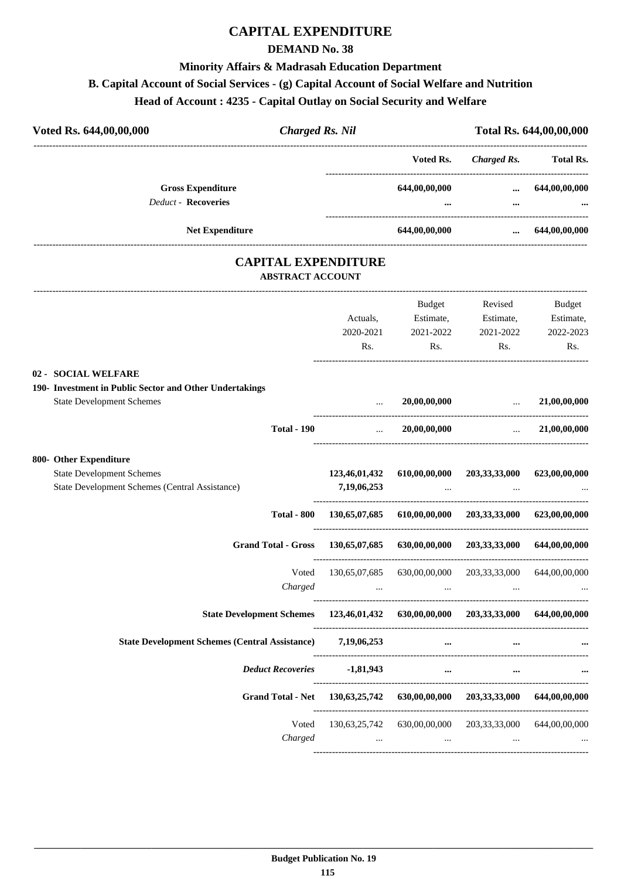# CAPITAL EXPENDITURE

## DEMAND No. 38

### Minority Affairs & Madrasah Education Department

### B. Capital Account of Social Services - (g) Capital Account of Social Welfare and Nutrition

### Head of Account : 4235 - Capital Outlay on Social Security and Welfare

**Voted Rs. 644,00,00,000** | ***Charged Rs. Nil*** | **Total Rs. 644,00,00,000**

| | Voted Rs. | *Charged Rs.* | Total Rs. |
|---|---|---|---|
| **Gross Expenditure** | **644,00,00,000** | **...** | **644,00,00,000** |
| *Deduct -* **Recoveries** | **...** | **...** | **...** |
| **Net Expenditure** | **644,00,00,000** | **...** | **644,00,00,000** |

## CAPITAL EXPENDITURE

### ABSTRACT ACCOUNT

| | Actuals, 2020-2021 Rs. | Budget Estimate, 2021-2022 Rs. | Revised Estimate, 2021-2022 Rs. | Budget Estimate, 2022-2023 Rs. |
|---|---|---|---|---|
| **02 - SOCIAL WELFARE** | | | | |
| **190- Investment in Public Sector and Other Undertakings** | | | | |
| State Development Schemes | ... | **20,00,00,000** | ... | **21,00,00,000** |
| **Total - 190** | ... | **20,00,00,000** | ... | **21,00,00,000** |
| **800- Other Expenditure** | | | | |
| State Development Schemes | **123,46,01,432** | **610,00,00,000** | **203,33,33,000** | **623,00,00,000** |
| State Development Schemes (Central Assistance) | **7,19,06,253** | ... | ... | ... |
| **Total - 800** | **130,65,07,685** | **610,00,00,000** | **203,33,33,000** | **623,00,00,000** |
| **Grand Total - Gross** | **130,65,07,685** | **630,00,00,000** | **203,33,33,000** | **644,00,00,000** |
| Voted | 130,65,07,685 | 630,00,00,000 | 203,33,33,000 | 644,00,00,000 |
| *Charged* | ... | ... | ... | ... |
| **State Development Schemes** | **123,46,01,432** | **630,00,00,000** | **203,33,33,000** | **644,00,00,000** |
| **State Development Schemes (Central Assistance)** | **7,19,06,253** | **...** | **...** | **...** |
| ***Deduct Recoveries*** | **-1,81,943** | **...** | **...** | **...** |
| **Grand Total - Net** | **130,63,25,742** | **630,00,00,000** | **203,33,33,000** | **644,00,00,000** |
| Voted | 130,63,25,742 | 630,00,00,000 | 203,33,33,000 | 644,00,00,000 |
| *Charged* | ... | ... | ... | ... |

**Budget Publication No. 19**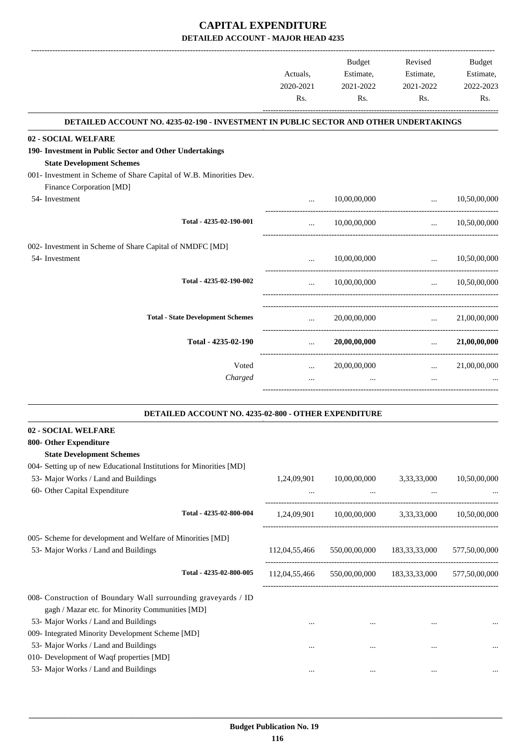# CAPITAL EXPENDITURE

**DETAILED ACCOUNT - MAJOR HEAD 4235**

| | Actuals, 2020-2021 Rs. | Budget Estimate, 2021-2022 Rs. | Revised Estimate, 2021-2022 Rs. | Budget Estimate, 2022-2023 Rs. |
|---|---|---|---|---|
| **DETAILED ACCOUNT NO. 4235-02-190 - INVESTMENT IN PUBLIC SECTOR AND OTHER UNDERTAKINGS** | | | | |
| **02 - SOCIAL WELFARE** | | | | |
| **190- Investment in Public Sector and Other Undertakings** | | | | |
| **State Development Schemes** | | | | |
| 001- Investment in Scheme of Share Capital of W.B. Minorities Dev. Finance Corporation [MD] | | | | |
| 54- Investment | ... | 10,00,00,000 | ... | 10,50,00,000 |
| Total - 4235-02-190-001 | ... | 10,00,00,000 | ... | 10,50,00,000 |
| 002- Investment in Scheme of Share Capital of NMDFC [MD] | | | | |
| 54- Investment | ... | 10,00,00,000 | ... | 10,50,00,000 |
| Total - 4235-02-190-002 | ... | 10,00,00,000 | ... | 10,50,00,000 |
| Total - State Development Schemes | ... | 20,00,00,000 | ... | 21,00,00,000 |
| **Total - 4235-02-190** | ... | **20,00,00,000** | ... | **21,00,00,000** |
| Voted | ... | 20,00,00,000 | ... | 21,00,00,000 |
| *Charged* | ... | ... | ... | ... |
| **DETAILED ACCOUNT NO. 4235-02-800 - OTHER EXPENDITURE** | | | | |
| **02 - SOCIAL WELFARE** | | | | |
| **800- Other Expenditure** | | | | |
| **State Development Schemes** | | | | |
| 004- Setting up of new Educational Institutions for Minorities [MD] | | | | |
| 53- Major Works / Land and Buildings | 1,24,09,901 | 10,00,00,000 | 3,33,33,000 | 10,50,00,000 |
| 60- Other Capital Expenditure | ... | ... | ... | ... |
| Total - 4235-02-800-004 | 1,24,09,901 | 10,00,00,000 | 3,33,33,000 | 10,50,00,000 |
| 005- Scheme for development and Welfare of Minorities [MD] | | | | |
| 53- Major Works / Land and Buildings | 112,04,55,466 | 550,00,00,000 | 183,33,33,000 | 577,50,00,000 |
| Total - 4235-02-800-005 | 112,04,55,466 | 550,00,00,000 | 183,33,33,000 | 577,50,00,000 |
| 008- Construction of Boundary Wall surrounding graveyards / ID gagh / Mazar etc. for Minority Communities [MD] | | | | |
| 53- Major Works / Land and Buildings | ... | ... | ... | ... |
| 009- Integrated Minority Development Scheme [MD] | | | | |
| 53- Major Works / Land and Buildings | ... | ... | ... | ... |
| 010- Development of Waqf properties [MD] | | | | |
| 53- Major Works / Land and Buildings | ... | ... | ... | ... |

**Budget Publication No. 19**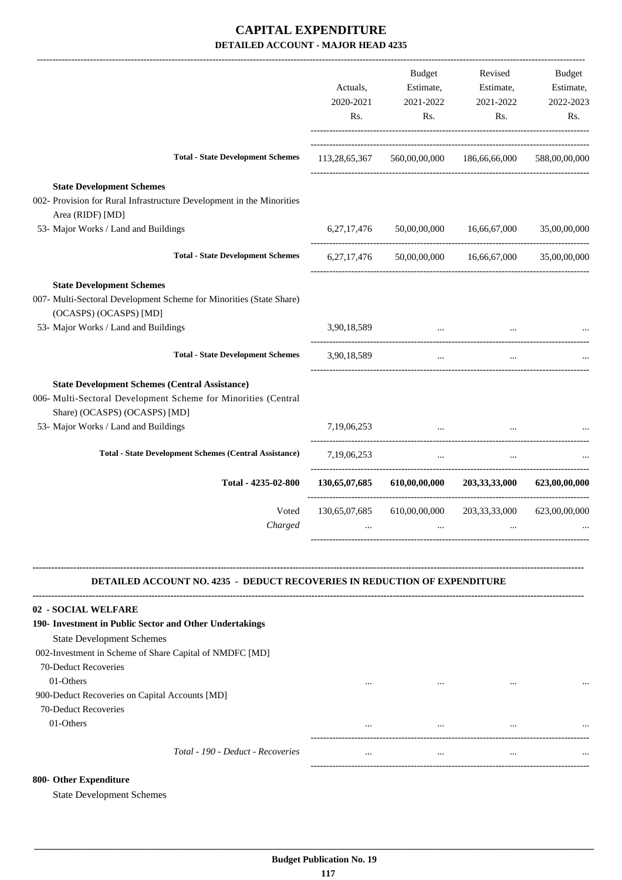# CAPITAL EXPENDITURE

## DETAILED ACCOUNT - MAJOR HEAD 4235

| | Actuals, 2020-2021 Rs. | Budget Estimate, 2021-2022 Rs. | Revised Estimate, 2021-2022 Rs. | Budget Estimate, 2022-2023 Rs. |
|---|---|---|---|---|
| **Total - State Development Schemes** | 113,28,65,367 | 560,00,00,000 | 186,66,66,000 | 588,00,00,000 |
| **State Development Schemes** | | | | |
| 002- Provision for Rural Infrastructure Development in the Minorities Area (RIDF) [MD] | | | | |
| 53- Major Works / Land and Buildings | 6,27,17,476 | 50,00,00,000 | 16,66,67,000 | 35,00,00,000 |
| **Total - State Development Schemes** | 6,27,17,476 | 50,00,00,000 | 16,66,67,000 | 35,00,00,000 |
| **State Development Schemes** | | | | |
| 007- Multi-Sectoral Development Scheme for Minorities (State Share) (OCASPS) (OCASPS) [MD] | | | | |
| 53- Major Works / Land and Buildings | 3,90,18,589 | ... | ... | ... |
| **Total - State Development Schemes** | 3,90,18,589 | ... | ... | ... |
| **State Development Schemes (Central Assistance)** | | | | |
| 006- Multi-Sectoral Development Scheme for Minorities (Central Share) (OCASPS) (OCASPS) [MD] | | | | |
| 53- Major Works / Land and Buildings | 7,19,06,253 | ... | ... | ... |
| **Total - State Development Schemes (Central Assistance)** | 7,19,06,253 | ... | ... | ... |
| **Total - 4235-02-800** | **130,65,07,685** | **610,00,00,000** | **203,33,33,000** | **623,00,00,000** |
| Voted | 130,65,07,685 | 610,00,00,000 | 203,33,33,000 | 623,00,00,000 |
| *Charged* | ... | ... | ... | ... |

### DETAILED ACCOUNT NO. 4235 - DEDUCT RECOVERIES IN REDUCTION OF EXPENDITURE

| | Actuals, 2020-2021 Rs. | Budget Estimate, 2021-2022 Rs. | Revised Estimate, 2021-2022 Rs. | Budget Estimate, 2022-2023 Rs. |
|---|---|---|---|---|
| **02 - SOCIAL WELFARE** | | | | |
| **190- Investment in Public Sector and Other Undertakings** | | | | |
| State Development Schemes | | | | |
| 002-Investment in Scheme of Share Capital of NMDFC [MD] | | | | |
| 70-Deduct Recoveries | | | | |
| 01-Others | ... | ... | ... | ... |
| 900-Deduct Recoveries on Capital Accounts [MD] | | | | |
| 70-Deduct Recoveries | | | | |
| 01-Others | ... | ... | ... | ... |
| *Total - 190 - Deduct - Recoveries* | ... | ... | ... | ... |
| **800- Other Expenditure** | | | | |
| State Development Schemes | | | | |

**Budget Publication No. 19**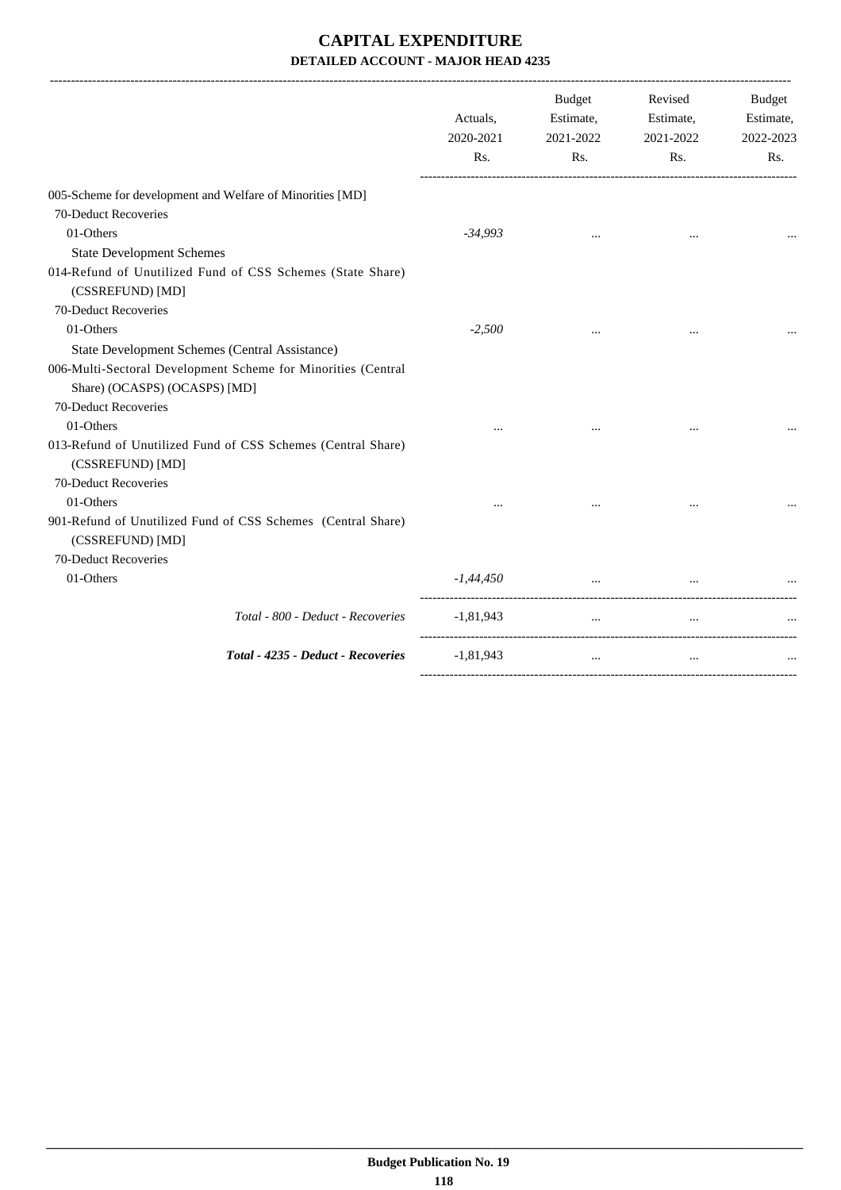# CAPITAL EXPENDITURE

## DETAILED ACCOUNT - MAJOR HEAD 4235

| | Actuals, 2020-2021 Rs. | Budget Estimate, 2021-2022 Rs. | Revised Estimate, 2021-2022 Rs. | Budget Estimate, 2022-2023 Rs. |
|---|---|---|---|---|
| 005-Scheme for development and Welfare of Minorities [MD] | | | | |
| 70-Deduct Recoveries | | | | |
| 01-Others | *-34,993* | ... | ... | ... |
| State Development Schemes | | | | |
| 014-Refund of Unutilized Fund of CSS Schemes (State Share) (CSSREFUND) [MD] | | | | |
| 70-Deduct Recoveries | | | | |
| 01-Others | *-2,500* | ... | ... | ... |
| State Development Schemes (Central Assistance) | | | | |
| 006-Multi-Sectoral Development Scheme for Minorities (Central Share) (OCASPS) (OCASPS) [MD] | | | | |
| 70-Deduct Recoveries | | | | |
| 01-Others | ... | ... | ... | ... |
| 013-Refund of Unutilized Fund of CSS Schemes (Central Share) (CSSREFUND) [MD] | | | | |
| 70-Deduct Recoveries | | | | |
| 01-Others | ... | ... | ... | ... |
| 901-Refund of Unutilized Fund of CSS Schemes (Central Share) (CSSREFUND) [MD] | | | | |
| 70-Deduct Recoveries | | | | |
| 01-Others | *-1,44,450* | ... | ... | ... |
| *Total - 800 - Deduct - Recoveries* | -1,81,943 | ... | ... | ... |
| ***Total - 4235 - Deduct - Recoveries*** | -1,81,943 | ... | ... | ... |

**Budget Publication No. 19**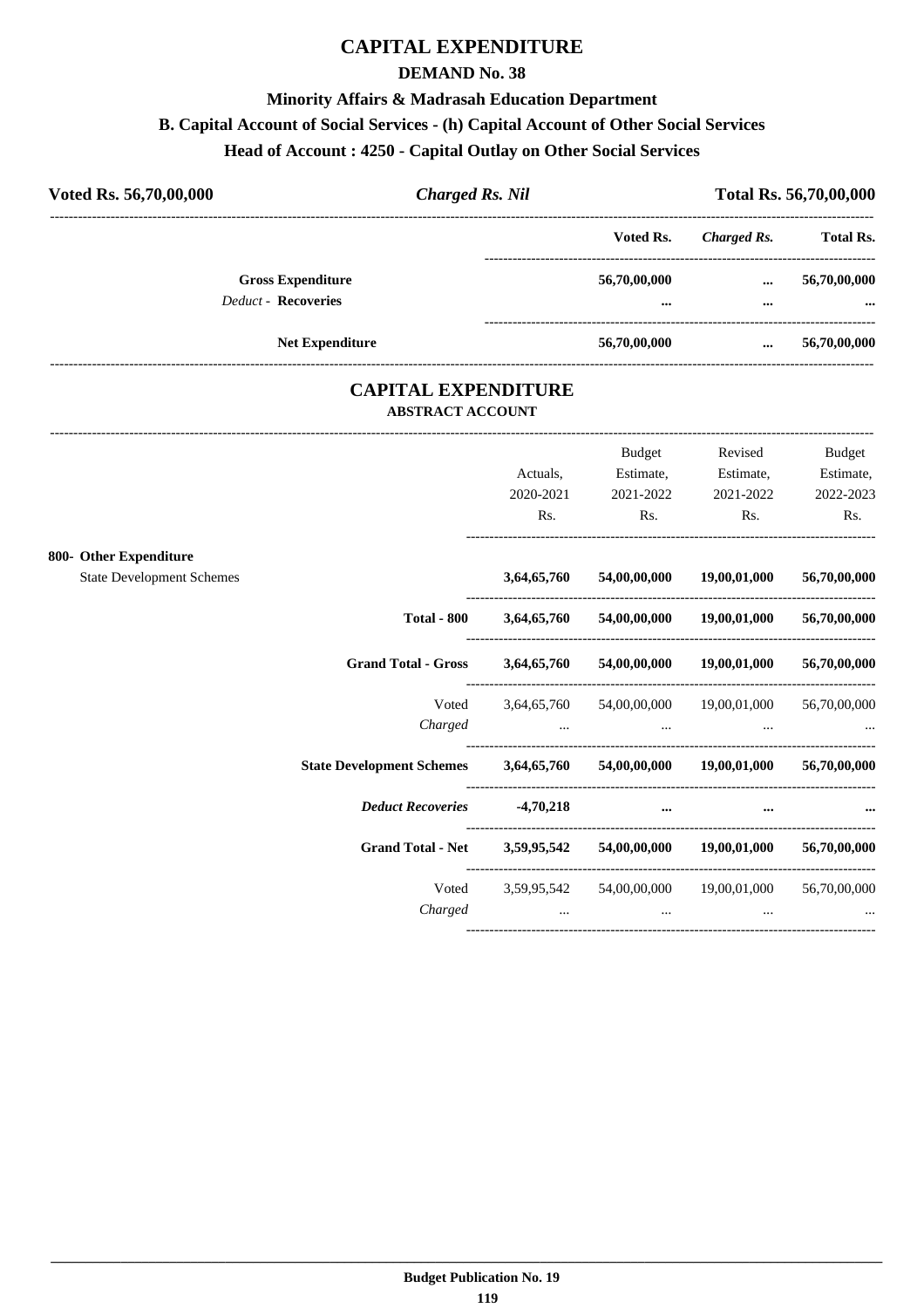# CAPITAL EXPENDITURE

## DEMAND No. 38

### Minority Affairs & Madrasah Education Department

### B. Capital Account of Social Services - (h) Capital Account of Other Social Services

### Head of Account : 4250 - Capital Outlay on Other Social Services

**Voted Rs. 56,70,00,000** | ***Charged Rs. Nil*** | **Total Rs. 56,70,00,000**

| | Voted Rs. | *Charged Rs.* | Total Rs. |
|---|---|---|---|
| **Gross Expenditure** | **56,70,00,000** | **...** | **56,70,00,000** |
| *Deduct* - **Recoveries** | **...** | **...** | **...** |
| **Net Expenditure** | **56,70,00,000** | **...** | **56,70,00,000** |

# CAPITAL EXPENDITURE

## ABSTRACT ACCOUNT

| | Actuals, 2020-2021 Rs. | Budget Estimate, 2021-2022 Rs. | Revised Estimate, 2021-2022 Rs. | Budget Estimate, 2022-2023 Rs. |
|---|---|---|---|---|
| **800- Other Expenditure** | | | | |
| State Development Schemes | **3,64,65,760** | **54,00,00,000** | **19,00,01,000** | **56,70,00,000** |
| **Total - 800** | **3,64,65,760** | **54,00,00,000** | **19,00,01,000** | **56,70,00,000** |
| **Grand Total - Gross** | **3,64,65,760** | **54,00,00,000** | **19,00,01,000** | **56,70,00,000** |
| Voted | 3,64,65,760 | 54,00,00,000 | 19,00,01,000 | 56,70,00,000 |
| *Charged* | ... | ... | ... | ... |
| **State Development Schemes** | **3,64,65,760** | **54,00,00,000** | **19,00,01,000** | **56,70,00,000** |
| ***Deduct Recoveries*** | **-4,70,218** | **...** | **...** | **...** |
| **Grand Total - Net** | **3,59,95,542** | **54,00,00,000** | **19,00,01,000** | **56,70,00,000** |
| Voted | 3,59,95,542 | 54,00,00,000 | 19,00,01,000 | 56,70,00,000 |
| *Charged* | ... | ... | ... | ... |

**Budget Publication No. 19**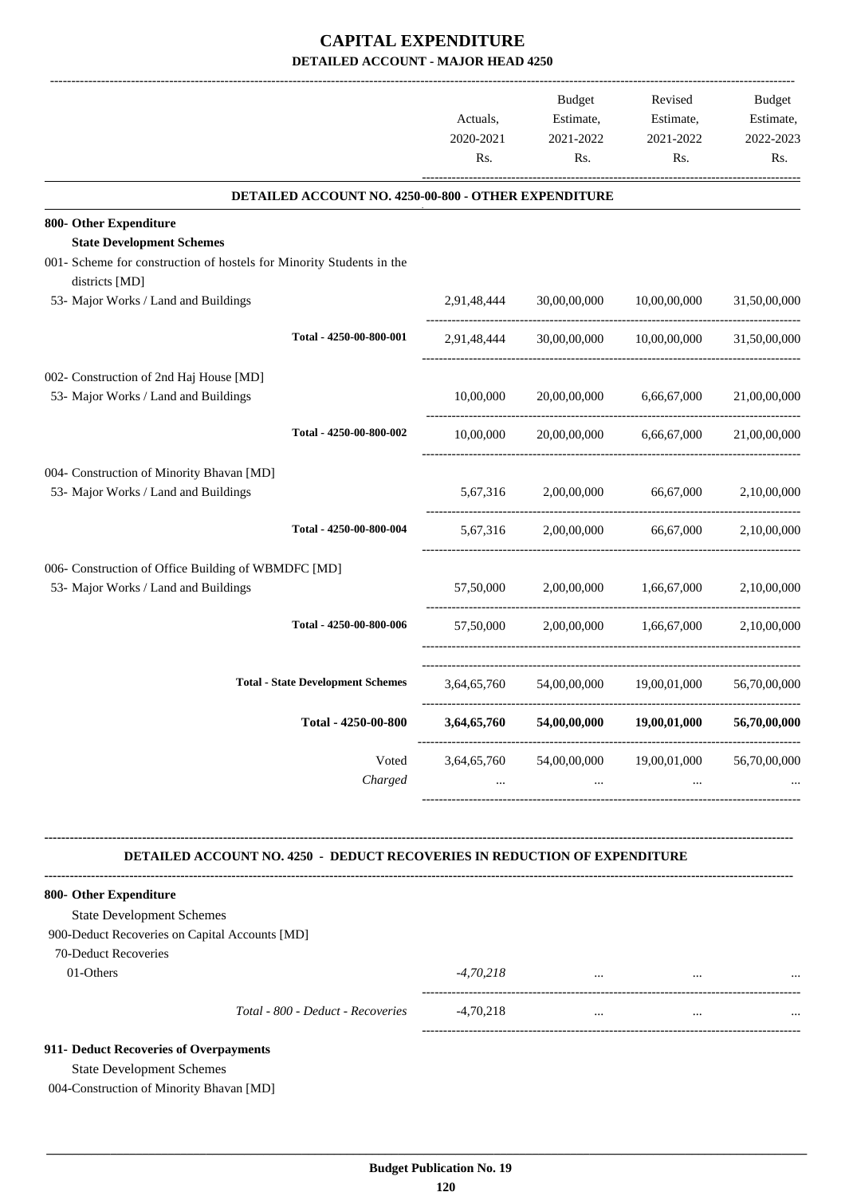# CAPITAL EXPENDITURE

## DETAILED ACCOUNT - MAJOR HEAD 4250

| | Actuals, 2020-2021 Rs. | Budget Estimate, 2021-2022 Rs. | Revised Estimate, 2021-2022 Rs. | Budget Estimate, 2022-2023 Rs. |
|---|---|---|---|---|
| **DETAILED ACCOUNT NO. 4250-00-800 - OTHER EXPENDITURE** | | | | |
| **800- Other Expenditure** | | | | |
| **State Development Schemes** | | | | |
| 001- Scheme for construction of hostels for Minority Students in the districts [MD] | | | | |
| 53- Major Works / Land and Buildings | 2,91,48,444 | 30,00,00,000 | 10,00,00,000 | 31,50,00,000 |
| Total - 4250-00-800-001 | 2,91,48,444 | 30,00,00,000 | 10,00,00,000 | 31,50,00,000 |
| 002- Construction of 2nd Haj House [MD] | | | | |
| 53- Major Works / Land and Buildings | 10,00,000 | 20,00,00,000 | 6,66,67,000 | 21,00,00,000 |
| Total - 4250-00-800-002 | 10,00,000 | 20,00,00,000 | 6,66,67,000 | 21,00,00,000 |
| 004- Construction of Minority Bhavan [MD] | | | | |
| 53- Major Works / Land and Buildings | 5,67,316 | 2,00,00,000 | 66,67,000 | 2,10,00,000 |
| Total - 4250-00-800-004 | 5,67,316 | 2,00,00,000 | 66,67,000 | 2,10,00,000 |
| 006- Construction of Office Building of WBMDFC [MD] | | | | |
| 53- Major Works / Land and Buildings | 57,50,000 | 2,00,00,000 | 1,66,67,000 | 2,10,00,000 |
| Total - 4250-00-800-006 | 57,50,000 | 2,00,00,000 | 1,66,67,000 | 2,10,00,000 |
| Total - State Development Schemes | 3,64,65,760 | 54,00,00,000 | 19,00,01,000 | 56,70,00,000 |
| **Total - 4250-00-800** | **3,64,65,760** | **54,00,00,000** | **19,00,01,000** | **56,70,00,000** |
| Voted | 3,64,65,760 | 54,00,00,000 | 19,00,01,000 | 56,70,00,000 |
| *Charged* | ... | ... | ... | ... |

**DETAILED ACCOUNT NO. 4250 - DEDUCT RECOVERIES IN REDUCTION OF EXPENDITURE**

| | Actuals, 2020-2021 Rs. | Budget Estimate, 2021-2022 Rs. | Revised Estimate, 2021-2022 Rs. | Budget Estimate, 2022-2023 Rs. |
|---|---|---|---|---|
| **800- Other Expenditure** | | | | |
| State Development Schemes | | | | |
| 900-Deduct Recoveries on Capital Accounts [MD] | | | | |
| 70-Deduct Recoveries | | | | |
| 01-Others | *-4,70,218* | ... | ... | ... |
| *Total - 800 - Deduct - Recoveries* | -4,70,218 | ... | ... | ... |
| **911- Deduct Recoveries of Overpayments** | | | | |
| State Development Schemes | | | | |
| 004-Construction of Minority Bhavan [MD] | | | | |

Budget Publication No. 19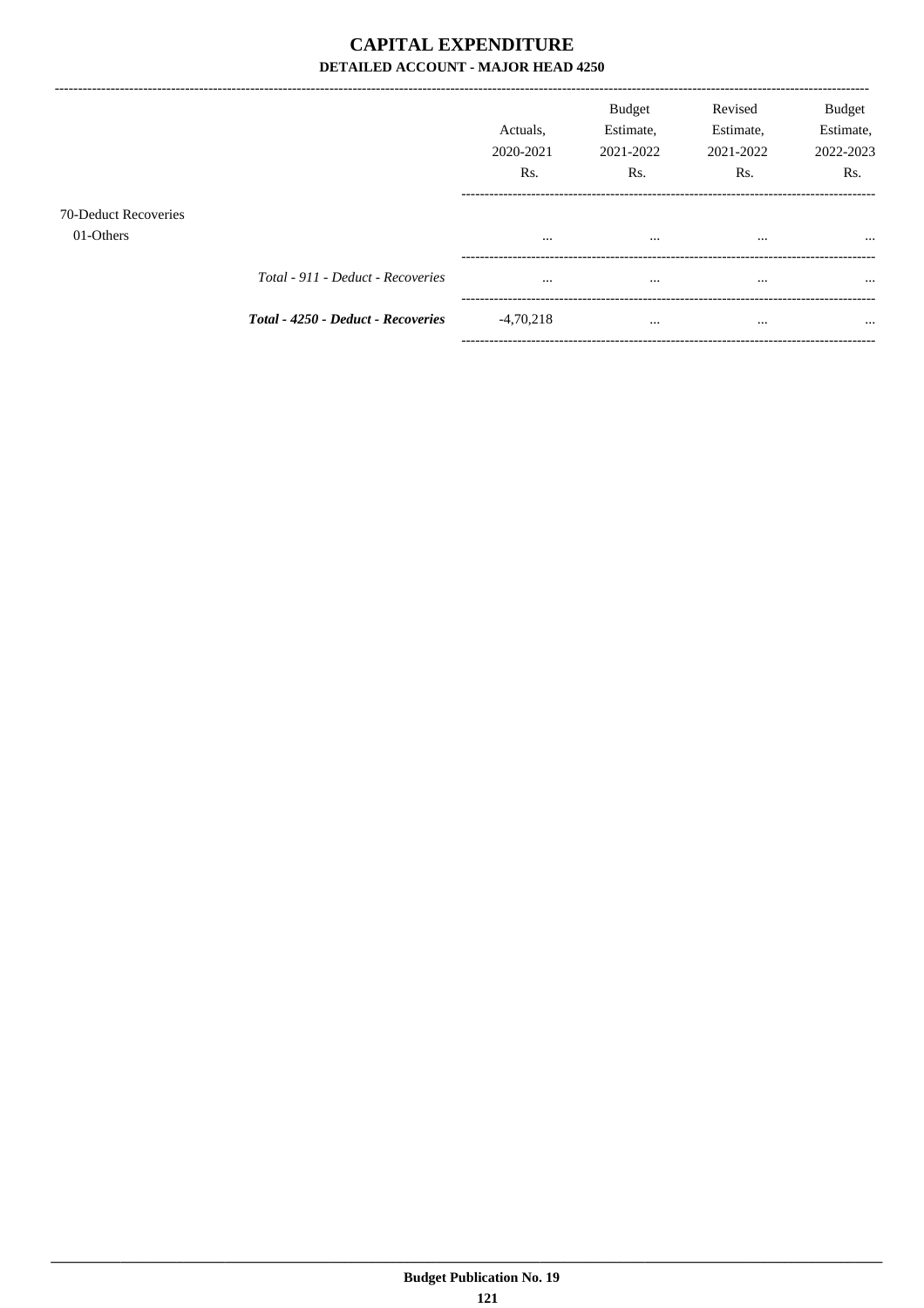# CAPITAL EXPENDITURE

### DETAILED ACCOUNT - MAJOR HEAD 4250

| | Actuals, 2020-2021 Rs. | Budget Estimate, 2021-2022 Rs. | Revised Estimate, 2021-2022 Rs. | Budget Estimate, 2022-2023 Rs. |
|---|---|---|---|---|
| 70-Deduct Recoveries | | | | |
| 01-Others | ... | ... | ... | ... |
| *Total - 911 - Deduct - Recoveries* | ... | ... | ... | ... |
| ***Total - 4250 - Deduct - Recoveries*** | -4,70,218 | ... | ... | ... |

**Budget Publication No. 19**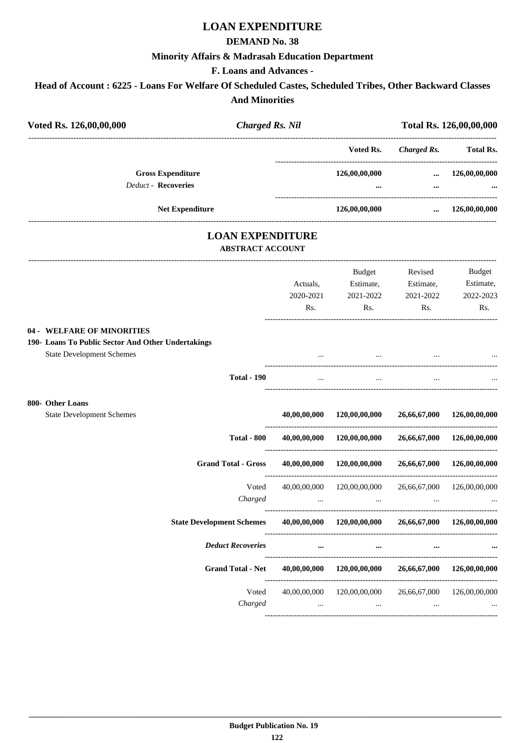# LOAN EXPENDITURE

## DEMAND No. 38

### Minority Affairs & Madrasah Education Department

### F. Loans and Advances -

### Head of Account : 6225 - Loans For Welfare Of Scheduled Castes, Scheduled Tribes, Other Backward Classes And Minorities

**Voted Rs. 126,00,00,000** *Charged Rs. Nil* **Total Rs. 126,00,00,000**

| | Voted Rs. | *Charged Rs.* | Total Rs. |
|---|---|---|---|
| **Gross Expenditure** | **126,00,00,000** | **...** | **126,00,00,000** |
| *Deduct* - **Recoveries** | **...** | **...** | **...** |
| **Net Expenditure** | **126,00,00,000** | **...** | **126,00,00,000** |

## LOAN EXPENDITURE

### ABSTRACT ACCOUNT

| | Actuals, 2020-2021 Rs. | Budget Estimate, 2021-2022 Rs. | Revised Estimate, 2021-2022 Rs. | Budget Estimate, 2022-2023 Rs. |
|---|---|---|---|---|
| **04 - WELFARE OF MINORITIES** | | | | |
| **190- Loans To Public Sector And Other Undertakings** | | | | |
| State Development Schemes | ... | ... | ... | ... |
| **Total - 190** | ... | ... | ... | ... |
| **800- Other Loans** | | | | |
| State Development Schemes | **40,00,00,000** | **120,00,00,000** | **26,66,67,000** | **126,00,00,000** |
| **Total - 800** | **40,00,00,000** | **120,00,00,000** | **26,66,67,000** | **126,00,00,000** |
| **Grand Total - Gross** | **40,00,00,000** | **120,00,00,000** | **26,66,67,000** | **126,00,00,000** |
| Voted | 40,00,00,000 | 120,00,00,000 | 26,66,67,000 | 126,00,00,000 |
| *Charged* | ... | ... | ... | ... |
| **State Development Schemes** | **40,00,00,000** | **120,00,00,000** | **26,66,67,000** | **126,00,00,000** |
| ***Deduct Recoveries*** | **...** | **...** | **...** | **...** |
| **Grand Total - Net** | **40,00,00,000** | **120,00,00,000** | **26,66,67,000** | **126,00,00,000** |
| Voted | 40,00,00,000 | 120,00,00,000 | 26,66,67,000 | 126,00,00,000 |
| *Charged* | ... | ... | ... | ... |

Budget Publication No. 19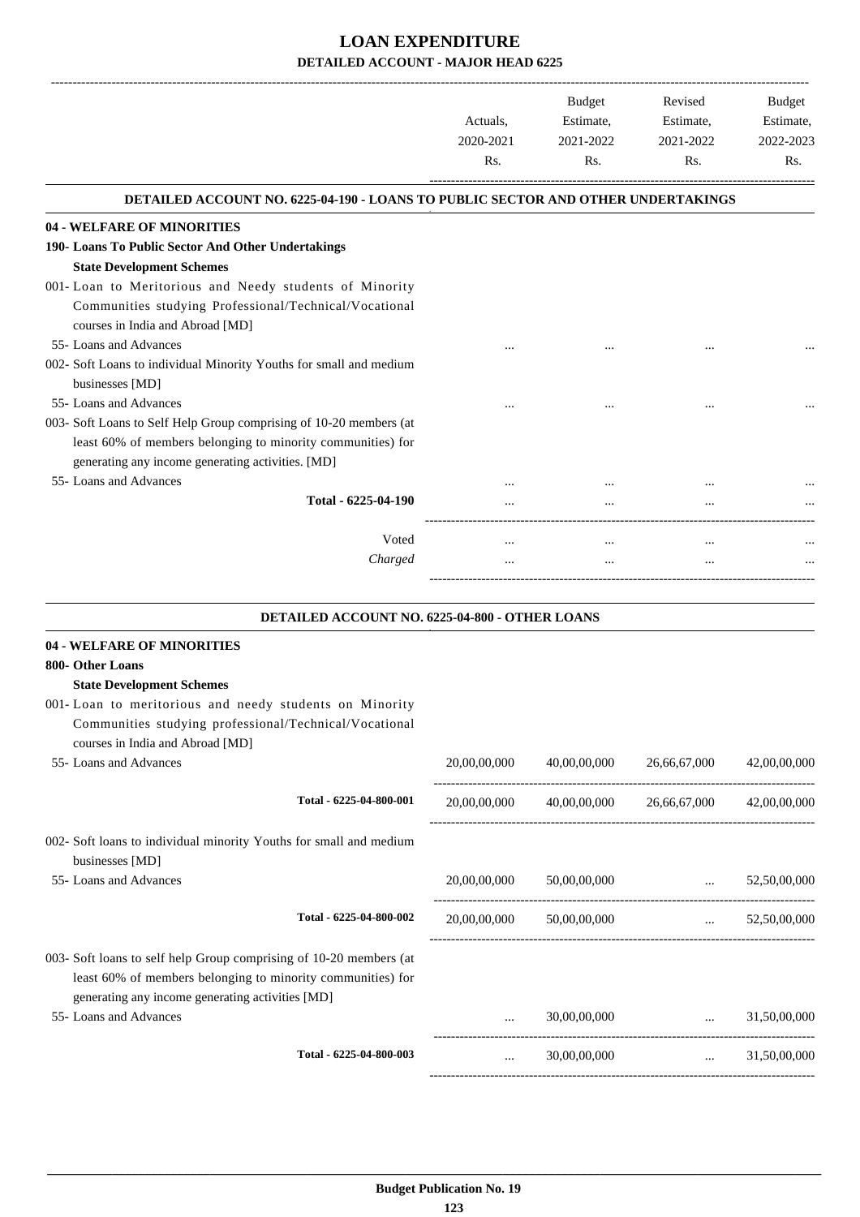# LOAN EXPENDITURE

## DETAILED ACCOUNT - MAJOR HEAD 6225

| | Actuals, 2020-2021 Rs. | Budget Estimate, 2021-2022 Rs. | Revised Estimate, 2021-2022 Rs. | Budget Estimate, 2022-2023 Rs. |
|---|---|---|---|---|
| **DETAILED ACCOUNT NO. 6225-04-190 - LOANS TO PUBLIC SECTOR AND OTHER UNDERTAKINGS** | | | | |
| **04 - WELFARE OF MINORITIES** | | | | |
| **190- Loans To Public Sector And Other Undertakings** | | | | |
| **State Development Schemes** | | | | |
| 001- Loan to Meritorious and Needy students of Minority Communities studying Professional/Technical/Vocational courses in India and Abroad [MD] | | | | |
| 55- Loans and Advances | ... | ... | ... | ... |
| 002- Soft Loans to individual Minority Youths for small and medium businesses [MD] | | | | |
| 55- Loans and Advances | ... | ... | ... | ... |
| 003- Soft Loans to Self Help Group comprising of 10-20 members (at least 60% of members belonging to minority communities) for generating any income generating activities. [MD] | | | | |
| 55- Loans and Advances | ... | ... | ... | ... |
| Total - 6225-04-190 | ... | ... | ... | ... |
| Voted | ... | ... | ... | ... |
| *Charged* | ... | ... | ... | ... |
| **DETAILED ACCOUNT NO. 6225-04-800 - OTHER LOANS** | | | | |
| **04 - WELFARE OF MINORITIES** | | | | |
| **800- Other Loans** | | | | |
| **State Development Schemes** | | | | |
| 001- Loan to meritorious and needy students on Minority Communities studying professional/Technical/Vocational courses in India and Abroad [MD] | | | | |
| 55- Loans and Advances | 20,00,00,000 | 40,00,00,000 | 26,66,67,000 | 42,00,00,000 |
| Total - 6225-04-800-001 | 20,00,00,000 | 40,00,00,000 | 26,66,67,000 | 42,00,00,000 |
| 002- Soft loans to individual minority Youths for small and medium businesses [MD] | | | | |
| 55- Loans and Advances | 20,00,00,000 | 50,00,00,000 | ... | 52,50,00,000 |
| Total - 6225-04-800-002 | 20,00,00,000 | 50,00,00,000 | ... | 52,50,00,000 |
| 003- Soft loans to self help Group comprising of 10-20 members (at least 60% of members belonging to minority communities) for generating any income generating activities [MD] | | | | |
| 55- Loans and Advances | ... | 30,00,00,000 | ... | 31,50,00,000 |
| Total - 6225-04-800-003 | ... | 30,00,00,000 | ... | 31,50,00,000 |

Budget Publication No. 19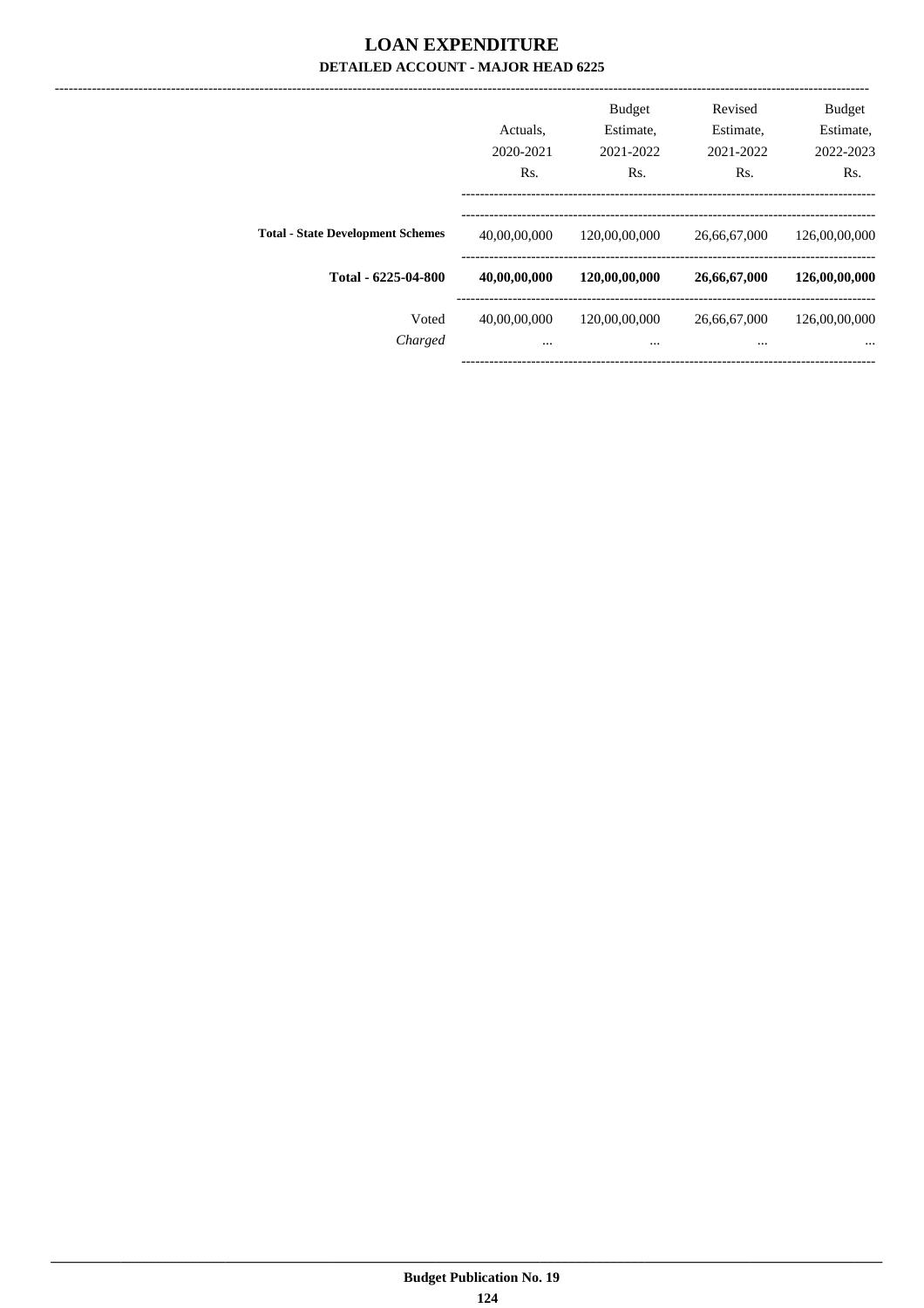# LOAN EXPENDITURE

## DETAILED ACCOUNT - MAJOR HEAD 6225

| | Actuals, 2020-2021 Rs. | Budget Estimate, 2021-2022 Rs. | Revised Estimate, 2021-2022 Rs. | Budget Estimate, 2022-2023 Rs. |
|---|---|---|---|---|
| **Total - State Development Schemes** | 40,00,00,000 | 120,00,00,000 | 26,66,67,000 | 126,00,00,000 |
| **Total - 6225-04-800** | **40,00,00,000** | **120,00,00,000** | **26,66,67,000** | **126,00,00,000** |
| Voted | 40,00,00,000 | 120,00,00,000 | 26,66,67,000 | 126,00,00,000 |
| *Charged* | ... | ... | ... | ... |

Budget Publication No. 19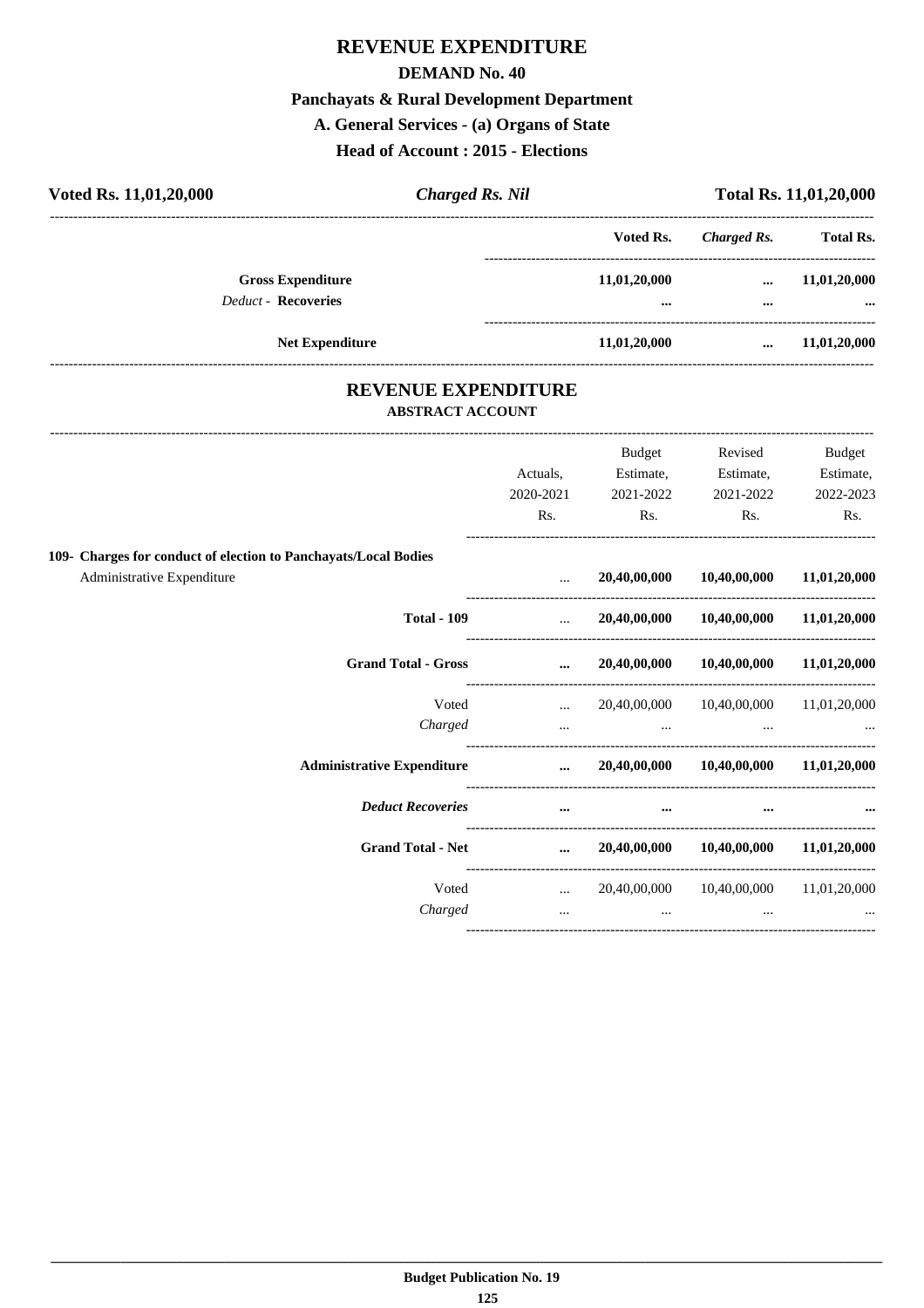# REVENUE EXPENDITURE

## DEMAND No. 40

### Panchayats & Rural Development Department

### A. General Services - (a) Organs of State

### Head of Account : 2015 - Elections

| Voted Rs. 11,01,20,000 | *Charged Rs. Nil* | Total Rs. 11,01,20,000 |
|---|---|---|

| | Voted Rs. | *Charged Rs.* | Total Rs. |
|---|---|---|---|
| **Gross Expenditure** | 11,01,20,000 | ... | 11,01,20,000 |
| *Deduct* - **Recoveries** | ... | ... | ... |
| **Net Expenditure** | 11,01,20,000 | ... | 11,01,20,000 |

## REVENUE EXPENDITURE

### ABSTRACT ACCOUNT

| | Actuals, 2020-2021 Rs. | Budget Estimate, 2021-2022 Rs. | Revised Estimate, 2021-2022 Rs. | Budget Estimate, 2022-2023 Rs. |
|---|---|---|---|---|
| **109- Charges for conduct of election to Panchayats/Local Bodies** | | | | |
| Administrative Expenditure | ... | 20,40,00,000 | 10,40,00,000 | 11,01,20,000 |
| **Total - 109** | ... | 20,40,00,000 | 10,40,00,000 | 11,01,20,000 |
| **Grand Total - Gross** | ... | 20,40,00,000 | 10,40,00,000 | 11,01,20,000 |
| Voted | ... | 20,40,00,000 | 10,40,00,000 | 11,01,20,000 |
| *Charged* | ... | ... | ... | ... |
| **Administrative Expenditure** | ... | 20,40,00,000 | 10,40,00,000 | 11,01,20,000 |
| ***Deduct Recoveries*** | ... | ... | ... | ... |
| **Grand Total - Net** | ... | 20,40,00,000 | 10,40,00,000 | 11,01,20,000 |
| Voted | ... | 20,40,00,000 | 10,40,00,000 | 11,01,20,000 |
| *Charged* | ... | ... | ... | ... |

**Budget Publication No. 19**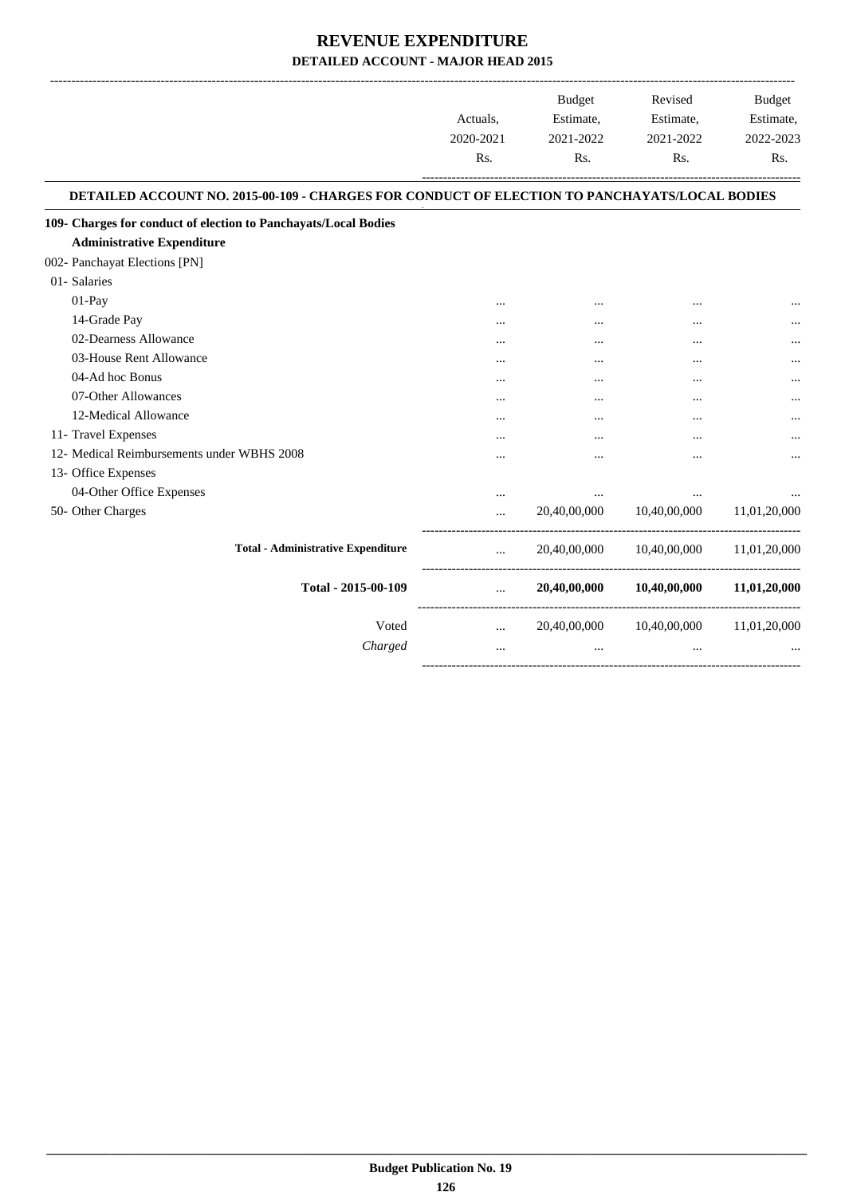# REVENUE EXPENDITURE

## DETAILED ACCOUNT - MAJOR HEAD 2015

| | Actuals, 2020-2021 Rs. | Budget Estimate, 2021-2022 Rs. | Revised Estimate, 2021-2022 Rs. | Budget Estimate, 2022-2023 Rs. |
|---|---|---|---|---|

### DETAILED ACCOUNT NO. 2015-00-109 - CHARGES FOR CONDUCT OF ELECTION TO PANCHAYATS/LOCAL BODIES

| | Actuals, 2020-2021 Rs. | Budget Estimate, 2021-2022 Rs. | Revised Estimate, 2021-2022 Rs. | Budget Estimate, 2022-2023 Rs. |
|---|---|---|---|---|
| **109- Charges for conduct of election to Panchayats/Local Bodies** | | | | |
| **Administrative Expenditure** | | | | |
| 002- Panchayat Elections [PN] | | | | |
| 01- Salaries | | | | |
| 01-Pay | ... | ... | ... | ... |
| 14-Grade Pay | ... | ... | ... | ... |
| 02-Dearness Allowance | ... | ... | ... | ... |
| 03-House Rent Allowance | ... | ... | ... | ... |
| 04-Ad hoc Bonus | ... | ... | ... | ... |
| 07-Other Allowances | ... | ... | ... | ... |
| 12-Medical Allowance | ... | ... | ... | ... |
| 11- Travel Expenses | ... | ... | ... | ... |
| 12- Medical Reimbursements under WBHS 2008 | ... | ... | ... | ... |
| 13- Office Expenses | | | | |
| 04-Other Office Expenses | ... | ... | ... | ... |
| 50- Other Charges | ... | 20,40,00,000 | 10,40,00,000 | 11,01,20,000 |
| **Total - Administrative Expenditure** | ... | 20,40,00,000 | 10,40,00,000 | 11,01,20,000 |
| **Total - 2015-00-109** | ... | **20,40,00,000** | **10,40,00,000** | **11,01,20,000** |
| Voted | ... | 20,40,00,000 | 10,40,00,000 | 11,01,20,000 |
| *Charged* | ... | ... | ... | ... |

**Budget Publication No. 19**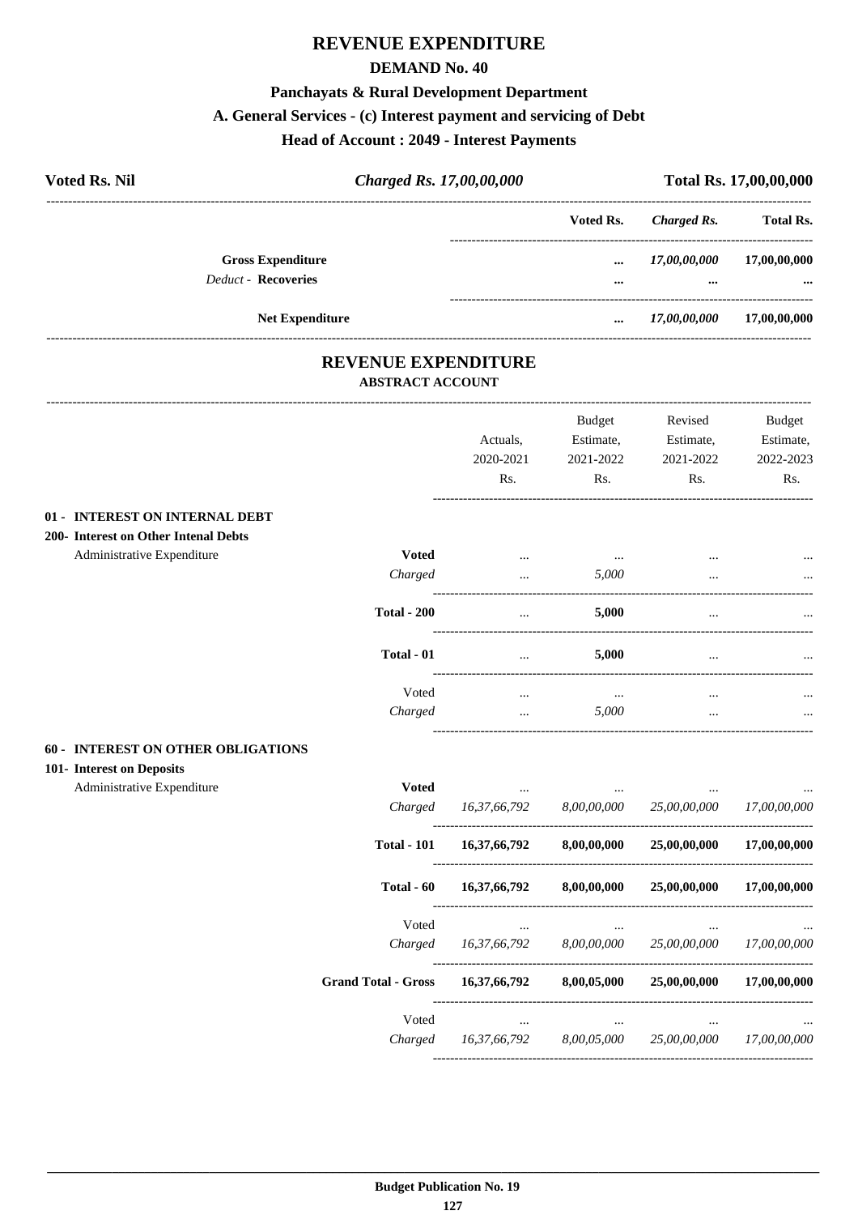# REVENUE EXPENDITURE

## DEMAND No. 40

### Panchayats & Rural Development Department

### A. General Services - (c) Interest payment and servicing of Debt

### Head of Account : 2049 - Interest Payments

**Voted Rs. Nil** | ***Charged Rs. 17,00,00,000*** | **Total Rs. 17,00,00,000**

| | Voted Rs. | Charged Rs. | Total Rs. |
|---|---|---|---|
| **Gross Expenditure** | ... | *17,00,00,000* | 17,00,00,000 |
| *Deduct* - **Recoveries** | ... | ... | ... |
| **Net Expenditure** | ... | *17,00,00,000* | 17,00,00,000 |

## REVENUE EXPENDITURE

### ABSTRACT ACCOUNT

| | | Actuals, 2020-2021 Rs. | Budget Estimate, 2021-2022 Rs. | Revised Estimate, 2021-2022 Rs. | Budget Estimate, 2022-2023 Rs. |
|---|---|---|---|---|---|
| **01 - INTEREST ON INTERNAL DEBT** | | | | | |
| **200- Interest on Other Intenal Debts** | | | | | |
| Administrative Expenditure | **Voted** | ... | ... | ... | ... |
| | *Charged* | ... | *5,000* | ... | ... |
| | **Total - 200** | ... | **5,000** | ... | ... |
| | **Total - 01** | ... | **5,000** | ... | ... |
| | Voted | ... | ... | ... | ... |
| | *Charged* | ... | *5,000* | ... | ... |
| **60 - INTEREST ON OTHER OBLIGATIONS** | | | | | |
| **101- Interest on Deposits** | | | | | |
| Administrative Expenditure | **Voted** | ... | ... | ... | ... |
| | *Charged* | *16,37,66,792* | *8,00,00,000* | *25,00,00,000* | *17,00,00,000* |
| | **Total - 101** | **16,37,66,792** | **8,00,00,000** | **25,00,00,000** | **17,00,00,000** |
| | **Total - 60** | **16,37,66,792** | **8,00,00,000** | **25,00,00,000** | **17,00,00,000** |
| | Voted | ... | ... | ... | ... |
| | *Charged* | *16,37,66,792* | *8,00,00,000* | *25,00,00,000* | *17,00,00,000* |
| | **Grand Total - Gross** | **16,37,66,792** | **8,00,05,000** | **25,00,00,000** | **17,00,00,000** |
| | Voted | ... | ... | ... | ... |
| | *Charged* | *16,37,66,792* | *8,00,05,000* | *25,00,00,000* | *17,00,00,000* |

**Budget Publication No. 19**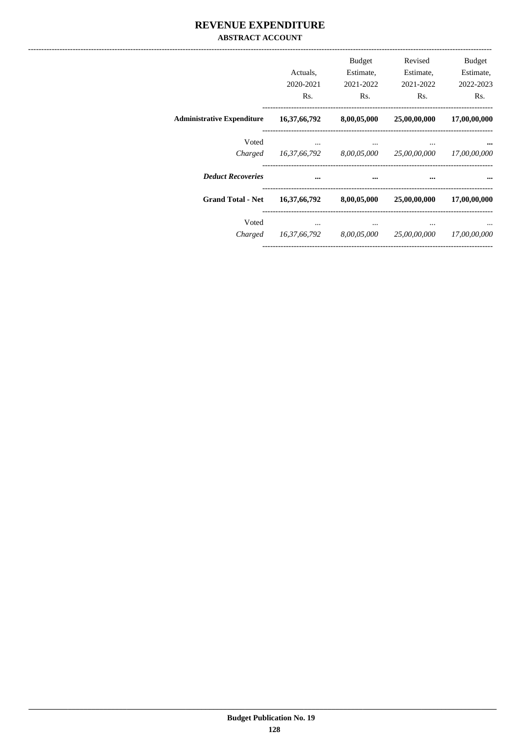# REVENUE EXPENDITURE

## ABSTRACT ACCOUNT

| | Actuals, 2020-2021 Rs. | Budget Estimate, 2021-2022 Rs. | Revised Estimate, 2021-2022 Rs. | Budget Estimate, 2022-2023 Rs. |
|---|---|---|---|---|
| **Administrative Expenditure** | **16,37,66,792** | **8,00,05,000** | **25,00,00,000** | **17,00,00,000** |
| Voted | ... | ... | ... | **...** |
| *Charged* | *16,37,66,792* | *8,00,05,000* | *25,00,00,000* | *17,00,00,000* |
| ***Deduct Recoveries*** | **...** | **...** | **...** | **...** |
| **Grand Total - Net** | **16,37,66,792** | **8,00,05,000** | **25,00,00,000** | **17,00,00,000** |
| Voted | ... | ... | ... | ... |
| *Charged* | *16,37,66,792* | *8,00,05,000* | *25,00,00,000* | *17,00,00,000* |

**Budget Publication No. 19**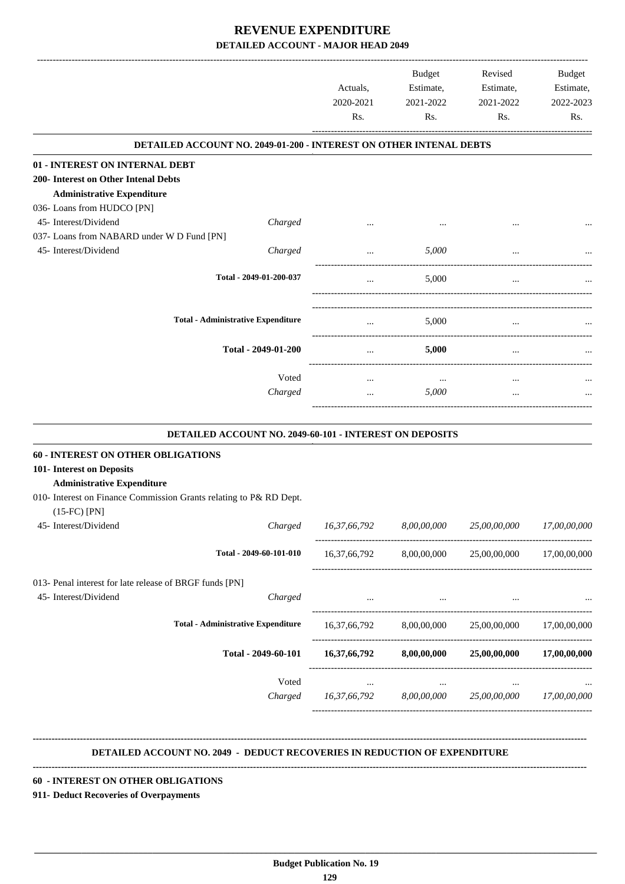# REVENUE EXPENDITURE

## DETAILED ACCOUNT - MAJOR HEAD 2049

| | | Actuals, 2020-2021 Rs. | Budget Estimate, 2021-2022 Rs. | Revised Estimate, 2021-2022 Rs. | Budget Estimate, 2022-2023 Rs. |
|---|---|---|---|---|---|
| **DETAILED ACCOUNT NO. 2049-01-200 - INTEREST ON OTHER INTENAL DEBTS** | | | | | |
| **01 - INTEREST ON INTERNAL DEBT** | | | | | |
| **200- Interest on Other Intenal Debts** | | | | | |
| **Administrative Expenditure** | | | | | |
| 036- Loans from HUDCO [PN] | | | | | |
| 45- Interest/Dividend | *Charged* | ... | ... | ... | ... |
| 037- Loans from NABARD under W D Fund [PN] | | | | | |
| 45- Interest/Dividend | *Charged* | ... | *5,000* | ... | ... |
| Total - 2049-01-200-037 | | ... | 5,000 | ... | ... |
| Total - Administrative Expenditure | | ... | 5,000 | ... | ... |
| **Total - 2049-01-200** | | ... | **5,000** | ... | ... |
| | Voted | ... | ... | ... | ... |
| | *Charged* | ... | *5,000* | ... | ... |
| **DETAILED ACCOUNT NO. 2049-60-101 - INTEREST ON DEPOSITS** | | | | | |
| **60 - INTEREST ON OTHER OBLIGATIONS** | | | | | |
| **101- Interest on Deposits** | | | | | |
| **Administrative Expenditure** | | | | | |
| 010- Interest on Finance Commission Grants relating to P& RD Dept. (15-FC) [PN] | | | | | |
| 45- Interest/Dividend | *Charged* | *16,37,66,792* | *8,00,00,000* | *25,00,00,000* | *17,00,00,000* |
| Total - 2049-60-101-010 | | 16,37,66,792 | 8,00,00,000 | 25,00,00,000 | 17,00,00,000 |
| 013- Penal interest for late release of BRGF funds [PN] | | | | | |
| 45- Interest/Dividend | *Charged* | ... | ... | ... | ... |
| Total - Administrative Expenditure | | 16,37,66,792 | 8,00,00,000 | 25,00,00,000 | 17,00,00,000 |
| **Total - 2049-60-101** | | **16,37,66,792** | **8,00,00,000** | **25,00,00,000** | **17,00,00,000** |
| | Voted | ... | ... | ... | ... |
| | *Charged* | *16,37,66,792* | *8,00,00,000* | *25,00,00,000* | *17,00,00,000* |

**DETAILED ACCOUNT NO. 2049 - DEDUCT RECOVERIES IN REDUCTION OF EXPENDITURE**

**60 - INTEREST ON OTHER OBLIGATIONS**

**911- Deduct Recoveries of Overpayments**

**Budget Publication No. 19**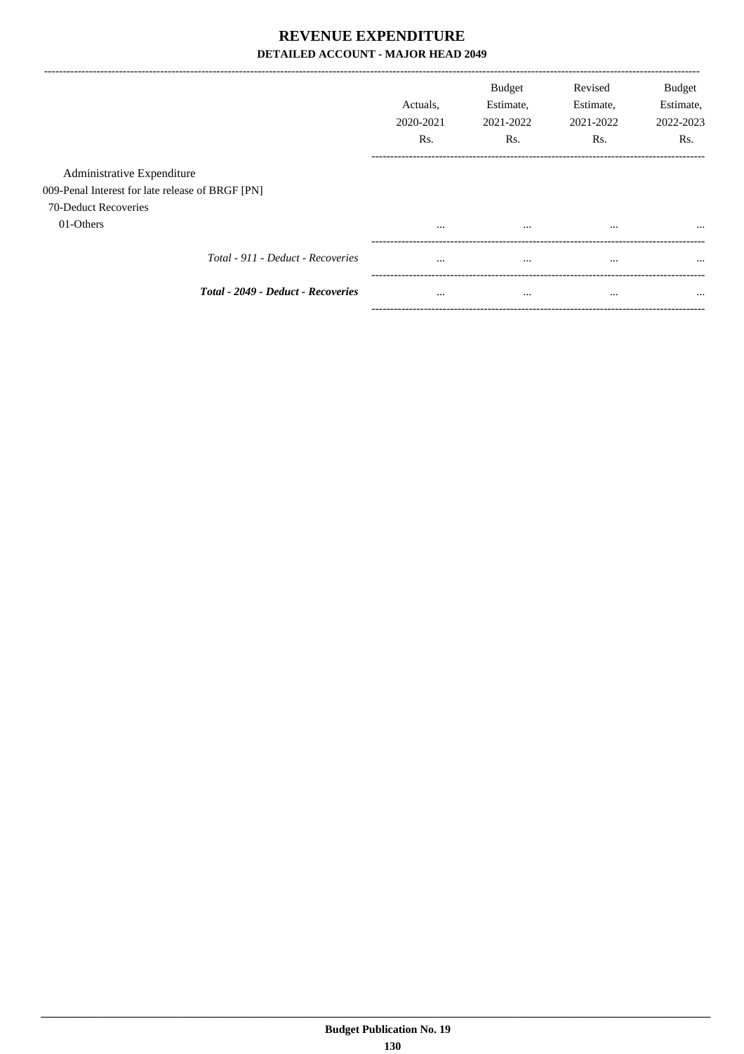# REVENUE EXPENDITURE

## DETAILED ACCOUNT - MAJOR HEAD 2049

| | Actuals, 2020-2021 Rs. | Budget Estimate, 2021-2022 Rs. | Revised Estimate, 2021-2022 Rs. | Budget Estimate, 2022-2023 Rs. |
|---|---|---|---|---|
| Administrative Expenditure | | | | |
| 009-Penal Interest for late release of BRGF [PN] | | | | |
| 70-Deduct Recoveries | | | | |
| 01-Others | ... | ... | ... | ... |
| *Total - 911 - Deduct - Recoveries* | ... | ... | ... | ... |
| ***Total - 2049 - Deduct - Recoveries*** | ... | ... | ... | ... |

**Budget Publication No. 19**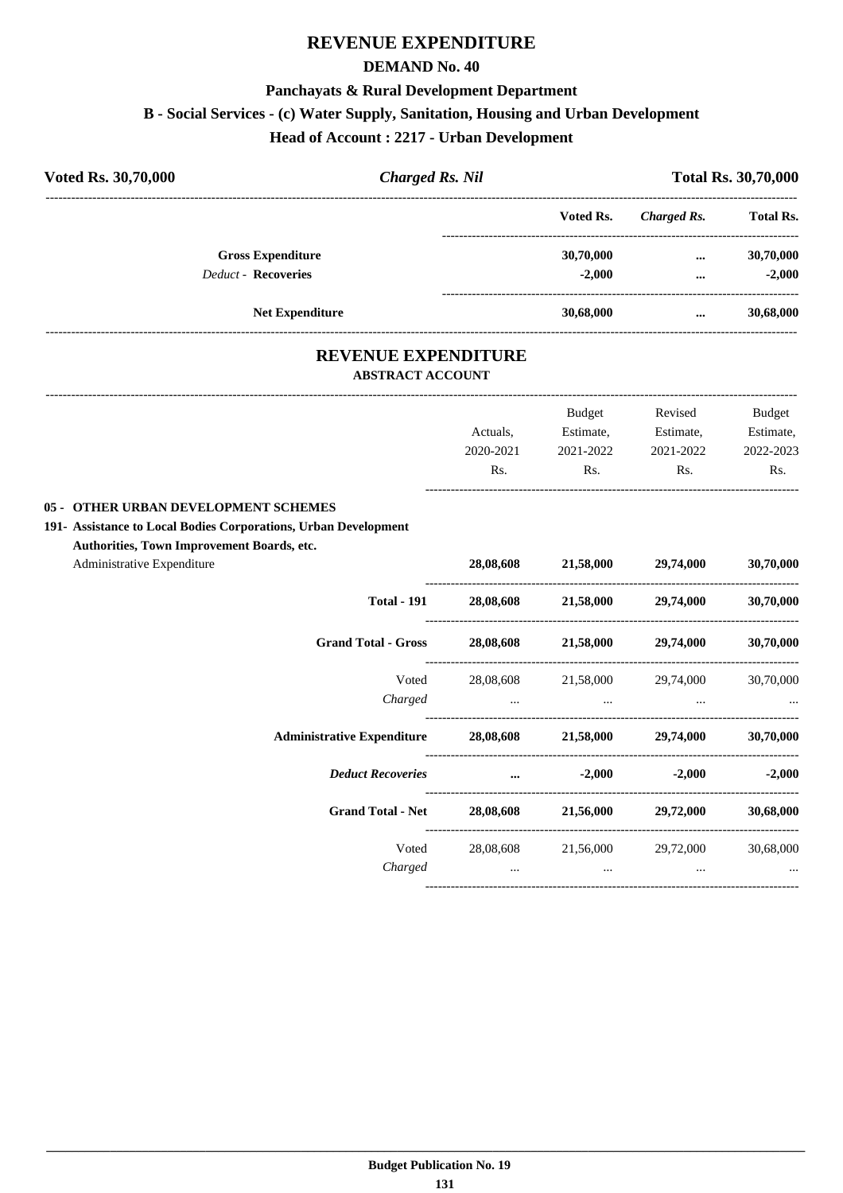# REVENUE EXPENDITURE

## DEMAND No. 40

### Panchayats & Rural Development Department

### B - Social Services - (c) Water Supply, Sanitation, Housing and Urban Development

### Head of Account : 2217 - Urban Development

**Voted Rs. 30,70,000** | ***Charged Rs. Nil*** | **Total Rs. 30,70,000**

| | Voted Rs. | *Charged Rs.* | Total Rs. |
|---|---|---|---|
| **Gross Expenditure** | **30,70,000** | **...** | **30,70,000** |
| *Deduct* - **Recoveries** | **-2,000** | **...** | **-2,000** |
| **Net Expenditure** | **30,68,000** | **...** | **30,68,000** |

## REVENUE EXPENDITURE

### ABSTRACT ACCOUNT

| | Actuals, 2020-2021 Rs. | Budget Estimate, 2021-2022 Rs. | Revised Estimate, 2021-2022 Rs. | Budget Estimate, 2022-2023 Rs. |
|---|---|---|---|---|
| **05 - OTHER URBAN DEVELOPMENT SCHEMES** | | | | |
| **191- Assistance to Local Bodies Corporations, Urban Development Authorities, Town Improvement Boards, etc.** | | | | |
| Administrative Expenditure | **28,08,608** | **21,58,000** | **29,74,000** | **30,70,000** |
| **Total - 191** | **28,08,608** | **21,58,000** | **29,74,000** | **30,70,000** |
| **Grand Total - Gross** | **28,08,608** | **21,58,000** | **29,74,000** | **30,70,000** |
| Voted | 28,08,608 | 21,58,000 | 29,74,000 | 30,70,000 |
| *Charged* | ... | ... | ... | ... |
| **Administrative Expenditure** | **28,08,608** | **21,58,000** | **29,74,000** | **30,70,000** |
| ***Deduct Recoveries*** | **...** | **-2,000** | **-2,000** | **-2,000** |
| **Grand Total - Net** | **28,08,608** | **21,56,000** | **29,72,000** | **30,68,000** |
| Voted | 28,08,608 | 21,56,000 | 29,72,000 | 30,68,000 |
| *Charged* | ... | ... | ... | ... |

**Budget Publication No. 19**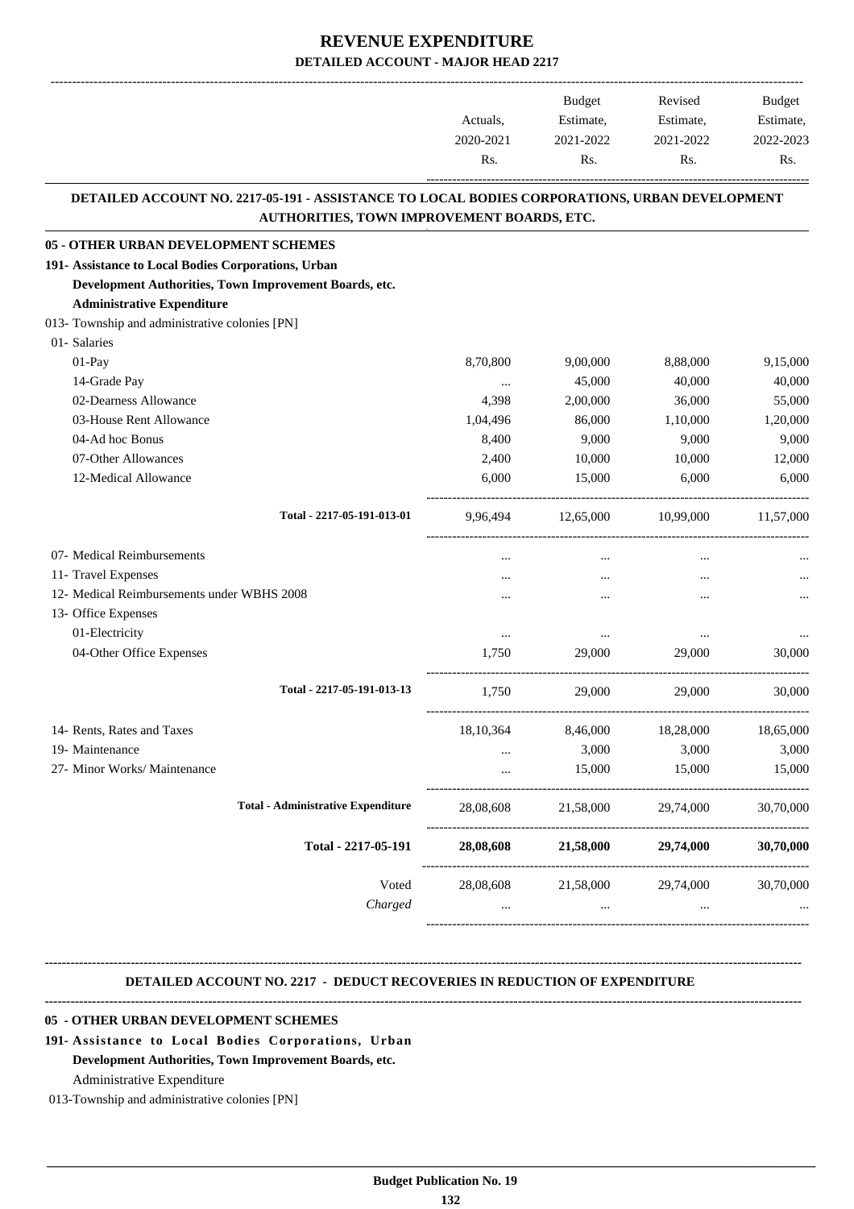# REVENUE EXPENDITURE

## DETAILED ACCOUNT - MAJOR HEAD 2217

| | Actuals, 2020-2021 Rs. | Budget Estimate, 2021-2022 Rs. | Revised Estimate, 2021-2022 Rs. | Budget Estimate, 2022-2023 Rs. |
|---|---|---|---|---|

### DETAILED ACCOUNT NO. 2217-05-191 - ASSISTANCE TO LOCAL BODIES CORPORATIONS, URBAN DEVELOPMENT AUTHORITIES, TOWN IMPROVEMENT BOARDS, ETC.

| | Actuals, 2020-2021 Rs. | Budget Estimate, 2021-2022 Rs. | Revised Estimate, 2021-2022 Rs. | Budget Estimate, 2022-2023 Rs. |
|---|---|---|---|---|
| **05 - OTHER URBAN DEVELOPMENT SCHEMES** | | | | |
| **191- Assistance to Local Bodies Corporations, Urban Development Authorities, Town Improvement Boards, etc.** | | | | |
| **Administrative Expenditure** | | | | |
| 013- Township and administrative colonies [PN] | | | | |
| 01- Salaries | | | | |
| 01-Pay | 8,70,800 | 9,00,000 | 8,88,000 | 9,15,000 |
| 14-Grade Pay | ... | 45,000 | 40,000 | 40,000 |
| 02-Dearness Allowance | 4,398 | 2,00,000 | 36,000 | 55,000 |
| 03-House Rent Allowance | 1,04,496 | 86,000 | 1,10,000 | 1,20,000 |
| 04-Ad hoc Bonus | 8,400 | 9,000 | 9,000 | 9,000 |
| 07-Other Allowances | 2,400 | 10,000 | 10,000 | 12,000 |
| 12-Medical Allowance | 6,000 | 15,000 | 6,000 | 6,000 |
| Total - 2217-05-191-013-01 | 9,96,494 | 12,65,000 | 10,99,000 | 11,57,000 |
| 07- Medical Reimbursements | ... | ... | ... | ... |
| 11- Travel Expenses | ... | ... | ... | ... |
| 12- Medical Reimbursements under WBHS 2008 | ... | ... | ... | ... |
| 13- Office Expenses | | | | |
| 01-Electricity | ... | ... | ... | ... |
| 04-Other Office Expenses | 1,750 | 29,000 | 29,000 | 30,000 |
| Total - 2217-05-191-013-13 | 1,750 | 29,000 | 29,000 | 30,000 |
| 14- Rents, Rates and Taxes | 18,10,364 | 8,46,000 | 18,28,000 | 18,65,000 |
| 19- Maintenance | ... | 3,000 | 3,000 | 3,000 |
| 27- Minor Works/ Maintenance | ... | 15,000 | 15,000 | 15,000 |
| **Total - Administrative Expenditure** | 28,08,608 | 21,58,000 | 29,74,000 | 30,70,000 |
| **Total - 2217-05-191** | **28,08,608** | **21,58,000** | **29,74,000** | **30,70,000** |
| Voted | 28,08,608 | 21,58,000 | 29,74,000 | 30,70,000 |
| *Charged* | ... | ... | ... | ... |

### DETAILED ACCOUNT NO. 2217 - DEDUCT RECOVERIES IN REDUCTION OF EXPENDITURE

**05 - OTHER URBAN DEVELOPMENT SCHEMES**

**191- Assistance to Local Bodies Corporations, Urban Development Authorities, Town Improvement Boards, etc.**

Administrative Expenditure

013-Township and administrative colonies [PN]

**Budget Publication No. 19**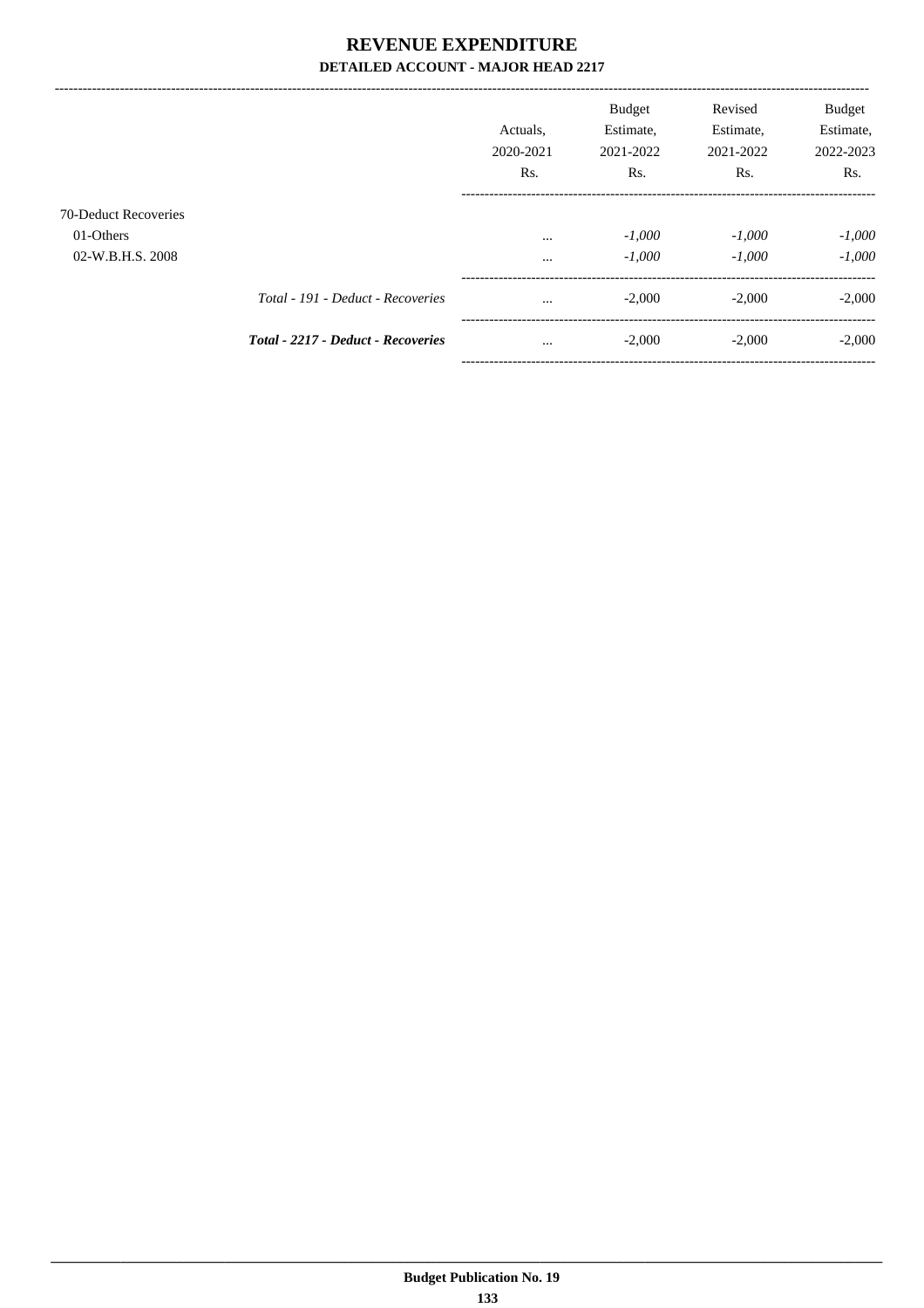# REVENUE EXPENDITURE

## DETAILED ACCOUNT - MAJOR HEAD 2217

| | | Actuals, 2020-2021 Rs. | Budget Estimate, 2021-2022 Rs. | Revised Estimate, 2021-2022 Rs. | Budget Estimate, 2022-2023 Rs. |
|---|---|---|---|---|---|
| 70-Deduct Recoveries | | | | | |
| 01-Others | | ... | *-1,000* | *-1,000* | *-1,000* |
| 02-W.B.H.S. 2008 | | ... | *-1,000* | *-1,000* | *-1,000* |
| | *Total - 191 - Deduct - Recoveries* | ... | -2,000 | -2,000 | -2,000 |
| | ***Total - 2217 - Deduct - Recoveries*** | ... | -2,000 | -2,000 | -2,000 |

**Budget Publication No. 19**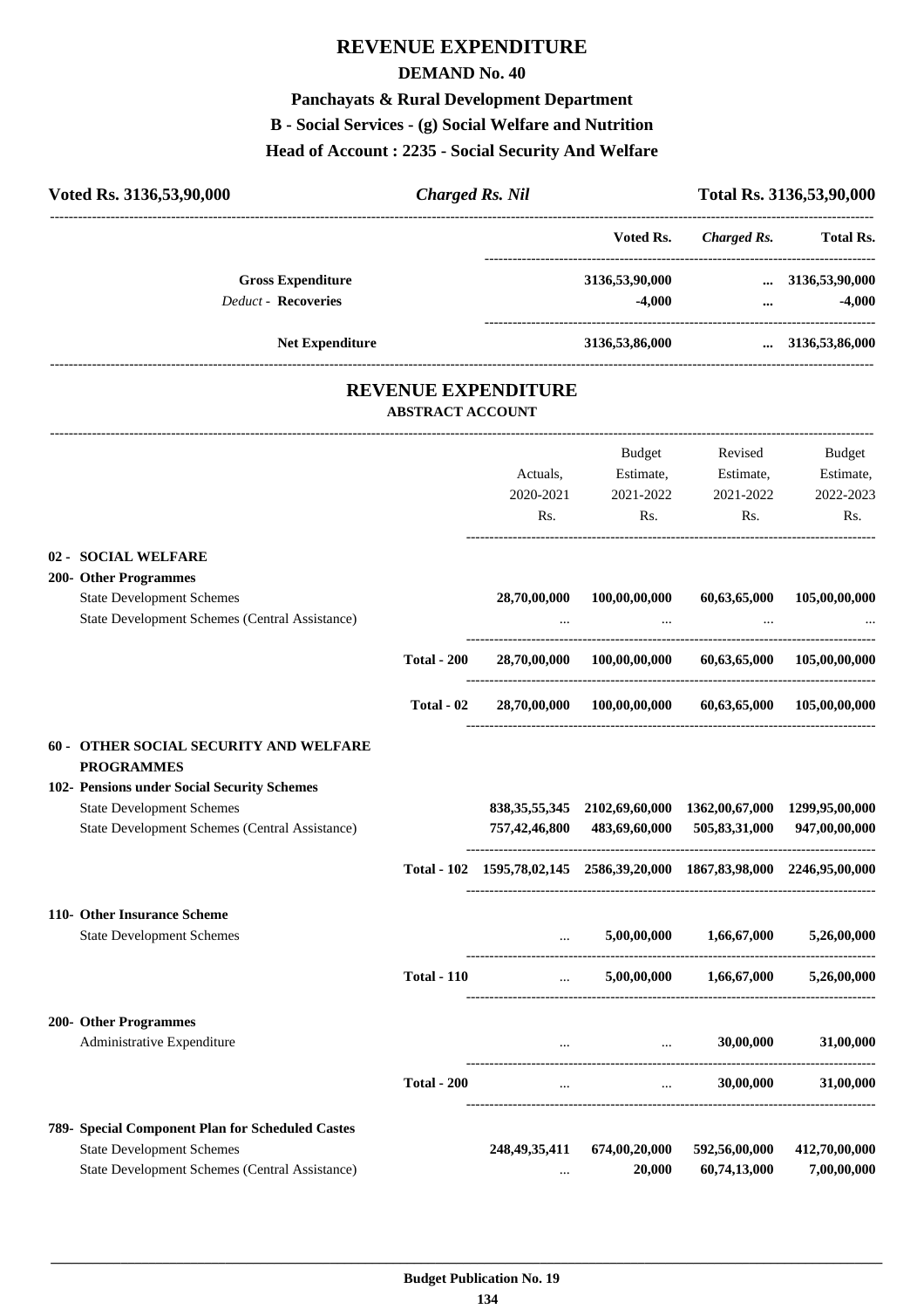# REVENUE EXPENDITURE

## DEMAND No. 40

### Panchayats & Rural Development Department

### B - Social Services - (g) Social Welfare and Nutrition

### Head of Account : 2235 - Social Security And Welfare

| Voted Rs. 3136,53,90,000 | Charged Rs. Nil | Total Rs. 3136,53,90,000 |
|---|---|---|

| | Voted Rs. | Charged Rs. | Total Rs. |
|---|---|---|---|
| Gross Expenditure | 3136,53,90,000 | ... | 3136,53,90,000 |
| *Deduct* - Recoveries | -4,000 | ... | -4,000 |
| Net Expenditure | 3136,53,86,000 | ... | 3136,53,86,000 |

## REVENUE EXPENDITURE

### ABSTRACT ACCOUNT

| | | Actuals, 2020-2021 Rs. | Budget Estimate, 2021-2022 Rs. | Revised Estimate, 2021-2022 Rs. | Budget Estimate, 2022-2023 Rs. |
|---|---|---|---|---|---|
| **02 - SOCIAL WELFARE** | | | | | |
| **200- Other Programmes** | | | | | |
| State Development Schemes | | 28,70,00,000 | 100,00,00,000 | 60,63,65,000 | 105,00,00,000 |
| State Development Schemes (Central Assistance) | | ... | ... | ... | ... |
| | Total - 200 | 28,70,00,000 | 100,00,00,000 | 60,63,65,000 | 105,00,00,000 |
| | Total - 02 | 28,70,00,000 | 100,00,00,000 | 60,63,65,000 | 105,00,00,000 |
| **60 - OTHER SOCIAL SECURITY AND WELFARE PROGRAMMES** | | | | | |
| **102- Pensions under Social Security Schemes** | | | | | |
| State Development Schemes | | 838,35,55,345 | 2102,69,60,000 | 1362,00,67,000 | 1299,95,00,000 |
| State Development Schemes (Central Assistance) | | 757,42,46,800 | 483,69,60,000 | 505,83,31,000 | 947,00,00,000 |
| | Total - 102 | 1595,78,02,145 | 2586,39,20,000 | 1867,83,98,000 | 2246,95,00,000 |
| **110- Other Insurance Scheme** | | | | | |
| State Development Schemes | | ... | 5,00,00,000 | 1,66,67,000 | 5,26,00,000 |
| | Total - 110 | ... | 5,00,00,000 | 1,66,67,000 | 5,26,00,000 |
| **200- Other Programmes** | | | | | |
| Administrative Expenditure | | ... | ... | 30,00,000 | 31,00,000 |
| | Total - 200 | ... | ... | 30,00,000 | 31,00,000 |
| **789- Special Component Plan for Scheduled Castes** | | | | | |
| State Development Schemes | | 248,49,35,411 | 674,00,20,000 | 592,56,00,000 | 412,70,00,000 |
| State Development Schemes (Central Assistance) | | ... | 20,000 | 60,74,13,000 | 7,00,00,000 |

Budget Publication No. 19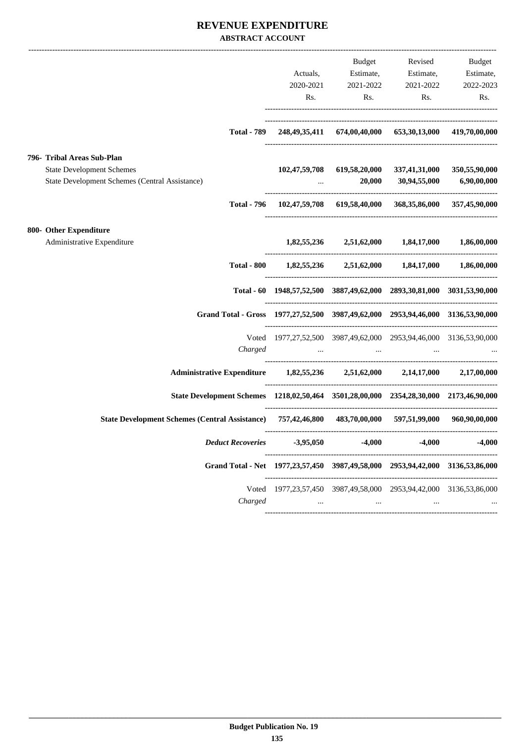# REVENUE EXPENDITURE

**ABSTRACT ACCOUNT**

| | Actuals, 2020-2021 Rs. | Budget Estimate, 2021-2022 Rs. | Revised Estimate, 2021-2022 Rs. | Budget Estimate, 2022-2023 Rs. |
|---|---|---|---|---|
| **Total - 789** | **248,49,35,411** | **674,00,40,000** | **653,30,13,000** | **419,70,00,000** |
| **796- Tribal Areas Sub-Plan** | | | | |
| State Development Schemes | **102,47,59,708** | **619,58,20,000** | **337,41,31,000** | **350,55,90,000** |
| State Development Schemes (Central Assistance) | ... | **20,000** | **30,94,55,000** | **6,90,00,000** |
| **Total - 796** | **102,47,59,708** | **619,58,40,000** | **368,35,86,000** | **357,45,90,000** |
| **800- Other Expenditure** | | | | |
| Administrative Expenditure | **1,82,55,236** | **2,51,62,000** | **1,84,17,000** | **1,86,00,000** |
| **Total - 800** | **1,82,55,236** | **2,51,62,000** | **1,84,17,000** | **1,86,00,000** |
| **Total - 60** | **1948,57,52,500** | **3887,49,62,000** | **2893,30,81,000** | **3031,53,90,000** |
| **Grand Total - Gross** | **1977,27,52,500** | **3987,49,62,000** | **2953,94,46,000** | **3136,53,90,000** |
| Voted | 1977,27,52,500 | 3987,49,62,000 | 2953,94,46,000 | 3136,53,90,000 |
| *Charged* | ... | ... | ... | ... |
| **Administrative Expenditure** | **1,82,55,236** | **2,51,62,000** | **2,14,17,000** | **2,17,00,000** |
| **State Development Schemes** | **1218,02,50,464** | **3501,28,00,000** | **2354,28,30,000** | **2173,46,90,000** |
| **State Development Schemes (Central Assistance)** | **757,42,46,800** | **483,70,00,000** | **597,51,99,000** | **960,90,00,000** |
| ***Deduct Recoveries*** | **-3,95,050** | **-4,000** | **-4,000** | **-4,000** |
| **Grand Total - Net** | **1977,23,57,450** | **3987,49,58,000** | **2953,94,42,000** | **3136,53,86,000** |
| Voted | 1977,23,57,450 | 3987,49,58,000 | 2953,94,42,000 | 3136,53,86,000 |
| *Charged* | ... | ... | ... | ... |

**Budget Publication No. 19**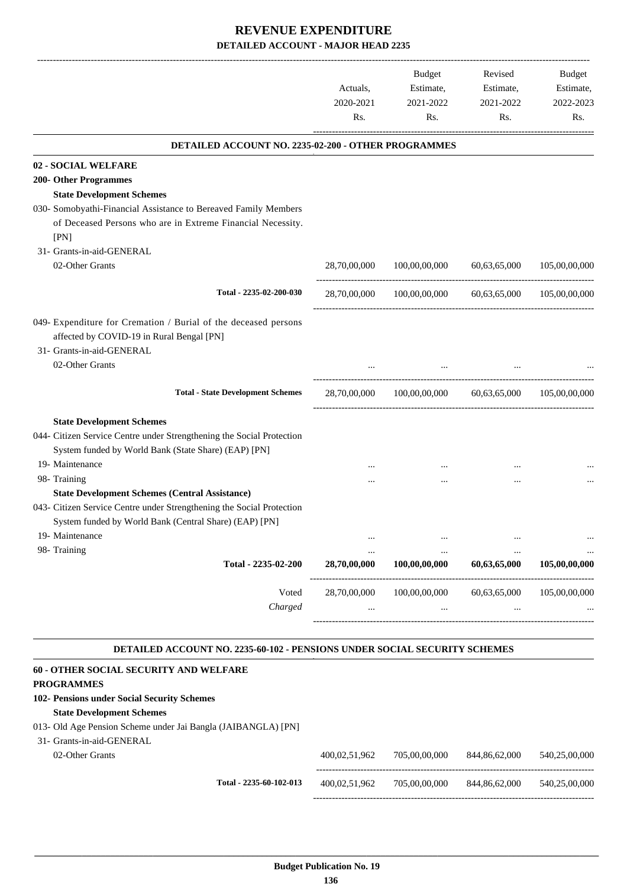# REVENUE EXPENDITURE

## DETAILED ACCOUNT - MAJOR HEAD 2235

| | Actuals, 2020-2021 Rs. | Budget Estimate, 2021-2022 Rs. | Revised Estimate, 2021-2022 Rs. | Budget Estimate, 2022-2023 Rs. |
|---|---|---|---|---|
| **DETAILED ACCOUNT NO. 2235-02-200 - OTHER PROGRAMMES** | | | | |
| **02 - SOCIAL WELFARE** | | | | |
| **200- Other Programmes** | | | | |
| **State Development Schemes** | | | | |
| 030- Somobyathi-Financial Assistance to Bereaved Family Members of Deceased Persons who are in Extreme Financial Necessity. [PN] | | | | |
| 31- Grants-in-aid-GENERAL | | | | |
| 02-Other Grants | 28,70,00,000 | 100,00,00,000 | 60,63,65,000 | 105,00,00,000 |
| Total - 2235-02-200-030 | 28,70,00,000 | 100,00,00,000 | 60,63,65,000 | 105,00,00,000 |
| 049- Expenditure for Cremation / Burial of the deceased persons affected by COVID-19 in Rural Bengal [PN] | | | | |
| 31- Grants-in-aid-GENERAL | | | | |
| 02-Other Grants | ... | ... | ... | ... |
| **Total - State Development Schemes** | 28,70,00,000 | 100,00,00,000 | 60,63,65,000 | 105,00,00,000 |
| **State Development Schemes** | | | | |
| 044- Citizen Service Centre under Strengthening the Social Protection System funded by World Bank (State Share) (EAP) [PN] | | | | |
| 19- Maintenance | ... | ... | ... | ... |
| 98- Training | ... | ... | ... | ... |
| **State Development Schemes (Central Assistance)** | | | | |
| 043- Citizen Service Centre under Strengthening the Social Protection System funded by World Bank (Central Share) (EAP) [PN] | | | | |
| 19- Maintenance | ... | ... | ... | ... |
| 98- Training | ... | ... | ... | ... |
| **Total - 2235-02-200** | **28,70,00,000** | **100,00,00,000** | **60,63,65,000** | **105,00,00,000** |
| Voted | 28,70,00,000 | 100,00,00,000 | 60,63,65,000 | 105,00,00,000 |
| *Charged* | ... | ... | ... | ... |
| **DETAILED ACCOUNT NO. 2235-60-102 - PENSIONS UNDER SOCIAL SECURITY SCHEMES** | | | | |
| **60 - OTHER SOCIAL SECURITY AND WELFARE PROGRAMMES** | | | | |
| **102- Pensions under Social Security Schemes** | | | | |
| **State Development Schemes** | | | | |
| 013- Old Age Pension Scheme under Jai Bangla (JAIBANGLA) [PN] | | | | |
| 31- Grants-in-aid-GENERAL | | | | |
| 02-Other Grants | 400,02,51,962 | 705,00,00,000 | 844,86,62,000 | 540,25,00,000 |
| Total - 2235-60-102-013 | 400,02,51,962 | 705,00,00,000 | 844,86,62,000 | 540,25,00,000 |

**Budget Publication No. 19**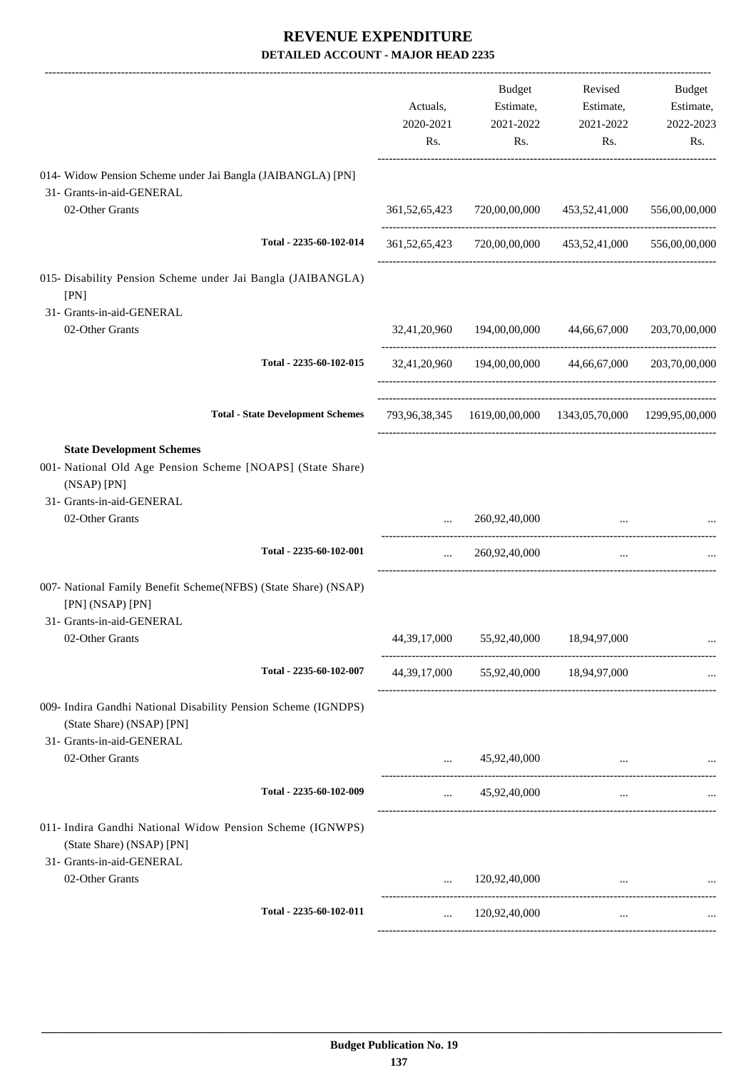# REVENUE EXPENDITURE

**DETAILED ACCOUNT - MAJOR HEAD 2235**

| | Actuals, 2020-2021 Rs. | Budget Estimate, 2021-2022 Rs. | Revised Estimate, 2021-2022 Rs. | Budget Estimate, 2022-2023 Rs. |
|---|---|---|---|---|
| 014- Widow Pension Scheme under Jai Bangla (JAIBANGLA) [PN] | | | | |
| 31- Grants-in-aid-GENERAL | | | | |
| 02-Other Grants | 361,52,65,423 | 720,00,00,000 | 453,52,41,000 | 556,00,00,000 |
| Total - 2235-60-102-014 | 361,52,65,423 | 720,00,00,000 | 453,52,41,000 | 556,00,00,000 |
| 015- Disability Pension Scheme under Jai Bangla (JAIBANGLA) [PN] | | | | |
| 31- Grants-in-aid-GENERAL | | | | |
| 02-Other Grants | 32,41,20,960 | 194,00,00,000 | 44,66,67,000 | 203,70,00,000 |
| Total - 2235-60-102-015 | 32,41,20,960 | 194,00,00,000 | 44,66,67,000 | 203,70,00,000 |
| **Total - State Development Schemes** | 793,96,38,345 | 1619,00,00,000 | 1343,05,70,000 | 1299,95,00,000 |
| **State Development Schemes** | | | | |
| 001- National Old Age Pension Scheme [NOAPS] (State Share) (NSAP) [PN] | | | | |
| 31- Grants-in-aid-GENERAL | | | | |
| 02-Other Grants | ... | 260,92,40,000 | ... | ... |
| Total - 2235-60-102-001 | ... | 260,92,40,000 | ... | ... |
| 007- National Family Benefit Scheme(NFBS) (State Share) (NSAP) [PN] (NSAP) [PN] | | | | |
| 31- Grants-in-aid-GENERAL | | | | |
| 02-Other Grants | 44,39,17,000 | 55,92,40,000 | 18,94,97,000 | ... |
| Total - 2235-60-102-007 | 44,39,17,000 | 55,92,40,000 | 18,94,97,000 | ... |
| 009- Indira Gandhi National Disability Pension Scheme (IGNDPS) (State Share) (NSAP) [PN] | | | | |
| 31- Grants-in-aid-GENERAL | | | | |
| 02-Other Grants | ... | 45,92,40,000 | ... | ... |
| Total - 2235-60-102-009 | ... | 45,92,40,000 | ... | ... |
| 011- Indira Gandhi National Widow Pension Scheme (IGNWPS) (State Share) (NSAP) [PN] | | | | |
| 31- Grants-in-aid-GENERAL | | | | |
| 02-Other Grants | ... | 120,92,40,000 | ... | ... |
| Total - 2235-60-102-011 | ... | 120,92,40,000 | ... | ... |

**Budget Publication No. 19**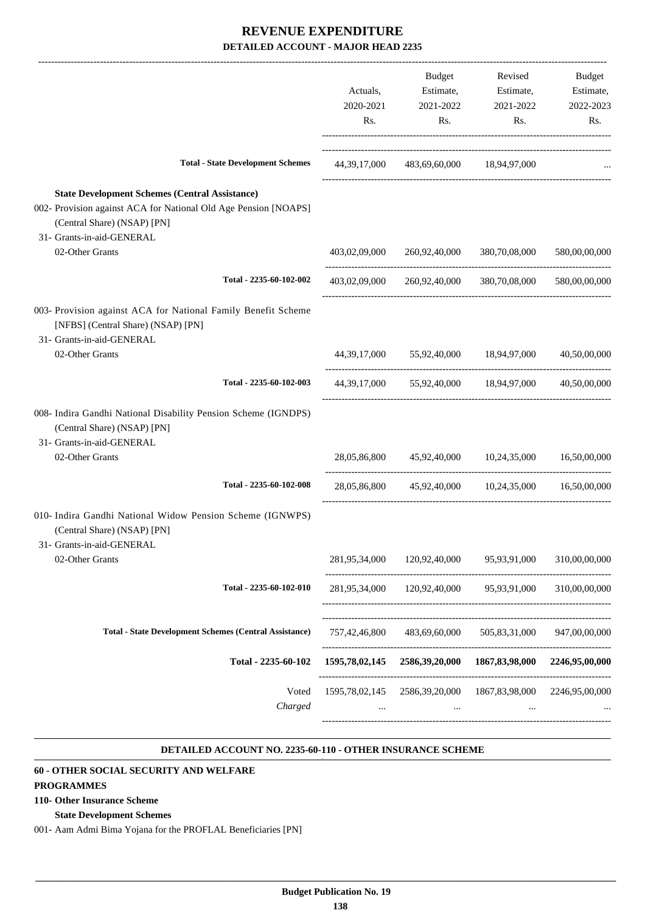# REVENUE EXPENDITURE

## DETAILED ACCOUNT - MAJOR HEAD 2235

| | Actuals, 2020-2021 Rs. | Budget Estimate, 2021-2022 Rs. | Revised Estimate, 2021-2022 Rs. | Budget Estimate, 2022-2023 Rs. |
|---|---|---|---|---|
| **Total - State Development Schemes** | 44,39,17,000 | 483,69,60,000 | 18,94,97,000 | ... |
| **State Development Schemes (Central Assistance)** | | | | |
| 002- Provision against ACA for National Old Age Pension [NOAPS] (Central Share) (NSAP) [PN] | | | | |
| 31- Grants-in-aid-GENERAL | | | | |
| 02-Other Grants | 403,02,09,000 | 260,92,40,000 | 380,70,08,000 | 580,00,00,000 |
| **Total - 2235-60-102-002** | 403,02,09,000 | 260,92,40,000 | 380,70,08,000 | 580,00,00,000 |
| 003- Provision against ACA for National Family Benefit Scheme [NFBS] (Central Share) (NSAP) [PN] | | | | |
| 31- Grants-in-aid-GENERAL | | | | |
| 02-Other Grants | 44,39,17,000 | 55,92,40,000 | 18,94,97,000 | 40,50,00,000 |
| **Total - 2235-60-102-003** | 44,39,17,000 | 55,92,40,000 | 18,94,97,000 | 40,50,00,000 |
| 008- Indira Gandhi National Disability Pension Scheme (IGNDPS) (Central Share) (NSAP) [PN] | | | | |
| 31- Grants-in-aid-GENERAL | | | | |
| 02-Other Grants | 28,05,86,800 | 45,92,40,000 | 10,24,35,000 | 16,50,00,000 |
| **Total - 2235-60-102-008** | 28,05,86,800 | 45,92,40,000 | 10,24,35,000 | 16,50,00,000 |
| 010- Indira Gandhi National Widow Pension Scheme (IGNWPS) (Central Share) (NSAP) [PN] | | | | |
| 31- Grants-in-aid-GENERAL | | | | |
| 02-Other Grants | 281,95,34,000 | 120,92,40,000 | 95,93,91,000 | 310,00,00,000 |
| **Total - 2235-60-102-010** | 281,95,34,000 | 120,92,40,000 | 95,93,91,000 | 310,00,00,000 |
| **Total - State Development Schemes (Central Assistance)** | 757,42,46,800 | 483,69,60,000 | 505,83,31,000 | 947,00,00,000 |
| **Total - 2235-60-102** | **1595,78,02,145** | **2586,39,20,000** | **1867,83,98,000** | **2246,95,00,000** |
| Voted | 1595,78,02,145 | 2586,39,20,000 | 1867,83,98,000 | 2246,95,00,000 |
| *Charged* | ... | ... | ... | ... |

### DETAILED ACCOUNT NO. 2235-60-110 - OTHER INSURANCE SCHEME

**60 - OTHER SOCIAL SECURITY AND WELFARE PROGRAMMES**

**110- Other Insurance Scheme**

**State Development Schemes**

001- Aam Admi Bima Yojana for the PROFLAL Beneficiaries [PN]

**Budget Publication No. 19**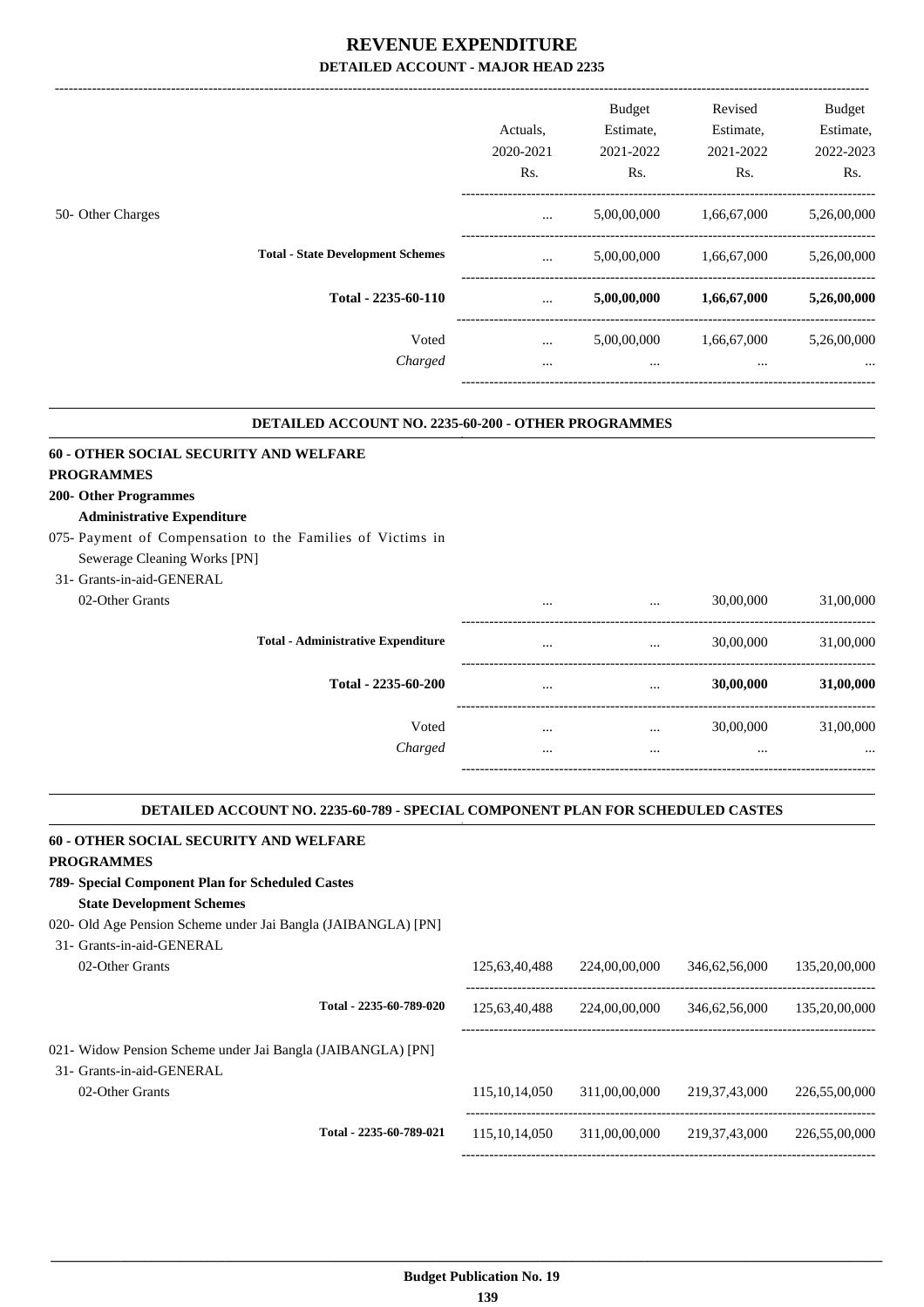# REVENUE EXPENDITURE

## DETAILED ACCOUNT - MAJOR HEAD 2235

| | Actuals, 2020-2021 Rs. | Budget Estimate, 2021-2022 Rs. | Revised Estimate, 2021-2022 Rs. | Budget Estimate, 2022-2023 Rs. |
|---|---|---|---|---|
| 50- Other Charges | ... | 5,00,00,000 | 1,66,67,000 | 5,26,00,000 |
| **Total - State Development Schemes** | ... | 5,00,00,000 | 1,66,67,000 | 5,26,00,000 |
| **Total - 2235-60-110** | ... | **5,00,00,000** | **1,66,67,000** | **5,26,00,000** |
| Voted | ... | 5,00,00,000 | 1,66,67,000 | 5,26,00,000 |
| *Charged* | ... | ... | ... | ... |

### DETAILED ACCOUNT NO. 2235-60-200 - OTHER PROGRAMMES

**60 - OTHER SOCIAL SECURITY AND WELFARE PROGRAMMES**

**200- Other Programmes**

**Administrative Expenditure**

| | Actuals, 2020-2021 Rs. | Budget Estimate, 2021-2022 Rs. | Revised Estimate, 2021-2022 Rs. | Budget Estimate, 2022-2023 Rs. |
|---|---|---|---|---|
| 075- Payment of Compensation to the Families of Victims in Sewerage Cleaning Works [PN] | | | | |
| 31- Grants-in-aid-GENERAL | | | | |
| 02-Other Grants | ... | ... | 30,00,000 | 31,00,000 |
| **Total - Administrative Expenditure** | ... | ... | 30,00,000 | 31,00,000 |
| **Total - 2235-60-200** | ... | ... | **30,00,000** | **31,00,000** |
| Voted | ... | ... | 30,00,000 | 31,00,000 |
| *Charged* | ... | ... | ... | ... |

### DETAILED ACCOUNT NO. 2235-60-789 - SPECIAL COMPONENT PLAN FOR SCHEDULED CASTES

**60 - OTHER SOCIAL SECURITY AND WELFARE PROGRAMMES**

**789- Special Component Plan for Scheduled Castes**

**State Development Schemes**

| | Actuals, 2020-2021 Rs. | Budget Estimate, 2021-2022 Rs. | Revised Estimate, 2021-2022 Rs. | Budget Estimate, 2022-2023 Rs. |
|---|---|---|---|---|
| 020- Old Age Pension Scheme under Jai Bangla (JAIBANGLA) [PN] | | | | |
| 31- Grants-in-aid-GENERAL | | | | |
| 02-Other Grants | 125,63,40,488 | 224,00,00,000 | 346,62,56,000 | 135,20,00,000 |
| **Total - 2235-60-789-020** | 125,63,40,488 | 224,00,00,000 | 346,62,56,000 | 135,20,00,000 |
| 021- Widow Pension Scheme under Jai Bangla (JAIBANGLA) [PN] | | | | |
| 31- Grants-in-aid-GENERAL | | | | |
| 02-Other Grants | 115,10,14,050 | 311,00,00,000 | 219,37,43,000 | 226,55,00,000 |
| **Total - 2235-60-789-021** | 115,10,14,050 | 311,00,00,000 | 219,37,43,000 | 226,55,00,000 |

**Budget Publication No. 19**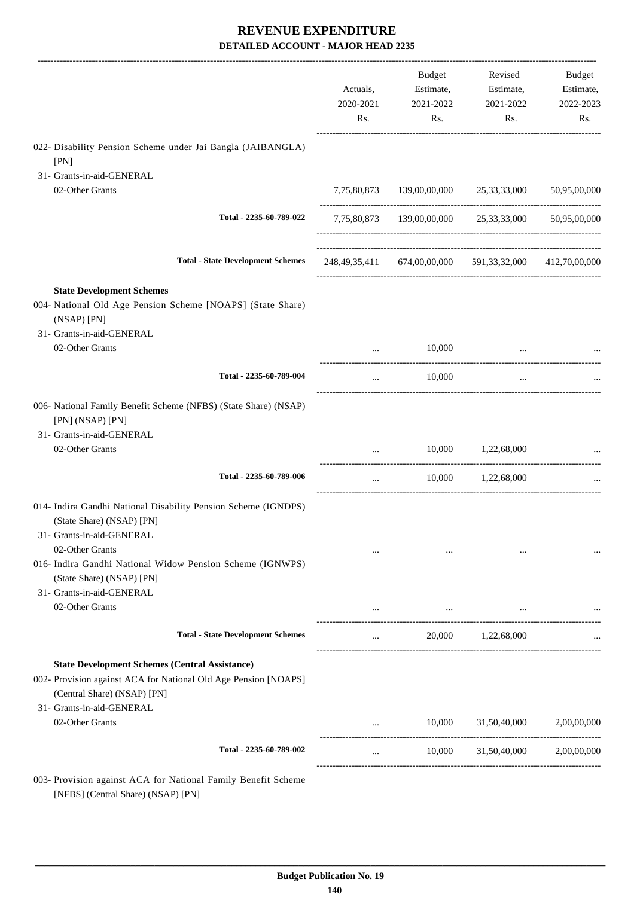# REVENUE EXPENDITURE

## DETAILED ACCOUNT - MAJOR HEAD 2235

| | Actuals, 2020-2021 Rs. | Budget Estimate, 2021-2022 Rs. | Revised Estimate, 2021-2022 Rs. | Budget Estimate, 2022-2023 Rs. |
|---|---|---|---|---|
| 022- Disability Pension Scheme under Jai Bangla (JAIBANGLA) [PN] | | | | |
| 31- Grants-in-aid-GENERAL | | | | |
| 02-Other Grants | 7,75,80,873 | 139,00,00,000 | 25,33,33,000 | 50,95,00,000 |
| **Total - 2235-60-789-022** | 7,75,80,873 | 139,00,00,000 | 25,33,33,000 | 50,95,00,000 |
| **Total - State Development Schemes** | 248,49,35,411 | 674,00,00,000 | 591,33,32,000 | 412,70,00,000 |
| **State Development Schemes** | | | | |
| 004- National Old Age Pension Scheme [NOAPS] (State Share) (NSAP) [PN] | | | | |
| 31- Grants-in-aid-GENERAL | | | | |
| 02-Other Grants | ... | 10,000 | ... | ... |
| **Total - 2235-60-789-004** | ... | 10,000 | ... | ... |
| 006- National Family Benefit Scheme (NFBS) (State Share) (NSAP) [PN] (NSAP) [PN] | | | | |
| 31- Grants-in-aid-GENERAL | | | | |
| 02-Other Grants | ... | 10,000 | 1,22,68,000 | ... |
| **Total - 2235-60-789-006** | ... | 10,000 | 1,22,68,000 | ... |
| 014- Indira Gandhi National Disability Pension Scheme (IGNDPS) (State Share) (NSAP) [PN] | | | | |
| 31- Grants-in-aid-GENERAL | | | | |
| 02-Other Grants | ... | ... | ... | ... |
| 016- Indira Gandhi National Widow Pension Scheme (IGNWPS) (State Share) (NSAP) [PN] | | | | |
| 31- Grants-in-aid-GENERAL | | | | |
| 02-Other Grants | ... | ... | ... | ... |
| **Total - State Development Schemes** | ... | 20,000 | 1,22,68,000 | ... |
| **State Development Schemes (Central Assistance)** | | | | |
| 002- Provision against ACA for National Old Age Pension [NOAPS] (Central Share) (NSAP) [PN] | | | | |
| 31- Grants-in-aid-GENERAL | | | | |
| 02-Other Grants | ... | 10,000 | 31,50,40,000 | 2,00,00,000 |
| **Total - 2235-60-789-002** | ... | 10,000 | 31,50,40,000 | 2,00,00,000 |
| 003- Provision against ACA for National Family Benefit Scheme [NFBS] (Central Share) (NSAP) [PN] | | | | |

Budget Publication No. 19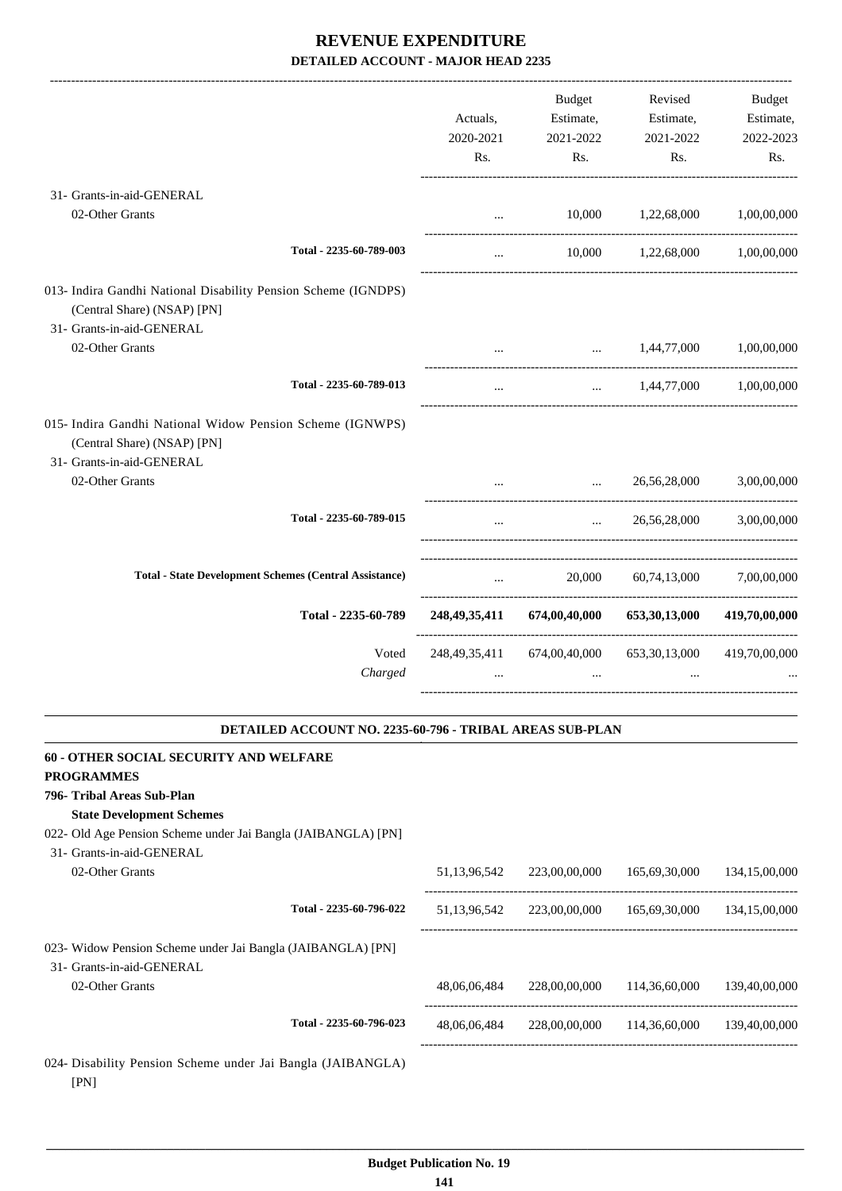# REVENUE EXPENDITURE

## DETAILED ACCOUNT - MAJOR HEAD 2235

| | Actuals, 2020-2021 Rs. | Budget Estimate, 2021-2022 Rs. | Revised Estimate, 2021-2022 Rs. | Budget Estimate, 2022-2023 Rs. |
|---|---|---|---|---|
| 31- Grants-in-aid-GENERAL | | | | |
| 02-Other Grants | ... | 10,000 | 1,22,68,000 | 1,00,00,000 |
| Total - 2235-60-789-003 | ... | 10,000 | 1,22,68,000 | 1,00,00,000 |
| 013- Indira Gandhi National Disability Pension Scheme (IGNDPS) (Central Share) (NSAP) [PN] | | | | |
| 31- Grants-in-aid-GENERAL | | | | |
| 02-Other Grants | ... | ... | 1,44,77,000 | 1,00,00,000 |
| Total - 2235-60-789-013 | ... | ... | 1,44,77,000 | 1,00,00,000 |
| 015- Indira Gandhi National Widow Pension Scheme (IGNWPS) (Central Share) (NSAP) [PN] | | | | |
| 31- Grants-in-aid-GENERAL | | | | |
| 02-Other Grants | ... | ... | 26,56,28,000 | 3,00,00,000 |
| Total - 2235-60-789-015 | ... | ... | 26,56,28,000 | 3,00,00,000 |
| **Total - State Development Schemes (Central Assistance)** | ... | 20,000 | 60,74,13,000 | 7,00,00,000 |
| **Total - 2235-60-789** | **248,49,35,411** | **674,00,40,000** | **653,30,13,000** | **419,70,00,000** |
| Voted | 248,49,35,411 | 674,00,40,000 | 653,30,13,000 | 419,70,00,000 |
| *Charged* | ... | ... | ... | ... |

### DETAILED ACCOUNT NO. 2235-60-796 - TRIBAL AREAS SUB-PLAN

**60 - OTHER SOCIAL SECURITY AND WELFARE PROGRAMMES**

**796- Tribal Areas Sub-Plan**

**State Development Schemes**

| | Actuals, 2020-2021 Rs. | Budget Estimate, 2021-2022 Rs. | Revised Estimate, 2021-2022 Rs. | Budget Estimate, 2022-2023 Rs. |
|---|---|---|---|---|
| 022- Old Age Pension Scheme under Jai Bangla (JAIBANGLA) [PN] | | | | |
| 31- Grants-in-aid-GENERAL | | | | |
| 02-Other Grants | 51,13,96,542 | 223,00,00,000 | 165,69,30,000 | 134,15,00,000 |
| Total - 2235-60-796-022 | 51,13,96,542 | 223,00,00,000 | 165,69,30,000 | 134,15,00,000 |
| 023- Widow Pension Scheme under Jai Bangla (JAIBANGLA) [PN] | | | | |
| 31- Grants-in-aid-GENERAL | | | | |
| 02-Other Grants | 48,06,06,484 | 228,00,00,000 | 114,36,60,000 | 139,40,00,000 |
| Total - 2235-60-796-023 | 48,06,06,484 | 228,00,00,000 | 114,36,60,000 | 139,40,00,000 |
| 024- Disability Pension Scheme under Jai Bangla (JAIBANGLA) [PN] | | | | |

Budget Publication No. 19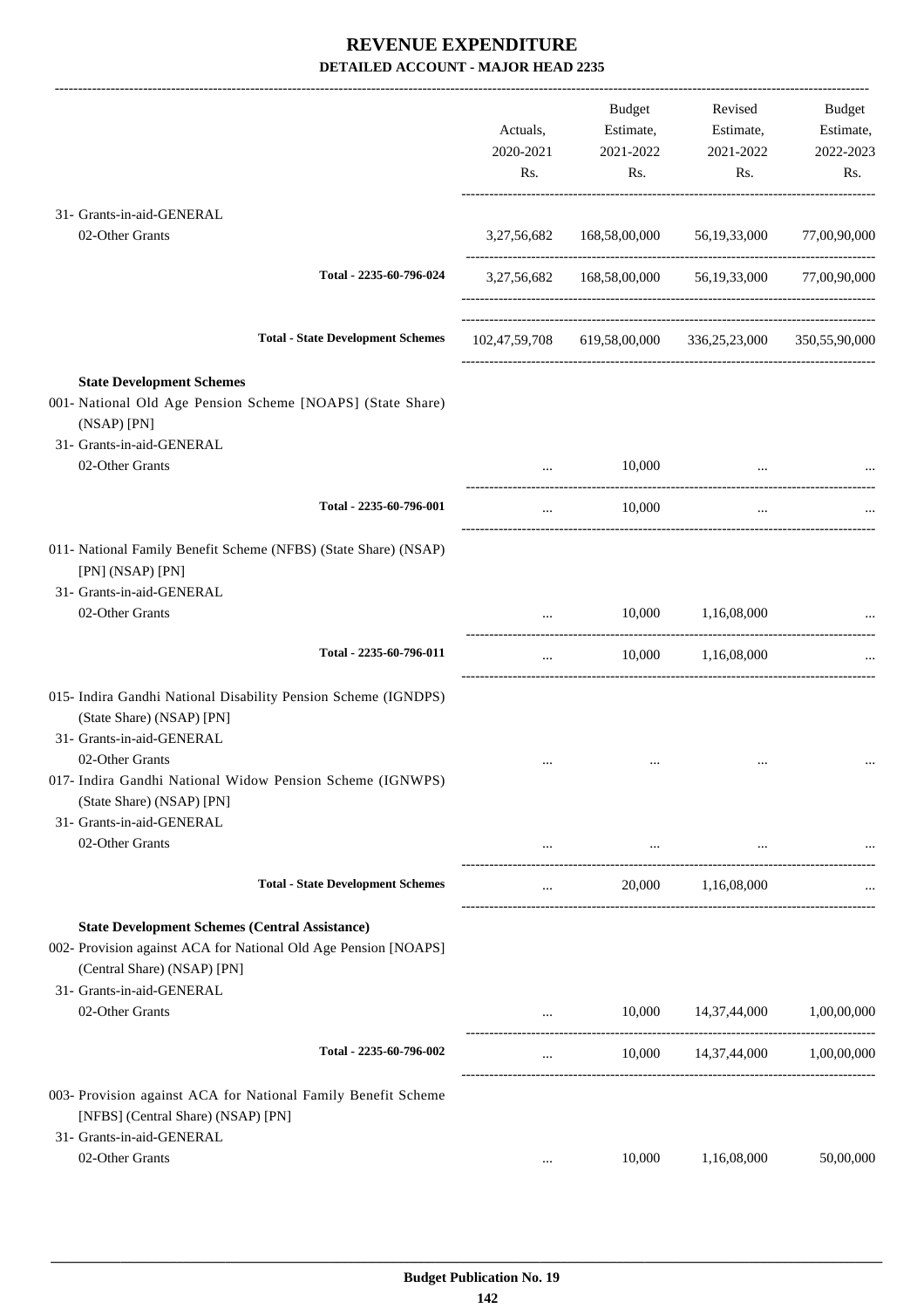# REVENUE EXPENDITURE

## DETAILED ACCOUNT - MAJOR HEAD 2235

| | Actuals, 2020-2021 Rs. | Budget Estimate, 2021-2022 Rs. | Revised Estimate, 2021-2022 Rs. | Budget Estimate, 2022-2023 Rs. |
|---|---|---|---|---|
| 31- Grants-in-aid-GENERAL | | | | |
| 02-Other Grants | 3,27,56,682 | 168,58,00,000 | 56,19,33,000 | 77,00,90,000 |
| **Total - 2235-60-796-024** | 3,27,56,682 | 168,58,00,000 | 56,19,33,000 | 77,00,90,000 |
| **Total - State Development Schemes** | 102,47,59,708 | 619,58,00,000 | 336,25,23,000 | 350,55,90,000 |
| **State Development Schemes** | | | | |
| 001- National Old Age Pension Scheme [NOAPS] (State Share) (NSAP) [PN] | | | | |
| 31- Grants-in-aid-GENERAL | | | | |
| 02-Other Grants | ... | 10,000 | ... | ... |
| **Total - 2235-60-796-001** | ... | 10,000 | ... | ... |
| 011- National Family Benefit Scheme (NFBS) (State Share) (NSAP) [PN] (NSAP) [PN] | | | | |
| 31- Grants-in-aid-GENERAL | | | | |
| 02-Other Grants | ... | 10,000 | 1,16,08,000 | ... |
| **Total - 2235-60-796-011** | ... | 10,000 | 1,16,08,000 | ... |
| 015- Indira Gandhi National Disability Pension Scheme (IGNDPS) (State Share) (NSAP) [PN] | | | | |
| 31- Grants-in-aid-GENERAL | | | | |
| 02-Other Grants | ... | ... | ... | ... |
| 017- Indira Gandhi National Widow Pension Scheme (IGNWPS) (State Share) (NSAP) [PN] | | | | |
| 31- Grants-in-aid-GENERAL | | | | |
| 02-Other Grants | ... | ... | ... | ... |
| **Total - State Development Schemes** | ... | 20,000 | 1,16,08,000 | ... |
| **State Development Schemes (Central Assistance)** | | | | |
| 002- Provision against ACA for National Old Age Pension [NOAPS] (Central Share) (NSAP) [PN] | | | | |
| 31- Grants-in-aid-GENERAL | | | | |
| 02-Other Grants | ... | 10,000 | 14,37,44,000 | 1,00,00,000 |
| **Total - 2235-60-796-002** | ... | 10,000 | 14,37,44,000 | 1,00,00,000 |
| 003- Provision against ACA for National Family Benefit Scheme [NFBS] (Central Share) (NSAP) [PN] | | | | |
| 31- Grants-in-aid-GENERAL | | | | |
| 02-Other Grants | ... | 10,000 | 1,16,08,000 | 50,00,000 |

Budget Publication No. 19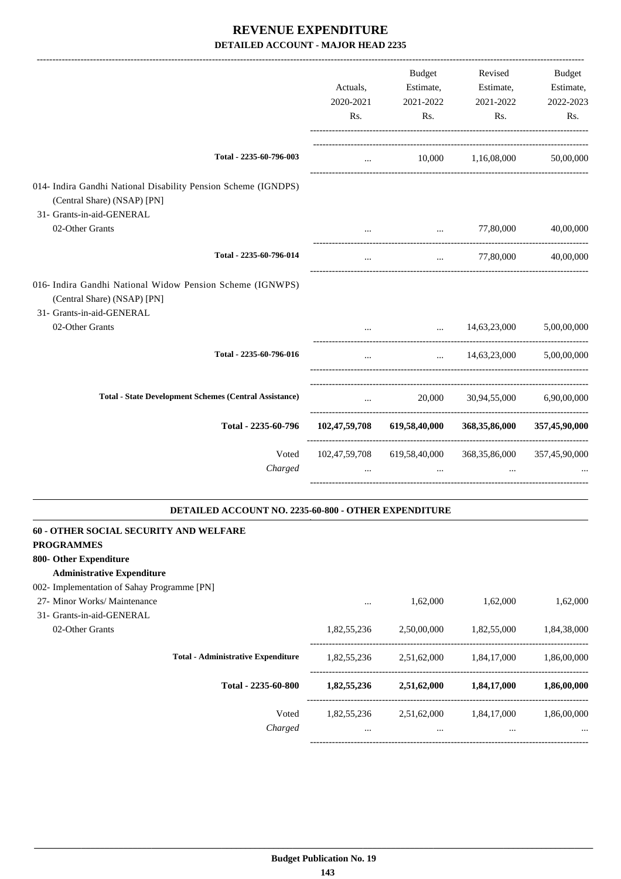# REVENUE EXPENDITURE

## DETAILED ACCOUNT - MAJOR HEAD 2235

| | Actuals, 2020-2021 Rs. | Budget Estimate, 2021-2022 Rs. | Revised Estimate, 2021-2022 Rs. | Budget Estimate, 2022-2023 Rs. |
|---|---|---|---|---|
| Total - 2235-60-796-003 | ... | 10,000 | 1,16,08,000 | 50,00,000 |
| 014- Indira Gandhi National Disability Pension Scheme (IGNDPS) (Central Share) (NSAP) [PN] | | | | |
| 31- Grants-in-aid-GENERAL | | | | |
| 02-Other Grants | ... | ... | 77,80,000 | 40,00,000 |
| Total - 2235-60-796-014 | ... | ... | 77,80,000 | 40,00,000 |
| 016- Indira Gandhi National Widow Pension Scheme (IGNWPS) (Central Share) (NSAP) [PN] | | | | |
| 31- Grants-in-aid-GENERAL | | | | |
| 02-Other Grants | ... | ... | 14,63,23,000 | 5,00,00,000 |
| Total - 2235-60-796-016 | ... | ... | 14,63,23,000 | 5,00,00,000 |
| Total - State Development Schemes (Central Assistance) | ... | 20,000 | 30,94,55,000 | 6,90,00,000 |
| **Total - 2235-60-796** | **102,47,59,708** | **619,58,40,000** | **368,35,86,000** | **357,45,90,000** |
| Voted | 102,47,59,708 | 619,58,40,000 | 368,35,86,000 | 357,45,90,000 |
| *Charged* | ... | ... | ... | ... |

### DETAILED ACCOUNT NO. 2235-60-800 - OTHER EXPENDITURE

| | Actuals, 2020-2021 Rs. | Budget Estimate, 2021-2022 Rs. | Revised Estimate, 2021-2022 Rs. | Budget Estimate, 2022-2023 Rs. |
|---|---|---|---|---|
| **60 - OTHER SOCIAL SECURITY AND WELFARE PROGRAMMES** | | | | |
| **800- Other Expenditure** | | | | |
| **Administrative Expenditure** | | | | |
| 002- Implementation of Sahay Programme [PN] | | | | |
| 27- Minor Works/ Maintenance | ... | 1,62,000 | 1,62,000 | 1,62,000 |
| 31- Grants-in-aid-GENERAL | | | | |
| 02-Other Grants | 1,82,55,236 | 2,50,00,000 | 1,82,55,000 | 1,84,38,000 |
| Total - Administrative Expenditure | 1,82,55,236 | 2,51,62,000 | 1,84,17,000 | 1,86,00,000 |
| **Total - 2235-60-800** | **1,82,55,236** | **2,51,62,000** | **1,84,17,000** | **1,86,00,000** |
| Voted | 1,82,55,236 | 2,51,62,000 | 1,84,17,000 | 1,86,00,000 |
| *Charged* | ... | ... | ... | ... |

**Budget Publication No. 19**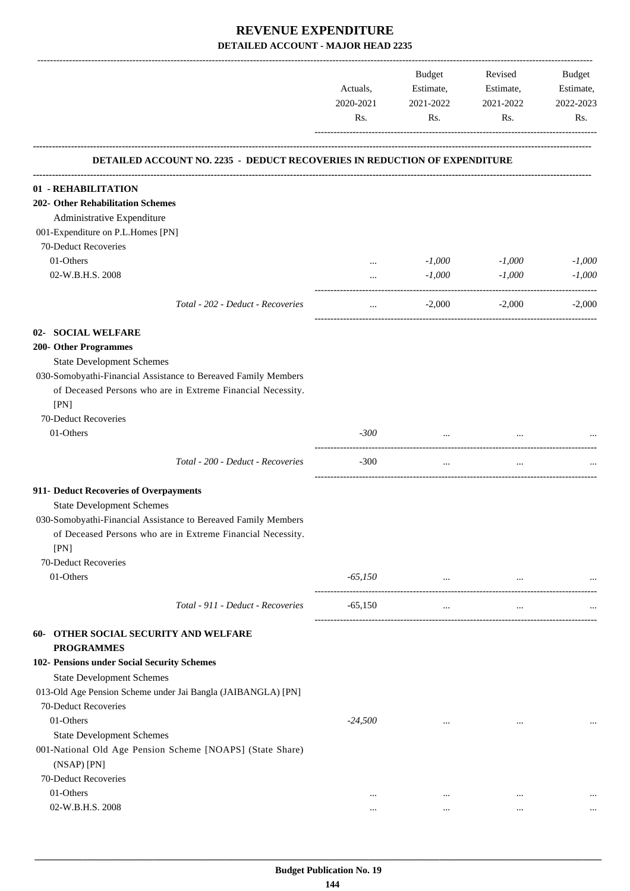# REVENUE EXPENDITURE

## DETAILED ACCOUNT - MAJOR HEAD 2235

| | Actuals, 2020-2021 Rs. | Budget Estimate, 2021-2022 Rs. | Revised Estimate, 2021-2022 Rs. | Budget Estimate, 2022-2023 Rs. |
|---|---|---|---|---|
| **DETAILED ACCOUNT NO. 2235 - DEDUCT RECOVERIES IN REDUCTION OF EXPENDITURE** | | | | |
| **01 - REHABILITATION** | | | | |
| **202- Other Rehabilitation Schemes** | | | | |
| Administrative Expenditure | | | | |
| 001-Expenditure on P.L.Homes [PN] | | | | |
| 70-Deduct Recoveries | | | | |
| 01-Others | ... | *-1,000* | *-1,000* | *-1,000* |
| 02-W.B.H.S. 2008 | ... | *-1,000* | *-1,000* | *-1,000* |
| *Total - 202 - Deduct - Recoveries* | ... | -2,000 | -2,000 | -2,000 |
| **02- SOCIAL WELFARE** | | | | |
| **200- Other Programmes** | | | | |
| State Development Schemes | | | | |
| 030-Somobyathi-Financial Assistance to Bereaved Family Members of Deceased Persons who are in Extreme Financial Necessity. [PN] | | | | |
| 70-Deduct Recoveries | | | | |
| 01-Others | *-300* | ... | ... | ... |
| *Total - 200 - Deduct - Recoveries* | -300 | ... | ... | ... |
| **911- Deduct Recoveries of Overpayments** | | | | |
| State Development Schemes | | | | |
| 030-Somobyathi-Financial Assistance to Bereaved Family Members of Deceased Persons who are in Extreme Financial Necessity. [PN] | | | | |
| 70-Deduct Recoveries | | | | |
| 01-Others | *-65,150* | ... | ... | ... |
| *Total - 911 - Deduct - Recoveries* | -65,150 | ... | ... | ... |
| **60- OTHER SOCIAL SECURITY AND WELFARE PROGRAMMES** | | | | |
| **102- Pensions under Social Security Schemes** | | | | |
| State Development Schemes | | | | |
| 013-Old Age Pension Scheme under Jai Bangla (JAIBANGLA) [PN] | | | | |
| 70-Deduct Recoveries | | | | |
| 01-Others | *-24,500* | ... | ... | ... |
| State Development Schemes | | | | |
| 001-National Old Age Pension Scheme [NOAPS] (State Share) (NSAP) [PN] | | | | |
| 70-Deduct Recoveries | | | | |
| 01-Others | ... | ... | ... | ... |
| 02-W.B.H.S. 2008 | ... | ... | ... | ... |

**Budget Publication No. 19**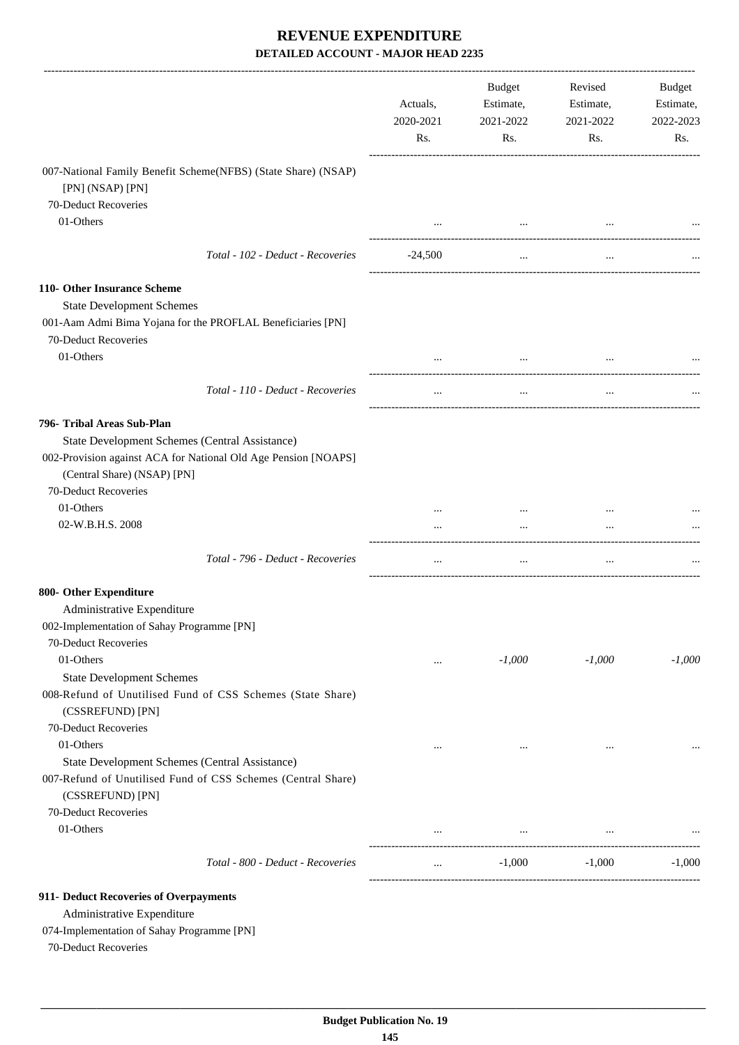# REVENUE EXPENDITURE
## DETAILED ACCOUNT - MAJOR HEAD 2235

| | Actuals, 2020-2021 Rs. | Budget Estimate, 2021-2022 Rs. | Revised Estimate, 2021-2022 Rs. | Budget Estimate, 2022-2023 Rs. |
|---|---|---|---|---|
| 007-National Family Benefit Scheme(NFBS) (State Share) (NSAP) [PN] (NSAP) [PN] | | | | |
| 70-Deduct Recoveries | | | | |
| 01-Others | ... | ... | ... | ... |
| *Total - 102 - Deduct - Recoveries* | -24,500 | ... | ... | ... |
| **110- Other Insurance Scheme** | | | | |
| State Development Schemes | | | | |
| 001-Aam Admi Bima Yojana for the PROFLAL Beneficiaries [PN] | | | | |
| 70-Deduct Recoveries | | | | |
| 01-Others | ... | ... | ... | ... |
| *Total - 110 - Deduct - Recoveries* | ... | ... | ... | ... |
| **796- Tribal Areas Sub-Plan** | | | | |
| State Development Schemes (Central Assistance) | | | | |
| 002-Provision against ACA for National Old Age Pension [NOAPS] (Central Share) (NSAP) [PN] | | | | |
| 70-Deduct Recoveries | | | | |
| 01-Others | ... | ... | ... | ... |
| 02-W.B.H.S. 2008 | ... | ... | ... | ... |
| *Total - 796 - Deduct - Recoveries* | ... | ... | ... | ... |
| **800- Other Expenditure** | | | | |
| Administrative Expenditure | | | | |
| 002-Implementation of Sahay Programme [PN] | | | | |
| 70-Deduct Recoveries | | | | |
| 01-Others | ... | *-1,000* | *-1,000* | *-1,000* |
| State Development Schemes | | | | |
| 008-Refund of Unutilised Fund of CSS Schemes (State Share) (CSSREFUND) [PN] | | | | |
| 70-Deduct Recoveries | | | | |
| 01-Others | ... | ... | ... | ... |
| State Development Schemes (Central Assistance) | | | | |
| 007-Refund of Unutilised Fund of CSS Schemes (Central Share) (CSSREFUND) [PN] | | | | |
| 70-Deduct Recoveries | | | | |
| 01-Others | ... | ... | ... | ... |
| *Total - 800 - Deduct - Recoveries* | ... | -1,000 | -1,000 | -1,000 |
| **911- Deduct Recoveries of Overpayments** | | | | |
| Administrative Expenditure | | | | |
| 074-Implementation of Sahay Programme [PN] | | | | |
| 70-Deduct Recoveries | | | | |

Budget Publication No. 19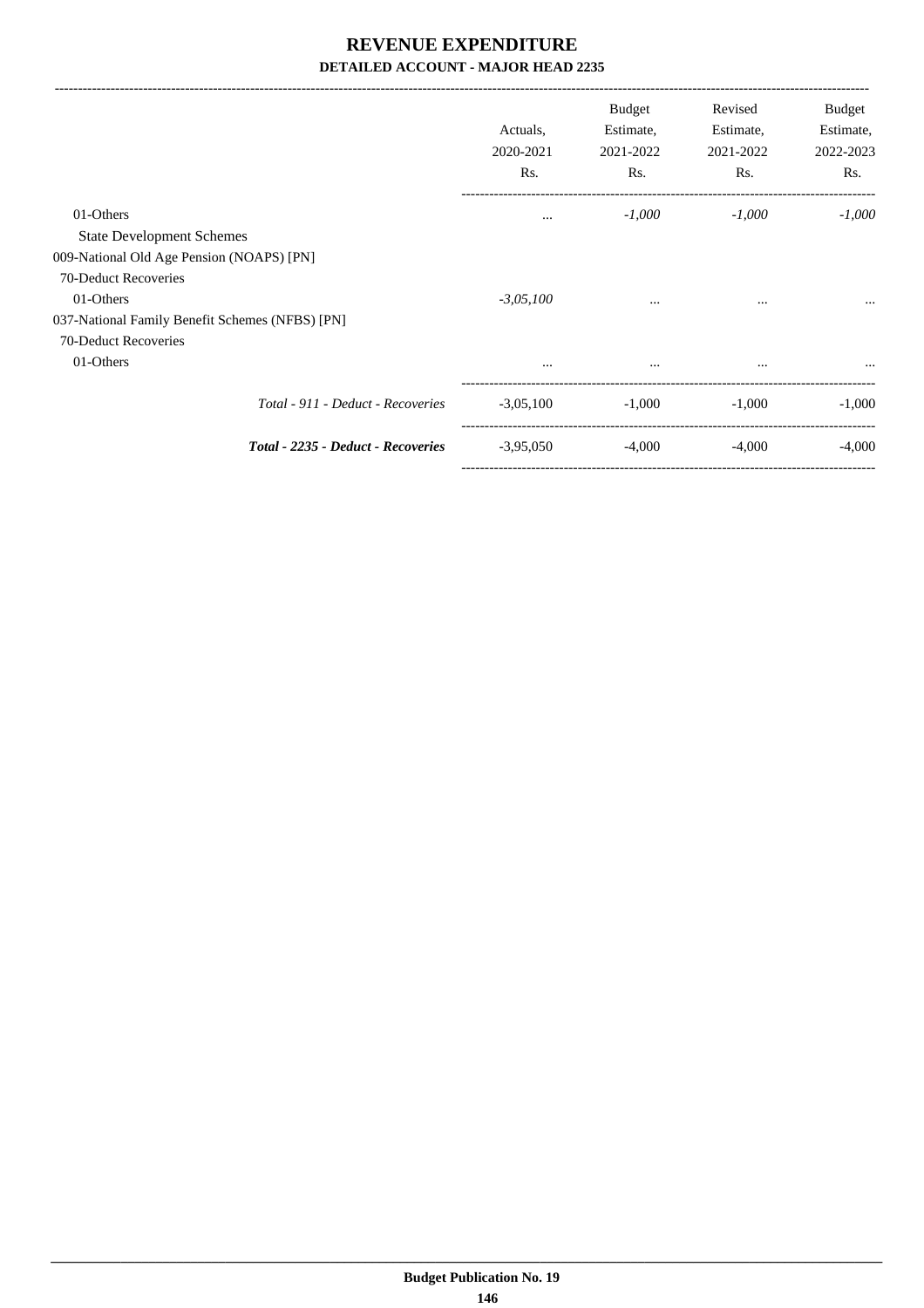# REVENUE EXPENDITURE

## DETAILED ACCOUNT - MAJOR HEAD 2235

| | Actuals, 2020-2021 Rs. | Budget Estimate, 2021-2022 Rs. | Revised Estimate, 2021-2022 Rs. | Budget Estimate, 2022-2023 Rs. |
|---|---|---|---|---|
| 01-Others | ... | *-1,000* | *-1,000* | *-1,000* |
| State Development Schemes | | | | |
| 009-National Old Age Pension (NOAPS) [PN] | | | | |
| 70-Deduct Recoveries | | | | |
| 01-Others | *-3,05,100* | ... | ... | ... |
| 037-National Family Benefit Schemes (NFBS) [PN] | | | | |
| 70-Deduct Recoveries | | | | |
| 01-Others | ... | ... | ... | ... |
| *Total - 911 - Deduct - Recoveries* | -3,05,100 | -1,000 | -1,000 | -1,000 |
| ***Total - 2235 - Deduct - Recoveries*** | -3,95,050 | -4,000 | -4,000 | -4,000 |

**Budget Publication No. 19**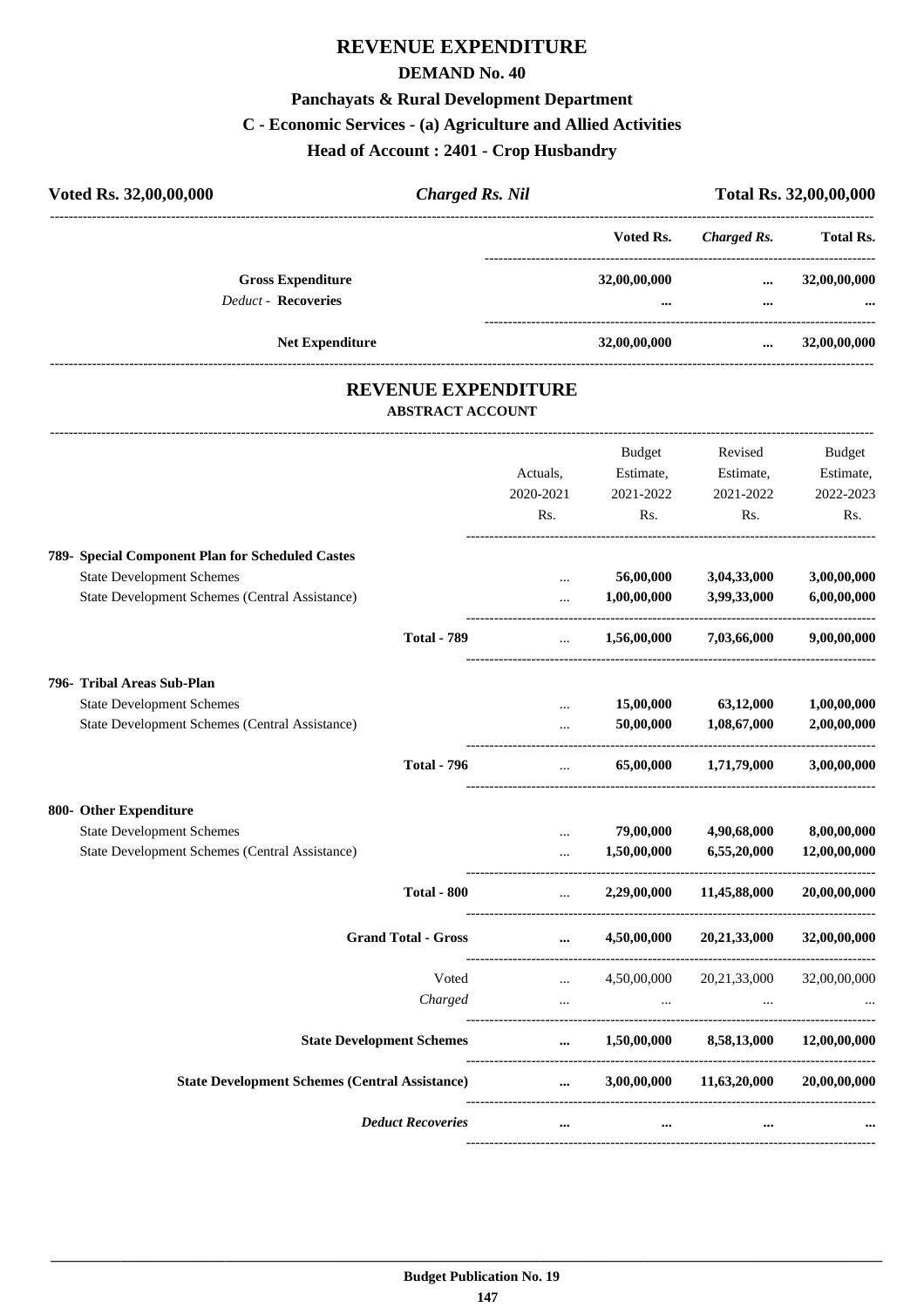# REVENUE EXPENDITURE

## DEMAND No. 40

### Panchayats & Rural Development Department

### C - Economic Services - (a) Agriculture and Allied Activities

### Head of Account : 2401 - Crop Husbandry

| Voted Rs. 32,00,00,000 | *Charged Rs. Nil* | Total Rs. 32,00,00,000 |
|---|---|---|

| | Voted Rs. | *Charged Rs.* | Total Rs. |
|---|---|---|---|
| **Gross Expenditure** | 32,00,00,000 | ... | 32,00,00,000 |
| *Deduct* - **Recoveries** | ... | ... | ... |
| **Net Expenditure** | 32,00,00,000 | ... | 32,00,00,000 |

## REVENUE EXPENDITURE

### ABSTRACT ACCOUNT

| | Actuals, 2020-2021 Rs. | Budget Estimate, 2021-2022 Rs. | Revised Estimate, 2021-2022 Rs. | Budget Estimate, 2022-2023 Rs. |
|---|---|---|---|---|
| **789- Special Component Plan for Scheduled Castes** | | | | |
| State Development Schemes | ... | 56,00,000 | 3,04,33,000 | 3,00,00,000 |
| State Development Schemes (Central Assistance) | ... | 1,00,00,000 | 3,99,33,000 | 6,00,00,000 |
| **Total - 789** | ... | 1,56,00,000 | 7,03,66,000 | 9,00,00,000 |
| **796- Tribal Areas Sub-Plan** | | | | |
| State Development Schemes | ... | 15,00,000 | 63,12,000 | 1,00,00,000 |
| State Development Schemes (Central Assistance) | ... | 50,00,000 | 1,08,67,000 | 2,00,00,000 |
| **Total - 796** | ... | 65,00,000 | 1,71,79,000 | 3,00,00,000 |
| **800- Other Expenditure** | | | | |
| State Development Schemes | ... | 79,00,000 | 4,90,68,000 | 8,00,00,000 |
| State Development Schemes (Central Assistance) | ... | 1,50,00,000 | 6,55,20,000 | 12,00,00,000 |
| **Total - 800** | ... | 2,29,00,000 | 11,45,88,000 | 20,00,00,000 |
| **Grand Total - Gross** | ... | 4,50,00,000 | 20,21,33,000 | 32,00,00,000 |
| Voted | ... | 4,50,00,000 | 20,21,33,000 | 32,00,00,000 |
| *Charged* | ... | ... | ... | ... |
| **State Development Schemes** | ... | 1,50,00,000 | 8,58,13,000 | 12,00,00,000 |
| **State Development Schemes (Central Assistance)** | ... | 3,00,00,000 | 11,63,20,000 | 20,00,00,000 |
| ***Deduct Recoveries*** | ... | ... | ... | ... |

**Budget Publication No. 19**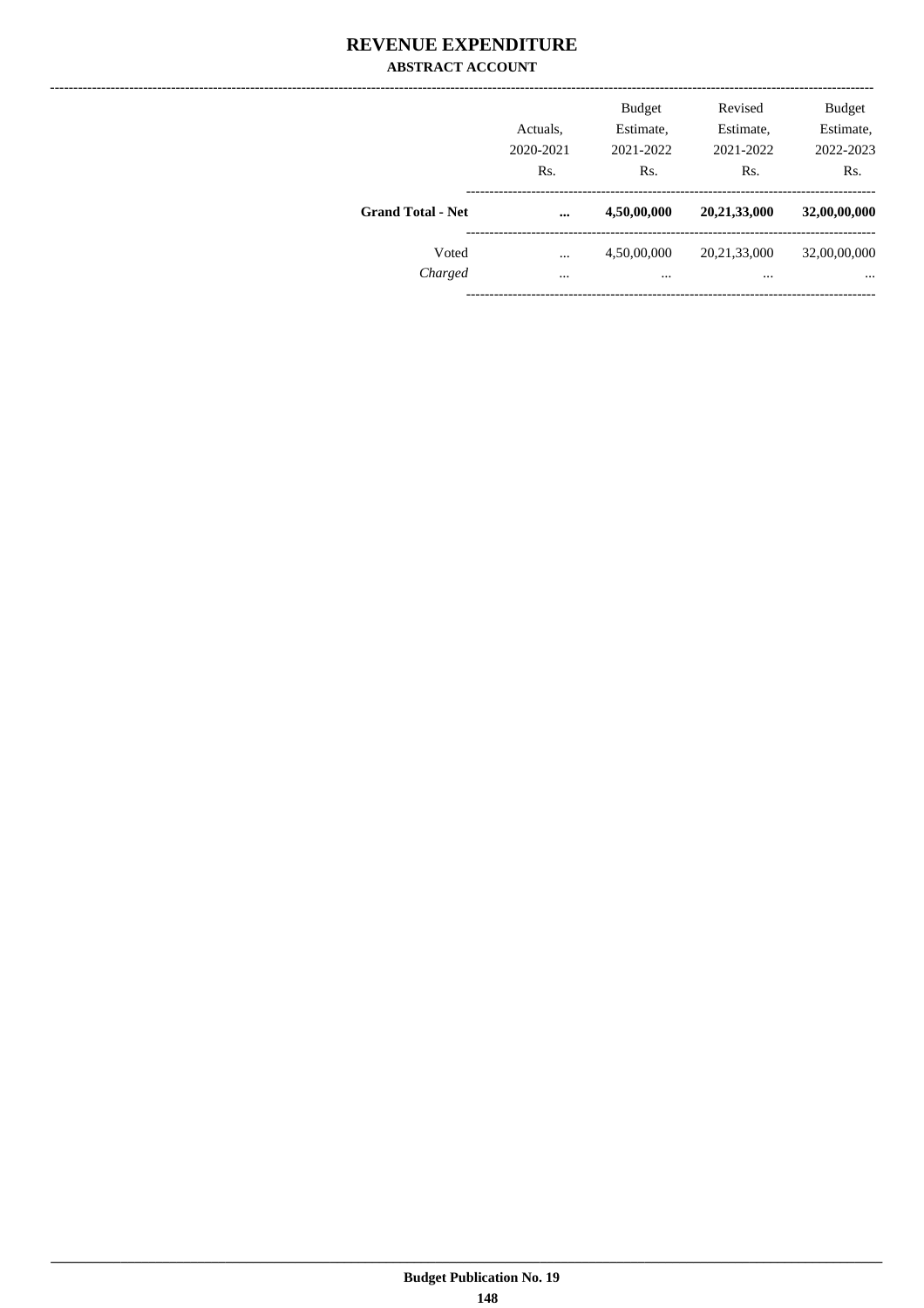# REVENUE EXPENDITURE

## ABSTRACT ACCOUNT

| | Actuals, 2020-2021 Rs. | Budget Estimate, 2021-2022 Rs. | Revised Estimate, 2021-2022 Rs. | Budget Estimate, 2022-2023 Rs. |
|---|---|---|---|---|
| **Grand Total - Net** | **...** | **4,50,00,000** | **20,21,33,000** | **32,00,00,000** |
| Voted | ... | 4,50,00,000 | 20,21,33,000 | 32,00,00,000 |
| *Charged* | ... | ... | ... | ... |

Budget Publication No. 19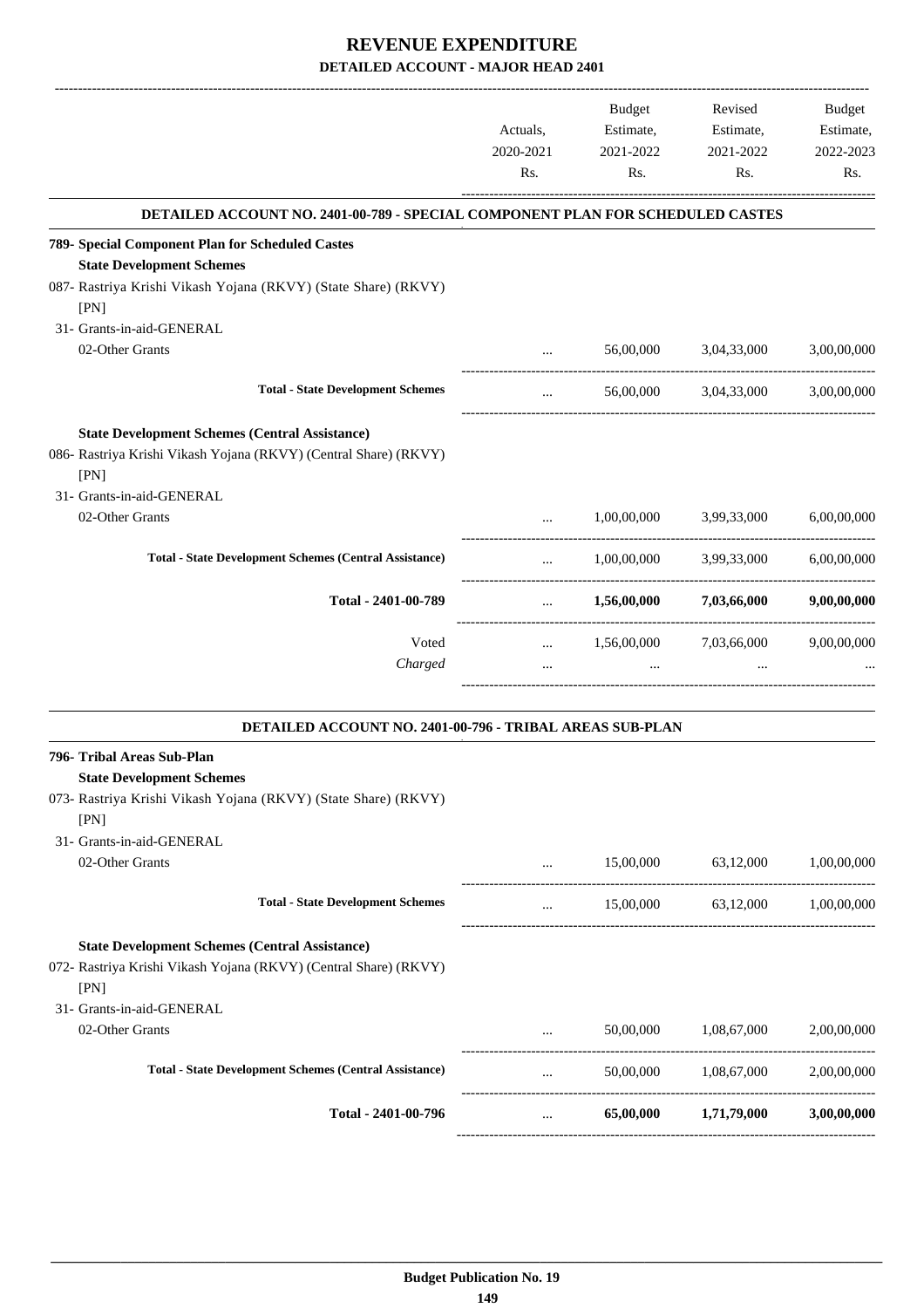# REVENUE EXPENDITURE

## DETAILED ACCOUNT - MAJOR HEAD 2401

| | Actuals, 2020-2021 Rs. | Budget Estimate, 2021-2022 Rs. | Revised Estimate, 2021-2022 Rs. | Budget Estimate, 2022-2023 Rs. |
|---|---|---|---|---|
| **DETAILED ACCOUNT NO. 2401-00-789 - SPECIAL COMPONENT PLAN FOR SCHEDULED CASTES** | | | | |
| **789- Special Component Plan for Scheduled Castes** | | | | |
| **State Development Schemes** | | | | |
| 087- Rastriya Krishi Vikash Yojana (RKVY) (State Share) (RKVY) [PN] | | | | |
| 31- Grants-in-aid-GENERAL | | | | |
| 02-Other Grants | ... | 56,00,000 | 3,04,33,000 | 3,00,00,000 |
| **Total - State Development Schemes** | ... | 56,00,000 | 3,04,33,000 | 3,00,00,000 |
| **State Development Schemes (Central Assistance)** | | | | |
| 086- Rastriya Krishi Vikash Yojana (RKVY) (Central Share) (RKVY) [PN] | | | | |
| 31- Grants-in-aid-GENERAL | | | | |
| 02-Other Grants | ... | 1,00,00,000 | 3,99,33,000 | 6,00,00,000 |
| **Total - State Development Schemes (Central Assistance)** | ... | 1,00,00,000 | 3,99,33,000 | 6,00,00,000 |
| **Total - 2401-00-789** | ... | **1,56,00,000** | **7,03,66,000** | **9,00,00,000** |
| Voted | ... | 1,56,00,000 | 7,03,66,000 | 9,00,00,000 |
| *Charged* | ... | ... | ... | ... |
| **DETAILED ACCOUNT NO. 2401-00-796 - TRIBAL AREAS SUB-PLAN** | | | | |
| **796- Tribal Areas Sub-Plan** | | | | |
| **State Development Schemes** | | | | |
| 073- Rastriya Krishi Vikash Yojana (RKVY) (State Share) (RKVY) [PN] | | | | |
| 31- Grants-in-aid-GENERAL | | | | |
| 02-Other Grants | ... | 15,00,000 | 63,12,000 | 1,00,00,000 |
| **Total - State Development Schemes** | ... | 15,00,000 | 63,12,000 | 1,00,00,000 |
| **State Development Schemes (Central Assistance)** | | | | |
| 072- Rastriya Krishi Vikash Yojana (RKVY) (Central Share) (RKVY) [PN] | | | | |
| 31- Grants-in-aid-GENERAL | | | | |
| 02-Other Grants | ... | 50,00,000 | 1,08,67,000 | 2,00,00,000 |
| **Total - State Development Schemes (Central Assistance)** | ... | 50,00,000 | 1,08,67,000 | 2,00,00,000 |
| **Total - 2401-00-796** | ... | **65,00,000** | **1,71,79,000** | **3,00,00,000** |

**Budget Publication No. 19**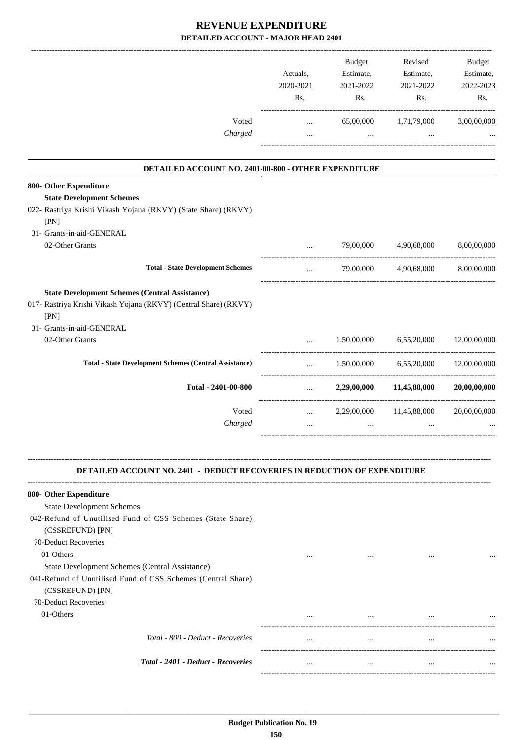# REVENUE EXPENDITURE

**DETAILED ACCOUNT - MAJOR HEAD 2401**

| | Actuals, 2020-2021 Rs. | Budget Estimate, 2021-2022 Rs. | Revised Estimate, 2021-2022 Rs. | Budget Estimate, 2022-2023 Rs. |
|---|---|---|---|---|
| Voted | ... | 65,00,000 | 1,71,79,000 | 3,00,00,000 |
| *Charged* | ... | ... | ... | ... |

**DETAILED ACCOUNT NO. 2401-00-800 - OTHER EXPENDITURE**

| | Actuals, 2020-2021 Rs. | Budget Estimate, 2021-2022 Rs. | Revised Estimate, 2021-2022 Rs. | Budget Estimate, 2022-2023 Rs. |
|---|---|---|---|---|
| **800- Other Expenditure** | | | | |
| **State Development Schemes** | | | | |
| 022- Rastriya Krishi Vikash Yojana (RKVY) (State Share) (RKVY) [PN] | | | | |
| 31- Grants-in-aid-GENERAL | | | | |
| 02-Other Grants | ... | 79,00,000 | 4,90,68,000 | 8,00,00,000 |
| **Total - State Development Schemes** | ... | 79,00,000 | 4,90,68,000 | 8,00,00,000 |
| **State Development Schemes (Central Assistance)** | | | | |
| 017- Rastriya Krishi Vikash Yojana (RKVY) (Central Share) (RKVY) [PN] | | | | |
| 31- Grants-in-aid-GENERAL | | | | |
| 02-Other Grants | ... | 1,50,00,000 | 6,55,20,000 | 12,00,00,000 |
| **Total - State Development Schemes (Central Assistance)** | ... | 1,50,00,000 | 6,55,20,000 | 12,00,00,000 |
| **Total - 2401-00-800** | ... | **2,29,00,000** | **11,45,88,000** | **20,00,00,000** |
| Voted | ... | 2,29,00,000 | 11,45,88,000 | 20,00,00,000 |
| *Charged* | ... | ... | ... | ... |

**DETAILED ACCOUNT NO. 2401 - DEDUCT RECOVERIES IN REDUCTION OF EXPENDITURE**

| | Actuals, 2020-2021 Rs. | Budget Estimate, 2021-2022 Rs. | Revised Estimate, 2021-2022 Rs. | Budget Estimate, 2022-2023 Rs. |
|---|---|---|---|---|
| **800- Other Expenditure** | | | | |
| State Development Schemes | | | | |
| 042-Refund of Unutilised Fund of CSS Schemes (State Share) (CSSREFUND) [PN] | | | | |
| 70-Deduct Recoveries | | | | |
| 01-Others | ... | ... | ... | ... |
| State Development Schemes (Central Assistance) | | | | |
| 041-Refund of Unutilised Fund of CSS Schemes (Central Share) (CSSREFUND) [PN] | | | | |
| 70-Deduct Recoveries | | | | |
| 01-Others | ... | ... | ... | ... |
| *Total - 800 - Deduct - Recoveries* | ... | ... | ... | ... |
| ***Total - 2401 - Deduct - Recoveries*** | ... | ... | ... | ... |

**Budget Publication No. 19**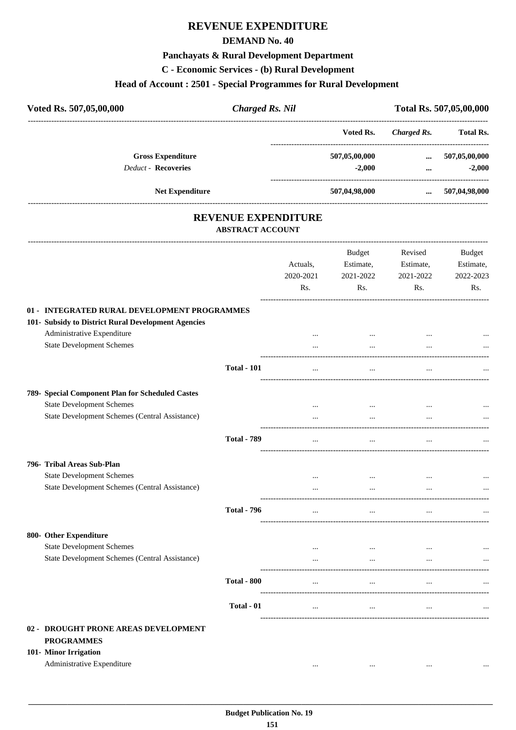# REVENUE EXPENDITURE

## DEMAND No. 40

### Panchayats & Rural Development Department

### C - Economic Services - (b) Rural Development

### Head of Account : 2501 - Special Programmes for Rural Development

| Voted Rs. 507,05,00,000 | *Charged Rs. Nil* | Total Rs. 507,05,00,000 |
|---|---|---|

| | Voted Rs. | *Charged Rs.* | Total Rs. |
|---|---|---|---|
| **Gross Expenditure** | 507,05,00,000 | ... | 507,05,00,000 |
| *Deduct* - **Recoveries** | -2,000 | ... | -2,000 |
| **Net Expenditure** | 507,04,98,000 | ... | 507,04,98,000 |

## REVENUE EXPENDITURE

### ABSTRACT ACCOUNT

| | | Actuals, 2020-2021 Rs. | Budget Estimate, 2021-2022 Rs. | Revised Estimate, 2021-2022 Rs. | Budget Estimate, 2022-2023 Rs. |
|---|---|---|---|---|---|
| **01 - INTEGRATED RURAL DEVELOPMENT PROGRAMMES** | | | | | |
| **101- Subsidy to District Rural Development Agencies** | | | | | |
| Administrative Expenditure | | ... | ... | ... | ... |
| State Development Schemes | | ... | ... | ... | ... |
| | **Total - 101** | ... | ... | ... | ... |
| **789- Special Component Plan for Scheduled Castes** | | | | | |
| State Development Schemes | | ... | ... | ... | ... |
| State Development Schemes (Central Assistance) | | ... | ... | ... | ... |
| | **Total - 789** | ... | ... | ... | ... |
| **796- Tribal Areas Sub-Plan** | | | | | |
| State Development Schemes | | ... | ... | ... | ... |
| State Development Schemes (Central Assistance) | | ... | ... | ... | ... |
| | **Total - 796** | ... | ... | ... | ... |
| **800- Other Expenditure** | | | | | |
| State Development Schemes | | ... | ... | ... | ... |
| State Development Schemes (Central Assistance) | | ... | ... | ... | ... |
| | **Total - 800** | ... | ... | ... | ... |
| | **Total - 01** | ... | ... | ... | ... |
| **02 - DROUGHT PRONE AREAS DEVELOPMENT PROGRAMMES** | | | | | |
| **101- Minor Irrigation** | | | | | |
| Administrative Expenditure | | ... | ... | ... | ... |

Budget Publication No. 19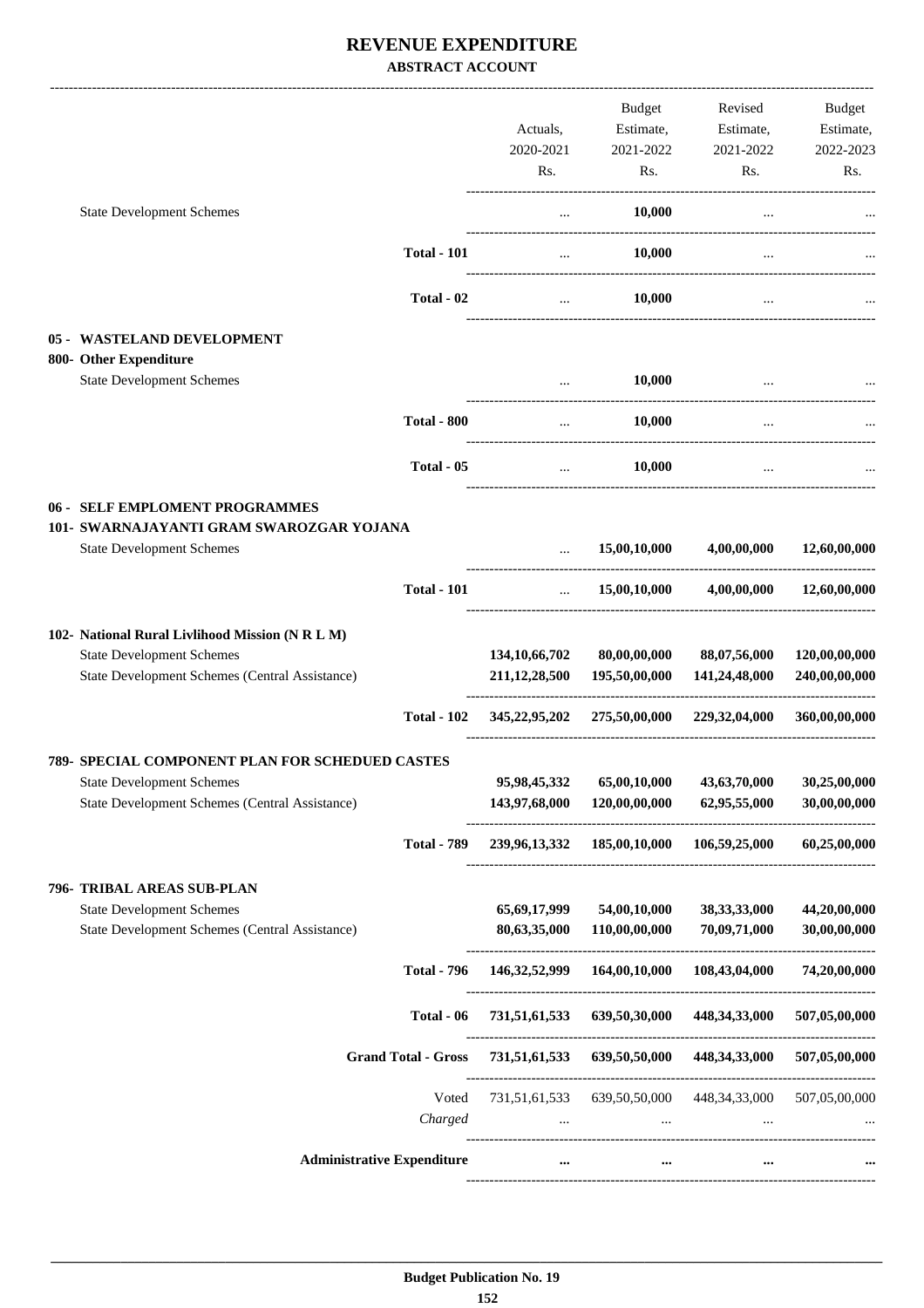# REVENUE EXPENDITURE

**ABSTRACT ACCOUNT**

| | | Actuals, 2020-2021 Rs. | Budget Estimate, 2021-2022 Rs. | Revised Estimate, 2021-2022 Rs. | Budget Estimate, 2022-2023 Rs. |
|---|---|---|---|---|---|
| State Development Schemes | | ... | **10,000** | ... | ... |
| | **Total - 101** | ... | **10,000** | ... | ... |
| | **Total - 02** | ... | **10,000** | ... | ... |
| **05 - WASTELAND DEVELOPMENT** | | | | | |
| **800- Other Expenditure** | | | | | |
| State Development Schemes | | ... | **10,000** | ... | ... |
| | **Total - 800** | ... | **10,000** | ... | ... |
| | **Total - 05** | ... | **10,000** | ... | ... |
| **06 - SELF EMPLOMENT PROGRAMMES** | | | | | |
| **101- SWARNAJAYANTI GRAM SWAROZGAR YOJANA** | | | | | |
| State Development Schemes | | ... | **15,00,10,000** | **4,00,00,000** | **12,60,00,000** |
| | **Total - 101** | ... | **15,00,10,000** | **4,00,00,000** | **12,60,00,000** |
| **102- National Rural Livlihood Mission (N R L M)** | | | | | |
| State Development Schemes | | **134,10,66,702** | **80,00,00,000** | **88,07,56,000** | **120,00,00,000** |
| State Development Schemes (Central Assistance) | | **211,12,28,500** | **195,50,00,000** | **141,24,48,000** | **240,00,00,000** |
| | **Total - 102** | **345,22,95,202** | **275,50,00,000** | **229,32,04,000** | **360,00,00,000** |
| **789- SPECIAL COMPONENT PLAN FOR SCHEDUED CASTES** | | | | | |
| State Development Schemes | | **95,98,45,332** | **65,00,10,000** | **43,63,70,000** | **30,25,00,000** |
| State Development Schemes (Central Assistance) | | **143,97,68,000** | **120,00,00,000** | **62,95,55,000** | **30,00,00,000** |
| | **Total - 789** | **239,96,13,332** | **185,00,10,000** | **106,59,25,000** | **60,25,00,000** |
| **796- TRIBAL AREAS SUB-PLAN** | | | | | |
| State Development Schemes | | **65,69,17,999** | **54,00,10,000** | **38,33,33,000** | **44,20,00,000** |
| State Development Schemes (Central Assistance) | | **80,63,35,000** | **110,00,00,000** | **70,09,71,000** | **30,00,00,000** |
| | **Total - 796** | **146,32,52,999** | **164,00,10,000** | **108,43,04,000** | **74,20,00,000** |
| | **Total - 06** | **731,51,61,533** | **639,50,30,000** | **448,34,33,000** | **507,05,00,000** |
| | **Grand Total - Gross** | **731,51,61,533** | **639,50,50,000** | **448,34,33,000** | **507,05,00,000** |
| | Voted | 731,51,61,533 | 639,50,50,000 | 448,34,33,000 | 507,05,00,000 |
| | *Charged* | ... | ... | ... | ... |
| | **Administrative Expenditure** | **...** | **...** | **...** | **...** |

**Budget Publication No. 19**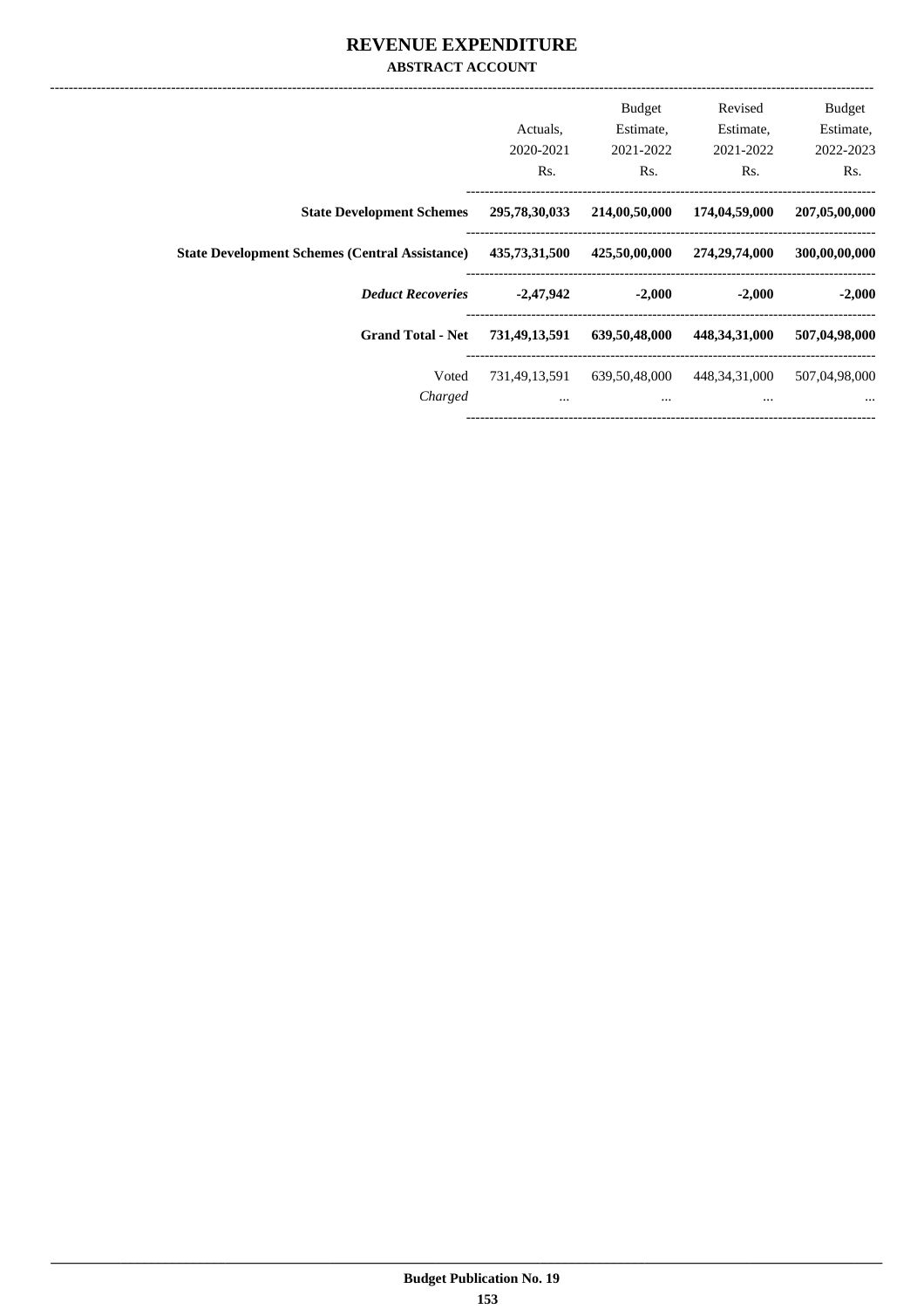# REVENUE EXPENDITURE

## ABSTRACT ACCOUNT

| | Actuals, 2020-2021 Rs. | Budget Estimate, 2021-2022 Rs. | Revised Estimate, 2021-2022 Rs. | Budget Estimate, 2022-2023 Rs. |
|---|---|---|---|---|
| **State Development Schemes** | **295,78,30,033** | **214,00,50,000** | **174,04,59,000** | **207,05,00,000** |
| **State Development Schemes (Central Assistance)** | **435,73,31,500** | **425,50,00,000** | **274,29,74,000** | **300,00,00,000** |
| ***Deduct Recoveries*** | **-2,47,942** | **-2,000** | **-2,000** | **-2,000** |
| **Grand Total - Net** | **731,49,13,591** | **639,50,48,000** | **448,34,31,000** | **507,04,98,000** |
| Voted | 731,49,13,591 | 639,50,48,000 | 448,34,31,000 | 507,04,98,000 |
| *Charged* | ... | ... | ... | ... |

**Budget Publication No. 19**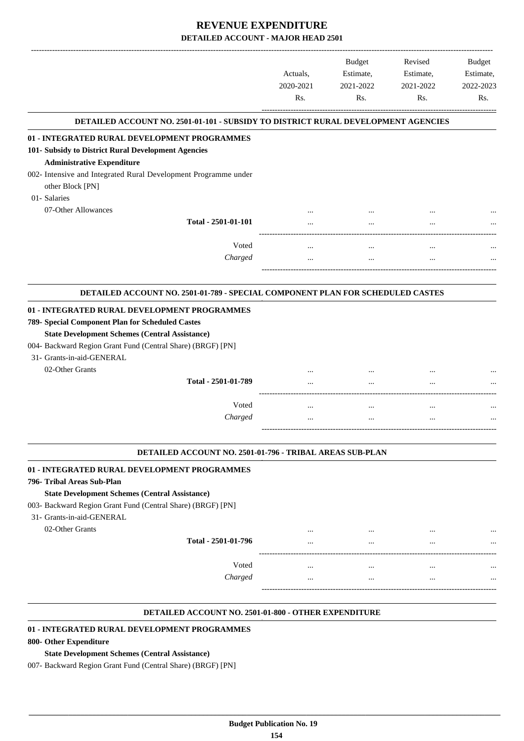# REVENUE EXPENDITURE

## DETAILED ACCOUNT - MAJOR HEAD 2501

| | Actuals, 2020-2021 Rs. | Budget Estimate, 2021-2022 Rs. | Revised Estimate, 2021-2022 Rs. | Budget Estimate, 2022-2023 Rs. |
|---|---|---|---|---|

### DETAILED ACCOUNT NO. 2501-01-101 - SUBSIDY TO DISTRICT RURAL DEVELOPMENT AGENCIES

**01 - INTEGRATED RURAL DEVELOPMENT PROGRAMMES**

**101- Subsidy to District Rural Development Agencies**

**Administrative Expenditure**

002- Intensive and Integrated Rural Development Programme under other Block [PN]

01- Salaries

| | Actuals, 2020-2021 Rs. | Budget Estimate, 2021-2022 Rs. | Revised Estimate, 2021-2022 Rs. | Budget Estimate, 2022-2023 Rs. |
|---|---|---|---|---|
| 07-Other Allowances | ... | ... | ... | ... |
| Total - 2501-01-101 | ... | ... | ... | ... |
| Voted | ... | ... | ... | ... |
| *Charged* | ... | ... | ... | ... |

### DETAILED ACCOUNT NO. 2501-01-789 - SPECIAL COMPONENT PLAN FOR SCHEDULED CASTES

**01 - INTEGRATED RURAL DEVELOPMENT PROGRAMMES**

**789- Special Component Plan for Scheduled Castes**

**State Development Schemes (Central Assistance)**

004- Backward Region Grant Fund (Central Share) (BRGF) [PN]

31- Grants-in-aid-GENERAL

| | Actuals, 2020-2021 Rs. | Budget Estimate, 2021-2022 Rs. | Revised Estimate, 2021-2022 Rs. | Budget Estimate, 2022-2023 Rs. |
|---|---|---|---|---|
| 02-Other Grants | ... | ... | ... | ... |
| Total - 2501-01-789 | ... | ... | ... | ... |
| Voted | ... | ... | ... | ... |
| *Charged* | ... | ... | ... | ... |

### DETAILED ACCOUNT NO. 2501-01-796 - TRIBAL AREAS SUB-PLAN

**01 - INTEGRATED RURAL DEVELOPMENT PROGRAMMES**

**796- Tribal Areas Sub-Plan**

**State Development Schemes (Central Assistance)**

003- Backward Region Grant Fund (Central Share) (BRGF) [PN]

31- Grants-in-aid-GENERAL

| | Actuals, 2020-2021 Rs. | Budget Estimate, 2021-2022 Rs. | Revised Estimate, 2021-2022 Rs. | Budget Estimate, 2022-2023 Rs. |
|---|---|---|---|---|
| 02-Other Grants | ... | ... | ... | ... |
| Total - 2501-01-796 | ... | ... | ... | ... |
| Voted | ... | ... | ... | ... |
| *Charged* | ... | ... | ... | ... |

### DETAILED ACCOUNT NO. 2501-01-800 - OTHER EXPENDITURE

**01 - INTEGRATED RURAL DEVELOPMENT PROGRAMMES**

**800- Other Expenditure**

**State Development Schemes (Central Assistance)**

007- Backward Region Grant Fund (Central Share) (BRGF) [PN]

**Budget Publication No. 19**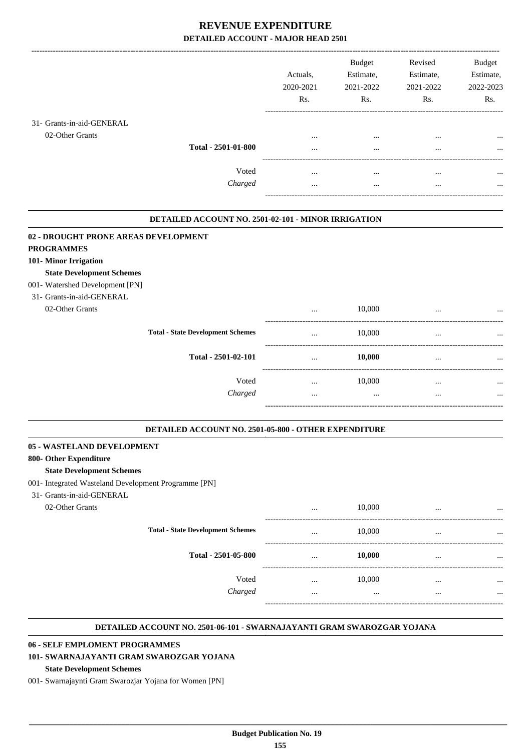# REVENUE EXPENDITURE

## DETAILED ACCOUNT - MAJOR HEAD 2501

| | Actuals, 2020-2021 Rs. | Budget Estimate, 2021-2022 Rs. | Revised Estimate, 2021-2022 Rs. | Budget Estimate, 2022-2023 Rs. |
|---|---|---|---|---|
| 31- Grants-in-aid-GENERAL | | | | |
| 02-Other Grants | ... | ... | ... | ... |
| **Total - 2501-01-800** | ... | ... | ... | ... |
| Voted | ... | ... | ... | ... |
| *Charged* | ... | ... | ... | ... |

### DETAILED ACCOUNT NO. 2501-02-101 - MINOR IRRIGATION

**02 - DROUGHT PRONE AREAS DEVELOPMENT PROGRAMMES**

**101- Minor Irrigation**

**State Development Schemes**

| | Actuals, 2020-2021 Rs. | Budget Estimate, 2021-2022 Rs. | Revised Estimate, 2021-2022 Rs. | Budget Estimate, 2022-2023 Rs. |
|---|---|---|---|---|
| 001- Watershed Development [PN] | | | | |
| 31- Grants-in-aid-GENERAL | | | | |
| 02-Other Grants | ... | 10,000 | ... | ... |
| **Total - State Development Schemes** | ... | 10,000 | ... | ... |
| **Total - 2501-02-101** | ... | **10,000** | ... | ... |
| Voted | ... | 10,000 | ... | ... |
| *Charged* | ... | ... | ... | ... |

### DETAILED ACCOUNT NO. 2501-05-800 - OTHER EXPENDITURE

**05 - WASTELAND DEVELOPMENT**

**800- Other Expenditure**

**State Development Schemes**

| | Actuals, 2020-2021 Rs. | Budget Estimate, 2021-2022 Rs. | Revised Estimate, 2021-2022 Rs. | Budget Estimate, 2022-2023 Rs. |
|---|---|---|---|---|
| 001- Integrated Wasteland Development Programme [PN] | | | | |
| 31- Grants-in-aid-GENERAL | | | | |
| 02-Other Grants | ... | 10,000 | ... | ... |
| **Total - State Development Schemes** | ... | 10,000 | ... | ... |
| **Total - 2501-05-800** | ... | **10,000** | ... | ... |
| Voted | ... | 10,000 | ... | ... |
| *Charged* | ... | ... | ... | ... |

### DETAILED ACCOUNT NO. 2501-06-101 - SWARNAJAYANTI GRAM SWAROZGAR YOJANA

**06 - SELF EMPLOMENT PROGRAMMES**

**101- SWARNAJAYANTI GRAM SWAROZGAR YOJANA**

**State Development Schemes**

001- Swarnajaynti Gram Swarozjar Yojana for Women [PN]

Budget Publication No. 19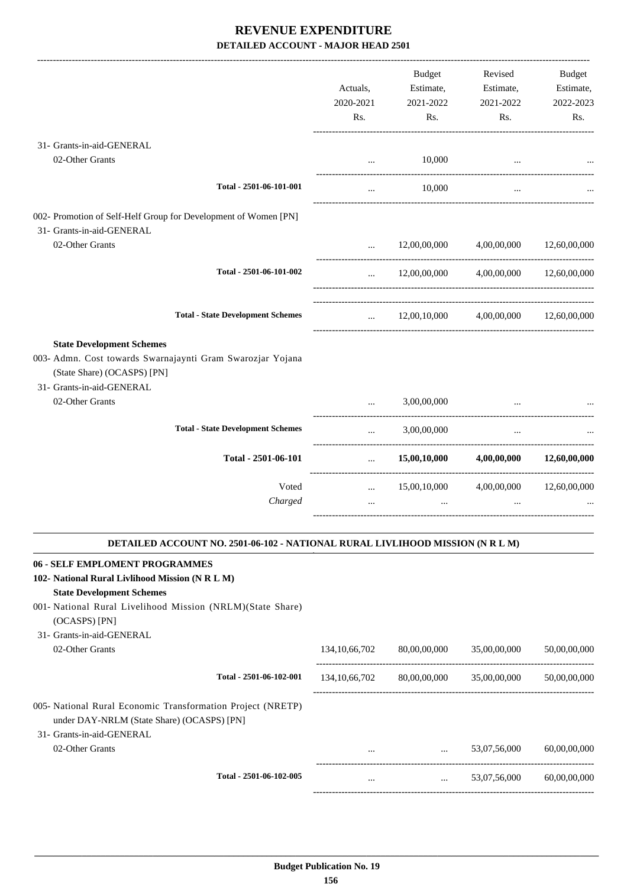# REVENUE EXPENDITURE

## DETAILED ACCOUNT - MAJOR HEAD 2501

| | Actuals, 2020-2021 Rs. | Budget Estimate, 2021-2022 Rs. | Revised Estimate, 2021-2022 Rs. | Budget Estimate, 2022-2023 Rs. |
|---|---|---|---|---|
| 31- Grants-in-aid-GENERAL | | | | |
| 02-Other Grants | ... | 10,000 | ... | ... |
| Total - 2501-06-101-001 | ... | 10,000 | ... | ... |
| 002- Promotion of Self-Helf Group for Development of Women [PN] | | | | |
| 31- Grants-in-aid-GENERAL | | | | |
| 02-Other Grants | ... | 12,00,00,000 | 4,00,00,000 | 12,60,00,000 |
| Total - 2501-06-101-002 | ... | 12,00,00,000 | 4,00,00,000 | 12,60,00,000 |
| Total - State Development Schemes | ... | 12,00,10,000 | 4,00,00,000 | 12,60,00,000 |
| **State Development Schemes** | | | | |
| 003- Admn. Cost towards Swarnajaynti Gram Swarozjar Yojana (State Share) (OCASPS) [PN] | | | | |
| 31- Grants-in-aid-GENERAL | | | | |
| 02-Other Grants | ... | 3,00,00,000 | ... | ... |
| Total - State Development Schemes | ... | 3,00,00,000 | ... | ... |
| **Total - 2501-06-101** | ... | **15,00,10,000** | **4,00,00,000** | **12,60,00,000** |
| Voted | ... | 15,00,10,000 | 4,00,00,000 | 12,60,00,000 |
| *Charged* | ... | ... | ... | ... |

### DETAILED ACCOUNT NO. 2501-06-102 - NATIONAL RURAL LIVLIHOOD MISSION (N R L M)

| | Actuals, 2020-2021 Rs. | Budget Estimate, 2021-2022 Rs. | Revised Estimate, 2021-2022 Rs. | Budget Estimate, 2022-2023 Rs. |
|---|---|---|---|---|
| **06 - SELF EMPLOMENT PROGRAMMES** | | | | |
| **102- National Rural Livlihood Mission (N R L M)** | | | | |
| **State Development Schemes** | | | | |
| 001- National Rural Livelihood Mission (NRLM)(State Share) (OCASPS) [PN] | | | | |
| 31- Grants-in-aid-GENERAL | | | | |
| 02-Other Grants | 134,10,66,702 | 80,00,00,000 | 35,00,00,000 | 50,00,00,000 |
| Total - 2501-06-102-001 | 134,10,66,702 | 80,00,00,000 | 35,00,00,000 | 50,00,00,000 |
| 005- National Rural Economic Transformation Project (NRETP) under DAY-NRLM (State Share) (OCASPS) [PN] | | | | |
| 31- Grants-in-aid-GENERAL | | | | |
| 02-Other Grants | ... | ... | 53,07,56,000 | 60,00,00,000 |
| Total - 2501-06-102-005 | ... | ... | 53,07,56,000 | 60,00,00,000 |

Budget Publication No. 19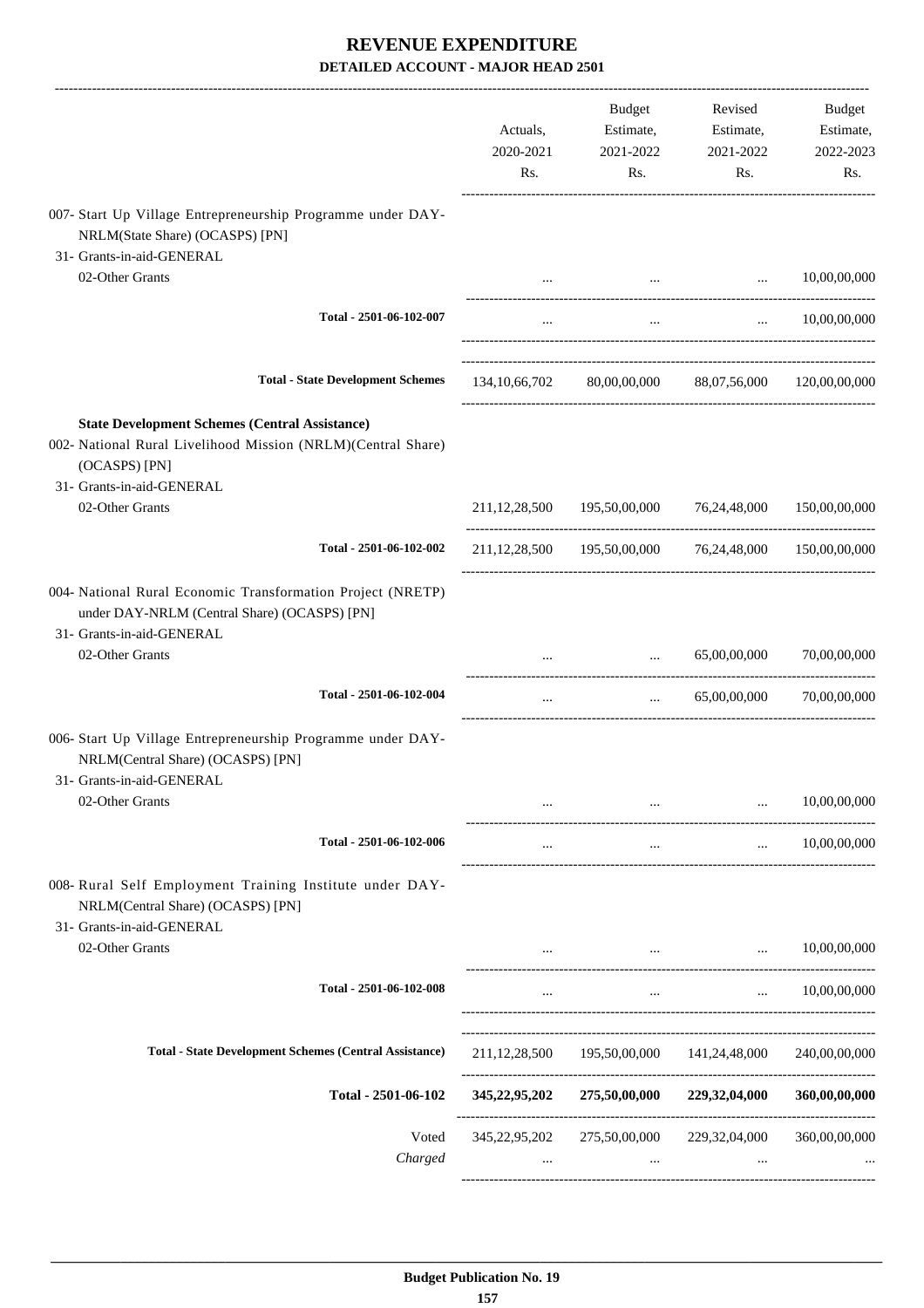# REVENUE EXPENDITURE

**DETAILED ACCOUNT - MAJOR HEAD 2501**

| | Actuals, 2020-2021 Rs. | Budget Estimate, 2021-2022 Rs. | Revised Estimate, 2021-2022 Rs. | Budget Estimate, 2022-2023 Rs. |
|---|---|---|---|---|
| 007- Start Up Village Entrepreneurship Programme under DAY-NRLM(State Share) (OCASPS) [PN] | | | | |
| 31- Grants-in-aid-GENERAL | | | | |
| 02-Other Grants | ... | ... | ... | 10,00,00,000 |
| **Total - 2501-06-102-007** | ... | ... | ... | 10,00,00,000 |
| **Total - State Development Schemes** | 134,10,66,702 | 80,00,00,000 | 88,07,56,000 | 120,00,00,000 |
| **State Development Schemes (Central Assistance)** | | | | |
| 002- National Rural Livelihood Mission (NRLM)(Central Share) (OCASPS) [PN] | | | | |
| 31- Grants-in-aid-GENERAL | | | | |
| 02-Other Grants | 211,12,28,500 | 195,50,00,000 | 76,24,48,000 | 150,00,00,000 |
| **Total - 2501-06-102-002** | 211,12,28,500 | 195,50,00,000 | 76,24,48,000 | 150,00,00,000 |
| 004- National Rural Economic Transformation Project (NRETP) under DAY-NRLM (Central Share) (OCASPS) [PN] | | | | |
| 31- Grants-in-aid-GENERAL | | | | |
| 02-Other Grants | ... | ... | 65,00,00,000 | 70,00,00,000 |
| **Total - 2501-06-102-004** | ... | ... | 65,00,00,000 | 70,00,00,000 |
| 006- Start Up Village Entrepreneurship Programme under DAY-NRLM(Central Share) (OCASPS) [PN] | | | | |
| 31- Grants-in-aid-GENERAL | | | | |
| 02-Other Grants | ... | ... | ... | 10,00,00,000 |
| **Total - 2501-06-102-006** | ... | ... | ... | 10,00,00,000 |
| 008- Rural Self Employment Training Institute under DAY-NRLM(Central Share) (OCASPS) [PN] | | | | |
| 31- Grants-in-aid-GENERAL | | | | |
| 02-Other Grants | ... | ... | ... | 10,00,00,000 |
| **Total - 2501-06-102-008** | ... | ... | ... | 10,00,00,000 |
| **Total - State Development Schemes (Central Assistance)** | 211,12,28,500 | 195,50,00,000 | 141,24,48,000 | 240,00,00,000 |
| **Total - 2501-06-102** | **345,22,95,202** | **275,50,00,000** | **229,32,04,000** | **360,00,00,000** |
| Voted | 345,22,95,202 | 275,50,00,000 | 229,32,04,000 | 360,00,00,000 |
| *Charged* | ... | ... | ... | ... |

**Budget Publication No. 19**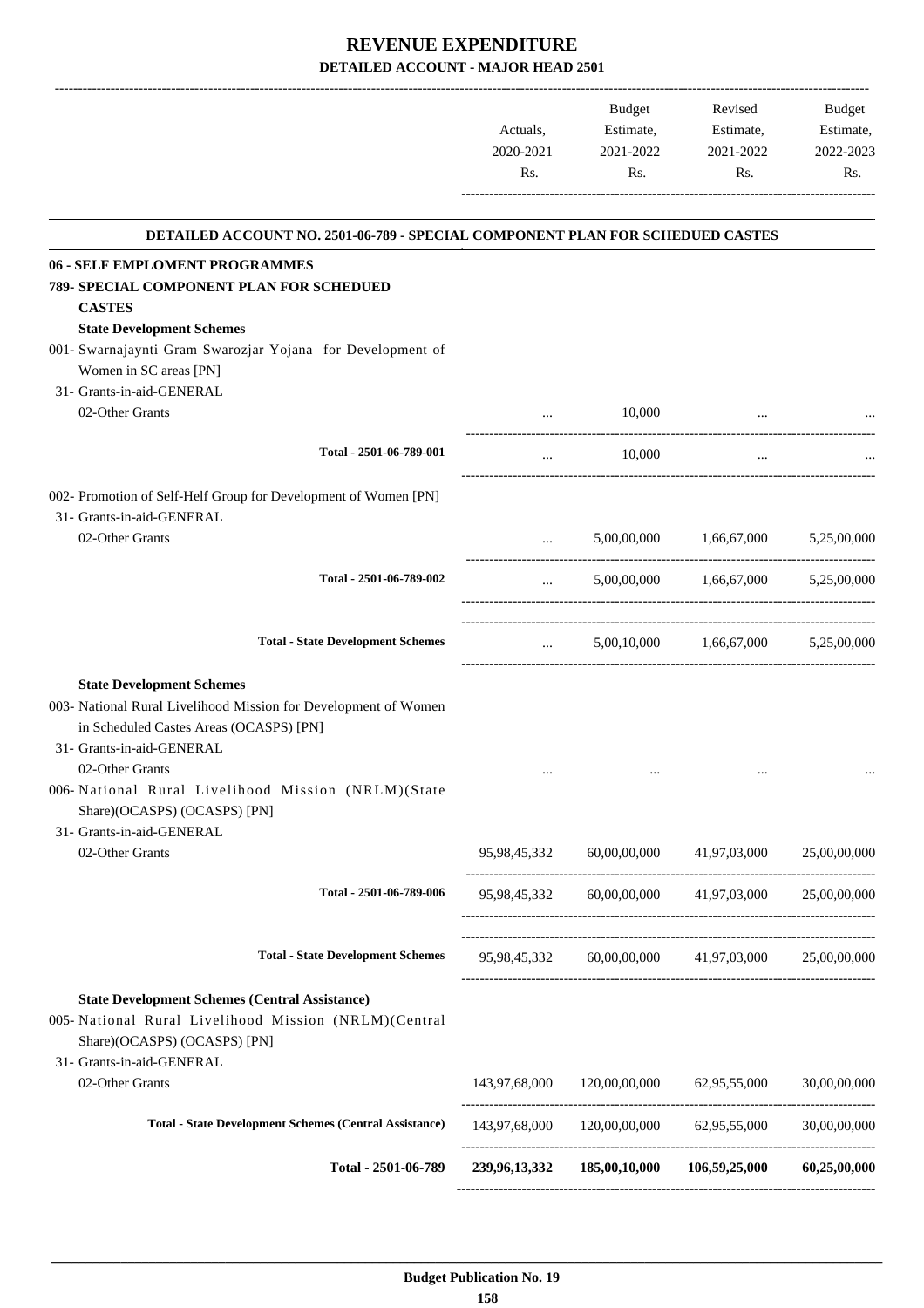# REVENUE EXPENDITURE

## DETAILED ACCOUNT - MAJOR HEAD 2501

| | Actuals, 2020-2021 Rs. | Budget Estimate, 2021-2022 Rs. | Revised Estimate, 2021-2022 Rs. | Budget Estimate, 2022-2023 Rs. |
|---|---|---|---|---|
| **DETAILED ACCOUNT NO. 2501-06-789 - SPECIAL COMPONENT PLAN FOR SCHEDUED CASTES** | | | | |
| **06 - SELF EMPLOMENT PROGRAMMES** | | | | |
| **789- SPECIAL COMPONENT PLAN FOR SCHEDUED CASTES** | | | | |
| **State Development Schemes** | | | | |
| 001- Swarnajaynti Gram Swarozjar Yojana for Development of Women in SC areas [PN] | | | | |
| 31- Grants-in-aid-GENERAL | | | | |
| 02-Other Grants | ... | 10,000 | ... | ... |
| **Total - 2501-06-789-001** | ... | 10,000 | ... | ... |
| 002- Promotion of Self-Helf Group for Development of Women [PN] | | | | |
| 31- Grants-in-aid-GENERAL | | | | |
| 02-Other Grants | ... | 5,00,00,000 | 1,66,67,000 | 5,25,00,000 |
| **Total - 2501-06-789-002** | ... | 5,00,00,000 | 1,66,67,000 | 5,25,00,000 |
| **Total - State Development Schemes** | ... | 5,00,10,000 | 1,66,67,000 | 5,25,00,000 |
| **State Development Schemes** | | | | |
| 003- National Rural Livelihood Mission for Development of Women in Scheduled Castes Areas (OCASPS) [PN] | | | | |
| 31- Grants-in-aid-GENERAL | | | | |
| 02-Other Grants | ... | ... | ... | ... |
| 006- National Rural Livelihood Mission (NRLM)(State Share)(OCASPS) (OCASPS) [PN] | | | | |
| 31- Grants-in-aid-GENERAL | | | | |
| 02-Other Grants | 95,98,45,332 | 60,00,00,000 | 41,97,03,000 | 25,00,00,000 |
| **Total - 2501-06-789-006** | 95,98,45,332 | 60,00,00,000 | 41,97,03,000 | 25,00,00,000 |
| **Total - State Development Schemes** | 95,98,45,332 | 60,00,00,000 | 41,97,03,000 | 25,00,00,000 |
| **State Development Schemes (Central Assistance)** | | | | |
| 005- National Rural Livelihood Mission (NRLM)(Central Share)(OCASPS) (OCASPS) [PN] | | | | |
| 31- Grants-in-aid-GENERAL | | | | |
| 02-Other Grants | 143,97,68,000 | 120,00,00,000 | 62,95,55,000 | 30,00,00,000 |
| **Total - State Development Schemes (Central Assistance)** | 143,97,68,000 | 120,00,00,000 | 62,95,55,000 | 30,00,00,000 |
| **Total - 2501-06-789** | **239,96,13,332** | **185,00,10,000** | **106,59,25,000** | **60,25,00,000** |

**Budget Publication No. 19**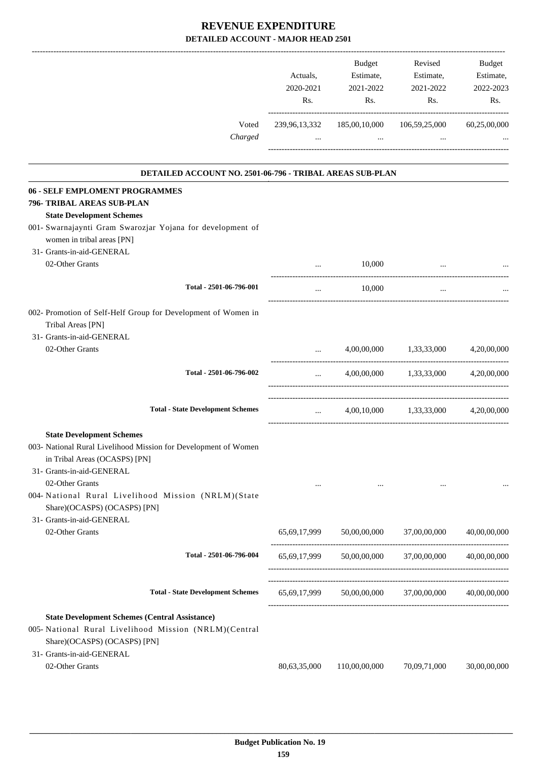# REVENUE EXPENDITURE
## DETAILED ACCOUNT - MAJOR HEAD 2501

| | Actuals, 2020-2021 Rs. | Budget Estimate, 2021-2022 Rs. | Revised Estimate, 2021-2022 Rs. | Budget Estimate, 2022-2023 Rs. |
|---|---|---|---|---|
| Voted | 239,96,13,332 | 185,00,10,000 | 106,59,25,000 | 60,25,00,000 |
| *Charged* | ... | ... | ... | ... |

### DETAILED ACCOUNT NO. 2501-06-796 - TRIBAL AREAS SUB-PLAN

| | Actuals, 2020-2021 Rs. | Budget Estimate, 2021-2022 Rs. | Revised Estimate, 2021-2022 Rs. | Budget Estimate, 2022-2023 Rs. |
|---|---|---|---|---|
| **06 - SELF EMPLOMENT PROGRAMMES** | | | | |
| **796- TRIBAL AREAS SUB-PLAN** | | | | |
| **State Development Schemes** | | | | |
| 001- Swarnajaynti Gram Swarozjar Yojana for development of women in tribal areas [PN] | | | | |
| 31- Grants-in-aid-GENERAL | | | | |
| 02-Other Grants | ... | 10,000 | ... | ... |
| Total - 2501-06-796-001 | ... | 10,000 | ... | ... |
| 002- Promotion of Self-Helf Group for Development of Women in Tribal Areas [PN] | | | | |
| 31- Grants-in-aid-GENERAL | | | | |
| 02-Other Grants | ... | 4,00,00,000 | 1,33,33,000 | 4,20,00,000 |
| Total - 2501-06-796-002 | ... | 4,00,00,000 | 1,33,33,000 | 4,20,00,000 |
| Total - State Development Schemes | ... | 4,00,10,000 | 1,33,33,000 | 4,20,00,000 |
| **State Development Schemes** | | | | |
| 003- National Rural Livelihood Mission for Development of Women in Tribal Areas (OCASPS) [PN] | | | | |
| 31- Grants-in-aid-GENERAL | | | | |
| 02-Other Grants | ... | ... | ... | ... |
| 004- National Rural Livelihood Mission (NRLM)(State Share)(OCASPS) (OCASPS) [PN] | | | | |
| 31- Grants-in-aid-GENERAL | | | | |
| 02-Other Grants | 65,69,17,999 | 50,00,00,000 | 37,00,00,000 | 40,00,00,000 |
| Total - 2501-06-796-004 | 65,69,17,999 | 50,00,00,000 | 37,00,00,000 | 40,00,00,000 |
| Total - State Development Schemes | 65,69,17,999 | 50,00,00,000 | 37,00,00,000 | 40,00,00,000 |
| **State Development Schemes (Central Assistance)** | | | | |
| 005- National Rural Livelihood Mission (NRLM)(Central Share)(OCASPS) (OCASPS) [PN] | | | | |
| 31- Grants-in-aid-GENERAL | | | | |
| 02-Other Grants | 80,63,35,000 | 110,00,00,000 | 70,09,71,000 | 30,00,00,000 |

**Budget Publication No. 19**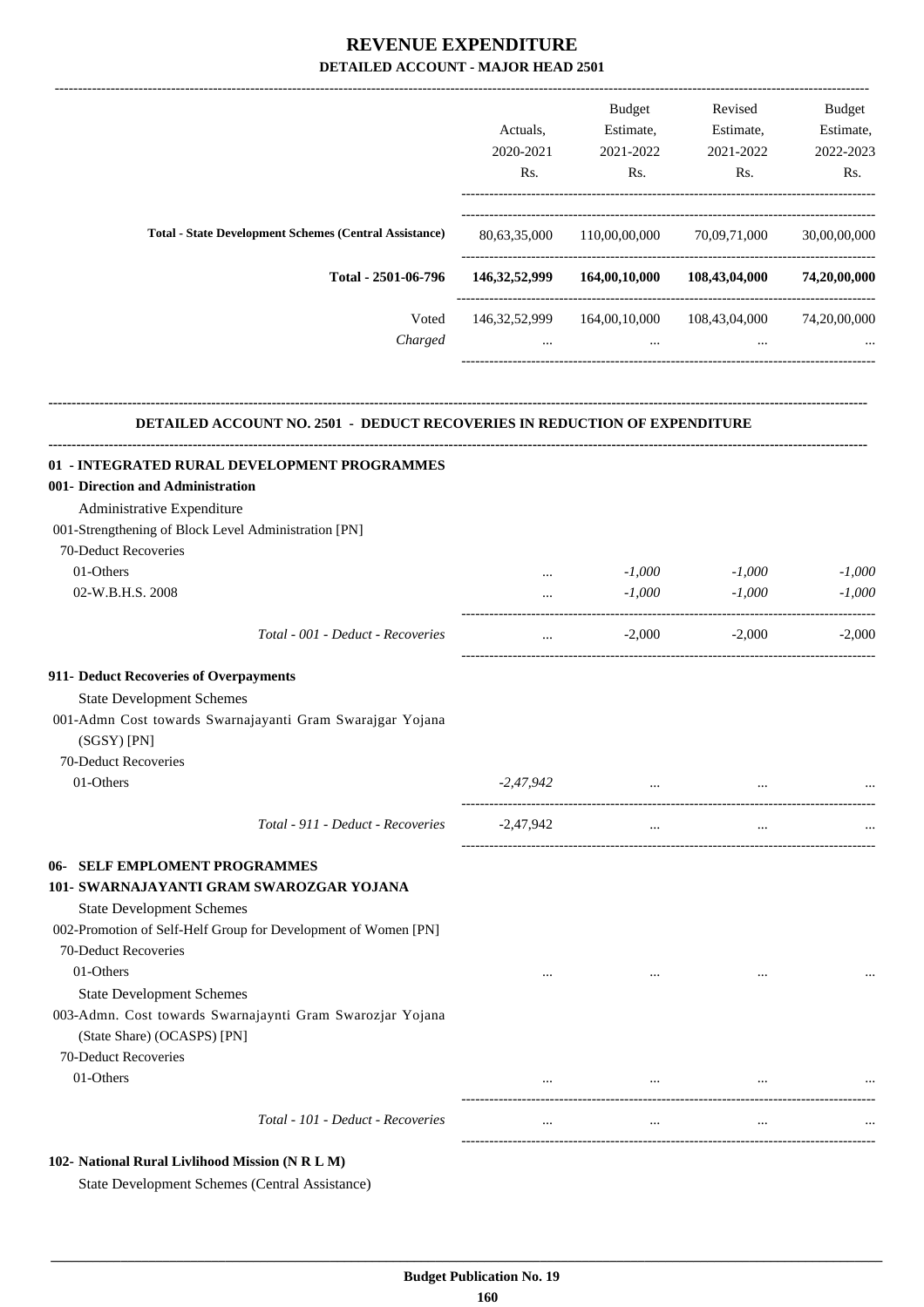# REVENUE EXPENDITURE

## DETAILED ACCOUNT - MAJOR HEAD 2501

| | Actuals, 2020-2021 Rs. | Budget Estimate, 2021-2022 Rs. | Revised Estimate, 2021-2022 Rs. | Budget Estimate, 2022-2023 Rs. |
|---|---|---|---|---|
| **Total - State Development Schemes (Central Assistance)** | 80,63,35,000 | 110,00,00,000 | 70,09,71,000 | 30,00,00,000 |
| **Total - 2501-06-796** | **146,32,52,999** | **164,00,10,000** | **108,43,04,000** | **74,20,00,000** |
| Voted | 146,32,52,999 | 164,00,10,000 | 108,43,04,000 | 74,20,00,000 |
| *Charged* | ... | ... | ... | ... |

### DETAILED ACCOUNT NO. 2501 - DEDUCT RECOVERIES IN REDUCTION OF EXPENDITURE

| | Actuals, 2020-2021 Rs. | Budget Estimate, 2021-2022 Rs. | Revised Estimate, 2021-2022 Rs. | Budget Estimate, 2022-2023 Rs. |
|---|---|---|---|---|
| **01 - INTEGRATED RURAL DEVELOPMENT PROGRAMMES** | | | | |
| **001- Direction and Administration** | | | | |
| Administrative Expenditure | | | | |
| 001-Strengthening of Block Level Administration [PN] | | | | |
| 70-Deduct Recoveries | | | | |
| 01-Others | ... | *-1,000* | *-1,000* | *-1,000* |
| 02-W.B.H.S. 2008 | ... | *-1,000* | *-1,000* | *-1,000* |
| *Total - 001 - Deduct - Recoveries* | ... | -2,000 | -2,000 | -2,000 |
| **911- Deduct Recoveries of Overpayments** | | | | |
| State Development Schemes | | | | |
| 001-Admn Cost towards Swarnajayanti Gram Swarajgar Yojana (SGSY) [PN] | | | | |
| 70-Deduct Recoveries | | | | |
| 01-Others | *-2,47,942* | ... | ... | ... |
| *Total - 911 - Deduct - Recoveries* | -2,47,942 | ... | ... | ... |
| **06- SELF EMPLOMENT PROGRAMMES** | | | | |
| **101- SWARNAJAYANTI GRAM SWAROZGAR YOJANA** | | | | |
| State Development Schemes | | | | |
| 002-Promotion of Self-Helf Group for Development of Women [PN] | | | | |
| 70-Deduct Recoveries | | | | |
| 01-Others | ... | ... | ... | ... |
| State Development Schemes | | | | |
| 003-Admn. Cost towards Swarnajaynti Gram Swarozjar Yojana (State Share) (OCASPS) [PN] | | | | |
| 70-Deduct Recoveries | | | | |
| 01-Others | ... | ... | ... | ... |
| *Total - 101 - Deduct - Recoveries* | ... | ... | ... | ... |
| **102- National Rural Livlihood Mission (N R L M)** | | | | |
| State Development Schemes (Central Assistance) | | | | |

Budget Publication No. 19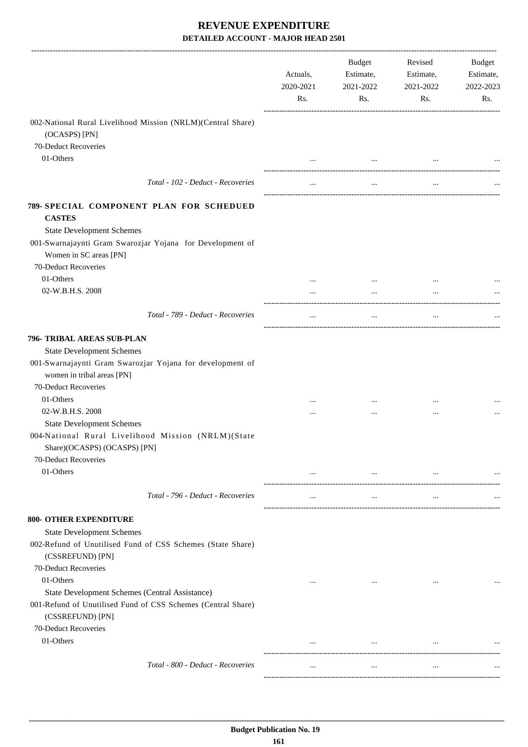# REVENUE EXPENDITURE

## DETAILED ACCOUNT - MAJOR HEAD 2501

| | Actuals, 2020-2021 Rs. | Budget Estimate, 2021-2022 Rs. | Revised Estimate, 2021-2022 Rs. | Budget Estimate, 2022-2023 Rs. |
|---|---|---|---|---|
| 002-National Rural Livelihood Mission (NRLM)(Central Share) (OCASPS) [PN] | | | | |
| 70-Deduct Recoveries | | | | |
| 01-Others | ... | ... | ... | ... |
| *Total - 102 - Deduct - Recoveries* | ... | ... | ... | ... |
| **789- SPECIAL COMPONENT PLAN FOR SCHEDUED CASTES** | | | | |
| State Development Schemes | | | | |
| 001-Swarnajaynti Gram Swarozjar Yojana for Development of Women in SC areas [PN] | | | | |
| 70-Deduct Recoveries | | | | |
| 01-Others | ... | ... | ... | ... |
| 02-W.B.H.S. 2008 | ... | ... | ... | ... |
| *Total - 789 - Deduct - Recoveries* | ... | ... | ... | ... |
| **796- TRIBAL AREAS SUB-PLAN** | | | | |
| State Development Schemes | | | | |
| 001-Swarnajaynti Gram Swarozjar Yojana for development of women in tribal areas [PN] | | | | |
| 70-Deduct Recoveries | | | | |
| 01-Others | ... | ... | ... | ... |
| 02-W.B.H.S. 2008 | ... | ... | ... | ... |
| State Development Schemes | | | | |
| 004-National Rural Livelihood Mission (NRLM)(State Share)(OCASPS) (OCASPS) [PN] | | | | |
| 70-Deduct Recoveries | | | | |
| 01-Others | ... | ... | ... | ... |
| *Total - 796 - Deduct - Recoveries* | ... | ... | ... | ... |
| **800- OTHER EXPENDITURE** | | | | |
| State Development Schemes | | | | |
| 002-Refund of Unutilised Fund of CSS Schemes (State Share) (CSSREFUND) [PN] | | | | |
| 70-Deduct Recoveries | | | | |
| 01-Others | ... | ... | ... | ... |
| State Development Schemes (Central Assistance) | | | | |
| 001-Refund of Unutilised Fund of CSS Schemes (Central Share) (CSSREFUND) [PN] | | | | |
| 70-Deduct Recoveries | | | | |
| 01-Others | ... | ... | ... | ... |
| *Total - 800 - Deduct - Recoveries* | ... | ... | ... | ... |

Budget Publication No. 19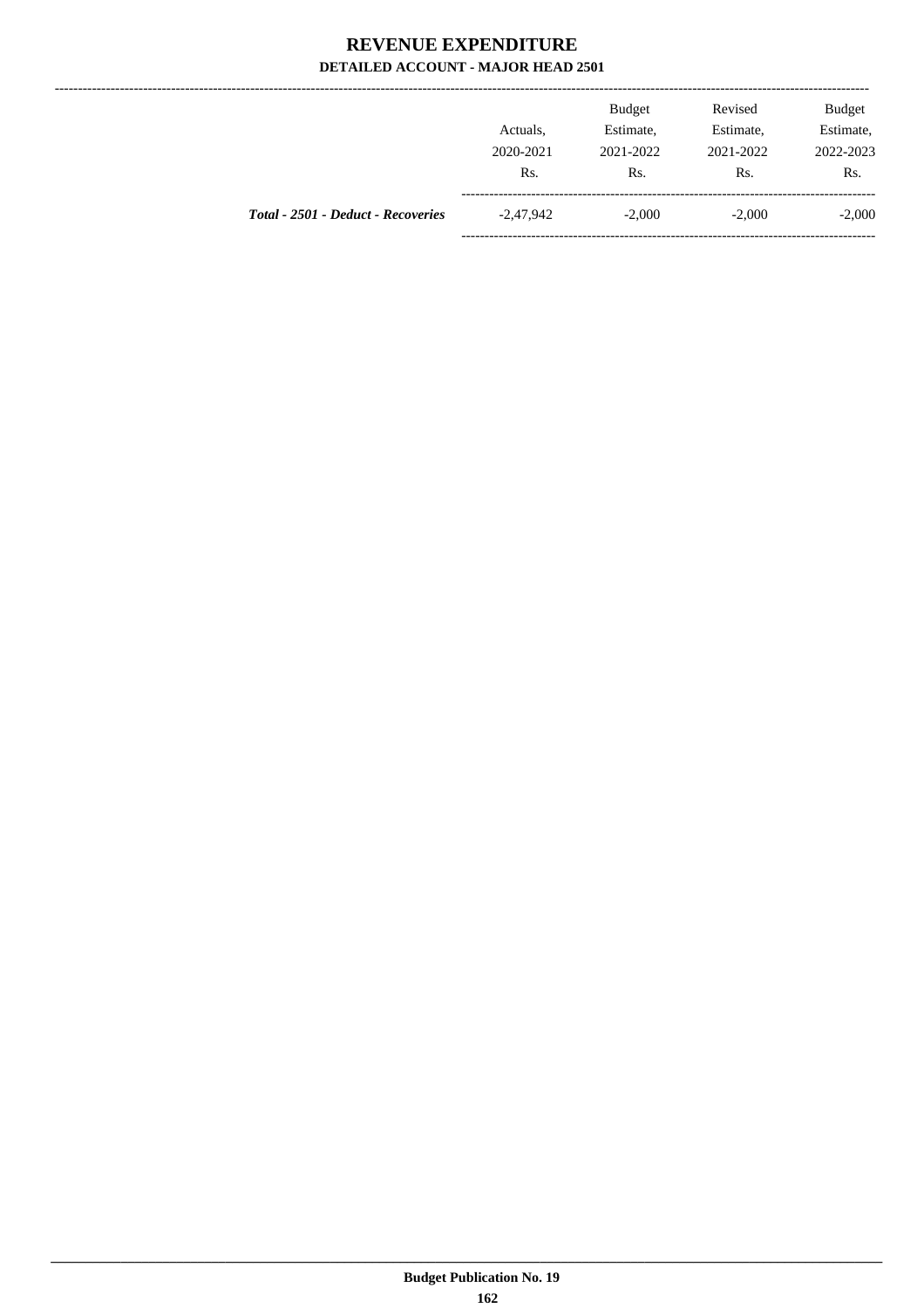# REVENUE EXPENDITURE

## DETAILED ACCOUNT - MAJOR HEAD 2501

| | Actuals, 2020-2021 Rs. | Budget Estimate, 2021-2022 Rs. | Revised Estimate, 2021-2022 Rs. | Budget Estimate, 2022-2023 Rs. |
|---|---|---|---|---|
| ***Total - 2501 - Deduct - Recoveries*** | -2,47,942 | -2,000 | -2,000 | -2,000 |

**Budget Publication No. 19**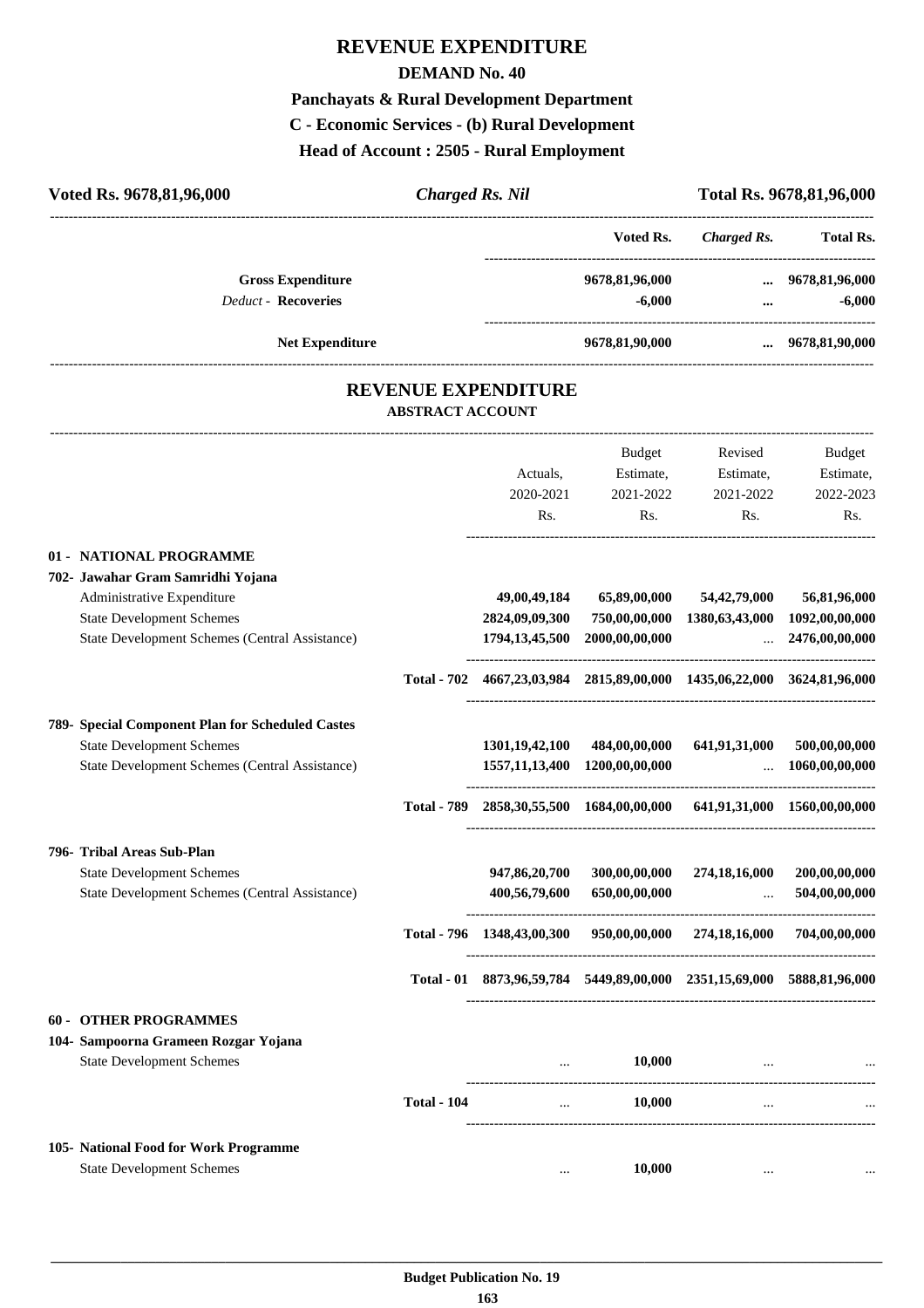# REVENUE EXPENDITURE

## DEMAND No. 40

### Panchayats & Rural Development Department

### C - Economic Services - (b) Rural Development

### Head of Account : 2505 - Rural Employment

**Voted Rs. 9678,81,96,000** | ***Charged Rs. Nil*** | **Total Rs. 9678,81,96,000**

| | Voted Rs. | *Charged Rs.* | Total Rs. |
|---|---|---|---|
| **Gross Expenditure** | 9678,81,96,000 | ... | 9678,81,96,000 |
| *Deduct* - **Recoveries** | -6,000 | ... | -6,000 |
| **Net Expenditure** | 9678,81,90,000 | ... | 9678,81,90,000 |

## REVENUE EXPENDITURE

### ABSTRACT ACCOUNT

| | | Actuals, 2020-2021 Rs. | Budget Estimate, 2021-2022 Rs. | Revised Estimate, 2021-2022 Rs. | Budget Estimate, 2022-2023 Rs. |
|---|---|---|---|---|---|
| **01 - NATIONAL PROGRAMME** | | | | | |
| **702- Jawahar Gram Samridhi Yojana** | | | | | |
| Administrative Expenditure | | 49,00,49,184 | 65,89,00,000 | 54,42,79,000 | 56,81,96,000 |
| State Development Schemes | | 2824,09,09,300 | 750,00,00,000 | 1380,63,43,000 | 1092,00,00,000 |
| State Development Schemes (Central Assistance) | | 1794,13,45,500 | 2000,00,00,000 | ... | 2476,00,00,000 |
| | **Total - 702** | 4667,23,03,984 | 2815,89,00,000 | 1435,06,22,000 | 3624,81,96,000 |
| **789- Special Component Plan for Scheduled Castes** | | | | | |
| State Development Schemes | | 1301,19,42,100 | 484,00,00,000 | 641,91,31,000 | 500,00,00,000 |
| State Development Schemes (Central Assistance) | | 1557,11,13,400 | 1200,00,00,000 | ... | 1060,00,00,000 |
| | **Total - 789** | 2858,30,55,500 | 1684,00,00,000 | 641,91,31,000 | 1560,00,00,000 |
| **796- Tribal Areas Sub-Plan** | | | | | |
| State Development Schemes | | 947,86,20,700 | 300,00,00,000 | 274,18,16,000 | 200,00,00,000 |
| State Development Schemes (Central Assistance) | | 400,56,79,600 | 650,00,00,000 | ... | 504,00,00,000 |
| | **Total - 796** | 1348,43,00,300 | 950,00,00,000 | 274,18,16,000 | 704,00,00,000 |
| | **Total - 01** | 8873,96,59,784 | 5449,89,00,000 | 2351,15,69,000 | 5888,81,96,000 |
| **60 - OTHER PROGRAMMES** | | | | | |
| **104- Sampoorna Grameen Rozgar Yojana** | | | | | |
| State Development Schemes | | ... | 10,000 | ... | ... |
| | **Total - 104** | ... | 10,000 | ... | ... |
| **105- National Food for Work Programme** | | | | | |
| State Development Schemes | | ... | 10,000 | ... | ... |

Budget Publication No. 19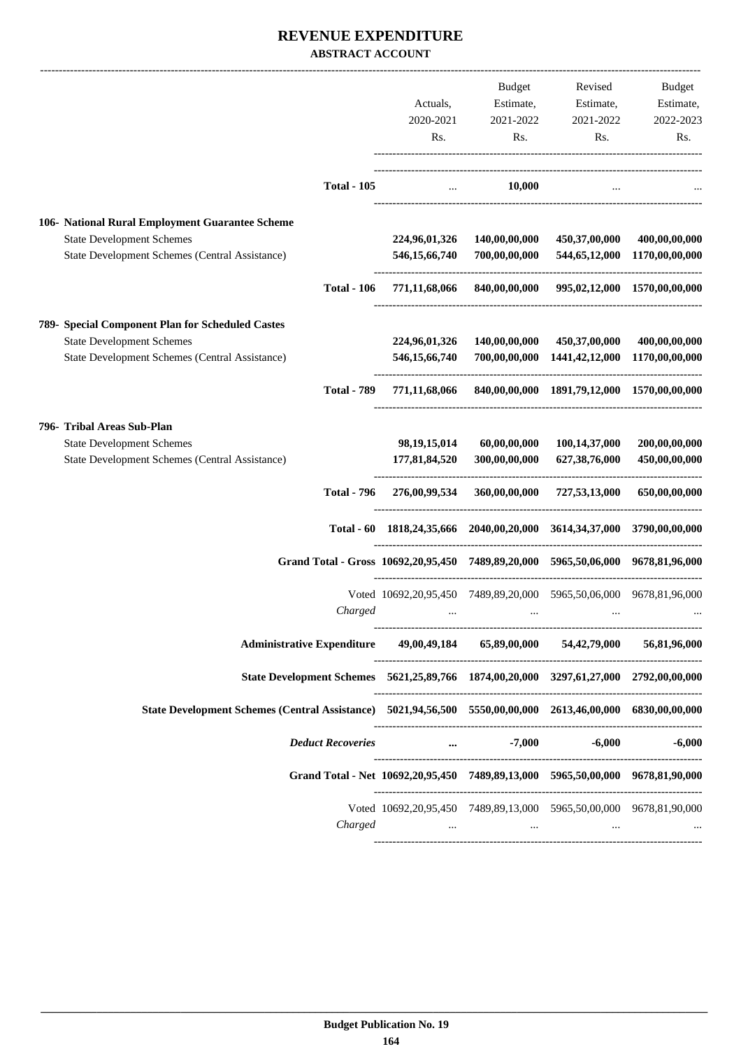# REVENUE EXPENDITURE

**ABSTRACT ACCOUNT**

| | Actuals, 2020-2021 Rs. | Budget Estimate, 2021-2022 Rs. | Revised Estimate, 2021-2022 Rs. | Budget Estimate, 2022-2023 Rs. |
|---|---|---|---|---|
| **Total - 105** | ... | 10,000 | ... | ... |
| **106- National Rural Employment Guarantee Scheme** | | | | |
| State Development Schemes | 224,96,01,326 | 140,00,00,000 | 450,37,00,000 | 400,00,00,000 |
| State Development Schemes (Central Assistance) | 546,15,66,740 | 700,00,00,000 | 544,65,12,000 | 1170,00,00,000 |
| **Total - 106** | 771,11,68,066 | 840,00,00,000 | 995,02,12,000 | 1570,00,00,000 |
| **789- Special Component Plan for Scheduled Castes** | | | | |
| State Development Schemes | 224,96,01,326 | 140,00,00,000 | 450,37,00,000 | 400,00,00,000 |
| State Development Schemes (Central Assistance) | 546,15,66,740 | 700,00,00,000 | 1441,42,12,000 | 1170,00,00,000 |
| **Total - 789** | 771,11,68,066 | 840,00,00,000 | 1891,79,12,000 | 1570,00,00,000 |
| **796- Tribal Areas Sub-Plan** | | | | |
| State Development Schemes | 98,19,15,014 | 60,00,00,000 | 100,14,37,000 | 200,00,00,000 |
| State Development Schemes (Central Assistance) | 177,81,84,520 | 300,00,00,000 | 627,38,76,000 | 450,00,00,000 |
| **Total - 796** | 276,00,99,534 | 360,00,00,000 | 727,53,13,000 | 650,00,00,000 |
| **Total - 60** | 1818,24,35,666 | 2040,00,20,000 | 3614,34,37,000 | 3790,00,00,000 |
| **Grand Total - Gross** | 10692,20,95,450 | 7489,89,20,000 | 5965,50,06,000 | 9678,81,96,000 |
| Voted | 10692,20,95,450 | 7489,89,20,000 | 5965,50,06,000 | 9678,81,96,000 |
| *Charged* | ... | ... | ... | ... |
| **Administrative Expenditure** | 49,00,49,184 | 65,89,00,000 | 54,42,79,000 | 56,81,96,000 |
| **State Development Schemes** | 5621,25,89,766 | 1874,00,20,000 | 3297,61,27,000 | 2792,00,00,000 |
| **State Development Schemes (Central Assistance)** | 5021,94,56,500 | 5550,00,00,000 | 2613,46,00,000 | 6830,00,00,000 |
| ***Deduct Recoveries*** | ... | -7,000 | -6,000 | -6,000 |
| **Grand Total - Net** | 10692,20,95,450 | 7489,89,13,000 | 5965,50,00,000 | 9678,81,90,000 |
| Voted | 10692,20,95,450 | 7489,89,13,000 | 5965,50,00,000 | 9678,81,90,000 |
| *Charged* | ... | ... | ... | ... |

**Budget Publication No. 19**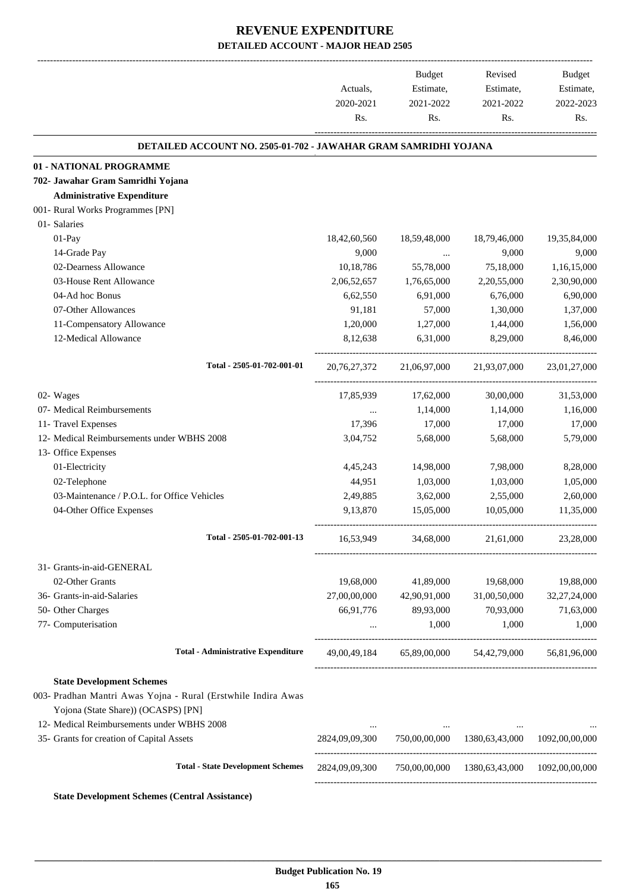# REVENUE EXPENDITURE

## DETAILED ACCOUNT - MAJOR HEAD 2505

| | Actuals, 2020-2021 Rs. | Budget Estimate, 2021-2022 Rs. | Revised Estimate, 2021-2022 Rs. | Budget Estimate, 2022-2023 Rs. |
|---|---|---|---|---|
| **DETAILED ACCOUNT NO. 2505-01-702 - JAWAHAR GRAM SAMRIDHI YOJANA** | | | | |
| **01 - NATIONAL PROGRAMME** | | | | |
| **702- Jawahar Gram Samridhi Yojana** | | | | |
| **Administrative Expenditure** | | | | |
| 001- Rural Works Programmes [PN] | | | | |
| 01- Salaries | | | | |
| 01-Pay | 18,42,60,560 | 18,59,48,000 | 18,79,46,000 | 19,35,84,000 |
| 14-Grade Pay | 9,000 | ... | 9,000 | 9,000 |
| 02-Dearness Allowance | 10,18,786 | 55,78,000 | 75,18,000 | 1,16,15,000 |
| 03-House Rent Allowance | 2,06,52,657 | 1,76,65,000 | 2,20,55,000 | 2,30,90,000 |
| 04-Ad hoc Bonus | 6,62,550 | 6,91,000 | 6,76,000 | 6,90,000 |
| 07-Other Allowances | 91,181 | 57,000 | 1,30,000 | 1,37,000 |
| 11-Compensatory Allowance | 1,20,000 | 1,27,000 | 1,44,000 | 1,56,000 |
| 12-Medical Allowance | 8,12,638 | 6,31,000 | 8,29,000 | 8,46,000 |
| **Total - 2505-01-702-001-01** | 20,76,27,372 | 21,06,97,000 | 21,93,07,000 | 23,01,27,000 |
| 02- Wages | 17,85,939 | 17,62,000 | 30,00,000 | 31,53,000 |
| 07- Medical Reimbursements | ... | 1,14,000 | 1,14,000 | 1,16,000 |
| 11- Travel Expenses | 17,396 | 17,000 | 17,000 | 17,000 |
| 12- Medical Reimbursements under WBHS 2008 | 3,04,752 | 5,68,000 | 5,68,000 | 5,79,000 |
| 13- Office Expenses | | | | |
| 01-Electricity | 4,45,243 | 14,98,000 | 7,98,000 | 8,28,000 |
| 02-Telephone | 44,951 | 1,03,000 | 1,03,000 | 1,05,000 |
| 03-Maintenance / P.O.L. for Office Vehicles | 2,49,885 | 3,62,000 | 2,55,000 | 2,60,000 |
| 04-Other Office Expenses | 9,13,870 | 15,05,000 | 10,05,000 | 11,35,000 |
| **Total - 2505-01-702-001-13** | 16,53,949 | 34,68,000 | 21,61,000 | 23,28,000 |
| 31- Grants-in-aid-GENERAL | | | | |
| 02-Other Grants | 19,68,000 | 41,89,000 | 19,68,000 | 19,88,000 |
| 36- Grants-in-aid-Salaries | 27,00,00,000 | 42,90,91,000 | 31,00,50,000 | 32,27,24,000 |
| 50- Other Charges | 66,91,776 | 89,93,000 | 70,93,000 | 71,63,000 |
| 77- Computerisation | ... | 1,000 | 1,000 | 1,000 |
| **Total - Administrative Expenditure** | 49,00,49,184 | 65,89,00,000 | 54,42,79,000 | 56,81,96,000 |
| **State Development Schemes** | | | | |
| 003- Pradhan Mantri Awas Yojna - Rural (Erstwhile Indira Awas Yojona (State Share)) (OCASPS) [PN] | | | | |
| 12- Medical Reimbursements under WBHS 2008 | ... | ... | ... | ... |
| 35- Grants for creation of Capital Assets | 2824,09,09,300 | 750,00,00,000 | 1380,63,43,000 | 1092,00,00,000 |
| **Total - State Development Schemes** | 2824,09,09,300 | 750,00,00,000 | 1380,63,43,000 | 1092,00,00,000 |

**State Development Schemes (Central Assistance)**

Budget Publication No. 19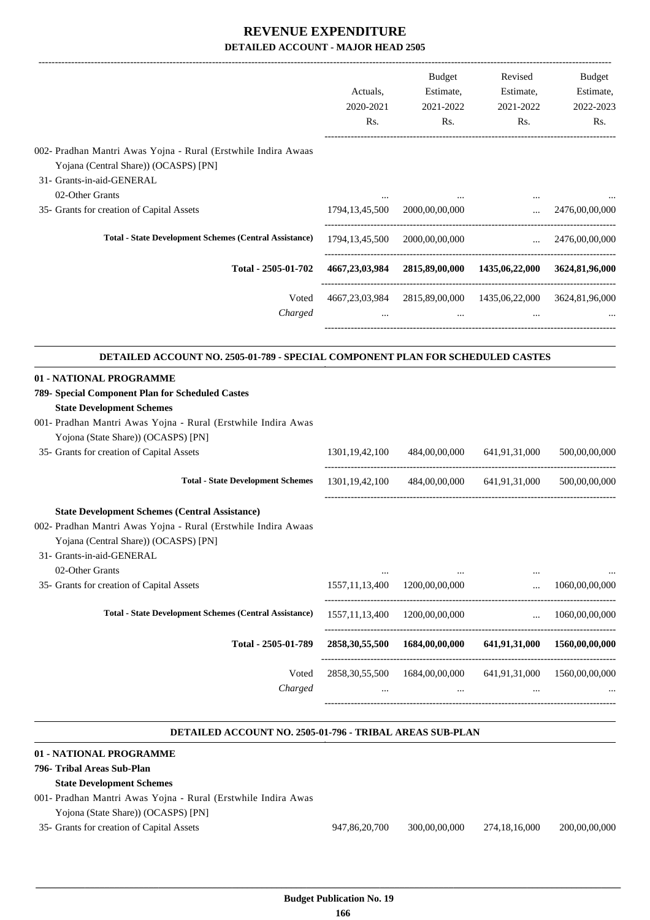# REVENUE EXPENDITURE

## DETAILED ACCOUNT - MAJOR HEAD 2505

| | Actuals, 2020-2021 Rs. | Budget Estimate, 2021-2022 Rs. | Revised Estimate, 2021-2022 Rs. | Budget Estimate, 2022-2023 Rs. |
|---|---|---|---|---|
| 002- Pradhan Mantri Awas Yojna - Rural (Erstwhile Indira Awaas Yojana (Central Share)) (OCASPS) [PN] | | | | |
| 31- Grants-in-aid-GENERAL | | | | |
| 02-Other Grants | ... | ... | ... | ... |
| 35- Grants for creation of Capital Assets | 1794,13,45,500 | 2000,00,00,000 | ... | 2476,00,00,000 |
| **Total - State Development Schemes (Central Assistance)** | 1794,13,45,500 | 2000,00,00,000 | ... | 2476,00,00,000 |
| **Total - 2505-01-702** | **4667,23,03,984** | **2815,89,00,000** | **1435,06,22,000** | **3624,81,96,000** |
| Voted | 4667,23,03,984 | 2815,89,00,000 | 1435,06,22,000 | 3624,81,96,000 |
| *Charged* | ... | ... | ... | ... |

### DETAILED ACCOUNT NO. 2505-01-789 - SPECIAL COMPONENT PLAN FOR SCHEDULED CASTES

| | Actuals, 2020-2021 Rs. | Budget Estimate, 2021-2022 Rs. | Revised Estimate, 2021-2022 Rs. | Budget Estimate, 2022-2023 Rs. |
|---|---|---|---|---|
| **01 - NATIONAL PROGRAMME** | | | | |
| **789- Special Component Plan for Scheduled Castes** | | | | |
| **State Development Schemes** | | | | |
| 001- Pradhan Mantri Awas Yojna - Rural (Erstwhile Indira Awas Yojona (State Share)) (OCASPS) [PN] | | | | |
| 35- Grants for creation of Capital Assets | 1301,19,42,100 | 484,00,00,000 | 641,91,31,000 | 500,00,00,000 |
| **Total - State Development Schemes** | 1301,19,42,100 | 484,00,00,000 | 641,91,31,000 | 500,00,00,000 |
| **State Development Schemes (Central Assistance)** | | | | |
| 002- Pradhan Mantri Awas Yojna - Rural (Erstwhile Indira Awaas Yojana (Central Share)) (OCASPS) [PN] | | | | |
| 31- Grants-in-aid-GENERAL | | | | |
| 02-Other Grants | ... | ... | ... | ... |
| 35- Grants for creation of Capital Assets | 1557,11,13,400 | 1200,00,00,000 | ... | 1060,00,00,000 |
| **Total - State Development Schemes (Central Assistance)** | 1557,11,13,400 | 1200,00,00,000 | ... | 1060,00,00,000 |
| **Total - 2505-01-789** | **2858,30,55,500** | **1684,00,00,000** | **641,91,31,000** | **1560,00,00,000** |
| Voted | 2858,30,55,500 | 1684,00,00,000 | 641,91,31,000 | 1560,00,00,000 |
| *Charged* | ... | ... | ... | ... |

### DETAILED ACCOUNT NO. 2505-01-796 - TRIBAL AREAS SUB-PLAN

| | Actuals, 2020-2021 Rs. | Budget Estimate, 2021-2022 Rs. | Revised Estimate, 2021-2022 Rs. | Budget Estimate, 2022-2023 Rs. |
|---|---|---|---|---|
| **01 - NATIONAL PROGRAMME** | | | | |
| **796- Tribal Areas Sub-Plan** | | | | |
| **State Development Schemes** | | | | |
| 001- Pradhan Mantri Awas Yojna - Rural (Erstwhile Indira Awas Yojona (State Share)) (OCASPS) [PN] | | | | |
| 35- Grants for creation of Capital Assets | 947,86,20,700 | 300,00,00,000 | 274,18,16,000 | 200,00,00,000 |

**Budget Publication No. 19**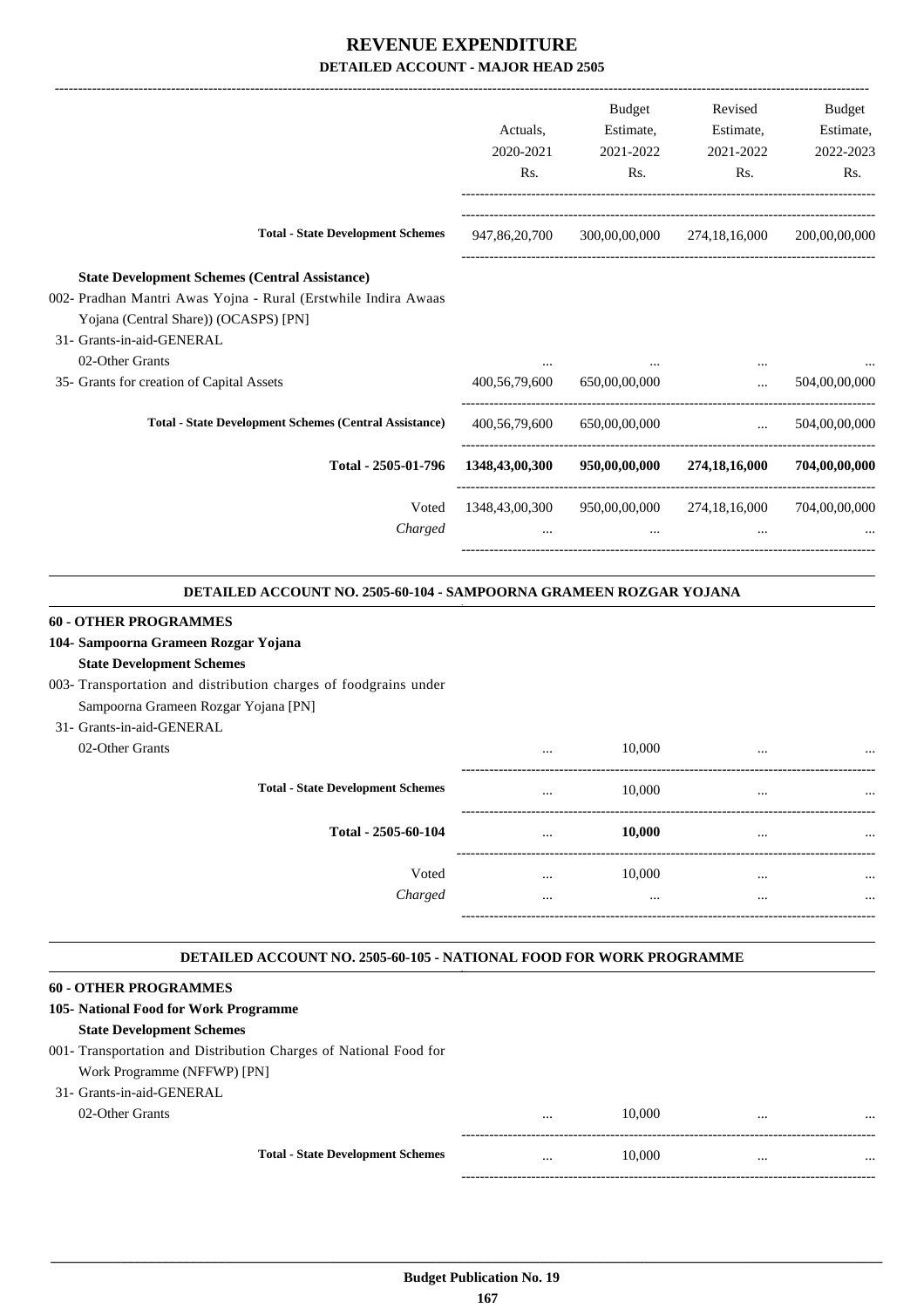# REVENUE EXPENDITURE

## DETAILED ACCOUNT - MAJOR HEAD 2505

| | Actuals, 2020-2021 Rs. | Budget Estimate, 2021-2022 Rs. | Revised Estimate, 2021-2022 Rs. | Budget Estimate, 2022-2023 Rs. |
|---|---|---|---|---|
| **Total - State Development Schemes** | 947,86,20,700 | 300,00,00,000 | 274,18,16,000 | 200,00,00,000 |
| **State Development Schemes (Central Assistance)** | | | | |
| 002- Pradhan Mantri Awas Yojna - Rural (Erstwhile Indira Awaas Yojana (Central Share)) (OCASPS) [PN] | | | | |
| 31- Grants-in-aid-GENERAL | | | | |
| 02-Other Grants | ... | ... | ... | ... |
| 35- Grants for creation of Capital Assets | 400,56,79,600 | 650,00,00,000 | ... | 504,00,00,000 |
| **Total - State Development Schemes (Central Assistance)** | 400,56,79,600 | 650,00,00,000 | ... | 504,00,00,000 |
| **Total - 2505-01-796** | **1348,43,00,300** | **950,00,00,000** | **274,18,16,000** | **704,00,00,000** |
| Voted | 1348,43,00,300 | 950,00,00,000 | 274,18,16,000 | 704,00,00,000 |
| *Charged* | ... | ... | ... | ... |

### DETAILED ACCOUNT NO. 2505-60-104 - SAMPOORNA GRAMEEN ROZGAR YOJANA

| | Actuals, 2020-2021 Rs. | Budget Estimate, 2021-2022 Rs. | Revised Estimate, 2021-2022 Rs. | Budget Estimate, 2022-2023 Rs. |
|---|---|---|---|---|
| **60 - OTHER PROGRAMMES** | | | | |
| **104- Sampoorna Grameen Rozgar Yojana** | | | | |
| **State Development Schemes** | | | | |
| 003- Transportation and distribution charges of foodgrains under Sampoorna Grameen Rozgar Yojana [PN] | | | | |
| 31- Grants-in-aid-GENERAL | | | | |
| 02-Other Grants | ... | 10,000 | ... | ... |
| **Total - State Development Schemes** | ... | 10,000 | ... | ... |
| **Total - 2505-60-104** | ... | **10,000** | ... | ... |
| Voted | ... | 10,000 | ... | ... |
| *Charged* | ... | ... | ... | ... |

### DETAILED ACCOUNT NO. 2505-60-105 - NATIONAL FOOD FOR WORK PROGRAMME

| | Actuals, 2020-2021 Rs. | Budget Estimate, 2021-2022 Rs. | Revised Estimate, 2021-2022 Rs. | Budget Estimate, 2022-2023 Rs. |
|---|---|---|---|---|
| **60 - OTHER PROGRAMMES** | | | | |
| **105- National Food for Work Programme** | | | | |
| **State Development Schemes** | | | | |
| 001- Transportation and Distribution Charges of National Food for Work Programme (NFFWP) [PN] | | | | |
| 31- Grants-in-aid-GENERAL | | | | |
| 02-Other Grants | ... | 10,000 | ... | ... |
| **Total - State Development Schemes** | ... | 10,000 | ... | ... |

**Budget Publication No. 19**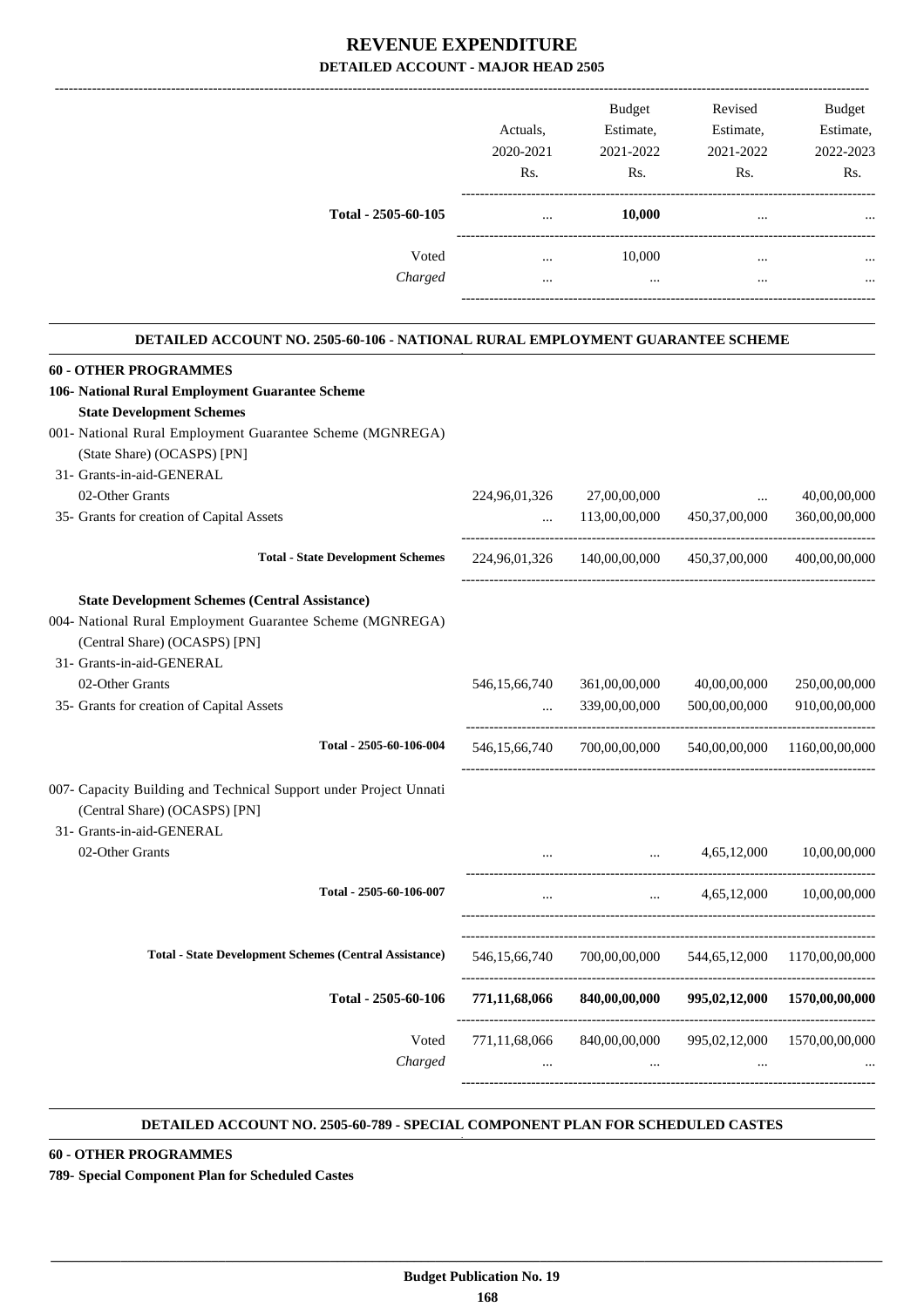# REVENUE EXPENDITURE

## DETAILED ACCOUNT - MAJOR HEAD 2505

| | Actuals, 2020-2021 Rs. | Budget Estimate, 2021-2022 Rs. | Revised Estimate, 2021-2022 Rs. | Budget Estimate, 2022-2023 Rs. |
|---|---|---|---|---|
| **Total - 2505-60-105** | ... | **10,000** | ... | ... |
| Voted | ... | 10,000 | ... | ... |
| *Charged* | ... | ... | ... | ... |

### DETAILED ACCOUNT NO. 2505-60-106 - NATIONAL RURAL EMPLOYMENT GUARANTEE SCHEME

| | Actuals, 2020-2021 Rs. | Budget Estimate, 2021-2022 Rs. | Revised Estimate, 2021-2022 Rs. | Budget Estimate, 2022-2023 Rs. |
|---|---|---|---|---|
| **60 - OTHER PROGRAMMES** | | | | |
| **106- National Rural Employment Guarantee Scheme** | | | | |
| **State Development Schemes** | | | | |
| 001- National Rural Employment Guarantee Scheme (MGNREGA) (State Share) (OCASPS) [PN] | | | | |
| 31- Grants-in-aid-GENERAL | | | | |
| 02-Other Grants | 224,96,01,326 | 27,00,00,000 | ... | 40,00,00,000 |
| 35- Grants for creation of Capital Assets | ... | 113,00,00,000 | 450,37,00,000 | 360,00,00,000 |
| **Total - State Development Schemes** | 224,96,01,326 | 140,00,00,000 | 450,37,00,000 | 400,00,00,000 |
| **State Development Schemes (Central Assistance)** | | | | |
| 004- National Rural Employment Guarantee Scheme (MGNREGA) (Central Share) (OCASPS) [PN] | | | | |
| 31- Grants-in-aid-GENERAL | | | | |
| 02-Other Grants | 546,15,66,740 | 361,00,00,000 | 40,00,00,000 | 250,00,00,000 |
| 35- Grants for creation of Capital Assets | ... | 339,00,00,000 | 500,00,00,000 | 910,00,00,000 |
| **Total - 2505-60-106-004** | 546,15,66,740 | 700,00,00,000 | 540,00,00,000 | 1160,00,00,000 |
| 007- Capacity Building and Technical Support under Project Unnati (Central Share) (OCASPS) [PN] | | | | |
| 31- Grants-in-aid-GENERAL | | | | |
| 02-Other Grants | ... | ... | 4,65,12,000 | 10,00,00,000 |
| **Total - 2505-60-106-007** | ... | ... | 4,65,12,000 | 10,00,00,000 |
| **Total - State Development Schemes (Central Assistance)** | 546,15,66,740 | 700,00,00,000 | 544,65,12,000 | 1170,00,00,000 |
| **Total - 2505-60-106** | **771,11,68,066** | **840,00,00,000** | **995,02,12,000** | **1570,00,00,000** |
| Voted | 771,11,68,066 | 840,00,00,000 | 995,02,12,000 | 1570,00,00,000 |
| *Charged* | ... | ... | ... | ... |

### DETAILED ACCOUNT NO. 2505-60-789 - SPECIAL COMPONENT PLAN FOR SCHEDULED CASTES

**60 - OTHER PROGRAMMES**

**789- Special Component Plan for Scheduled Castes**

**Budget Publication No. 19**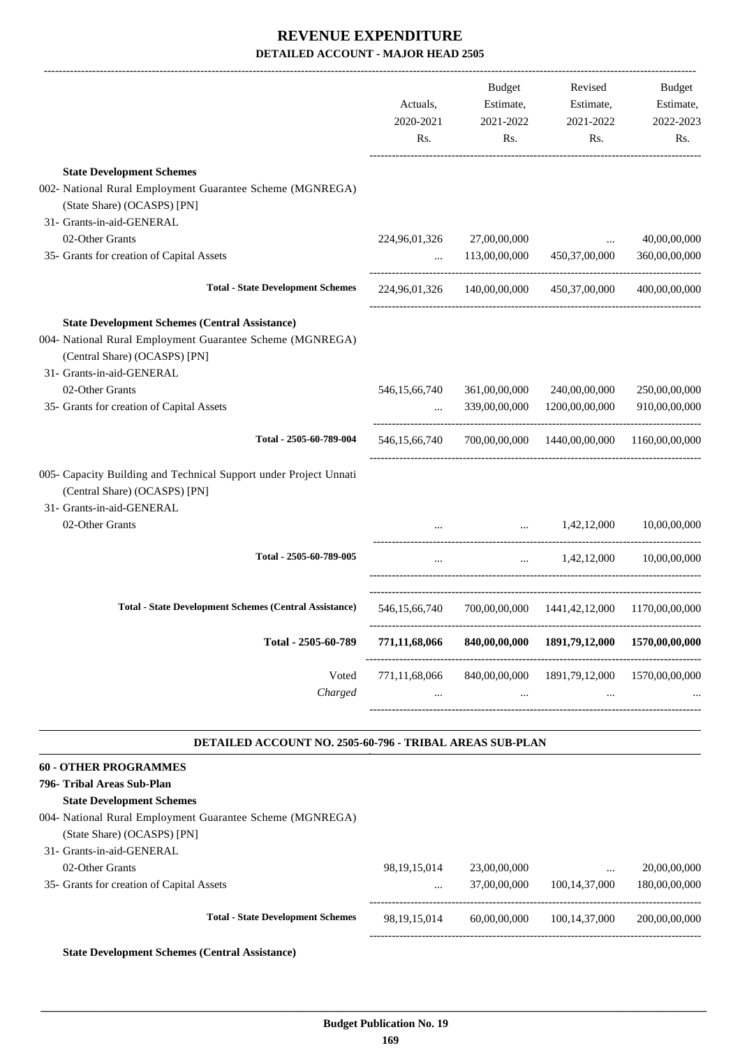# REVENUE EXPENDITURE

## DETAILED ACCOUNT - MAJOR HEAD 2505

| | Actuals, 2020-2021 Rs. | Budget Estimate, 2021-2022 Rs. | Revised Estimate, 2021-2022 Rs. | Budget Estimate, 2022-2023 Rs. |
|---|---|---|---|---|
| **State Development Schemes** | | | | |
| 002- National Rural Employment Guarantee Scheme (MGNREGA) (State Share) (OCASPS) [PN] | | | | |
| 31- Grants-in-aid-GENERAL | | | | |
| 02-Other Grants | 224,96,01,326 | 27,00,00,000 | ... | 40,00,00,000 |
| 35- Grants for creation of Capital Assets | ... | 113,00,00,000 | 450,37,00,000 | 360,00,00,000 |
| **Total - State Development Schemes** | 224,96,01,326 | 140,00,00,000 | 450,37,00,000 | 400,00,00,000 |
| **State Development Schemes (Central Assistance)** | | | | |
| 004- National Rural Employment Guarantee Scheme (MGNREGA) (Central Share) (OCASPS) [PN] | | | | |
| 31- Grants-in-aid-GENERAL | | | | |
| 02-Other Grants | 546,15,66,740 | 361,00,00,000 | 240,00,00,000 | 250,00,00,000 |
| 35- Grants for creation of Capital Assets | ... | 339,00,00,000 | 1200,00,00,000 | 910,00,00,000 |
| Total - 2505-60-789-004 | 546,15,66,740 | 700,00,00,000 | 1440,00,00,000 | 1160,00,00,000 |
| 005- Capacity Building and Technical Support under Project Unnati (Central Share) (OCASPS) [PN] | | | | |
| 31- Grants-in-aid-GENERAL | | | | |
| 02-Other Grants | ... | ... | 1,42,12,000 | 10,00,00,000 |
| Total - 2505-60-789-005 | ... | ... | 1,42,12,000 | 10,00,00,000 |
| **Total - State Development Schemes (Central Assistance)** | 546,15,66,740 | 700,00,00,000 | 1441,42,12,000 | 1170,00,00,000 |
| **Total - 2505-60-789** | **771,11,68,066** | **840,00,00,000** | **1891,79,12,000** | **1570,00,00,000** |
| Voted | 771,11,68,066 | 840,00,00,000 | 1891,79,12,000 | 1570,00,00,000 |
| *Charged* | ... | ... | ... | ... |

### DETAILED ACCOUNT NO. 2505-60-796 - TRIBAL AREAS SUB-PLAN

**60 - OTHER PROGRAMMES**

**796- Tribal Areas Sub-Plan**

| | Actuals, 2020-2021 Rs. | Budget Estimate, 2021-2022 Rs. | Revised Estimate, 2021-2022 Rs. | Budget Estimate, 2022-2023 Rs. |
|---|---|---|---|---|
| **State Development Schemes** | | | | |
| 004- National Rural Employment Guarantee Scheme (MGNREGA) (State Share) (OCASPS) [PN] | | | | |
| 31- Grants-in-aid-GENERAL | | | | |
| 02-Other Grants | 98,19,15,014 | 23,00,00,000 | ... | 20,00,00,000 |
| 35- Grants for creation of Capital Assets | ... | 37,00,00,000 | 100,14,37,000 | 180,00,00,000 |
| **Total - State Development Schemes** | 98,19,15,014 | 60,00,00,000 | 100,14,37,000 | 200,00,00,000 |

**State Development Schemes (Central Assistance)**

Budget Publication No. 19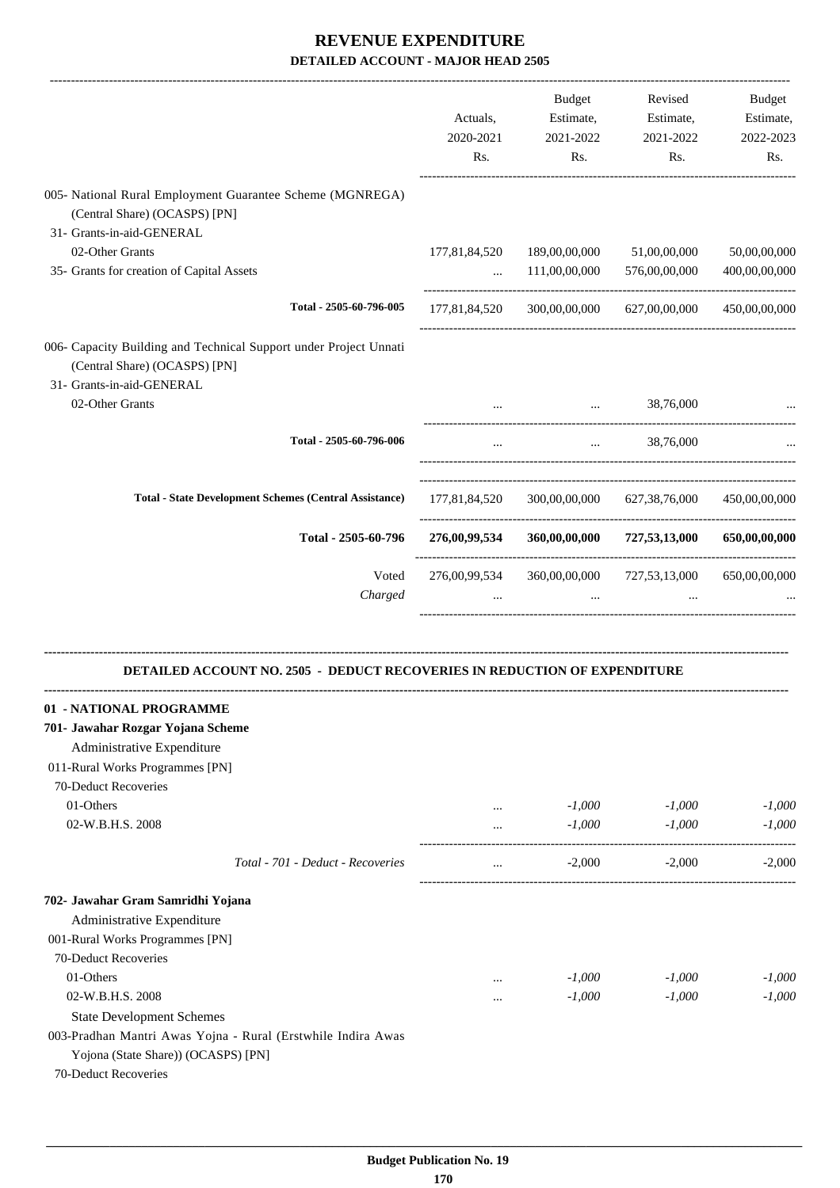# REVENUE EXPENDITURE

## DETAILED ACCOUNT - MAJOR HEAD 2505

| | Actuals, 2020-2021 Rs. | Budget Estimate, 2021-2022 Rs. | Revised Estimate, 2021-2022 Rs. | Budget Estimate, 2022-2023 Rs. |
|---|---|---|---|---|
| 005- National Rural Employment Guarantee Scheme (MGNREGA) (Central Share) (OCASPS) [PN] | | | | |
| 31- Grants-in-aid-GENERAL | | | | |
| 02-Other Grants | 177,81,84,520 | 189,00,00,000 | 51,00,00,000 | 50,00,00,000 |
| 35- Grants for creation of Capital Assets | ... | 111,00,00,000 | 576,00,00,000 | 400,00,00,000 |
| **Total - 2505-60-796-005** | 177,81,84,520 | 300,00,00,000 | 627,00,00,000 | 450,00,00,000 |
| 006- Capacity Building and Technical Support under Project Unnati (Central Share) (OCASPS) [PN] | | | | |
| 31- Grants-in-aid-GENERAL | | | | |
| 02-Other Grants | ... | ... | 38,76,000 | ... |
| **Total - 2505-60-796-006** | ... | ... | 38,76,000 | ... |
| **Total - State Development Schemes (Central Assistance)** | 177,81,84,520 | 300,00,00,000 | 627,38,76,000 | 450,00,00,000 |
| **Total - 2505-60-796** | **276,00,99,534** | **360,00,00,000** | **727,53,13,000** | **650,00,00,000** |
| Voted | 276,00,99,534 | 360,00,00,000 | 727,53,13,000 | 650,00,00,000 |
| *Charged* | ... | ... | ... | ... |

### DETAILED ACCOUNT NO. 2505 - DEDUCT RECOVERIES IN REDUCTION OF EXPENDITURE

| | Actuals, 2020-2021 Rs. | Budget Estimate, 2021-2022 Rs. | Revised Estimate, 2021-2022 Rs. | Budget Estimate, 2022-2023 Rs. |
|---|---|---|---|---|
| **01 - NATIONAL PROGRAMME** | | | | |
| **701- Jawahar Rozgar Yojana Scheme** | | | | |
| Administrative Expenditure | | | | |
| 011-Rural Works Programmes [PN] | | | | |
| 70-Deduct Recoveries | | | | |
| 01-Others | ... | *-1,000* | *-1,000* | *-1,000* |
| 02-W.B.H.S. 2008 | ... | *-1,000* | *-1,000* | *-1,000* |
| *Total - 701 - Deduct - Recoveries* | ... | -2,000 | -2,000 | -2,000 |
| **702- Jawahar Gram Samridhi Yojana** | | | | |
| Administrative Expenditure | | | | |
| 001-Rural Works Programmes [PN] | | | | |
| 70-Deduct Recoveries | | | | |
| 01-Others | ... | *-1,000* | *-1,000* | *-1,000* |
| 02-W.B.H.S. 2008 | ... | *-1,000* | *-1,000* | *-1,000* |
| State Development Schemes | | | | |
| 003-Pradhan Mantri Awas Yojna - Rural (Erstwhile Indira Awas Yojona (State Share)) (OCASPS) [PN] | | | | |
| 70-Deduct Recoveries | | | | |

**Budget Publication No. 19**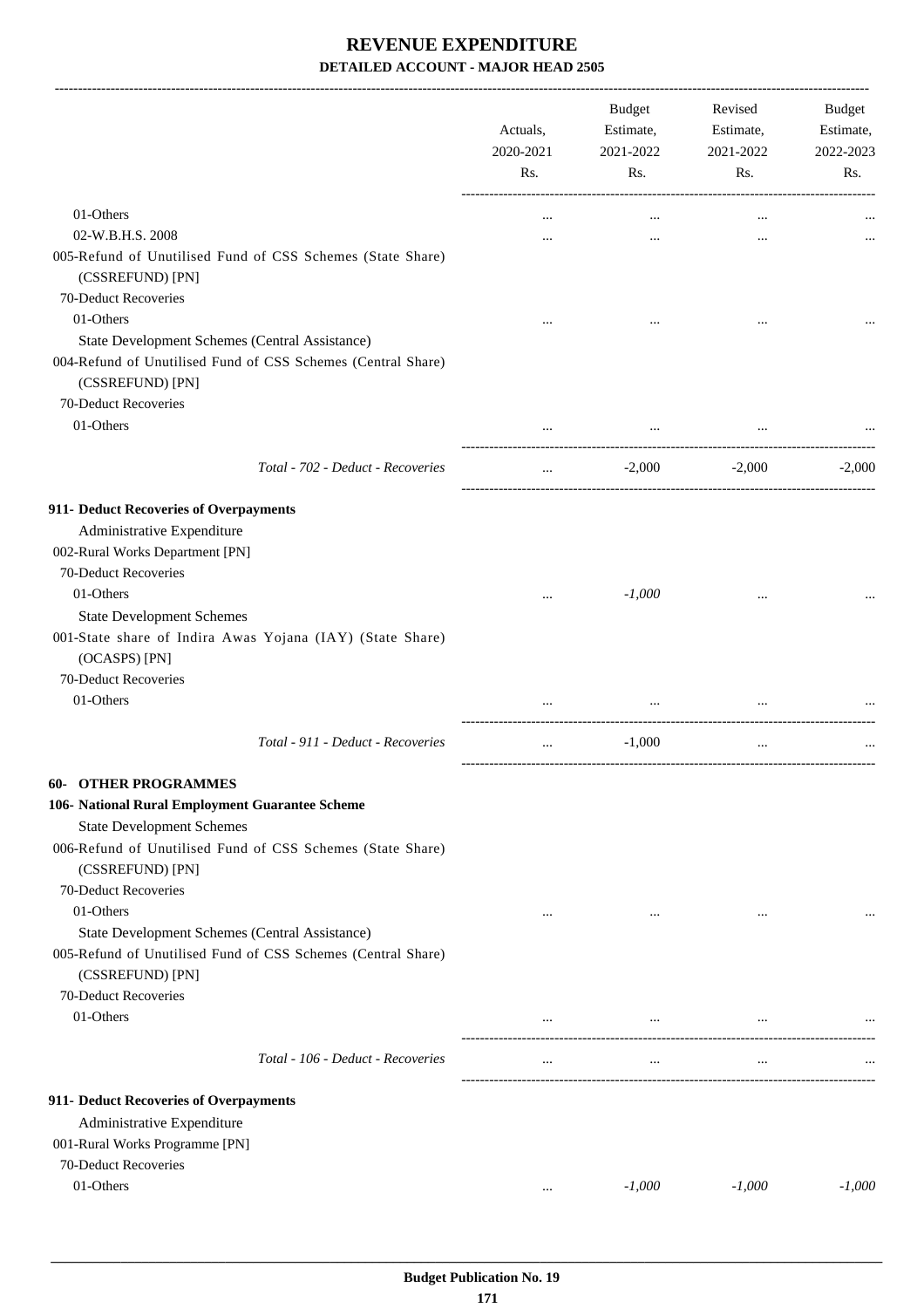# REVENUE EXPENDITURE

## DETAILED ACCOUNT - MAJOR HEAD 2505

| | Actuals, 2020-2021 Rs. | Budget Estimate, 2021-2022 Rs. | Revised Estimate, 2021-2022 Rs. | Budget Estimate, 2022-2023 Rs. |
|---|---|---|---|---|
| 01-Others | ... | ... | ... | ... |
| 02-W.B.H.S. 2008 | ... | ... | ... | ... |
| 005-Refund of Unutilised Fund of CSS Schemes (State Share) (CSSREFUND) [PN] | | | | |
| 70-Deduct Recoveries | | | | |
| 01-Others | ... | ... | ... | ... |
| State Development Schemes (Central Assistance) | | | | |
| 004-Refund of Unutilised Fund of CSS Schemes (Central Share) (CSSREFUND) [PN] | | | | |
| 70-Deduct Recoveries | | | | |
| 01-Others | ... | ... | ... | ... |
| *Total - 702 - Deduct - Recoveries* | ... | -2,000 | -2,000 | -2,000 |
| **911- Deduct Recoveries of Overpayments** | | | | |
| Administrative Expenditure | | | | |
| 002-Rural Works Department [PN] | | | | |
| 70-Deduct Recoveries | | | | |
| 01-Others | ... | *-1,000* | ... | ... |
| State Development Schemes | | | | |
| 001-State share of Indira Awas Yojana (IAY) (State Share) (OCASPS) [PN] | | | | |
| 70-Deduct Recoveries | | | | |
| 01-Others | ... | ... | ... | ... |
| *Total - 911 - Deduct - Recoveries* | ... | -1,000 | ... | ... |
| **60- OTHER PROGRAMMES** | | | | |
| **106- National Rural Employment Guarantee Scheme** | | | | |
| State Development Schemes | | | | |
| 006-Refund of Unutilised Fund of CSS Schemes (State Share) (CSSREFUND) [PN] | | | | |
| 70-Deduct Recoveries | | | | |
| 01-Others | ... | ... | ... | ... |
| State Development Schemes (Central Assistance) | | | | |
| 005-Refund of Unutilised Fund of CSS Schemes (Central Share) (CSSREFUND) [PN] | | | | |
| 70-Deduct Recoveries | | | | |
| 01-Others | ... | ... | ... | ... |
| *Total - 106 - Deduct - Recoveries* | ... | ... | ... | ... |
| **911- Deduct Recoveries of Overpayments** | | | | |
| Administrative Expenditure | | | | |
| 001-Rural Works Programme [PN] | | | | |
| 70-Deduct Recoveries | | | | |
| 01-Others | ... | *-1,000* | *-1,000* | *-1,000* |

Budget Publication No. 19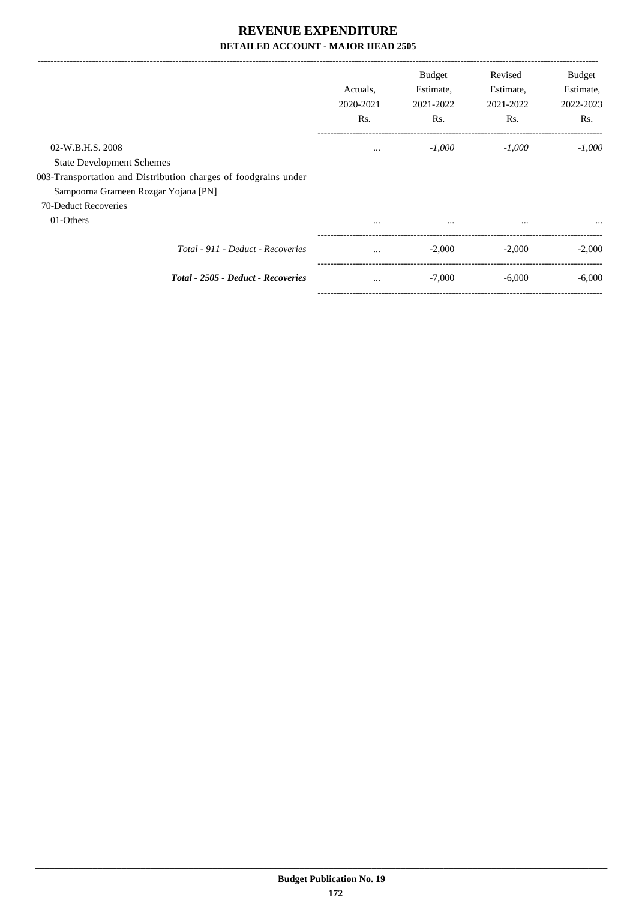# REVENUE EXPENDITURE

## DETAILED ACCOUNT - MAJOR HEAD 2505

| | Actuals, 2020-2021 Rs. | Budget Estimate, 2021-2022 Rs. | Revised Estimate, 2021-2022 Rs. | Budget Estimate, 2022-2023 Rs. |
|---|---|---|---|---|
| 02-W.B.H.S. 2008 | ... | *-1,000* | *-1,000* | *-1,000* |
| State Development Schemes | | | | |
| 003-Transportation and Distribution charges of foodgrains under Sampoorna Grameen Rozgar Yojana [PN] | | | | |
| 70-Deduct Recoveries | | | | |
| 01-Others | ... | ... | ... | ... |
| *Total - 911 - Deduct - Recoveries* | ... | -2,000 | -2,000 | -2,000 |
| ***Total - 2505 - Deduct - Recoveries*** | ... | -7,000 | -6,000 | -6,000 |

**Budget Publication No. 19**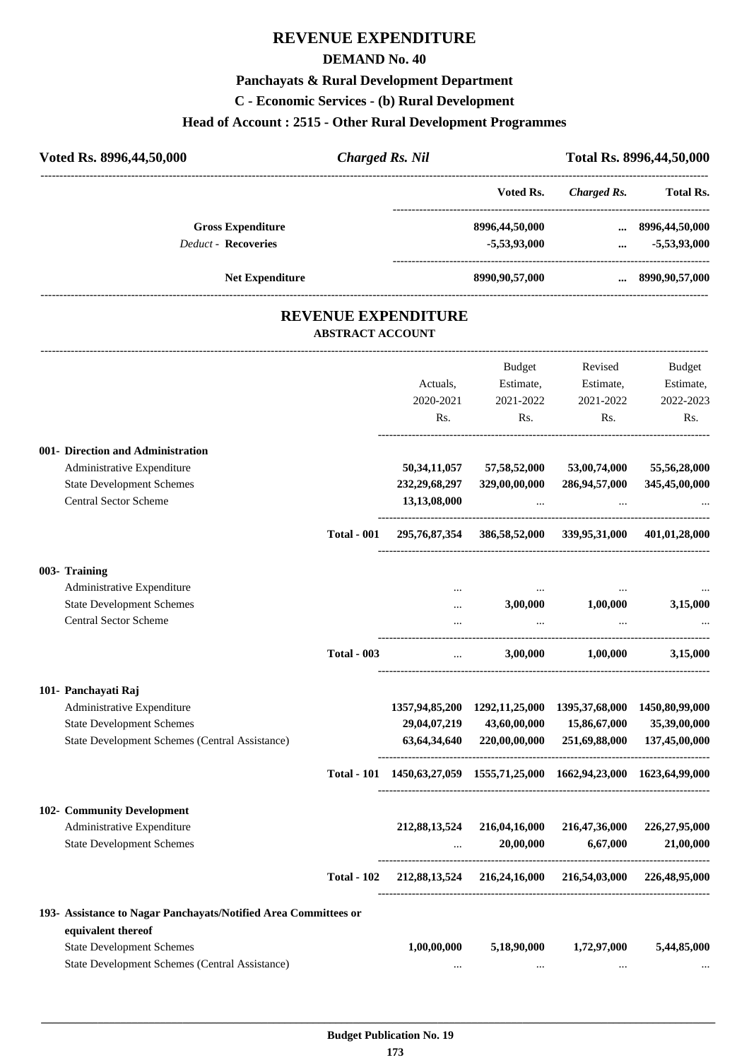# REVENUE EXPENDITURE

## DEMAND No. 40

### Panchayats & Rural Development Department

### C - Economic Services - (b) Rural Development

### Head of Account : 2515 - Other Rural Development Programmes

| Voted Rs. 8996,44,50,000 | *Charged Rs. Nil* | Total Rs. 8996,44,50,000 |
|---|---|---|

| | Voted Rs. | *Charged Rs.* | Total Rs. |
|---|---|---|---|
| **Gross Expenditure** | 8996,44,50,000 | ... | 8996,44,50,000 |
| *Deduct* - **Recoveries** | -5,53,93,000 | ... | -5,53,93,000 |
| **Net Expenditure** | 8990,90,57,000 | ... | 8990,90,57,000 |

## REVENUE EXPENDITURE

### ABSTRACT ACCOUNT

| | | Actuals, 2020-2021 Rs. | Budget Estimate, 2021-2022 Rs. | Revised Estimate, 2021-2022 Rs. | Budget Estimate, 2022-2023 Rs. |
|---|---|---|---|---|---|
| **001- Direction and Administration** | | | | | |
| Administrative Expenditure | | 50,34,11,057 | 57,58,52,000 | 53,00,74,000 | 55,56,28,000 |
| State Development Schemes | | 232,29,68,297 | 329,00,00,000 | 286,94,57,000 | 345,45,00,000 |
| Central Sector Scheme | | 13,13,08,000 | ... | ... | ... |
| | **Total - 001** | 295,76,87,354 | 386,58,52,000 | 339,95,31,000 | 401,01,28,000 |
| **003- Training** | | | | | |
| Administrative Expenditure | | ... | ... | ... | ... |
| State Development Schemes | | ... | 3,00,000 | 1,00,000 | 3,15,000 |
| Central Sector Scheme | | ... | ... | ... | ... |
| | **Total - 003** | ... | 3,00,000 | 1,00,000 | 3,15,000 |
| **101- Panchayati Raj** | | | | | |
| Administrative Expenditure | | 1357,94,85,200 | 1292,11,25,000 | 1395,37,68,000 | 1450,80,99,000 |
| State Development Schemes | | 29,04,07,219 | 43,60,00,000 | 15,86,67,000 | 35,39,00,000 |
| State Development Schemes (Central Assistance) | | 63,64,34,640 | 220,00,00,000 | 251,69,88,000 | 137,45,00,000 |
| | **Total - 101** | 1450,63,27,059 | 1555,71,25,000 | 1662,94,23,000 | 1623,64,99,000 |
| **102- Community Development** | | | | | |
| Administrative Expenditure | | 212,88,13,524 | 216,04,16,000 | 216,47,36,000 | 226,27,95,000 |
| State Development Schemes | | ... | 20,00,000 | 6,67,000 | 21,00,000 |
| | **Total - 102** | 212,88,13,524 | 216,24,16,000 | 216,54,03,000 | 226,48,95,000 |
| **193- Assistance to Nagar Panchayats/Notified Area Committees or equivalent thereof** | | | | | |
| State Development Schemes | | 1,00,00,000 | 5,18,90,000 | 1,72,97,000 | 5,44,85,000 |
| State Development Schemes (Central Assistance) | | ... | ... | ... | ... |

Budget Publication No. 19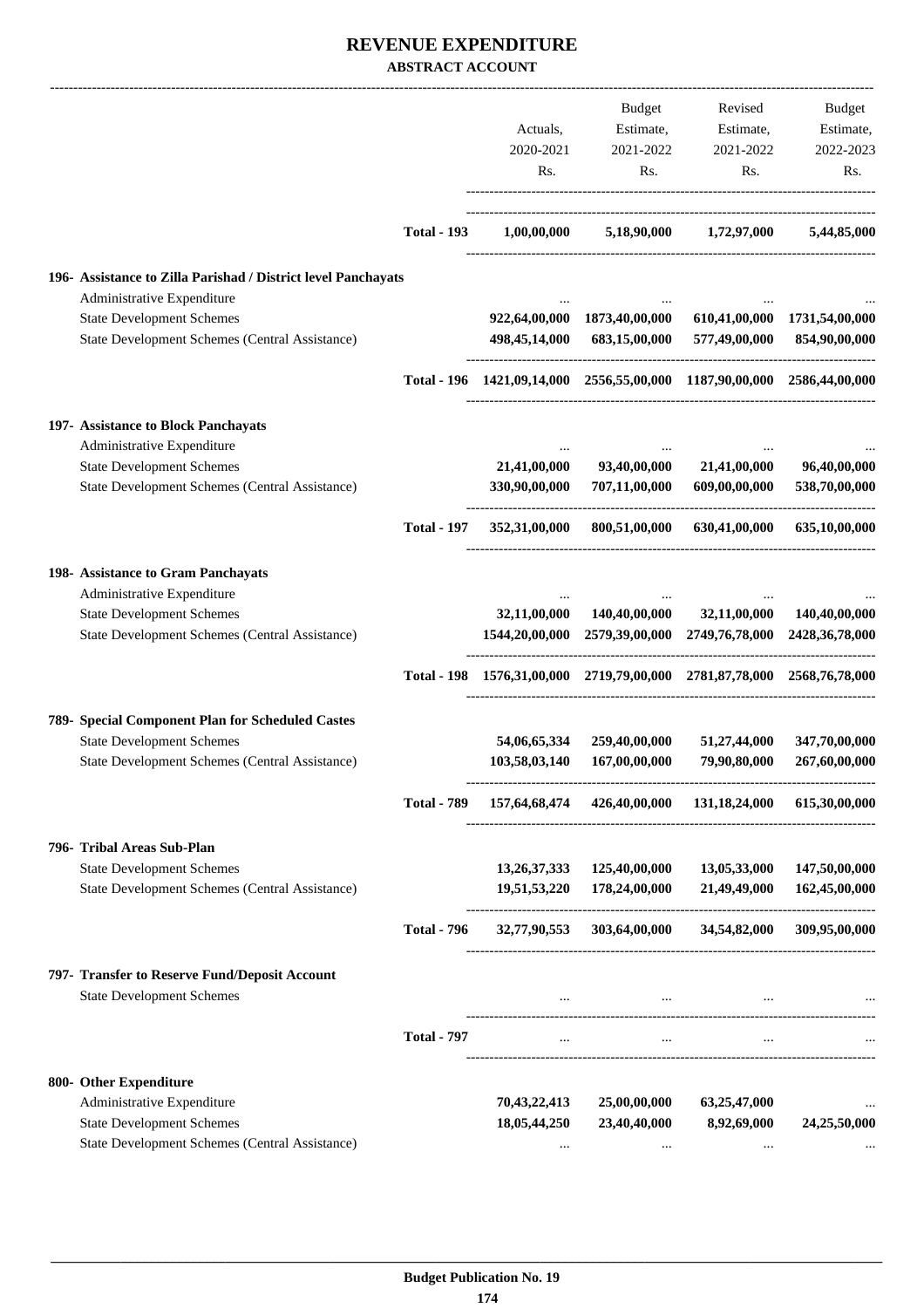# REVENUE EXPENDITURE

**ABSTRACT ACCOUNT**

| | | Actuals, 2020-2021 Rs. | Budget Estimate, 2021-2022 Rs. | Revised Estimate, 2021-2022 Rs. | Budget Estimate, 2022-2023 Rs. |
|---|---|---|---|---|---|
| | **Total - 193** | **1,00,00,000** | **5,18,90,000** | **1,72,97,000** | **5,44,85,000** |
| **196- Assistance to Zilla Parishad / District level Panchayats** | | | | | |
| Administrative Expenditure | | ... | ... | ... | ... |
| State Development Schemes | | **922,64,00,000** | **1873,40,00,000** | **610,41,00,000** | **1731,54,00,000** |
| State Development Schemes (Central Assistance) | | **498,45,14,000** | **683,15,00,000** | **577,49,00,000** | **854,90,00,000** |
| | **Total - 196** | **1421,09,14,000** | **2556,55,00,000** | **1187,90,00,000** | **2586,44,00,000** |
| **197- Assistance to Block Panchayats** | | | | | |
| Administrative Expenditure | | ... | ... | ... | ... |
| State Development Schemes | | **21,41,00,000** | **93,40,00,000** | **21,41,00,000** | **96,40,00,000** |
| State Development Schemes (Central Assistance) | | **330,90,00,000** | **707,11,00,000** | **609,00,00,000** | **538,70,00,000** |
| | **Total - 197** | **352,31,00,000** | **800,51,00,000** | **630,41,00,000** | **635,10,00,000** |
| **198- Assistance to Gram Panchayats** | | | | | |
| Administrative Expenditure | | ... | ... | ... | ... |
| State Development Schemes | | **32,11,00,000** | **140,40,00,000** | **32,11,00,000** | **140,40,00,000** |
| State Development Schemes (Central Assistance) | | **1544,20,00,000** | **2579,39,00,000** | **2749,76,78,000** | **2428,36,78,000** |
| | **Total - 198** | **1576,31,00,000** | **2719,79,00,000** | **2781,87,78,000** | **2568,76,78,000** |
| **789- Special Component Plan for Scheduled Castes** | | | | | |
| State Development Schemes | | **54,06,65,334** | **259,40,00,000** | **51,27,44,000** | **347,70,00,000** |
| State Development Schemes (Central Assistance) | | **103,58,03,140** | **167,00,00,000** | **79,90,80,000** | **267,60,00,000** |
| | **Total - 789** | **157,64,68,474** | **426,40,00,000** | **131,18,24,000** | **615,30,00,000** |
| **796- Tribal Areas Sub-Plan** | | | | | |
| State Development Schemes | | **13,26,37,333** | **125,40,00,000** | **13,05,33,000** | **147,50,00,000** |
| State Development Schemes (Central Assistance) | | **19,51,53,220** | **178,24,00,000** | **21,49,49,000** | **162,45,00,000** |
| | **Total - 796** | **32,77,90,553** | **303,64,00,000** | **34,54,82,000** | **309,95,00,000** |
| **797- Transfer to Reserve Fund/Deposit Account** | | | | | |
| State Development Schemes | | ... | ... | ... | ... |
| | **Total - 797** | ... | ... | ... | ... |
| **800- Other Expenditure** | | | | | |
| Administrative Expenditure | | **70,43,22,413** | **25,00,00,000** | **63,25,47,000** | ... |
| State Development Schemes | | **18,05,44,250** | **23,40,40,000** | **8,92,69,000** | **24,25,50,000** |
| State Development Schemes (Central Assistance) | | ... | ... | ... | ... |

**Budget Publication No. 19**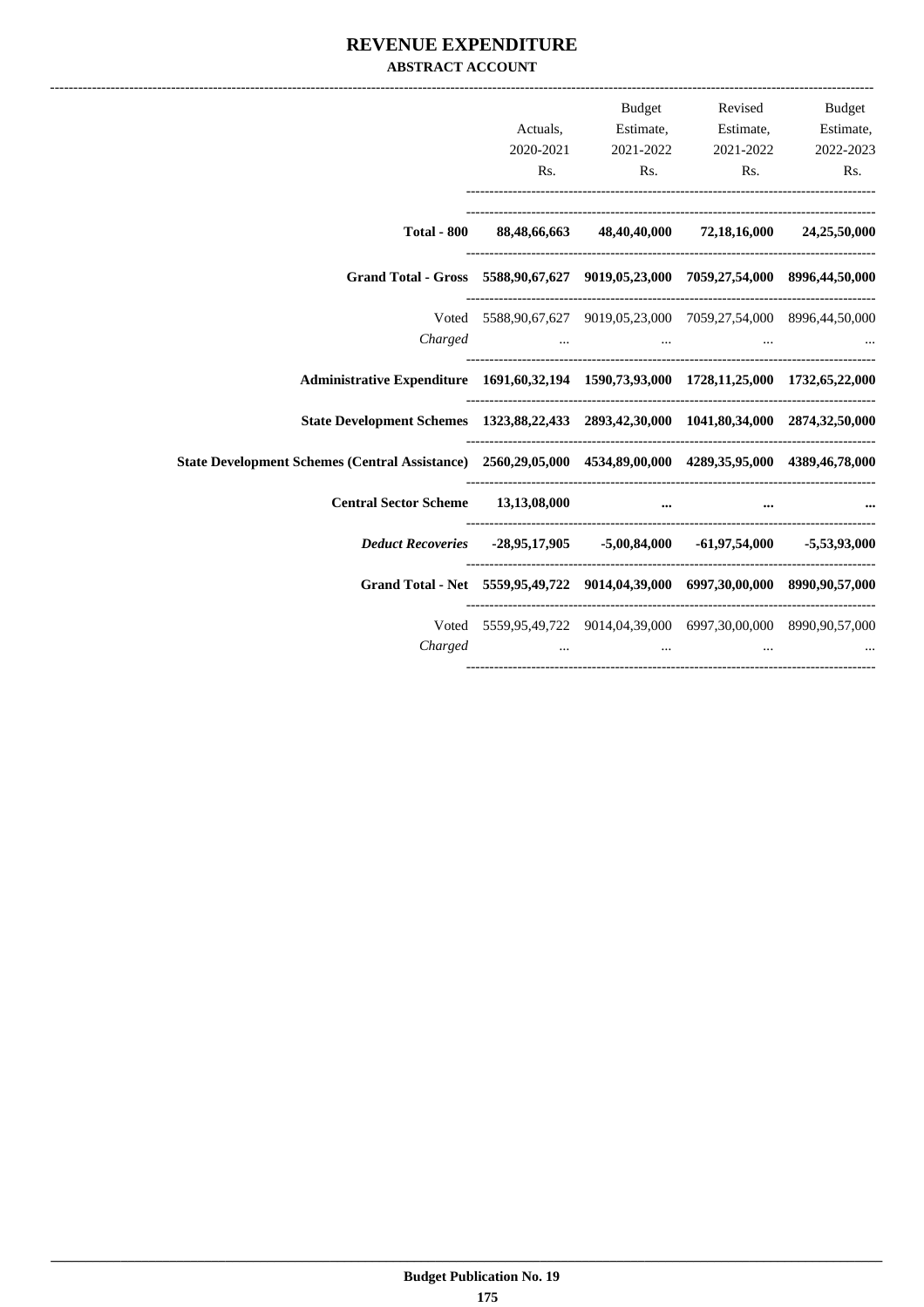# REVENUE EXPENDITURE

## ABSTRACT ACCOUNT

| | Actuals, 2020-2021 Rs. | Budget Estimate, 2021-2022 Rs. | Revised Estimate, 2021-2022 Rs. | Budget Estimate, 2022-2023 Rs. |
|---|---|---|---|---|
| **Total - 800** | **88,48,66,663** | **48,40,40,000** | **72,18,16,000** | **24,25,50,000** |
| **Grand Total - Gross** | **5588,90,67,627** | **9019,05,23,000** | **7059,27,54,000** | **8996,44,50,000** |
| Voted | 5588,90,67,627 | 9019,05,23,000 | 7059,27,54,000 | 8996,44,50,000 |
| *Charged* | ... | ... | ... | ... |
| **Administrative Expenditure** | **1691,60,32,194** | **1590,73,93,000** | **1728,11,25,000** | **1732,65,22,000** |
| **State Development Schemes** | **1323,88,22,433** | **2893,42,30,000** | **1041,80,34,000** | **2874,32,50,000** |
| **State Development Schemes (Central Assistance)** | **2560,29,05,000** | **4534,89,00,000** | **4289,35,95,000** | **4389,46,78,000** |
| **Central Sector Scheme** | **13,13,08,000** | **...** | **...** | **...** |
| ***Deduct Recoveries*** | **-28,95,17,905** | **-5,00,84,000** | **-61,97,54,000** | **-5,53,93,000** |
| **Grand Total - Net** | **5559,95,49,722** | **9014,04,39,000** | **6997,30,00,000** | **8990,90,57,000** |
| Voted | 5559,95,49,722 | 9014,04,39,000 | 6997,30,00,000 | 8990,90,57,000 |
| *Charged* | ... | ... | ... | ... |

**Budget Publication No. 19**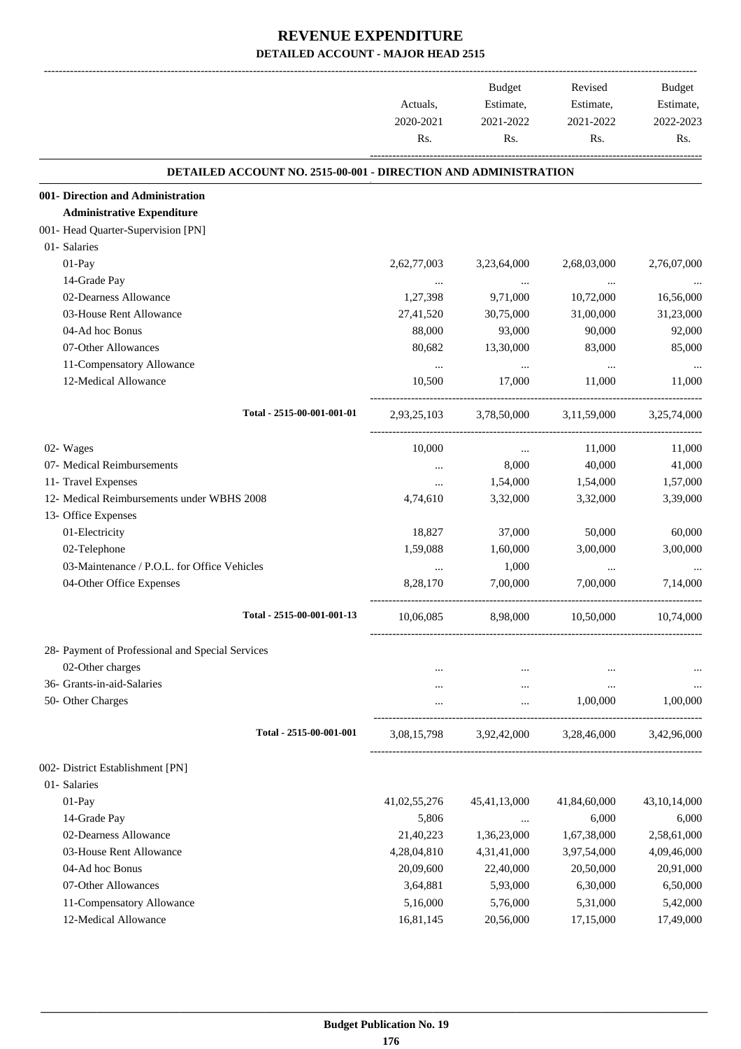# REVENUE EXPENDITURE

## DETAILED ACCOUNT - MAJOR HEAD 2515

| | Actuals, 2020-2021 Rs. | Budget Estimate, 2021-2022 Rs. | Revised Estimate, 2021-2022 Rs. | Budget Estimate, 2022-2023 Rs. |
|---|---|---|---|---|
| **DETAILED ACCOUNT NO. 2515-00-001 - DIRECTION AND ADMINISTRATION** | | | | |
| **001- Direction and Administration** | | | | |
| **Administrative Expenditure** | | | | |
| 001- Head Quarter-Supervision [PN] | | | | |
| 01- Salaries | | | | |
| 01-Pay | 2,62,77,003 | 3,23,64,000 | 2,68,03,000 | 2,76,07,000 |
| 14-Grade Pay | ... | ... | ... | ... |
| 02-Dearness Allowance | 1,27,398 | 9,71,000 | 10,72,000 | 16,56,000 |
| 03-House Rent Allowance | 27,41,520 | 30,75,000 | 31,00,000 | 31,23,000 |
| 04-Ad hoc Bonus | 88,000 | 93,000 | 90,000 | 92,000 |
| 07-Other Allowances | 80,682 | 13,30,000 | 83,000 | 85,000 |
| 11-Compensatory Allowance | ... | ... | ... | ... |
| 12-Medical Allowance | 10,500 | 17,000 | 11,000 | 11,000 |
| Total - 2515-00-001-001-01 | 2,93,25,103 | 3,78,50,000 | 3,11,59,000 | 3,25,74,000 |
| 02- Wages | 10,000 | ... | 11,000 | 11,000 |
| 07- Medical Reimbursements | ... | 8,000 | 40,000 | 41,000 |
| 11- Travel Expenses | ... | 1,54,000 | 1,54,000 | 1,57,000 |
| 12- Medical Reimbursements under WBHS 2008 | 4,74,610 | 3,32,000 | 3,32,000 | 3,39,000 |
| 13- Office Expenses | | | | |
| 01-Electricity | 18,827 | 37,000 | 50,000 | 60,000 |
| 02-Telephone | 1,59,088 | 1,60,000 | 3,00,000 | 3,00,000 |
| 03-Maintenance / P.O.L. for Office Vehicles | ... | 1,000 | ... | ... |
| 04-Other Office Expenses | 8,28,170 | 7,00,000 | 7,00,000 | 7,14,000 |
| Total - 2515-00-001-001-13 | 10,06,085 | 8,98,000 | 10,50,000 | 10,74,000 |
| 28- Payment of Professional and Special Services | | | | |
| 02-Other charges | ... | ... | ... | ... |
| 36- Grants-in-aid-Salaries | ... | ... | ... | ... |
| 50- Other Charges | ... | ... | 1,00,000 | 1,00,000 |
| Total - 2515-00-001-001 | 3,08,15,798 | 3,92,42,000 | 3,28,46,000 | 3,42,96,000 |
| 002- District Establishment [PN] | | | | |
| 01- Salaries | | | | |
| 01-Pay | 41,02,55,276 | 45,41,13,000 | 41,84,60,000 | 43,10,14,000 |
| 14-Grade Pay | 5,806 | ... | 6,000 | 6,000 |
| 02-Dearness Allowance | 21,40,223 | 1,36,23,000 | 1,67,38,000 | 2,58,61,000 |
| 03-House Rent Allowance | 4,28,04,810 | 4,31,41,000 | 3,97,54,000 | 4,09,46,000 |
| 04-Ad hoc Bonus | 20,09,600 | 22,40,000 | 20,50,000 | 20,91,000 |
| 07-Other Allowances | 3,64,881 | 5,93,000 | 6,30,000 | 6,50,000 |
| 11-Compensatory Allowance | 5,16,000 | 5,76,000 | 5,31,000 | 5,42,000 |
| 12-Medical Allowance | 16,81,145 | 20,56,000 | 17,15,000 | 17,49,000 |

**Budget Publication No. 19**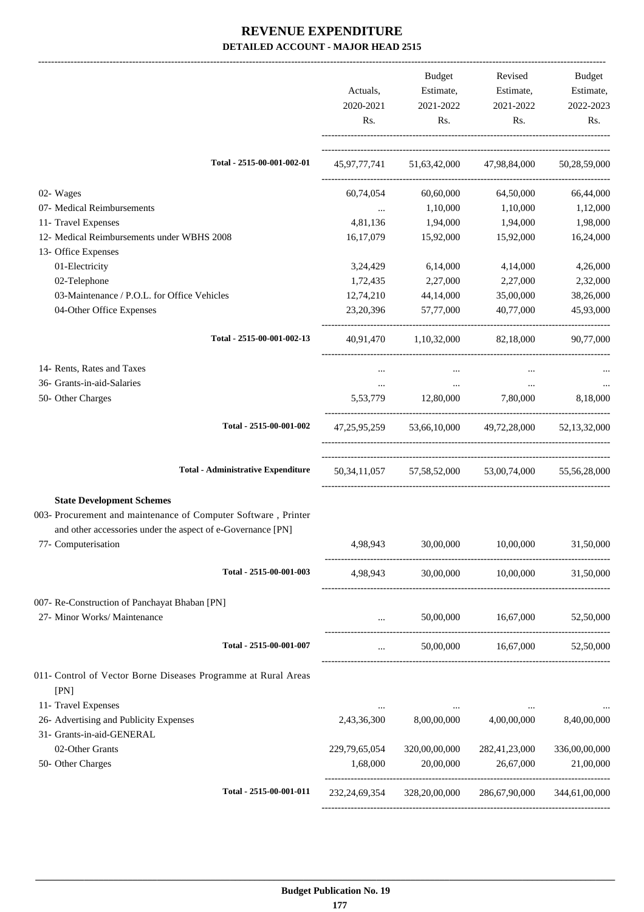# REVENUE EXPENDITURE

## DETAILED ACCOUNT - MAJOR HEAD 2515

| | Actuals, 2020-2021 Rs. | Budget Estimate, 2021-2022 Rs. | Revised Estimate, 2021-2022 Rs. | Budget Estimate, 2022-2023 Rs. |
|---|---|---|---|---|
| **Total - 2515-00-001-002-01** | 45,97,77,741 | 51,63,42,000 | 47,98,84,000 | 50,28,59,000 |
| 02- Wages | 60,74,054 | 60,60,000 | 64,50,000 | 66,44,000 |
| 07- Medical Reimbursements | ... | 1,10,000 | 1,10,000 | 1,12,000 |
| 11- Travel Expenses | 4,81,136 | 1,94,000 | 1,94,000 | 1,98,000 |
| 12- Medical Reimbursements under WBHS 2008 | 16,17,079 | 15,92,000 | 15,92,000 | 16,24,000 |
| 13- Office Expenses | | | | |
| 01-Electricity | 3,24,429 | 6,14,000 | 4,14,000 | 4,26,000 |
| 02-Telephone | 1,72,435 | 2,27,000 | 2,27,000 | 2,32,000 |
| 03-Maintenance / P.O.L. for Office Vehicles | 12,74,210 | 44,14,000 | 35,00,000 | 38,26,000 |
| 04-Other Office Expenses | 23,20,396 | 57,77,000 | 40,77,000 | 45,93,000 |
| **Total - 2515-00-001-002-13** | 40,91,470 | 1,10,32,000 | 82,18,000 | 90,77,000 |
| 14- Rents, Rates and Taxes | ... | ... | ... | ... |
| 36- Grants-in-aid-Salaries | ... | ... | ... | ... |
| 50- Other Charges | 5,53,779 | 12,80,000 | 7,80,000 | 8,18,000 |
| **Total - 2515-00-001-002** | 47,25,95,259 | 53,66,10,000 | 49,72,28,000 | 52,13,32,000 |
| **Total - Administrative Expenditure** | 50,34,11,057 | 57,58,52,000 | 53,00,74,000 | 55,56,28,000 |
| **State Development Schemes** | | | | |
| 003- Procurement and maintenance of Computer Software , Printer and other accessories under the aspect of e-Governance [PN] | | | | |
| 77- Computerisation | 4,98,943 | 30,00,000 | 10,00,000 | 31,50,000 |
| **Total - 2515-00-001-003** | 4,98,943 | 30,00,000 | 10,00,000 | 31,50,000 |
| 007- Re-Construction of Panchayat Bhaban [PN] | | | | |
| 27- Minor Works/ Maintenance | ... | 50,00,000 | 16,67,000 | 52,50,000 |
| **Total - 2515-00-001-007** | ... | 50,00,000 | 16,67,000 | 52,50,000 |
| 011- Control of Vector Borne Diseases Programme at Rural Areas [PN] | | | | |
| 11- Travel Expenses | ... | ... | ... | ... |
| 26- Advertising and Publicity Expenses | 2,43,36,300 | 8,00,00,000 | 4,00,00,000 | 8,40,00,000 |
| 31- Grants-in-aid-GENERAL | | | | |
| 02-Other Grants | 229,79,65,054 | 320,00,00,000 | 282,41,23,000 | 336,00,00,000 |
| 50- Other Charges | 1,68,000 | 20,00,000 | 26,67,000 | 21,00,000 |
| **Total - 2515-00-001-011** | 232,24,69,354 | 328,20,00,000 | 286,67,90,000 | 344,61,00,000 |

Budget Publication No. 19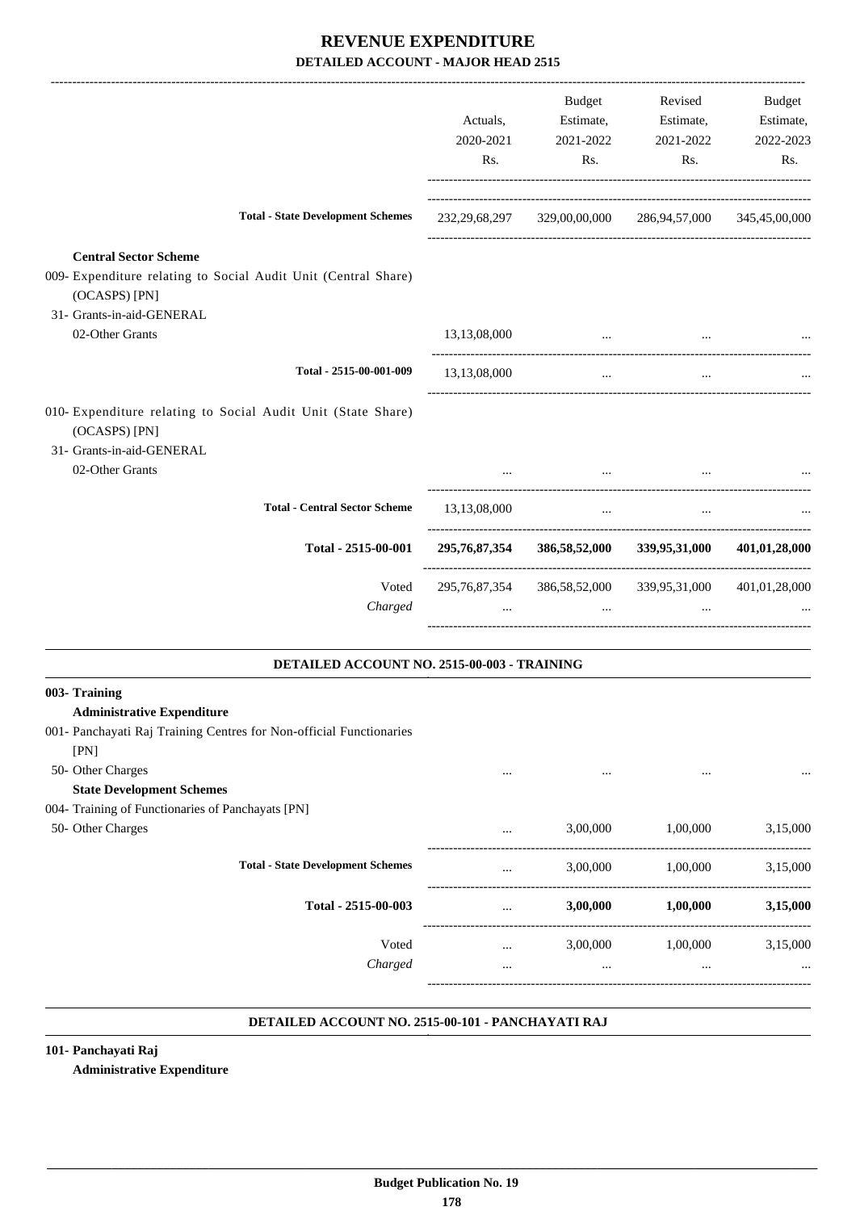# REVENUE EXPENDITURE

## DETAILED ACCOUNT - MAJOR HEAD 2515

| | Actuals, 2020-2021 Rs. | Budget Estimate, 2021-2022 Rs. | Revised Estimate, 2021-2022 Rs. | Budget Estimate, 2022-2023 Rs. |
|---|---|---|---|---|
| **Total - State Development Schemes** | 232,29,68,297 | 329,00,00,000 | 286,94,57,000 | 345,45,00,000 |
| **Central Sector Scheme** | | | | |
| 009- Expenditure relating to Social Audit Unit (Central Share) (OCASPS) [PN] | | | | |
| 31- Grants-in-aid-GENERAL | | | | |
| 02-Other Grants | 13,13,08,000 | ... | ... | ... |
| **Total - 2515-00-001-009** | 13,13,08,000 | ... | ... | ... |
| 010- Expenditure relating to Social Audit Unit (State Share) (OCASPS) [PN] | | | | |
| 31- Grants-in-aid-GENERAL | | | | |
| 02-Other Grants | ... | ... | ... | ... |
| **Total - Central Sector Scheme** | 13,13,08,000 | ... | ... | ... |
| **Total - 2515-00-001** | **295,76,87,354** | **386,58,52,000** | **339,95,31,000** | **401,01,28,000** |
| Voted | 295,76,87,354 | 386,58,52,000 | 339,95,31,000 | 401,01,28,000 |
| *Charged* | ... | ... | ... | ... |

### DETAILED ACCOUNT NO. 2515-00-003 - TRAINING

| | Actuals, 2020-2021 Rs. | Budget Estimate, 2021-2022 Rs. | Revised Estimate, 2021-2022 Rs. | Budget Estimate, 2022-2023 Rs. |
|---|---|---|---|---|
| **003- Training** | | | | |
| **Administrative Expenditure** | | | | |
| 001- Panchayati Raj Training Centres for Non-official Functionaries [PN] | | | | |
| 50- Other Charges | ... | ... | ... | ... |
| **State Development Schemes** | | | | |
| 004- Training of Functionaries of Panchayats [PN] | | | | |
| 50- Other Charges | ... | 3,00,000 | 1,00,000 | 3,15,000 |
| **Total - State Development Schemes** | ... | 3,00,000 | 1,00,000 | 3,15,000 |
| **Total - 2515-00-003** | ... | **3,00,000** | **1,00,000** | **3,15,000** |
| Voted | ... | 3,00,000 | 1,00,000 | 3,15,000 |
| *Charged* | ... | ... | ... | ... |

### DETAILED ACCOUNT NO. 2515-00-101 - PANCHAYATI RAJ

**101- Panchayati Raj**

**Administrative Expenditure**

Budget Publication No. 19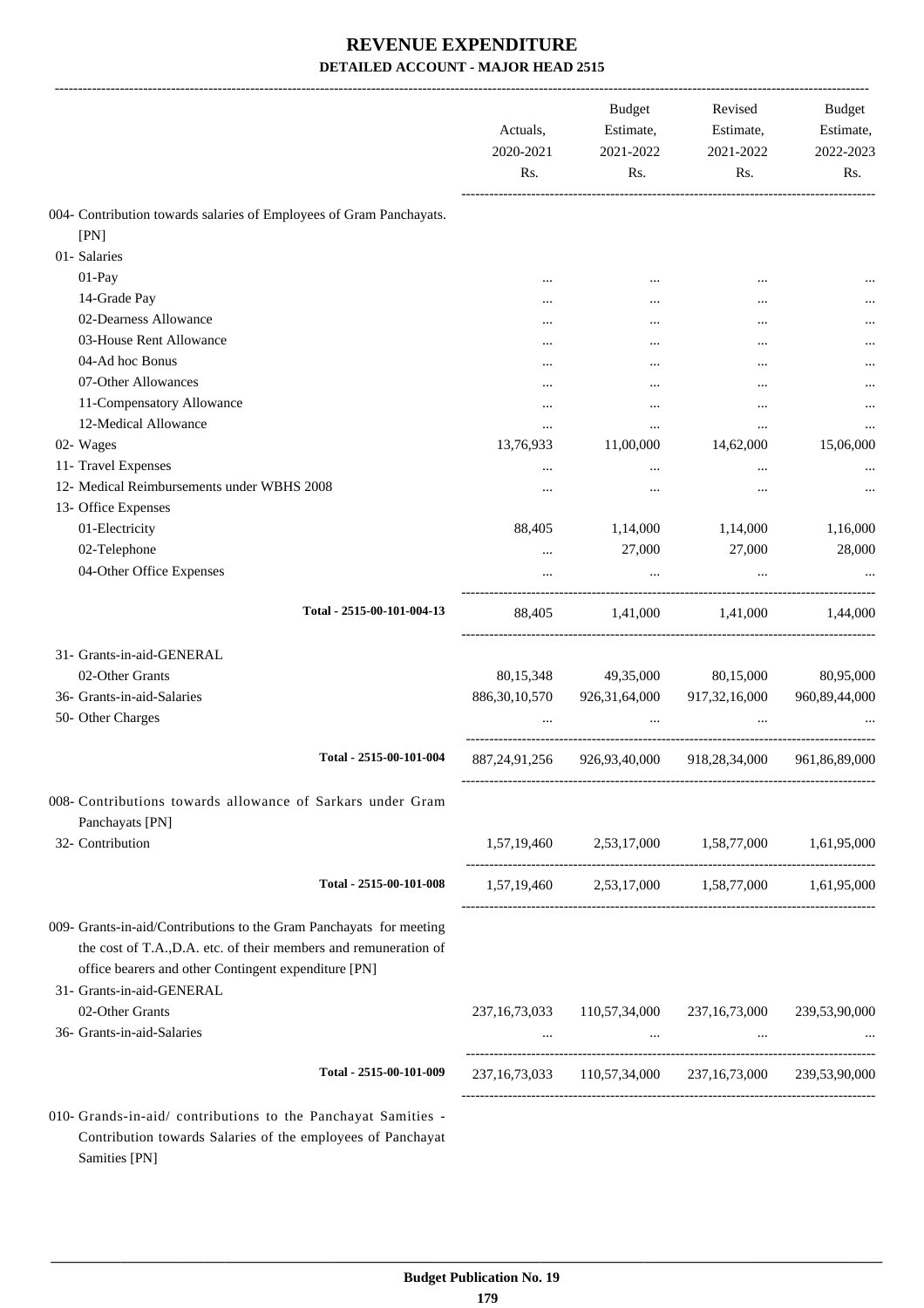# REVENUE EXPENDITURE

## DETAILED ACCOUNT - MAJOR HEAD 2515

| | Actuals, 2020-2021 Rs. | Budget Estimate, 2021-2022 Rs. | Revised Estimate, 2021-2022 Rs. | Budget Estimate, 2022-2023 Rs. |
|---|---|---|---|---|
| 004- Contribution towards salaries of Employees of Gram Panchayats. [PN] | | | | |
| 01- Salaries | | | | |
| 01-Pay | ... | ... | ... | ... |
| 14-Grade Pay | ... | ... | ... | ... |
| 02-Dearness Allowance | ... | ... | ... | ... |
| 03-House Rent Allowance | ... | ... | ... | ... |
| 04-Ad hoc Bonus | ... | ... | ... | ... |
| 07-Other Allowances | ... | ... | ... | ... |
| 11-Compensatory Allowance | ... | ... | ... | ... |
| 12-Medical Allowance | ... | ... | ... | ... |
| 02- Wages | 13,76,933 | 11,00,000 | 14,62,000 | 15,06,000 |
| 11- Travel Expenses | ... | ... | ... | ... |
| 12- Medical Reimbursements under WBHS 2008 | ... | ... | ... | ... |
| 13- Office Expenses | | | | |
| 01-Electricity | 88,405 | 1,14,000 | 1,14,000 | 1,16,000 |
| 02-Telephone | ... | 27,000 | 27,000 | 28,000 |
| 04-Other Office Expenses | ... | ... | ... | ... |
| **Total - 2515-00-101-004-13** | 88,405 | 1,41,000 | 1,41,000 | 1,44,000 |
| 31- Grants-in-aid-GENERAL | | | | |
| 02-Other Grants | 80,15,348 | 49,35,000 | 80,15,000 | 80,95,000 |
| 36- Grants-in-aid-Salaries | 886,30,10,570 | 926,31,64,000 | 917,32,16,000 | 960,89,44,000 |
| 50- Other Charges | ... | ... | ... | ... |
| **Total - 2515-00-101-004** | 887,24,91,256 | 926,93,40,000 | 918,28,34,000 | 961,86,89,000 |
| 008- Contributions towards allowance of Sarkars under Gram Panchayats [PN] | | | | |
| 32- Contribution | 1,57,19,460 | 2,53,17,000 | 1,58,77,000 | 1,61,95,000 |
| **Total - 2515-00-101-008** | 1,57,19,460 | 2,53,17,000 | 1,58,77,000 | 1,61,95,000 |
| 009- Grants-in-aid/Contributions to the Gram Panchayats for meeting the cost of T.A.,D.A. etc. of their members and remuneration of office bearers and other Contingent expenditure [PN] | | | | |
| 31- Grants-in-aid-GENERAL | | | | |
| 02-Other Grants | 237,16,73,033 | 110,57,34,000 | 237,16,73,000 | 239,53,90,000 |
| 36- Grants-in-aid-Salaries | ... | ... | ... | ... |
| **Total - 2515-00-101-009** | 237,16,73,033 | 110,57,34,000 | 237,16,73,000 | 239,53,90,000 |
| 010- Grands-in-aid/ contributions to the Panchayat Samities - Contribution towards Salaries of the employees of Panchayat Samities [PN] | | | | |

Budget Publication No. 19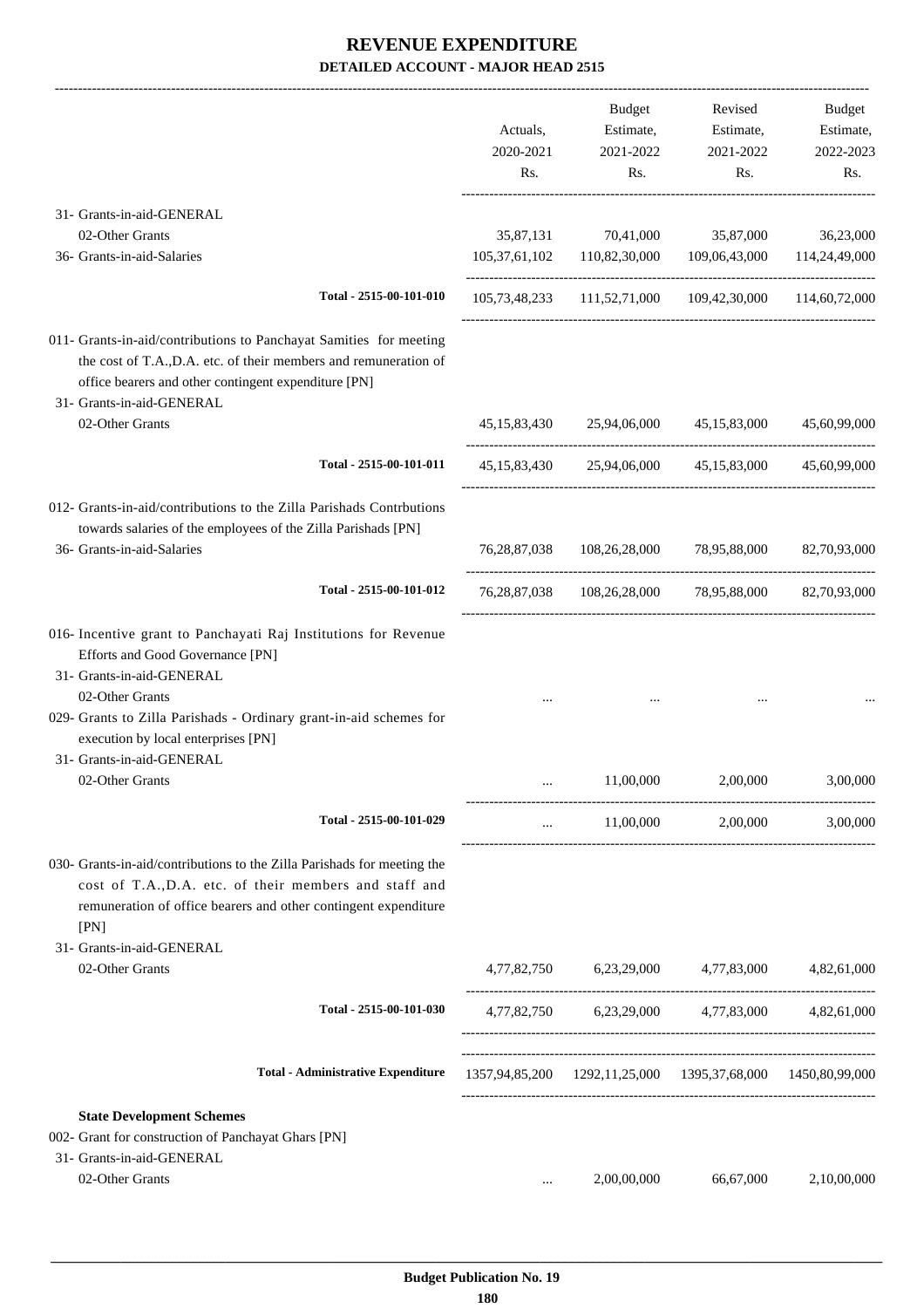# REVENUE EXPENDITURE

**DETAILED ACCOUNT - MAJOR HEAD 2515**

| | Actuals, 2020-2021 Rs. | Budget Estimate, 2021-2022 Rs. | Revised Estimate, 2021-2022 Rs. | Budget Estimate, 2022-2023 Rs. |
|---|---|---|---|---|
| 31- Grants-in-aid-GENERAL | | | | |
| 02-Other Grants | 35,87,131 | 70,41,000 | 35,87,000 | 36,23,000 |
| 36- Grants-in-aid-Salaries | 105,37,61,102 | 110,82,30,000 | 109,06,43,000 | 114,24,49,000 |
| **Total - 2515-00-101-010** | 105,73,48,233 | 111,52,71,000 | 109,42,30,000 | 114,60,72,000 |
| 011- Grants-in-aid/contributions to Panchayat Samities for meeting the cost of T.A.,D.A. etc. of their members and remuneration of office bearers and other contingent expenditure [PN] | | | | |
| 31- Grants-in-aid-GENERAL | | | | |
| 02-Other Grants | 45,15,83,430 | 25,94,06,000 | 45,15,83,000 | 45,60,99,000 |
| **Total - 2515-00-101-011** | 45,15,83,430 | 25,94,06,000 | 45,15,83,000 | 45,60,99,000 |
| 012- Grants-in-aid/contributions to the Zilla Parishads Contrbutions towards salaries of the employees of the Zilla Parishads [PN] | | | | |
| 36- Grants-in-aid-Salaries | 76,28,87,038 | 108,26,28,000 | 78,95,88,000 | 82,70,93,000 |
| **Total - 2515-00-101-012** | 76,28,87,038 | 108,26,28,000 | 78,95,88,000 | 82,70,93,000 |
| 016- Incentive grant to Panchayati Raj Institutions for Revenue Efforts and Good Governance [PN] | | | | |
| 31- Grants-in-aid-GENERAL | | | | |
| 02-Other Grants | ... | ... | ... | ... |
| 029- Grants to Zilla Parishads - Ordinary grant-in-aid schemes for execution by local enterprises [PN] | | | | |
| 31- Grants-in-aid-GENERAL | | | | |
| 02-Other Grants | ... | 11,00,000 | 2,00,000 | 3,00,000 |
| **Total - 2515-00-101-029** | ... | 11,00,000 | 2,00,000 | 3,00,000 |
| 030- Grants-in-aid/contributions to the Zilla Parishads for meeting the cost of T.A.,D.A. etc. of their members and staff and remuneration of office bearers and other contingent expenditure [PN] | | | | |
| 31- Grants-in-aid-GENERAL | | | | |
| 02-Other Grants | 4,77,82,750 | 6,23,29,000 | 4,77,83,000 | 4,82,61,000 |
| **Total - 2515-00-101-030** | 4,77,82,750 | 6,23,29,000 | 4,77,83,000 | 4,82,61,000 |
| **Total - Administrative Expenditure** | 1357,94,85,200 | 1292,11,25,000 | 1395,37,68,000 | 1450,80,99,000 |
| **State Development Schemes** | | | | |
| 002- Grant for construction of Panchayat Ghars [PN] | | | | |
| 31- Grants-in-aid-GENERAL | | | | |
| 02-Other Grants | ... | 2,00,00,000 | 66,67,000 | 2,10,00,000 |

**Budget Publication No. 19**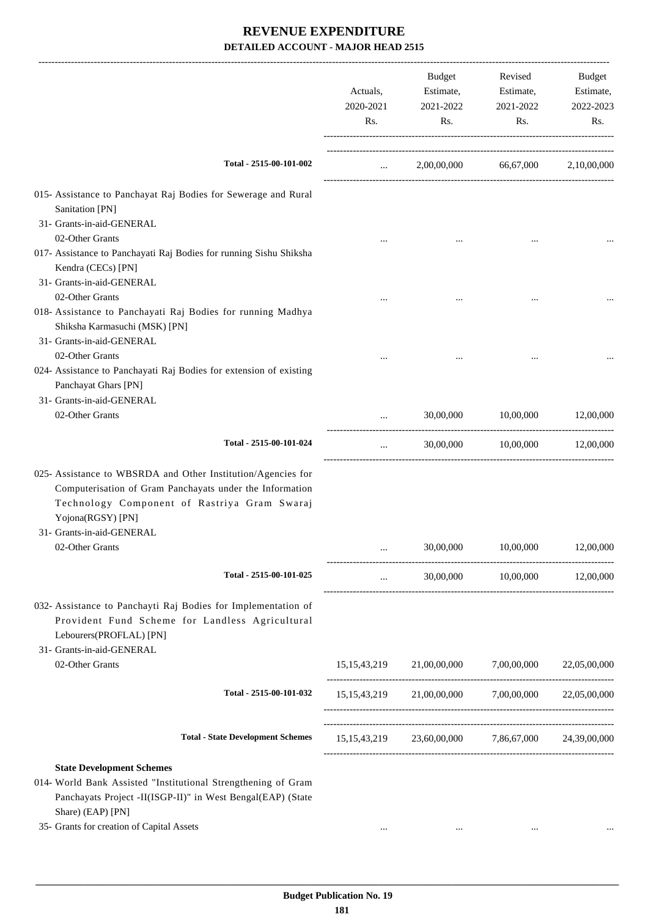# REVENUE EXPENDITURE

## DETAILED ACCOUNT - MAJOR HEAD 2515

| | Actuals, 2020-2021 Rs. | Budget Estimate, 2021-2022 Rs. | Revised Estimate, 2021-2022 Rs. | Budget Estimate, 2022-2023 Rs. |
|---|---|---|---|---|
| **Total - 2515-00-101-002** | ... | 2,00,00,000 | 66,67,000 | 2,10,00,000 |
| 015- Assistance to Panchayat Raj Bodies for Sewerage and Rural Sanitation [PN] | | | | |
| 31- Grants-in-aid-GENERAL | | | | |
| 02-Other Grants | ... | ... | ... | ... |
| 017- Assistance to Panchayati Raj Bodies for running Sishu Shiksha Kendra (CECs) [PN] | | | | |
| 31- Grants-in-aid-GENERAL | | | | |
| 02-Other Grants | ... | ... | ... | ... |
| 018- Assistance to Panchayati Raj Bodies for running Madhya Shiksha Karmasuchi (MSK) [PN] | | | | |
| 31- Grants-in-aid-GENERAL | | | | |
| 02-Other Grants | ... | ... | ... | ... |
| 024- Assistance to Panchayati Raj Bodies for extension of existing Panchayat Ghars [PN] | | | | |
| 31- Grants-in-aid-GENERAL | | | | |
| 02-Other Grants | ... | 30,00,000 | 10,00,000 | 12,00,000 |
| **Total - 2515-00-101-024** | ... | 30,00,000 | 10,00,000 | 12,00,000 |
| 025- Assistance to WBSRDA and Other Institution/Agencies for Computerisation of Gram Panchayats under the Information Technology Component of Rastriya Gram Swaraj Yojona(RGSY) [PN] | | | | |
| 31- Grants-in-aid-GENERAL | | | | |
| 02-Other Grants | ... | 30,00,000 | 10,00,000 | 12,00,000 |
| **Total - 2515-00-101-025** | ... | 30,00,000 | 10,00,000 | 12,00,000 |
| 032- Assistance to Panchayti Raj Bodies for Implementation of Provident Fund Scheme for Landless Agricultural Lebourers(PROFLAL) [PN] | | | | |
| 31- Grants-in-aid-GENERAL | | | | |
| 02-Other Grants | 15,15,43,219 | 21,00,00,000 | 7,00,00,000 | 22,05,00,000 |
| **Total - 2515-00-101-032** | 15,15,43,219 | 21,00,00,000 | 7,00,00,000 | 22,05,00,000 |
| **Total - State Development Schemes** | 15,15,43,219 | 23,60,00,000 | 7,86,67,000 | 24,39,00,000 |
| **State Development Schemes** | | | | |
| 014- World Bank Assisted "Institutional Strengthening of Gram Panchayats Project -II(ISGP-II)" in West Bengal(EAP) (State Share) (EAP) [PN] | | | | |
| 35- Grants for creation of Capital Assets | ... | ... | ... | ... |

**Budget Publication No. 19**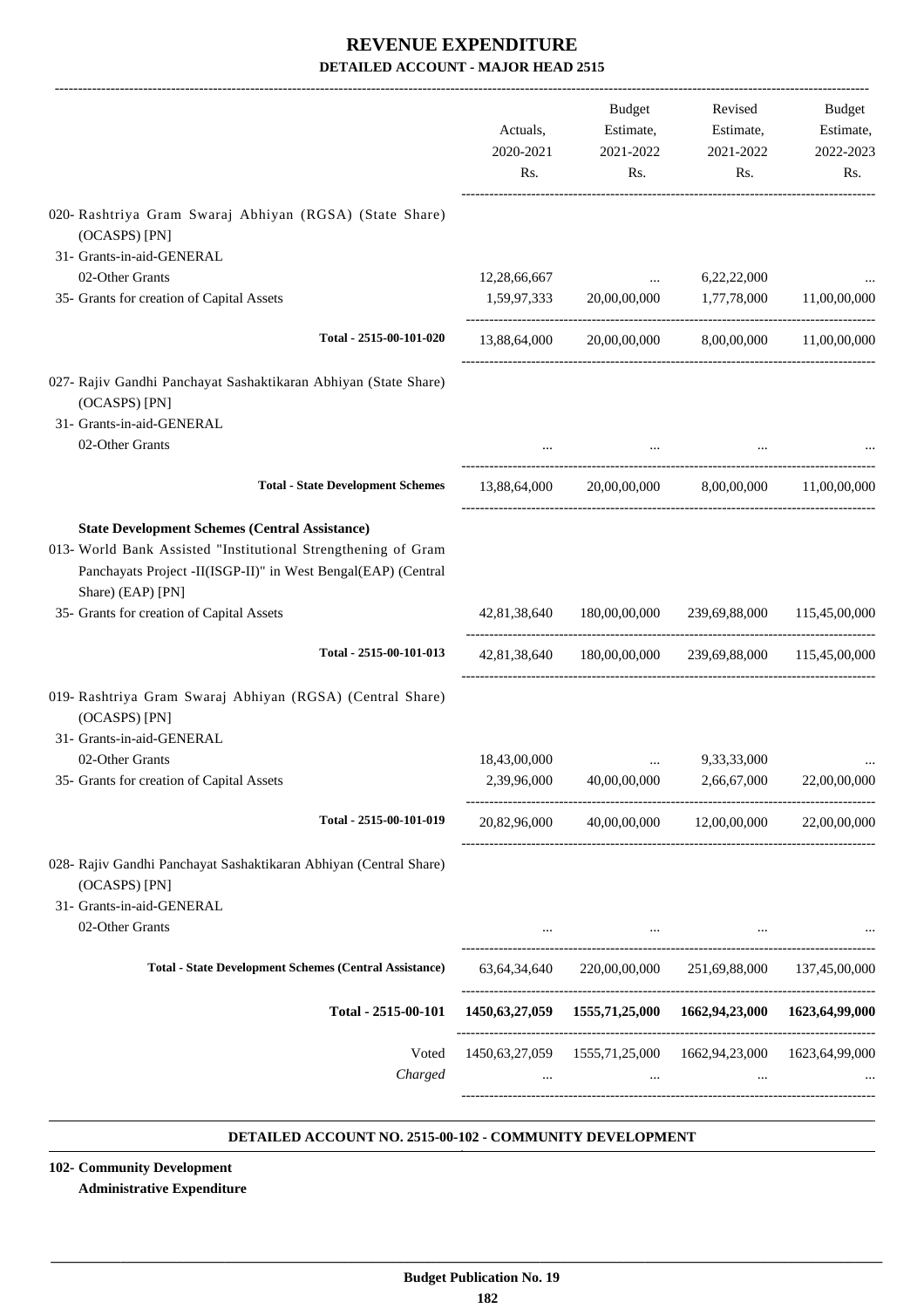# REVENUE EXPENDITURE

## DETAILED ACCOUNT - MAJOR HEAD 2515

| | Actuals, 2020-2021 Rs. | Budget Estimate, 2021-2022 Rs. | Revised Estimate, 2021-2022 Rs. | Budget Estimate, 2022-2023 Rs. |
|---|---|---|---|---|
| 020- Rashtriya Gram Swaraj Abhiyan (RGSA) (State Share) (OCASPS) [PN] | | | | |
| 31- Grants-in-aid-GENERAL | | | | |
| 02-Other Grants | 12,28,66,667 | ... | 6,22,22,000 | ... |
| 35- Grants for creation of Capital Assets | 1,59,97,333 | 20,00,00,000 | 1,77,78,000 | 11,00,00,000 |
| Total - 2515-00-101-020 | 13,88,64,000 | 20,00,00,000 | 8,00,00,000 | 11,00,00,000 |
| 027- Rajiv Gandhi Panchayat Sashaktikaran Abhiyan (State Share) (OCASPS) [PN] | | | | |
| 31- Grants-in-aid-GENERAL | | | | |
| 02-Other Grants | ... | ... | ... | ... |
| Total - State Development Schemes | 13,88,64,000 | 20,00,00,000 | 8,00,00,000 | 11,00,00,000 |
| **State Development Schemes (Central Assistance)** | | | | |
| 013- World Bank Assisted "Institutional Strengthening of Gram Panchayats Project -II(ISGP-II)" in West Bengal(EAP) (Central Share) (EAP) [PN] | | | | |
| 35- Grants for creation of Capital Assets | 42,81,38,640 | 180,00,00,000 | 239,69,88,000 | 115,45,00,000 |
| Total - 2515-00-101-013 | 42,81,38,640 | 180,00,00,000 | 239,69,88,000 | 115,45,00,000 |
| 019- Rashtriya Gram Swaraj Abhiyan (RGSA) (Central Share) (OCASPS) [PN] | | | | |
| 31- Grants-in-aid-GENERAL | | | | |
| 02-Other Grants | 18,43,00,000 | ... | 9,33,33,000 | ... |
| 35- Grants for creation of Capital Assets | 2,39,96,000 | 40,00,00,000 | 2,66,67,000 | 22,00,00,000 |
| Total - 2515-00-101-019 | 20,82,96,000 | 40,00,00,000 | 12,00,00,000 | 22,00,00,000 |
| 028- Rajiv Gandhi Panchayat Sashaktikaran Abhiyan (Central Share) (OCASPS) [PN] | | | | |
| 31- Grants-in-aid-GENERAL | | | | |
| 02-Other Grants | ... | ... | ... | ... |
| Total - State Development Schemes (Central Assistance) | 63,64,34,640 | 220,00,00,000 | 251,69,88,000 | 137,45,00,000 |
| **Total - 2515-00-101** | **1450,63,27,059** | **1555,71,25,000** | **1662,94,23,000** | **1623,64,99,000** |
| Voted | 1450,63,27,059 | 1555,71,25,000 | 1662,94,23,000 | 1623,64,99,000 |
| *Charged* | ... | ... | ... | ... |

### DETAILED ACCOUNT NO. 2515-00-102 - COMMUNITY DEVELOPMENT

**102- Community Development**

**Administrative Expenditure**

Budget Publication No. 19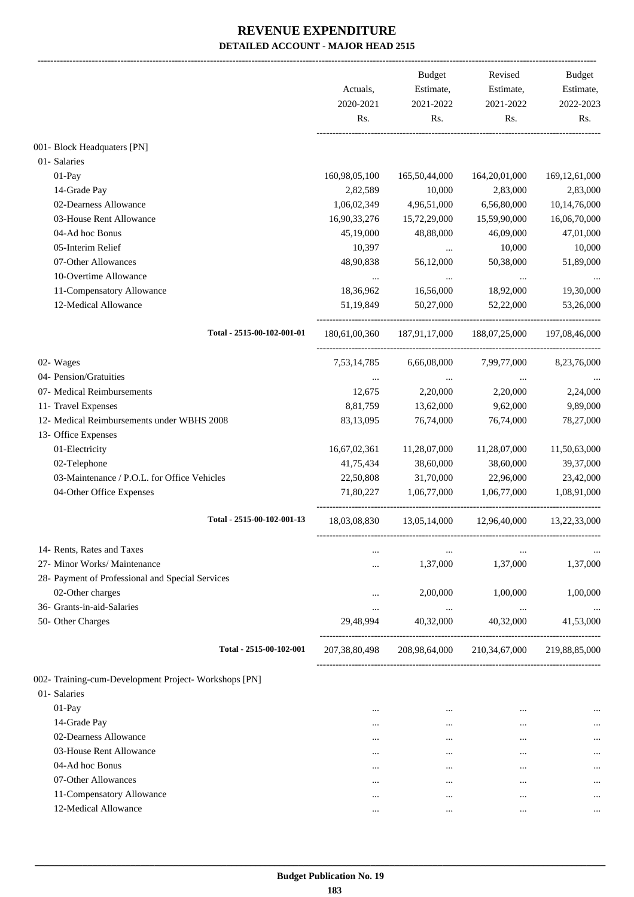# REVENUE EXPENDITURE

**DETAILED ACCOUNT - MAJOR HEAD 2515**

| | Actuals, 2020-2021 Rs. | Budget Estimate, 2021-2022 Rs. | Revised Estimate, 2021-2022 Rs. | Budget Estimate, 2022-2023 Rs. |
|---|---|---|---|---|
| 001- Block Headquaters [PN] | | | | |
| 01- Salaries | | | | |
| 01-Pay | 160,98,05,100 | 165,50,44,000 | 164,20,01,000 | 169,12,61,000 |
| 14-Grade Pay | 2,82,589 | 10,000 | 2,83,000 | 2,83,000 |
| 02-Dearness Allowance | 1,06,02,349 | 4,96,51,000 | 6,56,80,000 | 10,14,76,000 |
| 03-House Rent Allowance | 16,90,33,276 | 15,72,29,000 | 15,59,90,000 | 16,06,70,000 |
| 04-Ad hoc Bonus | 45,19,000 | 48,88,000 | 46,09,000 | 47,01,000 |
| 05-Interim Relief | 10,397 | ... | 10,000 | 10,000 |
| 07-Other Allowances | 48,90,838 | 56,12,000 | 50,38,000 | 51,89,000 |
| 10-Overtime Allowance | ... | ... | ... | ... |
| 11-Compensatory Allowance | 18,36,962 | 16,56,000 | 18,92,000 | 19,30,000 |
| 12-Medical Allowance | 51,19,849 | 50,27,000 | 52,22,000 | 53,26,000 |
| Total - 2515-00-102-001-01 | 180,61,00,360 | 187,91,17,000 | 188,07,25,000 | 197,08,46,000 |
| 02- Wages | 7,53,14,785 | 6,66,08,000 | 7,99,77,000 | 8,23,76,000 |
| 04- Pension/Gratuities | ... | ... | ... | ... |
| 07- Medical Reimbursements | 12,675 | 2,20,000 | 2,20,000 | 2,24,000 |
| 11- Travel Expenses | 8,81,759 | 13,62,000 | 9,62,000 | 9,89,000 |
| 12- Medical Reimbursements under WBHS 2008 | 83,13,095 | 76,74,000 | 76,74,000 | 78,27,000 |
| 13- Office Expenses | | | | |
| 01-Electricity | 16,67,02,361 | 11,28,07,000 | 11,28,07,000 | 11,50,63,000 |
| 02-Telephone | 41,75,434 | 38,60,000 | 38,60,000 | 39,37,000 |
| 03-Maintenance / P.O.L. for Office Vehicles | 22,50,808 | 31,70,000 | 22,96,000 | 23,42,000 |
| 04-Other Office Expenses | 71,80,227 | 1,06,77,000 | 1,06,77,000 | 1,08,91,000 |
| Total - 2515-00-102-001-13 | 18,03,08,830 | 13,05,14,000 | 12,96,40,000 | 13,22,33,000 |
| 14- Rents, Rates and Taxes | ... | ... | ... | ... |
| 27- Minor Works/ Maintenance | ... | 1,37,000 | 1,37,000 | 1,37,000 |
| 28- Payment of Professional and Special Services | | | | |
| 02-Other charges | ... | 2,00,000 | 1,00,000 | 1,00,000 |
| 36- Grants-in-aid-Salaries | ... | ... | ... | ... |
| 50- Other Charges | 29,48,994 | 40,32,000 | 40,32,000 | 41,53,000 |
| Total - 2515-00-102-001 | 207,38,80,498 | 208,98,64,000 | 210,34,67,000 | 219,88,85,000 |
| 002- Training-cum-Development Project- Workshops [PN] | | | | |
| 01- Salaries | | | | |
| 01-Pay | ... | ... | ... | ... |
| 14-Grade Pay | ... | ... | ... | ... |
| 02-Dearness Allowance | ... | ... | ... | ... |
| 03-House Rent Allowance | ... | ... | ... | ... |
| 04-Ad hoc Bonus | ... | ... | ... | ... |
| 07-Other Allowances | ... | ... | ... | ... |
| 11-Compensatory Allowance | ... | ... | ... | ... |
| 12-Medical Allowance | ... | ... | ... | ... |

**Budget Publication No. 19**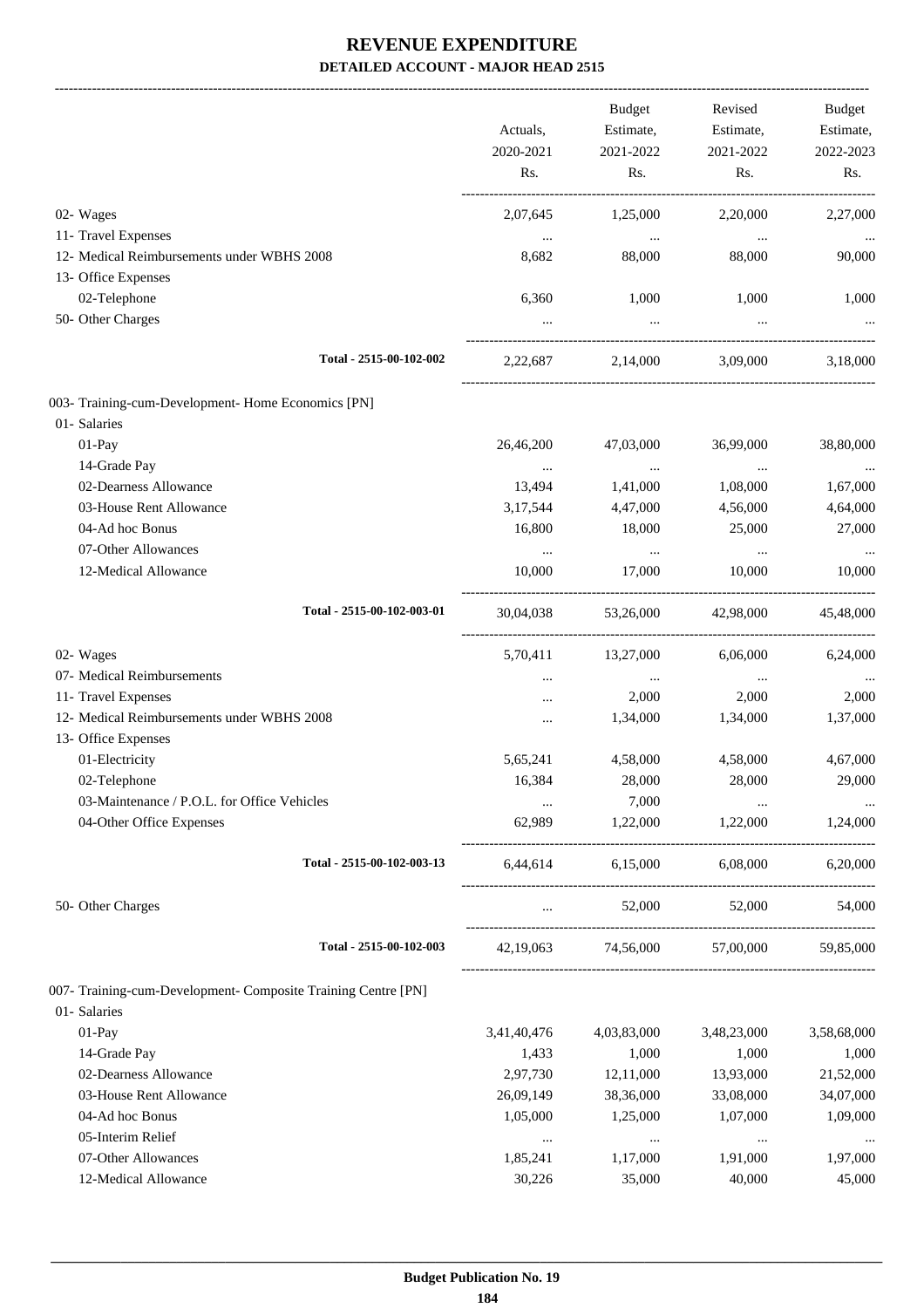# REVENUE EXPENDITURE

## DETAILED ACCOUNT - MAJOR HEAD 2515

| | Actuals, 2020-2021 Rs. | Budget Estimate, 2021-2022 Rs. | Revised Estimate, 2021-2022 Rs. | Budget Estimate, 2022-2023 Rs. |
|---|---|---|---|---|
| 02- Wages | 2,07,645 | 1,25,000 | 2,20,000 | 2,27,000 |
| 11- Travel Expenses | ... | ... | ... | ... |
| 12- Medical Reimbursements under WBHS 2008 | 8,682 | 88,000 | 88,000 | 90,000 |
| 13- Office Expenses | | | | |
| 02-Telephone | 6,360 | 1,000 | 1,000 | 1,000 |
| 50- Other Charges | ... | ... | ... | ... |
| **Total - 2515-00-102-002** | 2,22,687 | 2,14,000 | 3,09,000 | 3,18,000 |
| 003- Training-cum-Development- Home Economics [PN] | | | | |
| 01- Salaries | | | | |
| 01-Pay | 26,46,200 | 47,03,000 | 36,99,000 | 38,80,000 |
| 14-Grade Pay | ... | ... | ... | ... |
| 02-Dearness Allowance | 13,494 | 1,41,000 | 1,08,000 | 1,67,000 |
| 03-House Rent Allowance | 3,17,544 | 4,47,000 | 4,56,000 | 4,64,000 |
| 04-Ad hoc Bonus | 16,800 | 18,000 | 25,000 | 27,000 |
| 07-Other Allowances | ... | ... | ... | ... |
| 12-Medical Allowance | 10,000 | 17,000 | 10,000 | 10,000 |
| **Total - 2515-00-102-003-01** | 30,04,038 | 53,26,000 | 42,98,000 | 45,48,000 |
| 02- Wages | 5,70,411 | 13,27,000 | 6,06,000 | 6,24,000 |
| 07- Medical Reimbursements | ... | ... | ... | ... |
| 11- Travel Expenses | ... | 2,000 | 2,000 | 2,000 |
| 12- Medical Reimbursements under WBHS 2008 | ... | 1,34,000 | 1,34,000 | 1,37,000 |
| 13- Office Expenses | | | | |
| 01-Electricity | 5,65,241 | 4,58,000 | 4,58,000 | 4,67,000 |
| 02-Telephone | 16,384 | 28,000 | 28,000 | 29,000 |
| 03-Maintenance / P.O.L. for Office Vehicles | ... | 7,000 | ... | ... |
| 04-Other Office Expenses | 62,989 | 1,22,000 | 1,22,000 | 1,24,000 |
| **Total - 2515-00-102-003-13** | 6,44,614 | 6,15,000 | 6,08,000 | 6,20,000 |
| 50- Other Charges | ... | 52,000 | 52,000 | 54,000 |
| **Total - 2515-00-102-003** | 42,19,063 | 74,56,000 | 57,00,000 | 59,85,000 |
| 007- Training-cum-Development- Composite Training Centre [PN] | | | | |
| 01- Salaries | | | | |
| 01-Pay | 3,41,40,476 | 4,03,83,000 | 3,48,23,000 | 3,58,68,000 |
| 14-Grade Pay | 1,433 | 1,000 | 1,000 | 1,000 |
| 02-Dearness Allowance | 2,97,730 | 12,11,000 | 13,93,000 | 21,52,000 |
| 03-House Rent Allowance | 26,09,149 | 38,36,000 | 33,08,000 | 34,07,000 |
| 04-Ad hoc Bonus | 1,05,000 | 1,25,000 | 1,07,000 | 1,09,000 |
| 05-Interim Relief | ... | ... | ... | ... |
| 07-Other Allowances | 1,85,241 | 1,17,000 | 1,91,000 | 1,97,000 |
| 12-Medical Allowance | 30,226 | 35,000 | 40,000 | 45,000 |

Budget Publication No. 19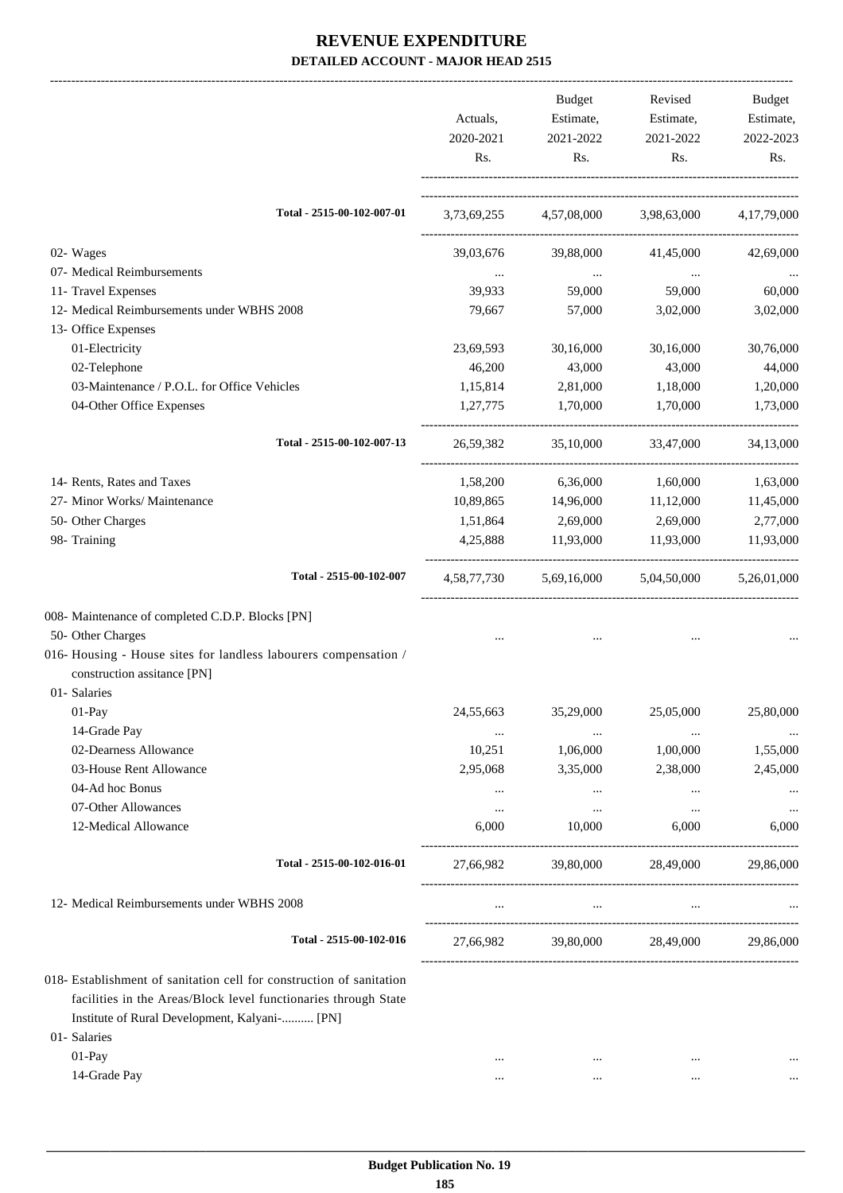# REVENUE EXPENDITURE

## DETAILED ACCOUNT - MAJOR HEAD 2515

| | Actuals, 2020-2021 Rs. | Budget Estimate, 2021-2022 Rs. | Revised Estimate, 2021-2022 Rs. | Budget Estimate, 2022-2023 Rs. |
|---|---|---|---|---|
| Total - 2515-00-102-007-01 | 3,73,69,255 | 4,57,08,000 | 3,98,63,000 | 4,17,79,000 |
| 02- Wages | 39,03,676 | 39,88,000 | 41,45,000 | 42,69,000 |
| 07- Medical Reimbursements | ... | ... | ... | ... |
| 11- Travel Expenses | 39,933 | 59,000 | 59,000 | 60,000 |
| 12- Medical Reimbursements under WBHS 2008 | 79,667 | 57,000 | 3,02,000 | 3,02,000 |
| 13- Office Expenses | | | | |
| 01-Electricity | 23,69,593 | 30,16,000 | 30,16,000 | 30,76,000 |
| 02-Telephone | 46,200 | 43,000 | 43,000 | 44,000 |
| 03-Maintenance / P.O.L. for Office Vehicles | 1,15,814 | 2,81,000 | 1,18,000 | 1,20,000 |
| 04-Other Office Expenses | 1,27,775 | 1,70,000 | 1,70,000 | 1,73,000 |
| Total - 2515-00-102-007-13 | 26,59,382 | 35,10,000 | 33,47,000 | 34,13,000 |
| 14- Rents, Rates and Taxes | 1,58,200 | 6,36,000 | 1,60,000 | 1,63,000 |
| 27- Minor Works/ Maintenance | 10,89,865 | 14,96,000 | 11,12,000 | 11,45,000 |
| 50- Other Charges | 1,51,864 | 2,69,000 | 2,69,000 | 2,77,000 |
| 98- Training | 4,25,888 | 11,93,000 | 11,93,000 | 11,93,000 |
| Total - 2515-00-102-007 | 4,58,77,730 | 5,69,16,000 | 5,04,50,000 | 5,26,01,000 |
| 008- Maintenance of completed C.D.P. Blocks [PN] | | | | |
| 50- Other Charges | ... | ... | ... | ... |
| 016- Housing - House sites for landless labourers compensation / construction assitance [PN] | | | | |
| 01- Salaries | | | | |
| 01-Pay | 24,55,663 | 35,29,000 | 25,05,000 | 25,80,000 |
| 14-Grade Pay | ... | ... | ... | ... |
| 02-Dearness Allowance | 10,251 | 1,06,000 | 1,00,000 | 1,55,000 |
| 03-House Rent Allowance | 2,95,068 | 3,35,000 | 2,38,000 | 2,45,000 |
| 04-Ad hoc Bonus | ... | ... | ... | ... |
| 07-Other Allowances | ... | ... | ... | ... |
| 12-Medical Allowance | 6,000 | 10,000 | 6,000 | 6,000 |
| Total - 2515-00-102-016-01 | 27,66,982 | 39,80,000 | 28,49,000 | 29,86,000 |
| 12- Medical Reimbursements under WBHS 2008 | ... | ... | ... | ... |
| Total - 2515-00-102-016 | 27,66,982 | 39,80,000 | 28,49,000 | 29,86,000 |
| 018- Establishment of sanitation cell for construction of sanitation facilities in the Areas/Block level functionaries through State Institute of Rural Development, Kalyani-.......... [PN] | | | | |
| 01- Salaries | | | | |
| 01-Pay | ... | ... | ... | ... |
| 14-Grade Pay | ... | ... | ... | ... |

**Budget Publication No. 19**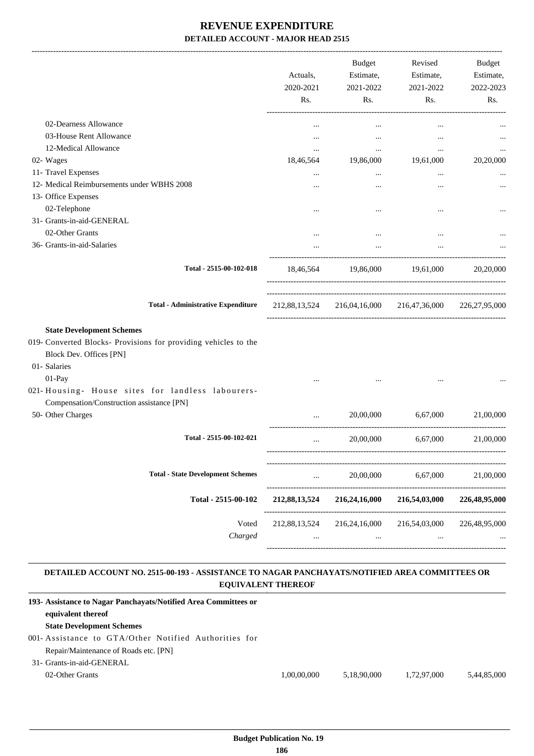# REVENUE EXPENDITURE
## DETAILED ACCOUNT - MAJOR HEAD 2515

| | Actuals, 2020-2021 Rs. | Budget Estimate, 2021-2022 Rs. | Revised Estimate, 2021-2022 Rs. | Budget Estimate, 2022-2023 Rs. |
|---|---|---|---|---|
| 02-Dearness Allowance | ... | ... | ... | ... |
| 03-House Rent Allowance | ... | ... | ... | ... |
| 12-Medical Allowance | ... | ... | ... | ... |
| 02- Wages | 18,46,564 | 19,86,000 | 19,61,000 | 20,20,000 |
| 11- Travel Expenses | ... | ... | ... | ... |
| 12- Medical Reimbursements under WBHS 2008 | ... | ... | ... | ... |
| 13- Office Expenses | | | | |
| 02-Telephone | ... | ... | ... | ... |
| 31- Grants-in-aid-GENERAL | | | | |
| 02-Other Grants | ... | ... | ... | ... |
| 36- Grants-in-aid-Salaries | ... | ... | ... | ... |
| **Total - 2515-00-102-018** | 18,46,564 | 19,86,000 | 19,61,000 | 20,20,000 |
| **Total - Administrative Expenditure** | 212,88,13,524 | 216,04,16,000 | 216,47,36,000 | 226,27,95,000 |
| **State Development Schemes** | | | | |
| 019- Converted Blocks- Provisions for providing vehicles to the Block Dev. Offices [PN] | | | | |
| 01- Salaries | | | | |
| 01-Pay | ... | ... | ... | ... |
| 021- Housing- House sites for landless labourers- Compensation/Construction assistance [PN] | | | | |
| 50- Other Charges | ... | 20,00,000 | 6,67,000 | 21,00,000 |
| **Total - 2515-00-102-021** | ... | 20,00,000 | 6,67,000 | 21,00,000 |
| **Total - State Development Schemes** | ... | 20,00,000 | 6,67,000 | 21,00,000 |
| **Total - 2515-00-102** | **212,88,13,524** | **216,24,16,000** | **216,54,03,000** | **226,48,95,000** |
| Voted | 212,88,13,524 | 216,24,16,000 | 216,54,03,000 | 226,48,95,000 |
| *Charged* | ... | ... | ... | ... |

### DETAILED ACCOUNT NO. 2515-00-193 - ASSISTANCE TO NAGAR PANCHAYATS/NOTIFIED AREA COMMITTEES OR EQUIVALENT THEREOF

| | Actuals, 2020-2021 Rs. | Budget Estimate, 2021-2022 Rs. | Revised Estimate, 2021-2022 Rs. | Budget Estimate, 2022-2023 Rs. |
|---|---|---|---|---|
| **193- Assistance to Nagar Panchayats/Notified Area Committees or equivalent thereof** | | | | |
| **State Development Schemes** | | | | |
| 001- Assistance to GTA/Other Notified Authorities for Repair/Maintenance of Roads etc. [PN] | | | | |
| 31- Grants-in-aid-GENERAL | | | | |
| 02-Other Grants | 1,00,00,000 | 5,18,90,000 | 1,72,97,000 | 5,44,85,000 |

**Budget Publication No. 19**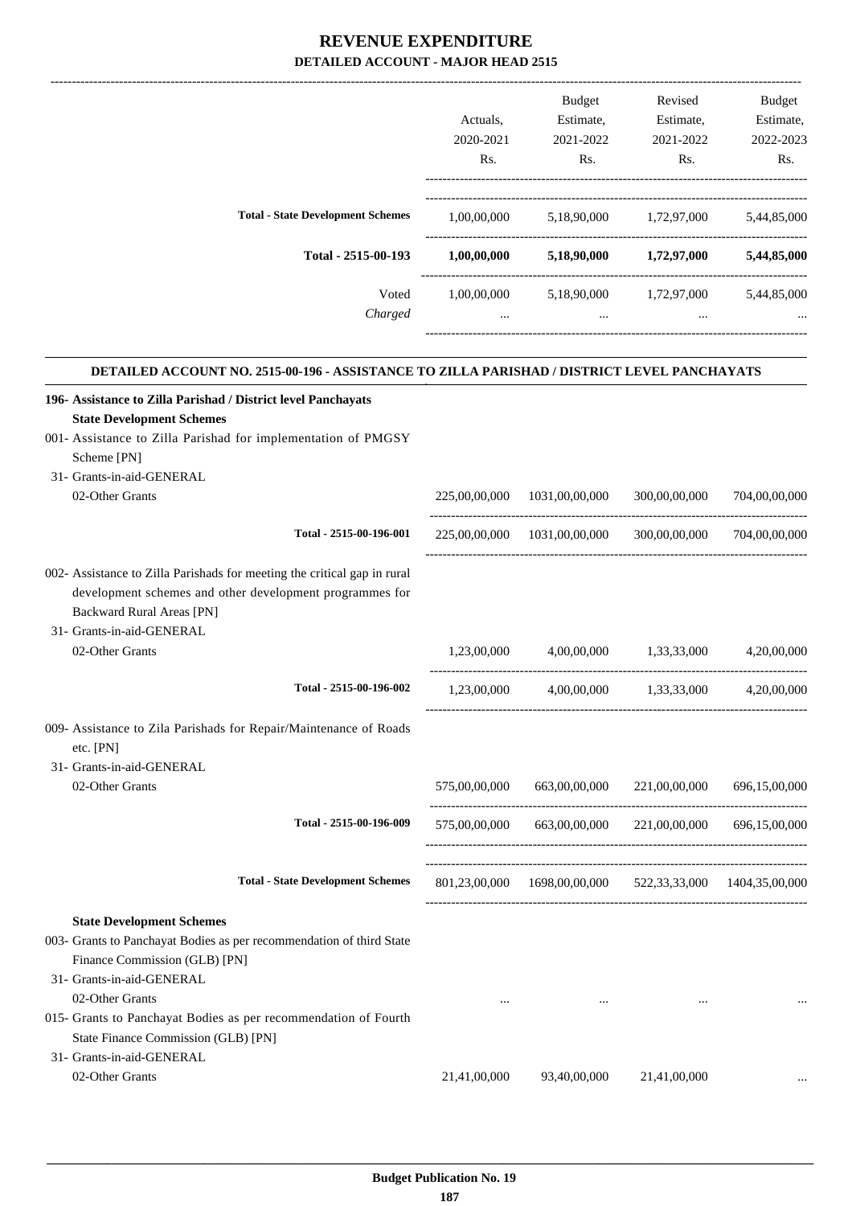# REVENUE EXPENDITURE

**DETAILED ACCOUNT - MAJOR HEAD 2515**

| | Actuals, 2020-2021 Rs. | Budget Estimate, 2021-2022 Rs. | Revised Estimate, 2021-2022 Rs. | Budget Estimate, 2022-2023 Rs. |
|---|---|---|---|---|
| **Total - State Development Schemes** | 1,00,00,000 | 5,18,90,000 | 1,72,97,000 | 5,44,85,000 |
| **Total - 2515-00-193** | **1,00,00,000** | **5,18,90,000** | **1,72,97,000** | **5,44,85,000** |
| Voted | 1,00,00,000 | 5,18,90,000 | 1,72,97,000 | 5,44,85,000 |
| *Charged* | ... | ... | ... | ... |

**DETAILED ACCOUNT NO. 2515-00-196 - ASSISTANCE TO ZILLA PARISHAD / DISTRICT LEVEL PANCHAYATS**

| | Actuals, 2020-2021 Rs. | Budget Estimate, 2021-2022 Rs. | Revised Estimate, 2021-2022 Rs. | Budget Estimate, 2022-2023 Rs. |
|---|---|---|---|---|
| **196- Assistance to Zilla Parishad / District level Panchayats** | | | | |
| **State Development Schemes** | | | | |
| 001- Assistance to Zilla Parishad for implementation of PMGSY Scheme [PN] | | | | |
| 31- Grants-in-aid-GENERAL | | | | |
| 02-Other Grants | 225,00,00,000 | 1031,00,00,000 | 300,00,00,000 | 704,00,00,000 |
| Total - 2515-00-196-001 | 225,00,00,000 | 1031,00,00,000 | 300,00,00,000 | 704,00,00,000 |
| 002- Assistance to Zilla Parishads for meeting the critical gap in rural development schemes and other development programmes for Backward Rural Areas [PN] | | | | |
| 31- Grants-in-aid-GENERAL | | | | |
| 02-Other Grants | 1,23,00,000 | 4,00,00,000 | 1,33,33,000 | 4,20,00,000 |
| Total - 2515-00-196-002 | 1,23,00,000 | 4,00,00,000 | 1,33,33,000 | 4,20,00,000 |
| 009- Assistance to Zila Parishads for Repair/Maintenance of Roads etc. [PN] | | | | |
| 31- Grants-in-aid-GENERAL | | | | |
| 02-Other Grants | 575,00,00,000 | 663,00,00,000 | 221,00,00,000 | 696,15,00,000 |
| Total - 2515-00-196-009 | 575,00,00,000 | 663,00,00,000 | 221,00,00,000 | 696,15,00,000 |
| **Total - State Development Schemes** | 801,23,00,000 | 1698,00,00,000 | 522,33,33,000 | 1404,35,00,000 |
| **State Development Schemes** | | | | |
| 003- Grants to Panchayat Bodies as per recommendation of third State Finance Commission (GLB) [PN] | | | | |
| 31- Grants-in-aid-GENERAL | | | | |
| 02-Other Grants | ... | ... | ... | ... |
| 015- Grants to Panchayat Bodies as per recommendation of Fourth State Finance Commission (GLB) [PN] | | | | |
| 31- Grants-in-aid-GENERAL | | | | |
| 02-Other Grants | 21,41,00,000 | 93,40,00,000 | 21,41,00,000 | ... |

Budget Publication No. 19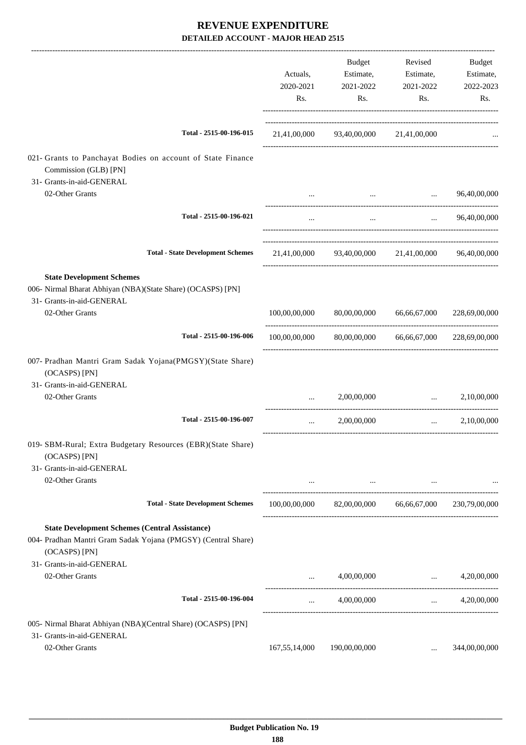# REVENUE EXPENDITURE

## DETAILED ACCOUNT - MAJOR HEAD 2515

| | Actuals, 2020-2021 Rs. | Budget Estimate, 2021-2022 Rs. | Revised Estimate, 2021-2022 Rs. | Budget Estimate, 2022-2023 Rs. |
|---|---|---|---|---|
| **Total - 2515-00-196-015** | 21,41,00,000 | 93,40,00,000 | 21,41,00,000 | ... |
| 021- Grants to Panchayat Bodies on account of State Finance Commission (GLB) [PN] | | | | |
| 31- Grants-in-aid-GENERAL | | | | |
| 02-Other Grants | ... | ... | ... | 96,40,00,000 |
| **Total - 2515-00-196-021** | ... | ... | ... | 96,40,00,000 |
| **Total - State Development Schemes** | 21,41,00,000 | 93,40,00,000 | 21,41,00,000 | 96,40,00,000 |
| **State Development Schemes** | | | | |
| 006- Nirmal Bharat Abhiyan (NBA)(State Share) (OCASPS) [PN] | | | | |
| 31- Grants-in-aid-GENERAL | | | | |
| 02-Other Grants | 100,00,00,000 | 80,00,00,000 | 66,66,67,000 | 228,69,00,000 |
| **Total - 2515-00-196-006** | 100,00,00,000 | 80,00,00,000 | 66,66,67,000 | 228,69,00,000 |
| 007- Pradhan Mantri Gram Sadak Yojana(PMGSY)(State Share) (OCASPS) [PN] | | | | |
| 31- Grants-in-aid-GENERAL | | | | |
| 02-Other Grants | ... | 2,00,00,000 | ... | 2,10,00,000 |
| **Total - 2515-00-196-007** | ... | 2,00,00,000 | ... | 2,10,00,000 |
| 019- SBM-Rural; Extra Budgetary Resources (EBR)(State Share) (OCASPS) [PN] | | | | |
| 31- Grants-in-aid-GENERAL | | | | |
| 02-Other Grants | ... | ... | ... | ... |
| **Total - State Development Schemes** | 100,00,00,000 | 82,00,00,000 | 66,66,67,000 | 230,79,00,000 |
| **State Development Schemes (Central Assistance)** | | | | |
| 004- Pradhan Mantri Gram Sadak Yojana (PMGSY) (Central Share) (OCASPS) [PN] | | | | |
| 31- Grants-in-aid-GENERAL | | | | |
| 02-Other Grants | ... | 4,00,00,000 | ... | 4,20,00,000 |
| **Total - 2515-00-196-004** | ... | 4,00,00,000 | ... | 4,20,00,000 |
| 005- Nirmal Bharat Abhiyan (NBA)(Central Share) (OCASPS) [PN] | | | | |
| 31- Grants-in-aid-GENERAL | | | | |
| 02-Other Grants | 167,55,14,000 | 190,00,00,000 | ... | 344,00,00,000 |

**Budget Publication No. 19**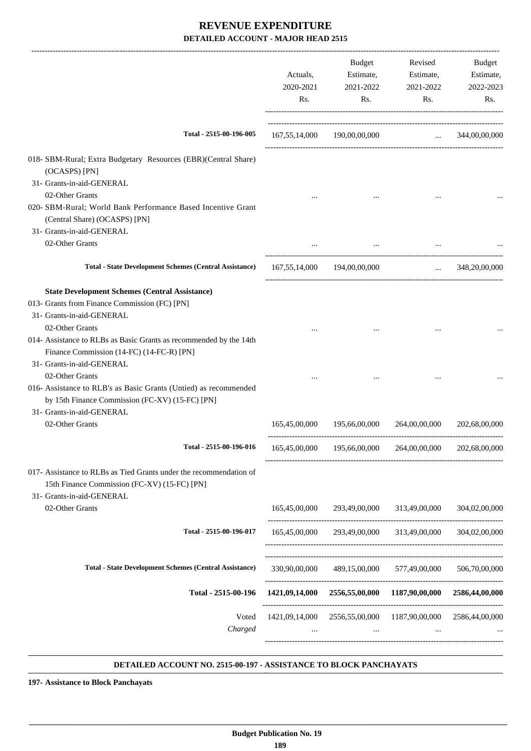# REVENUE EXPENDITURE

## DETAILED ACCOUNT - MAJOR HEAD 2515

| | Actuals, 2020-2021 Rs. | Budget Estimate, 2021-2022 Rs. | Revised Estimate, 2021-2022 Rs. | Budget Estimate, 2022-2023 Rs. |
|---|---|---|---|---|
| Total - 2515-00-196-005 | 167,55,14,000 | 190,00,00,000 | ... | 344,00,00,000 |
| 018- SBM-Rural; Extra Budgetary Resources (EBR)(Central Share) (OCASPS) [PN] | | | | |
| 31- Grants-in-aid-GENERAL | | | | |
| 02-Other Grants | ... | ... | ... | ... |
| 020- SBM-Rural; World Bank Performance Based Incentive Grant (Central Share) (OCASPS) [PN] | | | | |
| 31- Grants-in-aid-GENERAL | | | | |
| 02-Other Grants | ... | ... | ... | ... |
| **Total - State Development Schemes (Central Assistance)** | 167,55,14,000 | 194,00,00,000 | ... | 348,20,00,000 |
| **State Development Schemes (Central Assistance)** | | | | |
| 013- Grants from Finance Commission (FC) [PN] | | | | |
| 31- Grants-in-aid-GENERAL | | | | |
| 02-Other Grants | ... | ... | ... | ... |
| 014- Assistance to RLBs as Basic Grants as recommended by the 14th Finance Commission (14-FC) (14-FC-R) [PN] | | | | |
| 31- Grants-in-aid-GENERAL | | | | |
| 02-Other Grants | ... | ... | ... | ... |
| 016- Assistance to RLB's as Basic Grants (Untied) as recommended by 15th Finance Commission (FC-XV) (15-FC) [PN] | | | | |
| 31- Grants-in-aid-GENERAL | | | | |
| 02-Other Grants | 165,45,00,000 | 195,66,00,000 | 264,00,00,000 | 202,68,00,000 |
| Total - 2515-00-196-016 | 165,45,00,000 | 195,66,00,000 | 264,00,00,000 | 202,68,00,000 |
| 017- Assistance to RLBs as Tied Grants under the recommendation of 15th Finance Commission (FC-XV) (15-FC) [PN] | | | | |
| 31- Grants-in-aid-GENERAL | | | | |
| 02-Other Grants | 165,45,00,000 | 293,49,00,000 | 313,49,00,000 | 304,02,00,000 |
| Total - 2515-00-196-017 | 165,45,00,000 | 293,49,00,000 | 313,49,00,000 | 304,02,00,000 |
| **Total - State Development Schemes (Central Assistance)** | 330,90,00,000 | 489,15,00,000 | 577,49,00,000 | 506,70,00,000 |
| **Total - 2515-00-196** | **1421,09,14,000** | **2556,55,00,000** | **1187,90,00,000** | **2586,44,00,000** |
| Voted | 1421,09,14,000 | 2556,55,00,000 | 1187,90,00,000 | 2586,44,00,000 |
| *Charged* | ... | ... | ... | ... |

**DETAILED ACCOUNT NO. 2515-00-197 - ASSISTANCE TO BLOCK PANCHAYATS**

**197- Assistance to Block Panchayats**

**Budget Publication No. 19**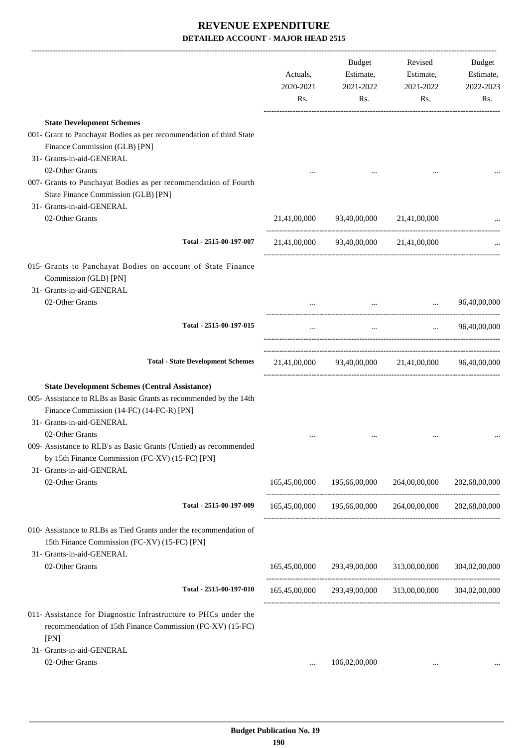# REVENUE EXPENDITURE

## DETAILED ACCOUNT - MAJOR HEAD 2515

| | Actuals, 2020-2021 Rs. | Budget Estimate, 2021-2022 Rs. | Revised Estimate, 2021-2022 Rs. | Budget Estimate, 2022-2023 Rs. |
|---|---|---|---|---|
| **State Development Schemes** | | | | |
| 001- Grant to Panchayat Bodies as per recommendation of third State Finance Commission (GLB) [PN] | | | | |
| 31- Grants-in-aid-GENERAL | | | | |
| 02-Other Grants | ... | ... | ... | ... |
| 007- Grants to Panchayat Bodies as per recommendation of Fourth State Finance Commission (GLB) [PN] | | | | |
| 31- Grants-in-aid-GENERAL | | | | |
| 02-Other Grants | 21,41,00,000 | 93,40,00,000 | 21,41,00,000 | ... |
| Total - 2515-00-197-007 | 21,41,00,000 | 93,40,00,000 | 21,41,00,000 | ... |
| 015- Grants to Panchayat Bodies on account of State Finance Commission (GLB) [PN] | | | | |
| 31- Grants-in-aid-GENERAL | | | | |
| 02-Other Grants | ... | ... | ... | 96,40,00,000 |
| Total - 2515-00-197-015 | ... | ... | ... | 96,40,00,000 |
| **Total - State Development Schemes** | 21,41,00,000 | 93,40,00,000 | 21,41,00,000 | 96,40,00,000 |
| **State Development Schemes (Central Assistance)** | | | | |
| 005- Assistance to RLBs as Basic Grants as recommended by the 14th Finance Commission (14-FC) (14-FC-R) [PN] | | | | |
| 31- Grants-in-aid-GENERAL | | | | |
| 02-Other Grants | ... | ... | ... | ... |
| 009- Assistance to RLB's as Basic Grants (Untied) as recommended by 15th Finance Commission (FC-XV) (15-FC) [PN] | | | | |
| 31- Grants-in-aid-GENERAL | | | | |
| 02-Other Grants | 165,45,00,000 | 195,66,00,000 | 264,00,00,000 | 202,68,00,000 |
| Total - 2515-00-197-009 | 165,45,00,000 | 195,66,00,000 | 264,00,00,000 | 202,68,00,000 |
| 010- Assistance to RLBs as Tied Grants under the recommendation of 15th Finance Commission (FC-XV) (15-FC) [PN] | | | | |
| 31- Grants-in-aid-GENERAL | | | | |
| 02-Other Grants | 165,45,00,000 | 293,49,00,000 | 313,00,00,000 | 304,02,00,000 |
| Total - 2515-00-197-010 | 165,45,00,000 | 293,49,00,000 | 313,00,00,000 | 304,02,00,000 |
| 011- Assistance for Diagnostic Infrastructure to PHCs under the recommendation of 15th Finance Commission (FC-XV) (15-FC) [PN] | | | | |
| 31- Grants-in-aid-GENERAL | | | | |
| 02-Other Grants | ... | 106,02,00,000 | ... | ... |

Budget Publication No. 19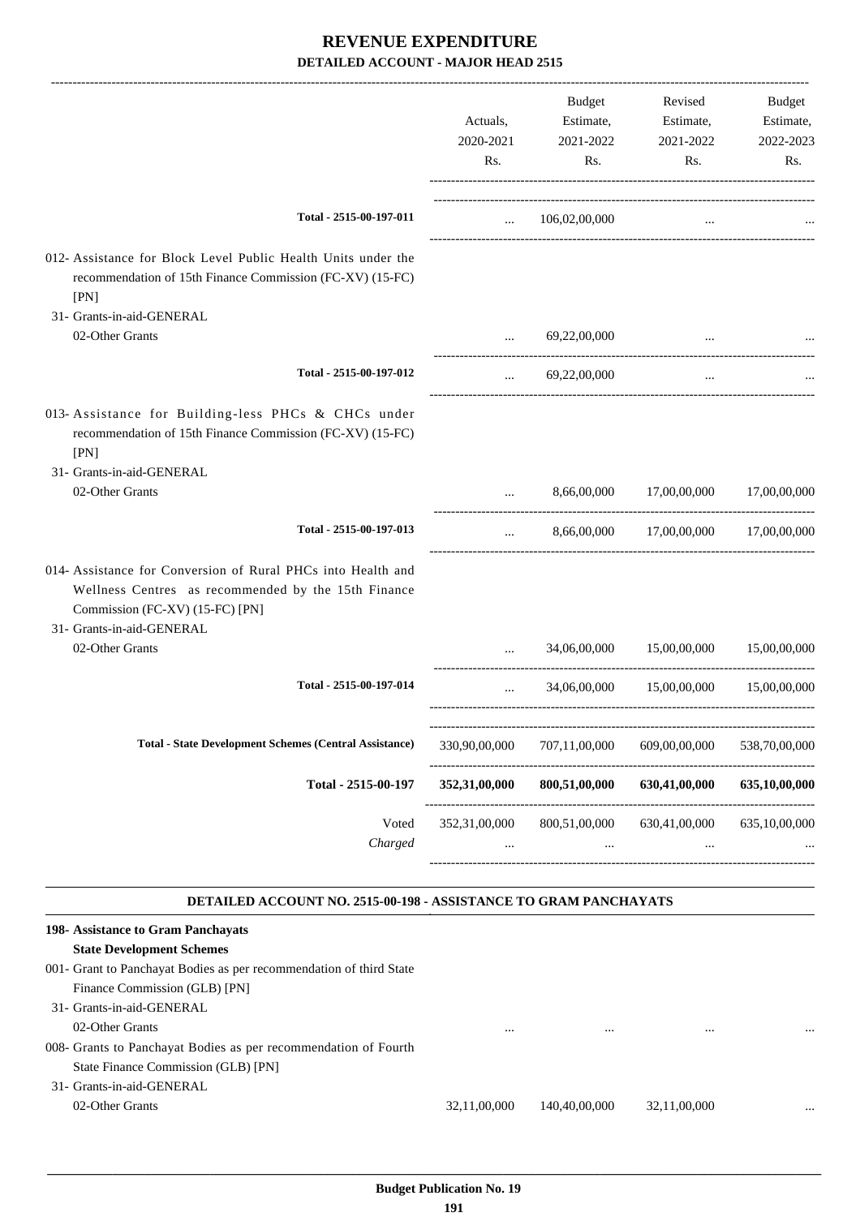# REVENUE EXPENDITURE

## DETAILED ACCOUNT - MAJOR HEAD 2515

| | Actuals, 2020-2021 Rs. | Budget Estimate, 2021-2022 Rs. | Revised Estimate, 2021-2022 Rs. | Budget Estimate, 2022-2023 Rs. |
|---|---|---|---|---|
| Total - 2515-00-197-011 | ... | 106,02,00,000 | ... | ... |
| 012- Assistance for Block Level Public Health Units under the recommendation of 15th Finance Commission (FC-XV) (15-FC) [PN] | | | | |
| 31- Grants-in-aid-GENERAL | | | | |
| 02-Other Grants | ... | 69,22,00,000 | ... | ... |
| Total - 2515-00-197-012 | ... | 69,22,00,000 | ... | ... |
| 013- Assistance for Building-less PHCs & CHCs under recommendation of 15th Finance Commission (FC-XV) (15-FC) [PN] | | | | |
| 31- Grants-in-aid-GENERAL | | | | |
| 02-Other Grants | ... | 8,66,00,000 | 17,00,00,000 | 17,00,00,000 |
| Total - 2515-00-197-013 | ... | 8,66,00,000 | 17,00,00,000 | 17,00,00,000 |
| 014- Assistance for Conversion of Rural PHCs into Health and Wellness Centres as recommended by the 15th Finance Commission (FC-XV) (15-FC) [PN] | | | | |
| 31- Grants-in-aid-GENERAL | | | | |
| 02-Other Grants | ... | 34,06,00,000 | 15,00,00,000 | 15,00,00,000 |
| Total - 2515-00-197-014 | ... | 34,06,00,000 | 15,00,00,000 | 15,00,00,000 |
| **Total - State Development Schemes (Central Assistance)** | 330,90,00,000 | 707,11,00,000 | 609,00,00,000 | 538,70,00,000 |
| **Total - 2515-00-197** | **352,31,00,000** | **800,51,00,000** | **630,41,00,000** | **635,10,00,000** |
| Voted | 352,31,00,000 | 800,51,00,000 | 630,41,00,000 | 635,10,00,000 |
| *Charged* | ... | ... | ... | ... |

### DETAILED ACCOUNT NO. 2515-00-198 - ASSISTANCE TO GRAM PANCHAYATS

| | Actuals, 2020-2021 Rs. | Budget Estimate, 2021-2022 Rs. | Revised Estimate, 2021-2022 Rs. | Budget Estimate, 2022-2023 Rs. |
|---|---|---|---|---|
| **198- Assistance to Gram Panchayats** | | | | |
| **State Development Schemes** | | | | |
| 001- Grant to Panchayat Bodies as per recommendation of third State Finance Commission (GLB) [PN] | | | | |
| 31- Grants-in-aid-GENERAL | | | | |
| 02-Other Grants | ... | ... | ... | ... |
| 008- Grants to Panchayat Bodies as per recommendation of Fourth State Finance Commission (GLB) [PN] | | | | |
| 31- Grants-in-aid-GENERAL | | | | |
| 02-Other Grants | 32,11,00,000 | 140,40,00,000 | 32,11,00,000 | ... |

Budget Publication No. 19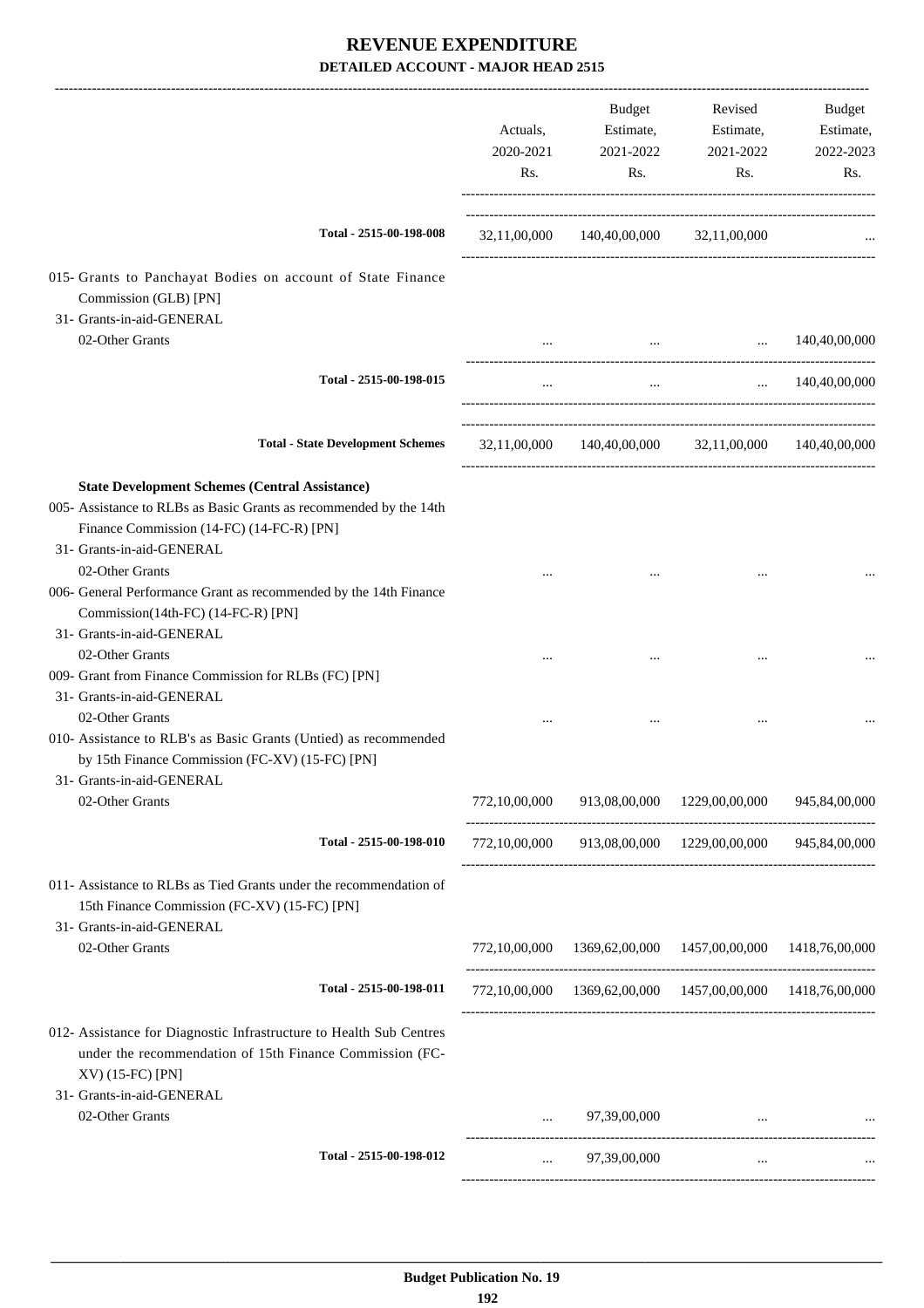# REVENUE EXPENDITURE

## DETAILED ACCOUNT - MAJOR HEAD 2515

| | Actuals, 2020-2021 Rs. | Budget Estimate, 2021-2022 Rs. | Revised Estimate, 2021-2022 Rs. | Budget Estimate, 2022-2023 Rs. |
|---|---|---|---|---|
| **Total - 2515-00-198-008** | 32,11,00,000 | 140,40,00,000 | 32,11,00,000 | ... |
| 015- Grants to Panchayat Bodies on account of State Finance Commission (GLB) [PN] | | | | |
| 31- Grants-in-aid-GENERAL | | | | |
| 02-Other Grants | ... | ... | ... | 140,40,00,000 |
| **Total - 2515-00-198-015** | ... | ... | ... | 140,40,00,000 |
| **Total - State Development Schemes** | 32,11,00,000 | 140,40,00,000 | 32,11,00,000 | 140,40,00,000 |
| **State Development Schemes (Central Assistance)** | | | | |
| 005- Assistance to RLBs as Basic Grants as recommended by the 14th Finance Commission (14-FC) (14-FC-R) [PN] | | | | |
| 31- Grants-in-aid-GENERAL | | | | |
| 02-Other Grants | ... | ... | ... | ... |
| 006- General Performance Grant as recommended by the 14th Finance Commission(14th-FC) (14-FC-R) [PN] | | | | |
| 31- Grants-in-aid-GENERAL | | | | |
| 02-Other Grants | ... | ... | ... | ... |
| 009- Grant from Finance Commission for RLBs (FC) [PN] | | | | |
| 31- Grants-in-aid-GENERAL | | | | |
| 02-Other Grants | ... | ... | ... | ... |
| 010- Assistance to RLB's as Basic Grants (Untied) as recommended by 15th Finance Commission (FC-XV) (15-FC) [PN] | | | | |
| 31- Grants-in-aid-GENERAL | | | | |
| 02-Other Grants | 772,10,00,000 | 913,08,00,000 | 1229,00,00,000 | 945,84,00,000 |
| **Total - 2515-00-198-010** | 772,10,00,000 | 913,08,00,000 | 1229,00,00,000 | 945,84,00,000 |
| 011- Assistance to RLBs as Tied Grants under the recommendation of 15th Finance Commission (FC-XV) (15-FC) [PN] | | | | |
| 31- Grants-in-aid-GENERAL | | | | |
| 02-Other Grants | 772,10,00,000 | 1369,62,00,000 | 1457,00,00,000 | 1418,76,00,000 |
| **Total - 2515-00-198-011** | 772,10,00,000 | 1369,62,00,000 | 1457,00,00,000 | 1418,76,00,000 |
| 012- Assistance for Diagnostic Infrastructure to Health Sub Centres under the recommendation of 15th Finance Commission (FC-XV) (15-FC) [PN] | | | | |
| 31- Grants-in-aid-GENERAL | | | | |
| 02-Other Grants | ... | 97,39,00,000 | ... | ... |
| **Total - 2515-00-198-012** | ... | 97,39,00,000 | ... | ... |

Budget Publication No. 19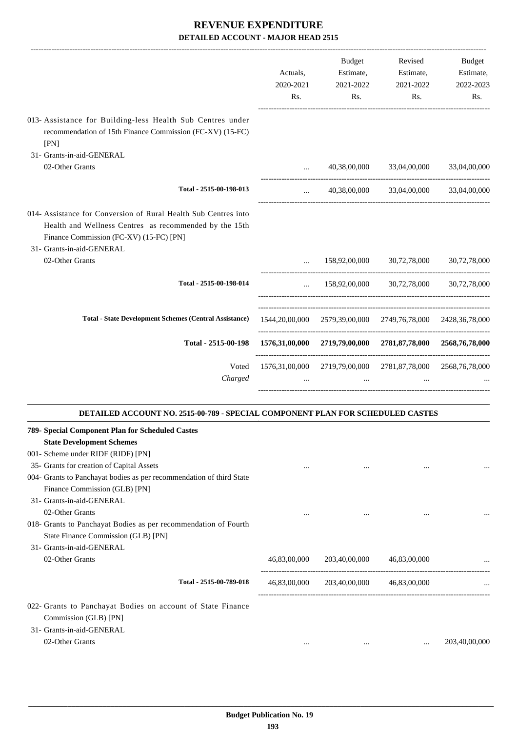# REVENUE EXPENDITURE

## DETAILED ACCOUNT - MAJOR HEAD 2515

| | Actuals, 2020-2021 Rs. | Budget Estimate, 2021-2022 Rs. | Revised Estimate, 2021-2022 Rs. | Budget Estimate, 2022-2023 Rs. |
|---|---|---|---|---|
| 013- Assistance for Building-less Health Sub Centres under recommendation of 15th Finance Commission (FC-XV) (15-FC) [PN] | | | | |
| 31- Grants-in-aid-GENERAL | | | | |
| 02-Other Grants | ... | 40,38,00,000 | 33,04,00,000 | 33,04,00,000 |
| Total - 2515-00-198-013 | ... | 40,38,00,000 | 33,04,00,000 | 33,04,00,000 |
| 014- Assistance for Conversion of Rural Health Sub Centres into Health and Wellness Centres as recommended by the 15th Finance Commission (FC-XV) (15-FC) [PN] | | | | |
| 31- Grants-in-aid-GENERAL | | | | |
| 02-Other Grants | ... | 158,92,00,000 | 30,72,78,000 | 30,72,78,000 |
| Total - 2515-00-198-014 | ... | 158,92,00,000 | 30,72,78,000 | 30,72,78,000 |
| **Total - State Development Schemes (Central Assistance)** | 1544,20,00,000 | 2579,39,00,000 | 2749,76,78,000 | 2428,36,78,000 |
| **Total - 2515-00-198** | **1576,31,00,000** | **2719,79,00,000** | **2781,87,78,000** | **2568,76,78,000** |
| Voted | 1576,31,00,000 | 2719,79,00,000 | 2781,87,78,000 | 2568,76,78,000 |
| *Charged* | ... | ... | ... | ... |

### DETAILED ACCOUNT NO. 2515-00-789 - SPECIAL COMPONENT PLAN FOR SCHEDULED CASTES

| | Actuals, 2020-2021 Rs. | Budget Estimate, 2021-2022 Rs. | Revised Estimate, 2021-2022 Rs. | Budget Estimate, 2022-2023 Rs. |
|---|---|---|---|---|
| **789- Special Component Plan for Scheduled Castes** | | | | |
| **State Development Schemes** | | | | |
| 001- Scheme under RIDF (RIDF) [PN] | | | | |
| 35- Grants for creation of Capital Assets | ... | ... | ... | ... |
| 004- Grants to Panchayat bodies as per recommendation of third State Finance Commission (GLB) [PN] | | | | |
| 31- Grants-in-aid-GENERAL | | | | |
| 02-Other Grants | ... | ... | ... | ... |
| 018- Grants to Panchayat Bodies as per recommendation of Fourth State Finance Commission (GLB) [PN] | | | | |
| 31- Grants-in-aid-GENERAL | | | | |
| 02-Other Grants | 46,83,00,000 | 203,40,00,000 | 46,83,00,000 | ... |
| Total - 2515-00-789-018 | 46,83,00,000 | 203,40,00,000 | 46,83,00,000 | ... |
| 022- Grants to Panchayat Bodies on account of State Finance Commission (GLB) [PN] | | | | |
| 31- Grants-in-aid-GENERAL | | | | |
| 02-Other Grants | ... | ... | ... | 203,40,00,000 |

Budget Publication No. 19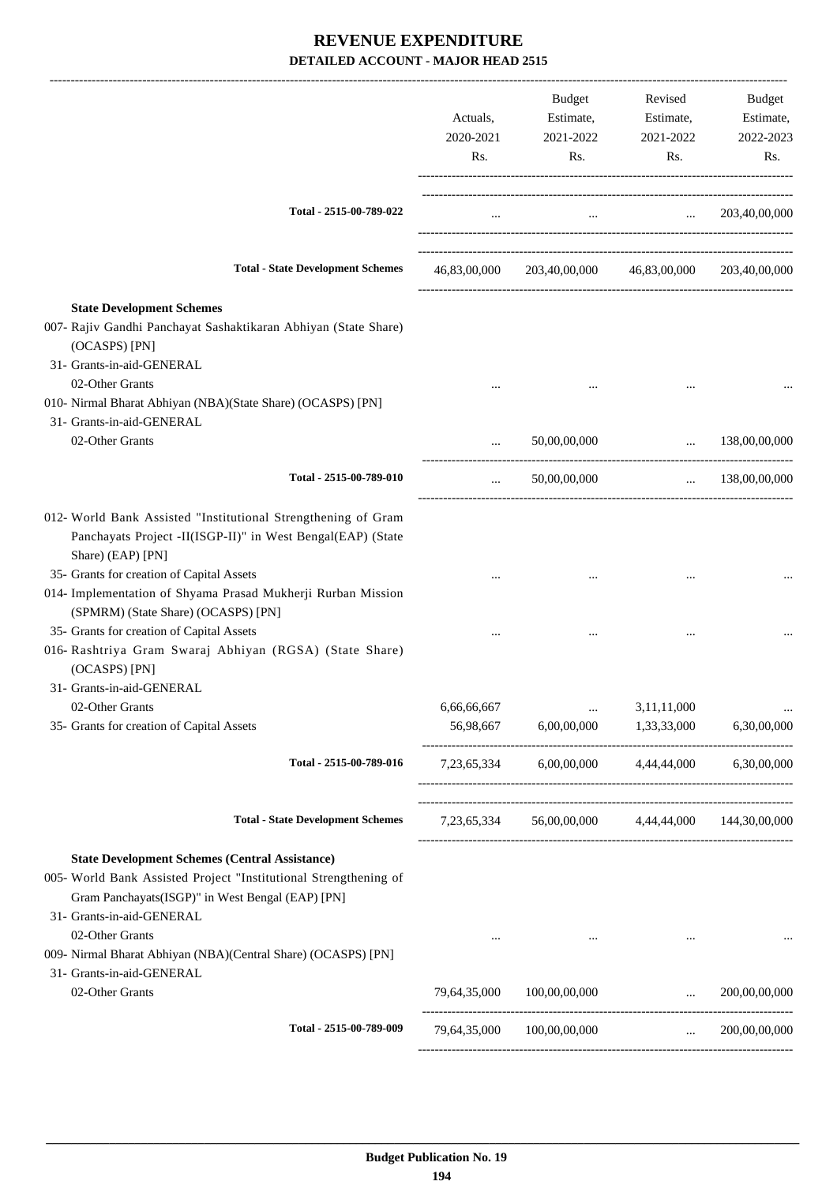# REVENUE EXPENDITURE

## DETAILED ACCOUNT - MAJOR HEAD 2515

| | Actuals, 2020-2021 Rs. | Budget Estimate, 2021-2022 Rs. | Revised Estimate, 2021-2022 Rs. | Budget Estimate, 2022-2023 Rs. |
|---|---|---|---|---|
| **Total - 2515-00-789-022** | ... | ... | ... | 203,40,00,000 |
| **Total - State Development Schemes** | 46,83,00,000 | 203,40,00,000 | 46,83,00,000 | 203,40,00,000 |
| **State Development Schemes** | | | | |
| 007- Rajiv Gandhi Panchayat Sashaktikaran Abhiyan (State Share) (OCASPS) [PN] | | | | |
| 31- Grants-in-aid-GENERAL | | | | |
| 02-Other Grants | ... | ... | ... | ... |
| 010- Nirmal Bharat Abhiyan (NBA)(State Share) (OCASPS) [PN] | | | | |
| 31- Grants-in-aid-GENERAL | | | | |
| 02-Other Grants | ... | 50,00,00,000 | ... | 138,00,00,000 |
| **Total - 2515-00-789-010** | ... | 50,00,00,000 | ... | 138,00,00,000 |
| 012- World Bank Assisted "Institutional Strengthening of Gram Panchayats Project -II(ISGP-II)" in West Bengal(EAP) (State Share) (EAP) [PN] | | | | |
| 35- Grants for creation of Capital Assets | ... | ... | ... | ... |
| 014- Implementation of Shyama Prasad Mukherji Rurban Mission (SPMRM) (State Share) (OCASPS) [PN] | | | | |
| 35- Grants for creation of Capital Assets | ... | ... | ... | ... |
| 016- Rashtriya Gram Swaraj Abhiyan (RGSA) (State Share) (OCASPS) [PN] | | | | |
| 31- Grants-in-aid-GENERAL | | | | |
| 02-Other Grants | 6,66,66,667 | ... | 3,11,11,000 | ... |
| 35- Grants for creation of Capital Assets | 56,98,667 | 6,00,00,000 | 1,33,33,000 | 6,30,00,000 |
| **Total - 2515-00-789-016** | 7,23,65,334 | 6,00,00,000 | 4,44,44,000 | 6,30,00,000 |
| **Total - State Development Schemes** | 7,23,65,334 | 56,00,00,000 | 4,44,44,000 | 144,30,00,000 |
| **State Development Schemes (Central Assistance)** | | | | |
| 005- World Bank Assisted Project "Institutional Strengthening of Gram Panchayats(ISGP)" in West Bengal (EAP) [PN] | | | | |
| 31- Grants-in-aid-GENERAL | | | | |
| 02-Other Grants | ... | ... | ... | ... |
| 009- Nirmal Bharat Abhiyan (NBA)(Central Share) (OCASPS) [PN] | | | | |
| 31- Grants-in-aid-GENERAL | | | | |
| 02-Other Grants | 79,64,35,000 | 100,00,00,000 | ... | 200,00,00,000 |
| **Total - 2515-00-789-009** | 79,64,35,000 | 100,00,00,000 | ... | 200,00,00,000 |

**Budget Publication No. 19**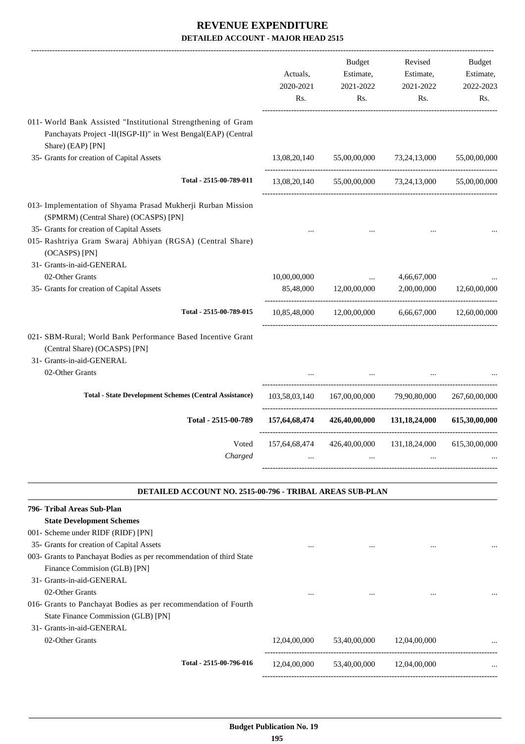# REVENUE EXPENDITURE

## DETAILED ACCOUNT - MAJOR HEAD 2515

| | Actuals, 2020-2021 Rs. | Budget Estimate, 2021-2022 Rs. | Revised Estimate, 2021-2022 Rs. | Budget Estimate, 2022-2023 Rs. |
|---|---|---|---|---|
| 011- World Bank Assisted "Institutional Strengthening of Gram Panchayats Project -II(ISGP-II)" in West Bengal(EAP) (Central Share) (EAP) [PN] | | | | |
| 35- Grants for creation of Capital Assets | 13,08,20,140 | 55,00,00,000 | 73,24,13,000 | 55,00,00,000 |
| Total - 2515-00-789-011 | 13,08,20,140 | 55,00,00,000 | 73,24,13,000 | 55,00,00,000 |
| 013- Implementation of Shyama Prasad Mukherji Rurban Mission (SPMRM) (Central Share) (OCASPS) [PN] | | | | |
| 35- Grants for creation of Capital Assets | ... | ... | ... | ... |
| 015- Rashtriya Gram Swaraj Abhiyan (RGSA) (Central Share) (OCASPS) [PN] | | | | |
| 31- Grants-in-aid-GENERAL | | | | |
| 02-Other Grants | 10,00,00,000 | ... | 4,66,67,000 | ... |
| 35- Grants for creation of Capital Assets | 85,48,000 | 12,00,00,000 | 2,00,00,000 | 12,60,00,000 |
| Total - 2515-00-789-015 | 10,85,48,000 | 12,00,00,000 | 6,66,67,000 | 12,60,00,000 |
| 021- SBM-Rural; World Bank Performance Based Incentive Grant (Central Share) (OCASPS) [PN] | | | | |
| 31- Grants-in-aid-GENERAL | | | | |
| 02-Other Grants | ... | ... | ... | ... |
| Total - State Development Schemes (Central Assistance) | 103,58,03,140 | 167,00,00,000 | 79,90,80,000 | 267,60,00,000 |
| **Total - 2515-00-789** | **157,64,68,474** | **426,40,00,000** | **131,18,24,000** | **615,30,00,000** |
| Voted | 157,64,68,474 | 426,40,00,000 | 131,18,24,000 | 615,30,00,000 |
| *Charged* | ... | ... | ... | ... |

### DETAILED ACCOUNT NO. 2515-00-796 - TRIBAL AREAS SUB-PLAN

| | Actuals, 2020-2021 Rs. | Budget Estimate, 2021-2022 Rs. | Revised Estimate, 2021-2022 Rs. | Budget Estimate, 2022-2023 Rs. |
|---|---|---|---|---|
| **796- Tribal Areas Sub-Plan** | | | | |
| **State Development Schemes** | | | | |
| 001- Scheme under RIDF (RIDF) [PN] | | | | |
| 35- Grants for creation of Capital Assets | ... | ... | ... | ... |
| 003- Grants to Panchayat Bodies as per recommendation of third State Finance Commision (GLB) [PN] | | | | |
| 31- Grants-in-aid-GENERAL | | | | |
| 02-Other Grants | ... | ... | ... | ... |
| 016- Grants to Panchayat Bodies as per recommendation of Fourth State Finance Commission (GLB) [PN] | | | | |
| 31- Grants-in-aid-GENERAL | | | | |
| 02-Other Grants | 12,04,00,000 | 53,40,00,000 | 12,04,00,000 | ... |
| Total - 2515-00-796-016 | 12,04,00,000 | 53,40,00,000 | 12,04,00,000 | ... |

Budget Publication No. 19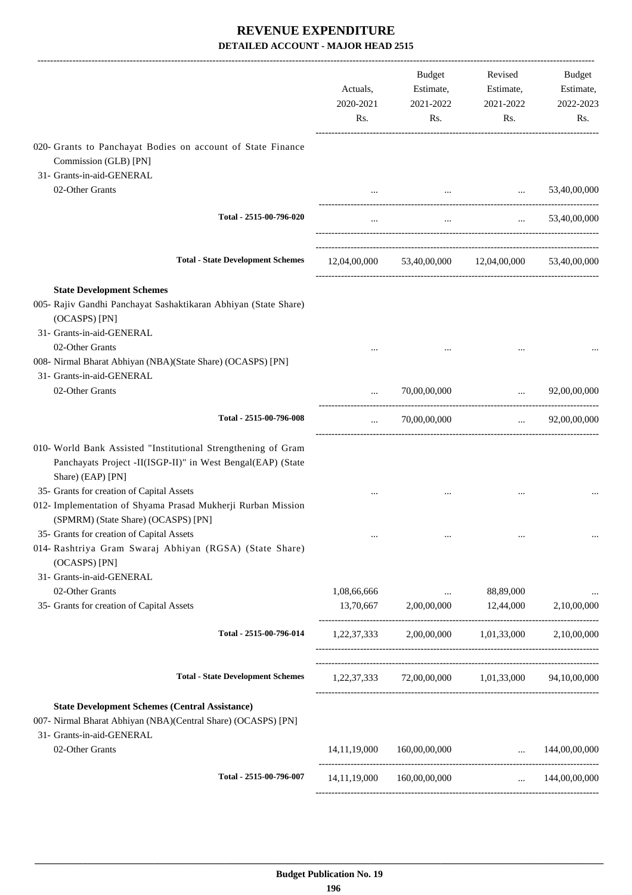# REVENUE EXPENDITURE

## DETAILED ACCOUNT - MAJOR HEAD 2515

| | Actuals, 2020-2021 Rs. | Budget Estimate, 2021-2022 Rs. | Revised Estimate, 2021-2022 Rs. | Budget Estimate, 2022-2023 Rs. |
|---|---|---|---|---|
| 020- Grants to Panchayat Bodies on account of State Finance Commission (GLB) [PN] | | | | |
| 31- Grants-in-aid-GENERAL | | | | |
| 02-Other Grants | ... | ... | ... | 53,40,00,000 |
| Total - 2515-00-796-020 | ... | ... | ... | 53,40,00,000 |
| **Total - State Development Schemes** | 12,04,00,000 | 53,40,00,000 | 12,04,00,000 | 53,40,00,000 |
| **State Development Schemes** | | | | |
| 005- Rajiv Gandhi Panchayat Sashaktikaran Abhiyan (State Share) (OCASPS) [PN] | | | | |
| 31- Grants-in-aid-GENERAL | | | | |
| 02-Other Grants | ... | ... | ... | ... |
| 008- Nirmal Bharat Abhiyan (NBA)(State Share) (OCASPS) [PN] | | | | |
| 31- Grants-in-aid-GENERAL | | | | |
| 02-Other Grants | ... | 70,00,00,000 | ... | 92,00,00,000 |
| Total - 2515-00-796-008 | ... | 70,00,00,000 | ... | 92,00,00,000 |
| 010- World Bank Assisted "Institutional Strengthening of Gram Panchayats Project -II(ISGP-II)" in West Bengal(EAP) (State Share) (EAP) [PN] | | | | |
| 35- Grants for creation of Capital Assets | ... | ... | ... | ... |
| 012- Implementation of Shyama Prasad Mukherji Rurban Mission (SPMRM) (State Share) (OCASPS) [PN] | | | | |
| 35- Grants for creation of Capital Assets | ... | ... | ... | ... |
| 014- Rashtriya Gram Swaraj Abhiyan (RGSA) (State Share) (OCASPS) [PN] | | | | |
| 31- Grants-in-aid-GENERAL | | | | |
| 02-Other Grants | 1,08,66,666 | ... | 88,89,000 | ... |
| 35- Grants for creation of Capital Assets | 13,70,667 | 2,00,00,000 | 12,44,000 | 2,10,00,000 |
| Total - 2515-00-796-014 | 1,22,37,333 | 2,00,00,000 | 1,01,33,000 | 2,10,00,000 |
| **Total - State Development Schemes** | 1,22,37,333 | 72,00,00,000 | 1,01,33,000 | 94,10,00,000 |
| **State Development Schemes (Central Assistance)** | | | | |
| 007- Nirmal Bharat Abhiyan (NBA)(Central Share) (OCASPS) [PN] | | | | |
| 31- Grants-in-aid-GENERAL | | | | |
| 02-Other Grants | 14,11,19,000 | 160,00,00,000 | ... | 144,00,00,000 |
| Total - 2515-00-796-007 | 14,11,19,000 | 160,00,00,000 | ... | 144,00,00,000 |

**Budget Publication No. 19**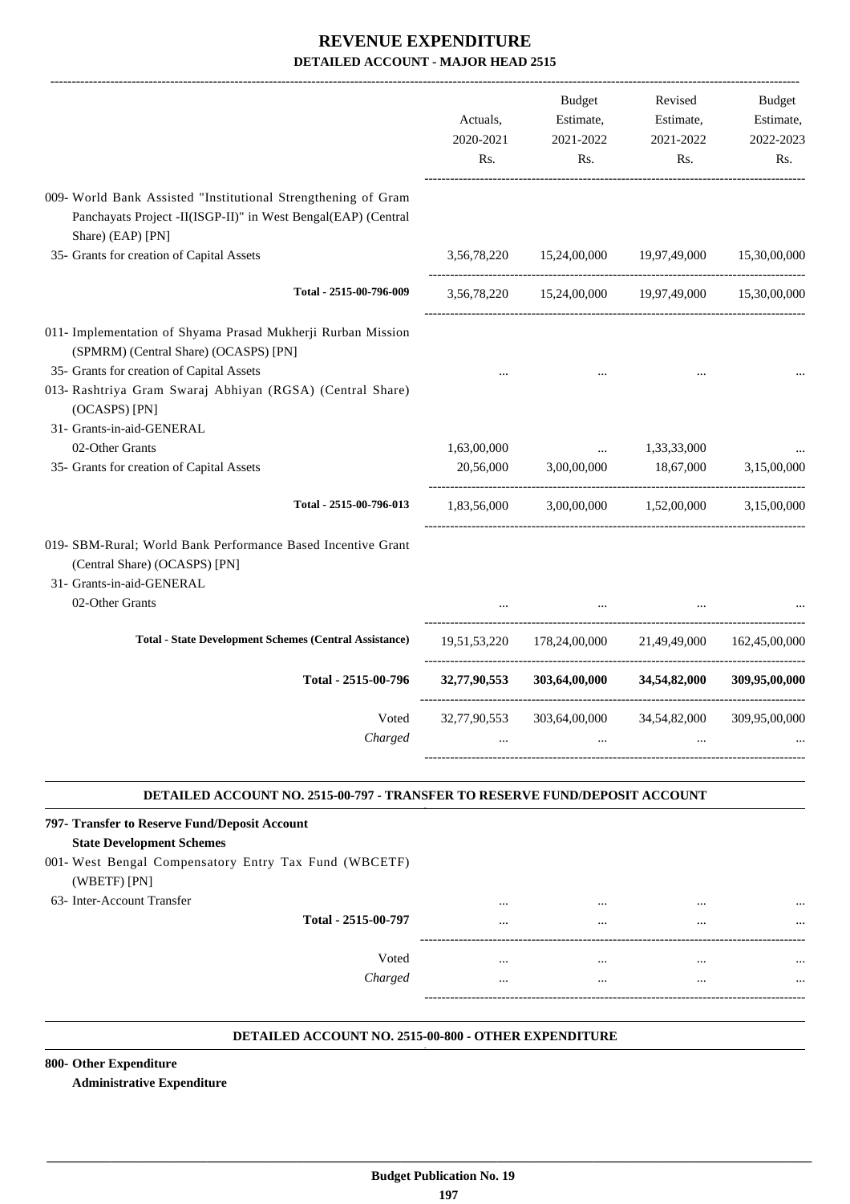# REVENUE EXPENDITURE

## DETAILED ACCOUNT - MAJOR HEAD 2515

| | Actuals, 2020-2021 Rs. | Budget Estimate, 2021-2022 Rs. | Revised Estimate, 2021-2022 Rs. | Budget Estimate, 2022-2023 Rs. |
|---|---|---|---|---|
| 009- World Bank Assisted "Institutional Strengthening of Gram Panchayats Project -II(ISGP-II)" in West Bengal(EAP) (Central Share) (EAP) [PN] | | | | |
| 35- Grants for creation of Capital Assets | 3,56,78,220 | 15,24,00,000 | 19,97,49,000 | 15,30,00,000 |
| Total - 2515-00-796-009 | 3,56,78,220 | 15,24,00,000 | 19,97,49,000 | 15,30,00,000 |
| 011- Implementation of Shyama Prasad Mukherji Rurban Mission (SPMRM) (Central Share) (OCASPS) [PN] | | | | |
| 35- Grants for creation of Capital Assets | ... | ... | ... | ... |
| 013- Rashtriya Gram Swaraj Abhiyan (RGSA) (Central Share) (OCASPS) [PN] | | | | |
| 31- Grants-in-aid-GENERAL | | | | |
| 02-Other Grants | 1,63,00,000 | ... | 1,33,33,000 | ... |
| 35- Grants for creation of Capital Assets | 20,56,000 | 3,00,00,000 | 18,67,000 | 3,15,00,000 |
| Total - 2515-00-796-013 | 1,83,56,000 | 3,00,00,000 | 1,52,00,000 | 3,15,00,000 |
| 019- SBM-Rural; World Bank Performance Based Incentive Grant (Central Share) (OCASPS) [PN] | | | | |
| 31- Grants-in-aid-GENERAL | | | | |
| 02-Other Grants | ... | ... | ... | ... |
| **Total - State Development Schemes (Central Assistance)** | 19,51,53,220 | 178,24,00,000 | 21,49,49,000 | 162,45,00,000 |
| **Total - 2515-00-796** | **32,77,90,553** | **303,64,00,000** | **34,54,82,000** | **309,95,00,000** |
| Voted | 32,77,90,553 | 303,64,00,000 | 34,54,82,000 | 309,95,00,000 |
| *Charged* | ... | ... | ... | ... |

### DETAILED ACCOUNT NO. 2515-00-797 - TRANSFER TO RESERVE FUND/DEPOSIT ACCOUNT

| | Actuals, 2020-2021 Rs. | Budget Estimate, 2021-2022 Rs. | Revised Estimate, 2021-2022 Rs. | Budget Estimate, 2022-2023 Rs. |
|---|---|---|---|---|
| **797- Transfer to Reserve Fund/Deposit Account** | | | | |
| **State Development Schemes** | | | | |
| 001- West Bengal Compensatory Entry Tax Fund (WBCETF) (WBETF) [PN] | | | | |
| 63- Inter-Account Transfer | ... | ... | ... | ... |
| Total - 2515-00-797 | ... | ... | ... | ... |
| Voted | ... | ... | ... | ... |
| *Charged* | ... | ... | ... | ... |

### DETAILED ACCOUNT NO. 2515-00-800 - OTHER EXPENDITURE

**800- Other Expenditure**

**Administrative Expenditure**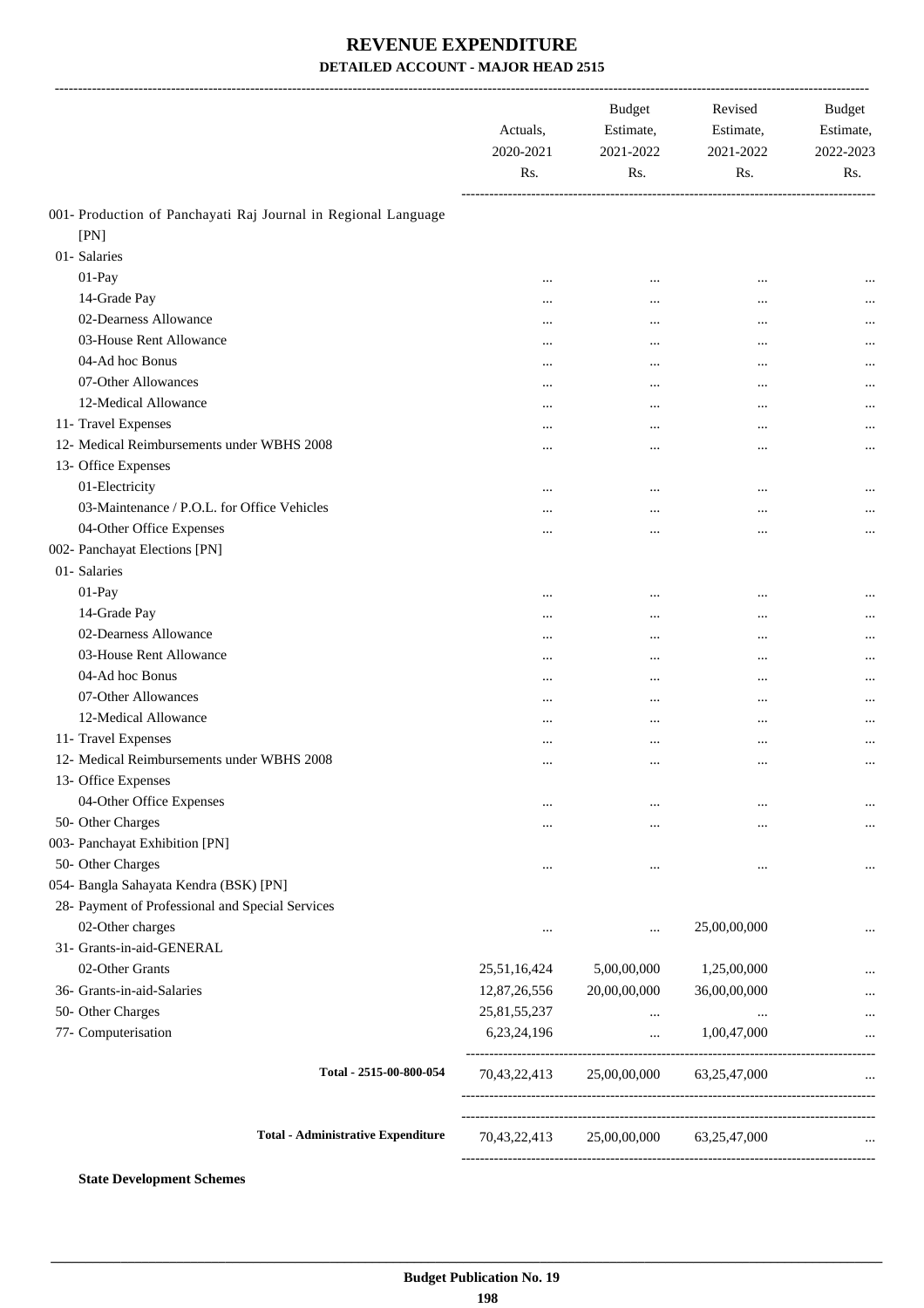# REVENUE EXPENDITURE

## DETAILED ACCOUNT - MAJOR HEAD 2515

| | Actuals, 2020-2021 Rs. | Budget Estimate, 2021-2022 Rs. | Revised Estimate, 2021-2022 Rs. | Budget Estimate, 2022-2023 Rs. |
|---|---|---|---|---|
| 001- Production of Panchayati Raj Journal in Regional Language [PN] | | | | |
| 01- Salaries | | | | |
| 01-Pay | ... | ... | ... | ... |
| 14-Grade Pay | ... | ... | ... | ... |
| 02-Dearness Allowance | ... | ... | ... | ... |
| 03-House Rent Allowance | ... | ... | ... | ... |
| 04-Ad hoc Bonus | ... | ... | ... | ... |
| 07-Other Allowances | ... | ... | ... | ... |
| 12-Medical Allowance | ... | ... | ... | ... |
| 11- Travel Expenses | ... | ... | ... | ... |
| 12- Medical Reimbursements under WBHS 2008 | ... | ... | ... | ... |
| 13- Office Expenses | | | | |
| 01-Electricity | ... | ... | ... | ... |
| 03-Maintenance / P.O.L. for Office Vehicles | ... | ... | ... | ... |
| 04-Other Office Expenses | ... | ... | ... | ... |
| 002- Panchayat Elections [PN] | | | | |
| 01- Salaries | | | | |
| 01-Pay | ... | ... | ... | ... |
| 14-Grade Pay | ... | ... | ... | ... |
| 02-Dearness Allowance | ... | ... | ... | ... |
| 03-House Rent Allowance | ... | ... | ... | ... |
| 04-Ad hoc Bonus | ... | ... | ... | ... |
| 07-Other Allowances | ... | ... | ... | ... |
| 12-Medical Allowance | ... | ... | ... | ... |
| 11- Travel Expenses | ... | ... | ... | ... |
| 12- Medical Reimbursements under WBHS 2008 | ... | ... | ... | ... |
| 13- Office Expenses | | | | |
| 04-Other Office Expenses | ... | ... | ... | ... |
| 50- Other Charges | ... | ... | ... | ... |
| 003- Panchayat Exhibition [PN] | | | | |
| 50- Other Charges | ... | ... | ... | ... |
| 054- Bangla Sahayata Kendra (BSK) [PN] | | | | |
| 28- Payment of Professional and Special Services | | | | |
| 02-Other charges | ... | ... | 25,00,00,000 | ... |
| 31- Grants-in-aid-GENERAL | | | | |
| 02-Other Grants | 25,51,16,424 | 5,00,00,000 | 1,25,00,000 | ... |
| 36- Grants-in-aid-Salaries | 12,87,26,556 | 20,00,00,000 | 36,00,00,000 | ... |
| 50- Other Charges | 25,81,55,237 | ... | ... | ... |
| 77- Computerisation | 6,23,24,196 | ... | 1,00,47,000 | ... |
| **Total - 2515-00-800-054** | 70,43,22,413 | 25,00,00,000 | 63,25,47,000 | ... |
| **Total - Administrative Expenditure** | 70,43,22,413 | 25,00,00,000 | 63,25,47,000 | ... |

**State Development Schemes**

**Budget Publication No. 19**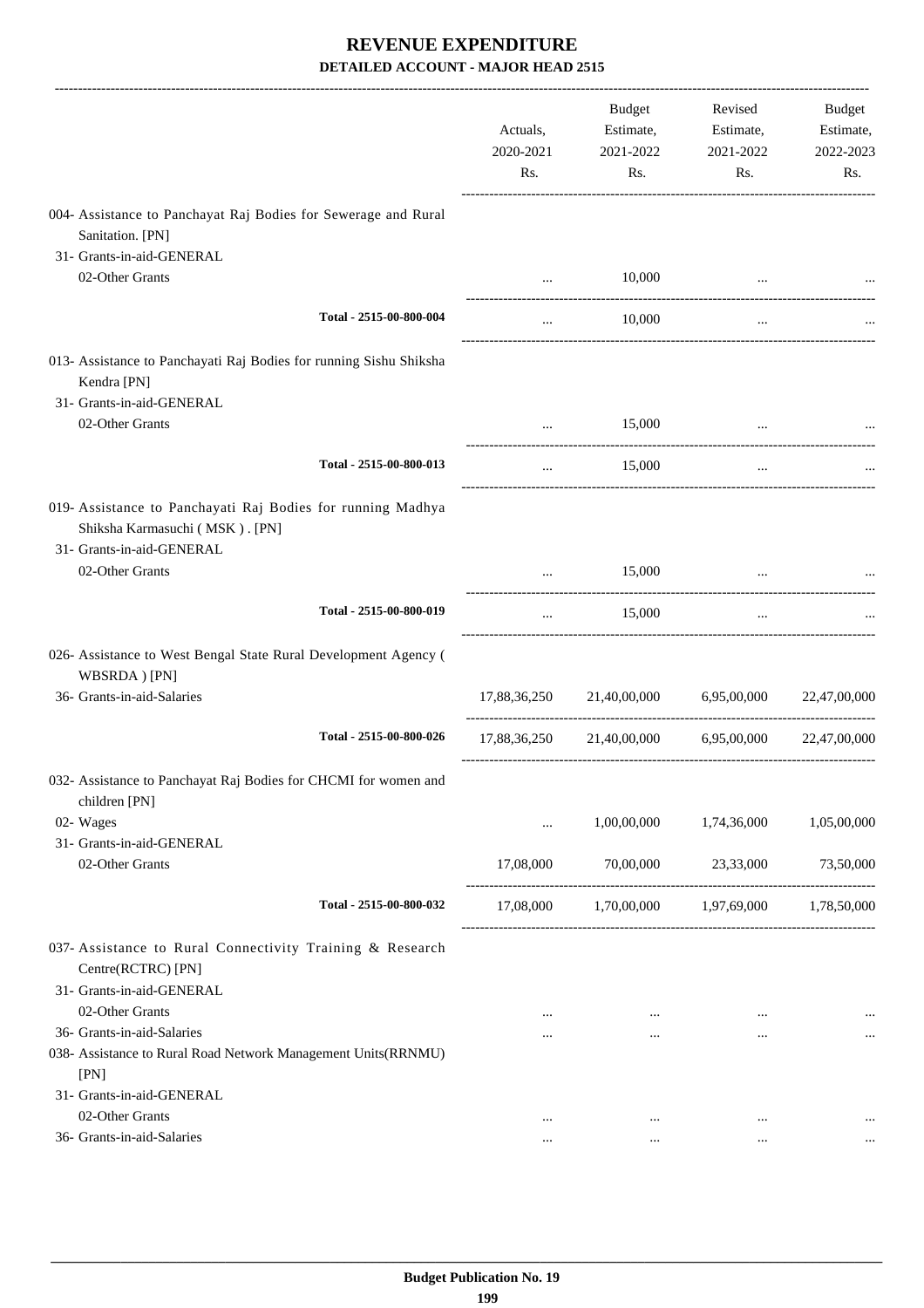# REVENUE EXPENDITURE

### DETAILED ACCOUNT - MAJOR HEAD 2515

| | Actuals, 2020-2021 Rs. | Budget Estimate, 2021-2022 Rs. | Revised Estimate, 2021-2022 Rs. | Budget Estimate, 2022-2023 Rs. |
|---|---|---|---|---|
| 004- Assistance to Panchayat Raj Bodies for Sewerage and Rural Sanitation. [PN] | | | | |
| 31- Grants-in-aid-GENERAL | | | | |
| 02-Other Grants | ... | 10,000 | ... | ... |
| Total - 2515-00-800-004 | ... | 10,000 | ... | ... |
| 013- Assistance to Panchayati Raj Bodies for running Sishu Shiksha Kendra [PN] | | | | |
| 31- Grants-in-aid-GENERAL | | | | |
| 02-Other Grants | ... | 15,000 | ... | ... |
| Total - 2515-00-800-013 | ... | 15,000 | ... | ... |
| 019- Assistance to Panchayati Raj Bodies for running Madhya Shiksha Karmasuchi ( MSK ) . [PN] | | | | |
| 31- Grants-in-aid-GENERAL | | | | |
| 02-Other Grants | ... | 15,000 | ... | ... |
| Total - 2515-00-800-019 | ... | 15,000 | ... | ... |
| 026- Assistance to West Bengal State Rural Development Agency ( WBSRDA ) [PN] | | | | |
| 36- Grants-in-aid-Salaries | 17,88,36,250 | 21,40,00,000 | 6,95,00,000 | 22,47,00,000 |
| Total - 2515-00-800-026 | 17,88,36,250 | 21,40,00,000 | 6,95,00,000 | 22,47,00,000 |
| 032- Assistance to Panchayat Raj Bodies for CHCMI for women and children [PN] | | | | |
| 02- Wages | ... | 1,00,00,000 | 1,74,36,000 | 1,05,00,000 |
| 31- Grants-in-aid-GENERAL | | | | |
| 02-Other Grants | 17,08,000 | 70,00,000 | 23,33,000 | 73,50,000 |
| Total - 2515-00-800-032 | 17,08,000 | 1,70,00,000 | 1,97,69,000 | 1,78,50,000 |
| 037- Assistance to Rural Connectivity Training & Research Centre(RCTRC) [PN] | | | | |
| 31- Grants-in-aid-GENERAL | | | | |
| 02-Other Grants | ... | ... | ... | ... |
| 36- Grants-in-aid-Salaries | ... | ... | ... | ... |
| 038- Assistance to Rural Road Network Management Units(RRNMU) [PN] | | | | |
| 31- Grants-in-aid-GENERAL | | | | |
| 02-Other Grants | ... | ... | ... | ... |
| 36- Grants-in-aid-Salaries | ... | ... | ... | ... |

**Budget Publication No. 19**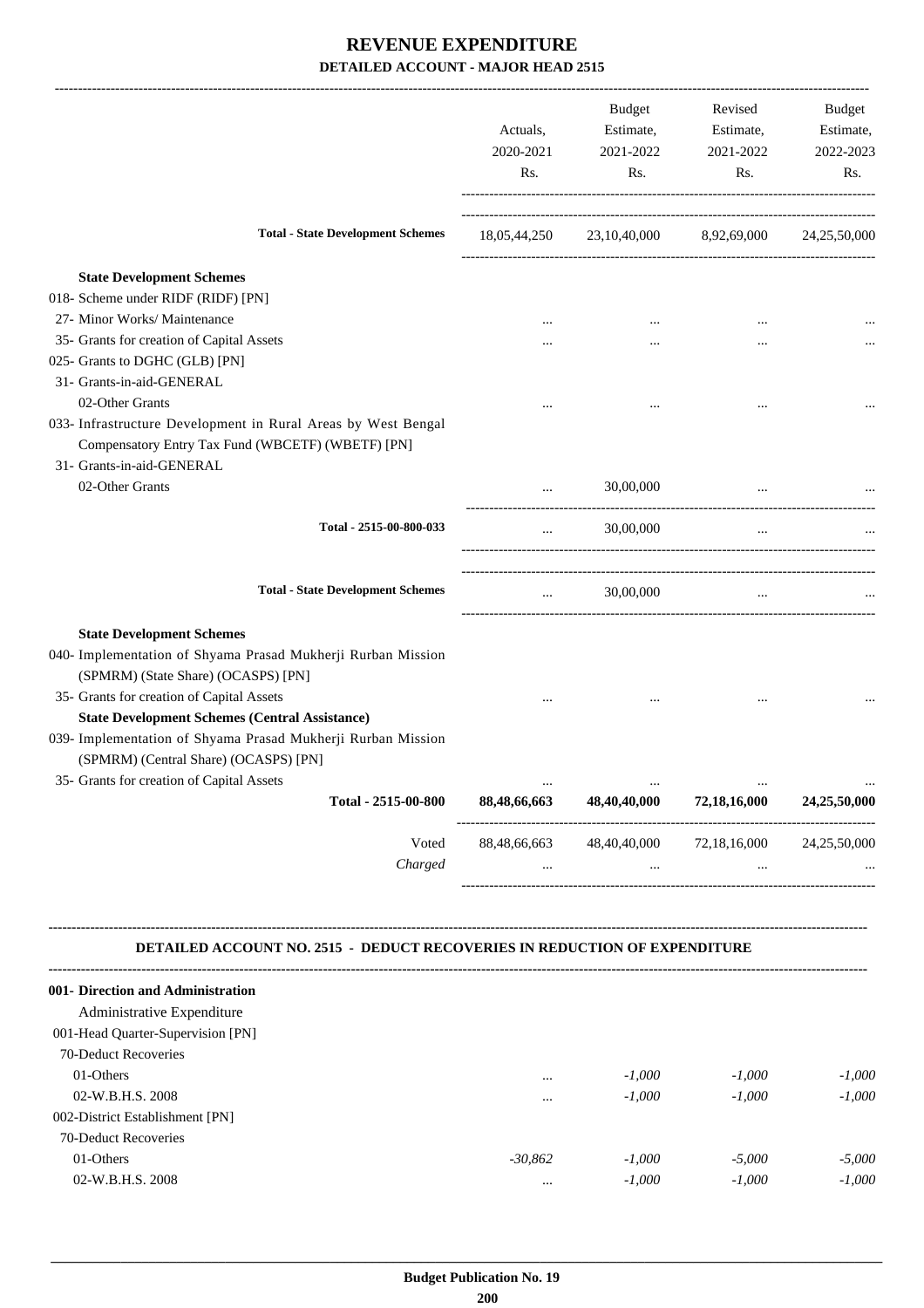# REVENUE EXPENDITURE

## DETAILED ACCOUNT - MAJOR HEAD 2515

| | Actuals, 2020-2021 Rs. | Budget Estimate, 2021-2022 Rs. | Revised Estimate, 2021-2022 Rs. | Budget Estimate, 2022-2023 Rs. |
|---|---|---|---|---|
| **Total - State Development Schemes** | 18,05,44,250 | 23,10,40,000 | 8,92,69,000 | 24,25,50,000 |
| **State Development Schemes** | | | | |
| 018- Scheme under RIDF (RIDF) [PN] | | | | |
| 27- Minor Works/ Maintenance | ... | ... | ... | ... |
| 35- Grants for creation of Capital Assets | ... | ... | ... | ... |
| 025- Grants to DGHC (GLB) [PN] | | | | |
| 31- Grants-in-aid-GENERAL | | | | |
| 02-Other Grants | ... | ... | ... | ... |
| 033- Infrastructure Development in Rural Areas by West Bengal Compensatory Entry Tax Fund (WBCETF) (WBETF) [PN] | | | | |
| 31- Grants-in-aid-GENERAL | | | | |
| 02-Other Grants | ... | 30,00,000 | ... | ... |
| **Total - 2515-00-800-033** | ... | 30,00,000 | ... | ... |
| **Total - State Development Schemes** | ... | 30,00,000 | ... | ... |
| **State Development Schemes** | | | | |
| 040- Implementation of Shyama Prasad Mukherji Rurban Mission (SPMRM) (State Share) (OCASPS) [PN] | | | | |
| 35- Grants for creation of Capital Assets | ... | ... | ... | ... |
| **State Development Schemes (Central Assistance)** | | | | |
| 039- Implementation of Shyama Prasad Mukherji Rurban Mission (SPMRM) (Central Share) (OCASPS) [PN] | | | | |
| 35- Grants for creation of Capital Assets | ... | ... | ... | ... |
| **Total - 2515-00-800** | **88,48,66,663** | **48,40,40,000** | **72,18,16,000** | **24,25,50,000** |
| Voted | 88,48,66,663 | 48,40,40,000 | 72,18,16,000 | 24,25,50,000 |
| *Charged* | ... | ... | ... | ... |

### DETAILED ACCOUNT NO. 2515 - DEDUCT RECOVERIES IN REDUCTION OF EXPENDITURE

| | Actuals, 2020-2021 Rs. | Budget Estimate, 2021-2022 Rs. | Revised Estimate, 2021-2022 Rs. | Budget Estimate, 2022-2023 Rs. |
|---|---|---|---|---|
| **001- Direction and Administration** | | | | |
| Administrative Expenditure | | | | |
| 001-Head Quarter-Supervision [PN] | | | | |
| 70-Deduct Recoveries | | | | |
| 01-Others | ... | *-1,000* | *-1,000* | *-1,000* |
| 02-W.B.H.S. 2008 | ... | *-1,000* | *-1,000* | *-1,000* |
| 002-District Establishment [PN] | | | | |
| 70-Deduct Recoveries | | | | |
| 01-Others | *-30,862* | *-1,000* | *-5,000* | *-5,000* |
| 02-W.B.H.S. 2008 | ... | *-1,000* | *-1,000* | *-1,000* |

Budget Publication No. 19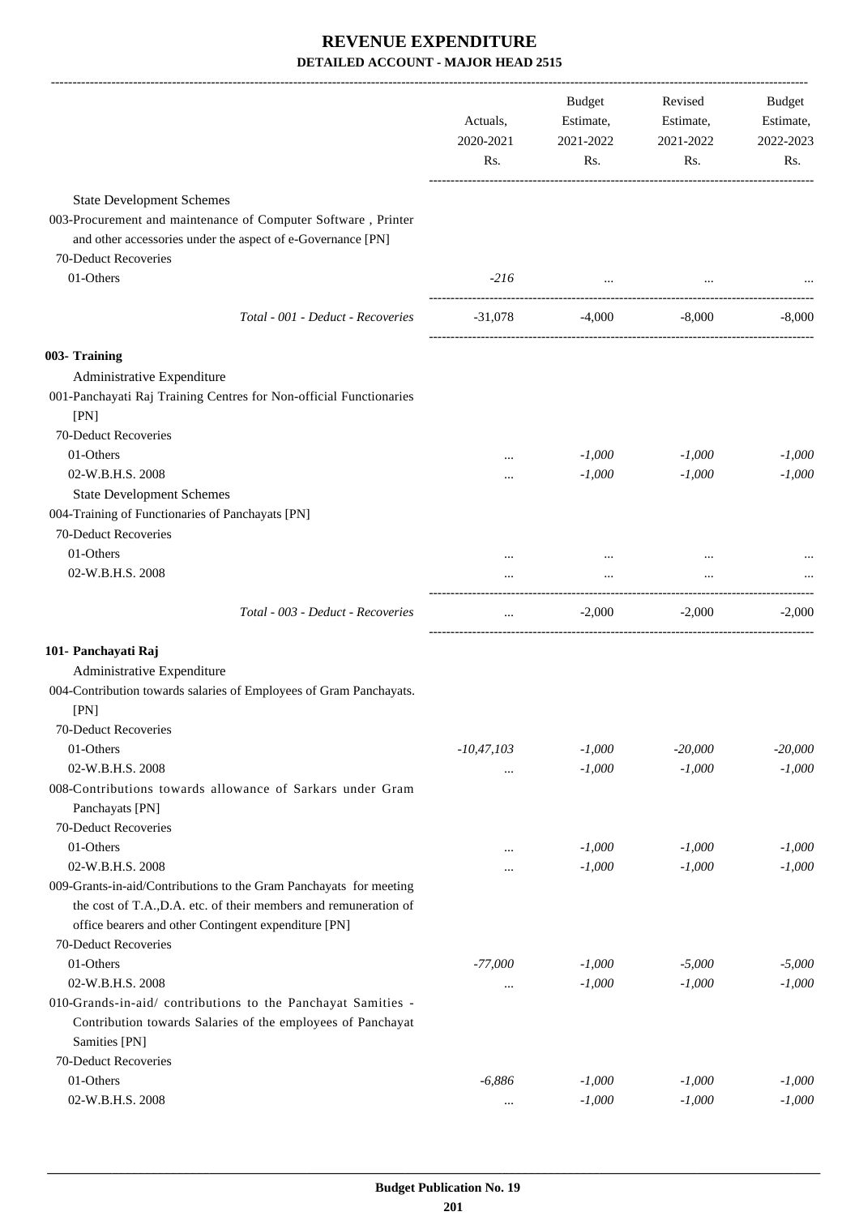# REVENUE EXPENDITURE

**DETAILED ACCOUNT - MAJOR HEAD 2515**

| | Actuals, 2020-2021 Rs. | Budget Estimate, 2021-2022 Rs. | Revised Estimate, 2021-2022 Rs. | Budget Estimate, 2022-2023 Rs. |
|---|---|---|---|---|
| State Development Schemes | | | | |
| 003-Procurement and maintenance of Computer Software , Printer and other accessories under the aspect of e-Governance [PN] | | | | |
| 70-Deduct Recoveries | | | | |
| 01-Others | *-216* | ... | ... | ... |
| *Total - 001 - Deduct - Recoveries* | -31,078 | -4,000 | -8,000 | -8,000 |
| **003- Training** | | | | |
| Administrative Expenditure | | | | |
| 001-Panchayati Raj Training Centres for Non-official Functionaries [PN] | | | | |
| 70-Deduct Recoveries | | | | |
| 01-Others | ... | *-1,000* | *-1,000* | *-1,000* |
| 02-W.B.H.S. 2008 | ... | *-1,000* | *-1,000* | *-1,000* |
| State Development Schemes | | | | |
| 004-Training of Functionaries of Panchayats [PN] | | | | |
| 70-Deduct Recoveries | | | | |
| 01-Others | ... | ... | ... | ... |
| 02-W.B.H.S. 2008 | ... | ... | ... | ... |
| *Total - 003 - Deduct - Recoveries* | ... | -2,000 | -2,000 | -2,000 |
| **101- Panchayati Raj** | | | | |
| Administrative Expenditure | | | | |
| 004-Contribution towards salaries of Employees of Gram Panchayats. [PN] | | | | |
| 70-Deduct Recoveries | | | | |
| 01-Others | *-10,47,103* | *-1,000* | *-20,000* | *-20,000* |
| 02-W.B.H.S. 2008 | ... | *-1,000* | *-1,000* | *-1,000* |
| 008-Contributions towards allowance of Sarkars under Gram Panchayats [PN] | | | | |
| 70-Deduct Recoveries | | | | |
| 01-Others | ... | *-1,000* | *-1,000* | *-1,000* |
| 02-W.B.H.S. 2008 | ... | *-1,000* | *-1,000* | *-1,000* |
| 009-Grants-in-aid/Contributions to the Gram Panchayats for meeting the cost of T.A.,D.A. etc. of their members and remuneration of office bearers and other Contingent expenditure [PN] | | | | |
| 70-Deduct Recoveries | | | | |
| 01-Others | *-77,000* | *-1,000* | *-5,000* | *-5,000* |
| 02-W.B.H.S. 2008 | ... | *-1,000* | *-1,000* | *-1,000* |
| 010-Grands-in-aid/ contributions to the Panchayat Samities - Contribution towards Salaries of the employees of Panchayat Samities [PN] | | | | |
| 70-Deduct Recoveries | | | | |
| 01-Others | *-6,886* | *-1,000* | *-1,000* | *-1,000* |
| 02-W.B.H.S. 2008 | ... | *-1,000* | *-1,000* | *-1,000* |

**Budget Publication No. 19**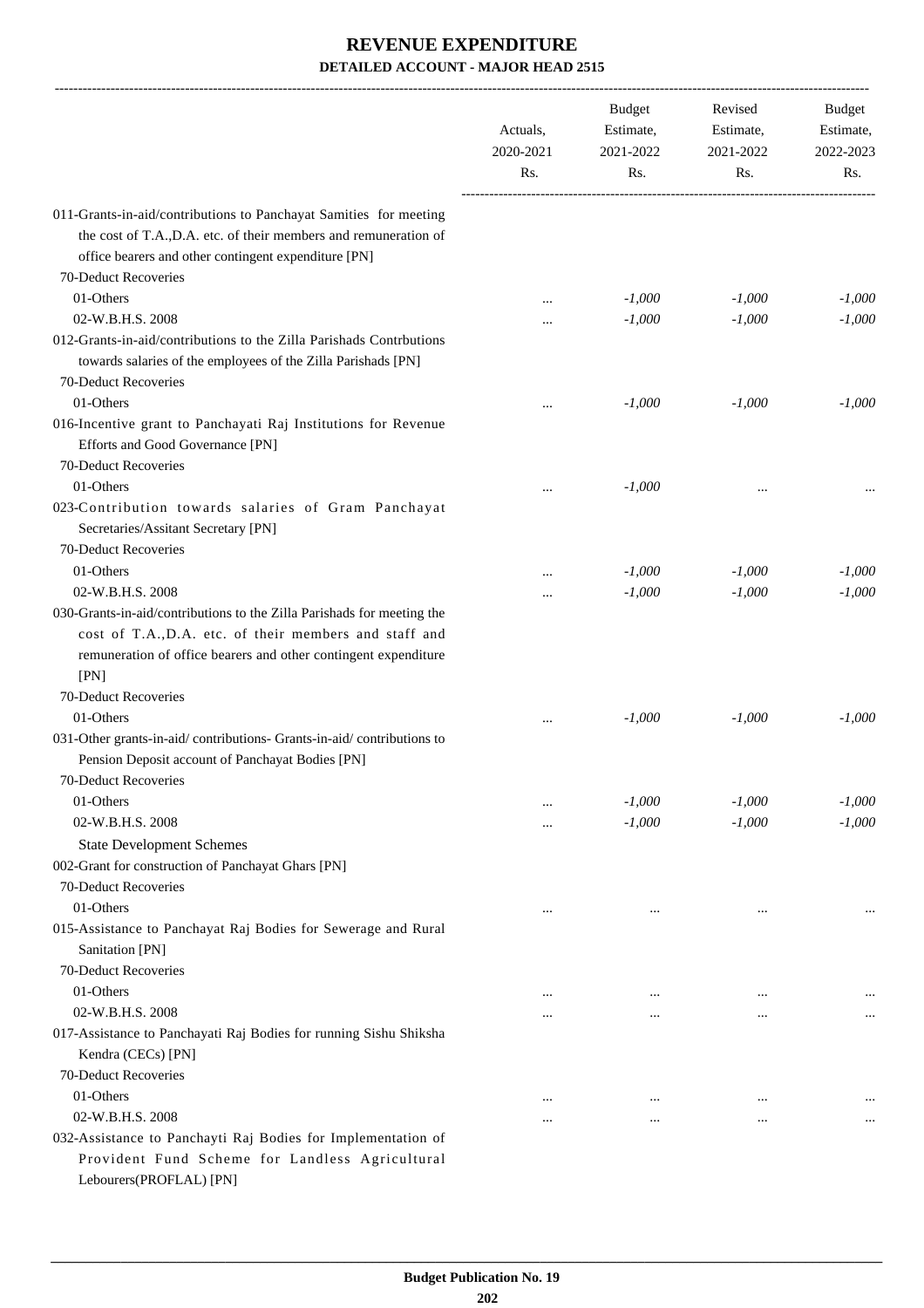# REVENUE EXPENDITURE

## DETAILED ACCOUNT - MAJOR HEAD 2515

| | Actuals, 2020-2021 Rs. | Budget Estimate, 2021-2022 Rs. | Revised Estimate, 2021-2022 Rs. | Budget Estimate, 2022-2023 Rs. |
|---|---|---|---|---|
| 011-Grants-in-aid/contributions to Panchayat Samities for meeting the cost of T.A.,D.A. etc. of their members and remuneration of office bearers and other contingent expenditure [PN] | | | | |
| 70-Deduct Recoveries | | | | |
| 01-Others | ... | -1,000 | -1,000 | -1,000 |
| 02-W.B.H.S. 2008 | ... | -1,000 | -1,000 | -1,000 |
| 012-Grants-in-aid/contributions to the Zilla Parishads Contrbutions towards salaries of the employees of the Zilla Parishads [PN] | | | | |
| 70-Deduct Recoveries | | | | |
| 01-Others | ... | -1,000 | -1,000 | -1,000 |
| 016-Incentive grant to Panchayati Raj Institutions for Revenue Efforts and Good Governance [PN] | | | | |
| 70-Deduct Recoveries | | | | |
| 01-Others | ... | -1,000 | ... | ... |
| 023-Contribution towards salaries of Gram Panchayat Secretaries/Assitant Secretary [PN] | | | | |
| 70-Deduct Recoveries | | | | |
| 01-Others | ... | -1,000 | -1,000 | -1,000 |
| 02-W.B.H.S. 2008 | ... | -1,000 | -1,000 | -1,000 |
| 030-Grants-in-aid/contributions to the Zilla Parishads for meeting the cost of T.A.,D.A. etc. of their members and staff and remuneration of office bearers and other contingent expenditure [PN] | | | | |
| 70-Deduct Recoveries | | | | |
| 01-Others | ... | -1,000 | -1,000 | -1,000 |
| 031-Other grants-in-aid/ contributions- Grants-in-aid/ contributions to Pension Deposit account of Panchayat Bodies [PN] | | | | |
| 70-Deduct Recoveries | | | | |
| 01-Others | ... | -1,000 | -1,000 | -1,000 |
| 02-W.B.H.S. 2008 | ... | -1,000 | -1,000 | -1,000 |
| State Development Schemes | | | | |
| 002-Grant for construction of Panchayat Ghars [PN] | | | | |
| 70-Deduct Recoveries | | | | |
| 01-Others | ... | ... | ... | ... |
| 015-Assistance to Panchayat Raj Bodies for Sewerage and Rural Sanitation [PN] | | | | |
| 70-Deduct Recoveries | | | | |
| 01-Others | ... | ... | ... | ... |
| 02-W.B.H.S. 2008 | ... | ... | ... | ... |
| 017-Assistance to Panchayati Raj Bodies for running Sishu Shiksha Kendra (CECs) [PN] | | | | |
| 70-Deduct Recoveries | | | | |
| 01-Others | ... | ... | ... | ... |
| 02-W.B.H.S. 2008 | ... | ... | ... | ... |
| 032-Assistance to Panchayti Raj Bodies for Implementation of Provident Fund Scheme for Landless Agricultural Lebourers(PROFLAL) [PN] | | | | |

Budget Publication No. 19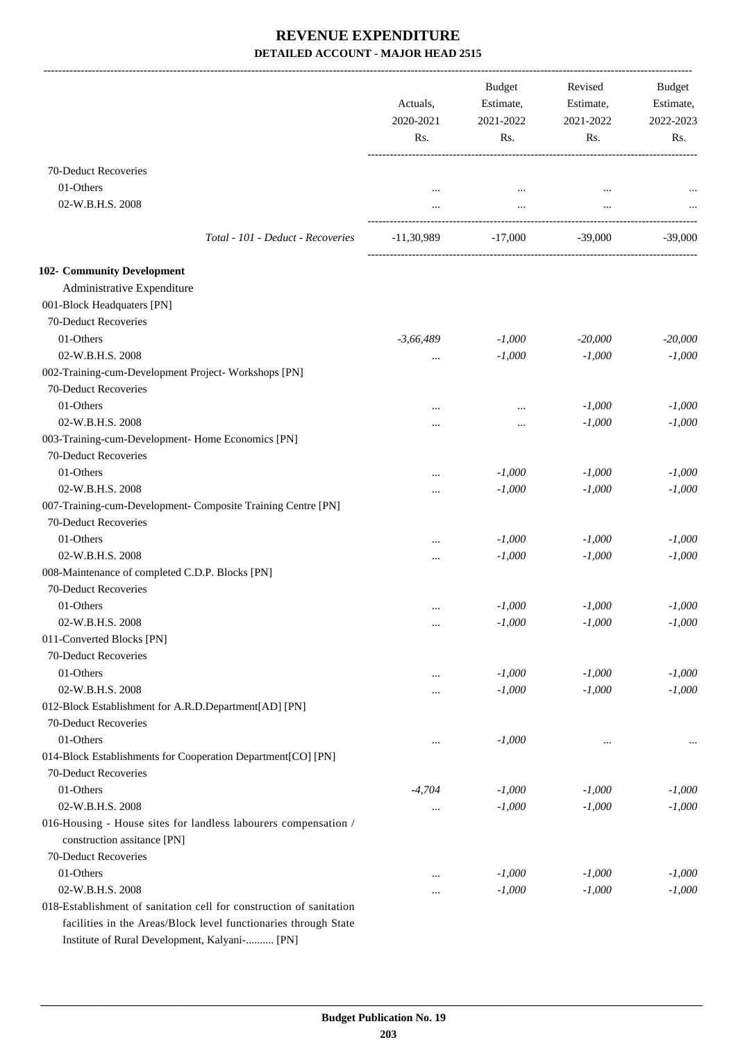# REVENUE EXPENDITURE

## DETAILED ACCOUNT - MAJOR HEAD 2515

| | Actuals, 2020-2021 Rs. | Budget Estimate, 2021-2022 Rs. | Revised Estimate, 2021-2022 Rs. | Budget Estimate, 2022-2023 Rs. |
|---|---|---|---|---|
| 70-Deduct Recoveries | | | | |
| 01-Others | ... | ... | ... | ... |
| 02-W.B.H.S. 2008 | ... | ... | ... | ... |
| *Total - 101 - Deduct - Recoveries* | -11,30,989 | -17,000 | -39,000 | -39,000 |
| **102- Community Development** | | | | |
| Administrative Expenditure | | | | |
| 001-Block Headquaters [PN] | | | | |
| 70-Deduct Recoveries | | | | |
| 01-Others | *-3,66,489* | *-1,000* | *-20,000* | *-20,000* |
| 02-W.B.H.S. 2008 | ... | *-1,000* | *-1,000* | *-1,000* |
| 002-Training-cum-Development Project- Workshops [PN] | | | | |
| 70-Deduct Recoveries | | | | |
| 01-Others | ... | ... | *-1,000* | *-1,000* |
| 02-W.B.H.S. 2008 | ... | ... | *-1,000* | *-1,000* |
| 003-Training-cum-Development- Home Economics [PN] | | | | |
| 70-Deduct Recoveries | | | | |
| 01-Others | ... | *-1,000* | *-1,000* | *-1,000* |
| 02-W.B.H.S. 2008 | ... | *-1,000* | *-1,000* | *-1,000* |
| 007-Training-cum-Development- Composite Training Centre [PN] | | | | |
| 70-Deduct Recoveries | | | | |
| 01-Others | ... | *-1,000* | *-1,000* | *-1,000* |
| 02-W.B.H.S. 2008 | ... | *-1,000* | *-1,000* | *-1,000* |
| 008-Maintenance of completed C.D.P. Blocks [PN] | | | | |
| 70-Deduct Recoveries | | | | |
| 01-Others | ... | *-1,000* | *-1,000* | *-1,000* |
| 02-W.B.H.S. 2008 | ... | *-1,000* | *-1,000* | *-1,000* |
| 011-Converted Blocks [PN] | | | | |
| 70-Deduct Recoveries | | | | |
| 01-Others | ... | *-1,000* | *-1,000* | *-1,000* |
| 02-W.B.H.S. 2008 | ... | *-1,000* | *-1,000* | *-1,000* |
| 012-Block Establishment for A.R.D.Department[AD] [PN] | | | | |
| 70-Deduct Recoveries | | | | |
| 01-Others | ... | *-1,000* | ... | ... |
| 014-Block Establishments for Cooperation Department[CO] [PN] | | | | |
| 70-Deduct Recoveries | | | | |
| 01-Others | *-4,704* | *-1,000* | *-1,000* | *-1,000* |
| 02-W.B.H.S. 2008 | ... | *-1,000* | *-1,000* | *-1,000* |
| 016-Housing - House sites for landless labourers compensation / construction assitance [PN] | | | | |
| 70-Deduct Recoveries | | | | |
| 01-Others | ... | *-1,000* | *-1,000* | *-1,000* |
| 02-W.B.H.S. 2008 | ... | *-1,000* | *-1,000* | *-1,000* |
| 018-Establishment of sanitation cell for construction of sanitation facilities in the Areas/Block level functionaries through State Institute of Rural Development, Kalyani-.......... [PN] | | | | |

**Budget Publication No. 19**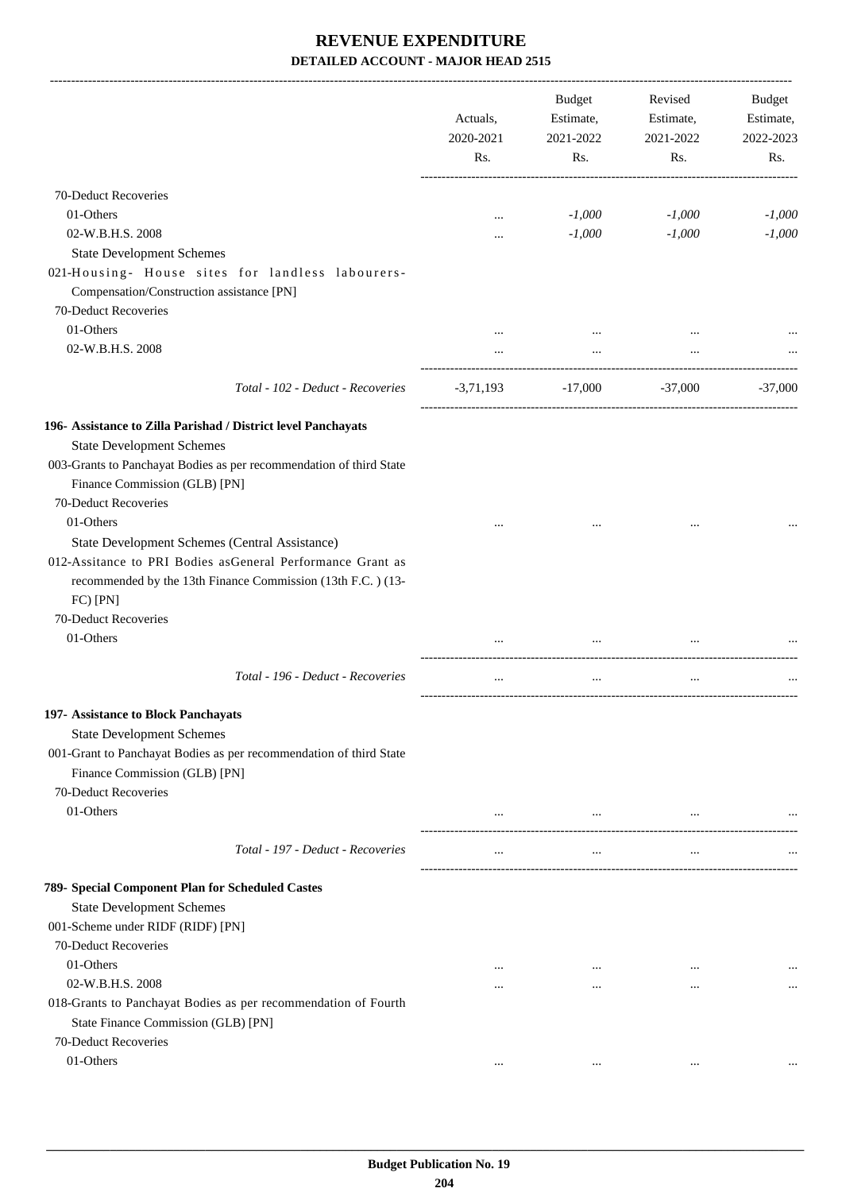# REVENUE EXPENDITURE

### DETAILED ACCOUNT - MAJOR HEAD 2515

| | Actuals, 2020-2021 Rs. | Budget Estimate, 2021-2022 Rs. | Revised Estimate, 2021-2022 Rs. | Budget Estimate, 2022-2023 Rs. |
|---|---|---|---|---|
| 70-Deduct Recoveries | | | | |
| 01-Others | ... | *-1,000* | *-1,000* | *-1,000* |
| 02-W.B.H.S. 2008 | ... | *-1,000* | *-1,000* | *-1,000* |
| State Development Schemes | | | | |
| 021-Housing- House sites for landless labourers-Compensation/Construction assistance [PN] | | | | |
| 70-Deduct Recoveries | | | | |
| 01-Others | ... | ... | ... | ... |
| 02-W.B.H.S. 2008 | ... | ... | ... | ... |
| *Total - 102 - Deduct - Recoveries* | -3,71,193 | -17,000 | -37,000 | -37,000 |
| **196- Assistance to Zilla Parishad / District level Panchayats** | | | | |
| State Development Schemes | | | | |
| 003-Grants to Panchayat Bodies as per recommendation of third State Finance Commission (GLB) [PN] | | | | |
| 70-Deduct Recoveries | | | | |
| 01-Others | ... | ... | ... | ... |
| State Development Schemes (Central Assistance) | | | | |
| 012-Assitance to PRI Bodies asGeneral Performance Grant as recommended by the 13th Finance Commission (13th F.C. ) (13-FC) [PN] | | | | |
| 70-Deduct Recoveries | | | | |
| 01-Others | ... | ... | ... | ... |
| *Total - 196 - Deduct - Recoveries* | ... | ... | ... | ... |
| **197- Assistance to Block Panchayats** | | | | |
| State Development Schemes | | | | |
| 001-Grant to Panchayat Bodies as per recommendation of third State Finance Commission (GLB) [PN] | | | | |
| 70-Deduct Recoveries | | | | |
| 01-Others | ... | ... | ... | ... |
| *Total - 197 - Deduct - Recoveries* | ... | ... | ... | ... |
| **789- Special Component Plan for Scheduled Castes** | | | | |
| State Development Schemes | | | | |
| 001-Scheme under RIDF (RIDF) [PN] | | | | |
| 70-Deduct Recoveries | | | | |
| 01-Others | ... | ... | ... | ... |
| 02-W.B.H.S. 2008 | ... | ... | ... | ... |
| 018-Grants to Panchayat Bodies as per recommendation of Fourth State Finance Commission (GLB) [PN] | | | | |
| 70-Deduct Recoveries | | | | |
| 01-Others | ... | ... | ... | ... |

**Budget Publication No. 19**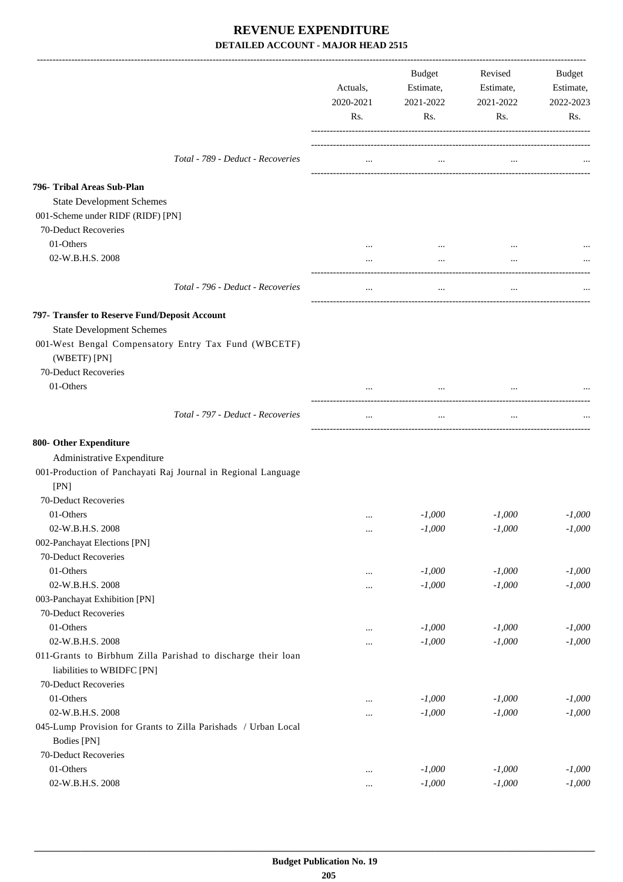# REVENUE EXPENDITURE

## DETAILED ACCOUNT - MAJOR HEAD 2515

| | Actuals, 2020-2021 Rs. | Budget Estimate, 2021-2022 Rs. | Revised Estimate, 2021-2022 Rs. | Budget Estimate, 2022-2023 Rs. |
|---|---|---|---|---|
| *Total - 789 - Deduct - Recoveries* | ... | ... | ... | ... |
| **796- Tribal Areas Sub-Plan** | | | | |
| State Development Schemes | | | | |
| 001-Scheme under RIDF (RIDF) [PN] | | | | |
| 70-Deduct Recoveries | | | | |
| 01-Others | ... | ... | ... | ... |
| 02-W.B.H.S. 2008 | ... | ... | ... | ... |
| *Total - 796 - Deduct - Recoveries* | ... | ... | ... | ... |
| **797- Transfer to Reserve Fund/Deposit Account** | | | | |
| State Development Schemes | | | | |
| 001-West Bengal Compensatory Entry Tax Fund (WBCETF) (WBETF) [PN] | | | | |
| 70-Deduct Recoveries | | | | |
| 01-Others | ... | ... | ... | ... |
| *Total - 797 - Deduct - Recoveries* | ... | ... | ... | ... |
| **800- Other Expenditure** | | | | |
| Administrative Expenditure | | | | |
| 001-Production of Panchayati Raj Journal in Regional Language [PN] | | | | |
| 70-Deduct Recoveries | | | | |
| 01-Others | ... | *-1,000* | *-1,000* | *-1,000* |
| 02-W.B.H.S. 2008 | ... | *-1,000* | *-1,000* | *-1,000* |
| 002-Panchayat Elections [PN] | | | | |
| 70-Deduct Recoveries | | | | |
| 01-Others | ... | *-1,000* | *-1,000* | *-1,000* |
| 02-W.B.H.S. 2008 | ... | *-1,000* | *-1,000* | *-1,000* |
| 003-Panchayat Exhibition [PN] | | | | |
| 70-Deduct Recoveries | | | | |
| 01-Others | ... | *-1,000* | *-1,000* | *-1,000* |
| 02-W.B.H.S. 2008 | ... | *-1,000* | *-1,000* | *-1,000* |
| 011-Grants to Birbhum Zilla Parishad to discharge their loan liabilities to WBIDFC [PN] | | | | |
| 70-Deduct Recoveries | | | | |
| 01-Others | ... | *-1,000* | *-1,000* | *-1,000* |
| 02-W.B.H.S. 2008 | ... | *-1,000* | *-1,000* | *-1,000* |
| 045-Lump Provision for Grants to Zilla Parishads / Urban Local Bodies [PN] | | | | |
| 70-Deduct Recoveries | | | | |
| 01-Others | ... | *-1,000* | *-1,000* | *-1,000* |
| 02-W.B.H.S. 2008 | ... | *-1,000* | *-1,000* | *-1,000* |

**Budget Publication No. 19**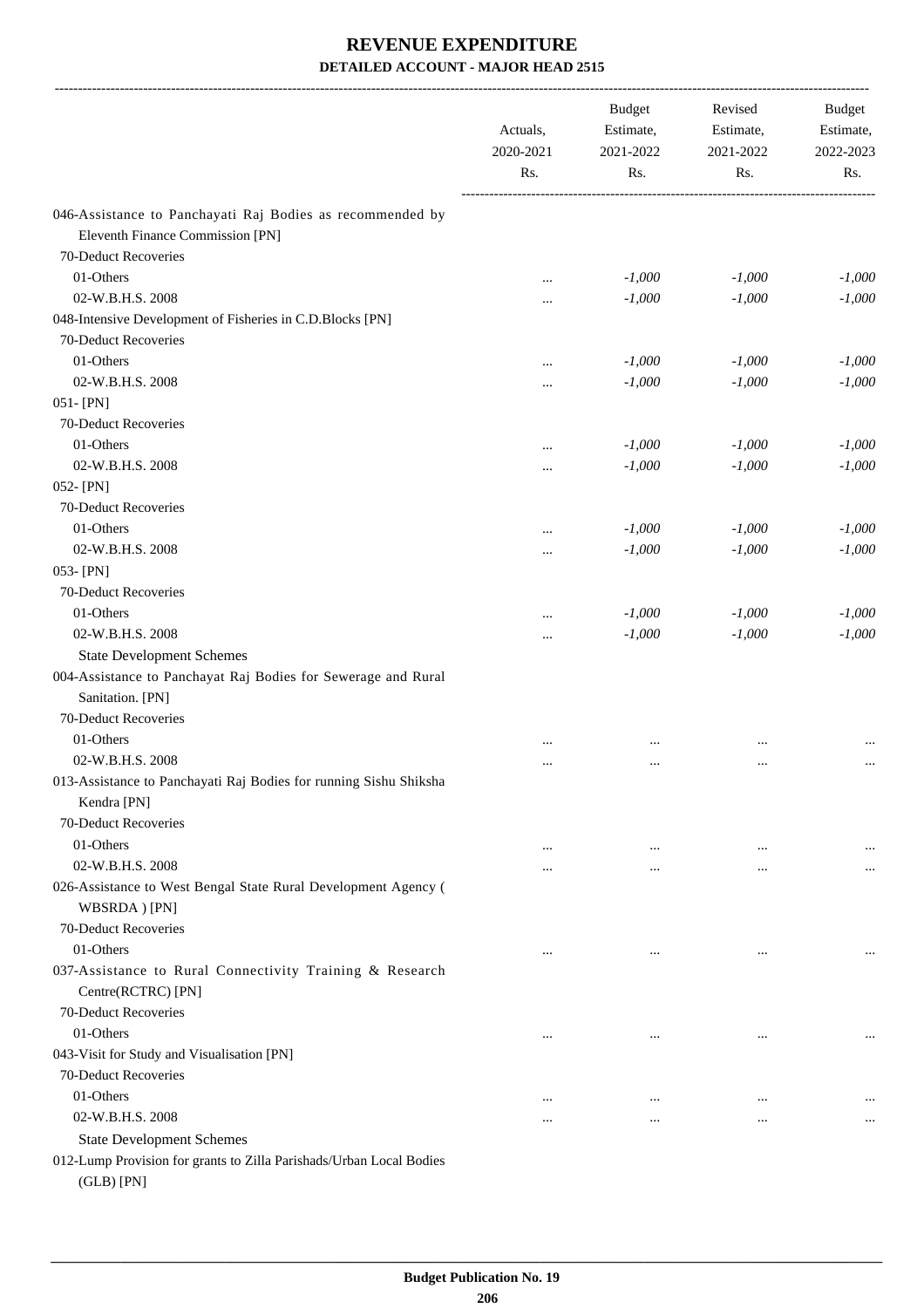# REVENUE EXPENDITURE

## DETAILED ACCOUNT - MAJOR HEAD 2515

| | Actuals, 2020-2021 Rs. | Budget Estimate, 2021-2022 Rs. | Revised Estimate, 2021-2022 Rs. | Budget Estimate, 2022-2023 Rs. |
|---|---|---|---|---|
| 046-Assistance to Panchayati Raj Bodies as recommended by Eleventh Finance Commission [PN] | | | | |
| 70-Deduct Recoveries | | | | |
| 01-Others | ... | -1,000 | -1,000 | -1,000 |
| 02-W.B.H.S. 2008 | ... | -1,000 | -1,000 | -1,000 |
| 048-Intensive Development of Fisheries in C.D.Blocks [PN] | | | | |
| 70-Deduct Recoveries | | | | |
| 01-Others | ... | -1,000 | -1,000 | -1,000 |
| 02-W.B.H.S. 2008 | ... | -1,000 | -1,000 | -1,000 |
| 051- [PN] | | | | |
| 70-Deduct Recoveries | | | | |
| 01-Others | ... | -1,000 | -1,000 | -1,000 |
| 02-W.B.H.S. 2008 | ... | -1,000 | -1,000 | -1,000 |
| 052- [PN] | | | | |
| 70-Deduct Recoveries | | | | |
| 01-Others | ... | -1,000 | -1,000 | -1,000 |
| 02-W.B.H.S. 2008 | ... | -1,000 | -1,000 | -1,000 |
| 053- [PN] | | | | |
| 70-Deduct Recoveries | | | | |
| 01-Others | ... | -1,000 | -1,000 | -1,000 |
| 02-W.B.H.S. 2008 | ... | -1,000 | -1,000 | -1,000 |
| State Development Schemes | | | | |
| 004-Assistance to Panchayat Raj Bodies for Sewerage and Rural Sanitation. [PN] | | | | |
| 70-Deduct Recoveries | | | | |
| 01-Others | ... | ... | ... | ... |
| 02-W.B.H.S. 2008 | ... | ... | ... | ... |
| 013-Assistance to Panchayati Raj Bodies for running Sishu Shiksha Kendra [PN] | | | | |
| 70-Deduct Recoveries | | | | |
| 01-Others | ... | ... | ... | ... |
| 02-W.B.H.S. 2008 | ... | ... | ... | ... |
| 026-Assistance to West Bengal State Rural Development Agency ( WBSRDA ) [PN] | | | | |
| 70-Deduct Recoveries | | | | |
| 01-Others | ... | ... | ... | ... |
| 037-Assistance to Rural Connectivity Training & Research Centre(RCTRC) [PN] | | | | |
| 70-Deduct Recoveries | | | | |
| 01-Others | ... | ... | ... | ... |
| 043-Visit for Study and Visualisation [PN] | | | | |
| 70-Deduct Recoveries | | | | |
| 01-Others | ... | ... | ... | ... |
| 02-W.B.H.S. 2008 | ... | ... | ... | ... |
| State Development Schemes | | | | |
| 012-Lump Provision for grants to Zilla Parishads/Urban Local Bodies (GLB) [PN] | | | | |

Budget Publication No. 19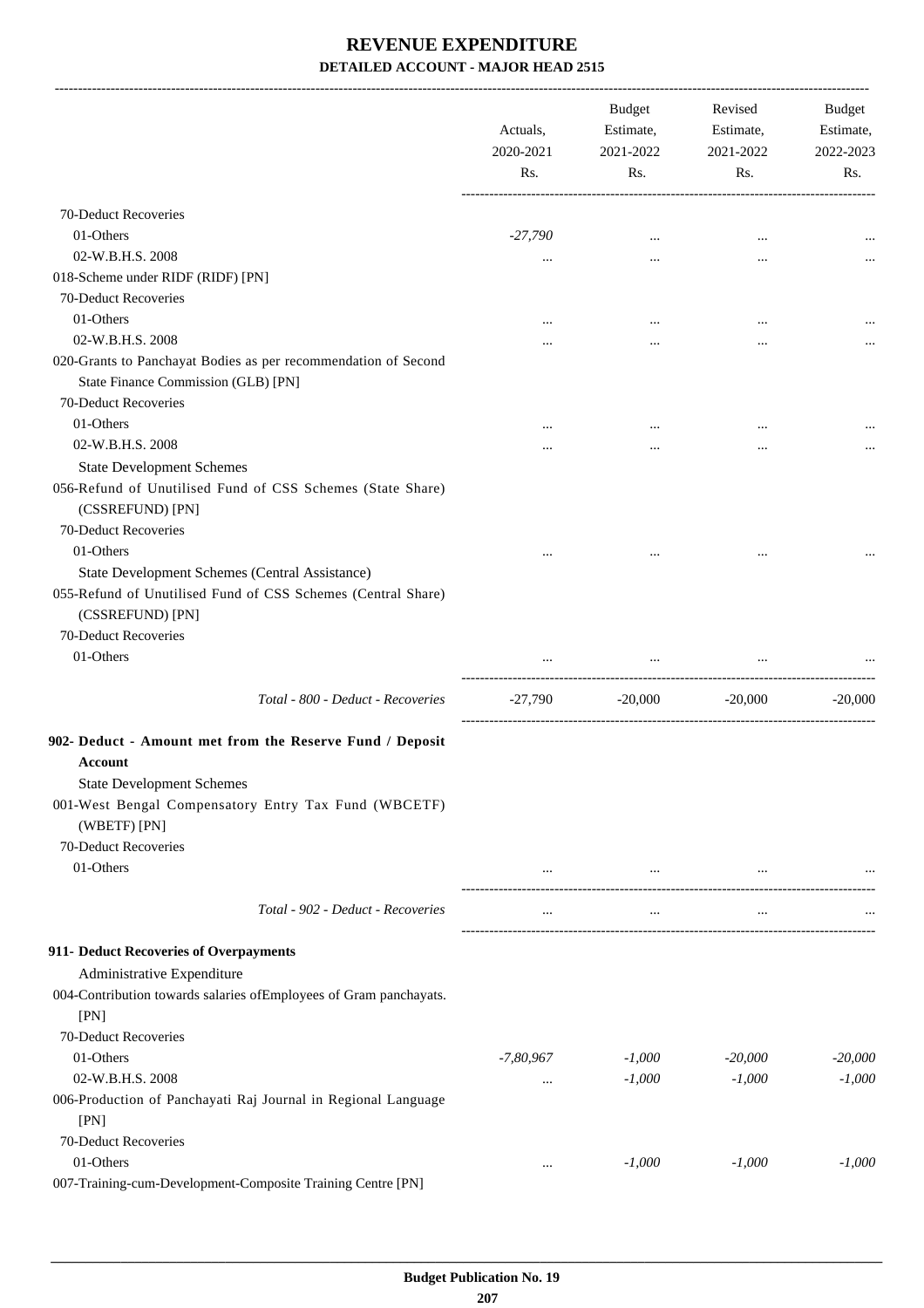# REVENUE EXPENDITURE

## DETAILED ACCOUNT - MAJOR HEAD 2515

| | Actuals, 2020-2021 Rs. | Budget Estimate, 2021-2022 Rs. | Revised Estimate, 2021-2022 Rs. | Budget Estimate, 2022-2023 Rs. |
|---|---|---|---|---|
| 70-Deduct Recoveries | | | | |
| 01-Others | *-27,790* | ... | ... | ... |
| 02-W.B.H.S. 2008 | ... | ... | ... | ... |
| 018-Scheme under RIDF (RIDF) [PN] | | | | |
| 70-Deduct Recoveries | | | | |
| 01-Others | ... | ... | ... | ... |
| 02-W.B.H.S. 2008 | ... | ... | ... | ... |
| 020-Grants to Panchayat Bodies as per recommendation of Second State Finance Commission (GLB) [PN] | | | | |
| 70-Deduct Recoveries | | | | |
| 01-Others | ... | ... | ... | ... |
| 02-W.B.H.S. 2008 | ... | ... | ... | ... |
| State Development Schemes | | | | |
| 056-Refund of Unutilised Fund of CSS Schemes (State Share) (CSSREFUND) [PN] | | | | |
| 70-Deduct Recoveries | | | | |
| 01-Others | ... | ... | ... | ... |
| State Development Schemes (Central Assistance) | | | | |
| 055-Refund of Unutilised Fund of CSS Schemes (Central Share) (CSSREFUND) [PN] | | | | |
| 70-Deduct Recoveries | | | | |
| 01-Others | ... | ... | ... | ... |
| *Total - 800 - Deduct - Recoveries* | -27,790 | -20,000 | -20,000 | -20,000 |
| **902- Deduct - Amount met from the Reserve Fund / Deposit Account** | | | | |
| State Development Schemes | | | | |
| 001-West Bengal Compensatory Entry Tax Fund (WBCETF) (WBETF) [PN] | | | | |
| 70-Deduct Recoveries | | | | |
| 01-Others | ... | ... | ... | ... |
| *Total - 902 - Deduct - Recoveries* | ... | ... | ... | ... |
| **911- Deduct Recoveries of Overpayments** | | | | |
| Administrative Expenditure | | | | |
| 004-Contribution towards salaries ofEmployees of Gram panchayats. [PN] | | | | |
| 70-Deduct Recoveries | | | | |
| 01-Others | *-7,80,967* | *-1,000* | *-20,000* | *-20,000* |
| 02-W.B.H.S. 2008 | ... | *-1,000* | *-1,000* | *-1,000* |
| 006-Production of Panchayati Raj Journal in Regional Language [PN] | | | | |
| 70-Deduct Recoveries | | | | |
| 01-Others | ... | *-1,000* | *-1,000* | *-1,000* |
| 007-Training-cum-Development-Composite Training Centre [PN] | | | | |

Budget Publication No. 19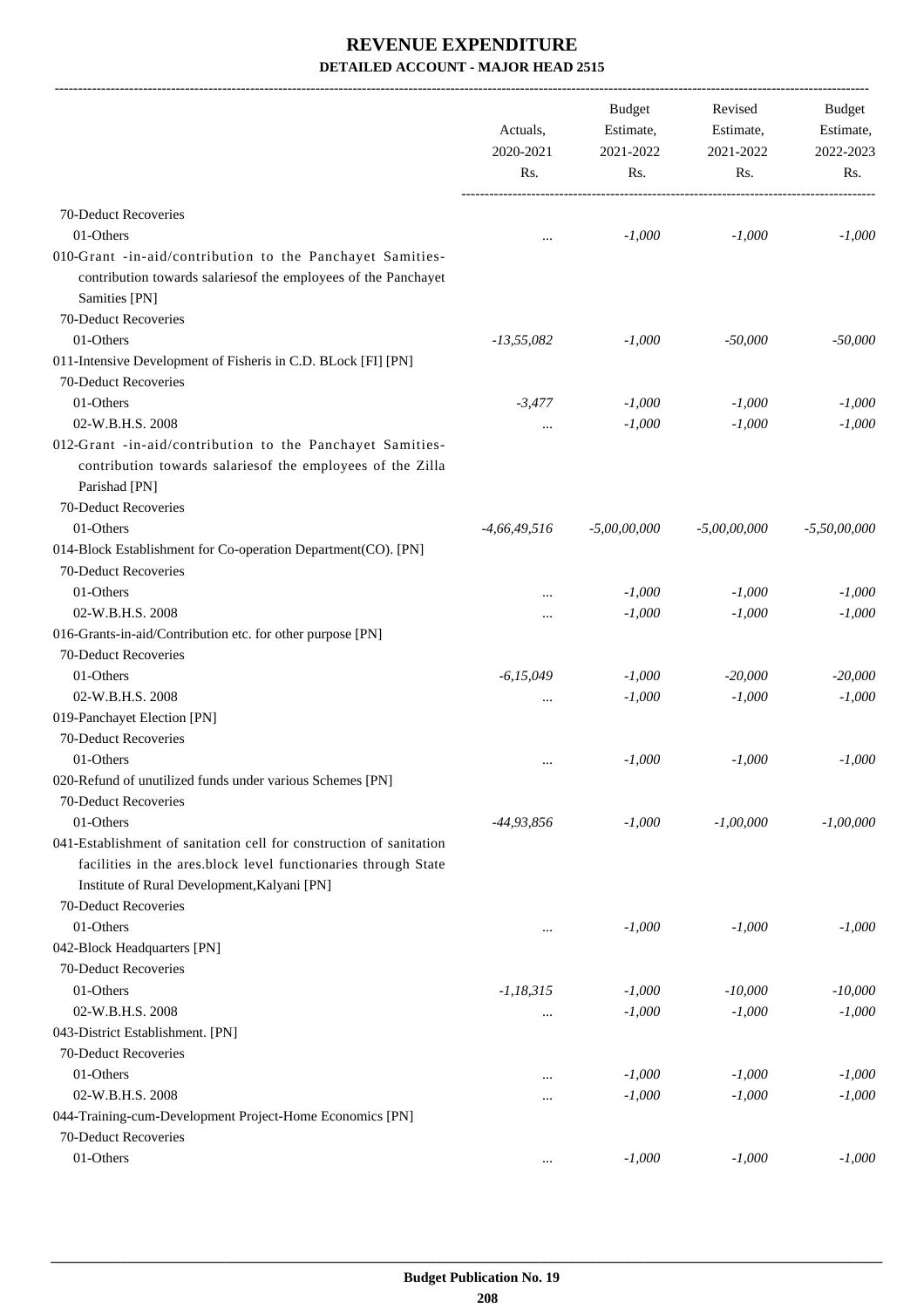# REVENUE EXPENDITURE

## DETAILED ACCOUNT - MAJOR HEAD 2515

| | Actuals, 2020-2021 Rs. | Budget Estimate, 2021-2022 Rs. | Revised Estimate, 2021-2022 Rs. | Budget Estimate, 2022-2023 Rs. |
|---|---|---|---|---|
| 70-Deduct Recoveries | | | | |
| 01-Others | ... | -1,000 | -1,000 | -1,000 |
| 010-Grant -in-aid/contribution to the Panchayet Samities- contribution towards salariesof the employees of the Panchayet Samities [PN] | | | | |
| 70-Deduct Recoveries | | | | |
| 01-Others | -13,55,082 | -1,000 | -50,000 | -50,000 |
| 011-Intensive Development of Fisheris in C.D. BLock [FI] [PN] | | | | |
| 70-Deduct Recoveries | | | | |
| 01-Others | -3,477 | -1,000 | -1,000 | -1,000 |
| 02-W.B.H.S. 2008 | ... | -1,000 | -1,000 | -1,000 |
| 012-Grant -in-aid/contribution to the Panchayet Samities- contribution towards salariesof the employees of the Zilla Parishad [PN] | | | | |
| 70-Deduct Recoveries | | | | |
| 01-Others | -4,66,49,516 | -5,00,00,000 | -5,00,00,000 | -5,50,00,000 |
| 014-Block Establishment for Co-operation Department(CO). [PN] | | | | |
| 70-Deduct Recoveries | | | | |
| 01-Others | ... | -1,000 | -1,000 | -1,000 |
| 02-W.B.H.S. 2008 | ... | -1,000 | -1,000 | -1,000 |
| 016-Grants-in-aid/Contribution etc. for other purpose [PN] | | | | |
| 70-Deduct Recoveries | | | | |
| 01-Others | -6,15,049 | -1,000 | -20,000 | -20,000 |
| 02-W.B.H.S. 2008 | ... | -1,000 | -1,000 | -1,000 |
| 019-Panchayet Election [PN] | | | | |
| 70-Deduct Recoveries | | | | |
| 01-Others | ... | -1,000 | -1,000 | -1,000 |
| 020-Refund of unutilized funds under various Schemes [PN] | | | | |
| 70-Deduct Recoveries | | | | |
| 01-Others | -44,93,856 | -1,000 | -1,00,000 | -1,00,000 |
| 041-Establishment of sanitation cell for construction of sanitation facilities in the ares.block level functionaries through State Institute of Rural Development,Kalyani [PN] | | | | |
| 70-Deduct Recoveries | | | | |
| 01-Others | ... | -1,000 | -1,000 | -1,000 |
| 042-Block Headquarters [PN] | | | | |
| 70-Deduct Recoveries | | | | |
| 01-Others | -1,18,315 | -1,000 | -10,000 | -10,000 |
| 02-W.B.H.S. 2008 | ... | -1,000 | -1,000 | -1,000 |
| 043-District Establishment. [PN] | | | | |
| 70-Deduct Recoveries | | | | |
| 01-Others | ... | -1,000 | -1,000 | -1,000 |
| 02-W.B.H.S. 2008 | ... | -1,000 | -1,000 | -1,000 |
| 044-Training-cum-Development Project-Home Economics [PN] | | | | |
| 70-Deduct Recoveries | | | | |
| 01-Others | ... | -1,000 | -1,000 | -1,000 |

Budget Publication No. 19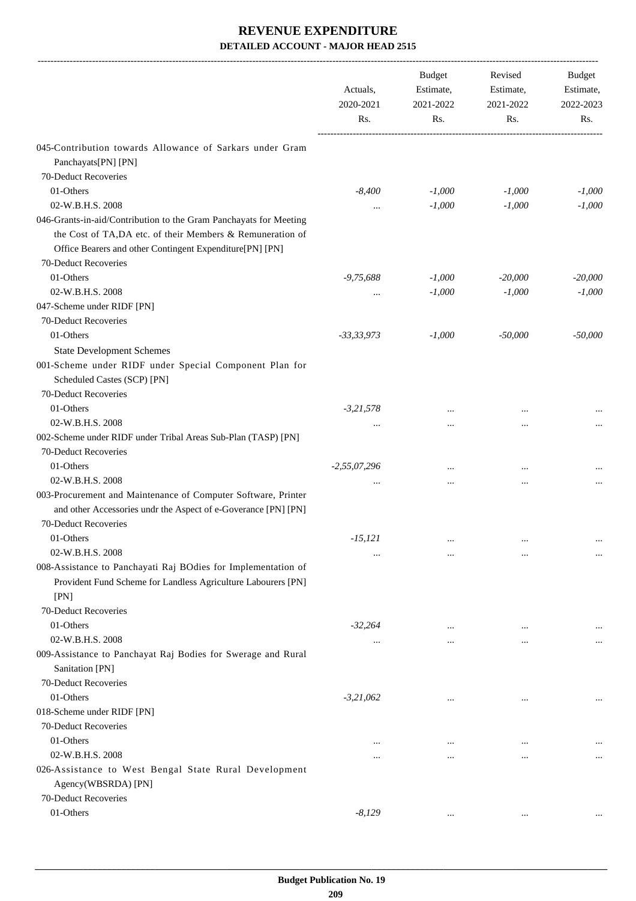# REVENUE EXPENDITURE

## DETAILED ACCOUNT - MAJOR HEAD 2515

| | Actuals, 2020-2021 Rs. | Budget Estimate, 2021-2022 Rs. | Revised Estimate, 2021-2022 Rs. | Budget Estimate, 2022-2023 Rs. |
|---|---|---|---|---|
| 045-Contribution towards Allowance of Sarkars under Gram Panchayats[PN] [PN] | | | | |
| 70-Deduct Recoveries | | | | |
| 01-Others | *-8,400* | *-1,000* | *-1,000* | *-1,000* |
| 02-W.B.H.S. 2008 | ... | *-1,000* | *-1,000* | *-1,000* |
| 046-Grants-in-aid/Contribution to the Gram Panchayats for Meeting the Cost of TA,DA etc. of their Members & Remuneration of Office Bearers and other Contingent Expenditure[PN] [PN] | | | | |
| 70-Deduct Recoveries | | | | |
| 01-Others | *-9,75,688* | *-1,000* | *-20,000* | *-20,000* |
| 02-W.B.H.S. 2008 | ... | *-1,000* | *-1,000* | *-1,000* |
| 047-Scheme under RIDF [PN] | | | | |
| 70-Deduct Recoveries | | | | |
| 01-Others | *-33,33,973* | *-1,000* | *-50,000* | *-50,000* |
| State Development Schemes | | | | |
| 001-Scheme under RIDF under Special Component Plan for Scheduled Castes (SCP) [PN] | | | | |
| 70-Deduct Recoveries | | | | |
| 01-Others | *-3,21,578* | ... | ... | ... |
| 02-W.B.H.S. 2008 | ... | ... | ... | ... |
| 002-Scheme under RIDF under Tribal Areas Sub-Plan (TASP) [PN] | | | | |
| 70-Deduct Recoveries | | | | |
| 01-Others | *-2,55,07,296* | ... | ... | ... |
| 02-W.B.H.S. 2008 | ... | ... | ... | ... |
| 003-Procurement and Maintenance of Computer Software, Printer and other Accessories undr the Aspect of e-Goverance [PN] [PN] | | | | |
| 70-Deduct Recoveries | | | | |
| 01-Others | *-15,121* | ... | ... | ... |
| 02-W.B.H.S. 2008 | ... | ... | ... | ... |
| 008-Assistance to Panchayati Raj BOdies for Implementation of Provident Fund Scheme for Landless Agriculture Labourers [PN] [PN] | | | | |
| 70-Deduct Recoveries | | | | |
| 01-Others | *-32,264* | ... | ... | ... |
| 02-W.B.H.S. 2008 | ... | ... | ... | ... |
| 009-Assistance to Panchayat Raj Bodies for Swerage and Rural Sanitation [PN] | | | | |
| 70-Deduct Recoveries | | | | |
| 01-Others | *-3,21,062* | ... | ... | ... |
| 018-Scheme under RIDF [PN] | | | | |
| 70-Deduct Recoveries | | | | |
| 01-Others | ... | ... | ... | ... |
| 02-W.B.H.S. 2008 | ... | ... | ... | ... |
| 026-Assistance to West Bengal State Rural Development Agency(WBSRDA) [PN] | | | | |
| 70-Deduct Recoveries | | | | |
| 01-Others | *-8,129* | ... | ... | ... |

**Budget Publication No. 19**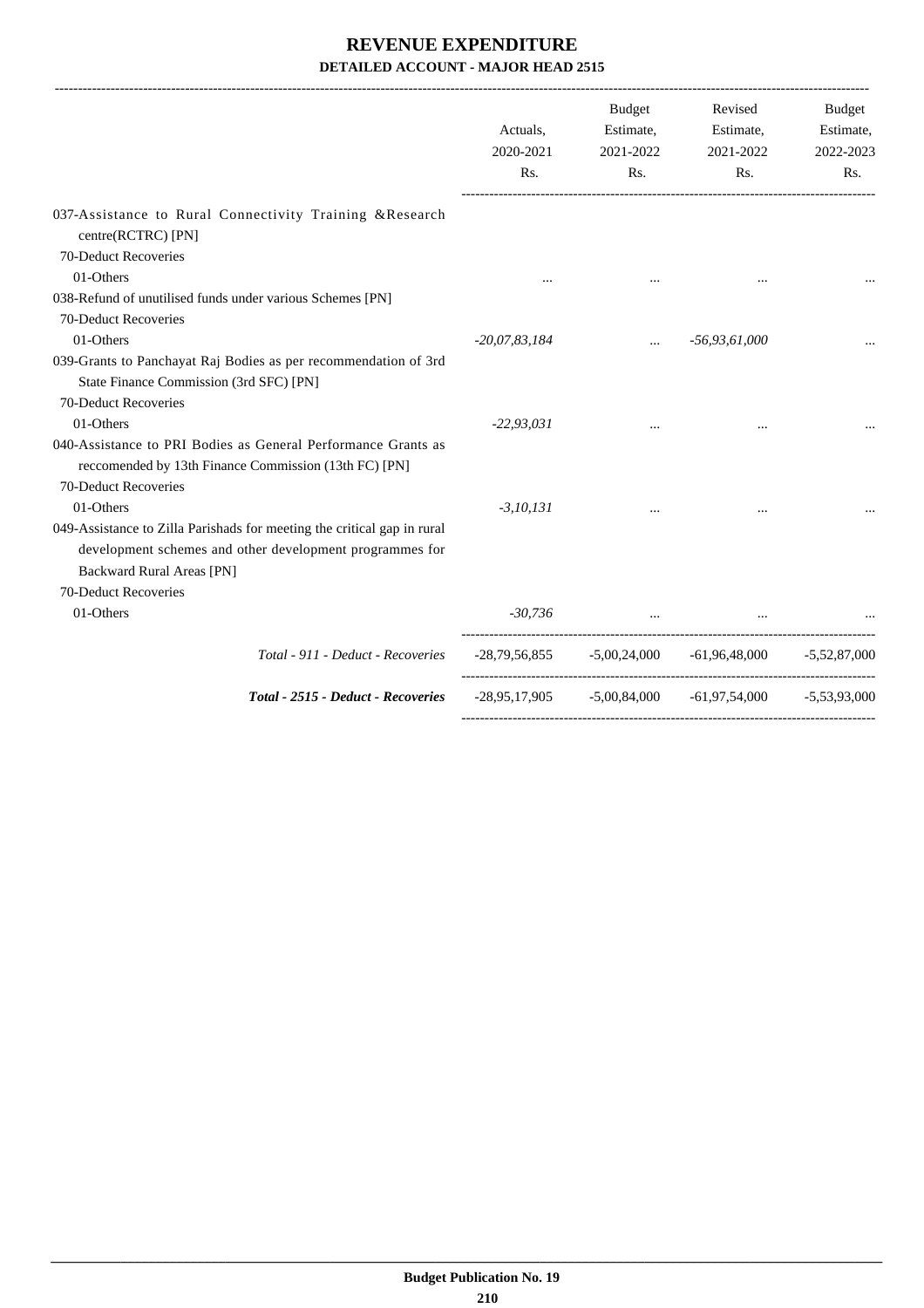# REVENUE EXPENDITURE

### DETAILED ACCOUNT - MAJOR HEAD 2515

| | Actuals, 2020-2021 Rs. | Budget Estimate, 2021-2022 Rs. | Revised Estimate, 2021-2022 Rs. | Budget Estimate, 2022-2023 Rs. |
|---|---|---|---|---|
| 037-Assistance to Rural Connectivity Training &Research centre(RCTRC) [PN] | | | | |
| 70-Deduct Recoveries | | | | |
| 01-Others | ... | ... | ... | ... |
| 038-Refund of unutilised funds under various Schemes [PN] | | | | |
| 70-Deduct Recoveries | | | | |
| 01-Others | *-20,07,83,184* | ... | *-56,93,61,000* | ... |
| 039-Grants to Panchayat Raj Bodies as per recommendation of 3rd State Finance Commission (3rd SFC) [PN] | | | | |
| 70-Deduct Recoveries | | | | |
| 01-Others | *-22,93,031* | ... | ... | ... |
| 040-Assistance to PRI Bodies as General Performance Grants as reccomended by 13th Finance Commission (13th FC) [PN] | | | | |
| 70-Deduct Recoveries | | | | |
| 01-Others | *-3,10,131* | ... | ... | ... |
| 049-Assistance to Zilla Parishads for meeting the critical gap in rural development schemes and other development programmes for Backward Rural Areas [PN] | | | | |
| 70-Deduct Recoveries | | | | |
| 01-Others | *-30,736* | ... | ... | ... |
| *Total - 911 - Deduct - Recoveries* | -28,79,56,855 | -5,00,24,000 | -61,96,48,000 | -5,52,87,000 |
| ***Total - 2515 - Deduct - Recoveries*** | -28,95,17,905 | -5,00,84,000 | -61,97,54,000 | -5,53,93,000 |

**Budget Publication No. 19**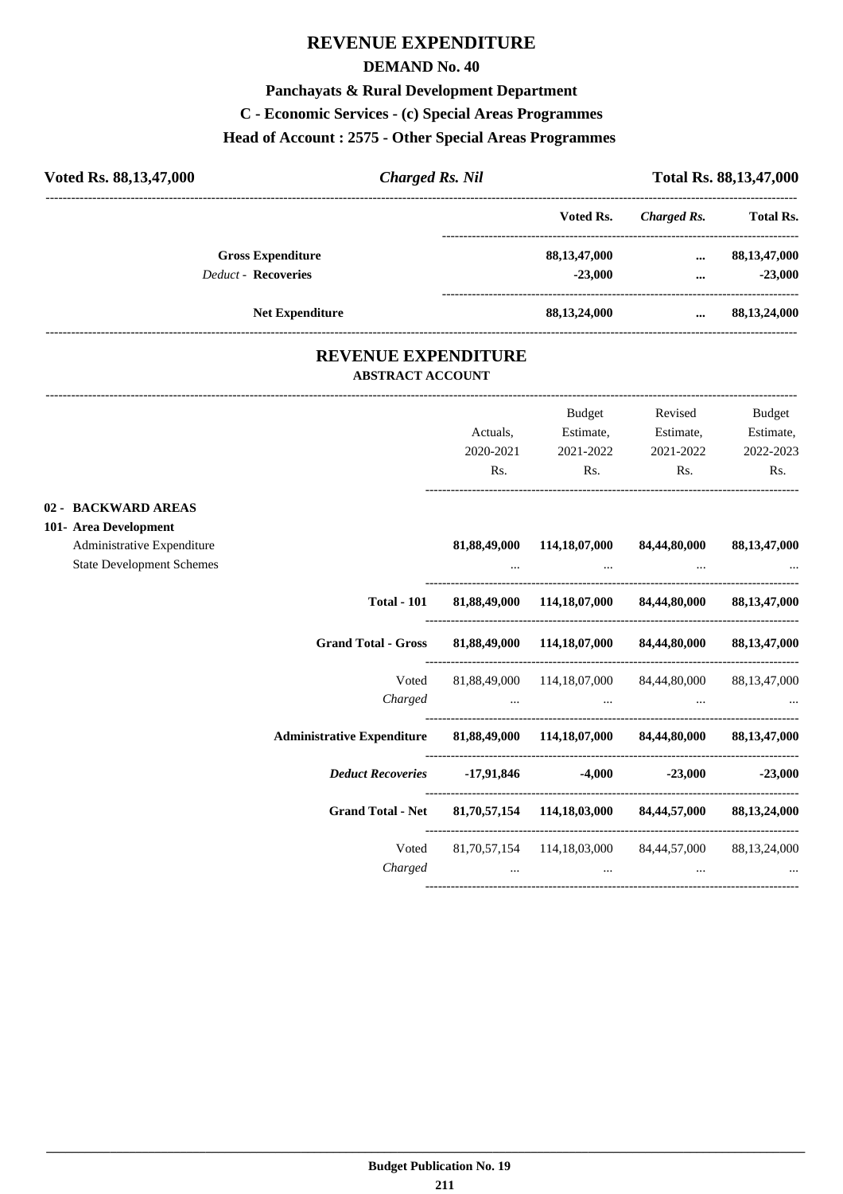# REVENUE EXPENDITURE

## DEMAND No. 40

### Panchayats & Rural Development Department

### C - Economic Services - (c) Special Areas Programmes

### Head of Account : 2575 - Other Special Areas Programmes

**Voted Rs. 88,13,47,000** | ***Charged Rs. Nil*** | **Total Rs. 88,13,47,000**

| | Voted Rs. | *Charged Rs.* | Total Rs. |
|---|---|---|---|
| **Gross Expenditure** | 88,13,47,000 | ... | 88,13,47,000 |
| *Deduct* - **Recoveries** | -23,000 | ... | -23,000 |
| **Net Expenditure** | 88,13,24,000 | ... | 88,13,24,000 |

## REVENUE EXPENDITURE

### ABSTRACT ACCOUNT

| | Actuals, 2020-2021 Rs. | Budget Estimate, 2021-2022 Rs. | Revised Estimate, 2021-2022 Rs. | Budget Estimate, 2022-2023 Rs. |
|---|---|---|---|---|
| **02 - BACKWARD AREAS** | | | | |
| **101- Area Development** | | | | |
| Administrative Expenditure | **81,88,49,000** | **114,18,07,000** | **84,44,80,000** | **88,13,47,000** |
| State Development Schemes | ... | ... | ... | ... |
| **Total - 101** | **81,88,49,000** | **114,18,07,000** | **84,44,80,000** | **88,13,47,000** |
| **Grand Total - Gross** | **81,88,49,000** | **114,18,07,000** | **84,44,80,000** | **88,13,47,000** |
| Voted | 81,88,49,000 | 114,18,07,000 | 84,44,80,000 | 88,13,47,000 |
| *Charged* | ... | ... | ... | ... |
| **Administrative Expenditure** | **81,88,49,000** | **114,18,07,000** | **84,44,80,000** | **88,13,47,000** |
| ***Deduct Recoveries*** | **-17,91,846** | **-4,000** | **-23,000** | **-23,000** |
| **Grand Total - Net** | **81,70,57,154** | **114,18,03,000** | **84,44,57,000** | **88,13,24,000** |
| Voted | 81,70,57,154 | 114,18,03,000 | 84,44,57,000 | 88,13,24,000 |
| *Charged* | ... | ... | ... | ... |

**Budget Publication No. 19**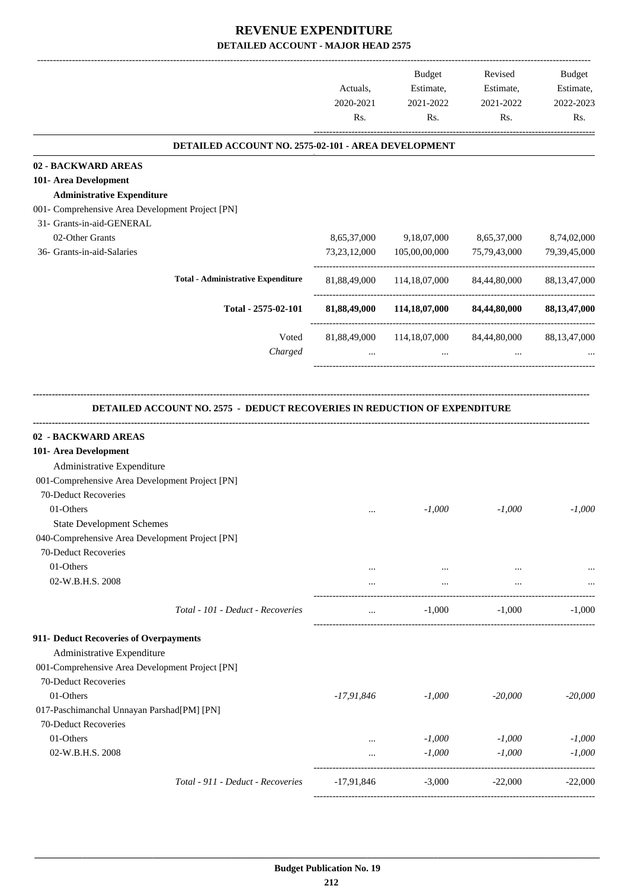# REVENUE EXPENDITURE

## DETAILED ACCOUNT - MAJOR HEAD 2575

| | Actuals, 2020-2021 Rs. | Budget Estimate, 2021-2022 Rs. | Revised Estimate, 2021-2022 Rs. | Budget Estimate, 2022-2023 Rs. |
|---|---|---|---|---|
| **DETAILED ACCOUNT NO. 2575-02-101 - AREA DEVELOPMENT** | | | | |
| **02 - BACKWARD AREAS** | | | | |
| **101- Area Development** | | | | |
| **Administrative Expenditure** | | | | |
| 001- Comprehensive Area Development Project [PN] | | | | |
| 31- Grants-in-aid-GENERAL | | | | |
| 02-Other Grants | 8,65,37,000 | 9,18,07,000 | 8,65,37,000 | 8,74,02,000 |
| 36- Grants-in-aid-Salaries | 73,23,12,000 | 105,00,00,000 | 75,79,43,000 | 79,39,45,000 |
| **Total - Administrative Expenditure** | 81,88,49,000 | 114,18,07,000 | 84,44,80,000 | 88,13,47,000 |
| **Total - 2575-02-101** | **81,88,49,000** | **114,18,07,000** | **84,44,80,000** | **88,13,47,000** |
| Voted | 81,88,49,000 | 114,18,07,000 | 84,44,80,000 | 88,13,47,000 |
| *Charged* | ... | ... | ... | ... |

**DETAILED ACCOUNT NO. 2575 - DEDUCT RECOVERIES IN REDUCTION OF EXPENDITURE**

| | Actuals, 2020-2021 Rs. | Budget Estimate, 2021-2022 Rs. | Revised Estimate, 2021-2022 Rs. | Budget Estimate, 2022-2023 Rs. |
|---|---|---|---|---|
| **02 - BACKWARD AREAS** | | | | |
| **101- Area Development** | | | | |
| Administrative Expenditure | | | | |
| 001-Comprehensive Area Development Project [PN] | | | | |
| 70-Deduct Recoveries | | | | |
| 01-Others | ... | *-1,000* | *-1,000* | *-1,000* |
| State Development Schemes | | | | |
| 040-Comprehensive Area Development Project [PN] | | | | |
| 70-Deduct Recoveries | | | | |
| 01-Others | ... | ... | ... | ... |
| 02-W.B.H.S. 2008 | ... | ... | ... | ... |
| *Total - 101 - Deduct - Recoveries* | ... | -1,000 | -1,000 | -1,000 |
| **911- Deduct Recoveries of Overpayments** | | | | |
| Administrative Expenditure | | | | |
| 001-Comprehensive Area Development Project [PN] | | | | |
| 70-Deduct Recoveries | | | | |
| 01-Others | *-17,91,846* | *-1,000* | *-20,000* | *-20,000* |
| 017-Paschimanchal Unnayan Parshad[PM] [PN] | | | | |
| 70-Deduct Recoveries | | | | |
| 01-Others | ... | *-1,000* | *-1,000* | *-1,000* |
| 02-W.B.H.S. 2008 | ... | *-1,000* | *-1,000* | *-1,000* |
| *Total - 911 - Deduct - Recoveries* | -17,91,846 | -3,000 | -22,000 | -22,000 |

**Budget Publication No. 19**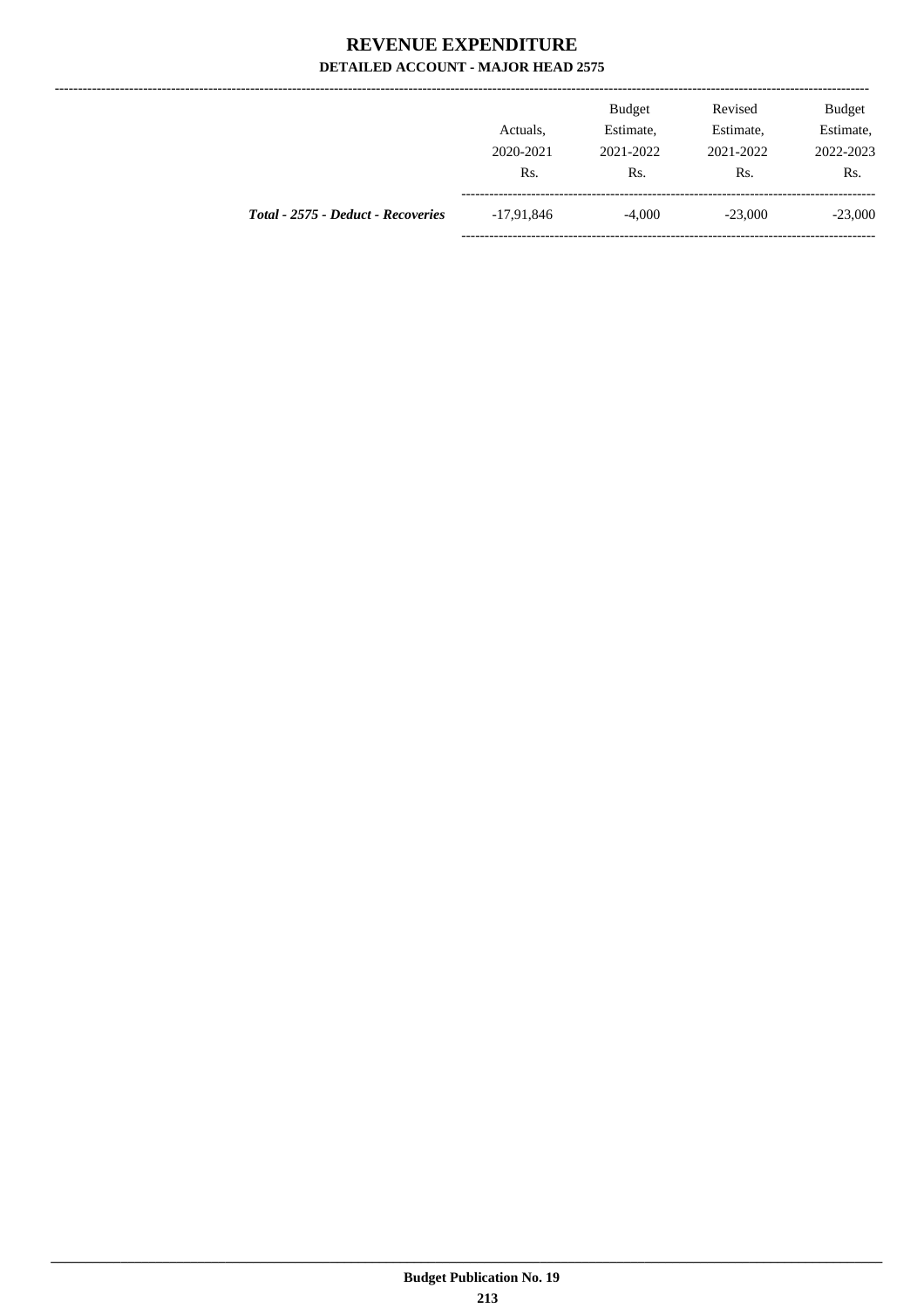# REVENUE EXPENDITURE

## DETAILED ACCOUNT - MAJOR HEAD 2575

| | Actuals, 2020-2021 Rs. | Budget Estimate, 2021-2022 Rs. | Revised Estimate, 2021-2022 Rs. | Budget Estimate, 2022-2023 Rs. |
|---|---|---|---|---|
| ***Total - 2575 - Deduct - Recoveries*** | -17,91,846 | -4,000 | -23,000 | -23,000 |

**Budget Publication No. 19**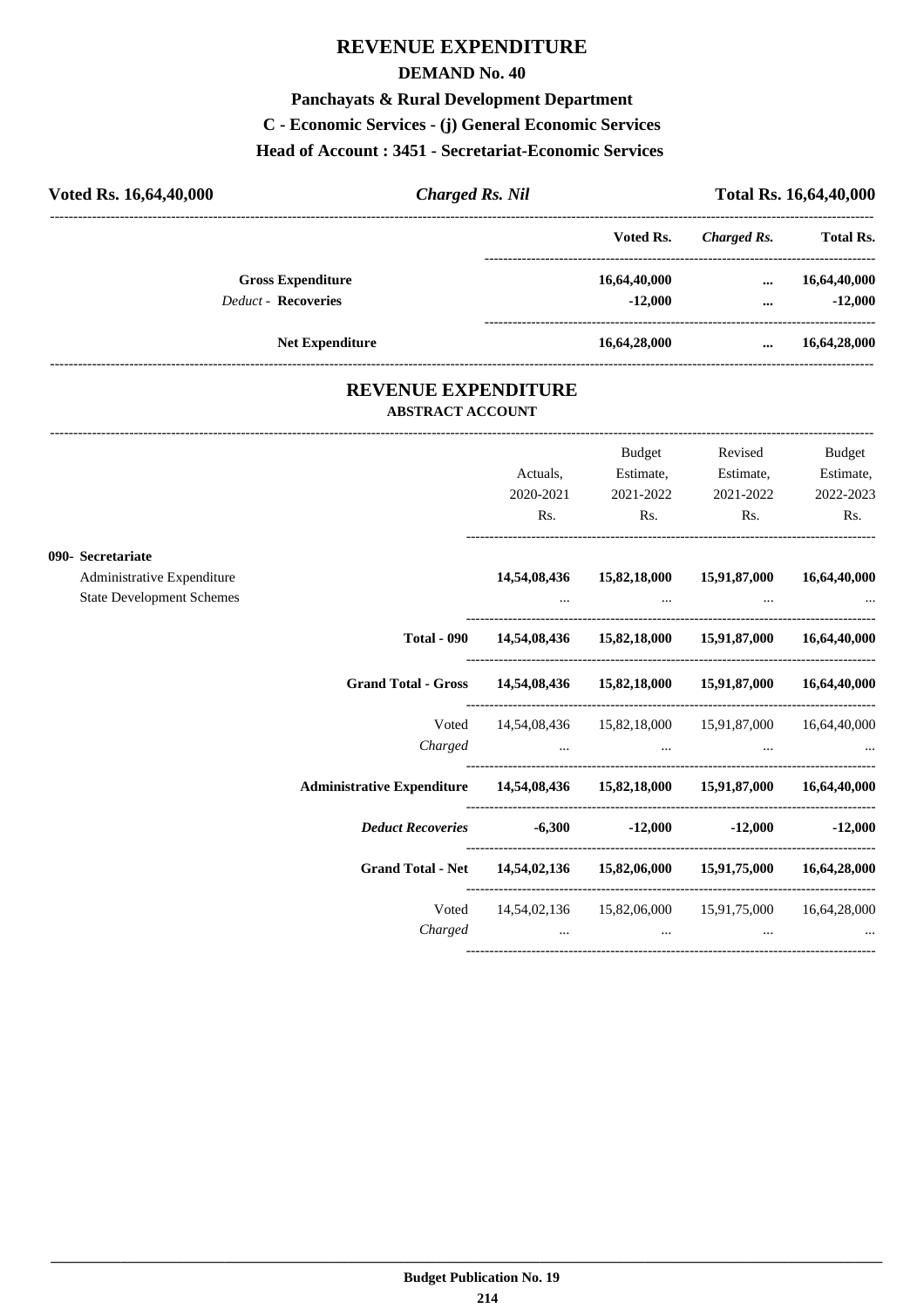# REVENUE EXPENDITURE

## DEMAND No. 40

### Panchayats & Rural Development Department

### C - Economic Services - (j) General Economic Services

### Head of Account : 3451 - Secretariat-Economic Services

**Voted Rs. 16,64,40,000** | ***Charged Rs. Nil*** | **Total Rs. 16,64,40,000**

| | Voted Rs. | *Charged Rs.* | Total Rs. |
|---|---|---|---|
| **Gross Expenditure** | **16,64,40,000** | **...** | **16,64,40,000** |
| *Deduct -* **Recoveries** | **-12,000** | **...** | **-12,000** |
| **Net Expenditure** | **16,64,28,000** | **...** | **16,64,28,000** |

## REVENUE EXPENDITURE

**ABSTRACT ACCOUNT**

| | Actuals, 2020-2021 Rs. | Budget Estimate, 2021-2022 Rs. | Revised Estimate, 2021-2022 Rs. | Budget Estimate, 2022-2023 Rs. |
|---|---|---|---|---|
| **090- Secretariat** | | | | |
| Administrative Expenditure | **14,54,08,436** | **15,82,18,000** | **15,91,87,000** | **16,64,40,000** |
| State Development Schemes | ... | ... | ... | ... |
| **Total - 090** | **14,54,08,436** | **15,82,18,000** | **15,91,87,000** | **16,64,40,000** |
| **Grand Total - Gross** | **14,54,08,436** | **15,82,18,000** | **15,91,87,000** | **16,64,40,000** |
| Voted | 14,54,08,436 | 15,82,18,000 | 15,91,87,000 | 16,64,40,000 |
| *Charged* | ... | ... | ... | ... |
| **Administrative Expenditure** | **14,54,08,436** | **15,82,18,000** | **15,91,87,000** | **16,64,40,000** |
| ***Deduct Recoveries*** | **-6,300** | **-12,000** | **-12,000** | **-12,000** |
| **Grand Total - Net** | **14,54,02,136** | **15,82,06,000** | **15,91,75,000** | **16,64,28,000** |
| Voted | 14,54,02,136 | 15,82,06,000 | 15,91,75,000 | 16,64,28,000 |
| *Charged* | ... | ... | ... | ... |

**Budget Publication No. 19**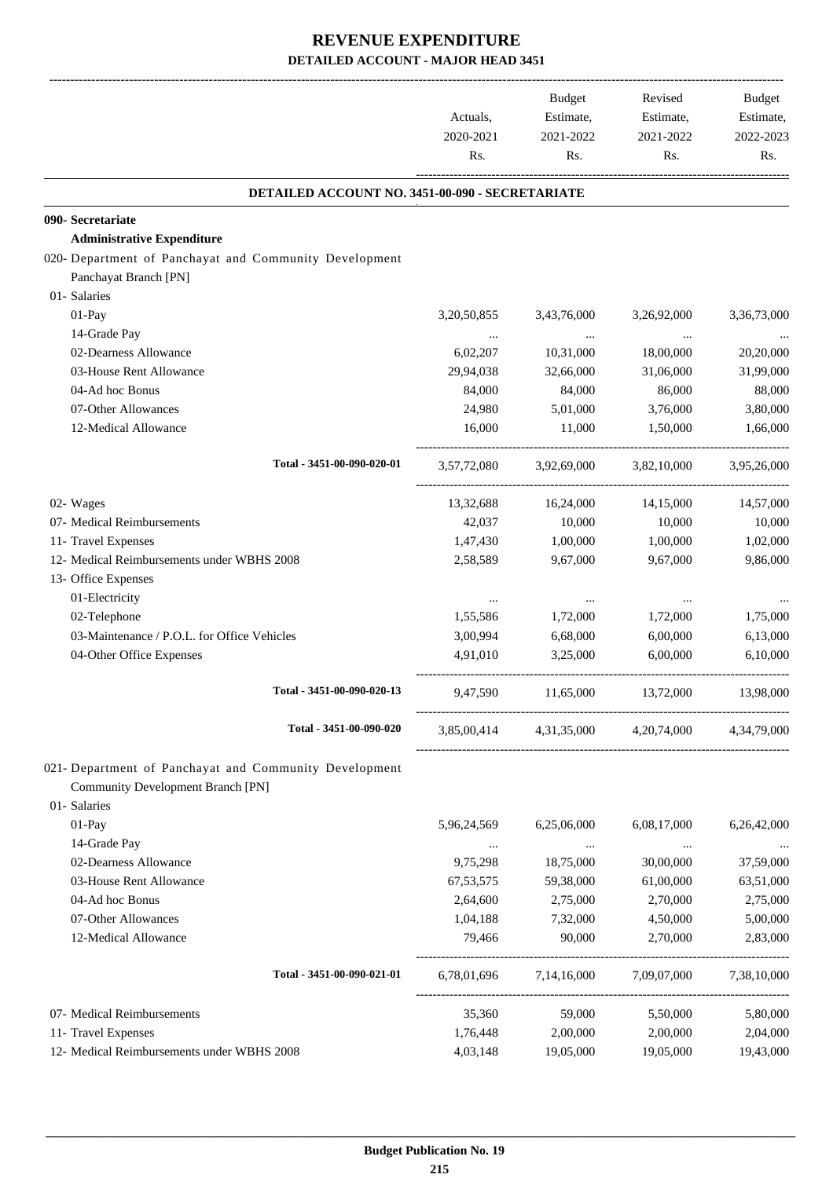# REVENUE EXPENDITURE

## DETAILED ACCOUNT - MAJOR HEAD 3451

| | Actuals, 2020-2021 Rs. | Budget Estimate, 2021-2022 Rs. | Revised Estimate, 2021-2022 Rs. | Budget Estimate, 2022-2023 Rs. |
|---|---|---|---|---|
| **DETAILED ACCOUNT NO. 3451-00-090 - SECRETARIATE** | | | | |
| **090- Secretariate** | | | | |
| **Administrative Expenditure** | | | | |
| 020- Department of Panchayat and Community Development Panchayat Branch [PN] | | | | |
| 01- Salaries | | | | |
| 01-Pay | 3,20,50,855 | 3,43,76,000 | 3,26,92,000 | 3,36,73,000 |
| 14-Grade Pay | ... | ... | ... | ... |
| 02-Dearness Allowance | 6,02,207 | 10,31,000 | 18,00,000 | 20,20,000 |
| 03-House Rent Allowance | 29,94,038 | 32,66,000 | 31,06,000 | 31,99,000 |
| 04-Ad hoc Bonus | 84,000 | 84,000 | 86,000 | 88,000 |
| 07-Other Allowances | 24,980 | 5,01,000 | 3,76,000 | 3,80,000 |
| 12-Medical Allowance | 16,000 | 11,000 | 1,50,000 | 1,66,000 |
| Total - 3451-00-090-020-01 | 3,57,72,080 | 3,92,69,000 | 3,82,10,000 | 3,95,26,000 |
| 02- Wages | 13,32,688 | 16,24,000 | 14,15,000 | 14,57,000 |
| 07- Medical Reimbursements | 42,037 | 10,000 | 10,000 | 10,000 |
| 11- Travel Expenses | 1,47,430 | 1,00,000 | 1,00,000 | 1,02,000 |
| 12- Medical Reimbursements under WBHS 2008 | 2,58,589 | 9,67,000 | 9,67,000 | 9,86,000 |
| 13- Office Expenses | | | | |
| 01-Electricity | ... | ... | ... | ... |
| 02-Telephone | 1,55,586 | 1,72,000 | 1,72,000 | 1,75,000 |
| 03-Maintenance / P.O.L. for Office Vehicles | 3,00,994 | 6,68,000 | 6,00,000 | 6,13,000 |
| 04-Other Office Expenses | 4,91,010 | 3,25,000 | 6,00,000 | 6,10,000 |
| Total - 3451-00-090-020-13 | 9,47,590 | 11,65,000 | 13,72,000 | 13,98,000 |
| Total - 3451-00-090-020 | 3,85,00,414 | 4,31,35,000 | 4,20,74,000 | 4,34,79,000 |
| 021- Department of Panchayat and Community Development Community Development Branch [PN] | | | | |
| 01- Salaries | | | | |
| 01-Pay | 5,96,24,569 | 6,25,06,000 | 6,08,17,000 | 6,26,42,000 |
| 14-Grade Pay | ... | ... | ... | ... |
| 02-Dearness Allowance | 9,75,298 | 18,75,000 | 30,00,000 | 37,59,000 |
| 03-House Rent Allowance | 67,53,575 | 59,38,000 | 61,00,000 | 63,51,000 |
| 04-Ad hoc Bonus | 2,64,600 | 2,75,000 | 2,70,000 | 2,75,000 |
| 07-Other Allowances | 1,04,188 | 7,32,000 | 4,50,000 | 5,00,000 |
| 12-Medical Allowance | 79,466 | 90,000 | 2,70,000 | 2,83,000 |
| Total - 3451-00-090-021-01 | 6,78,01,696 | 7,14,16,000 | 7,09,07,000 | 7,38,10,000 |
| 07- Medical Reimbursements | 35,360 | 59,000 | 5,50,000 | 5,80,000 |
| 11- Travel Expenses | 1,76,448 | 2,00,000 | 2,00,000 | 2,04,000 |
| 12- Medical Reimbursements under WBHS 2008 | 4,03,148 | 19,05,000 | 19,05,000 | 19,43,000 |

**Budget Publication No. 19**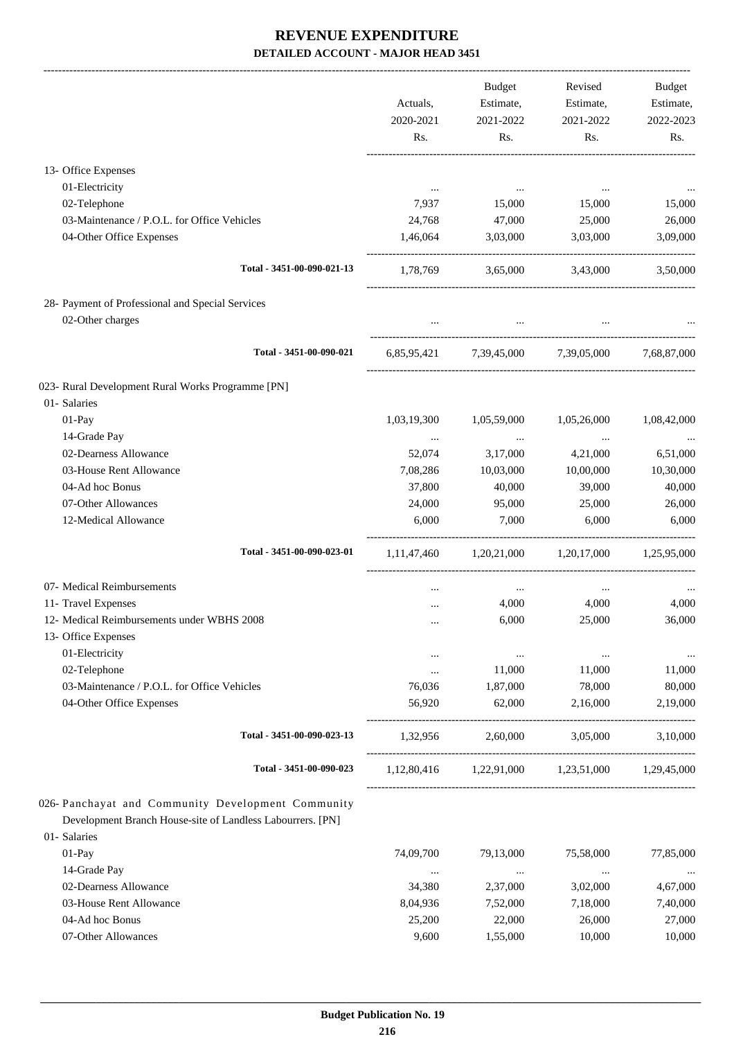# REVENUE EXPENDITURE

**DETAILED ACCOUNT - MAJOR HEAD 3451**

| | Actuals, 2020-2021 Rs. | Budget Estimate, 2021-2022 Rs. | Revised Estimate, 2021-2022 Rs. | Budget Estimate, 2022-2023 Rs. |
|---|---|---|---|---|
| 13- Office Expenses | | | | |
| 01-Electricity | ... | ... | ... | ... |
| 02-Telephone | 7,937 | 15,000 | 15,000 | 15,000 |
| 03-Maintenance / P.O.L. for Office Vehicles | 24,768 | 47,000 | 25,000 | 26,000 |
| 04-Other Office Expenses | 1,46,064 | 3,03,000 | 3,03,000 | 3,09,000 |
| **Total - 3451-00-090-021-13** | 1,78,769 | 3,65,000 | 3,43,000 | 3,50,000 |
| 28- Payment of Professional and Special Services | | | | |
| 02-Other charges | ... | ... | ... | ... |
| **Total - 3451-00-090-021** | 6,85,95,421 | 7,39,45,000 | 7,39,05,000 | 7,68,87,000 |
| 023- Rural Development Rural Works Programme [PN] | | | | |
| 01- Salaries | | | | |
| 01-Pay | 1,03,19,300 | 1,05,59,000 | 1,05,26,000 | 1,08,42,000 |
| 14-Grade Pay | ... | ... | ... | ... |
| 02-Dearness Allowance | 52,074 | 3,17,000 | 4,21,000 | 6,51,000 |
| 03-House Rent Allowance | 7,08,286 | 10,03,000 | 10,00,000 | 10,30,000 |
| 04-Ad hoc Bonus | 37,800 | 40,000 | 39,000 | 40,000 |
| 07-Other Allowances | 24,000 | 95,000 | 25,000 | 26,000 |
| 12-Medical Allowance | 6,000 | 7,000 | 6,000 | 6,000 |
| **Total - 3451-00-090-023-01** | 1,11,47,460 | 1,20,21,000 | 1,20,17,000 | 1,25,95,000 |
| 07- Medical Reimbursements | ... | ... | ... | ... |
| 11- Travel Expenses | ... | 4,000 | 4,000 | 4,000 |
| 12- Medical Reimbursements under WBHS 2008 | ... | 6,000 | 25,000 | 36,000 |
| 13- Office Expenses | | | | |
| 01-Electricity | ... | ... | ... | ... |
| 02-Telephone | ... | 11,000 | 11,000 | 11,000 |
| 03-Maintenance / P.O.L. for Office Vehicles | 76,036 | 1,87,000 | 78,000 | 80,000 |
| 04-Other Office Expenses | 56,920 | 62,000 | 2,16,000 | 2,19,000 |
| **Total - 3451-00-090-023-13** | 1,32,956 | 2,60,000 | 3,05,000 | 3,10,000 |
| **Total - 3451-00-090-023** | 1,12,80,416 | 1,22,91,000 | 1,23,51,000 | 1,29,45,000 |
| 026- Panchayat and Community Development Community Development Branch House-site of Landless Labourrers. [PN] | | | | |
| 01- Salaries | | | | |
| 01-Pay | 74,09,700 | 79,13,000 | 75,58,000 | 77,85,000 |
| 14-Grade Pay | ... | ... | ... | ... |
| 02-Dearness Allowance | 34,380 | 2,37,000 | 3,02,000 | 4,67,000 |
| 03-House Rent Allowance | 8,04,936 | 7,52,000 | 7,18,000 | 7,40,000 |
| 04-Ad hoc Bonus | 25,200 | 22,000 | 26,000 | 27,000 |
| 07-Other Allowances | 9,600 | 1,55,000 | 10,000 | 10,000 |

**Budget Publication No. 19**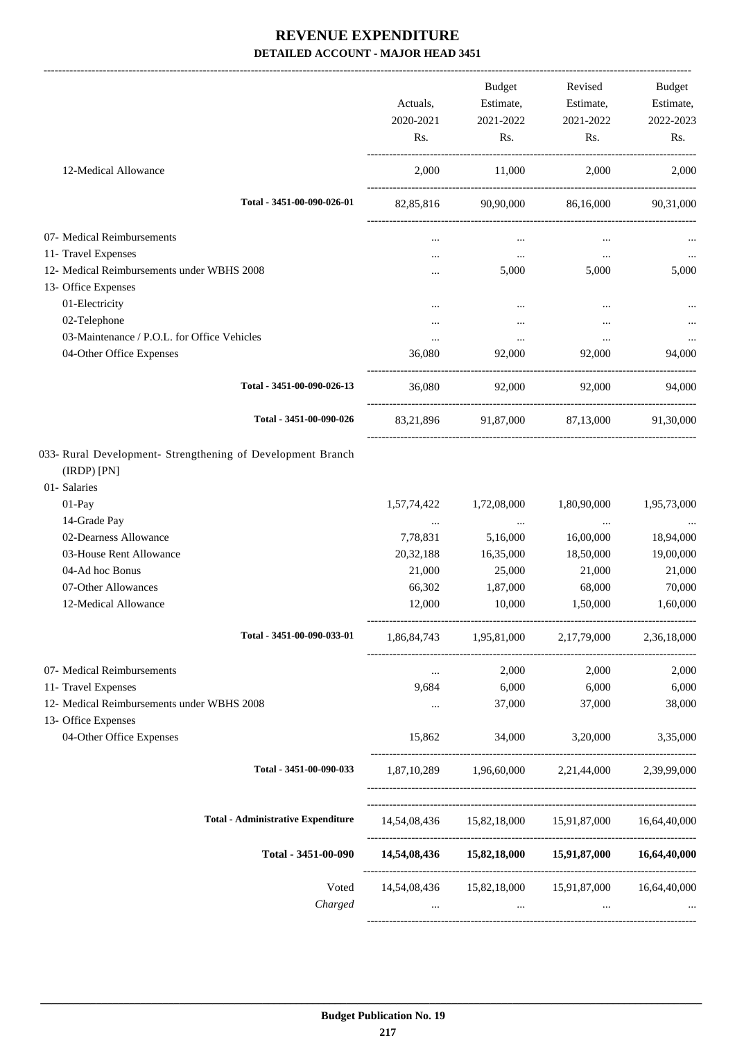# REVENUE EXPENDITURE

### DETAILED ACCOUNT - MAJOR HEAD 3451

| | Actuals, 2020-2021 Rs. | Budget Estimate, 2021-2022 Rs. | Revised Estimate, 2021-2022 Rs. | Budget Estimate, 2022-2023 Rs. |
|---|---|---|---|---|
| 12-Medical Allowance | 2,000 | 11,000 | 2,000 | 2,000 |
| Total - 3451-00-090-026-01 | 82,85,816 | 90,90,000 | 86,16,000 | 90,31,000 |
| 07- Medical Reimbursements | ... | ... | ... | ... |
| 11- Travel Expenses | ... | ... | ... | ... |
| 12- Medical Reimbursements under WBHS 2008 | ... | 5,000 | 5,000 | 5,000 |
| 13- Office Expenses | | | | |
| 01-Electricity | ... | ... | ... | ... |
| 02-Telephone | ... | ... | ... | ... |
| 03-Maintenance / P.O.L. for Office Vehicles | ... | ... | ... | ... |
| 04-Other Office Expenses | 36,080 | 92,000 | 92,000 | 94,000 |
| Total - 3451-00-090-026-13 | 36,080 | 92,000 | 92,000 | 94,000 |
| Total - 3451-00-090-026 | 83,21,896 | 91,87,000 | 87,13,000 | 91,30,000 |
| 033- Rural Development- Strengthening of Development Branch (IRDP) [PN] | | | | |
| 01- Salaries | | | | |
| 01-Pay | 1,57,74,422 | 1,72,08,000 | 1,80,90,000 | 1,95,73,000 |
| 14-Grade Pay | ... | ... | ... | ... |
| 02-Dearness Allowance | 7,78,831 | 5,16,000 | 16,00,000 | 18,94,000 |
| 03-House Rent Allowance | 20,32,188 | 16,35,000 | 18,50,000 | 19,00,000 |
| 04-Ad hoc Bonus | 21,000 | 25,000 | 21,000 | 21,000 |
| 07-Other Allowances | 66,302 | 1,87,000 | 68,000 | 70,000 |
| 12-Medical Allowance | 12,000 | 10,000 | 1,50,000 | 1,60,000 |
| Total - 3451-00-090-033-01 | 1,86,84,743 | 1,95,81,000 | 2,17,79,000 | 2,36,18,000 |
| 07- Medical Reimbursements | ... | 2,000 | 2,000 | 2,000 |
| 11- Travel Expenses | 9,684 | 6,000 | 6,000 | 6,000 |
| 12- Medical Reimbursements under WBHS 2008 | ... | 37,000 | 37,000 | 38,000 |
| 13- Office Expenses | | | | |
| 04-Other Office Expenses | 15,862 | 34,000 | 3,20,000 | 3,35,000 |
| Total - 3451-00-090-033 | 1,87,10,289 | 1,96,60,000 | 2,21,44,000 | 2,39,99,000 |
| Total - Administrative Expenditure | 14,54,08,436 | 15,82,18,000 | 15,91,87,000 | 16,64,40,000 |
| **Total - 3451-00-090** | **14,54,08,436** | **15,82,18,000** | **15,91,87,000** | **16,64,40,000** |
| Voted | 14,54,08,436 | 15,82,18,000 | 15,91,87,000 | 16,64,40,000 |
| *Charged* | ... | ... | ... | ... |

**Budget Publication No. 19**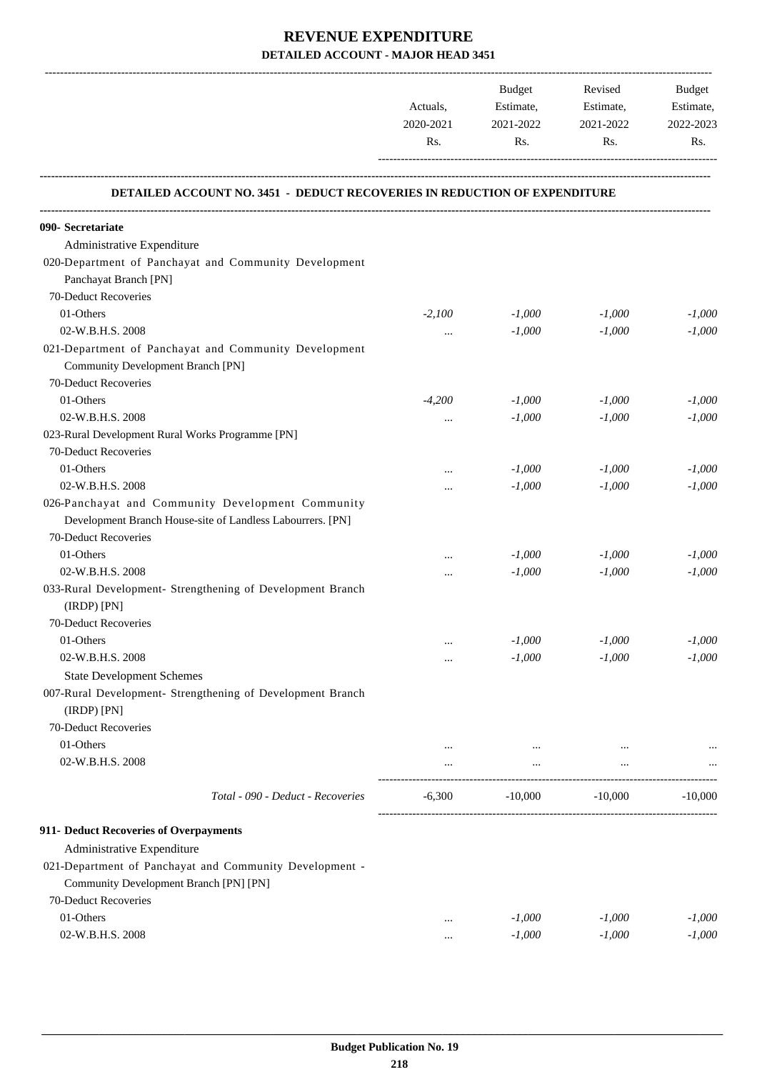# REVENUE EXPENDITURE

## DETAILED ACCOUNT - MAJOR HEAD 3451

| | Actuals, 2020-2021 Rs. | Budget Estimate, 2021-2022 Rs. | Revised Estimate, 2021-2022 Rs. | Budget Estimate, 2022-2023 Rs. |
|---|---|---|---|---|
| **DETAILED ACCOUNT NO. 3451 - DEDUCT RECOVERIES IN REDUCTION OF EXPENDITURE** | | | | |
| **090- Secretariate** | | | | |
| Administrative Expenditure | | | | |
| 020-Department of Panchayat and Community Development Panchayat Branch [PN] | | | | |
| 70-Deduct Recoveries | | | | |
| 01-Others | -2,100 | -1,000 | -1,000 | -1,000 |
| 02-W.B.H.S. 2008 | ... | -1,000 | -1,000 | -1,000 |
| 021-Department of Panchayat and Community Development Community Development Branch [PN] | | | | |
| 70-Deduct Recoveries | | | | |
| 01-Others | -4,200 | -1,000 | -1,000 | -1,000 |
| 02-W.B.H.S. 2008 | ... | -1,000 | -1,000 | -1,000 |
| 023-Rural Development Rural Works Programme [PN] | | | | |
| 70-Deduct Recoveries | | | | |
| 01-Others | ... | -1,000 | -1,000 | -1,000 |
| 02-W.B.H.S. 2008 | ... | -1,000 | -1,000 | -1,000 |
| 026-Panchayat and Community Development Community Development Branch House-site of Landless Labourrers. [PN] | | | | |
| 70-Deduct Recoveries | | | | |
| 01-Others | ... | -1,000 | -1,000 | -1,000 |
| 02-W.B.H.S. 2008 | ... | -1,000 | -1,000 | -1,000 |
| 033-Rural Development- Strengthening of Development Branch (IRDP) [PN] | | | | |
| 70-Deduct Recoveries | | | | |
| 01-Others | ... | -1,000 | -1,000 | -1,000 |
| 02-W.B.H.S. 2008 | ... | -1,000 | -1,000 | -1,000 |
| State Development Schemes | | | | |
| 007-Rural Development- Strengthening of Development Branch (IRDP) [PN] | | | | |
| 70-Deduct Recoveries | | | | |
| 01-Others | ... | ... | ... | ... |
| 02-W.B.H.S. 2008 | ... | ... | ... | ... |
| *Total - 090 - Deduct - Recoveries* | -6,300 | -10,000 | -10,000 | -10,000 |
| **911- Deduct Recoveries of Overpayments** | | | | |
| Administrative Expenditure | | | | |
| 021-Department of Panchayat and Community Development - Community Development Branch [PN] [PN] | | | | |
| 70-Deduct Recoveries | | | | |
| 01-Others | ... | -1,000 | -1,000 | -1,000 |
| 02-W.B.H.S. 2008 | ... | -1,000 | -1,000 | -1,000 |

**Budget Publication No. 19**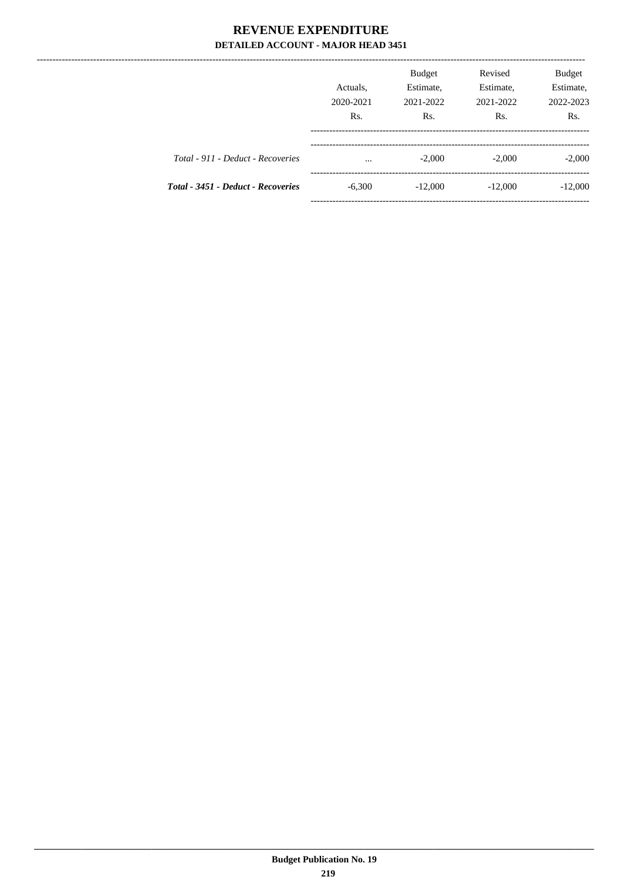# REVENUE EXPENDITURE

## DETAILED ACCOUNT - MAJOR HEAD 3451

| | Actuals, 2020-2021 Rs. | Budget Estimate, 2021-2022 Rs. | Revised Estimate, 2021-2022 Rs. | Budget Estimate, 2022-2023 Rs. |
|---|---|---|---|---|
| *Total - 911 - Deduct - Recoveries* | ... | -2,000 | -2,000 | -2,000 |
| ***Total - 3451 - Deduct - Recoveries*** | -6,300 | -12,000 | -12,000 | -12,000 |

Budget Publication No. 19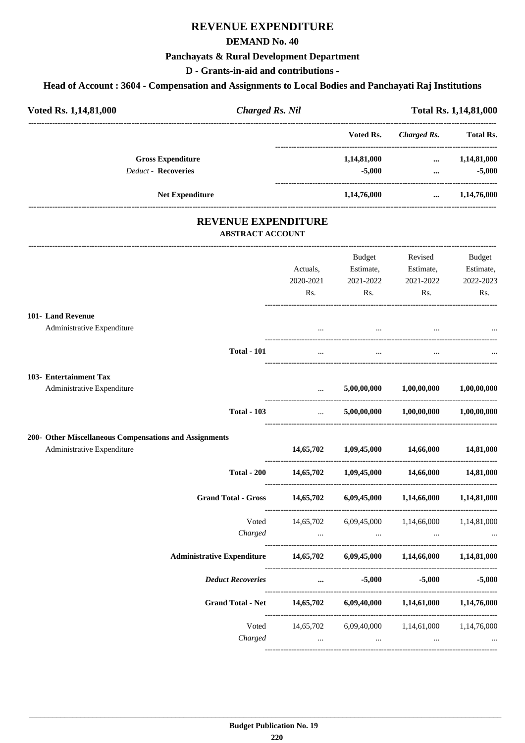# REVENUE EXPENDITURE

## DEMAND No. 40

### Panchayats & Rural Development Department

### D - Grants-in-aid and contributions -

### Head of Account : 3604 - Compensation and Assignments to Local Bodies and Panchayati Raj Institutions

**Voted Rs. 1,14,81,000** | ***Charged Rs. Nil*** | **Total Rs. 1,14,81,000**

| | Voted Rs. | *Charged Rs.* | Total Rs. |
|---|---|---|---|
| **Gross Expenditure** | **1,14,81,000** | **...** | **1,14,81,000** |
| *Deduct* - **Recoveries** | **-5,000** | **...** | **-5,000** |
| **Net Expenditure** | **1,14,76,000** | **...** | **1,14,76,000** |

## REVENUE EXPENDITURE

**ABSTRACT ACCOUNT**

| | Actuals, 2020-2021 Rs. | Budget Estimate, 2021-2022 Rs. | Revised Estimate, 2021-2022 Rs. | Budget Estimate, 2022-2023 Rs. |
|---|---|---|---|---|
| **101- Land Revenue** | | | | |
| Administrative Expenditure | ... | ... | ... | ... |
| **Total - 101** | ... | ... | ... | ... |
| **103- Entertainment Tax** | | | | |
| Administrative Expenditure | ... | **5,00,00,000** | **1,00,00,000** | **1,00,00,000** |
| **Total - 103** | ... | **5,00,00,000** | **1,00,00,000** | **1,00,00,000** |
| **200- Other Miscellaneous Compensations and Assignments** | | | | |
| Administrative Expenditure | **14,65,702** | **1,09,45,000** | **14,66,000** | **14,81,000** |
| **Total - 200** | **14,65,702** | **1,09,45,000** | **14,66,000** | **14,81,000** |
| **Grand Total - Gross** | **14,65,702** | **6,09,45,000** | **1,14,66,000** | **1,14,81,000** |
| Voted | 14,65,702 | 6,09,45,000 | 1,14,66,000 | 1,14,81,000 |
| *Charged* | ... | ... | ... | ... |
| **Administrative Expenditure** | **14,65,702** | **6,09,45,000** | **1,14,66,000** | **1,14,81,000** |
| ***Deduct Recoveries*** | **...** | **-5,000** | **-5,000** | **-5,000** |
| **Grand Total - Net** | **14,65,702** | **6,09,40,000** | **1,14,61,000** | **1,14,76,000** |
| Voted | 14,65,702 | 6,09,40,000 | 1,14,61,000 | 1,14,76,000 |
| *Charged* | ... | ... | ... | ... |

**Budget Publication No. 19**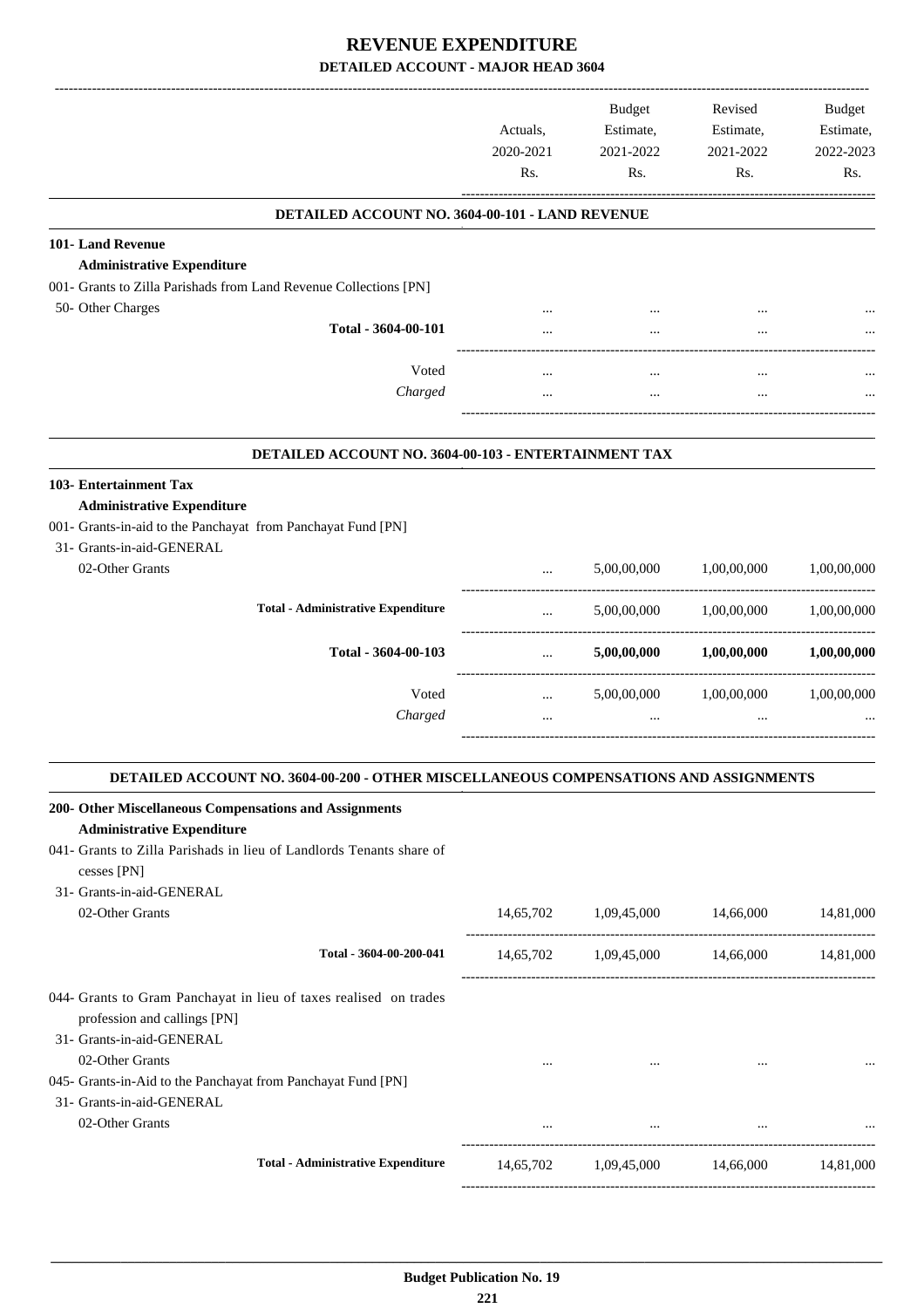# REVENUE EXPENDITURE

## DETAILED ACCOUNT - MAJOR HEAD 3604

| | Actuals, 2020-2021 Rs. | Budget Estimate, 2021-2022 Rs. | Revised Estimate, 2021-2022 Rs. | Budget Estimate, 2022-2023 Rs. |
|---|---|---|---|---|
| **DETAILED ACCOUNT NO. 3604-00-101 - LAND REVENUE** | | | | |
| **101- Land Revenue** | | | | |
| **Administrative Expenditure** | | | | |
| 001- Grants to Zilla Parishads from Land Revenue Collections [PN] | | | | |
| 50- Other Charges | ... | ... | ... | ... |
| **Total - 3604-00-101** | ... | ... | ... | ... |
| Voted | ... | ... | ... | ... |
| *Charged* | ... | ... | ... | ... |
| **DETAILED ACCOUNT NO. 3604-00-103 - ENTERTAINMENT TAX** | | | | |
| **103- Entertainment Tax** | | | | |
| **Administrative Expenditure** | | | | |
| 001- Grants-in-aid to the Panchayat from Panchayat Fund [PN] | | | | |
| 31- Grants-in-aid-GENERAL | | | | |
| 02-Other Grants | ... | 5,00,00,000 | 1,00,00,000 | 1,00,00,000 |
| **Total - Administrative Expenditure** | ... | 5,00,00,000 | 1,00,00,000 | 1,00,00,000 |
| **Total - 3604-00-103** | ... | **5,00,00,000** | **1,00,00,000** | **1,00,00,000** |
| Voted | ... | 5,00,00,000 | 1,00,00,000 | 1,00,00,000 |
| *Charged* | ... | ... | ... | ... |
| **DETAILED ACCOUNT NO. 3604-00-200 - OTHER MISCELLANEOUS COMPENSATIONS AND ASSIGNMENTS** | | | | |
| **200- Other Miscellaneous Compensations and Assignments** | | | | |
| **Administrative Expenditure** | | | | |
| 041- Grants to Zilla Parishads in lieu of Landlords Tenants share of cesses [PN] | | | | |
| 31- Grants-in-aid-GENERAL | | | | |
| 02-Other Grants | 14,65,702 | 1,09,45,000 | 14,66,000 | 14,81,000 |
| **Total - 3604-00-200-041** | 14,65,702 | 1,09,45,000 | 14,66,000 | 14,81,000 |
| 044- Grants to Gram Panchayat in lieu of taxes realised on trades profession and callings [PN] | | | | |
| 31- Grants-in-aid-GENERAL | | | | |
| 02-Other Grants | ... | ... | ... | ... |
| 045- Grants-in-Aid to the Panchayat from Panchayat Fund [PN] | | | | |
| 31- Grants-in-aid-GENERAL | | | | |
| 02-Other Grants | ... | ... | ... | ... |
| **Total - Administrative Expenditure** | 14,65,702 | 1,09,45,000 | 14,66,000 | 14,81,000 |

**Budget Publication No. 19**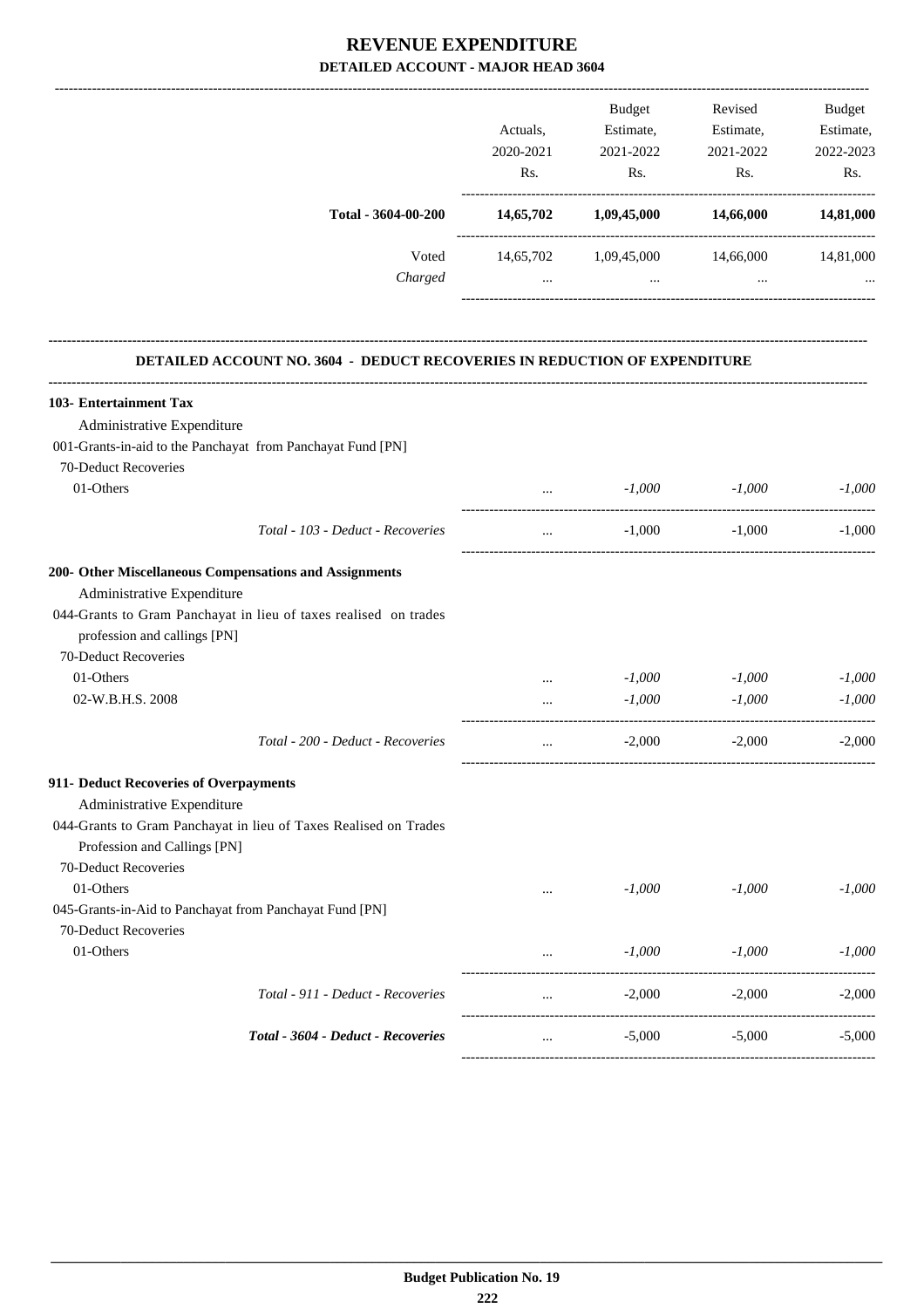# REVENUE EXPENDITURE

## DETAILED ACCOUNT - MAJOR HEAD 3604

| | Actuals, 2020-2021 Rs. | Budget Estimate, 2021-2022 Rs. | Revised Estimate, 2021-2022 Rs. | Budget Estimate, 2022-2023 Rs. |
|---|---|---|---|---|
| **Total - 3604-00-200** | **14,65,702** | **1,09,45,000** | **14,66,000** | **14,81,000** |
| Voted | 14,65,702 | 1,09,45,000 | 14,66,000 | 14,81,000 |
| *Charged* | ... | ... | ... | ... |

### DETAILED ACCOUNT NO. 3604 - DEDUCT RECOVERIES IN REDUCTION OF EXPENDITURE

| | Actuals, 2020-2021 Rs. | Budget Estimate, 2021-2022 Rs. | Revised Estimate, 2021-2022 Rs. | Budget Estimate, 2022-2023 Rs. |
|---|---|---|---|---|
| **103- Entertainment Tax** | | | | |
| Administrative Expenditure | | | | |
| 001-Grants-in-aid to the Panchayat from Panchayat Fund [PN] | | | | |
| 70-Deduct Recoveries | | | | |
| 01-Others | ... | *-1,000* | *-1,000* | *-1,000* |
| *Total - 103 - Deduct - Recoveries* | ... | -1,000 | -1,000 | -1,000 |
| **200- Other Miscellaneous Compensations and Assignments** | | | | |
| Administrative Expenditure | | | | |
| 044-Grants to Gram Panchayat in lieu of taxes realised on trades profession and callings [PN] | | | | |
| 70-Deduct Recoveries | | | | |
| 01-Others | ... | *-1,000* | *-1,000* | *-1,000* |
| 02-W.B.H.S. 2008 | ... | *-1,000* | *-1,000* | *-1,000* |
| *Total - 200 - Deduct - Recoveries* | ... | -2,000 | -2,000 | -2,000 |
| **911- Deduct Recoveries of Overpayments** | | | | |
| Administrative Expenditure | | | | |
| 044-Grants to Gram Panchayat in lieu of Taxes Realised on Trades Profession and Callings [PN] | | | | |
| 70-Deduct Recoveries | | | | |
| 01-Others | ... | *-1,000* | *-1,000* | *-1,000* |
| 045-Grants-in-Aid to Panchayat from Panchayat Fund [PN] | | | | |
| 70-Deduct Recoveries | | | | |
| 01-Others | ... | *-1,000* | *-1,000* | *-1,000* |
| *Total - 911 - Deduct - Recoveries* | ... | -2,000 | -2,000 | -2,000 |
| ***Total - 3604 - Deduct - Recoveries*** | ... | -5,000 | -5,000 | -5,000 |

**Budget Publication No. 19**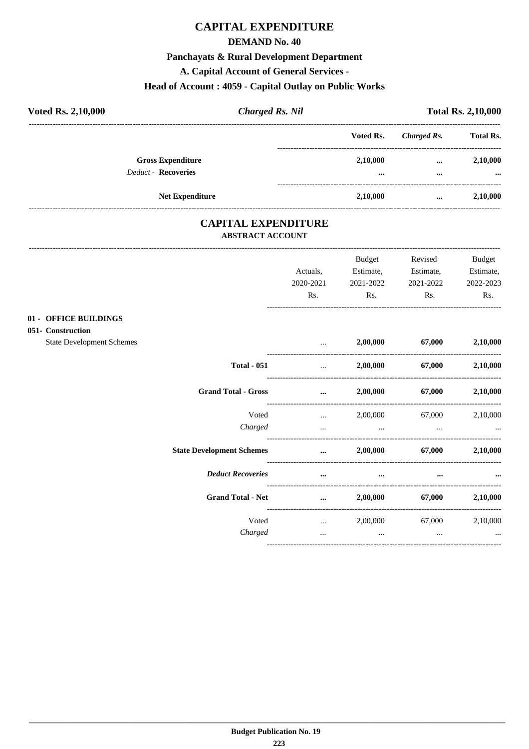# CAPITAL EXPENDITURE

## DEMAND No. 40

### Panchayats & Rural Development Department

### A. Capital Account of General Services -

### Head of Account : 4059 - Capital Outlay on Public Works

| **Voted Rs. 2,10,000** | ***Charged Rs. Nil*** | **Total Rs. 2,10,000** |
|---|---|---|

| | Voted Rs. | *Charged Rs.* | Total Rs. |
|---|---|---|---|
| **Gross Expenditure** | **2,10,000** | **...** | **2,10,000** |
| *Deduct* - **Recoveries** | **...** | **...** | **...** |
| **Net Expenditure** | **2,10,000** | **...** | **2,10,000** |

# CAPITAL EXPENDITURE

## ABSTRACT ACCOUNT

| | Actuals, 2020-2021 Rs. | Budget Estimate, 2021-2022 Rs. | Revised Estimate, 2021-2022 Rs. | Budget Estimate, 2022-2023 Rs. |
|---|---|---|---|---|
| **01 - OFFICE BUILDINGS** | | | | |
| **051- Construction** | | | | |
| State Development Schemes | ... | **2,00,000** | **67,000** | **2,10,000** |
| **Total - 051** | ... | **2,00,000** | **67,000** | **2,10,000** |
| **Grand Total - Gross** | **...** | **2,00,000** | **67,000** | **2,10,000** |
| Voted | ... | 2,00,000 | 67,000 | 2,10,000 |
| *Charged* | ... | ... | ... | ... |
| **State Development Schemes** | **...** | **2,00,000** | **67,000** | **2,10,000** |
| ***Deduct Recoveries*** | **...** | **...** | **...** | **...** |
| **Grand Total - Net** | **...** | **2,00,000** | **67,000** | **2,10,000** |
| Voted | ... | 2,00,000 | 67,000 | 2,10,000 |
| *Charged* | ... | ... | ... | ... |

**Budget Publication No. 19**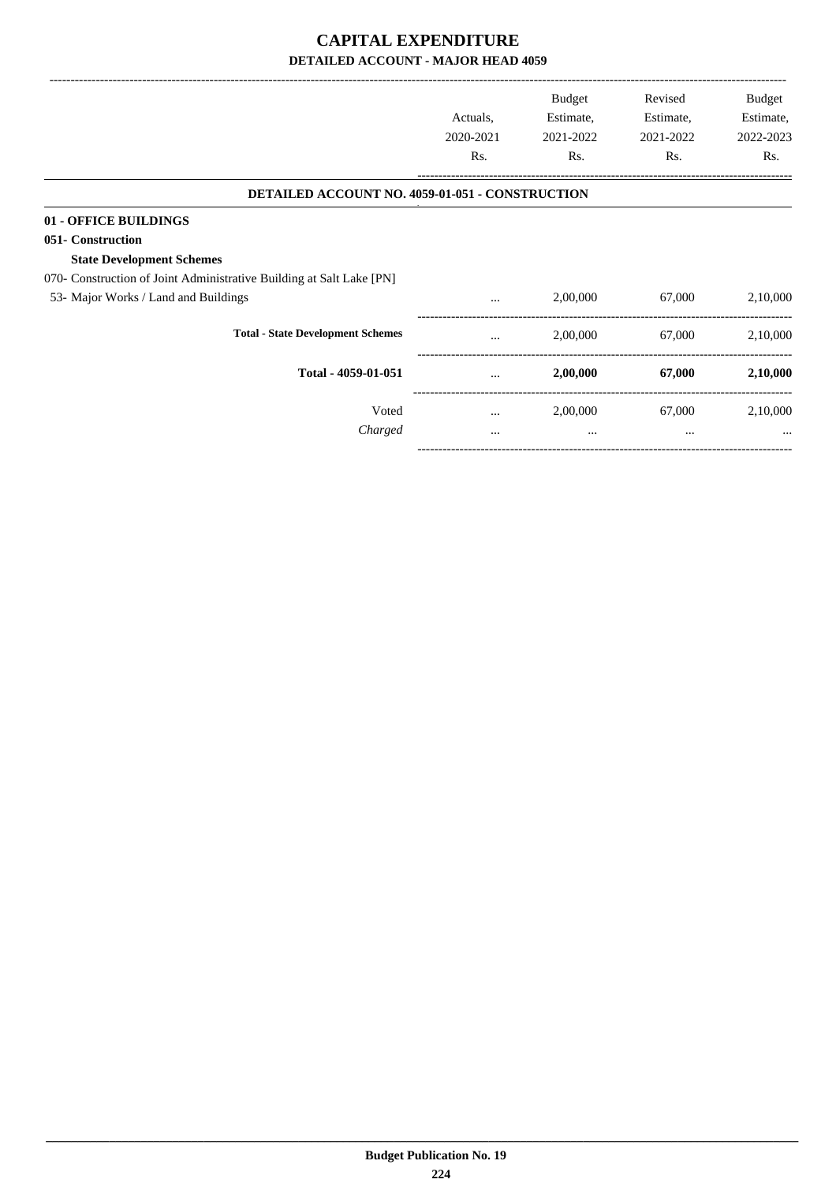# CAPITAL EXPENDITURE

## DETAILED ACCOUNT - MAJOR HEAD 4059

| | Actuals, 2020-2021 Rs. | Budget Estimate, 2021-2022 Rs. | Revised Estimate, 2021-2022 Rs. | Budget Estimate, 2022-2023 Rs. |
|---|---|---|---|---|
| **DETAILED ACCOUNT NO. 4059-01-051 - CONSTRUCTION** | | | | |
| **01 - OFFICE BUILDINGS** | | | | |
| **051- Construction** | | | | |
| **State Development Schemes** | | | | |
| 070- Construction of Joint Administrative Building at Salt Lake [PN] | | | | |
| 53- Major Works / Land and Buildings | ... | 2,00,000 | 67,000 | 2,10,000 |
| **Total - State Development Schemes** | ... | 2,00,000 | 67,000 | 2,10,000 |
| **Total - 4059-01-051** | ... | **2,00,000** | **67,000** | **2,10,000** |
| Voted | ... | 2,00,000 | 67,000 | 2,10,000 |
| *Charged* | ... | ... | ... | ... |

**Budget Publication No. 19**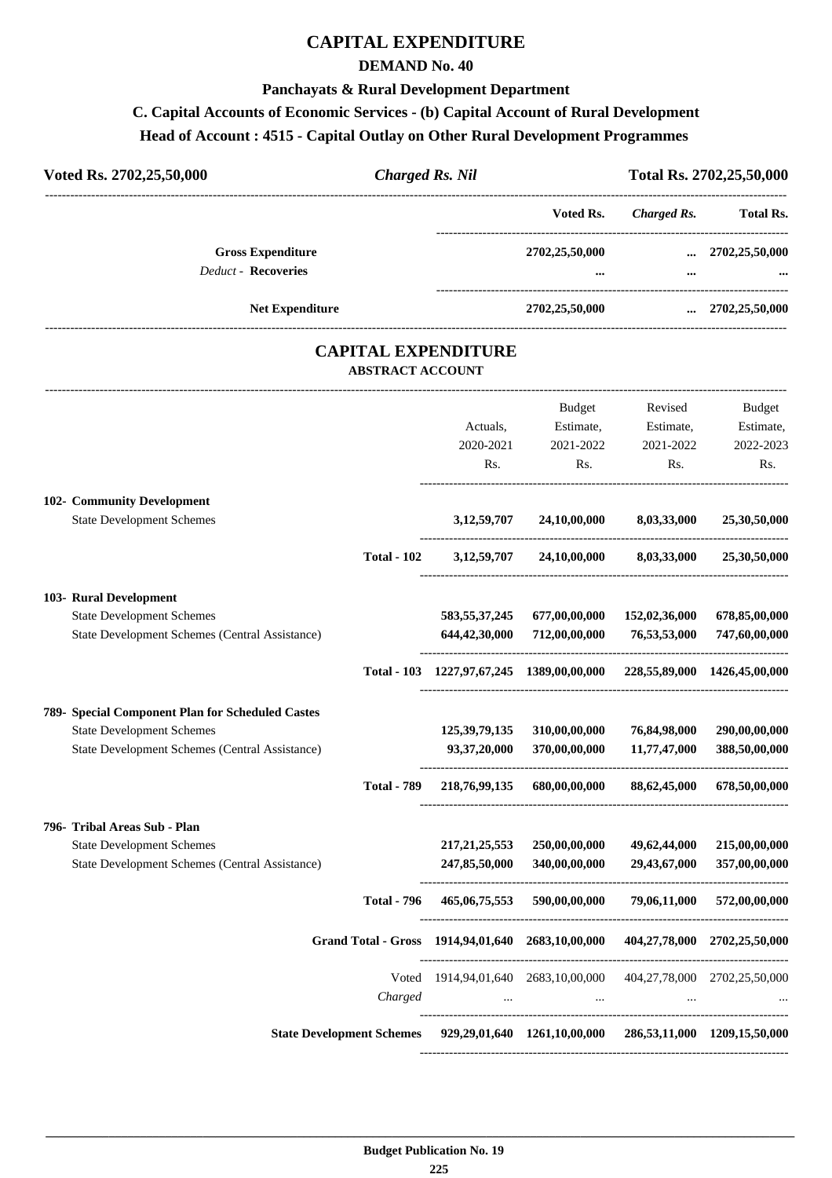# CAPITAL EXPENDITURE

## DEMAND No. 40

### Panchayats & Rural Development Department

### C. Capital Accounts of Economic Services - (b) Capital Account of Rural Development

### Head of Account : 4515 - Capital Outlay on Other Rural Development Programmes

| Voted Rs. 2702,25,50,000 | *Charged Rs. Nil* | Total Rs. 2702,25,50,000 |
|---|---|---|

| | Voted Rs. | *Charged Rs.* | Total Rs. |
|---|---|---|---|
| **Gross Expenditure** | 2702,25,50,000 | ... | 2702,25,50,000 |
| *Deduct* - **Recoveries** | ... | ... | ... |
| **Net Expenditure** | 2702,25,50,000 | ... | 2702,25,50,000 |

## CAPITAL EXPENDITURE

### ABSTRACT ACCOUNT

| | Actuals, 2020-2021 Rs. | Budget Estimate, 2021-2022 Rs. | Revised Estimate, 2021-2022 Rs. | Budget Estimate, 2022-2023 Rs. |
|---|---|---|---|---|
| **102- Community Development** | | | | |
| State Development Schemes | 3,12,59,707 | 24,10,00,000 | 8,03,33,000 | 25,30,50,000 |
| **Total - 102** | 3,12,59,707 | 24,10,00,000 | 8,03,33,000 | 25,30,50,000 |
| **103- Rural Development** | | | | |
| State Development Schemes | 583,55,37,245 | 677,00,00,000 | 152,02,36,000 | 678,85,00,000 |
| State Development Schemes (Central Assistance) | 644,42,30,000 | 712,00,00,000 | 76,53,53,000 | 747,60,00,000 |
| **Total - 103** | 1227,97,67,245 | 1389,00,00,000 | 228,55,89,000 | 1426,45,00,000 |
| **789- Special Component Plan for Scheduled Castes** | | | | |
| State Development Schemes | 125,39,79,135 | 310,00,00,000 | 76,84,98,000 | 290,00,00,000 |
| State Development Schemes (Central Assistance) | 93,37,20,000 | 370,00,00,000 | 11,77,47,000 | 388,50,00,000 |
| **Total - 789** | 218,76,99,135 | 680,00,00,000 | 88,62,45,000 | 678,50,00,000 |
| **796- Tribal Areas Sub - Plan** | | | | |
| State Development Schemes | 217,21,25,553 | 250,00,00,000 | 49,62,44,000 | 215,00,00,000 |
| State Development Schemes (Central Assistance) | 247,85,50,000 | 340,00,00,000 | 29,43,67,000 | 357,00,00,000 |
| **Total - 796** | 465,06,75,553 | 590,00,00,000 | 79,06,11,000 | 572,00,00,000 |
| **Grand Total - Gross** | 1914,94,01,640 | 2683,10,00,000 | 404,27,78,000 | 2702,25,50,000 |
| Voted | 1914,94,01,640 | 2683,10,00,000 | 404,27,78,000 | 2702,25,50,000 |
| *Charged* | ... | ... | ... | ... |
| **State Development Schemes** | 929,29,01,640 | 1261,10,00,000 | 286,53,11,000 | 1209,15,50,000 |

**Budget Publication No. 19**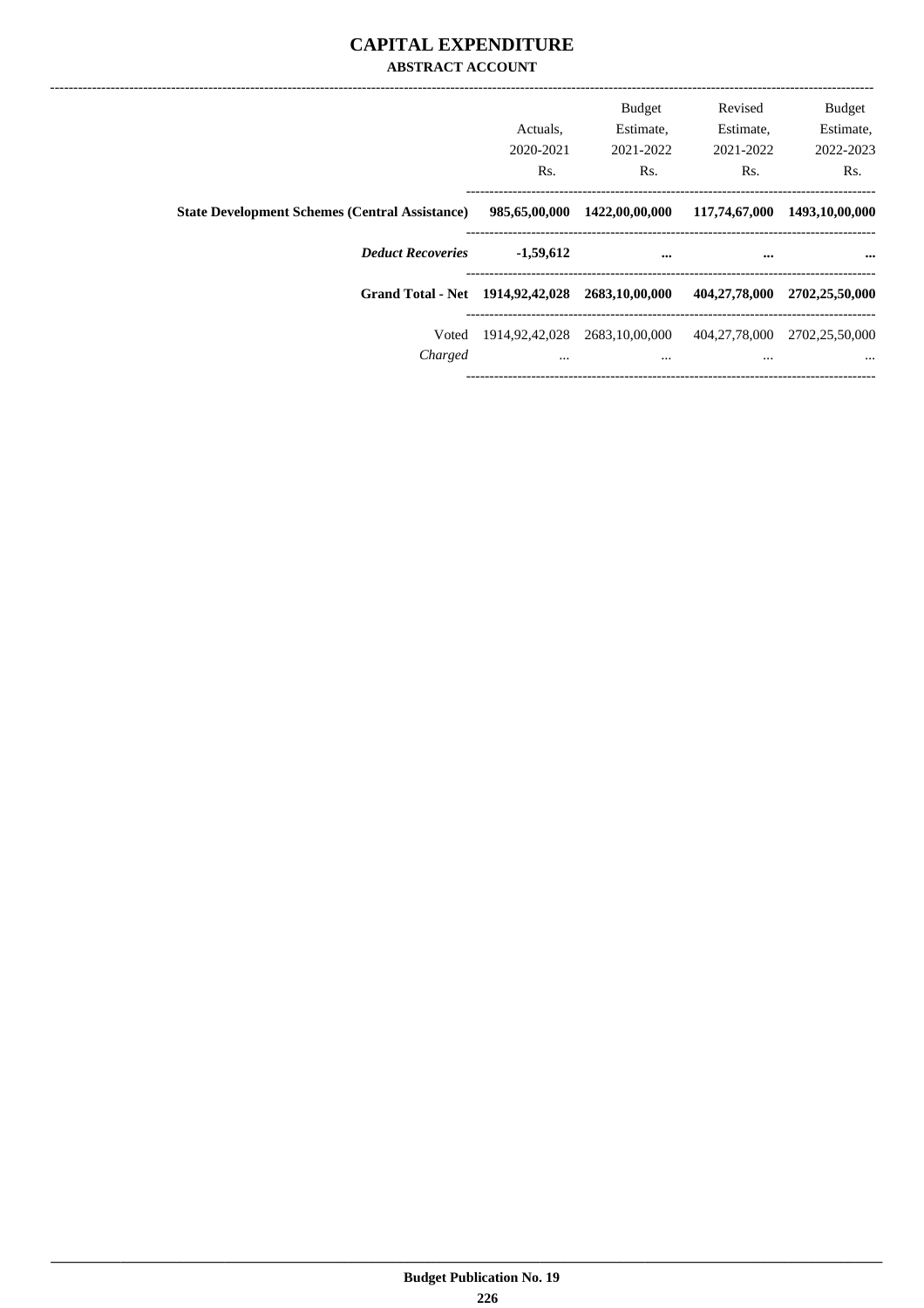# CAPITAL EXPENDITURE

## ABSTRACT ACCOUNT

| | Actuals, 2020-2021 Rs. | Budget Estimate, 2021-2022 Rs. | Revised Estimate, 2021-2022 Rs. | Budget Estimate, 2022-2023 Rs. |
|---|---|---|---|---|
| **State Development Schemes (Central Assistance)** | **985,65,00,000** | **1422,00,00,000** | **117,74,67,000** | **1493,10,00,000** |
| ***Deduct Recoveries*** | **-1,59,612** | **...** | **...** | **...** |
| **Grand Total - Net** | **1914,92,42,028** | **2683,10,00,000** | **404,27,78,000** | **2702,25,50,000** |
| Voted | 1914,92,42,028 | 2683,10,00,000 | 404,27,78,000 | 2702,25,50,000 |
| *Charged* | ... | ... | ... | ... |

**Budget Publication No. 19**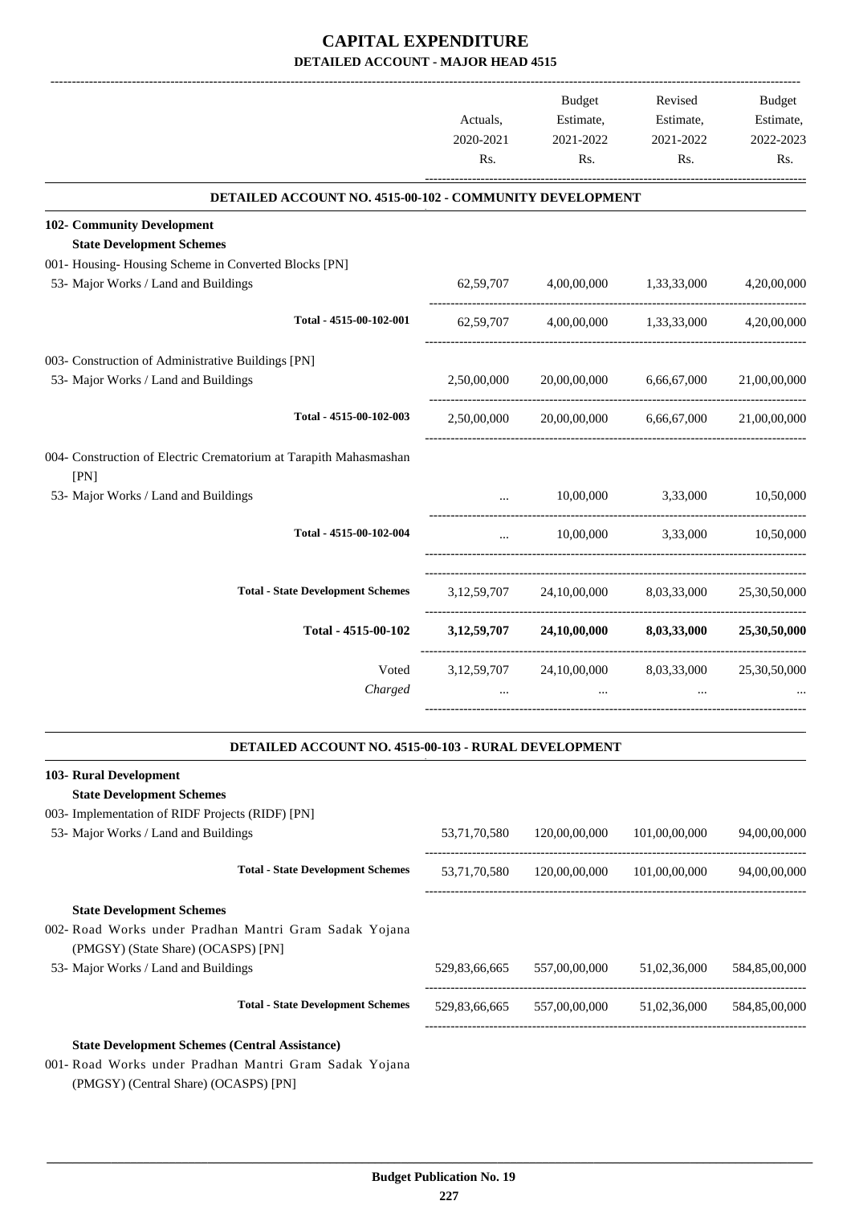# CAPITAL EXPENDITURE

## DETAILED ACCOUNT - MAJOR HEAD 4515

| | Actuals, 2020-2021 Rs. | Budget Estimate, 2021-2022 Rs. | Revised Estimate, 2021-2022 Rs. | Budget Estimate, 2022-2023 Rs. |
|---|---|---|---|---|
| **DETAILED ACCOUNT NO. 4515-00-102 - COMMUNITY DEVELOPMENT** | | | | |
| **102- Community Development** | | | | |
| **State Development Schemes** | | | | |
| 001- Housing- Housing Scheme in Converted Blocks [PN] | | | | |
| 53- Major Works / Land and Buildings | 62,59,707 | 4,00,00,000 | 1,33,33,000 | 4,20,00,000 |
| Total - 4515-00-102-001 | 62,59,707 | 4,00,00,000 | 1,33,33,000 | 4,20,00,000 |
| 003- Construction of Administrative Buildings [PN] | | | | |
| 53- Major Works / Land and Buildings | 2,50,00,000 | 20,00,00,000 | 6,66,67,000 | 21,00,00,000 |
| Total - 4515-00-102-003 | 2,50,00,000 | 20,00,00,000 | 6,66,67,000 | 21,00,00,000 |
| 004- Construction of Electric Crematorium at Tarapith Mahasmashan [PN] | | | | |
| 53- Major Works / Land and Buildings | ... | 10,00,000 | 3,33,000 | 10,50,000 |
| Total - 4515-00-102-004 | ... | 10,00,000 | 3,33,000 | 10,50,000 |
| Total - State Development Schemes | 3,12,59,707 | 24,10,00,000 | 8,03,33,000 | 25,30,50,000 |
| **Total - 4515-00-102** | **3,12,59,707** | **24,10,00,000** | **8,03,33,000** | **25,30,50,000** |
| Voted | 3,12,59,707 | 24,10,00,000 | 8,03,33,000 | 25,30,50,000 |
| *Charged* | ... | ... | ... | ... |
| **DETAILED ACCOUNT NO. 4515-00-103 - RURAL DEVELOPMENT** | | | | |
| **103- Rural Development** | | | | |
| **State Development Schemes** | | | | |
| 003- Implementation of RIDF Projects (RIDF) [PN] | | | | |
| 53- Major Works / Land and Buildings | 53,71,70,580 | 120,00,00,000 | 101,00,00,000 | 94,00,00,000 |
| Total - State Development Schemes | 53,71,70,580 | 120,00,00,000 | 101,00,00,000 | 94,00,00,000 |
| **State Development Schemes** | | | | |
| 002- Road Works under Pradhan Mantri Gram Sadak Yojana (PMGSY) (State Share) (OCASPS) [PN] | | | | |
| 53- Major Works / Land and Buildings | 529,83,66,665 | 557,00,00,000 | 51,02,36,000 | 584,85,00,000 |
| Total - State Development Schemes | 529,83,66,665 | 557,00,00,000 | 51,02,36,000 | 584,85,00,000 |
| **State Development Schemes (Central Assistance)** | | | | |
| 001- Road Works under Pradhan Mantri Gram Sadak Yojana (PMGSY) (Central Share) (OCASPS) [PN] | | | | |

**Budget Publication No. 19**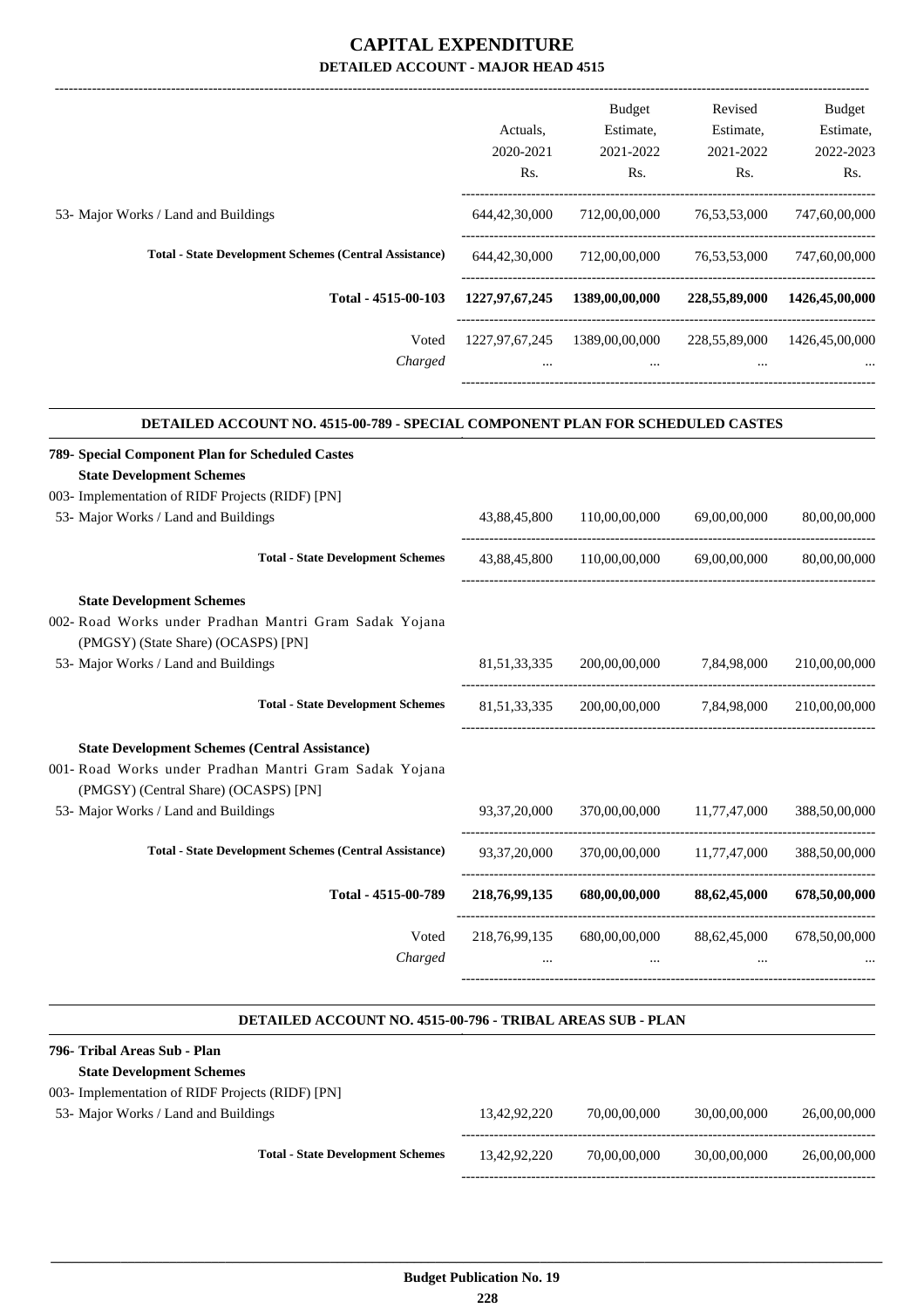# CAPITAL EXPENDITURE

## DETAILED ACCOUNT - MAJOR HEAD 4515

| | Actuals, 2020-2021 Rs. | Budget Estimate, 2021-2022 Rs. | Revised Estimate, 2021-2022 Rs. | Budget Estimate, 2022-2023 Rs. |
|---|---|---|---|---|
| 53- Major Works / Land and Buildings | 644,42,30,000 | 712,00,00,000 | 76,53,53,000 | 747,60,00,000 |
| **Total - State Development Schemes (Central Assistance)** | 644,42,30,000 | 712,00,00,000 | 76,53,53,000 | 747,60,00,000 |
| **Total - 4515-00-103** | **1227,97,67,245** | **1389,00,00,000** | **228,55,89,000** | **1426,45,00,000** |
| Voted | 1227,97,67,245 | 1389,00,00,000 | 228,55,89,000 | 1426,45,00,000 |
| *Charged* | ... | ... | ... | ... |

### DETAILED ACCOUNT NO. 4515-00-789 - SPECIAL COMPONENT PLAN FOR SCHEDULED CASTES

| | Actuals, 2020-2021 Rs. | Budget Estimate, 2021-2022 Rs. | Revised Estimate, 2021-2022 Rs. | Budget Estimate, 2022-2023 Rs. |
|---|---|---|---|---|
| **789- Special Component Plan for Scheduled Castes** | | | | |
| **State Development Schemes** | | | | |
| 003- Implementation of RIDF Projects (RIDF) [PN] | | | | |
| 53- Major Works / Land and Buildings | 43,88,45,800 | 110,00,00,000 | 69,00,00,000 | 80,00,00,000 |
| **Total - State Development Schemes** | 43,88,45,800 | 110,00,00,000 | 69,00,00,000 | 80,00,00,000 |
| **State Development Schemes** | | | | |
| 002- Road Works under Pradhan Mantri Gram Sadak Yojana (PMGSY) (State Share) (OCASPS) [PN] | | | | |
| 53- Major Works / Land and Buildings | 81,51,33,335 | 200,00,00,000 | 7,84,98,000 | 210,00,00,000 |
| **Total - State Development Schemes** | 81,51,33,335 | 200,00,00,000 | 7,84,98,000 | 210,00,00,000 |
| **State Development Schemes (Central Assistance)** | | | | |
| 001- Road Works under Pradhan Mantri Gram Sadak Yojana (PMGSY) (Central Share) (OCASPS) [PN] | | | | |
| 53- Major Works / Land and Buildings | 93,37,20,000 | 370,00,00,000 | 11,77,47,000 | 388,50,00,000 |
| **Total - State Development Schemes (Central Assistance)** | 93,37,20,000 | 370,00,00,000 | 11,77,47,000 | 388,50,00,000 |
| **Total - 4515-00-789** | **218,76,99,135** | **680,00,00,000** | **88,62,45,000** | **678,50,00,000** |
| Voted | 218,76,99,135 | 680,00,00,000 | 88,62,45,000 | 678,50,00,000 |
| *Charged* | ... | ... | ... | ... |

### DETAILED ACCOUNT NO. 4515-00-796 - TRIBAL AREAS SUB - PLAN

| | Actuals, 2020-2021 Rs. | Budget Estimate, 2021-2022 Rs. | Revised Estimate, 2021-2022 Rs. | Budget Estimate, 2022-2023 Rs. |
|---|---|---|---|---|
| **796- Tribal Areas Sub - Plan** | | | | |
| **State Development Schemes** | | | | |
| 003- Implementation of RIDF Projects (RIDF) [PN] | | | | |
| 53- Major Works / Land and Buildings | 13,42,92,220 | 70,00,00,000 | 30,00,00,000 | 26,00,00,000 |
| **Total - State Development Schemes** | 13,42,92,220 | 70,00,00,000 | 30,00,00,000 | 26,00,00,000 |

**Budget Publication No. 19**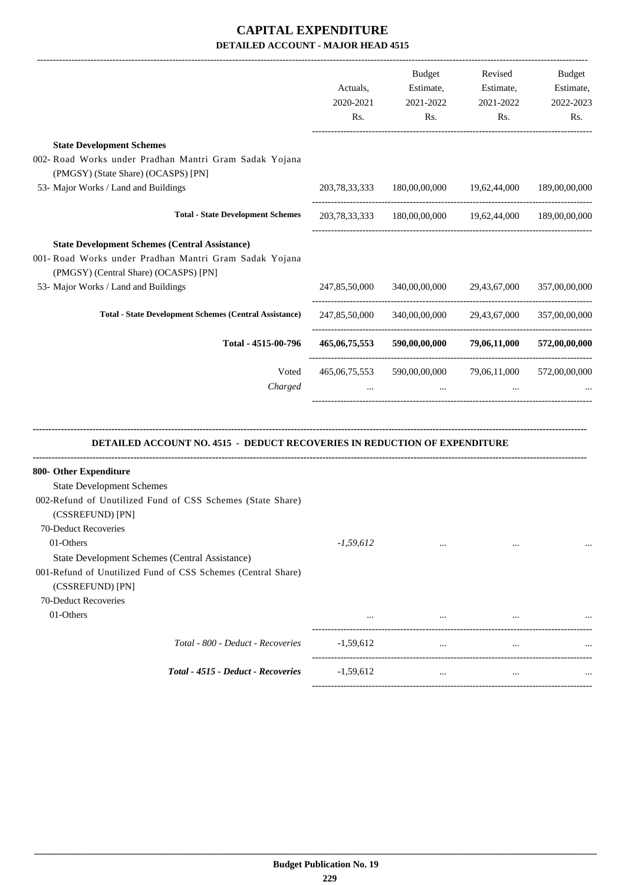# CAPITAL EXPENDITURE

## DETAILED ACCOUNT - MAJOR HEAD 4515

| | Actuals, 2020-2021 Rs. | Budget Estimate, 2021-2022 Rs. | Revised Estimate, 2021-2022 Rs. | Budget Estimate, 2022-2023 Rs. |
|---|---|---|---|---|
| **State Development Schemes** | | | | |
| 002- Road Works under Pradhan Mantri Gram Sadak Yojana (PMGSY) (State Share) (OCASPS) [PN] | | | | |
| 53- Major Works / Land and Buildings | 203,78,33,333 | 180,00,00,000 | 19,62,44,000 | 189,00,00,000 |
| **Total - State Development Schemes** | 203,78,33,333 | 180,00,00,000 | 19,62,44,000 | 189,00,00,000 |
| **State Development Schemes (Central Assistance)** | | | | |
| 001- Road Works under Pradhan Mantri Gram Sadak Yojana (PMGSY) (Central Share) (OCASPS) [PN] | | | | |
| 53- Major Works / Land and Buildings | 247,85,50,000 | 340,00,00,000 | 29,43,67,000 | 357,00,00,000 |
| **Total - State Development Schemes (Central Assistance)** | 247,85,50,000 | 340,00,00,000 | 29,43,67,000 | 357,00,00,000 |
| **Total - 4515-00-796** | **465,06,75,553** | **590,00,00,000** | **79,06,11,000** | **572,00,00,000** |
| Voted | 465,06,75,553 | 590,00,00,000 | 79,06,11,000 | 572,00,00,000 |
| *Charged* | ... | ... | ... | ... |

## DETAILED ACCOUNT NO. 4515 - DEDUCT RECOVERIES IN REDUCTION OF EXPENDITURE

| | Actuals, 2020-2021 Rs. | Budget Estimate, 2021-2022 Rs. | Revised Estimate, 2021-2022 Rs. | Budget Estimate, 2022-2023 Rs. |
|---|---|---|---|---|
| **800- Other Expenditure** | | | | |
| State Development Schemes | | | | |
| 002-Refund of Unutilized Fund of CSS Schemes (State Share) (CSSREFUND) [PN] | | | | |
| 70-Deduct Recoveries | | | | |
| 01-Others | *-1,59,612* | ... | ... | ... |
| State Development Schemes (Central Assistance) | | | | |
| 001-Refund of Unutilized Fund of CSS Schemes (Central Share) (CSSREFUND) [PN] | | | | |
| 70-Deduct Recoveries | | | | |
| 01-Others | ... | ... | ... | ... |
| *Total - 800 - Deduct - Recoveries* | -1,59,612 | ... | ... | ... |
| ***Total - 4515 - Deduct - Recoveries*** | -1,59,612 | ... | ... | ... |

**Budget Publication No. 19**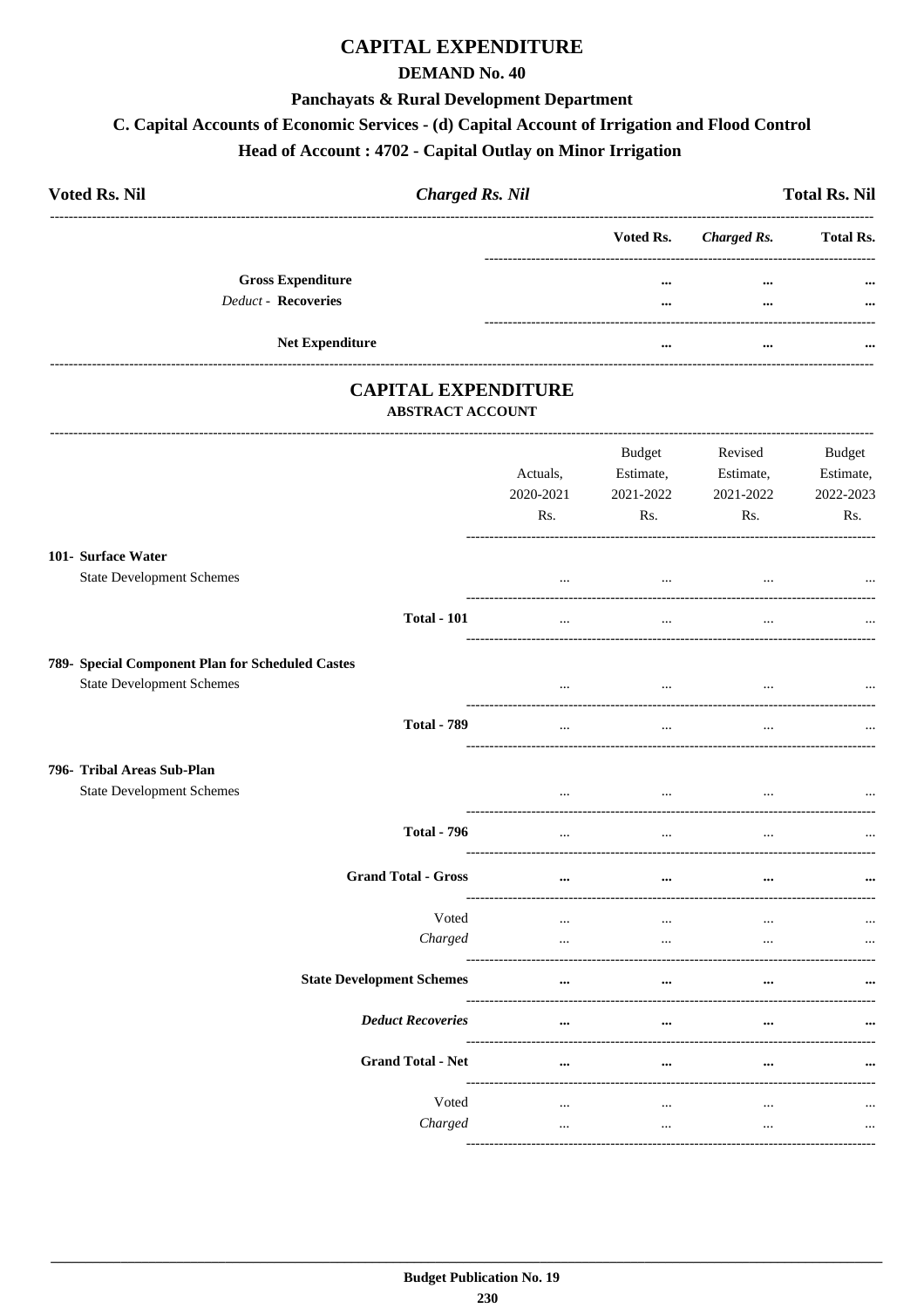# CAPITAL EXPENDITURE

## DEMAND No. 40

### Panchayats & Rural Development Department

### C. Capital Accounts of Economic Services - (d) Capital Account of Irrigation and Flood Control

### Head of Account : 4702 - Capital Outlay on Minor Irrigation

**Voted Rs. Nil** | ***Charged Rs. Nil*** | **Total Rs. Nil**

| | Voted Rs. | *Charged Rs.* | Total Rs. |
|---|---|---|---|
| **Gross Expenditure** | ... | ... | ... |
| *Deduct* - **Recoveries** | ... | ... | ... |
| **Net Expenditure** | ... | ... | ... |

## CAPITAL EXPENDITURE

### ABSTRACT ACCOUNT

| | Actuals, 2020-2021 Rs. | Budget Estimate, 2021-2022 Rs. | Revised Estimate, 2021-2022 Rs. | Budget Estimate, 2022-2023 Rs. |
|---|---|---|---|---|
| **101- Surface Water** | | | | |
| State Development Schemes | ... | ... | ... | ... |
| **Total - 101** | ... | ... | ... | ... |
| **789- Special Component Plan for Scheduled Castes** | | | | |
| State Development Schemes | ... | ... | ... | ... |
| **Total - 789** | ... | ... | ... | ... |
| **796- Tribal Areas Sub-Plan** | | | | |
| State Development Schemes | ... | ... | ... | ... |
| **Total - 796** | ... | ... | ... | ... |
| **Grand Total - Gross** | ... | ... | ... | ... |
| Voted | ... | ... | ... | ... |
| *Charged* | ... | ... | ... | ... |
| **State Development Schemes** | ... | ... | ... | ... |
| ***Deduct Recoveries*** | ... | ... | ... | ... |
| **Grand Total - Net** | ... | ... | ... | ... |
| Voted | ... | ... | ... | ... |
| *Charged* | ... | ... | ... | ... |

**Budget Publication No. 19**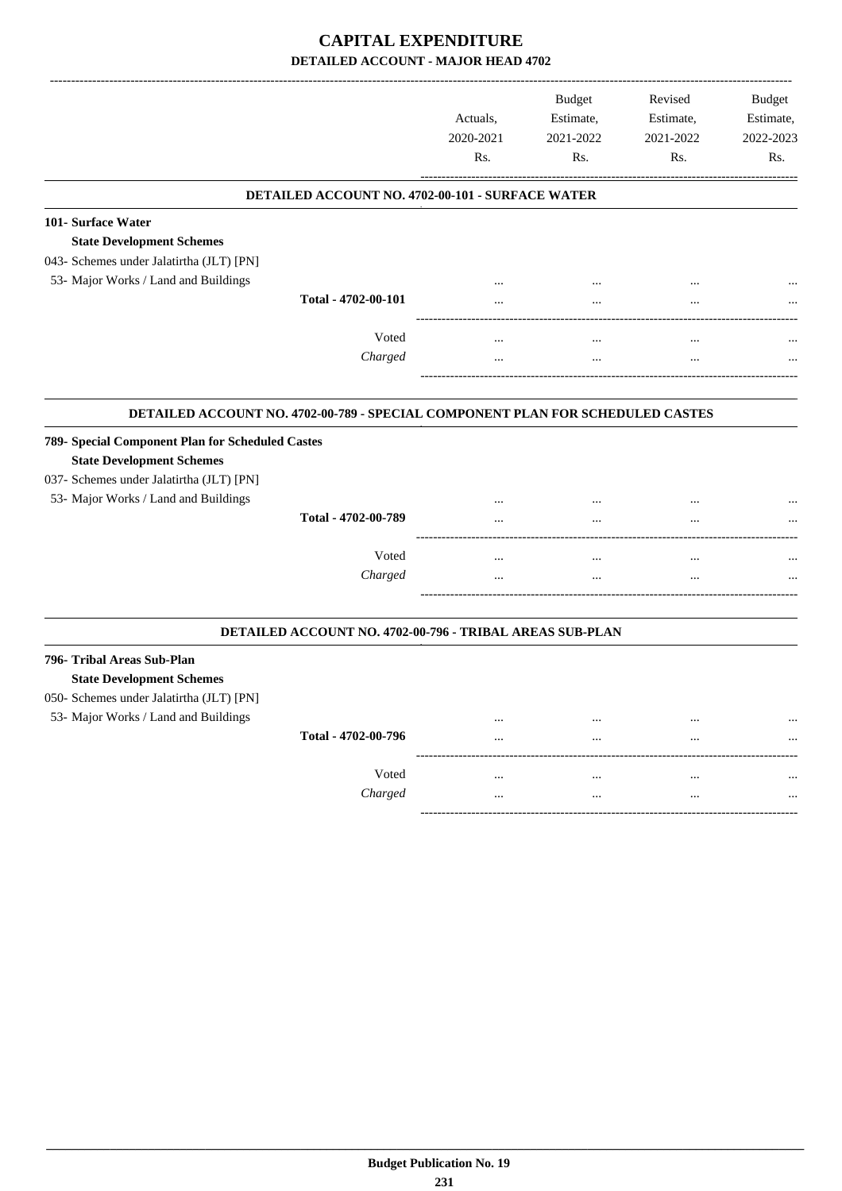# CAPITAL EXPENDITURE

## DETAILED ACCOUNT - MAJOR HEAD 4702

| | Actuals, 2020-2021 Rs. | Budget Estimate, 2021-2022 Rs. | Revised Estimate, 2021-2022 Rs. | Budget Estimate, 2022-2023 Rs. |
|---|---|---|---|---|
| **DETAILED ACCOUNT NO. 4702-00-101 - SURFACE WATER** | | | | |
| **101- Surface Water** | | | | |
| **State Development Schemes** | | | | |
| 043- Schemes under Jalatirtha (JLT) [PN] | | | | |
| 53- Major Works / Land and Buildings | ... | ... | ... | ... |
| **Total - 4702-00-101** | ... | ... | ... | ... |
| Voted | ... | ... | ... | ... |
| *Charged* | ... | ... | ... | ... |
| **DETAILED ACCOUNT NO. 4702-00-789 - SPECIAL COMPONENT PLAN FOR SCHEDULED CASTES** | | | | |
| **789- Special Component Plan for Scheduled Castes** | | | | |
| **State Development Schemes** | | | | |
| 037- Schemes under Jalatirtha (JLT) [PN] | | | | |
| 53- Major Works / Land and Buildings | ... | ... | ... | ... |
| **Total - 4702-00-789** | ... | ... | ... | ... |
| Voted | ... | ... | ... | ... |
| *Charged* | ... | ... | ... | ... |
| **DETAILED ACCOUNT NO. 4702-00-796 - TRIBAL AREAS SUB-PLAN** | | | | |
| **796- Tribal Areas Sub-Plan** | | | | |
| **State Development Schemes** | | | | |
| 050- Schemes under Jalatirtha (JLT) [PN] | | | | |
| 53- Major Works / Land and Buildings | ... | ... | ... | ... |
| **Total - 4702-00-796** | ... | ... | ... | ... |
| Voted | ... | ... | ... | ... |
| *Charged* | ... | ... | ... | ... |

**Budget Publication No. 19**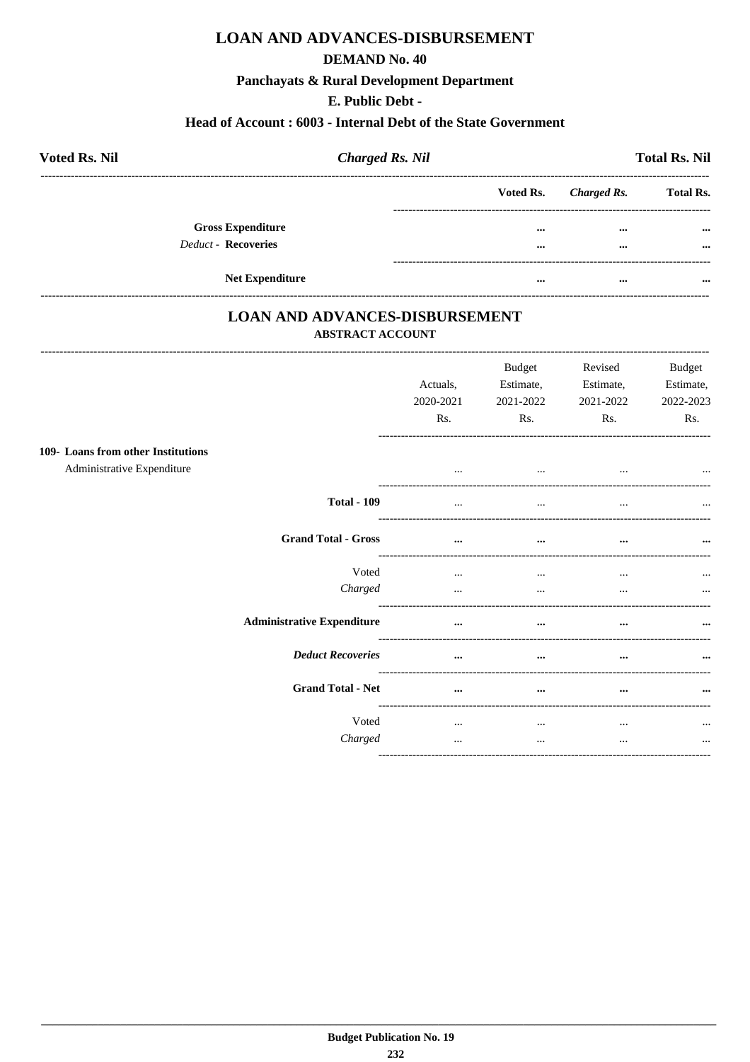# LOAN AND ADVANCES-DISBURSEMENT

## DEMAND No. 40

### Panchayats & Rural Development Department

### E. Public Debt -

### Head of Account : 6003 - Internal Debt of the State Government

**Voted Rs. Nil** | ***Charged Rs. Nil*** | **Total Rs. Nil**

| | Voted Rs. | *Charged Rs.* | Total Rs. |
|---|---|---|---|
| **Gross Expenditure** | ... | ... | ... |
| *Deduct -* **Recoveries** | ... | ... | ... |
| **Net Expenditure** | ... | ... | ... |

# LOAN AND ADVANCES-DISBURSEMENT

**ABSTRACT ACCOUNT**

| | Actuals, 2020-2021 Rs. | Budget Estimate, 2021-2022 Rs. | Revised Estimate, 2021-2022 Rs. | Budget Estimate, 2022-2023 Rs. |
|---|---|---|---|---|
| **109- Loans from other Institutions** | | | | |
| Administrative Expenditure | ... | ... | ... | ... |
| **Total - 109** | ... | ... | ... | ... |
| **Grand Total - Gross** | ... | ... | ... | ... |
| Voted | ... | ... | ... | ... |
| *Charged* | ... | ... | ... | ... |
| **Administrative Expenditure** | ... | ... | ... | ... |
| ***Deduct Recoveries*** | ... | ... | ... | ... |
| **Grand Total - Net** | ... | ... | ... | ... |
| Voted | ... | ... | ... | ... |
| *Charged* | ... | ... | ... | ... |

**Budget Publication No. 19**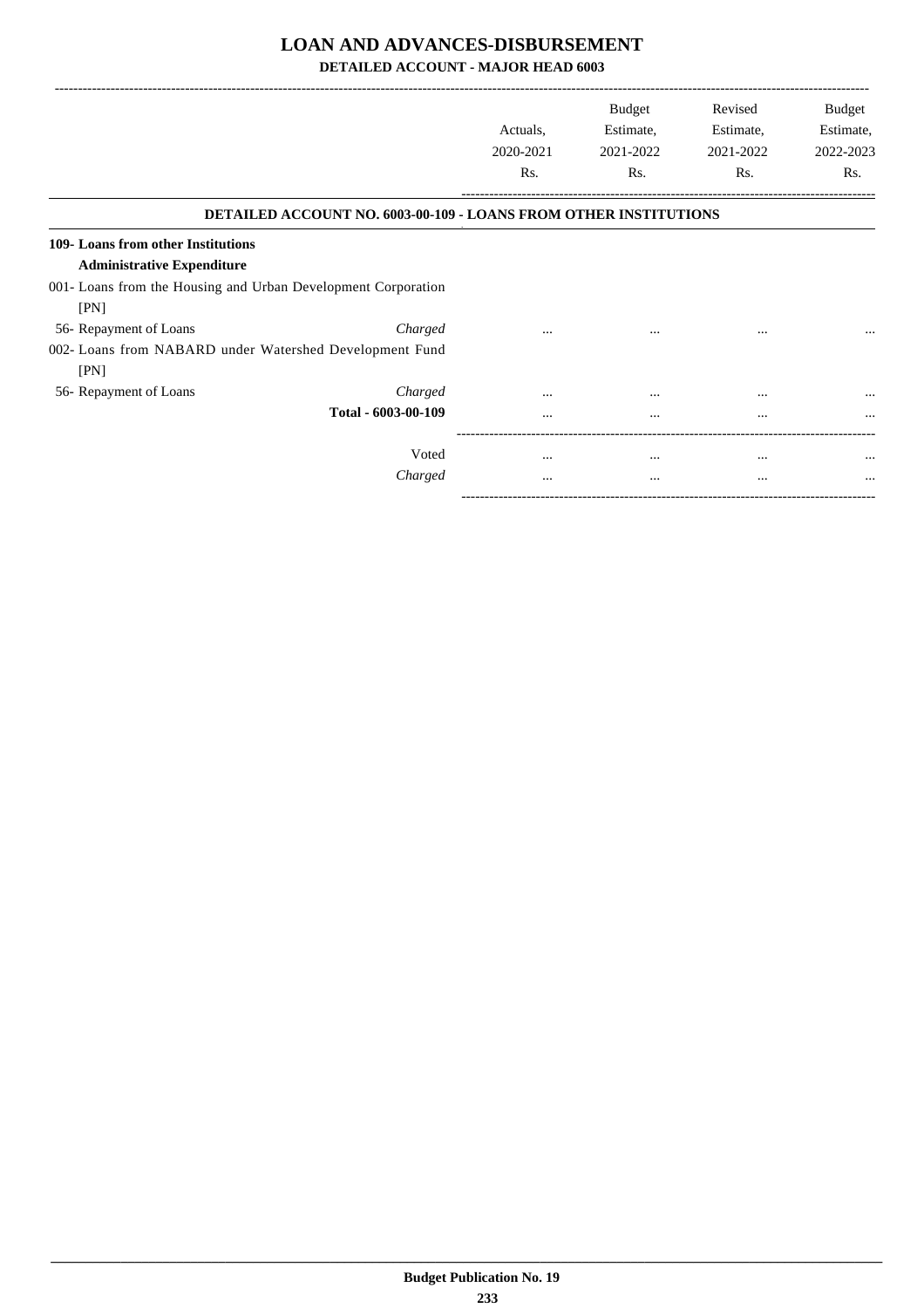# LOAN AND ADVANCES-DISBURSEMENT

## DETAILED ACCOUNT - MAJOR HEAD 6003

| | | Actuals, 2020-2021 Rs. | Budget Estimate, 2021-2022 Rs. | Revised Estimate, 2021-2022 Rs. | Budget Estimate, 2022-2023 Rs. |
|---|---|---|---|---|---|
| **DETAILED ACCOUNT NO. 6003-00-109 - LOANS FROM OTHER INSTITUTIONS** | | | | | |
| **109- Loans from other Institutions** | | | | | |
| **Administrative Expenditure** | | | | | |
| 001- Loans from the Housing and Urban Development Corporation [PN] | | | | | |
| 56- Repayment of Loans | *Charged* | ... | ... | ... | ... |
| 002- Loans from NABARD under Watershed Development Fund [PN] | | | | | |
| 56- Repayment of Loans | *Charged* | ... | ... | ... | ... |
| | **Total - 6003-00-109** | ... | ... | ... | ... |
| | Voted | ... | ... | ... | ... |
| | *Charged* | ... | ... | ... | ... |

**Budget Publication No. 19**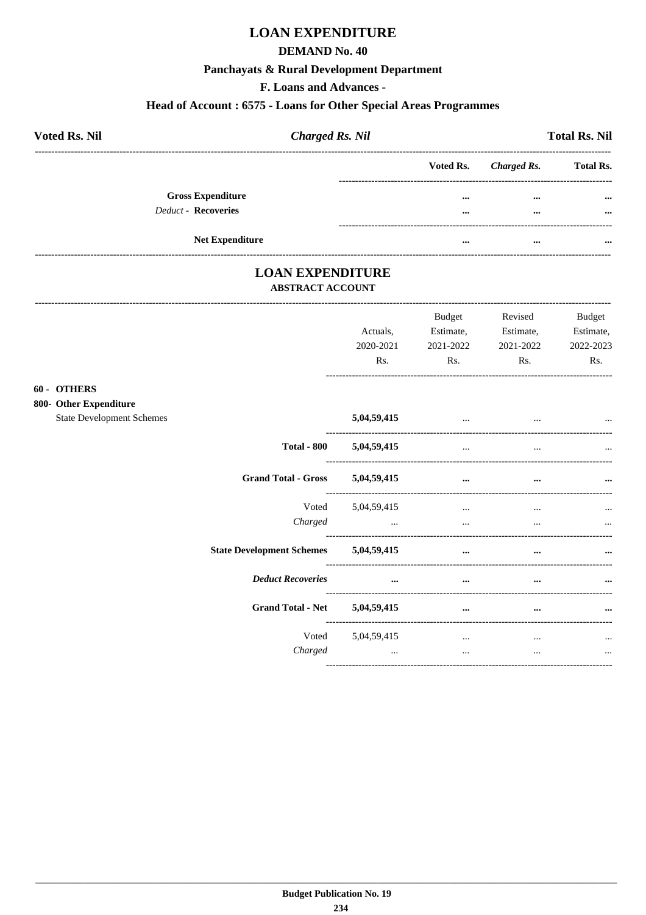# LOAN EXPENDITURE

## DEMAND No. 40

### Panchayats & Rural Development Department

### F. Loans and Advances -

### Head of Account : 6575 - Loans for Other Special Areas Programmes

| **Voted Rs. Nil** | ***Charged Rs. Nil*** | **Total Rs. Nil** |
|---|---|---|

| | Voted Rs. | *Charged Rs.* | Total Rs. |
|---|---|---|---|
| **Gross Expenditure** | ... | ... | ... |
| *Deduct* - **Recoveries** | ... | ... | ... |
| **Net Expenditure** | ... | ... | ... |

## LOAN EXPENDITURE

### ABSTRACT ACCOUNT

| | Actuals, 2020-2021 Rs. | Budget Estimate, 2021-2022 Rs. | Revised Estimate, 2021-2022 Rs. | Budget Estimate, 2022-2023 Rs. |
|---|---|---|---|---|
| **60 - OTHERS** | | | | |
| **800- Other Expenditure** | | | | |
| State Development Schemes | **5,04,59,415** | ... | ... | ... |
| **Total - 800** | **5,04,59,415** | ... | ... | ... |
| **Grand Total - Gross** | **5,04,59,415** | ... | ... | ... |
| Voted | 5,04,59,415 | ... | ... | ... |
| *Charged* | ... | ... | ... | ... |
| **State Development Schemes** | **5,04,59,415** | ... | ... | ... |
| ***Deduct Recoveries*** | ... | ... | ... | ... |
| **Grand Total - Net** | **5,04,59,415** | ... | ... | ... |
| Voted | 5,04,59,415 | ... | ... | ... |
| *Charged* | ... | ... | ... | ... |

**Budget Publication No. 19**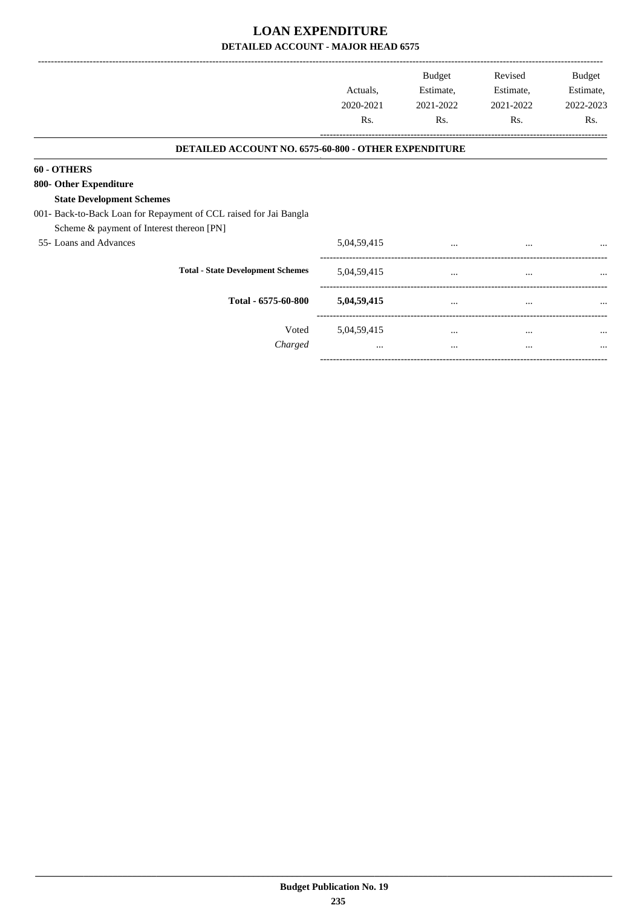# LOAN EXPENDITURE

## DETAILED ACCOUNT - MAJOR HEAD 6575

| | Actuals, 2020-2021 Rs. | Budget Estimate, 2021-2022 Rs. | Revised Estimate, 2021-2022 Rs. | Budget Estimate, 2022-2023 Rs. |
|---|---|---|---|---|
| **DETAILED ACCOUNT NO. 6575-60-800 - OTHER EXPENDITURE** | | | | |
| **60 - OTHERS** | | | | |
| **800- Other Expenditure** | | | | |
| **State Development Schemes** | | | | |
| 001- Back-to-Back Loan for Repayment of CCL raised for Jai Bangla Scheme & payment of Interest thereon [PN] | | | | |
| 55- Loans and Advances | 5,04,59,415 | ... | ... | ... |
| **Total - State Development Schemes** | 5,04,59,415 | ... | ... | ... |
| **Total - 6575-60-800** | **5,04,59,415** | ... | ... | ... |
| Voted | 5,04,59,415 | ... | ... | ... |
| *Charged* | ... | ... | ... | ... |

**Budget Publication No. 19**